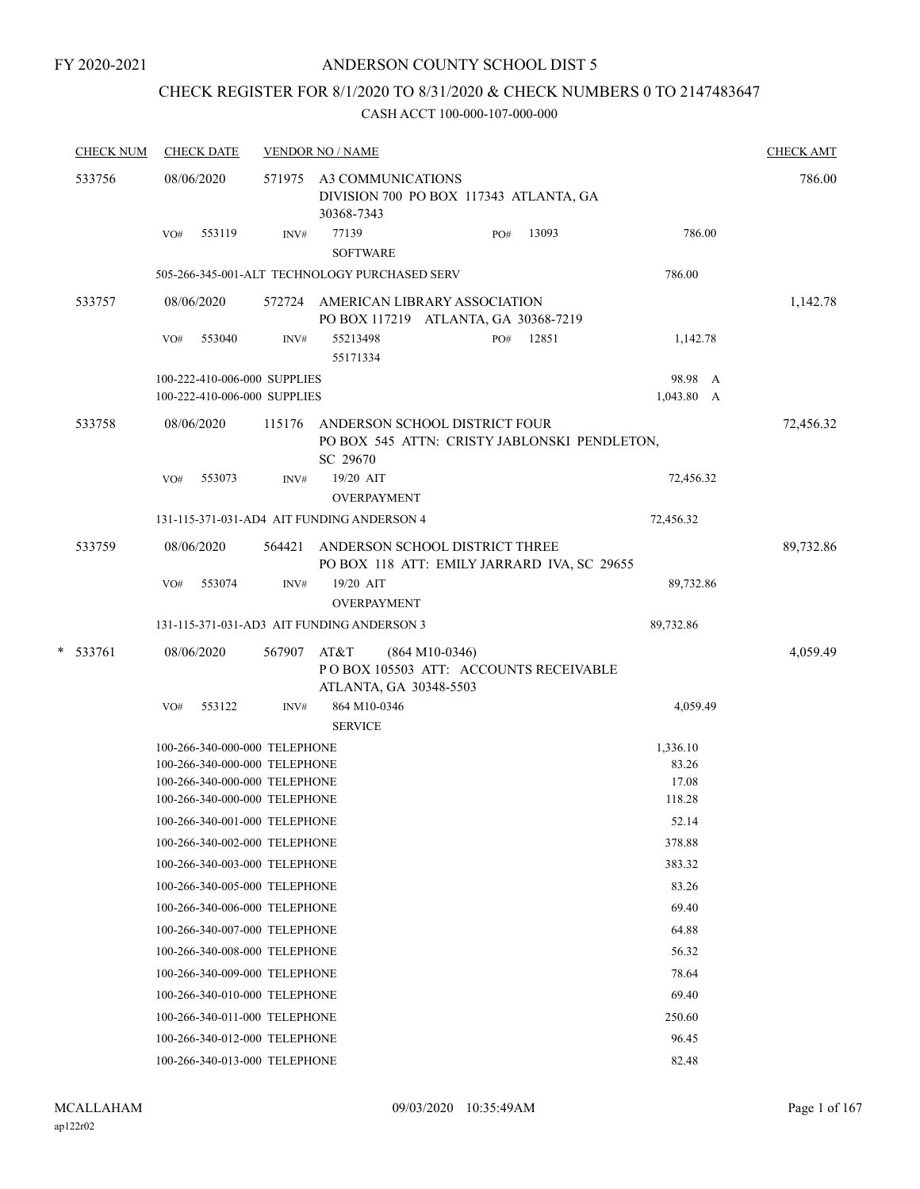FY 2020-2021

# ANDERSON COUNTY SCHOOL DIST 5

## CHECK REGISTER FOR 8/1/2020 TO 8/31/2020 & CHECK NUMBERS 0 TO 2147483647

### CASH ACCT 100-000-107-000-000

| CHECK NUM | CHECK DATE | VENDOR NO / NAME | | | CHECK AMT |
|---|---|---|---|---|---|
| 533756 | 08/06/2020 | 571975 A3 COMMUNICATIONS<br>DIVISION 700 PO BOX 117343 ATLANTA, GA 30368-7343 | | | 786.00 |
| | VO# 553119 | INV# 77139<br>SOFTWARE | PO# 13093 | 786.00 | |
| | 505-266-345-001-ALT TECHNOLOGY PURCHASED SERV | | | 786.00 | |
| 533757 | 08/06/2020 | 572724 AMERICAN LIBRARY ASSOCIATION<br>PO BOX 117219 ATLANTA, GA 30368-7219 | | | 1,142.78 |
| | VO# 553040 | INV# 55213498<br>55171334 | PO# 12851 | 1,142.78 | |
| | 100-222-410-006-000 SUPPLIES | | | 98.98 A | |
| | 100-222-410-006-000 SUPPLIES | | | 1,043.80 A | |
| 533758 | 08/06/2020 | 115176 ANDERSON SCHOOL DISTRICT FOUR<br>PO BOX 545 ATTN: CRISTY JABLONSKI PENDLETON, SC 29670 | | | 72,456.32 |
| | VO# 553073 | INV# 19/20 AIT<br>OVERPAYMENT | | 72,456.32 | |
| | 131-115-371-031-AD4 AIT FUNDING ANDERSON 4 | | | 72,456.32 | |
| 533759 | 08/06/2020 | 564421 ANDERSON SCHOOL DISTRICT THREE<br>PO BOX 118 ATT: EMILY JARRARD IVA, SC 29655 | | | 89,732.86 |
| | VO# 553074 | INV# 19/20 AIT<br>OVERPAYMENT | | 89,732.86 | |
| | 131-115-371-031-AD3 AIT FUNDING ANDERSON 3 | | | 89,732.86 | |
| * 533761 | 08/06/2020 | 567907 AT&T (864 M10-0346)<br>P O BOX 105503 ATT: ACCOUNTS RECEIVABLE ATLANTA, GA 30348-5503 | | | 4,059.49 |
| | VO# 553122 | INV# 864 M10-0346<br>SERVICE | | 4,059.49 | |
| | 100-266-340-000-000 TELEPHONE | | | 1,336.10 | |
| | 100-266-340-000-000 TELEPHONE | | | 83.26 | |
| | 100-266-340-000-000 TELEPHONE | | | 17.08 | |
| | 100-266-340-000-000 TELEPHONE | | | 118.28 | |
| | 100-266-340-001-000 TELEPHONE | | | 52.14 | |
| | 100-266-340-002-000 TELEPHONE | | | 378.88 | |
| | 100-266-340-003-000 TELEPHONE | | | 383.32 | |
| | 100-266-340-005-000 TELEPHONE | | | 83.26 | |
| | 100-266-340-006-000 TELEPHONE | | | 69.40 | |
| | 100-266-340-007-000 TELEPHONE | | | 64.88 | |
| | 100-266-340-008-000 TELEPHONE | | | 56.32 | |
| | 100-266-340-009-000 TELEPHONE | | | 78.64 | |
| | 100-266-340-010-000 TELEPHONE | | | 69.40 | |
| | 100-266-340-011-000 TELEPHONE | | | 250.60 | |
| | 100-266-340-012-000 TELEPHONE | | | 96.45 | |
| | 100-266-340-013-000 TELEPHONE | | | 82.48 | |

MCALLAHAM
ap122r02
09/03/2020 10:35:49AM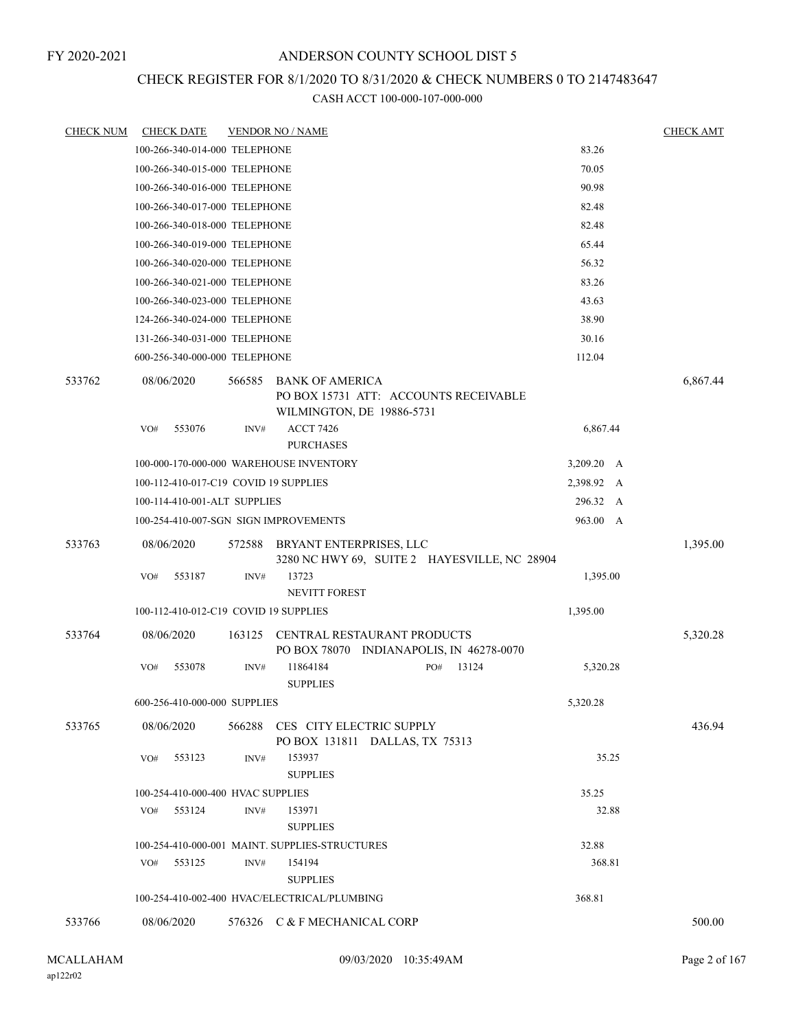FY 2020-2021

# ANDERSON COUNTY SCHOOL DIST 5

## CHECK REGISTER FOR 8/1/2020 TO 8/31/2020 & CHECK NUMBERS 0 TO 2147483647

CASH ACCT 100-000-107-000-000

| CHECK NUM | CHECK DATE | VENDOR NO / NAME | | CHECK AMT |
|---|---|---|---|---|
| | 100-266-340-014-000 TELEPHONE | | 83.26 | |
| | 100-266-340-015-000 TELEPHONE | | 70.05 | |
| | 100-266-340-016-000 TELEPHONE | | 90.98 | |
| | 100-266-340-017-000 TELEPHONE | | 82.48 | |
| | 100-266-340-018-000 TELEPHONE | | 82.48 | |
| | 100-266-340-019-000 TELEPHONE | | 65.44 | |
| | 100-266-340-020-000 TELEPHONE | | 56.32 | |
| | 100-266-340-021-000 TELEPHONE | | 83.26 | |
| | 100-266-340-023-000 TELEPHONE | | 43.63 | |
| | 124-266-340-024-000 TELEPHONE | | 38.90 | |
| | 131-266-340-031-000 TELEPHONE | | 30.16 | |
| | 600-256-340-000-000 TELEPHONE | | 112.04 | |
| 533762 | 08/06/2020 | 566585 BANK OF AMERICA<br>PO BOX 15731 ATT: ACCOUNTS RECEIVABLE<br>WILMINGTON, DE 19886-5731 | | 6,867.44 |
| | VO# 553076 | INV# ACCT 7426<br>PURCHASES | 6,867.44 | |
| | 100-000-170-000-000 WAREHOUSE INVENTORY | | 3,209.20 A | |
| | 100-112-410-017-C19 COVID 19 SUPPLIES | | 2,398.92 A | |
| | 100-114-410-001-ALT SUPPLIES | | 296.32 A | |
| | 100-254-410-007-SGN SIGN IMPROVEMENTS | | 963.00 A | |
| 533763 | 08/06/2020 | 572588 BRYANT ENTERPRISES, LLC<br>3280 NC HWY 69, SUITE 2 HAYESVILLE, NC 28904 | | 1,395.00 |
| | VO# 553187 | INV# 13723<br>NEVITT FOREST | 1,395.00 | |
| | 100-112-410-012-C19 COVID 19 SUPPLIES | | 1,395.00 | |
| 533764 | 08/06/2020 | 163125 CENTRAL RESTAURANT PRODUCTS<br>PO BOX 78070 INDIANAPOLIS, IN 46278-0070 | | 5,320.28 |
| | VO# 553078 | INV# 11864184 PO# 13124<br>SUPPLIES | 5,320.28 | |
| | 600-256-410-000-000 SUPPLIES | | 5,320.28 | |
| 533765 | 08/06/2020 | 566288 CES CITY ELECTRIC SUPPLY<br>PO BOX 131811 DALLAS, TX 75313 | | 436.94 |
| | VO# 553123 | INV# 153937<br>SUPPLIES | 35.25 | |
| | 100-254-410-000-400 HVAC SUPPLIES | | 35.25 | |
| | VO# 553124 | INV# 153971<br>SUPPLIES | 32.88 | |
| | 100-254-410-000-001 MAINT. SUPPLIES-STRUCTURES | | 32.88 | |
| | VO# 553125 | INV# 154194<br>SUPPLIES | 368.81 | |
| | 100-254-410-002-400 HVAC/ELECTRICAL/PLUMBING | | 368.81 | |
| 533766 | 08/06/2020 | 576326 C & F MECHANICAL CORP | | 500.00 |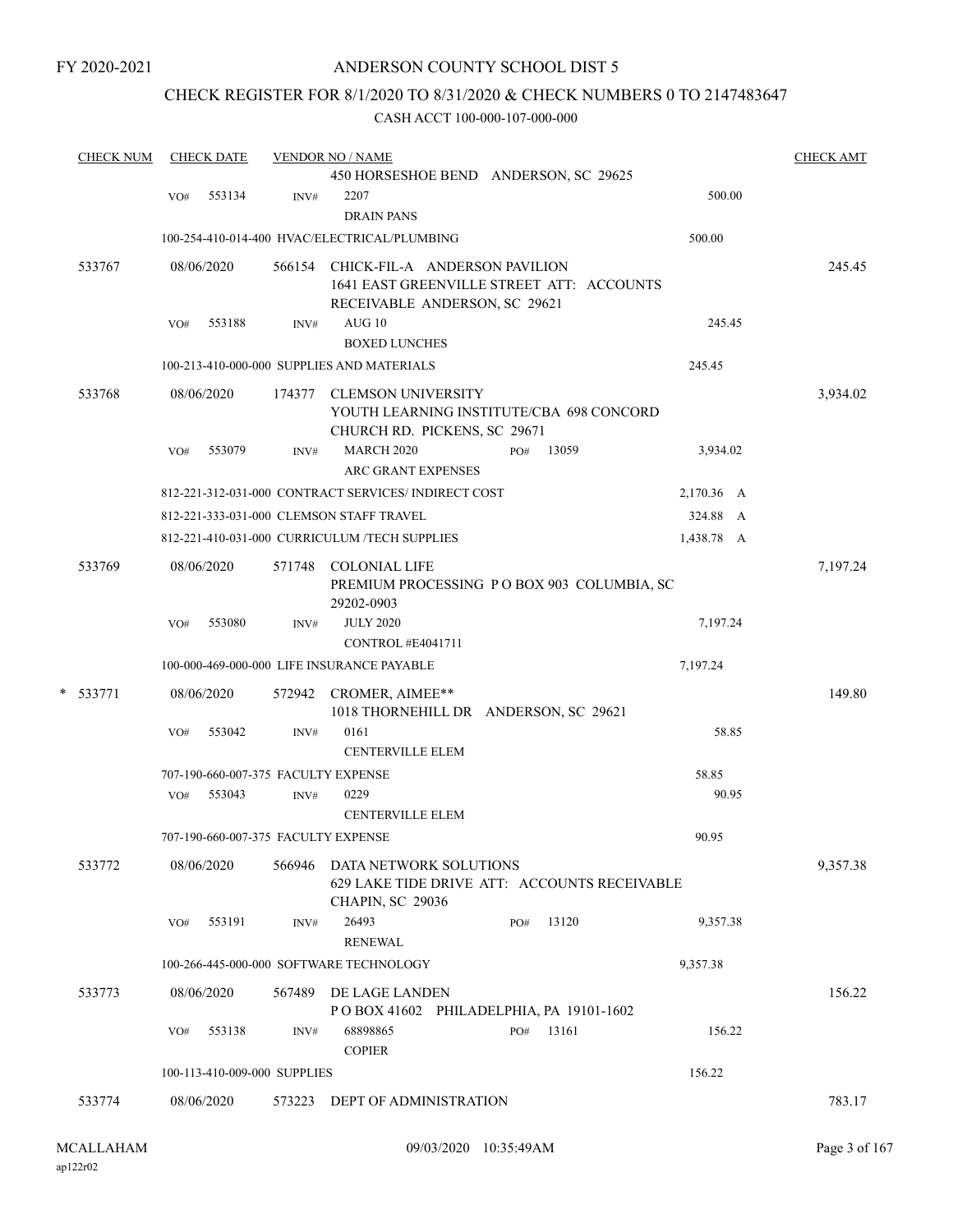FY 2020-2021

# ANDERSON COUNTY SCHOOL DIST 5

## CHECK REGISTER FOR 8/1/2020 TO 8/31/2020 & CHECK NUMBERS 0 TO 2147483647

CASH ACCT 100-000-107-000-000

| CHECK NUM | CHECK DATE | VENDOR NO / NAME | | CHECK AMT |
|---|---|---|---|---|
| | | 450 HORSESHOE BEND ANDERSON, SC 29625 | | |
| | VO# 553134 | INV# 2207 DRAIN PANS | 500.00 | |
| | | 100-254-410-014-400 HVAC/ELECTRICAL/PLUMBING | 500.00 | |
| 533767 | 08/06/2020 | 566154 CHICK-FIL-A ANDERSON PAVILION 1641 EAST GREENVILLE STREET ATT: ACCOUNTS RECEIVABLE ANDERSON, SC 29621 | | 245.45 |
| | VO# 553188 | INV# AUG 10 BOXED LUNCHES | 245.45 | |
| | | 100-213-410-000-000 SUPPLIES AND MATERIALS | 245.45 | |
| 533768 | 08/06/2020 | 174377 CLEMSON UNIVERSITY YOUTH LEARNING INSTITUTE/CBA 698 CONCORD CHURCH RD. PICKENS, SC 29671 | | 3,934.02 |
| | VO# 553079 | INV# MARCH 2020 PO# 13059 ARC GRANT EXPENSES | 3,934.02 | |
| | | 812-221-312-031-000 CONTRACT SERVICES/ INDIRECT COST | 2,170.36 A | |
| | | 812-221-333-031-000 CLEMSON STAFF TRAVEL | 324.88 A | |
| | | 812-221-410-031-000 CURRICULUM /TECH SUPPLIES | 1,438.78 A | |
| 533769 | 08/06/2020 | 571748 COLONIAL LIFE PREMIUM PROCESSING P O BOX 903 COLUMBIA, SC 29202-0903 | | 7,197.24 |
| | VO# 553080 | INV# JULY 2020 CONTROL #E4041711 | 7,197.24 | |
| | | 100-000-469-000-000 LIFE INSURANCE PAYABLE | 7,197.24 | |
| * 533771 | 08/06/2020 | 572942 CROMER, AIMEE** 1018 THORNEHILL DR ANDERSON, SC 29621 | | 149.80 |
| | VO# 553042 | INV# 0161 CENTERVILLE ELEM | 58.85 | |
| | | 707-190-660-007-375 FACULTY EXPENSE | 58.85 | |
| | VO# 553043 | INV# 0229 CENTERVILLE ELEM | 90.95 | |
| | | 707-190-660-007-375 FACULTY EXPENSE | 90.95 | |
| 533772 | 08/06/2020 | 566946 DATA NETWORK SOLUTIONS 629 LAKE TIDE DRIVE ATT: ACCOUNTS RECEIVABLE CHAPIN, SC 29036 | | 9,357.38 |
| | VO# 553191 | INV# 26493 PO# 13120 RENEWAL | 9,357.38 | |
| | | 100-266-445-000-000 SOFTWARE TECHNOLOGY | 9,357.38 | |
| 533773 | 08/06/2020 | 567489 DE LAGE LANDEN P O BOX 41602 PHILADELPHIA, PA 19101-1602 | | 156.22 |
| | VO# 553138 | INV# 68898865 PO# 13161 COPIER | 156.22 | |
| | | 100-113-410-009-000 SUPPLIES | 156.22 | |
| 533774 | 08/06/2020 | 573223 DEPT OF ADMINISTRATION | | 783.17 |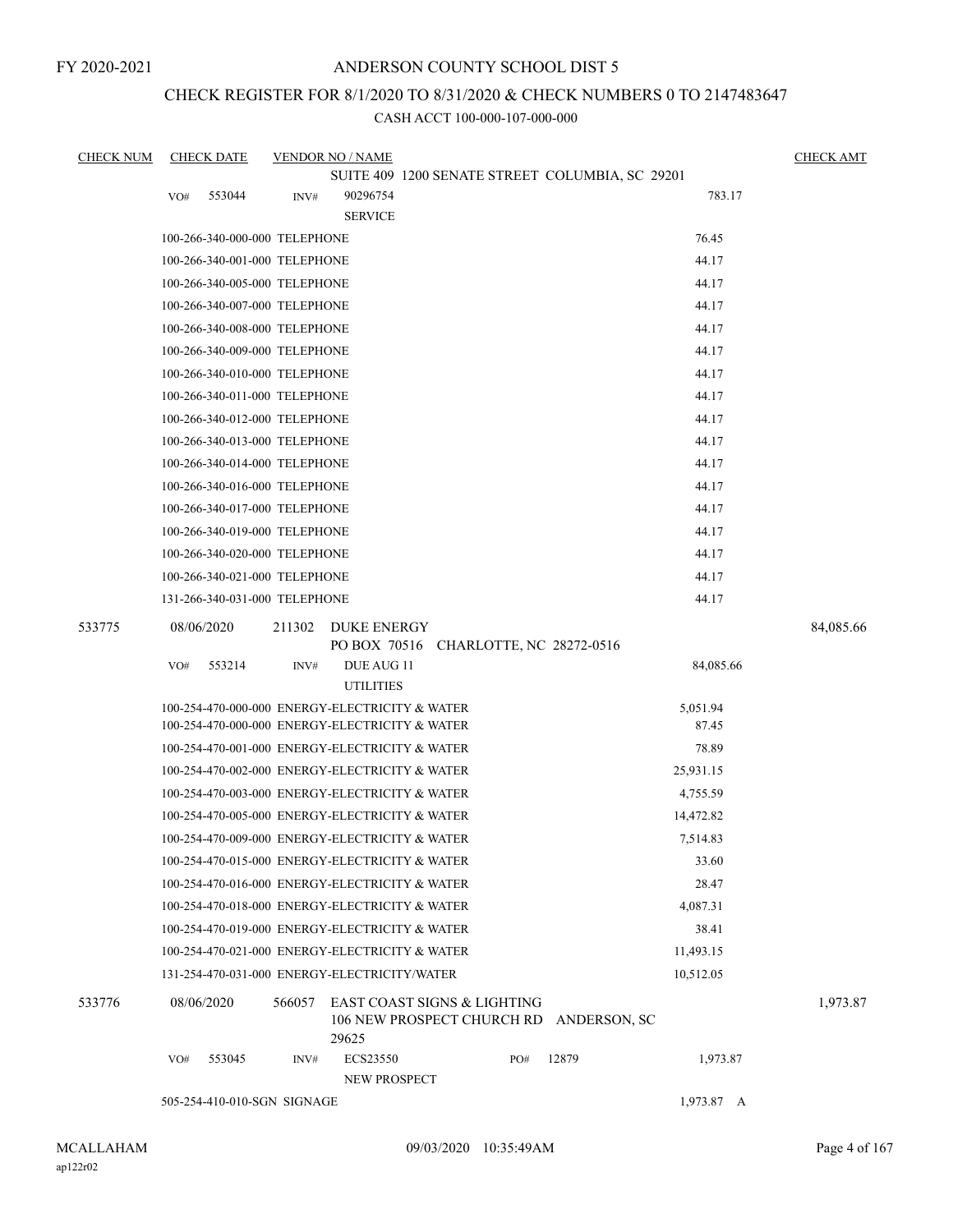FY 2020-2021

# ANDERSON COUNTY SCHOOL DIST 5

## CHECK REGISTER FOR 8/1/2020 TO 8/31/2020 & CHECK NUMBERS 0 TO 2147483647

### CASH ACCT 100-000-107-000-000

| CHECK NUM | CHECK DATE | VENDOR NO / NAME | | CHECK AMT |
|---|---|---|---|---|
| | | SUITE 409 1200 SENATE STREET COLUMBIA, SC 29201 | | |
| | VO# 553044 | INV# 90296754 SERVICE | 783.17 | |
| | 100-266-340-000-000 TELEPHONE | | 76.45 | |
| | 100-266-340-001-000 TELEPHONE | | 44.17 | |
| | 100-266-340-005-000 TELEPHONE | | 44.17 | |
| | 100-266-340-007-000 TELEPHONE | | 44.17 | |
| | 100-266-340-008-000 TELEPHONE | | 44.17 | |
| | 100-266-340-009-000 TELEPHONE | | 44.17 | |
| | 100-266-340-010-000 TELEPHONE | | 44.17 | |
| | 100-266-340-011-000 TELEPHONE | | 44.17 | |
| | 100-266-340-012-000 TELEPHONE | | 44.17 | |
| | 100-266-340-013-000 TELEPHONE | | 44.17 | |
| | 100-266-340-014-000 TELEPHONE | | 44.17 | |
| | 100-266-340-016-000 TELEPHONE | | 44.17 | |
| | 100-266-340-017-000 TELEPHONE | | 44.17 | |
| | 100-266-340-019-000 TELEPHONE | | 44.17 | |
| | 100-266-340-020-000 TELEPHONE | | 44.17 | |
| | 100-266-340-021-000 TELEPHONE | | 44.17 | |
| | 131-266-340-031-000 TELEPHONE | | 44.17 | |
| 533775 | 08/06/2020 | 211302 DUKE ENERGY<br>PO BOX 70516 CHARLOTTE, NC 28272-0516 | | 84,085.66 |
| | VO# 553214 | INV# DUE AUG 11 UTILITIES | 84,085.66 | |
| | 100-254-470-000-000 ENERGY-ELECTRICITY & WATER | | 5,051.94 | |
| | 100-254-470-000-000 ENERGY-ELECTRICITY & WATER | | 87.45 | |
| | 100-254-470-001-000 ENERGY-ELECTRICITY & WATER | | 78.89 | |
| | 100-254-470-002-000 ENERGY-ELECTRICITY & WATER | | 25,931.15 | |
| | 100-254-470-003-000 ENERGY-ELECTRICITY & WATER | | 4,755.59 | |
| | 100-254-470-005-000 ENERGY-ELECTRICITY & WATER | | 14,472.82 | |
| | 100-254-470-009-000 ENERGY-ELECTRICITY & WATER | | 7,514.83 | |
| | 100-254-470-015-000 ENERGY-ELECTRICITY & WATER | | 33.60 | |
| | 100-254-470-016-000 ENERGY-ELECTRICITY & WATER | | 28.47 | |
| | 100-254-470-018-000 ENERGY-ELECTRICITY & WATER | | 4,087.31 | |
| | 100-254-470-019-000 ENERGY-ELECTRICITY & WATER | | 38.41 | |
| | 100-254-470-021-000 ENERGY-ELECTRICITY & WATER | | 11,493.15 | |
| | 131-254-470-031-000 ENERGY-ELECTRICITY/WATER | | 10,512.05 | |
| 533776 | 08/06/2020 | 566057 EAST COAST SIGNS & LIGHTING<br>106 NEW PROSPECT CHURCH RD ANDERSON, SC 29625 | | 1,973.87 |
| | VO# 553045 | INV# ECS23550 PO# 12879 NEW PROSPECT | 1,973.87 | |
| | 505-254-410-010-SGN SIGNAGE | | 1,973.87 A | |

MCALLAHAM
ap122r02

09/03/2020 10:35:49AM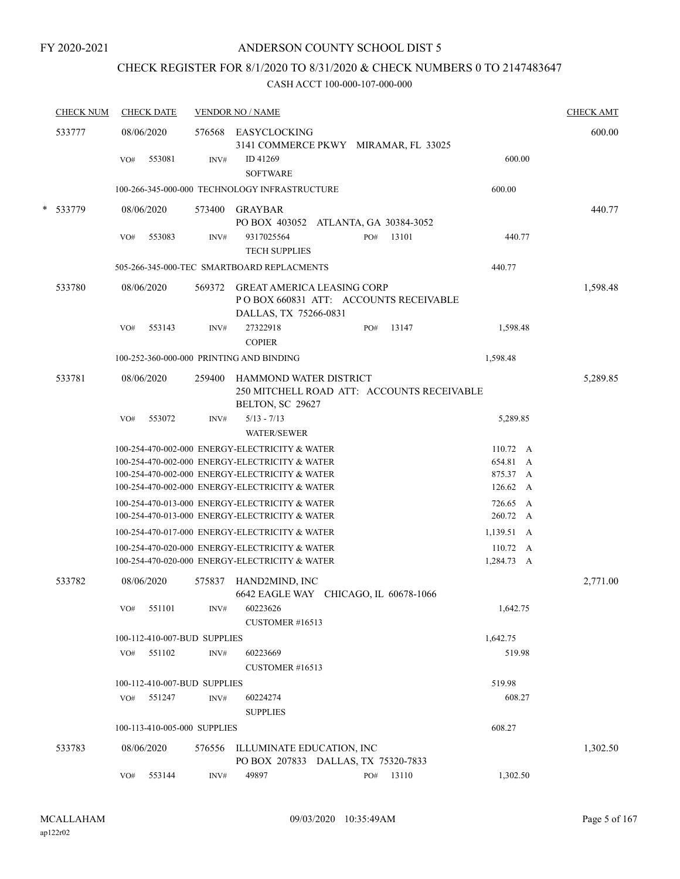FY 2020-2021

# ANDERSON COUNTY SCHOOL DIST 5

## CHECK REGISTER FOR 8/1/2020 TO 8/31/2020 & CHECK NUMBERS 0 TO 2147483647

CASH ACCT 100-000-107-000-000

| CHECK NUM | CHECK DATE | VENDOR NO / NAME | | CHECK AMT |
|---|---|---|---|---|
| 533777 | 08/06/2020 | 576568 EASYCLOCKING<br>3141 COMMERCE PKWY MIRAMAR, FL 33025 | | 600.00 |
| | VO# 553081 | INV# ID 41269<br>SOFTWARE | 600.00 | |
| | | 100-266-345-000-000 TECHNOLOGY INFRASTRUCTURE | 600.00 | |
| * 533779 | 08/06/2020 | 573400 GRAYBAR<br>PO BOX 403052 ATLANTA, GA 30384-3052 | | 440.77 |
| | VO# 553083 | INV# 9317025564 PO# 13101<br>TECH SUPPLIES | 440.77 | |
| | | 505-266-345-000-TEC SMARTBOARD REPLACMENTS | 440.77 | |
| 533780 | 08/06/2020 | 569372 GREAT AMERICA LEASING CORP<br>P O BOX 660831 ATT: ACCOUNTS RECEIVABLE<br>DALLAS, TX 75266-0831 | | 1,598.48 |
| | VO# 553143 | INV# 27322918 PO# 13147<br>COPIER | 1,598.48 | |
| | | 100-252-360-000-000 PRINTING AND BINDING | 1,598.48 | |
| 533781 | 08/06/2020 | 259400 HAMMOND WATER DISTRICT<br>250 MITCHELL ROAD ATT: ACCOUNTS RECEIVABLE<br>BELTON, SC 29627 | | 5,289.85 |
| | VO# 553072 | INV# 5/13 - 7/13<br>WATER/SEWER | 5,289.85 | |
| | | 100-254-470-002-000 ENERGY-ELECTRICITY & WATER | 110.72 A | |
| | | 100-254-470-002-000 ENERGY-ELECTRICITY & WATER | 654.81 A | |
| | | 100-254-470-002-000 ENERGY-ELECTRICITY & WATER | 875.37 A | |
| | | 100-254-470-002-000 ENERGY-ELECTRICITY & WATER | 126.62 A | |
| | | 100-254-470-013-000 ENERGY-ELECTRICITY & WATER | 726.65 A | |
| | | 100-254-470-013-000 ENERGY-ELECTRICITY & WATER | 260.72 A | |
| | | 100-254-470-017-000 ENERGY-ELECTRICITY & WATER | 1,139.51 A | |
| | | 100-254-470-020-000 ENERGY-ELECTRICITY & WATER | 110.72 A | |
| | | 100-254-470-020-000 ENERGY-ELECTRICITY & WATER | 1,284.73 A | |
| 533782 | 08/06/2020 | 575837 HAND2MIND, INC<br>6642 EAGLE WAY CHICAGO, IL 60678-1066 | | 2,771.00 |
| | VO# 551101 | INV# 60223626<br>CUSTOMER #16513 | 1,642.75 | |
| | | 100-112-410-007-BUD SUPPLIES | 1,642.75 | |
| | VO# 551102 | INV# 60223669<br>CUSTOMER #16513 | 519.98 | |
| | | 100-112-410-007-BUD SUPPLIES | 519.98 | |
| | VO# 551247 | INV# 60224274<br>SUPPLIES | 608.27 | |
| | | 100-113-410-005-000 SUPPLIES | 608.27 | |
| 533783 | 08/06/2020 | 576556 ILLUMINATE EDUCATION, INC<br>PO BOX 207833 DALLAS, TX 75320-7833 | | 1,302.50 |
| | VO# 553144 | INV# 49897 PO# 13110 | 1,302.50 | |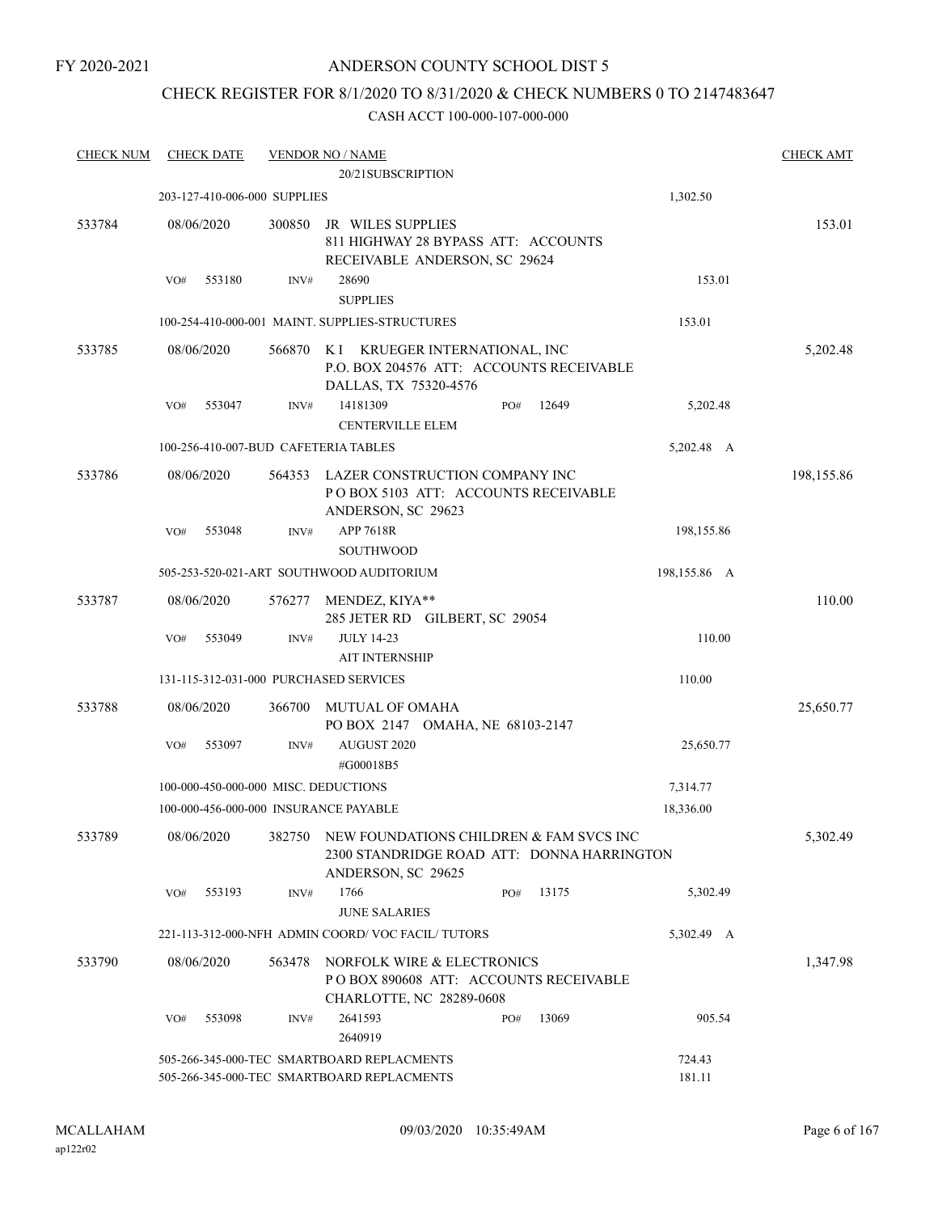FY 2020-2021

# ANDERSON COUNTY SCHOOL DIST 5

## CHECK REGISTER FOR 8/1/2020 TO 8/31/2020 & CHECK NUMBERS 0 TO 2147483647

### CASH ACCT 100-000-107-000-000

| CHECK NUM | CHECK DATE | VENDOR NO / NAME | | CHECK AMT |
|---|---|---|---|---|
| | | 20/21SUBSCRIPTION | | |
| | 203-127-410-006-000 SUPPLIES | | 1,302.50 | |
| 533784 | 08/06/2020 | 300850 JR WILES SUPPLIES<br>811 HIGHWAY 28 BYPASS ATT: ACCOUNTS RECEIVABLE ANDERSON, SC 29624 | | 153.01 |
| | VO# 553180 | INV# 28690<br>SUPPLIES | 153.01 | |
| | 100-254-410-000-001 MAINT. SUPPLIES-STRUCTURES | | 153.01 | |
| 533785 | 08/06/2020 | 566870 K I KRUEGER INTERNATIONAL, INC<br>P.O. BOX 204576 ATT: ACCOUNTS RECEIVABLE DALLAS, TX 75320-4576 | | 5,202.48 |
| | VO# 553047 | INV# 14181309 PO# 12649<br>CENTERVILLE ELEM | 5,202.48 | |
| | 100-256-410-007-BUD CAFETERIA TABLES | | 5,202.48 A | |
| 533786 | 08/06/2020 | 564353 LAZER CONSTRUCTION COMPANY INC<br>P O BOX 5103 ATT: ACCOUNTS RECEIVABLE ANDERSON, SC 29623 | | 198,155.86 |
| | VO# 553048 | INV# APP 7618R<br>SOUTHWOOD | 198,155.86 | |
| | 505-253-520-021-ART SOUTHWOOD AUDITORIUM | | 198,155.86 A | |
| 533787 | 08/06/2020 | 576277 MENDEZ, KIYA**<br>285 JETER RD GILBERT, SC 29054 | | 110.00 |
| | VO# 553049 | INV# JULY 14-23<br>AIT INTERNSHIP | 110.00 | |
| | 131-115-312-031-000 PURCHASED SERVICES | | 110.00 | |
| 533788 | 08/06/2020 | 366700 MUTUAL OF OMAHA<br>PO BOX 2147 OMAHA, NE 68103-2147 | | 25,650.77 |
| | VO# 553097 | INV# AUGUST 2020<br>#G00018B5 | 25,650.77 | |
| | 100-000-450-000-000 MISC. DEDUCTIONS | | 7,314.77 | |
| | 100-000-456-000-000 INSURANCE PAYABLE | | 18,336.00 | |
| 533789 | 08/06/2020 | 382750 NEW FOUNDATIONS CHILDREN & FAM SVCS INC<br>2300 STANDRIDGE ROAD ATT: DONNA HARRINGTON ANDERSON, SC 29625 | | 5,302.49 |
| | VO# 553193 | INV# 1766 PO# 13175<br>JUNE SALARIES | 5,302.49 | |
| | 221-113-312-000-NFH ADMIN COORD/ VOC FACIL/ TUTORS | | 5,302.49 A | |
| 533790 | 08/06/2020 | 563478 NORFOLK WIRE & ELECTRONICS<br>P O BOX 890608 ATT: ACCOUNTS RECEIVABLE CHARLOTTE, NC 28289-0608 | | 1,347.98 |
| | VO# 553098 | INV# 2641593 PO# 13069<br>2640919 | 905.54 | |
| | 505-266-345-000-TEC SMARTBOARD REPLACMENTS | | 724.43 | |
| | 505-266-345-000-TEC SMARTBOARD REPLACMENTS | | 181.11 | |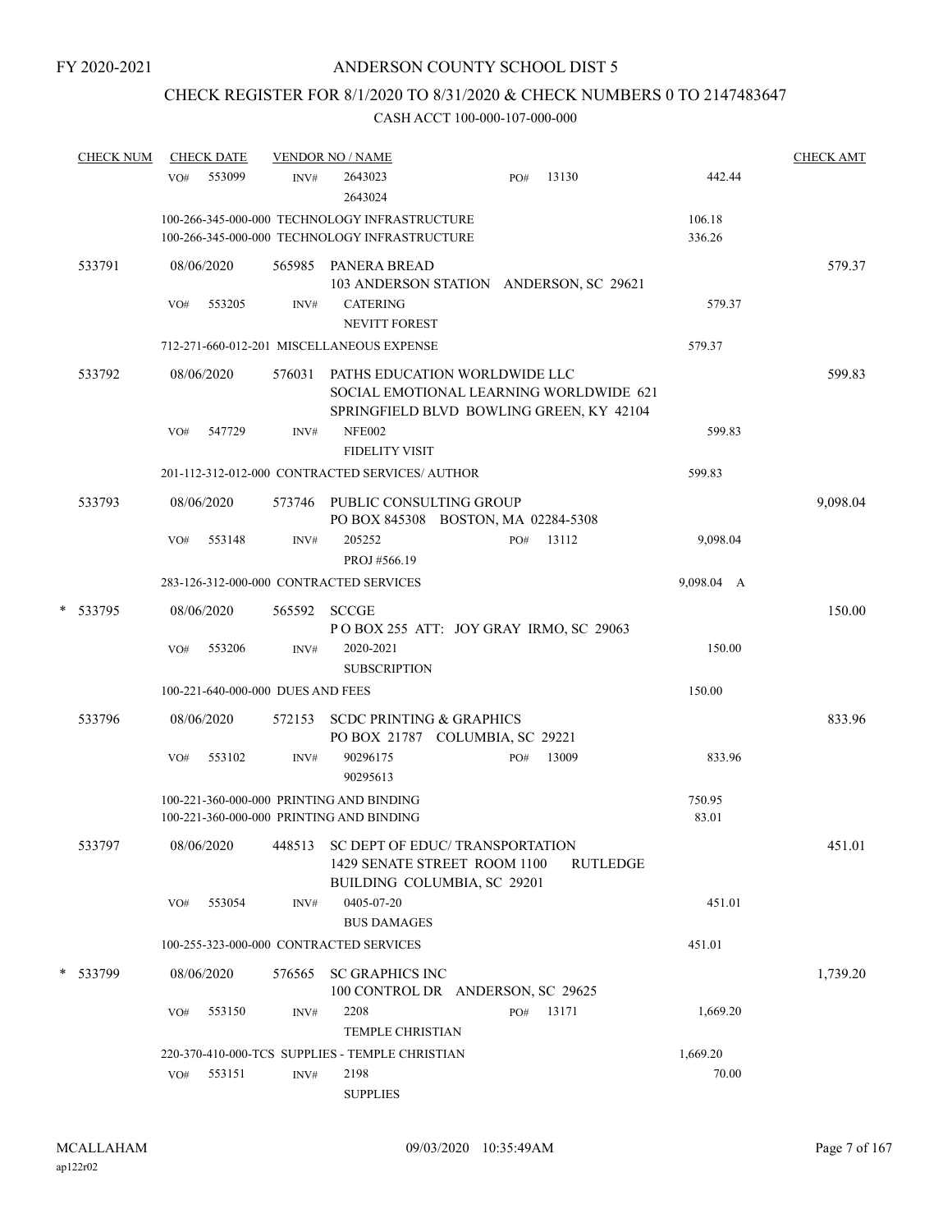FY 2020-2021

# ANDERSON COUNTY SCHOOL DIST 5

## CHECK REGISTER FOR 8/1/2020 TO 8/31/2020 & CHECK NUMBERS 0 TO 2147483647

CASH ACCT 100-000-107-000-000

| CHECK NUM | CHECK DATE | VENDOR NO / NAME | | CHECK AMT |
|---|---|---|---|---|
| | VO# 553099 | INV# 2643023 2643024 PO# 13130 | 442.44 | |
| | | 100-266-345-000-000 TECHNOLOGY INFRASTRUCTURE | 106.18 | |
| | | 100-266-345-000-000 TECHNOLOGY INFRASTRUCTURE | 336.26 | |
| 533791 | 08/06/2020 | 565985 PANERA BREAD 103 ANDERSON STATION ANDERSON, SC 29621 | | 579.37 |
| | VO# 553205 | INV# CATERING NEVITT FOREST | 579.37 | |
| | | 712-271-660-012-201 MISCELLANEOUS EXPENSE | 579.37 | |
| 533792 | 08/06/2020 | 576031 PATHS EDUCATION WORLDWIDE LLC SOCIAL EMOTIONAL LEARNING WORLDWIDE 621 SPRINGFIELD BLVD BOWLING GREEN, KY 42104 | | 599.83 |
| | VO# 547729 | INV# NFE002 FIDELITY VISIT | 599.83 | |
| | | 201-112-312-012-000 CONTRACTED SERVICES/ AUTHOR | 599.83 | |
| 533793 | 08/06/2020 | 573746 PUBLIC CONSULTING GROUP PO BOX 845308 BOSTON, MA 02284-5308 | | 9,098.04 |
| | VO# 553148 | INV# 205252 PROJ #566.19 PO# 13112 | 9,098.04 | |
| | | 283-126-312-000-000 CONTRACTED SERVICES | 9,098.04 A | |
| * 533795 | 08/06/2020 | 565592 SCCGE P O BOX 255 ATT: JOY GRAY IRMO, SC 29063 | | 150.00 |
| | VO# 553206 | INV# 2020-2021 SUBSCRIPTION | 150.00 | |
| | | 100-221-640-000-000 DUES AND FEES | 150.00 | |
| 533796 | 08/06/2020 | 572153 SCDC PRINTING & GRAPHICS PO BOX 21787 COLUMBIA, SC 29221 | | 833.96 |
| | VO# 553102 | INV# 90296175 90295613 PO# 13009 | 833.96 | |
| | | 100-221-360-000-000 PRINTING AND BINDING | 750.95 | |
| | | 100-221-360-000-000 PRINTING AND BINDING | 83.01 | |
| 533797 | 08/06/2020 | 448513 SC DEPT OF EDUC/ TRANSPORTATION 1429 SENATE STREET ROOM 1100 RUTLEDGE BUILDING COLUMBIA, SC 29201 | | 451.01 |
| | VO# 553054 | INV# 0405-07-20 BUS DAMAGES | 451.01 | |
| | | 100-255-323-000-000 CONTRACTED SERVICES | 451.01 | |
| * 533799 | 08/06/2020 | 576565 SC GRAPHICS INC 100 CONTROL DR ANDERSON, SC 29625 | | 1,739.20 |
| | VO# 553150 | INV# 2208 TEMPLE CHRISTIAN PO# 13171 | 1,669.20 | |
| | | 220-370-410-000-TCS SUPPLIES - TEMPLE CHRISTIAN | 1,669.20 | |
| | VO# 553151 | INV# 2198 SUPPLIES | 70.00 | |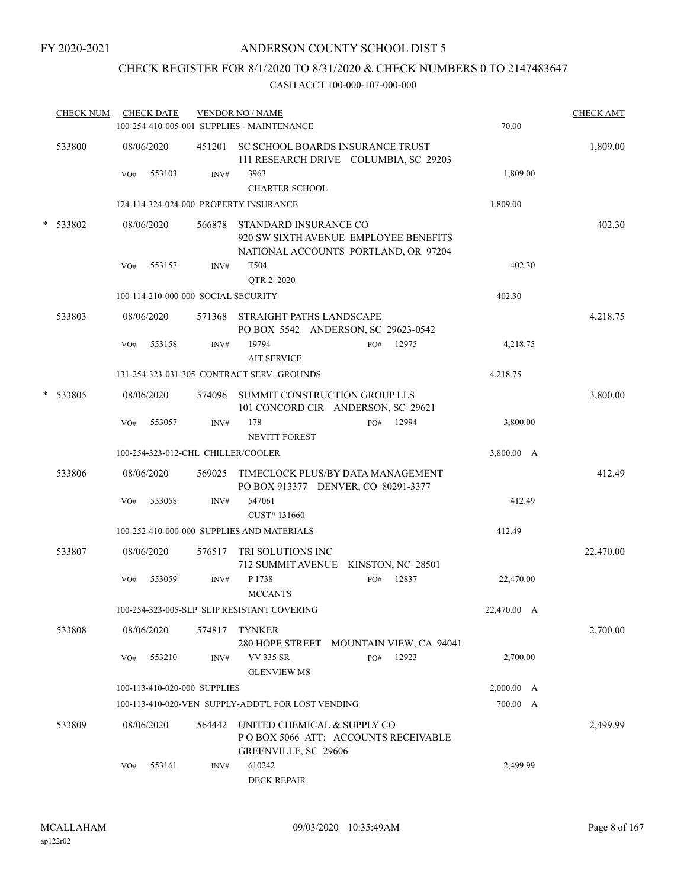FY 2020-2021

# ANDERSON COUNTY SCHOOL DIST 5

## CHECK REGISTER FOR 8/1/2020 TO 8/31/2020 & CHECK NUMBERS 0 TO 2147483647

### CASH ACCT 100-000-107-000-000

| CHECK NUM | CHECK DATE | VENDOR NO / NAME | | CHECK AMT |
|---|---|---|---|---|
| | 100-254-410-005-001 SUPPLIES - MAINTENANCE | | 70.00 | |
| 533800 | 08/06/2020 | 451201 SC SCHOOL BOARDS INSURANCE TRUST<br>111 RESEARCH DRIVE COLUMBIA, SC 29203 | | 1,809.00 |
| | VO# 553103 | INV# 3963<br>CHARTER SCHOOL | 1,809.00 | |
| | 124-114-324-024-000 PROPERTY INSURANCE | | 1,809.00 | |
| * 533802 | 08/06/2020 | 566878 STANDARD INSURANCE CO<br>920 SW SIXTH AVENUE EMPLOYEE BENEFITS<br>NATIONAL ACCOUNTS PORTLAND, OR 97204 | | 402.30 |
| | VO# 553157 | INV# T504<br>QTR 2 2020 | 402.30 | |
| | 100-114-210-000-000 SOCIAL SECURITY | | 402.30 | |
| 533803 | 08/06/2020 | 571368 STRAIGHT PATHS LANDSCAPE<br>PO BOX 5542 ANDERSON, SC 29623-0542 | | 4,218.75 |
| | VO# 553158 | INV# 19794 PO# 12975<br>AIT SERVICE | 4,218.75 | |
| | 131-254-323-031-305 CONTRACT SERV.-GROUNDS | | 4,218.75 | |
| * 533805 | 08/06/2020 | 574096 SUMMIT CONSTRUCTION GROUP LLS<br>101 CONCORD CIR ANDERSON, SC 29621 | | 3,800.00 |
| | VO# 553057 | INV# 178 PO# 12994<br>NEVITT FOREST | 3,800.00 | |
| | 100-254-323-012-CHL CHILLER/COOLER | | 3,800.00 A | |
| 533806 | 08/06/2020 | 569025 TIMECLOCK PLUS/BY DATA MANAGEMENT<br>PO BOX 913377 DENVER, CO 80291-3377 | | 412.49 |
| | VO# 553058 | INV# 547061<br>CUST# 131660 | 412.49 | |
| | 100-252-410-000-000 SUPPLIES AND MATERIALS | | 412.49 | |
| 533807 | 08/06/2020 | 576517 TRI SOLUTIONS INC<br>712 SUMMIT AVENUE KINSTON, NC 28501 | | 22,470.00 |
| | VO# 553059 | INV# P 1738 PO# 12837<br>MCCANTS | 22,470.00 | |
| | 100-254-323-005-SLP SLIP RESISTANT COVERING | | 22,470.00 A | |
| 533808 | 08/06/2020 | 574817 TYNKER<br>280 HOPE STREET MOUNTAIN VIEW, CA 94041 | | 2,700.00 |
| | VO# 553210 | INV# VV 335 SR PO# 12923<br>GLENVIEW MS | 2,700.00 | |
| | 100-113-410-020-000 SUPPLIES | | 2,000.00 A | |
| | 100-113-410-020-VEN SUPPLY-ADDT'L FOR LOST VENDING | | 700.00 A | |
| 533809 | 08/06/2020 | 564442 UNITED CHEMICAL & SUPPLY CO<br>P O BOX 5066 ATT: ACCOUNTS RECEIVABLE<br>GREENVILLE, SC 29606 | | 2,499.99 |
| | VO# 553161 | INV# 610242<br>DECK REPAIR | 2,499.99 | |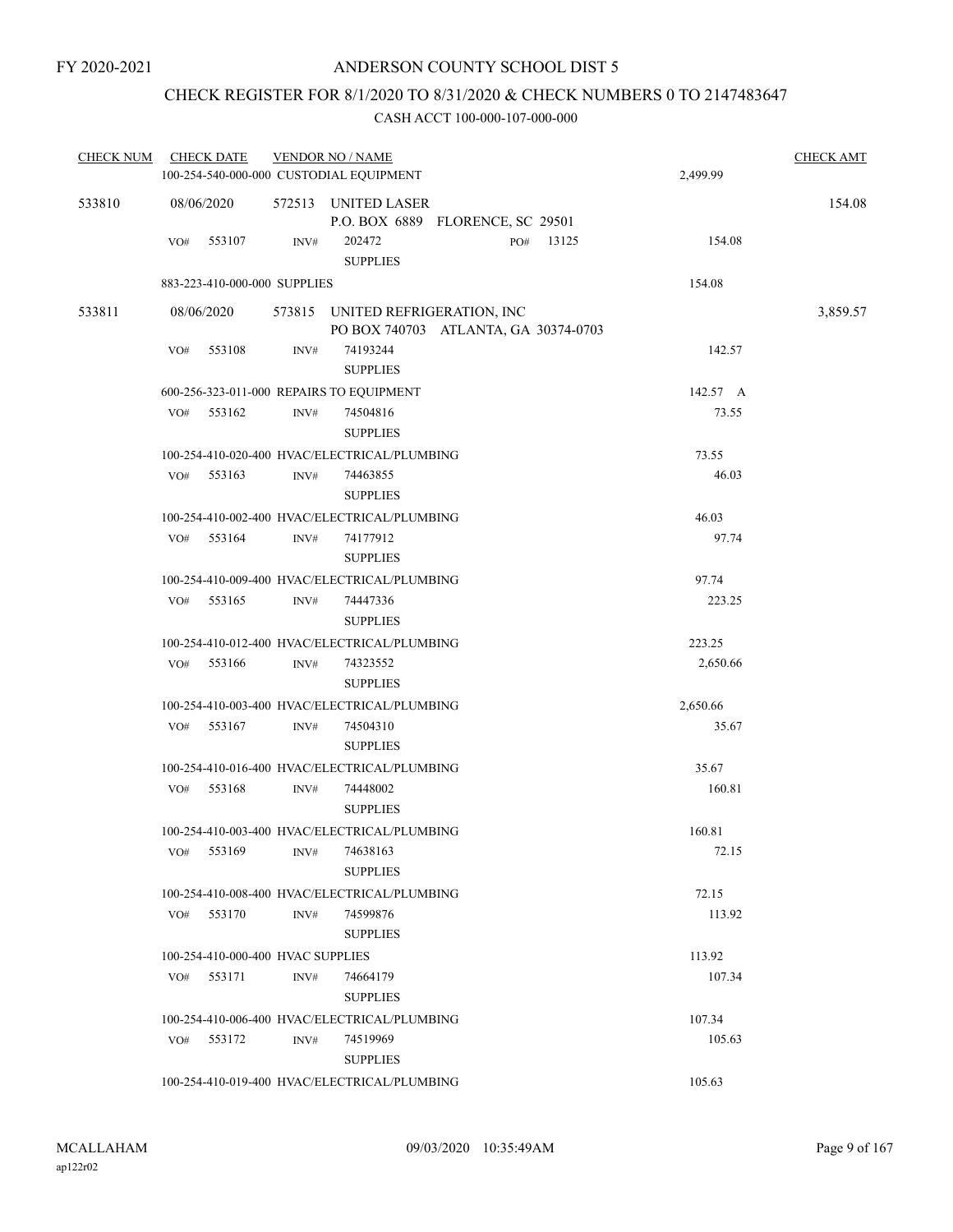FY 2020-2021

# ANDERSON COUNTY SCHOOL DIST 5

## CHECK REGISTER FOR 8/1/2020 TO 8/31/2020 & CHECK NUMBERS 0 TO 2147483647

### CASH ACCT 100-000-107-000-000

| CHECK NUM | CHECK DATE | VENDOR NO / NAME | | CHECK AMT |
|---|---|---|---|---|
| | | 100-254-540-000-000 CUSTODIAL EQUIPMENT | 2,499.99 | |
| 533810 | 08/06/2020 | 572513 UNITED LASER<br>P.O. BOX 6889 FLORENCE, SC 29501 | | 154.08 |
| | VO# 553107 | INV# 202472 PO# 13125<br>SUPPLIES | 154.08 | |
| | | 883-223-410-000-000 SUPPLIES | 154.08 | |
| 533811 | 08/06/2020 | 573815 UNITED REFRIGERATION, INC<br>PO BOX 740703 ATLANTA, GA 30374-0703 | | 3,859.57 |
| | VO# 553108 | INV# 74193244<br>SUPPLIES | 142.57 | |
| | | 600-256-323-011-000 REPAIRS TO EQUIPMENT | 142.57 A | |
| | VO# 553162 | INV# 74504816<br>SUPPLIES | 73.55 | |
| | | 100-254-410-020-400 HVAC/ELECTRICAL/PLUMBING | 73.55 | |
| | VO# 553163 | INV# 74463855<br>SUPPLIES | 46.03 | |
| | | 100-254-410-002-400 HVAC/ELECTRICAL/PLUMBING | 46.03 | |
| | VO# 553164 | INV# 74177912<br>SUPPLIES | 97.74 | |
| | | 100-254-410-009-400 HVAC/ELECTRICAL/PLUMBING | 97.74 | |
| | VO# 553165 | INV# 74447336<br>SUPPLIES | 223.25 | |
| | | 100-254-410-012-400 HVAC/ELECTRICAL/PLUMBING | 223.25 | |
| | VO# 553166 | INV# 74323552<br>SUPPLIES | 2,650.66 | |
| | | 100-254-410-003-400 HVAC/ELECTRICAL/PLUMBING | 2,650.66 | |
| | VO# 553167 | INV# 74504310<br>SUPPLIES | 35.67 | |
| | | 100-254-410-016-400 HVAC/ELECTRICAL/PLUMBING | 35.67 | |
| | VO# 553168 | INV# 74448002<br>SUPPLIES | 160.81 | |
| | | 100-254-410-003-400 HVAC/ELECTRICAL/PLUMBING | 160.81 | |
| | VO# 553169 | INV# 74638163<br>SUPPLIES | 72.15 | |
| | | 100-254-410-008-400 HVAC/ELECTRICAL/PLUMBING | 72.15 | |
| | VO# 553170 | INV# 74599876<br>SUPPLIES | 113.92 | |
| | | 100-254-410-000-400 HVAC SUPPLIES | 113.92 | |
| | VO# 553171 | INV# 74664179<br>SUPPLIES | 107.34 | |
| | | 100-254-410-006-400 HVAC/ELECTRICAL/PLUMBING | 107.34 | |
| | VO# 553172 | INV# 74519969<br>SUPPLIES | 105.63 | |
| | | 100-254-410-019-400 HVAC/ELECTRICAL/PLUMBING | 105.63 | |

MCALLAHAM
ap122r02
09/03/2020 10:35:49AM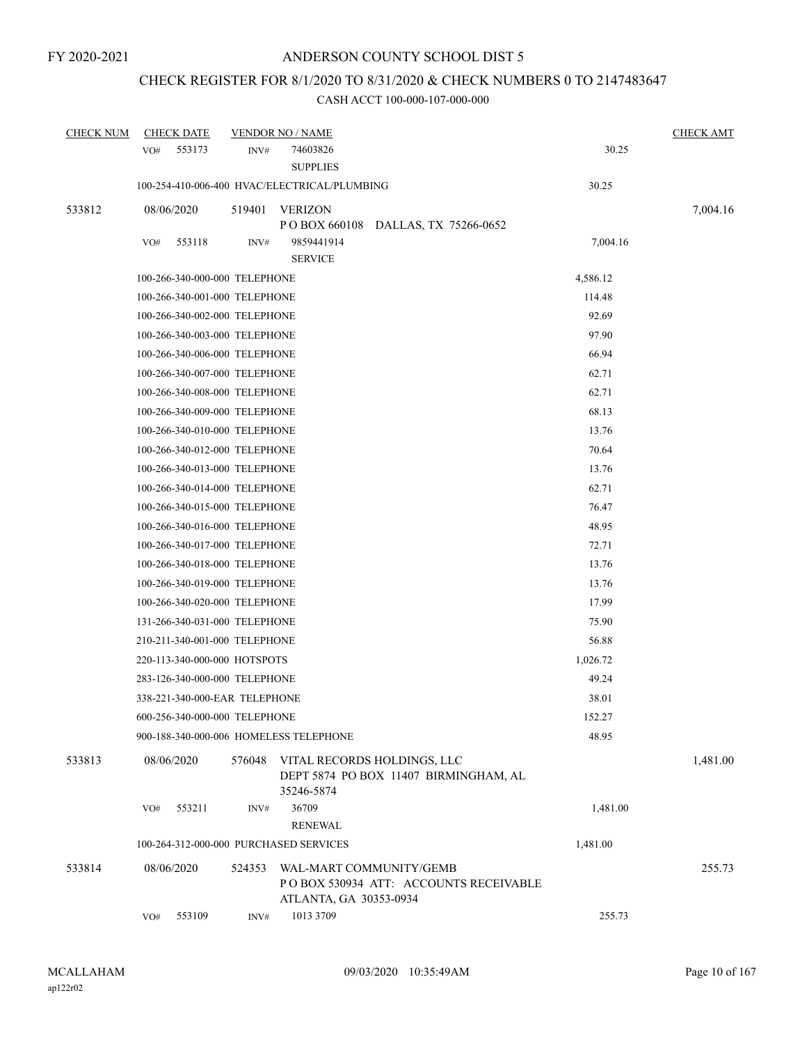# ANDERSON COUNTY SCHOOL DIST 5

## CHECK REGISTER FOR 8/1/2020 TO 8/31/2020 & CHECK NUMBERS 0 TO 2147483647

CASH ACCT 100-000-107-000-000

| CHECK NUM | CHECK DATE | VENDOR NO / NAME | | CHECK AMT |
|---|---|---|---|---|
| | VO# 553173 | INV# 74603826 SUPPLIES | 30.25 | |
| | 100-254-410-006-400 HVAC/ELECTRICAL/PLUMBING | | 30.25 | |
| 533812 | 08/06/2020 | 519401 VERIZON P O BOX 660108 DALLAS, TX 75266-0652 | | 7,004.16 |
| | VO# 553118 | INV# 9859441914 SERVICE | 7,004.16 | |
| | 100-266-340-000-000 TELEPHONE | | 4,586.12 | |
| | 100-266-340-001-000 TELEPHONE | | 114.48 | |
| | 100-266-340-002-000 TELEPHONE | | 92.69 | |
| | 100-266-340-003-000 TELEPHONE | | 97.90 | |
| | 100-266-340-006-000 TELEPHONE | | 66.94 | |
| | 100-266-340-007-000 TELEPHONE | | 62.71 | |
| | 100-266-340-008-000 TELEPHONE | | 62.71 | |
| | 100-266-340-009-000 TELEPHONE | | 68.13 | |
| | 100-266-340-010-000 TELEPHONE | | 13.76 | |
| | 100-266-340-012-000 TELEPHONE | | 70.64 | |
| | 100-266-340-013-000 TELEPHONE | | 13.76 | |
| | 100-266-340-014-000 TELEPHONE | | 62.71 | |
| | 100-266-340-015-000 TELEPHONE | | 76.47 | |
| | 100-266-340-016-000 TELEPHONE | | 48.95 | |
| | 100-266-340-017-000 TELEPHONE | | 72.71 | |
| | 100-266-340-018-000 TELEPHONE | | 13.76 | |
| | 100-266-340-019-000 TELEPHONE | | 13.76 | |
| | 100-266-340-020-000 TELEPHONE | | 17.99 | |
| | 131-266-340-031-000 TELEPHONE | | 75.90 | |
| | 210-211-340-001-000 TELEPHONE | | 56.88 | |
| | 220-113-340-000-000 HOTSPOTS | | 1,026.72 | |
| | 283-126-340-000-000 TELEPHONE | | 49.24 | |
| | 338-221-340-000-EAR TELEPHONE | | 38.01 | |
| | 600-256-340-000-000 TELEPHONE | | 152.27 | |
| | 900-188-340-000-006 HOMELESS TELEPHONE | | 48.95 | |
| 533813 | 08/06/2020 | 576048 VITAL RECORDS HOLDINGS, LLC DEPT 5874 PO BOX 11407 BIRMINGHAM, AL 35246-5874 | | 1,481.00 |
| | VO# 553211 | INV# 36709 RENEWAL | 1,481.00 | |
| | 100-264-312-000-000 PURCHASED SERVICES | | 1,481.00 | |
| 533814 | 08/06/2020 | 524353 WAL-MART COMMUNITY/GEMB P O BOX 530934 ATT: ACCOUNTS RECEIVABLE ATLANTA, GA 30353-0934 | | 255.73 |
| | VO# 553109 | INV# 1013 3709 | 255.73 | |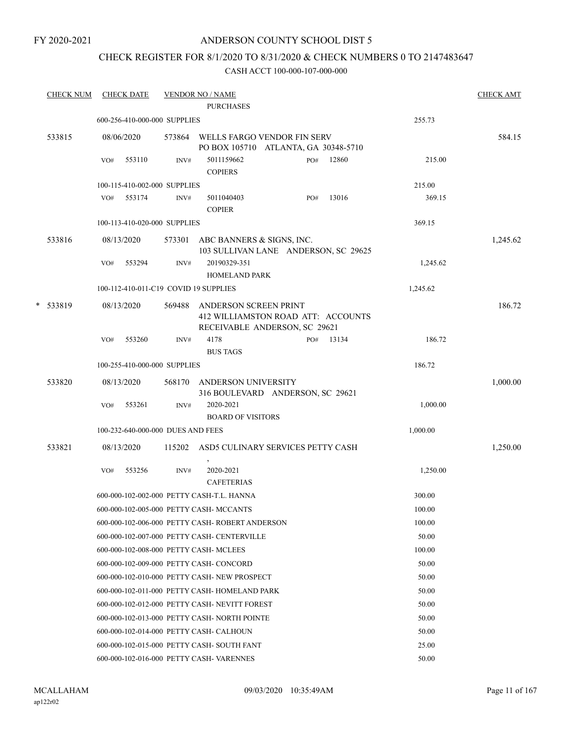FY 2020-2021

# ANDERSON COUNTY SCHOOL DIST 5

## CHECK REGISTER FOR 8/1/2020 TO 8/31/2020 & CHECK NUMBERS 0 TO 2147483647

### CASH ACCT 100-000-107-000-000

| CHECK NUM | CHECK DATE | VENDOR NO / NAME | | | CHECK AMT |
|---|---|---|---|---|---|
| | | PURCHASES | | | |
| | 600-256-410-000-000 SUPPLIES | | | 255.73 | |
| 533815 | 08/06/2020 | 573864 WELLS FARGO VENDOR FIN SERV<br>PO BOX 105710 ATLANTA, GA 30348-5710 | | | 584.15 |
| | VO# 553110 | INV# 5011159662<br>COPIERS | PO# 12860 | 215.00 | |
| | 100-115-410-002-000 SUPPLIES | | | 215.00 | |
| | VO# 553174 | INV# 5011040403<br>COPIER | PO# 13016 | 369.15 | |
| | 100-113-410-020-000 SUPPLIES | | | 369.15 | |
| 533816 | 08/13/2020 | 573301 ABC BANNERS & SIGNS, INC.<br>103 SULLIVAN LANE ANDERSON, SC 29625 | | | 1,245.62 |
| | VO# 553294 | INV# 20190329-351<br>HOMELAND PARK | | 1,245.62 | |
| | 100-112-410-011-C19 COVID 19 SUPPLIES | | | 1,245.62 | |
| * 533819 | 08/13/2020 | 569488 ANDERSON SCREEN PRINT<br>412 WILLIAMSTON ROAD ATT: ACCOUNTS<br>RECEIVABLE ANDERSON, SC 29621 | | | 186.72 |
| | VO# 553260 | INV# 4178<br>BUS TAGS | PO# 13134 | 186.72 | |
| | 100-255-410-000-000 SUPPLIES | | | 186.72 | |
| 533820 | 08/13/2020 | 568170 ANDERSON UNIVERSITY<br>316 BOULEVARD ANDERSON, SC 29621 | | | 1,000.00 |
| | VO# 553261 | INV# 2020-2021<br>BOARD OF VISITORS | | 1,000.00 | |
| | 100-232-640-000-000 DUES AND FEES | | | 1,000.00 | |
| 533821 | 08/13/2020 | 115202 ASD5 CULINARY SERVICES PETTY CASH<br>, | | | 1,250.00 |
| | VO# 553256 | INV# 2020-2021<br>CAFETERIAS | | 1,250.00 | |
| | 600-000-102-002-000 PETTY CASH-T.L. HANNA | | | 300.00 | |
| | 600-000-102-005-000 PETTY CASH- MCCANTS | | | 100.00 | |
| | 600-000-102-006-000 PETTY CASH- ROBERT ANDERSON | | | 100.00 | |
| | 600-000-102-007-000 PETTY CASH- CENTERVILLE | | | 50.00 | |
| | 600-000-102-008-000 PETTY CASH- MCLEES | | | 100.00 | |
| | 600-000-102-009-000 PETTY CASH- CONCORD | | | 50.00 | |
| | 600-000-102-010-000 PETTY CASH- NEW PROSPECT | | | 50.00 | |
| | 600-000-102-011-000 PETTY CASH- HOMELAND PARK | | | 50.00 | |
| | 600-000-102-012-000 PETTY CASH- NEVITT FOREST | | | 50.00 | |
| | 600-000-102-013-000 PETTY CASH- NORTH POINTE | | | 50.00 | |
| | 600-000-102-014-000 PETTY CASH- CALHOUN | | | 50.00 | |
| | 600-000-102-015-000 PETTY CASH- SOUTH FANT | | | 25.00 | |
| | 600-000-102-016-000 PETTY CASH- VARENNES | | | 50.00 | |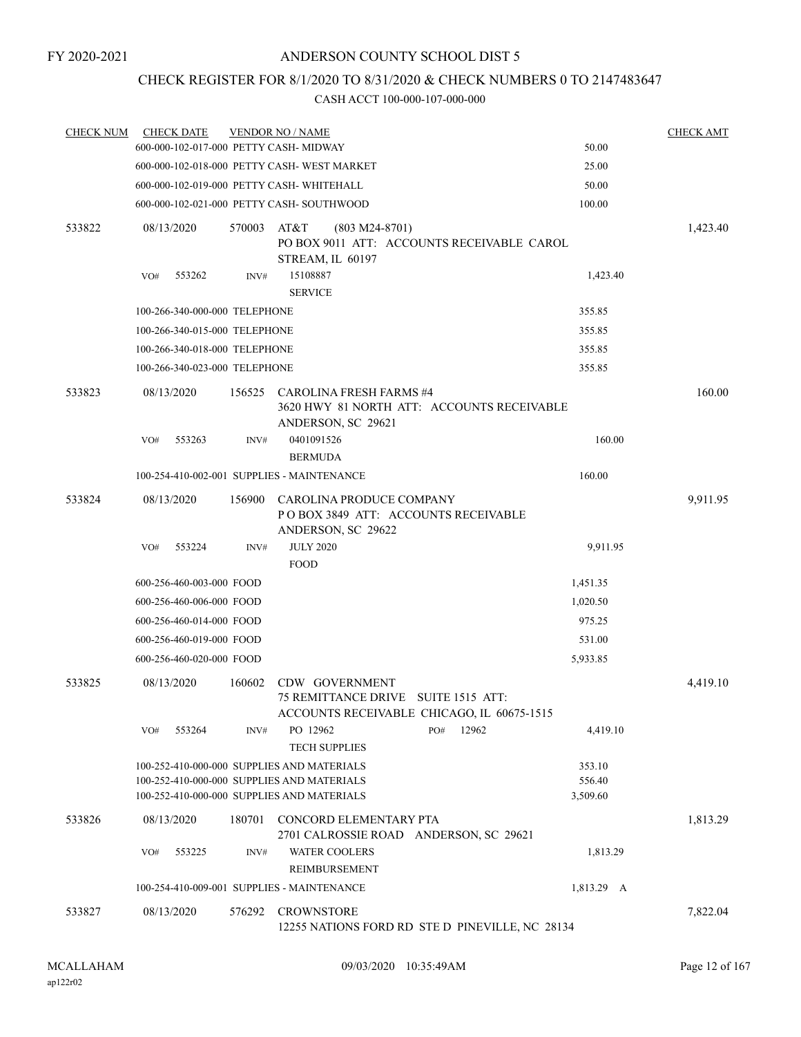FY 2020-2021

# ANDERSON COUNTY SCHOOL DIST 5

## CHECK REGISTER FOR 8/1/2020 TO 8/31/2020 & CHECK NUMBERS 0 TO 2147483647

### CASH ACCT 100-000-107-000-000

| CHECK NUM | CHECK DATE | VENDOR NO / NAME | | CHECK AMT |
|---|---|---|---|---|
| | 600-000-102-017-000 PETTY CASH- MIDWAY | | 50.00 | |
| | 600-000-102-018-000 PETTY CASH- WEST MARKET | | 25.00 | |
| | 600-000-102-019-000 PETTY CASH- WHITEHALL | | 50.00 | |
| | 600-000-102-021-000 PETTY CASH- SOUTHWOOD | | 100.00 | |
| 533822 | 08/13/2020 | 570003 AT&T (803 M24-8701) PO BOX 9011 ATT: ACCOUNTS RECEIVABLE CAROL STREAM, IL 60197 | | 1,423.40 |
| | VO# 553262 INV# | 15108887 SERVICE | 1,423.40 | |
| | 100-266-340-000-000 TELEPHONE | | 355.85 | |
| | 100-266-340-015-000 TELEPHONE | | 355.85 | |
| | 100-266-340-018-000 TELEPHONE | | 355.85 | |
| | 100-266-340-023-000 TELEPHONE | | 355.85 | |
| 533823 | 08/13/2020 | 156525 CAROLINA FRESH FARMS #4 3620 HWY 81 NORTH ATT: ACCOUNTS RECEIVABLE ANDERSON, SC 29621 | | 160.00 |
| | VO# 553263 INV# | 0401091526 BERMUDA | 160.00 | |
| | 100-254-410-002-001 SUPPLIES - MAINTENANCE | | 160.00 | |
| 533824 | 08/13/2020 | 156900 CAROLINA PRODUCE COMPANY P O BOX 3849 ATT: ACCOUNTS RECEIVABLE ANDERSON, SC 29622 | | 9,911.95 |
| | VO# 553224 INV# | JULY 2020 FOOD | 9,911.95 | |
| | 600-256-460-003-000 FOOD | | 1,451.35 | |
| | 600-256-460-006-000 FOOD | | 1,020.50 | |
| | 600-256-460-014-000 FOOD | | 975.25 | |
| | 600-256-460-019-000 FOOD | | 531.00 | |
| | 600-256-460-020-000 FOOD | | 5,933.85 | |
| 533825 | 08/13/2020 | 160602 CDW GOVERNMENT 75 REMITTANCE DRIVE SUITE 1515 ATT: ACCOUNTS RECEIVABLE CHICAGO, IL 60675-1515 | | 4,419.10 |
| | VO# 553264 INV# | PO 12962 PO# 12962 TECH SUPPLIES | 4,419.10 | |
| | 100-252-410-000-000 SUPPLIES AND MATERIALS | | 353.10 | |
| | 100-252-410-000-000 SUPPLIES AND MATERIALS | | 556.40 | |
| | 100-252-410-000-000 SUPPLIES AND MATERIALS | | 3,509.60 | |
| 533826 | 08/13/2020 | 180701 CONCORD ELEMENTARY PTA 2701 CALROSSIE ROAD ANDERSON, SC 29621 | | 1,813.29 |
| | VO# 553225 INV# | WATER COOLERS REIMBURSEMENT | 1,813.29 | |
| | 100-254-410-009-001 SUPPLIES - MAINTENANCE | | 1,813.29 A | |
| 533827 | 08/13/2020 | 576292 CROWNSTORE 12255 NATIONS FORD RD STE D PINEVILLE, NC 28134 | | 7,822.04 |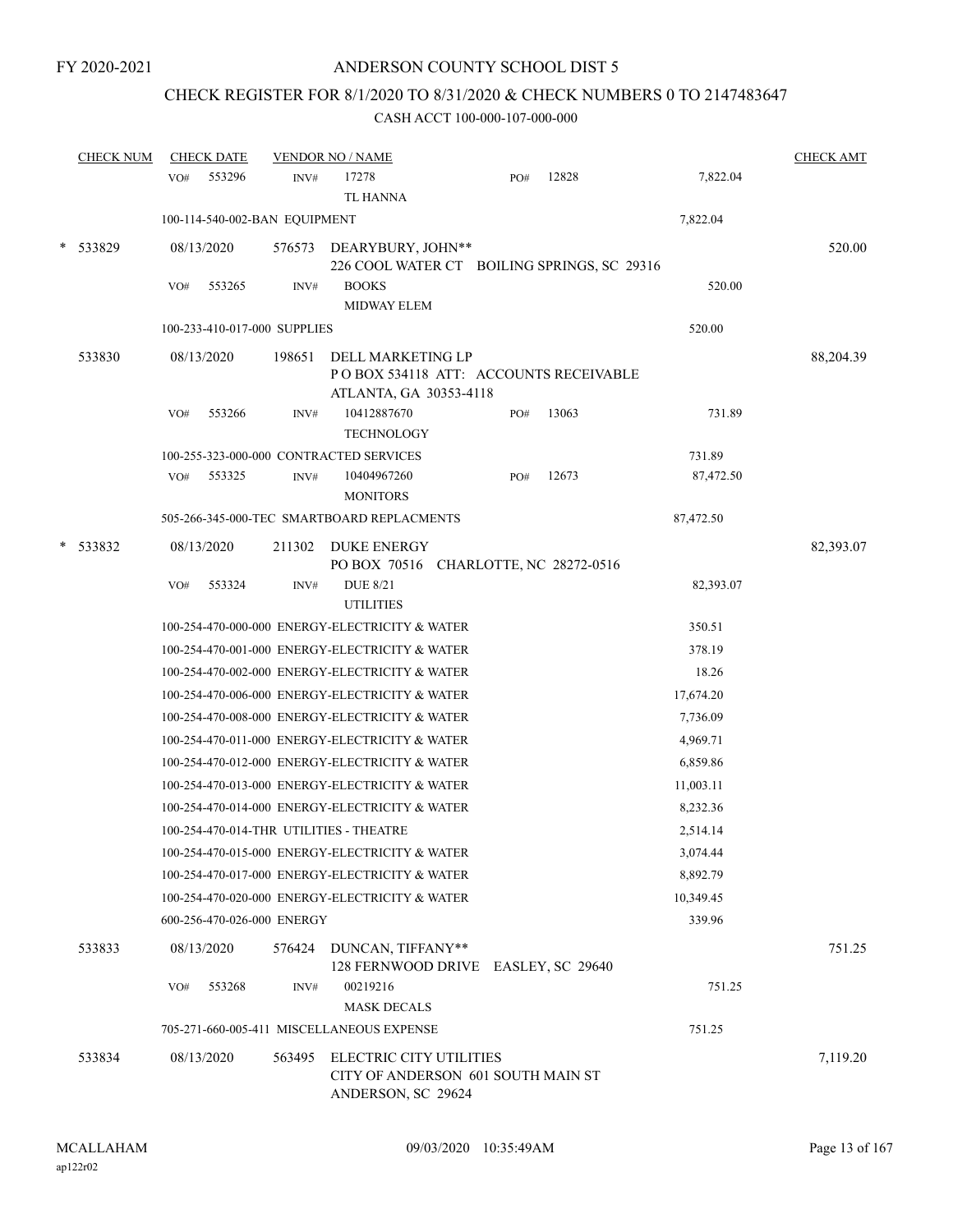FY 2020-2021

# ANDERSON COUNTY SCHOOL DIST 5

## CHECK REGISTER FOR 8/1/2020 TO 8/31/2020 & CHECK NUMBERS 0 TO 2147483647

### CASH ACCT 100-000-107-000-000

| CHECK NUM | CHECK DATE | VENDOR NO / NAME | | CHECK AMT |
|---|---|---|---|---|
| | VO# 553296 | INV# 17278 TL HANNA | PO# 12828 | 7,822.04 | |
| | 100-114-540-002-BAN EQUIPMENT | | 7,822.04 | |
| * 533829 | 08/13/2020 | 576573 DEARYBURY, JOHN** 226 COOL WATER CT BOILING SPRINGS, SC 29316 | | 520.00 |
| | VO# 553265 | INV# BOOKS MIDWAY ELEM | 520.00 | |
| | 100-233-410-017-000 SUPPLIES | | 520.00 | |
| 533830 | 08/13/2020 | 198651 DELL MARKETING LP P O BOX 534118 ATT: ACCOUNTS RECEIVABLE ATLANTA, GA 30353-4118 | | 88,204.39 |
| | VO# 553266 | INV# 10412887670 TECHNOLOGY PO# 13063 | 731.89 | |
| | 100-255-323-000-000 CONTRACTED SERVICES | | 731.89 | |
| | VO# 553325 | INV# 10404967260 MONITORS PO# 12673 | 87,472.50 | |
| | 505-266-345-000-TEC SMARTBOARD REPLACMENTS | | 87,472.50 | |
| * 533832 | 08/13/2020 | 211302 DUKE ENERGY PO BOX 70516 CHARLOTTE, NC 28272-0516 | | 82,393.07 |
| | VO# 553324 | INV# DUE 8/21 UTILITIES | 82,393.07 | |
| | 100-254-470-000-000 ENERGY-ELECTRICITY & WATER | | 350.51 | |
| | 100-254-470-001-000 ENERGY-ELECTRICITY & WATER | | 378.19 | |
| | 100-254-470-002-000 ENERGY-ELECTRICITY & WATER | | 18.26 | |
| | 100-254-470-006-000 ENERGY-ELECTRICITY & WATER | | 17,674.20 | |
| | 100-254-470-008-000 ENERGY-ELECTRICITY & WATER | | 7,736.09 | |
| | 100-254-470-011-000 ENERGY-ELECTRICITY & WATER | | 4,969.71 | |
| | 100-254-470-012-000 ENERGY-ELECTRICITY & WATER | | 6,859.86 | |
| | 100-254-470-013-000 ENERGY-ELECTRICITY & WATER | | 11,003.11 | |
| | 100-254-470-014-000 ENERGY-ELECTRICITY & WATER | | 8,232.36 | |
| | 100-254-470-014-THR UTILITIES - THEATRE | | 2,514.14 | |
| | 100-254-470-015-000 ENERGY-ELECTRICITY & WATER | | 3,074.44 | |
| | 100-254-470-017-000 ENERGY-ELECTRICITY & WATER | | 8,892.79 | |
| | 100-254-470-020-000 ENERGY-ELECTRICITY & WATER | | 10,349.45 | |
| | 600-256-470-026-000 ENERGY | | 339.96 | |
| 533833 | 08/13/2020 | 576424 DUNCAN, TIFFANY** 128 FERNWOOD DRIVE EASLEY, SC 29640 | | 751.25 |
| | VO# 553268 | INV# 00219216 MASK DECALS | 751.25 | |
| | 705-271-660-005-411 MISCELLANEOUS EXPENSE | | 751.25 | |
| 533834 | 08/13/2020 | 563495 ELECTRIC CITY UTILITIES CITY OF ANDERSON 601 SOUTH MAIN ST ANDERSON, SC 29624 | | 7,119.20 |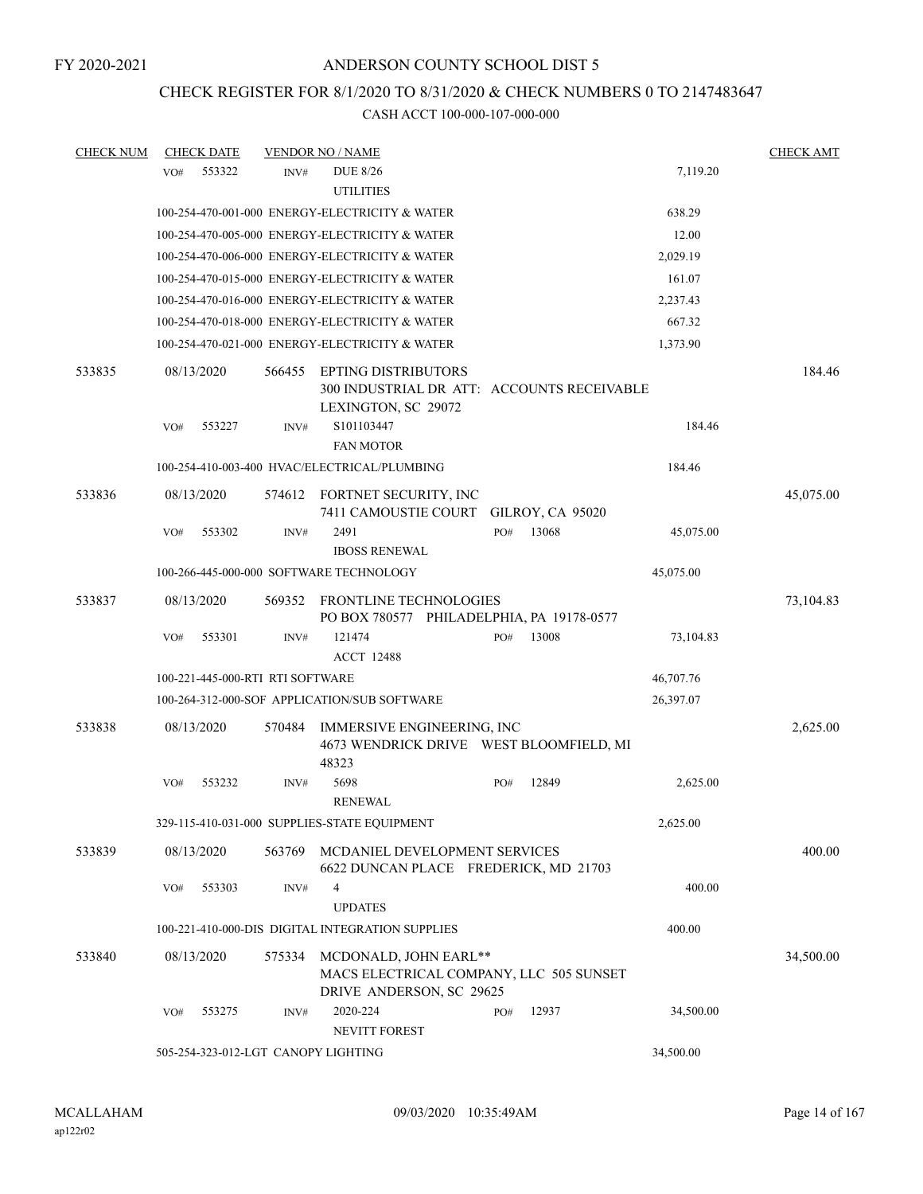FY 2020-2021

# ANDERSON COUNTY SCHOOL DIST 5

## CHECK REGISTER FOR 8/1/2020 TO 8/31/2020 & CHECK NUMBERS 0 TO 2147483647

### CASH ACCT 100-000-107-000-000

| CHECK NUM | CHECK DATE | VENDOR NO / NAME | | CHECK AMT |
|---|---|---|---|---|
| | VO# 553322 | INV# DUE 8/26 UTILITIES | 7,119.20 | |
| | | 100-254-470-001-000 ENERGY-ELECTRICITY & WATER | 638.29 | |
| | | 100-254-470-005-000 ENERGY-ELECTRICITY & WATER | 12.00 | |
| | | 100-254-470-006-000 ENERGY-ELECTRICITY & WATER | 2,029.19 | |
| | | 100-254-470-015-000 ENERGY-ELECTRICITY & WATER | 161.07 | |
| | | 100-254-470-016-000 ENERGY-ELECTRICITY & WATER | 2,237.43 | |
| | | 100-254-470-018-000 ENERGY-ELECTRICITY & WATER | 667.32 | |
| | | 100-254-470-021-000 ENERGY-ELECTRICITY & WATER | 1,373.90 | |
| 533835 | 08/13/2020 | 566455 EPTING DISTRIBUTORS 300 INDUSTRIAL DR ATT: ACCOUNTS RECEIVABLE LEXINGTON, SC 29072 | | 184.46 |
| | VO# 553227 | INV# S101103447 FAN MOTOR | 184.46 | |
| | | 100-254-410-003-400 HVAC/ELECTRICAL/PLUMBING | 184.46 | |
| 533836 | 08/13/2020 | 574612 FORTNET SECURITY, INC 7411 CAMOUSTIE COURT GILROY, CA 95020 | | 45,075.00 |
| | VO# 553302 | INV# 2491 PO# 13068 IBOSS RENEWAL | 45,075.00 | |
| | | 100-266-445-000-000 SOFTWARE TECHNOLOGY | 45,075.00 | |
| 533837 | 08/13/2020 | 569352 FRONTLINE TECHNOLOGIES PO BOX 780577 PHILADELPHIA, PA 19178-0577 | | 73,104.83 |
| | VO# 553301 | INV# 121474 PO# 13008 ACCT 12488 | 73,104.83 | |
| | | 100-221-445-000-RTI RTI SOFTWARE | 46,707.76 | |
| | | 100-264-312-000-SOF APPLICATION/SUB SOFTWARE | 26,397.07 | |
| 533838 | 08/13/2020 | 570484 IMMERSIVE ENGINEERING, INC 4673 WENDRICK DRIVE WEST BLOOMFIELD, MI 48323 | | 2,625.00 |
| | VO# 553232 | INV# 5698 PO# 12849 RENEWAL | 2,625.00 | |
| | | 329-115-410-031-000 SUPPLIES-STATE EQUIPMENT | 2,625.00 | |
| 533839 | 08/13/2020 | 563769 MCDANIEL DEVELOPMENT SERVICES 6622 DUNCAN PLACE FREDERICK, MD 21703 | | 400.00 |
| | VO# 553303 | INV# 4 UPDATES | 400.00 | |
| | | 100-221-410-000-DIS DIGITAL INTEGRATION SUPPLIES | 400.00 | |
| 533840 | 08/13/2020 | 575334 MCDONALD, JOHN EARL** MACS ELECTRICAL COMPANY, LLC 505 SUNSET DRIVE ANDERSON, SC 29625 | | 34,500.00 |
| | VO# 553275 | INV# 2020-224 PO# 12937 NEVITT FOREST | 34,500.00 | |
| | | 505-254-323-012-LGT CANOPY LIGHTING | 34,500.00 | |

MCALLAHAM ap122r02 09/03/2020 10:35:49AM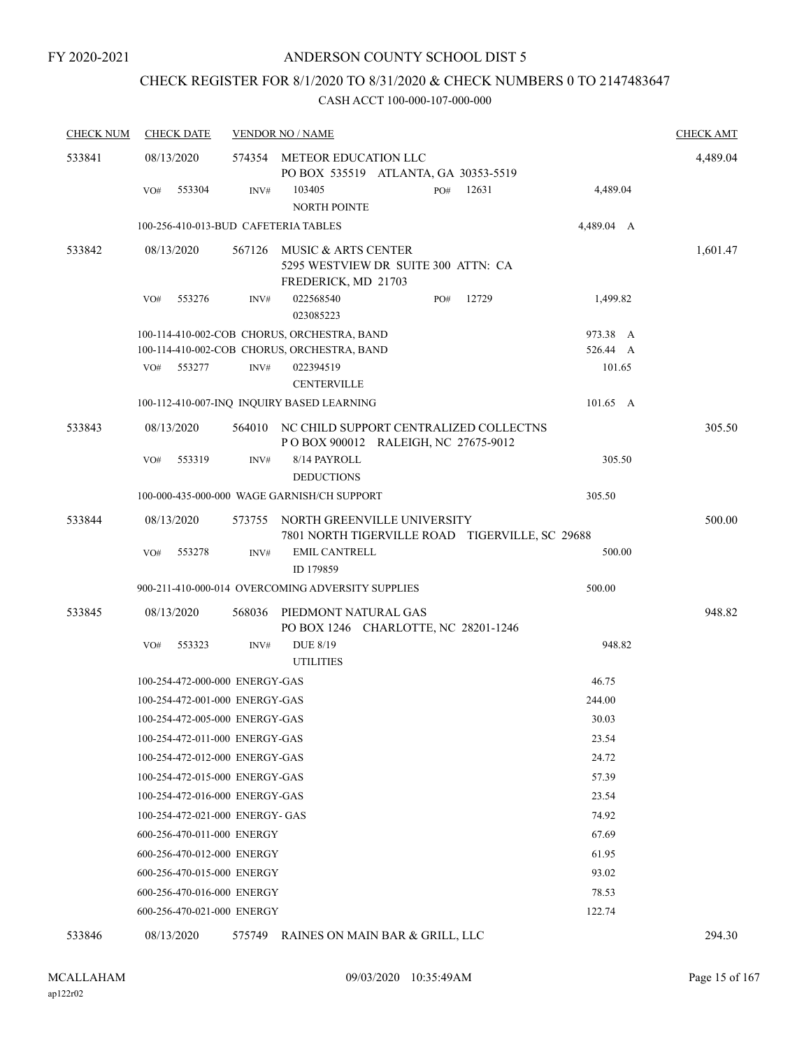# ANDERSON COUNTY SCHOOL DIST 5

FY 2020-2021

## CHECK REGISTER FOR 8/1/2020 TO 8/31/2020 & CHECK NUMBERS 0 TO 2147483647

CASH ACCT 100-000-107-000-000

| CHECK NUM | CHECK DATE | VENDOR NO / NAME | | CHECK AMT |
|---|---|---|---|---|
| 533841 | 08/13/2020 | 574354 METEOR EDUCATION LLC<br>PO BOX 535519 ATLANTA, GA 30353-5519 | | 4,489.04 |
| | VO# 553304 | INV# 103405 PO# 12631<br>NORTH POINTE | 4,489.04 | |
| | 100-256-410-013-BUD CAFETERIA TABLES | | 4,489.04 A | |
| 533842 | 08/13/2020 | 567126 MUSIC & ARTS CENTER<br>5295 WESTVIEW DR SUITE 300 ATTN: CA<br>FREDERICK, MD 21703 | | 1,601.47 |
| | VO# 553276 | INV# 022568540 PO# 12729<br>023085223 | 1,499.82 | |
| | 100-114-410-002-COB CHORUS, ORCHESTRA, BAND | | 973.38 A | |
| | 100-114-410-002-COB CHORUS, ORCHESTRA, BAND | | 526.44 A | |
| | VO# 553277 | INV# 022394519<br>CENTERVILLE | 101.65 | |
| | 100-112-410-007-INQ INQUIRY BASED LEARNING | | 101.65 A | |
| 533843 | 08/13/2020 | 564010 NC CHILD SUPPORT CENTRALIZED COLLECTNS<br>P O BOX 900012 RALEIGH, NC 27675-9012 | | 305.50 |
| | VO# 553319 | INV# 8/14 PAYROLL<br>DEDUCTIONS | 305.50 | |
| | 100-000-435-000-000 WAGE GARNISH/CH SUPPORT | | 305.50 | |
| 533844 | 08/13/2020 | 573755 NORTH GREENVILLE UNIVERSITY<br>7801 NORTH TIGERVILLE ROAD TIGERVILLE, SC 29688 | | 500.00 |
| | VO# 553278 | INV# EMIL CANTRELL<br>ID 179859 | 500.00 | |
| | 900-211-410-000-014 OVERCOMING ADVERSITY SUPPLIES | | 500.00 | |
| 533845 | 08/13/2020 | 568036 PIEDMONT NATURAL GAS<br>PO BOX 1246 CHARLOTTE, NC 28201-1246 | | 948.82 |
| | VO# 553323 | INV# DUE 8/19<br>UTILITIES | 948.82 | |
| | 100-254-472-000-000 ENERGY-GAS | | 46.75 | |
| | 100-254-472-001-000 ENERGY-GAS | | 244.00 | |
| | 100-254-472-005-000 ENERGY-GAS | | 30.03 | |
| | 100-254-472-011-000 ENERGY-GAS | | 23.54 | |
| | 100-254-472-012-000 ENERGY-GAS | | 24.72 | |
| | 100-254-472-015-000 ENERGY-GAS | | 57.39 | |
| | 100-254-472-016-000 ENERGY-GAS | | 23.54 | |
| | 100-254-472-021-000 ENERGY- GAS | | 74.92 | |
| | 600-256-470-011-000 ENERGY | | 67.69 | |
| | 600-256-470-012-000 ENERGY | | 61.95 | |
| | 600-256-470-015-000 ENERGY | | 93.02 | |
| | 600-256-470-016-000 ENERGY | | 78.53 | |
| | 600-256-470-021-000 ENERGY | | 122.74 | |
| 533846 | 08/13/2020 | 575749 RAINES ON MAIN BAR & GRILL, LLC | | 294.30 |

MCALLAHAM
ap122r02

09/03/2020 10:35:49AM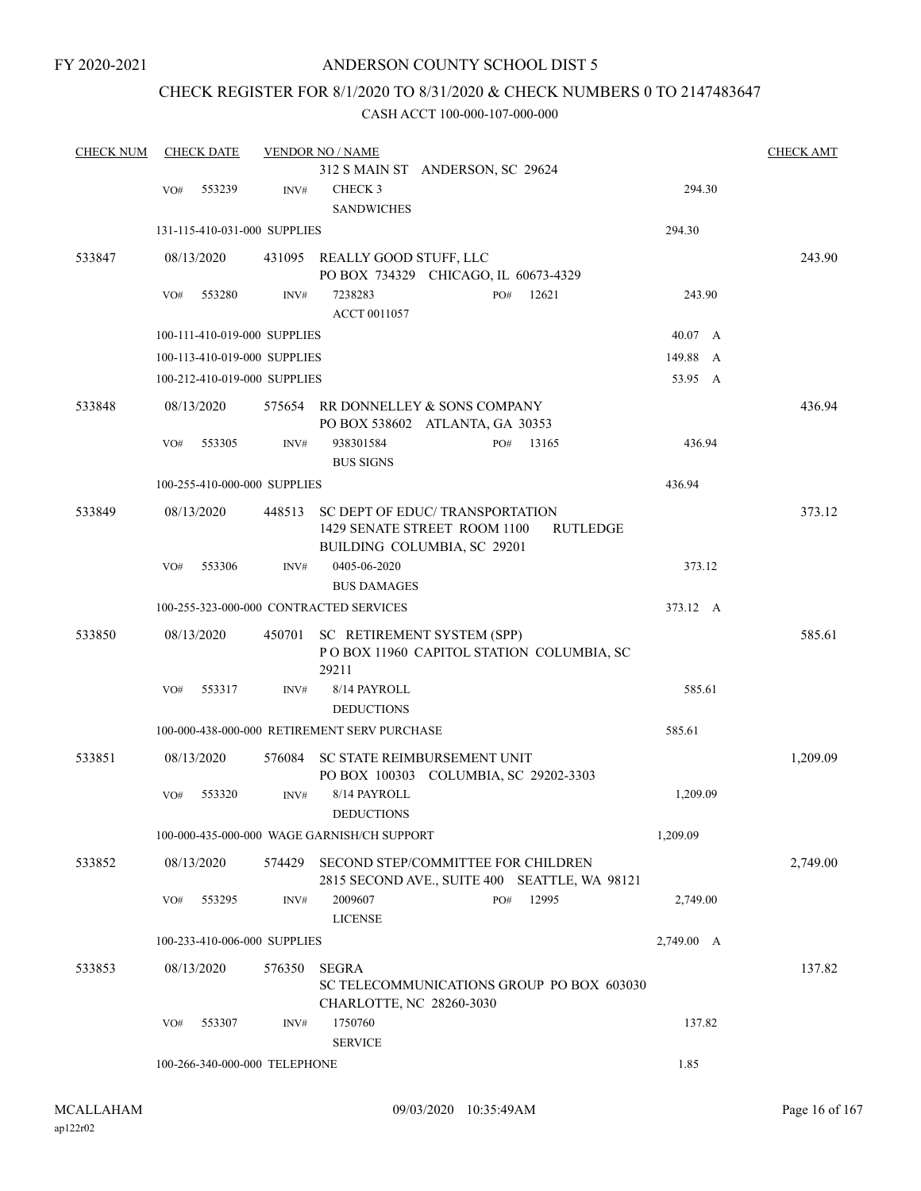FY 2020-2021

# ANDERSON COUNTY SCHOOL DIST 5

## CHECK REGISTER FOR 8/1/2020 TO 8/31/2020 & CHECK NUMBERS 0 TO 2147483647

### CASH ACCT 100-000-107-000-000

| CHECK NUM | CHECK DATE | VENDOR NO / NAME | | CHECK AMT |
|---|---|---|---|---|
| | | 312 S MAIN ST ANDERSON, SC 29624 | | |
| | VO# 553239 | INV# CHECK 3<br>SANDWICHES | 294.30 | |
| | 131-115-410-031-000 SUPPLIES | | 294.30 | |
| 533847 | 08/13/2020 | 431095 REALLY GOOD STUFF, LLC<br>PO BOX 734329 CHICAGO, IL 60673-4329 | | 243.90 |
| | VO# 553280 | INV# 7238283 PO# 12621<br>ACCT 0011057 | 243.90 | |
| | 100-111-410-019-000 SUPPLIES | | 40.07 A | |
| | 100-113-410-019-000 SUPPLIES | | 149.88 A | |
| | 100-212-410-019-000 SUPPLIES | | 53.95 A | |
| 533848 | 08/13/2020 | 575654 RR DONNELLEY & SONS COMPANY<br>PO BOX 538602 ATLANTA, GA 30353 | | 436.94 |
| | VO# 553305 | INV# 938301584 PO# 13165<br>BUS SIGNS | 436.94 | |
| | 100-255-410-000-000 SUPPLIES | | 436.94 | |
| 533849 | 08/13/2020 | 448513 SC DEPT OF EDUC/ TRANSPORTATION<br>1429 SENATE STREET ROOM 1100 RUTLEDGE BUILDING COLUMBIA, SC 29201 | | 373.12 |
| | VO# 553306 | INV# 0405-06-2020<br>BUS DAMAGES | 373.12 | |
| | 100-255-323-000-000 CONTRACTED SERVICES | | 373.12 A | |
| 533850 | 08/13/2020 | 450701 SC RETIREMENT SYSTEM (SPP)<br>P O BOX 11960 CAPITOL STATION COLUMBIA, SC 29211 | | 585.61 |
| | VO# 553317 | INV# 8/14 PAYROLL<br>DEDUCTIONS | 585.61 | |
| | 100-000-438-000-000 RETIREMENT SERV PURCHASE | | 585.61 | |
| 533851 | 08/13/2020 | 576084 SC STATE REIMBURSEMENT UNIT<br>PO BOX 100303 COLUMBIA, SC 29202-3303 | | 1,209.09 |
| | VO# 553320 | INV# 8/14 PAYROLL<br>DEDUCTIONS | 1,209.09 | |
| | 100-000-435-000-000 WAGE GARNISH/CH SUPPORT | | 1,209.09 | |
| 533852 | 08/13/2020 | 574429 SECOND STEP/COMMITTEE FOR CHILDREN<br>2815 SECOND AVE., SUITE 400 SEATTLE, WA 98121 | | 2,749.00 |
| | VO# 553295 | INV# 2009607 PO# 12995<br>LICENSE | 2,749.00 | |
| | 100-233-410-006-000 SUPPLIES | | 2,749.00 A | |
| 533853 | 08/13/2020 | 576350 SEGRA<br>SC TELECOMMUNICATIONS GROUP PO BOX 603030 CHARLOTTE, NC 28260-3030 | | 137.82 |
| | VO# 553307 | INV# 1750760<br>SERVICE | 137.82 | |
| | 100-266-340-000-000 TELEPHONE | | 1.85 | |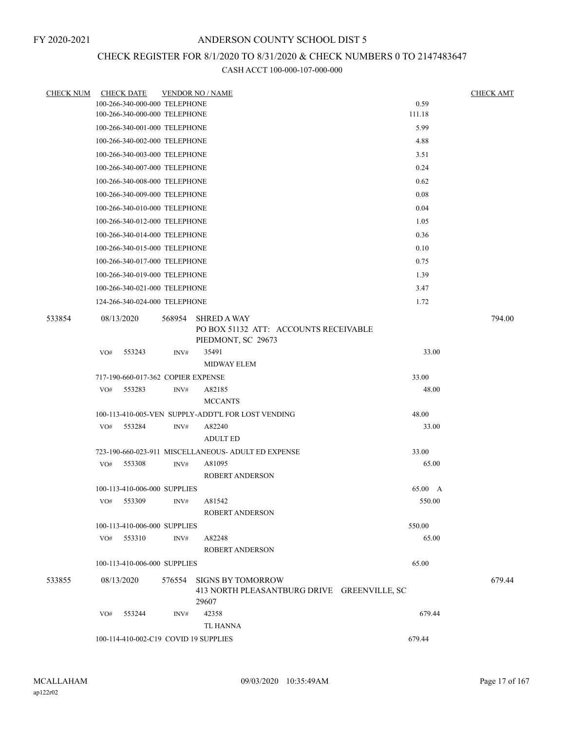FY 2020-2021

# ANDERSON COUNTY SCHOOL DIST 5

## CHECK REGISTER FOR 8/1/2020 TO 8/31/2020 & CHECK NUMBERS 0 TO 2147483647

CASH ACCT 100-000-107-000-000

| CHECK NUM | CHECK DATE | VENDOR NO / NAME | | CHECK AMT |
|---|---|---|---|---|
| | 100-266-340-000-000 TELEPHONE | | 0.59 | |
| | 100-266-340-000-000 TELEPHONE | | 111.18 | |
| | 100-266-340-001-000 TELEPHONE | | 5.99 | |
| | 100-266-340-002-000 TELEPHONE | | 4.88 | |
| | 100-266-340-003-000 TELEPHONE | | 3.51 | |
| | 100-266-340-007-000 TELEPHONE | | 0.24 | |
| | 100-266-340-008-000 TELEPHONE | | 0.62 | |
| | 100-266-340-009-000 TELEPHONE | | 0.08 | |
| | 100-266-340-010-000 TELEPHONE | | 0.04 | |
| | 100-266-340-012-000 TELEPHONE | | 1.05 | |
| | 100-266-340-014-000 TELEPHONE | | 0.36 | |
| | 100-266-340-015-000 TELEPHONE | | 0.10 | |
| | 100-266-340-017-000 TELEPHONE | | 0.75 | |
| | 100-266-340-019-000 TELEPHONE | | 1.39 | |
| | 100-266-340-021-000 TELEPHONE | | 3.47 | |
| | 124-266-340-024-000 TELEPHONE | | 1.72 | |
| 533854 | 08/13/2020 | 568954 SHRED A WAY<br>PO BOX 51132 ATT: ACCOUNTS RECEIVABLE<br>PIEDMONT, SC 29673 | | 794.00 |
| | VO# 553243 INV# | 35491<br>MIDWAY ELEM | 33.00 | |
| | 717-190-660-017-362 COPIER EXPENSE | | 33.00 | |
| | VO# 553283 INV# | A82185<br>MCCANTS | 48.00 | |
| | 100-113-410-005-VEN SUPPLY-ADDT'L FOR LOST VENDING | | 48.00 | |
| | VO# 553284 INV# | A82240<br>ADULT ED | 33.00 | |
| | 723-190-660-023-911 MISCELLANEOUS- ADULT ED EXPENSE | | 33.00 | |
| | VO# 553308 INV# | A81095<br>ROBERT ANDERSON | 65.00 | |
| | 100-113-410-006-000 SUPPLIES | | 65.00 A | |
| | VO# 553309 INV# | A81542<br>ROBERT ANDERSON | 550.00 | |
| | 100-113-410-006-000 SUPPLIES | | 550.00 | |
| | VO# 553310 INV# | A82248<br>ROBERT ANDERSON | 65.00 | |
| | 100-113-410-006-000 SUPPLIES | | 65.00 | |
| 533855 | 08/13/2020 | 576554 SIGNS BY TOMORROW<br>413 NORTH PLEASANTBURG DRIVE GREENVILLE, SC 29607 | | 679.44 |
| | VO# 553244 INV# | 42358<br>TL HANNA | 679.44 | |
| | 100-114-410-002-C19 COVID 19 SUPPLIES | | 679.44 | |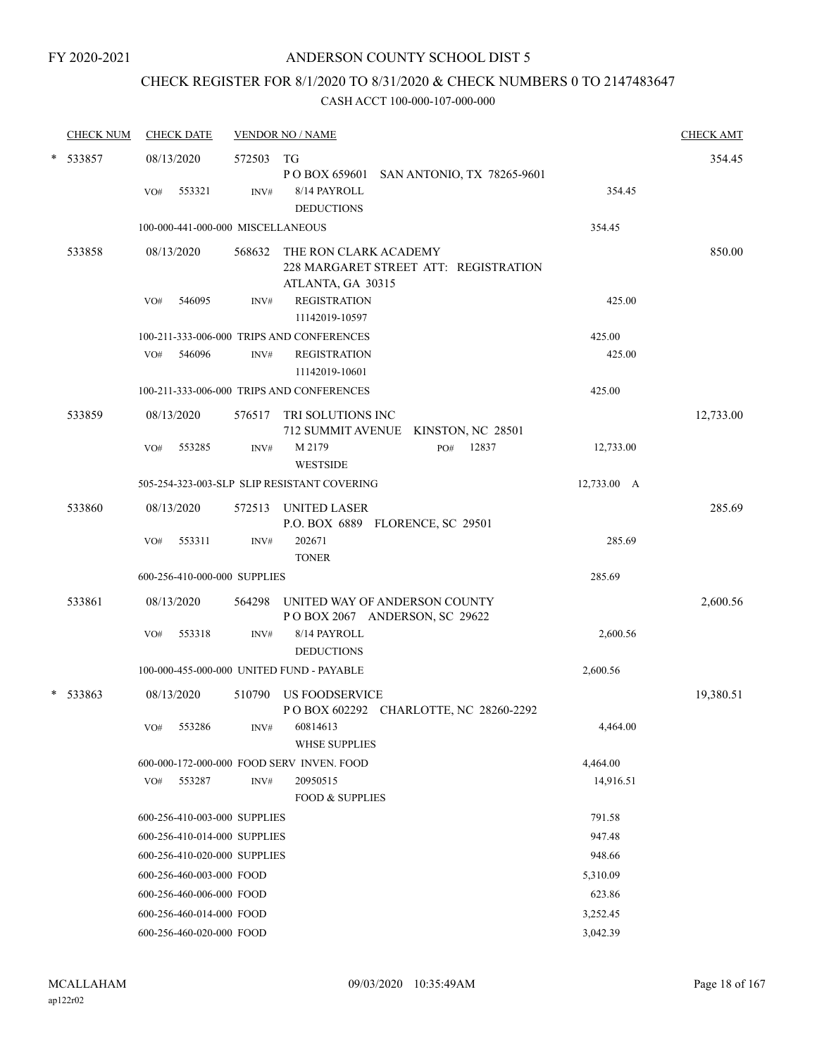FY 2020-2021

# ANDERSON COUNTY SCHOOL DIST 5

## CHECK REGISTER FOR 8/1/2020 TO 8/31/2020 & CHECK NUMBERS 0 TO 2147483647

### CASH ACCT 100-000-107-000-000

| CHECK NUM | CHECK DATE | VENDOR NO / NAME | | | CHECK AMT |
|---|---|---|---|---|---|
| * 533857 | 08/13/2020 | 572503 | TG<br>P O BOX 659601 SAN ANTONIO, TX 78265-9601 | | 354.45 |
| | VO# 553321 | INV# | 8/14 PAYROLL<br>DEDUCTIONS | 354.45 | |
| | 100-000-441-000-000 MISCELLANEOUS | | | 354.45 | |
| 533858 | 08/13/2020 | 568632 | THE RON CLARK ACADEMY<br>228 MARGARET STREET ATT: REGISTRATION<br>ATLANTA, GA 30315 | | 850.00 |
| | VO# 546095 | INV# | REGISTRATION<br>11142019-10597 | 425.00 | |
| | 100-211-333-006-000 TRIPS AND CONFERENCES | | | 425.00 | |
| | VO# 546096 | INV# | REGISTRATION<br>11142019-10601 | 425.00 | |
| | 100-211-333-006-000 TRIPS AND CONFERENCES | | | 425.00 | |
| 533859 | 08/13/2020 | 576517 | TRI SOLUTIONS INC<br>712 SUMMIT AVENUE KINSTON, NC 28501 | | 12,733.00 |
| | VO# 553285 | INV# | M 2179 PO# 12837<br>WESTSIDE | 12,733.00 | |
| | 505-254-323-003-SLP SLIP RESISTANT COVERING | | | 12,733.00 A | |
| 533860 | 08/13/2020 | 572513 | UNITED LASER<br>P.O. BOX 6889 FLORENCE, SC 29501 | | 285.69 |
| | VO# 553311 | INV# | 202671<br>TONER | 285.69 | |
| | 600-256-410-000-000 SUPPLIES | | | 285.69 | |
| 533861 | 08/13/2020 | 564298 | UNITED WAY OF ANDERSON COUNTY<br>P O BOX 2067 ANDERSON, SC 29622 | | 2,600.56 |
| | VO# 553318 | INV# | 8/14 PAYROLL<br>DEDUCTIONS | 2,600.56 | |
| | 100-000-455-000-000 UNITED FUND - PAYABLE | | | 2,600.56 | |
| * 533863 | 08/13/2020 | 510790 | US FOODSERVICE<br>P O BOX 602292 CHARLOTTE, NC 28260-2292 | | 19,380.51 |
| | VO# 553286 | INV# | 60814613<br>WHSE SUPPLIES | 4,464.00 | |
| | 600-000-172-000-000 FOOD SERV INVEN. FOOD | | | 4,464.00 | |
| | VO# 553287 | INV# | 20950515<br>FOOD & SUPPLIES | 14,916.51 | |
| | 600-256-410-003-000 SUPPLIES | | | 791.58 | |
| | 600-256-410-014-000 SUPPLIES | | | 947.48 | |
| | 600-256-410-020-000 SUPPLIES | | | 948.66 | |
| | 600-256-460-003-000 FOOD | | | 5,310.09 | |
| | 600-256-460-006-000 FOOD | | | 623.86 | |
| | 600-256-460-014-000 FOOD | | | 3,252.45 | |
| | 600-256-460-020-000 FOOD | | | 3,042.39 | |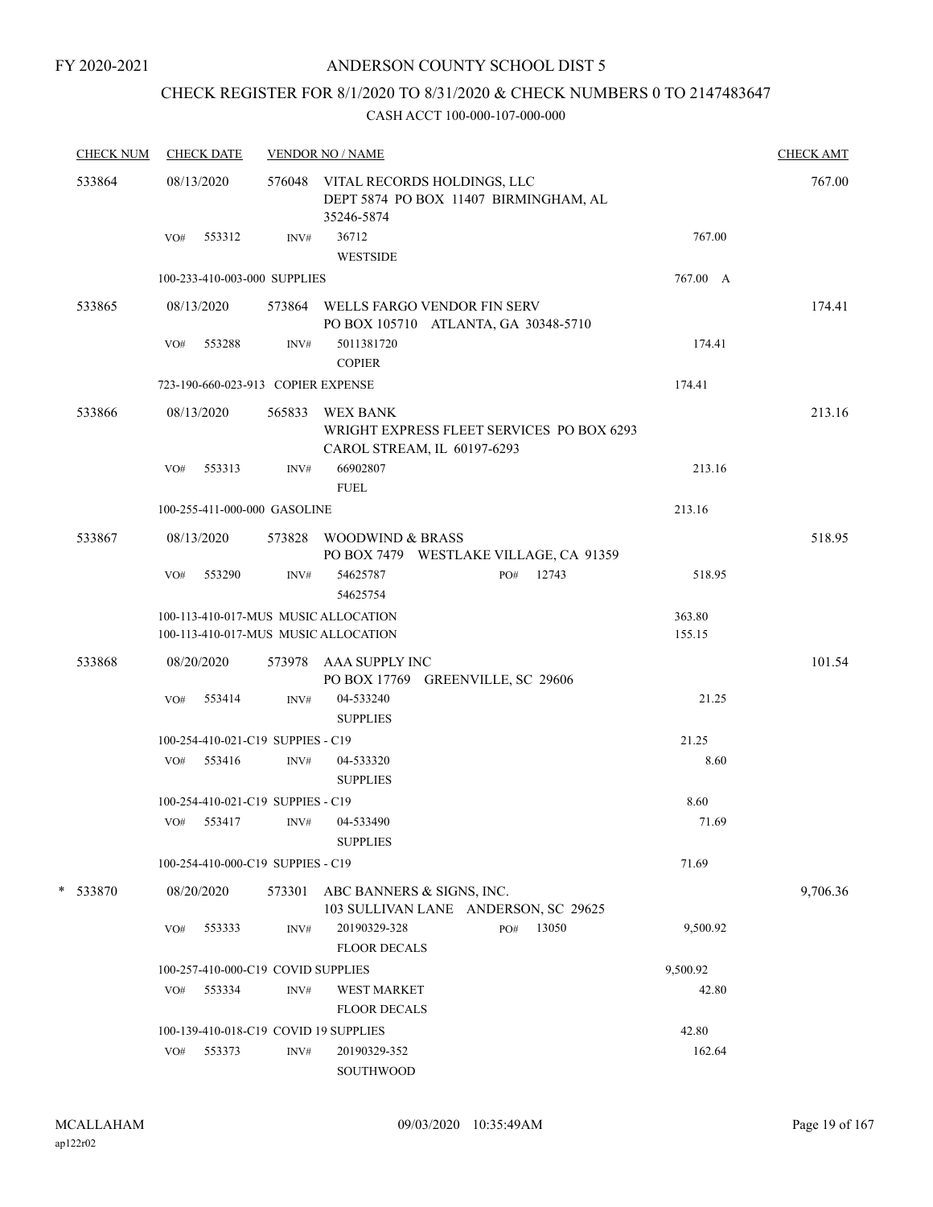FY 2020-2021

# ANDERSON COUNTY SCHOOL DIST 5

## CHECK REGISTER FOR 8/1/2020 TO 8/31/2020 & CHECK NUMBERS 0 TO 2147483647

### CASH ACCT 100-000-107-000-000

| CHECK NUM | CHECK DATE | VENDOR NO / NAME | | | CHECK AMT |
|---|---|---|---|---|---|
| 533864 | 08/13/2020 | 576048 VITAL RECORDS HOLDINGS, LLC<br>DEPT 5874 PO BOX 11407 BIRMINGHAM, AL 35246-5874 | | | 767.00 |
| | VO# 553312 | INV# 36712<br>WESTSIDE | | 767.00 | |
| | 100-233-410-003-000 SUPPLIES | | | 767.00 A | |
| 533865 | 08/13/2020 | 573864 WELLS FARGO VENDOR FIN SERV<br>PO BOX 105710 ATLANTA, GA 30348-5710 | | | 174.41 |
| | VO# 553288 | INV# 5011381720<br>COPIER | | 174.41 | |
| | 723-190-660-023-913 COPIER EXPENSE | | | 174.41 | |
| 533866 | 08/13/2020 | 565833 WEX BANK<br>WRIGHT EXPRESS FLEET SERVICES PO BOX 6293<br>CAROL STREAM, IL 60197-6293 | | | 213.16 |
| | VO# 553313 | INV# 66902807<br>FUEL | | 213.16 | |
| | 100-255-411-000-000 GASOLINE | | | 213.16 | |
| 533867 | 08/13/2020 | 573828 WOODWIND & BRASS<br>PO BOX 7479 WESTLAKE VILLAGE, CA 91359 | | | 518.95 |
| | VO# 553290 | INV# 54625787<br>54625754 | PO# 12743 | 518.95 | |
| | 100-113-410-017-MUS MUSIC ALLOCATION | | | 363.80 | |
| | 100-113-410-017-MUS MUSIC ALLOCATION | | | 155.15 | |
| 533868 | 08/20/2020 | 573978 AAA SUPPLY INC<br>PO BOX 17769 GREENVILLE, SC 29606 | | | 101.54 |
| | VO# 553414 | INV# 04-533240<br>SUPPLIES | | 21.25 | |
| | 100-254-410-021-C19 SUPPIES - C19 | | | 21.25 | |
| | VO# 553416 | INV# 04-533320<br>SUPPLIES | | 8.60 | |
| | 100-254-410-021-C19 SUPPIES - C19 | | | 8.60 | |
| | VO# 553417 | INV# 04-533490<br>SUPPLIES | | 71.69 | |
| | 100-254-410-000-C19 SUPPIES - C19 | | | 71.69 | |
| * 533870 | 08/20/2020 | 573301 ABC BANNERS & SIGNS, INC.<br>103 SULLIVAN LANE ANDERSON, SC 29625 | | | 9,706.36 |
| | VO# 553333 | INV# 20190329-328<br>FLOOR DECALS | PO# 13050 | 9,500.92 | |
| | 100-257-410-000-C19 COVID SUPPLIES | | | 9,500.92 | |
| | VO# 553334 | INV# WEST MARKET<br>FLOOR DECALS | | 42.80 | |
| | 100-139-410-018-C19 COVID 19 SUPPLIES | | | 42.80 | |
| | VO# 553373 | INV# 20190329-352<br>SOUTHWOOD | | 162.64 | |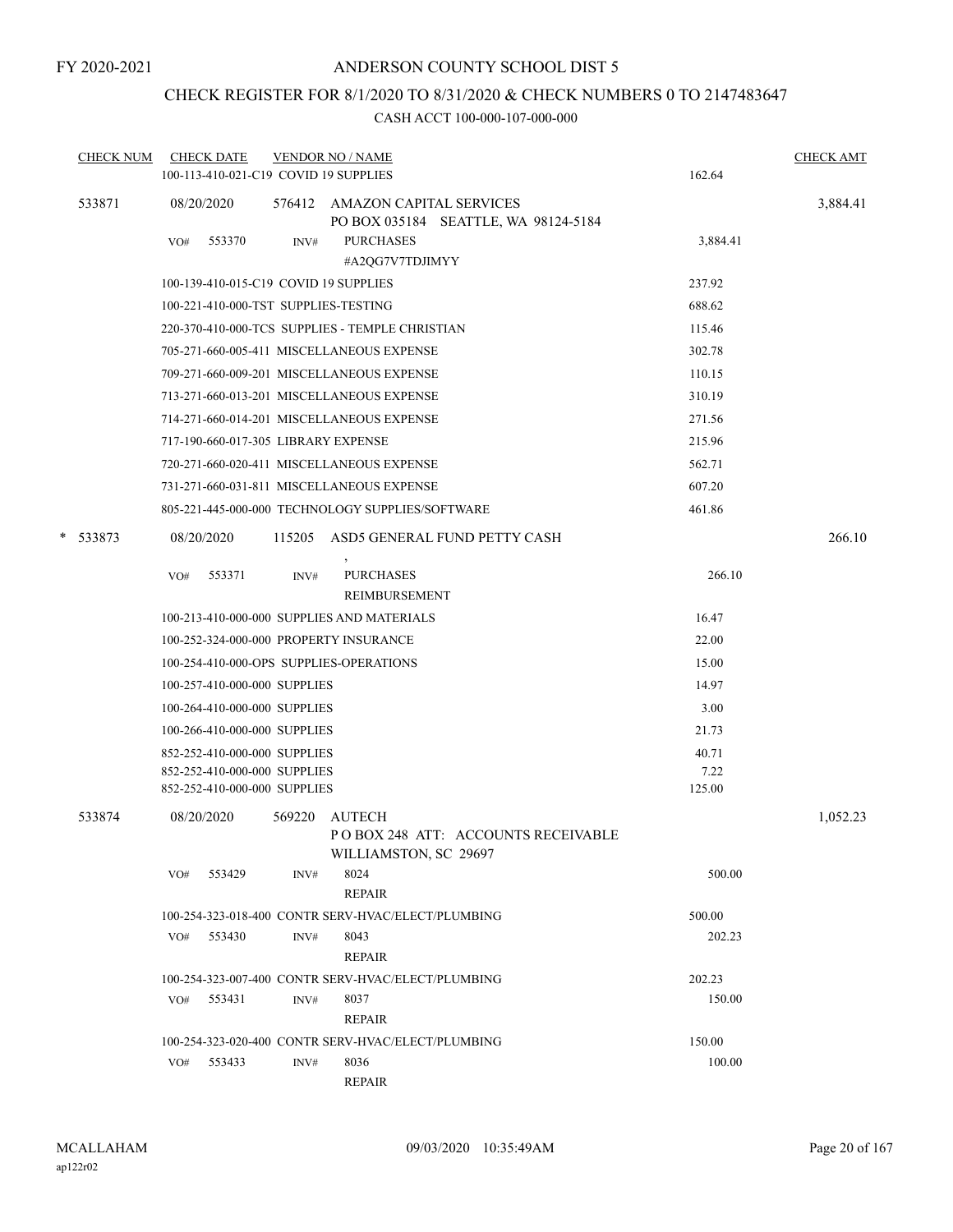FY 2020-2021

# ANDERSON COUNTY SCHOOL DIST 5

## CHECK REGISTER FOR 8/1/2020 TO 8/31/2020 & CHECK NUMBERS 0 TO 2147483647

### CASH ACCT 100-000-107-000-000

| CHECK NUM | CHECK DATE | VENDOR NO / NAME | | CHECK AMT |
|---|---|---|---|---|
| | 100-113-410-021-C19 COVID 19 SUPPLIES | | 162.64 | |
| 533871 | 08/20/2020 | 576412 AMAZON CAPITAL SERVICES<br>PO BOX 035184 SEATTLE, WA 98124-5184 | | 3,884.41 |
| | VO# 553370 | INV# PURCHASES<br>#A2QG7V7TDJIMYY | 3,884.41 | |
| | 100-139-410-015-C19 COVID 19 SUPPLIES | | 237.92 | |
| | 100-221-410-000-TST SUPPLIES-TESTING | | 688.62 | |
| | 220-370-410-000-TCS SUPPLIES - TEMPLE CHRISTIAN | | 115.46 | |
| | 705-271-660-005-411 MISCELLANEOUS EXPENSE | | 302.78 | |
| | 709-271-660-009-201 MISCELLANEOUS EXPENSE | | 110.15 | |
| | 713-271-660-013-201 MISCELLANEOUS EXPENSE | | 310.19 | |
| | 714-271-660-014-201 MISCELLANEOUS EXPENSE | | 271.56 | |
| | 717-190-660-017-305 LIBRARY EXPENSE | | 215.96 | |
| | 720-271-660-020-411 MISCELLANEOUS EXPENSE | | 562.71 | |
| | 731-271-660-031-811 MISCELLANEOUS EXPENSE | | 607.20 | |
| | 805-221-445-000-000 TECHNOLOGY SUPPLIES/SOFTWARE | | 461.86 | |
| * 533873 | 08/20/2020 | 115205 ASD5 GENERAL FUND PETTY CASH<br>, | | 266.10 |
| | VO# 553371 | INV# PURCHASES<br>REIMBURSEMENT | 266.10 | |
| | 100-213-410-000-000 SUPPLIES AND MATERIALS | | 16.47 | |
| | 100-252-324-000-000 PROPERTY INSURANCE | | 22.00 | |
| | 100-254-410-000-OPS SUPPLIES-OPERATIONS | | 15.00 | |
| | 100-257-410-000-000 SUPPLIES | | 14.97 | |
| | 100-264-410-000-000 SUPPLIES | | 3.00 | |
| | 100-266-410-000-000 SUPPLIES | | 21.73 | |
| | 852-252-410-000-000 SUPPLIES | | 40.71 | |
| | 852-252-410-000-000 SUPPLIES | | 7.22 | |
| | 852-252-410-000-000 SUPPLIES | | 125.00 | |
| 533874 | 08/20/2020 | 569220 AUTECH<br>P O BOX 248 ATT: ACCOUNTS RECEIVABLE<br>WILLIAMSTON, SC 29697 | | 1,052.23 |
| | VO# 553429 | INV# 8024<br>REPAIR | 500.00 | |
| | 100-254-323-018-400 CONTR SERV-HVAC/ELECT/PLUMBING | | 500.00 | |
| | VO# 553430 | INV# 8043<br>REPAIR | 202.23 | |
| | 100-254-323-007-400 CONTR SERV-HVAC/ELECT/PLUMBING | | 202.23 | |
| | VO# 553431 | INV# 8037<br>REPAIR | 150.00 | |
| | 100-254-323-020-400 CONTR SERV-HVAC/ELECT/PLUMBING | | 150.00 | |
| | VO# 553433 | INV# 8036<br>REPAIR | 100.00 | |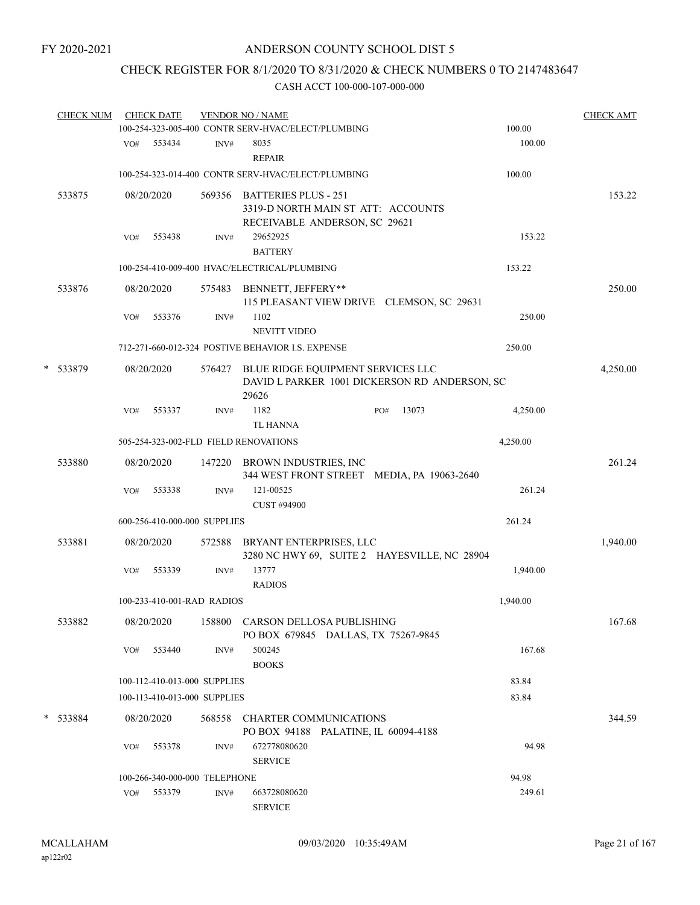FY 2020-2021

# ANDERSON COUNTY SCHOOL DIST 5

## CHECK REGISTER FOR 8/1/2020 TO 8/31/2020 & CHECK NUMBERS 0 TO 2147483647

### CASH ACCT 100-000-107-000-000

| CHECK NUM | CHECK DATE | VENDOR NO / NAME | | CHECK AMT |
|---|---|---|---|---|
| | | 100-254-323-005-400 CONTR SERV-HVAC/ELECT/PLUMBING | 100.00 | |
| | VO# 553434 | INV# 8035 REPAIR | 100.00 | |
| | | 100-254-323-014-400 CONTR SERV-HVAC/ELECT/PLUMBING | 100.00 | |
| 533875 | 08/20/2020 | 569356 BATTERIES PLUS - 251 3319-D NORTH MAIN ST ATT: ACCOUNTS RECEIVABLE ANDERSON, SC 29621 | | 153.22 |
| | VO# 553438 | INV# 29652925 BATTERY | 153.22 | |
| | | 100-254-410-009-400 HVAC/ELECTRICAL/PLUMBING | 153.22 | |
| 533876 | 08/20/2020 | 575483 BENNETT, JEFFERY** 115 PLEASANT VIEW DRIVE CLEMSON, SC 29631 | | 250.00 |
| | VO# 553376 | INV# 1102 NEVITT VIDEO | 250.00 | |
| | | 712-271-660-012-324 POSTIVE BEHAVIOR I.S. EXPENSE | 250.00 | |
| * 533879 | 08/20/2020 | 576427 BLUE RIDGE EQUIPMENT SERVICES LLC DAVID L PARKER 1001 DICKERSON RD ANDERSON, SC 29626 | | 4,250.00 |
| | VO# 553337 | INV# 1182 PO# 13073 TL HANNA | 4,250.00 | |
| | | 505-254-323-002-FLD FIELD RENOVATIONS | 4,250.00 | |
| 533880 | 08/20/2020 | 147220 BROWN INDUSTRIES, INC 344 WEST FRONT STREET MEDIA, PA 19063-2640 | | 261.24 |
| | VO# 553338 | INV# 121-00525 CUST #94900 | 261.24 | |
| | | 600-256-410-000-000 SUPPLIES | 261.24 | |
| 533881 | 08/20/2020 | 572588 BRYANT ENTERPRISES, LLC 3280 NC HWY 69, SUITE 2 HAYESVILLE, NC 28904 | | 1,940.00 |
| | VO# 553339 | INV# 13777 RADIOS | 1,940.00 | |
| | | 100-233-410-001-RAD RADIOS | 1,940.00 | |
| 533882 | 08/20/2020 | 158800 CARSON DELLOSA PUBLISHING PO BOX 679845 DALLAS, TX 75267-9845 | | 167.68 |
| | VO# 553440 | INV# 500245 BOOKS | 167.68 | |
| | | 100-112-410-013-000 SUPPLIES | 83.84 | |
| | | 100-113-410-013-000 SUPPLIES | 83.84 | |
| * 533884 | 08/20/2020 | 568558 CHARTER COMMUNICATIONS PO BOX 94188 PALATINE, IL 60094-4188 | | 344.59 |
| | VO# 553378 | INV# 672778080620 SERVICE | 94.98 | |
| | | 100-266-340-000-000 TELEPHONE | 94.98 | |
| | VO# 553379 | INV# 663728080620 SERVICE | 249.61 | |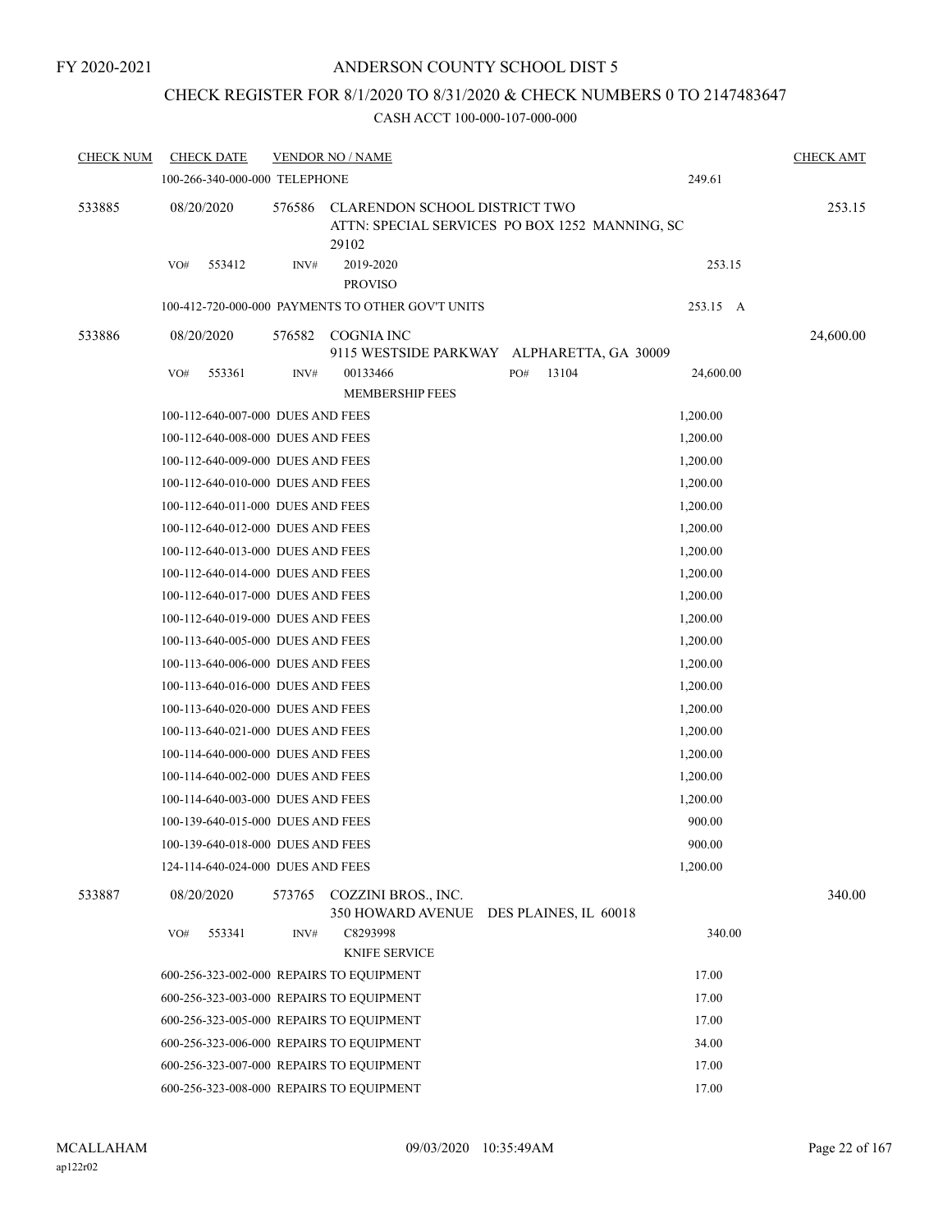FY 2020-2021

# ANDERSON COUNTY SCHOOL DIST 5

## CHECK REGISTER FOR 8/1/2020 TO 8/31/2020 & CHECK NUMBERS 0 TO 2147483647

CASH ACCT 100-000-107-000-000

| CHECK NUM | CHECK DATE | VENDOR NO / NAME | | CHECK AMT |
|---|---|---|---|---|
| | 100-266-340-000-000 TELEPHONE | | 249.61 | |
| 533885 | 08/20/2020 | 576586 CLARENDON SCHOOL DISTRICT TWO<br>ATTN: SPECIAL SERVICES PO BOX 1252 MANNING, SC 29102 | | 253.15 |
| | VO# 553412 | INV# 2019-2020<br>PROVISO | 253.15 | |
| | 100-412-720-000-000 PAYMENTS TO OTHER GOV'T UNITS | | 253.15 A | |
| 533886 | 08/20/2020 | 576582 COGNIA INC<br>9115 WESTSIDE PARKWAY ALPHARETTA, GA 30009 | | 24,600.00 |
| | VO# 553361 | INV# 00133466 PO# 13104<br>MEMBERSHIP FEES | 24,600.00 | |
| | 100-112-640-007-000 DUES AND FEES | | 1,200.00 | |
| | 100-112-640-008-000 DUES AND FEES | | 1,200.00 | |
| | 100-112-640-009-000 DUES AND FEES | | 1,200.00 | |
| | 100-112-640-010-000 DUES AND FEES | | 1,200.00 | |
| | 100-112-640-011-000 DUES AND FEES | | 1,200.00 | |
| | 100-112-640-012-000 DUES AND FEES | | 1,200.00 | |
| | 100-112-640-013-000 DUES AND FEES | | 1,200.00 | |
| | 100-112-640-014-000 DUES AND FEES | | 1,200.00 | |
| | 100-112-640-017-000 DUES AND FEES | | 1,200.00 | |
| | 100-112-640-019-000 DUES AND FEES | | 1,200.00 | |
| | 100-113-640-005-000 DUES AND FEES | | 1,200.00 | |
| | 100-113-640-006-000 DUES AND FEES | | 1,200.00 | |
| | 100-113-640-016-000 DUES AND FEES | | 1,200.00 | |
| | 100-113-640-020-000 DUES AND FEES | | 1,200.00 | |
| | 100-113-640-021-000 DUES AND FEES | | 1,200.00 | |
| | 100-114-640-000-000 DUES AND FEES | | 1,200.00 | |
| | 100-114-640-002-000 DUES AND FEES | | 1,200.00 | |
| | 100-114-640-003-000 DUES AND FEES | | 1,200.00 | |
| | 100-139-640-015-000 DUES AND FEES | | 900.00 | |
| | 100-139-640-018-000 DUES AND FEES | | 900.00 | |
| | 124-114-640-024-000 DUES AND FEES | | 1,200.00 | |
| 533887 | 08/20/2020 | 573765 COZZINI BROS., INC.<br>350 HOWARD AVENUE DES PLAINES, IL 60018 | | 340.00 |
| | VO# 553341 | INV# C8293998<br>KNIFE SERVICE | 340.00 | |
| | 600-256-323-002-000 REPAIRS TO EQUIPMENT | | 17.00 | |
| | 600-256-323-003-000 REPAIRS TO EQUIPMENT | | 17.00 | |
| | 600-256-323-005-000 REPAIRS TO EQUIPMENT | | 17.00 | |
| | 600-256-323-006-000 REPAIRS TO EQUIPMENT | | 34.00 | |
| | 600-256-323-007-000 REPAIRS TO EQUIPMENT | | 17.00 | |
| | 600-256-323-008-000 REPAIRS TO EQUIPMENT | | 17.00 | |

MCALLAHAM 09/03/2020 10:35:49AM
ap122r02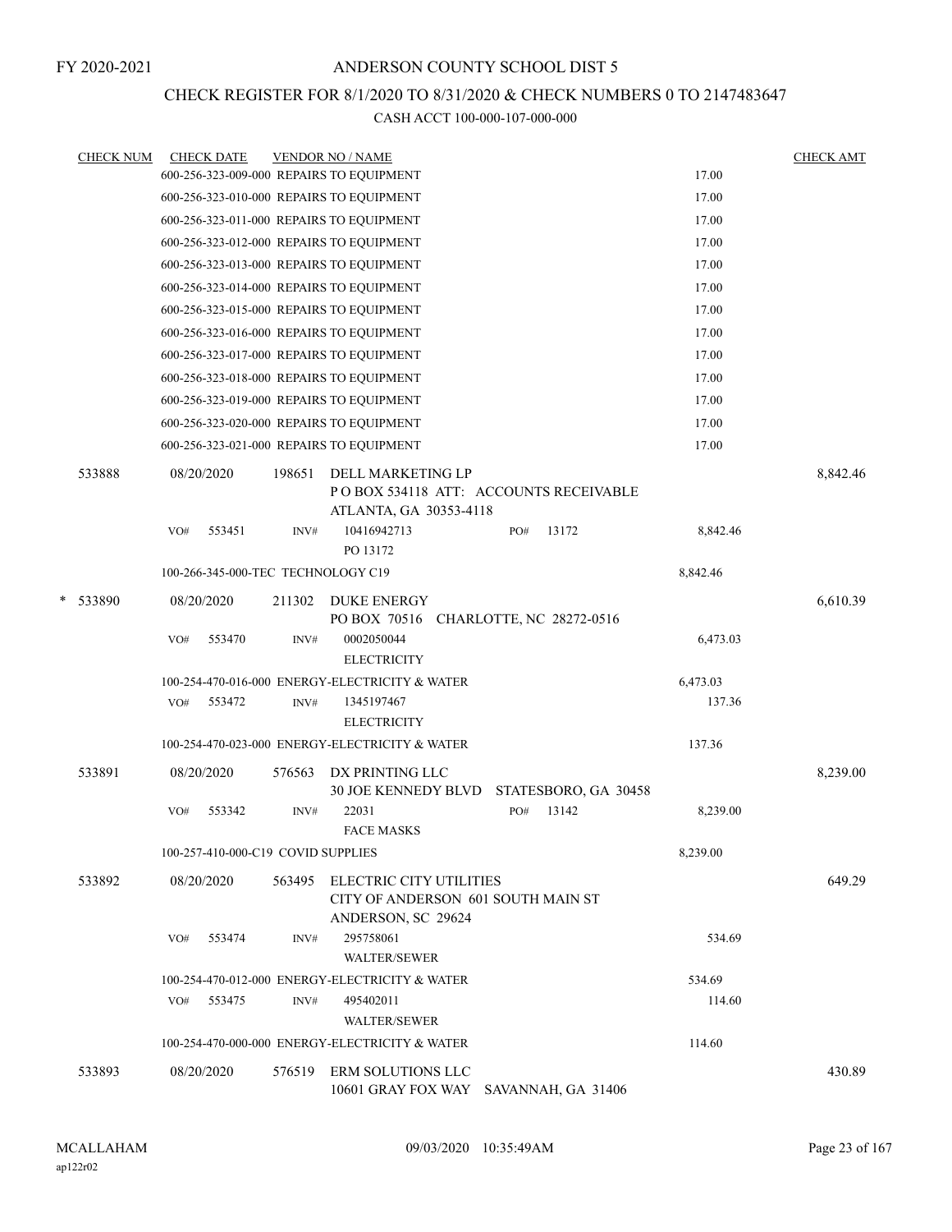FY 2020-2021

# ANDERSON COUNTY SCHOOL DIST 5

## CHECK REGISTER FOR 8/1/2020 TO 8/31/2020 & CHECK NUMBERS 0 TO 2147483647

CASH ACCT 100-000-107-000-000

| CHECK NUM | CHECK DATE | VENDOR NO / NAME | | CHECK AMT |
|---|---|---|---|---|
| | 600-256-323-009-000 REPAIRS TO EQUIPMENT | | 17.00 | |
| | 600-256-323-010-000 REPAIRS TO EQUIPMENT | | 17.00 | |
| | 600-256-323-011-000 REPAIRS TO EQUIPMENT | | 17.00 | |
| | 600-256-323-012-000 REPAIRS TO EQUIPMENT | | 17.00 | |
| | 600-256-323-013-000 REPAIRS TO EQUIPMENT | | 17.00 | |
| | 600-256-323-014-000 REPAIRS TO EQUIPMENT | | 17.00 | |
| | 600-256-323-015-000 REPAIRS TO EQUIPMENT | | 17.00 | |
| | 600-256-323-016-000 REPAIRS TO EQUIPMENT | | 17.00 | |
| | 600-256-323-017-000 REPAIRS TO EQUIPMENT | | 17.00 | |
| | 600-256-323-018-000 REPAIRS TO EQUIPMENT | | 17.00 | |
| | 600-256-323-019-000 REPAIRS TO EQUIPMENT | | 17.00 | |
| | 600-256-323-020-000 REPAIRS TO EQUIPMENT | | 17.00 | |
| | 600-256-323-021-000 REPAIRS TO EQUIPMENT | | 17.00 | |
| 533888 | 08/20/2020 | 198651 DELL MARKETING LP<br>P O BOX 534118 ATT: ACCOUNTS RECEIVABLE<br>ATLANTA, GA 30353-4118 | | 8,842.46 |
| | VO# 553451 | INV# 10416942713 PO# 13172<br>PO 13172 | 8,842.46 | |
| | 100-266-345-000-TEC TECHNOLOGY C19 | | 8,842.46 | |
| * 533890 | 08/20/2020 | 211302 DUKE ENERGY<br>PO BOX 70516 CHARLOTTE, NC 28272-0516 | | 6,610.39 |
| | VO# 553470 | INV# 0002050044<br>ELECTRICITY | 6,473.03 | |
| | 100-254-470-016-000 ENERGY-ELECTRICITY & WATER | | 6,473.03 | |
| | VO# 553472 | INV# 1345197467<br>ELECTRICITY | 137.36 | |
| | 100-254-470-023-000 ENERGY-ELECTRICITY & WATER | | 137.36 | |
| 533891 | 08/20/2020 | 576563 DX PRINTING LLC<br>30 JOE KENNEDY BLVD STATESBORO, GA 30458 | | 8,239.00 |
| | VO# 553342 | INV# 22031 PO# 13142<br>FACE MASKS | 8,239.00 | |
| | 100-257-410-000-C19 COVID SUPPLIES | | 8,239.00 | |
| 533892 | 08/20/2020 | 563495 ELECTRIC CITY UTILITIES<br>CITY OF ANDERSON 601 SOUTH MAIN ST<br>ANDERSON, SC 29624 | | 649.29 |
| | VO# 553474 | INV# 295758061<br>WALTER/SEWER | 534.69 | |
| | 100-254-470-012-000 ENERGY-ELECTRICITY & WATER | | 534.69 | |
| | VO# 553475 | INV# 495402011<br>WALTER/SEWER | 114.60 | |
| | 100-254-470-000-000 ENERGY-ELECTRICITY & WATER | | 114.60 | |
| 533893 | 08/20/2020 | 576519 ERM SOLUTIONS LLC<br>10601 GRAY FOX WAY SAVANNAH, GA 31406 | | 430.89 |

MCALLAHAM
ap122r02
09/03/2020 10:35:49AM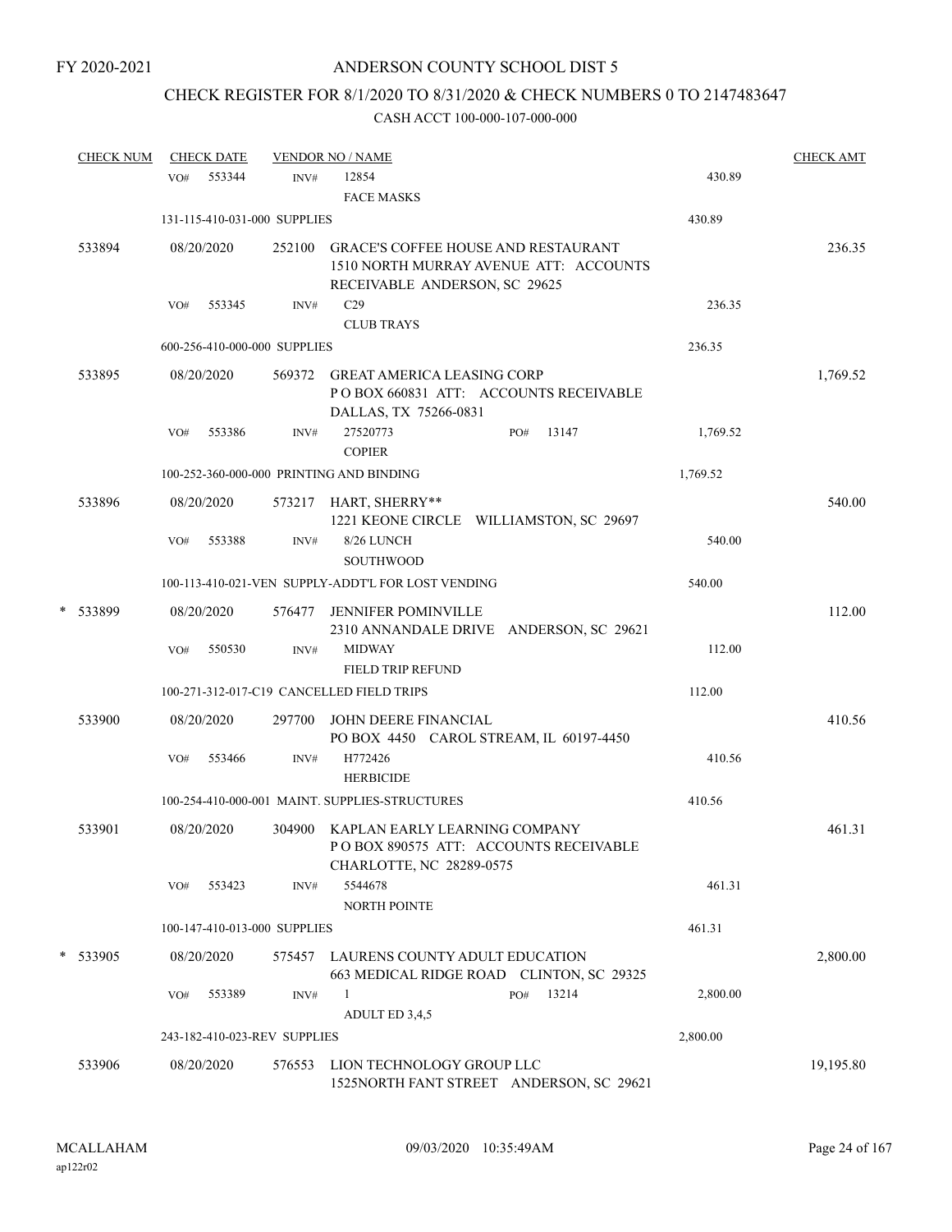FY 2020-2021

# ANDERSON COUNTY SCHOOL DIST 5

## CHECK REGISTER FOR 8/1/2020 TO 8/31/2020 & CHECK NUMBERS 0 TO 2147483647

CASH ACCT 100-000-107-000-000

| CHECK NUM | CHECK DATE | VENDOR NO / NAME | | CHECK AMT |
|---|---|---|---|---|
| | VO# 553344 | INV# 12854<br>FACE MASKS | 430.89 | |
| | 131-115-410-031-000 SUPPLIES | | 430.89 | |
| 533894 | 08/20/2020 | 252100 GRACE'S COFFEE HOUSE AND RESTAURANT<br>1510 NORTH MURRAY AVENUE ATT: ACCOUNTS RECEIVABLE ANDERSON, SC 29625 | | 236.35 |
| | VO# 553345 | INV# C29<br>CLUB TRAYS | 236.35 | |
| | 600-256-410-000-000 SUPPLIES | | 236.35 | |
| 533895 | 08/20/2020 | 569372 GREAT AMERICA LEASING CORP<br>P O BOX 660831 ATT: ACCOUNTS RECEIVABLE DALLAS, TX 75266-0831 | | 1,769.52 |
| | VO# 553386 | INV# 27520773 PO# 13147<br>COPIER | 1,769.52 | |
| | 100-252-360-000-000 PRINTING AND BINDING | | 1,769.52 | |
| 533896 | 08/20/2020 | 573217 HART, SHERRY**<br>1221 KEONE CIRCLE WILLIAMSTON, SC 29697 | | 540.00 |
| | VO# 553388 | INV# 8/26 LUNCH<br>SOUTHWOOD | 540.00 | |
| | 100-113-410-021-VEN SUPPLY-ADDT'L FOR LOST VENDING | | 540.00 | |
| * 533899 | 08/20/2020 | 576477 JENNIFER POMINVILLE<br>2310 ANNANDALE DRIVE ANDERSON, SC 29621 | | 112.00 |
| | VO# 550530 | INV# MIDWAY<br>FIELD TRIP REFUND | 112.00 | |
| | 100-271-312-017-C19 CANCELLED FIELD TRIPS | | 112.00 | |
| 533900 | 08/20/2020 | 297700 JOHN DEERE FINANCIAL<br>PO BOX 4450 CAROL STREAM, IL 60197-4450 | | 410.56 |
| | VO# 553466 | INV# H772426<br>HERBICIDE | 410.56 | |
| | 100-254-410-000-001 MAINT. SUPPLIES-STRUCTURES | | 410.56 | |
| 533901 | 08/20/2020 | 304900 KAPLAN EARLY LEARNING COMPANY<br>P O BOX 890575 ATT: ACCOUNTS RECEIVABLE CHARLOTTE, NC 28289-0575 | | 461.31 |
| | VO# 553423 | INV# 5544678<br>NORTH POINTE | 461.31 | |
| | 100-147-410-013-000 SUPPLIES | | 461.31 | |
| * 533905 | 08/20/2020 | 575457 LAURENS COUNTY ADULT EDUCATION<br>663 MEDICAL RIDGE ROAD CLINTON, SC 29325 | | 2,800.00 |
| | VO# 553389 | INV# 1 PO# 13214<br>ADULT ED 3,4,5 | 2,800.00 | |
| | 243-182-410-023-REV SUPPLIES | | 2,800.00 | |
| 533906 | 08/20/2020 | 576553 LION TECHNOLOGY GROUP LLC<br>1525NORTH FANT STREET ANDERSON, SC 29621 | | 19,195.80 |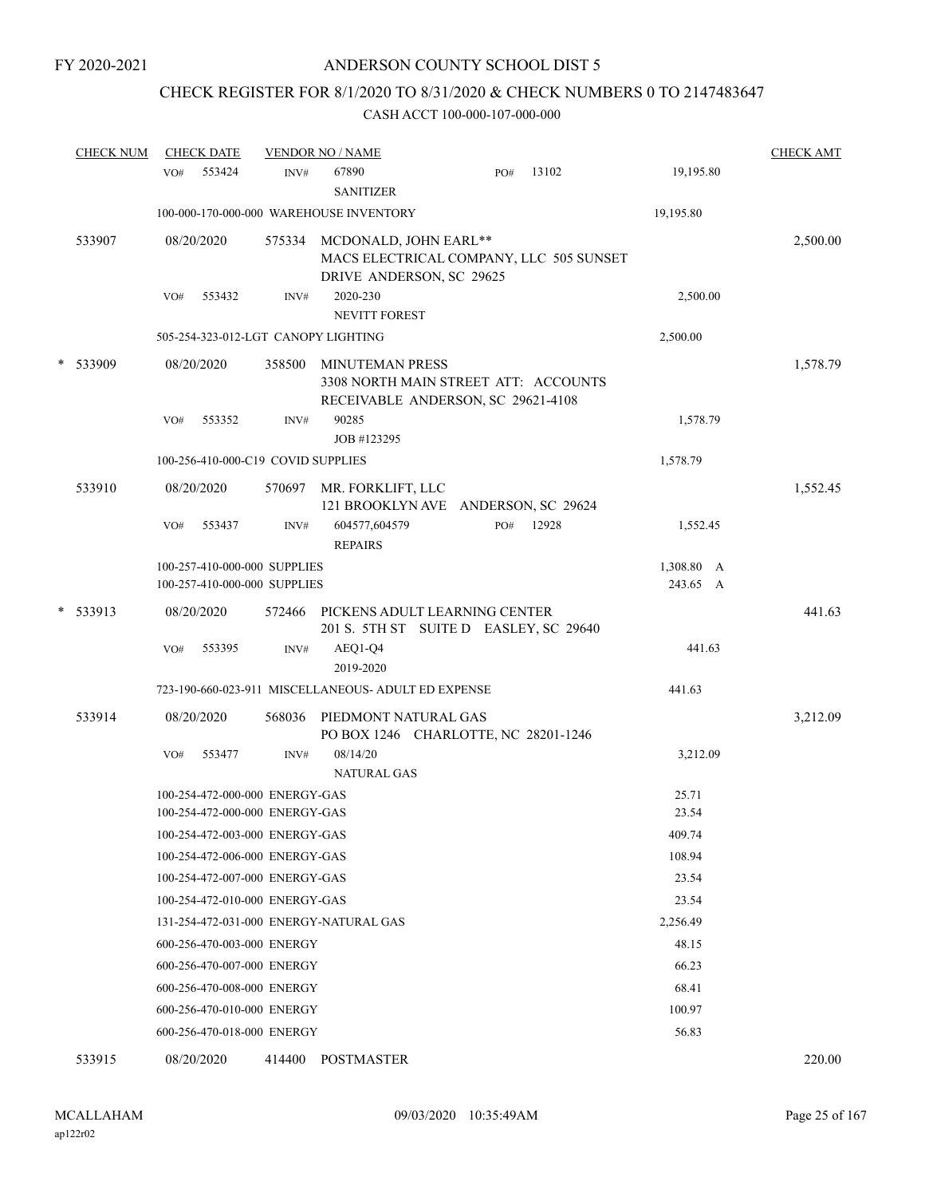FY 2020-2021

# ANDERSON COUNTY SCHOOL DIST 5

## CHECK REGISTER FOR 8/1/2020 TO 8/31/2020 & CHECK NUMBERS 0 TO 2147483647

### CASH ACCT 100-000-107-000-000

| CHECK NUM | CHECK DATE | VENDOR NO / NAME | | CHECK AMT |
|---|---|---|---|---|
| | VO# 553424 INV# | 67890 PO# 13102 SANITIZER | 19,195.80 | |
| | 100-000-170-000-000 WAREHOUSE INVENTORY | | 19,195.80 | |
| 533907 | 08/20/2020 | 575334 MCDONALD, JOHN EARL** MACS ELECTRICAL COMPANY, LLC 505 SUNSET DRIVE ANDERSON, SC 29625 | | 2,500.00 |
| | VO# 553432 INV# | 2020-230 NEVITT FOREST | 2,500.00 | |
| | 505-254-323-012-LGT CANOPY LIGHTING | | 2,500.00 | |
| * 533909 | 08/20/2020 | 358500 MINUTEMAN PRESS 3308 NORTH MAIN STREET ATT: ACCOUNTS RECEIVABLE ANDERSON, SC 29621-4108 | | 1,578.79 |
| | VO# 553352 INV# | 90285 JOB #123295 | 1,578.79 | |
| | 100-256-410-000-C19 COVID SUPPLIES | | 1,578.79 | |
| 533910 | 08/20/2020 | 570697 MR. FORKLIFT, LLC 121 BROOKLYN AVE ANDERSON, SC 29624 | | 1,552.45 |
| | VO# 553437 INV# | 604577,604579 PO# 12928 REPAIRS | 1,552.45 | |
| | 100-257-410-000-000 SUPPLIES | | 1,308.80 A | |
| | 100-257-410-000-000 SUPPLIES | | 243.65 A | |
| * 533913 | 08/20/2020 | 572466 PICKENS ADULT LEARNING CENTER 201 S. 5TH ST SUITE D EASLEY, SC 29640 | | 441.63 |
| | VO# 553395 INV# | AEQ1-Q4 2019-2020 | 441.63 | |
| | 723-190-660-023-911 MISCELLANEOUS- ADULT ED EXPENSE | | 441.63 | |
| 533914 | 08/20/2020 | 568036 PIEDMONT NATURAL GAS PO BOX 1246 CHARLOTTE, NC 28201-1246 | | 3,212.09 |
| | VO# 553477 INV# | 08/14/20 NATURAL GAS | 3,212.09 | |
| | 100-254-472-000-000 ENERGY-GAS | | 25.71 | |
| | 100-254-472-000-000 ENERGY-GAS | | 23.54 | |
| | 100-254-472-003-000 ENERGY-GAS | | 409.74 | |
| | 100-254-472-006-000 ENERGY-GAS | | 108.94 | |
| | 100-254-472-007-000 ENERGY-GAS | | 23.54 | |
| | 100-254-472-010-000 ENERGY-GAS | | 23.54 | |
| | 131-254-472-031-000 ENERGY-NATURAL GAS | | 2,256.49 | |
| | 600-256-470-003-000 ENERGY | | 48.15 | |
| | 600-256-470-007-000 ENERGY | | 66.23 | |
| | 600-256-470-008-000 ENERGY | | 68.41 | |
| | 600-256-470-010-000 ENERGY | | 100.97 | |
| | 600-256-470-018-000 ENERGY | | 56.83 | |
| 533915 | 08/20/2020 | 414400 POSTMASTER | | 220.00 |

MCALLAHAM ap122r02 09/03/2020 10:35:49AM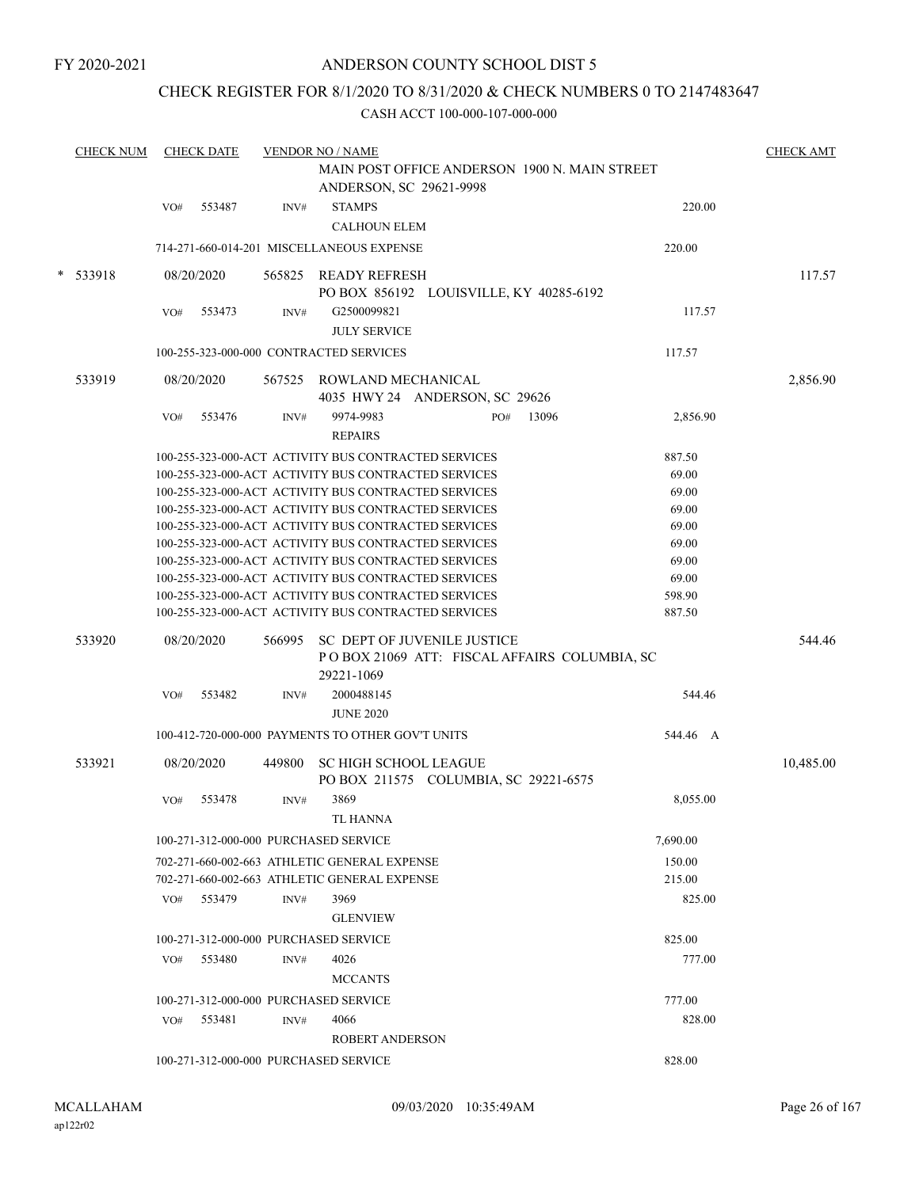FY 2020-2021

# ANDERSON COUNTY SCHOOL DIST 5

## CHECK REGISTER FOR 8/1/2020 TO 8/31/2020 & CHECK NUMBERS 0 TO 2147483647

### CASH ACCT 100-000-107-000-000

| CHECK NUM | CHECK DATE | VENDOR NO / NAME | | CHECK AMT |
|---|---|---|---|---|
| | | MAIN POST OFFICE ANDERSON 1900 N. MAIN STREET ANDERSON, SC 29621-9998 | | |
| | VO# 553487 | INV# STAMPS CALHOUN ELEM | 220.00 | |
| | | 714-271-660-014-201 MISCELLANEOUS EXPENSE | 220.00 | |
| * 533918 | 08/20/2020 | 565825 READY REFRESH PO BOX 856192 LOUISVILLE, KY 40285-6192 | | 117.57 |
| | VO# 553473 | INV# G2500099821 JULY SERVICE | 117.57 | |
| | | 100-255-323-000-000 CONTRACTED SERVICES | 117.57 | |
| 533919 | 08/20/2020 | 567525 ROWLAND MECHANICAL 4035 HWY 24 ANDERSON, SC 29626 | | 2,856.90 |
| | VO# 553476 | INV# 9974-9983 PO# 13096 REPAIRS | 2,856.90 | |
| | | 100-255-323-000-ACT ACTIVITY BUS CONTRACTED SERVICES | 887.50 | |
| | | 100-255-323-000-ACT ACTIVITY BUS CONTRACTED SERVICES | 69.00 | |
| | | 100-255-323-000-ACT ACTIVITY BUS CONTRACTED SERVICES | 69.00 | |
| | | 100-255-323-000-ACT ACTIVITY BUS CONTRACTED SERVICES | 69.00 | |
| | | 100-255-323-000-ACT ACTIVITY BUS CONTRACTED SERVICES | 69.00 | |
| | | 100-255-323-000-ACT ACTIVITY BUS CONTRACTED SERVICES | 69.00 | |
| | | 100-255-323-000-ACT ACTIVITY BUS CONTRACTED SERVICES | 69.00 | |
| | | 100-255-323-000-ACT ACTIVITY BUS CONTRACTED SERVICES | 69.00 | |
| | | 100-255-323-000-ACT ACTIVITY BUS CONTRACTED SERVICES | 598.90 | |
| | | 100-255-323-000-ACT ACTIVITY BUS CONTRACTED SERVICES | 887.50 | |
| 533920 | 08/20/2020 | 566995 SC DEPT OF JUVENILE JUSTICE P O BOX 21069 ATT: FISCAL AFFAIRS COLUMBIA, SC 29221-1069 | | 544.46 |
| | VO# 553482 | INV# 2000488145 JUNE 2020 | 544.46 | |
| | | 100-412-720-000-000 PAYMENTS TO OTHER GOV'T UNITS | 544.46 A | |
| 533921 | 08/20/2020 | 449800 SC HIGH SCHOOL LEAGUE PO BOX 211575 COLUMBIA, SC 29221-6575 | | 10,485.00 |
| | VO# 553478 | INV# 3869 TL HANNA | 8,055.00 | |
| | | 100-271-312-000-000 PURCHASED SERVICE | 7,690.00 | |
| | | 702-271-660-002-663 ATHLETIC GENERAL EXPENSE | 150.00 | |
| | | 702-271-660-002-663 ATHLETIC GENERAL EXPENSE | 215.00 | |
| | VO# 553479 | INV# 3969 GLENVIEW | 825.00 | |
| | | 100-271-312-000-000 PURCHASED SERVICE | 825.00 | |
| | VO# 553480 | INV# 4026 MCCANTS | 777.00 | |
| | | 100-271-312-000-000 PURCHASED SERVICE | 777.00 | |
| | VO# 553481 | INV# 4066 ROBERT ANDERSON | 828.00 | |
| | | 100-271-312-000-000 PURCHASED SERVICE | 828.00 | |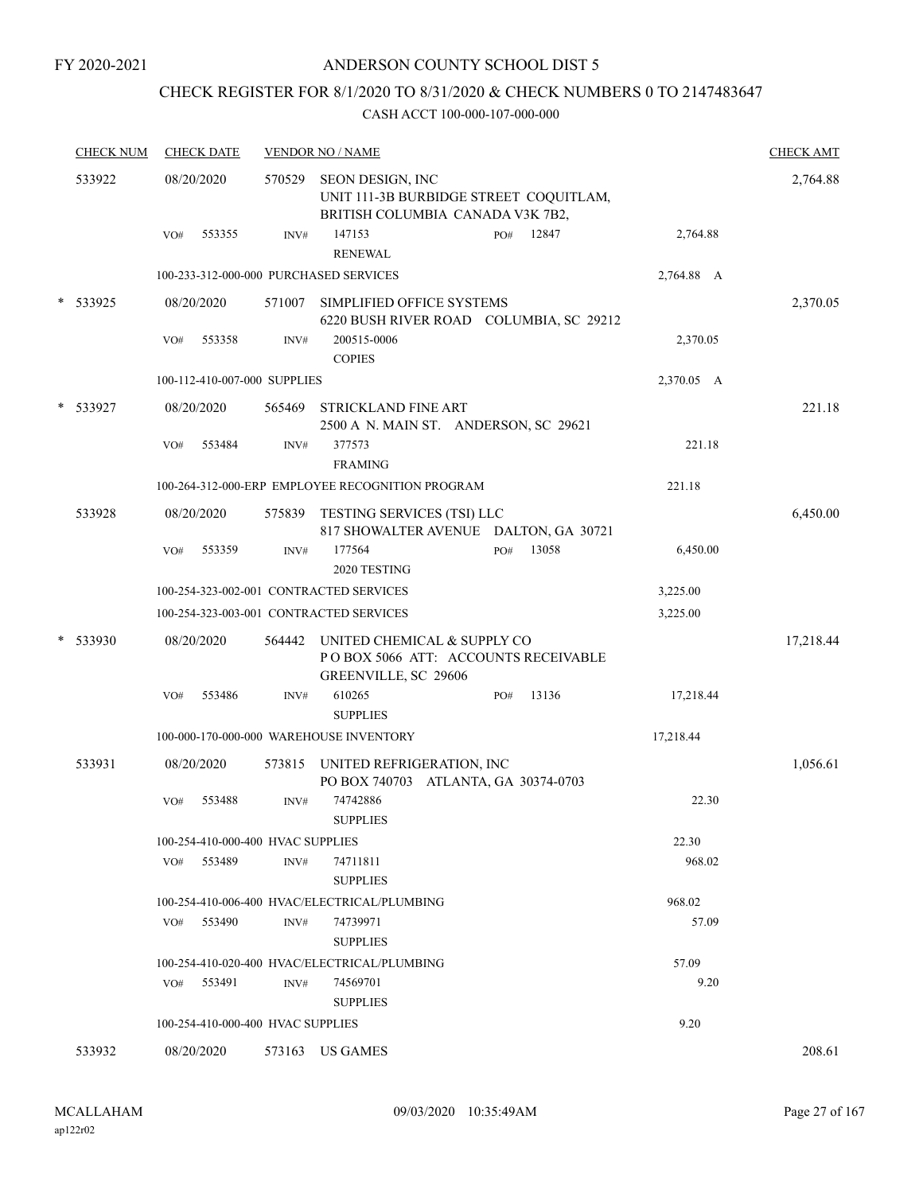FY 2020-2021

# ANDERSON COUNTY SCHOOL DIST 5

## CHECK REGISTER FOR 8/1/2020 TO 8/31/2020 & CHECK NUMBERS 0 TO 2147483647

### CASH ACCT 100-000-107-000-000

| CHECK NUM | CHECK DATE | VENDOR NO / NAME | | | CHECK AMT |
|---|---|---|---|---|---|
| 533922 | 08/20/2020 | 570529 SEON DESIGN, INC<br>UNIT 111-3B BURBIDGE STREET COQUITLAM, BRITISH COLUMBIA CANADA V3K 7B2, | | | 2,764.88 |
| | VO# 553355 | INV# 147153<br>RENEWAL | PO# 12847 | 2,764.88 | |
| | 100-233-312-000-000 PURCHASED SERVICES | | | 2,764.88 A | |
| * 533925 | 08/20/2020 | 571007 SIMPLIFIED OFFICE SYSTEMS<br>6220 BUSH RIVER ROAD COLUMBIA, SC 29212 | | | 2,370.05 |
| | VO# 553358 | INV# 200515-0006<br>COPIES | | 2,370.05 | |
| | 100-112-410-007-000 SUPPLIES | | | 2,370.05 A | |
| * 533927 | 08/20/2020 | 565469 STRICKLAND FINE ART<br>2500 A N. MAIN ST. ANDERSON, SC 29621 | | | 221.18 |
| | VO# 553484 | INV# 377573<br>FRAMING | | 221.18 | |
| | 100-264-312-000-ERP EMPLOYEE RECOGNITION PROGRAM | | | 221.18 | |
| 533928 | 08/20/2020 | 575839 TESTING SERVICES (TSI) LLC<br>817 SHOWALTER AVENUE DALTON, GA 30721 | | | 6,450.00 |
| | VO# 553359 | INV# 177564<br>2020 TESTING | PO# 13058 | 6,450.00 | |
| | 100-254-323-002-001 CONTRACTED SERVICES | | | 3,225.00 | |
| | 100-254-323-003-001 CONTRACTED SERVICES | | | 3,225.00 | |
| * 533930 | 08/20/2020 | 564442 UNITED CHEMICAL & SUPPLY CO<br>P O BOX 5066 ATT: ACCOUNTS RECEIVABLE GREENVILLE, SC 29606 | | | 17,218.44 |
| | VO# 553486 | INV# 610265<br>SUPPLIES | PO# 13136 | 17,218.44 | |
| | 100-000-170-000-000 WAREHOUSE INVENTORY | | | 17,218.44 | |
| 533931 | 08/20/2020 | 573815 UNITED REFRIGERATION, INC<br>PO BOX 740703 ATLANTA, GA 30374-0703 | | | 1,056.61 |
| | VO# 553488 | INV# 74742886<br>SUPPLIES | | 22.30 | |
| | 100-254-410-000-400 HVAC SUPPLIES | | | 22.30 | |
| | VO# 553489 | INV# 74711811<br>SUPPLIES | | 968.02 | |
| | 100-254-410-006-400 HVAC/ELECTRICAL/PLUMBING | | | 968.02 | |
| | VO# 553490 | INV# 74739971<br>SUPPLIES | | 57.09 | |
| | 100-254-410-020-400 HVAC/ELECTRICAL/PLUMBING | | | 57.09 | |
| | VO# 553491 | INV# 74569701<br>SUPPLIES | | 9.20 | |
| | 100-254-410-000-400 HVAC SUPPLIES | | | 9.20 | |
| 533932 | 08/20/2020 | 573163 US GAMES | | | 208.61 |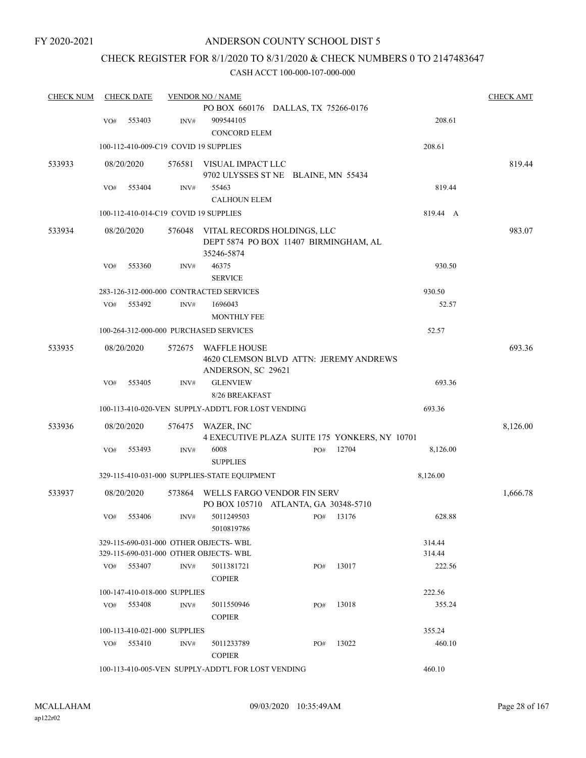FY 2020-2021

# ANDERSON COUNTY SCHOOL DIST 5

## CHECK REGISTER FOR 8/1/2020 TO 8/31/2020 & CHECK NUMBERS 0 TO 2147483647

### CASH ACCT 100-000-107-000-000

| CHECK NUM | CHECK DATE | VENDOR NO / NAME | | CHECK AMT |
|---|---|---|---|---|
| | | PO BOX 660176 DALLAS, TX 75266-0176 | | |
| | VO# 553403 | INV# 909544105 CONCORD ELEM | 208.61 | |
| | | 100-112-410-009-C19 COVID 19 SUPPLIES | 208.61 | |
| 533933 | 08/20/2020 | 576581 VISUAL IMPACT LLC 9702 ULYSSES ST NE BLAINE, MN 55434 | | 819.44 |
| | VO# 553404 | INV# 55463 CALHOUN ELEM | 819.44 | |
| | | 100-112-410-014-C19 COVID 19 SUPPLIES | 819.44 A | |
| 533934 | 08/20/2020 | 576048 VITAL RECORDS HOLDINGS, LLC DEPT 5874 PO BOX 11407 BIRMINGHAM, AL 35246-5874 | | 983.07 |
| | VO# 553360 | INV# 46375 SERVICE | 930.50 | |
| | | 283-126-312-000-000 CONTRACTED SERVICES | 930.50 | |
| | VO# 553492 | INV# 1696043 MONTHLY FEE | 52.57 | |
| | | 100-264-312-000-000 PURCHASED SERVICES | 52.57 | |
| 533935 | 08/20/2020 | 572675 WAFFLE HOUSE 4620 CLEMSON BLVD ATTN: JEREMY ANDREWS ANDERSON, SC 29621 | | 693.36 |
| | VO# 553405 | INV# GLENVIEW 8/26 BREAKFAST | 693.36 | |
| | | 100-113-410-020-VEN SUPPLY-ADDT'L FOR LOST VENDING | 693.36 | |
| 533936 | 08/20/2020 | 576475 WAZER, INC 4 EXECUTIVE PLAZA SUITE 175 YONKERS, NY 10701 | | 8,126.00 |
| | VO# 553493 | INV# 6008 PO# 12704 SUPPLIES | 8,126.00 | |
| | | 329-115-410-031-000 SUPPLIES-STATE EQUIPMENT | 8,126.00 | |
| 533937 | 08/20/2020 | 573864 WELLS FARGO VENDOR FIN SERV PO BOX 105710 ATLANTA, GA 30348-5710 | | 1,666.78 |
| | VO# 553406 | INV# 5011249503 PO# 13176 5010819786 | 628.88 | |
| | | 329-115-690-031-000 OTHER OBJECTS- WBL | 314.44 | |
| | | 329-115-690-031-000 OTHER OBJECTS- WBL | 314.44 | |
| | VO# 553407 | INV# 5011381721 PO# 13017 COPIER | 222.56 | |
| | | 100-147-410-018-000 SUPPLIES | 222.56 | |
| | VO# 553408 | INV# 5011550946 PO# 13018 COPIER | 355.24 | |
| | | 100-113-410-021-000 SUPPLIES | 355.24 | |
| | VO# 553410 | INV# 5011233789 PO# 13022 COPIER | 460.10 | |
| | | 100-113-410-005-VEN SUPPLY-ADDT'L FOR LOST VENDING | 460.10 | |

MCALLAHAM ap122r02 09/03/2020 10:35:49AM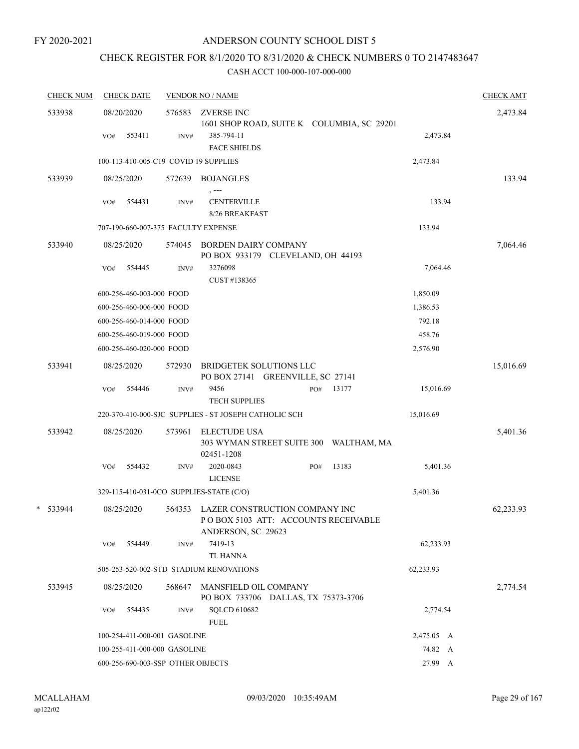FY 2020-2021

# ANDERSON COUNTY SCHOOL DIST 5

## CHECK REGISTER FOR 8/1/2020 TO 8/31/2020 & CHECK NUMBERS 0 TO 2147483647

### CASH ACCT 100-000-107-000-000

| CHECK NUM | CHECK DATE | VENDOR NO / NAME | | CHECK AMT |
|---|---|---|---|---|
| 533938 | 08/20/2020 | 576583 ZVERSE INC<br>1601 SHOP ROAD, SUITE K COLUMBIA, SC 29201 | | 2,473.84 |
| | VO# 553411 | INV# 385-794-11<br>FACE SHIELDS | 2,473.84 | |
| | 100-113-410-005-C19 COVID 19 SUPPLIES | | 2,473.84 | |
| 533939 | 08/25/2020 | 572639 BOJANGLES<br>, --- | | 133.94 |
| | VO# 554431 | INV# CENTERVILLE<br>8/26 BREAKFAST | 133.94 | |
| | 707-190-660-007-375 FACULTY EXPENSE | | 133.94 | |
| 533940 | 08/25/2020 | 574045 BORDEN DAIRY COMPANY<br>PO BOX 933179 CLEVELAND, OH 44193 | | 7,064.46 |
| | VO# 554445 | INV# 3276098<br>CUST #138365 | 7,064.46 | |
| | 600-256-460-003-000 FOOD | | 1,850.09 | |
| | 600-256-460-006-000 FOOD | | 1,386.53 | |
| | 600-256-460-014-000 FOOD | | 792.18 | |
| | 600-256-460-019-000 FOOD | | 458.76 | |
| | 600-256-460-020-000 FOOD | | 2,576.90 | |
| 533941 | 08/25/2020 | 572930 BRIDGETEK SOLUTIONS LLC<br>PO BOX 27141 GREENVILLE, SC 27141 | | 15,016.69 |
| | VO# 554446 | INV# 9456 PO# 13177<br>TECH SUPPLIES | 15,016.69 | |
| | 220-370-410-000-SJC SUPPLIES - ST JOSEPH CATHOLIC SCH | | 15,016.69 | |
| 533942 | 08/25/2020 | 573961 ELECTUDE USA<br>303 WYMAN STREET SUITE 300 WALTHAM, MA 02451-1208 | | 5,401.36 |
| | VO# 554432 | INV# 2020-0843 PO# 13183<br>LICENSE | 5,401.36 | |
| | 329-115-410-031-0CO SUPPLIES-STATE (C/O) | | 5,401.36 | |
| * 533944 | 08/25/2020 | 564353 LAZER CONSTRUCTION COMPANY INC<br>P O BOX 5103 ATT: ACCOUNTS RECEIVABLE<br>ANDERSON, SC 29623 | | 62,233.93 |
| | VO# 554449 | INV# 7419-13<br>TL HANNA | 62,233.93 | |
| | 505-253-520-002-STD STADIUM RENOVATIONS | | 62,233.93 | |
| 533945 | 08/25/2020 | 568647 MANSFIELD OIL COMPANY<br>PO BOX 733706 DALLAS, TX 75373-3706 | | 2,774.54 |
| | VO# 554435 | INV# SQLCD 610682<br>FUEL | 2,774.54 | |
| | 100-254-411-000-001 GASOLINE | | 2,475.05 A | |
| | 100-255-411-000-000 GASOLINE | | 74.82 A | |
| | 600-256-690-003-SSP OTHER OBJECTS | | 27.99 A | |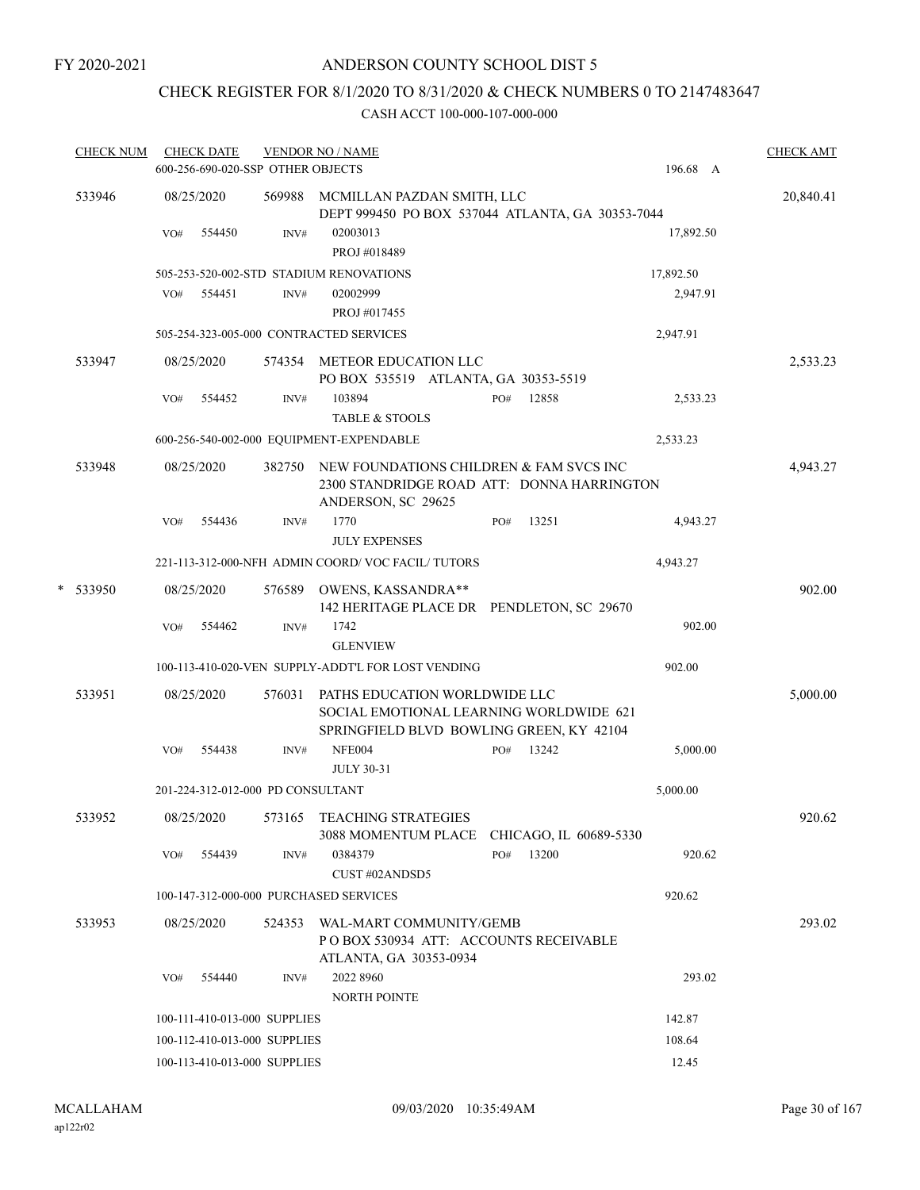FY 2020-2021

# ANDERSON COUNTY SCHOOL DIST 5

## CHECK REGISTER FOR 8/1/2020 TO 8/31/2020 & CHECK NUMBERS 0 TO 2147483647

CASH ACCT 100-000-107-000-000

| CHECK NUM | CHECK DATE | VENDOR NO / NAME | | CHECK AMT |
|---|---|---|---|---|
| | 600-256-690-020-SSP OTHER OBJECTS | | 196.68 A | |
| 533946 | 08/25/2020 | 569988 MCMILLAN PAZDAN SMITH, LLC<br>DEPT 999450 PO BOX 537044 ATLANTA, GA 30353-7044 | | 20,840.41 |
| | VO# 554450 | INV# 02003013<br>PROJ #018489 | 17,892.50 | |
| | 505-253-520-002-STD STADIUM RENOVATIONS | | 17,892.50 | |
| | VO# 554451 | INV# 02002999<br>PROJ #017455 | 2,947.91 | |
| | 505-254-323-005-000 CONTRACTED SERVICES | | 2,947.91 | |
| 533947 | 08/25/2020 | 574354 METEOR EDUCATION LLC<br>PO BOX 535519 ATLANTA, GA 30353-5519 | | 2,533.23 |
| | VO# 554452 | INV# 103894 PO# 12858<br>TABLE & STOOLS | 2,533.23 | |
| | 600-256-540-002-000 EQUIPMENT-EXPENDABLE | | 2,533.23 | |
| 533948 | 08/25/2020 | 382750 NEW FOUNDATIONS CHILDREN & FAM SVCS INC<br>2300 STANDRIDGE ROAD ATT: DONNA HARRINGTON<br>ANDERSON, SC 29625 | | 4,943.27 |
| | VO# 554436 | INV# 1770 PO# 13251<br>JULY EXPENSES | 4,943.27 | |
| | 221-113-312-000-NFH ADMIN COORD/ VOC FACIL/ TUTORS | | 4,943.27 | |
| * 533950 | 08/25/2020 | 576589 OWENS, KASSANDRA**<br>142 HERITAGE PLACE DR PENDLETON, SC 29670 | | 902.00 |
| | VO# 554462 | INV# 1742<br>GLENVIEW | 902.00 | |
| | 100-113-410-020-VEN SUPPLY-ADDT'L FOR LOST VENDING | | 902.00 | |
| 533951 | 08/25/2020 | 576031 PATHS EDUCATION WORLDWIDE LLC<br>SOCIAL EMOTIONAL LEARNING WORLDWIDE 621<br>SPRINGFIELD BLVD BOWLING GREEN, KY 42104 | | 5,000.00 |
| | VO# 554438 | INV# NFE004 PO# 13242<br>JULY 30-31 | 5,000.00 | |
| | 201-224-312-012-000 PD CONSULTANT | | 5,000.00 | |
| 533952 | 08/25/2020 | 573165 TEACHING STRATEGIES<br>3088 MOMENTUM PLACE CHICAGO, IL 60689-5330 | | 920.62 |
| | VO# 554439 | INV# 0384379 PO# 13200<br>CUST #02ANDSD5 | 920.62 | |
| | 100-147-312-000-000 PURCHASED SERVICES | | 920.62 | |
| 533953 | 08/25/2020 | 524353 WAL-MART COMMUNITY/GEMB<br>P O BOX 530934 ATT: ACCOUNTS RECEIVABLE<br>ATLANTA, GA 30353-0934 | | 293.02 |
| | VO# 554440 | INV# 2022 8960<br>NORTH POINTE | 293.02 | |
| | 100-111-410-013-000 SUPPLIES | | 142.87 | |
| | 100-112-410-013-000 SUPPLIES | | 108.64 | |
| | 100-113-410-013-000 SUPPLIES | | 12.45 | |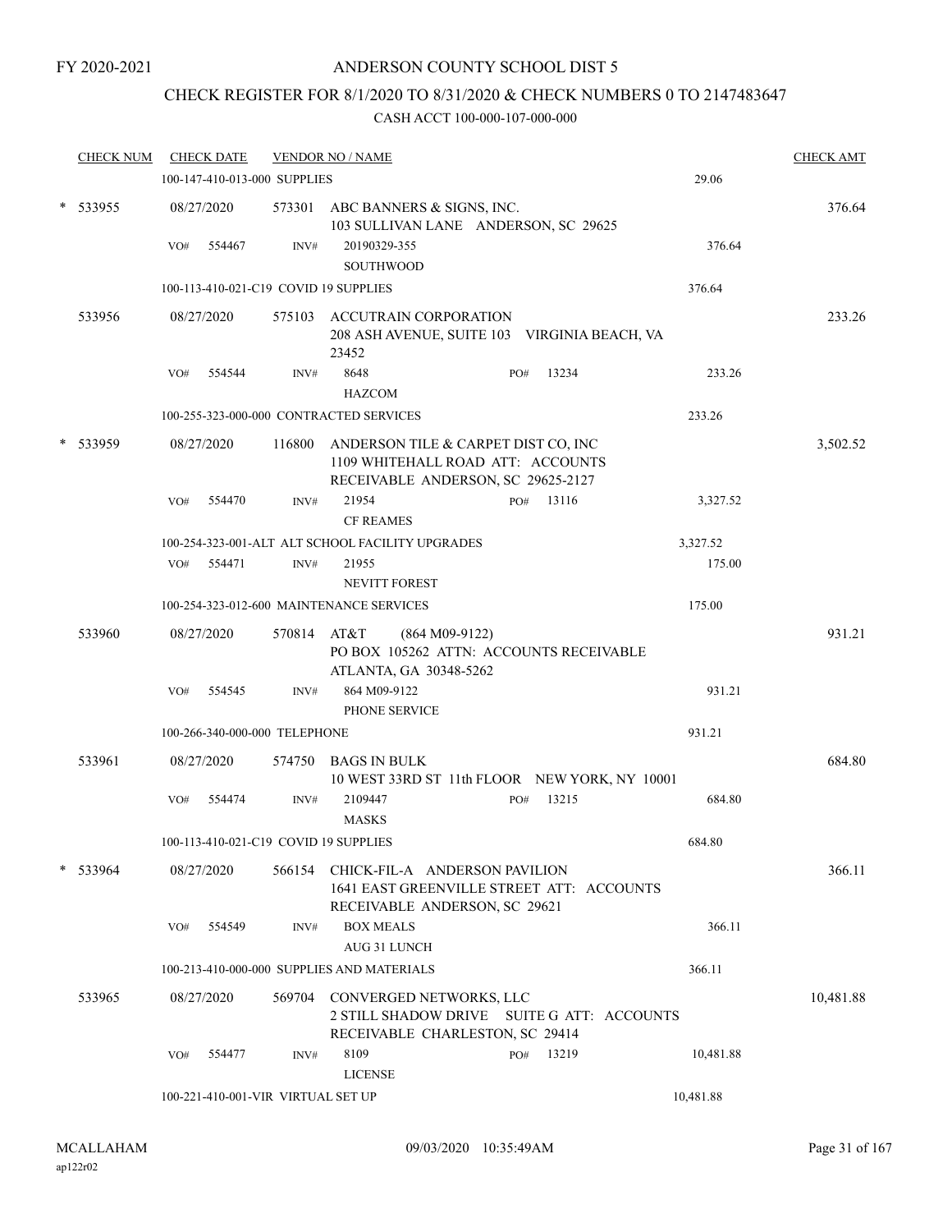FY 2020-2021

# ANDERSON COUNTY SCHOOL DIST 5

## CHECK REGISTER FOR 8/1/2020 TO 8/31/2020 & CHECK NUMBERS 0 TO 2147483647

CASH ACCT 100-000-107-000-000

| CHECK NUM | CHECK DATE | VENDOR NO / NAME | | CHECK AMT |
|---|---|---|---|---|
| | 100-147-410-013-000 SUPPLIES | | 29.06 | |
| * 533955 | 08/27/2020 | 573301 ABC BANNERS & SIGNS, INC.<br>103 SULLIVAN LANE ANDERSON, SC 29625 | | 376.64 |
| | VO# 554467 | INV# 20190329-355<br>SOUTHWOOD | 376.64 | |
| | 100-113-410-021-C19 COVID 19 SUPPLIES | | 376.64 | |
| 533956 | 08/27/2020 | 575103 ACCUTRAIN CORPORATION<br>208 ASH AVENUE, SUITE 103 VIRGINIA BEACH, VA 23452 | | 233.26 |
| | VO# 554544 | INV# 8648 PO# 13234<br>HAZCOM | 233.26 | |
| | 100-255-323-000-000 CONTRACTED SERVICES | | 233.26 | |
| * 533959 | 08/27/2020 | 116800 ANDERSON TILE & CARPET DIST CO, INC<br>1109 WHITEHALL ROAD ATT: ACCOUNTS RECEIVABLE ANDERSON, SC 29625-2127 | | 3,502.52 |
| | VO# 554470 | INV# 21954 PO# 13116<br>CF REAMES | 3,327.52 | |
| | 100-254-323-001-ALT ALT SCHOOL FACILITY UPGRADES | | 3,327.52 | |
| | VO# 554471 | INV# 21955<br>NEVITT FOREST | 175.00 | |
| | 100-254-323-012-600 MAINTENANCE SERVICES | | 175.00 | |
| 533960 | 08/27/2020 | 570814 AT&T (864 M09-9122)<br>PO BOX 105262 ATTN: ACCOUNTS RECEIVABLE ATLANTA, GA 30348-5262 | | 931.21 |
| | VO# 554545 | INV# 864 M09-9122<br>PHONE SERVICE | 931.21 | |
| | 100-266-340-000-000 TELEPHONE | | 931.21 | |
| 533961 | 08/27/2020 | 574750 BAGS IN BULK<br>10 WEST 33RD ST 11th FLOOR NEW YORK, NY 10001 | | 684.80 |
| | VO# 554474 | INV# 2109447 PO# 13215<br>MASKS | 684.80 | |
| | 100-113-410-021-C19 COVID 19 SUPPLIES | | 684.80 | |
| * 533964 | 08/27/2020 | 566154 CHICK-FIL-A ANDERSON PAVILION<br>1641 EAST GREENVILLE STREET ATT: ACCOUNTS RECEIVABLE ANDERSON, SC 29621 | | 366.11 |
| | VO# 554549 | INV# BOX MEALS<br>AUG 31 LUNCH | 366.11 | |
| | 100-213-410-000-000 SUPPLIES AND MATERIALS | | 366.11 | |
| 533965 | 08/27/2020 | 569704 CONVERGED NETWORKS, LLC<br>2 STILL SHADOW DRIVE SUITE G ATT: ACCOUNTS RECEIVABLE CHARLESTON, SC 29414 | | 10,481.88 |
| | VO# 554477 | INV# 8109 PO# 13219<br>LICENSE | 10,481.88 | |
| | 100-221-410-001-VIR VIRTUAL SET UP | | 10,481.88 | |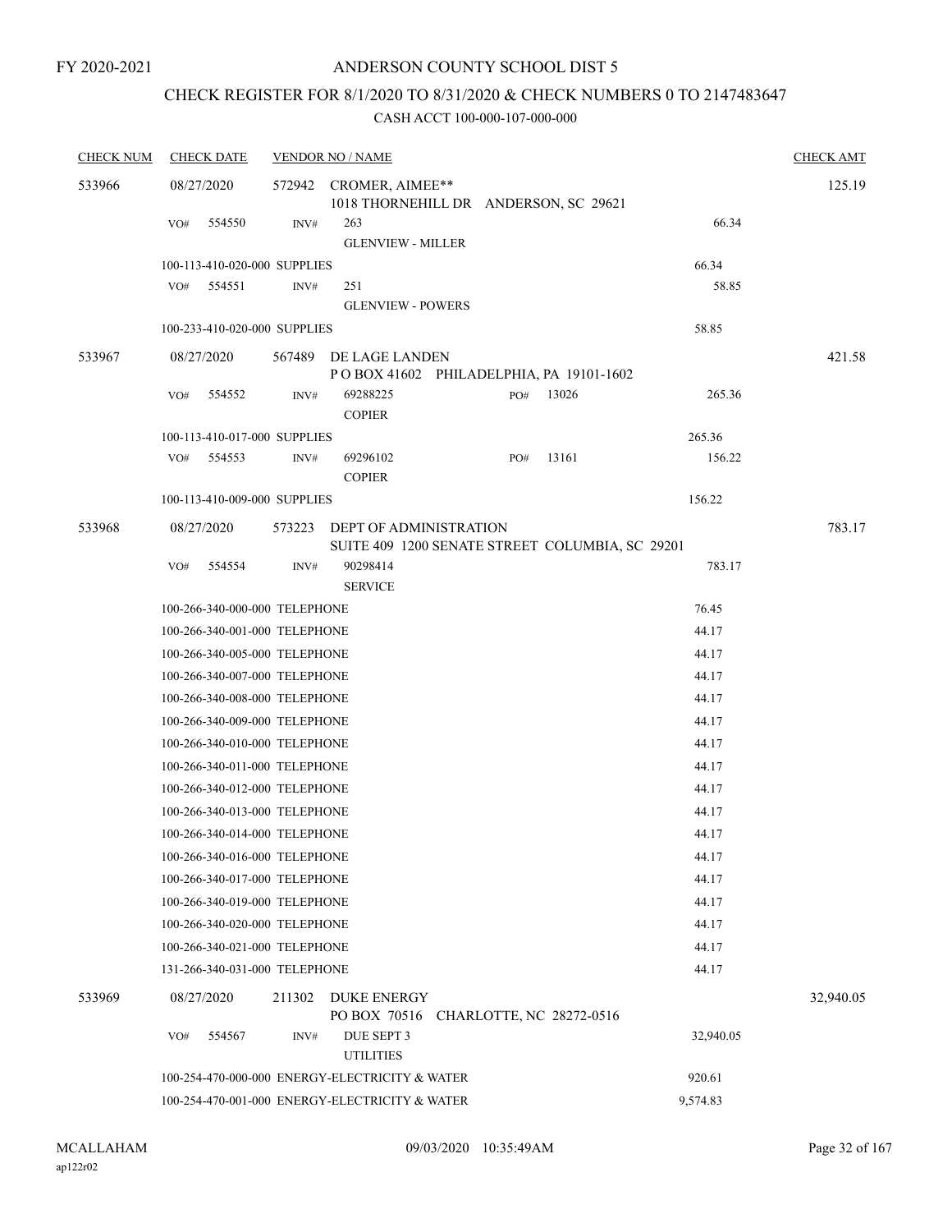FY 2020-2021

# ANDERSON COUNTY SCHOOL DIST 5

## CHECK REGISTER FOR 8/1/2020 TO 8/31/2020 & CHECK NUMBERS 0 TO 2147483647

### CASH ACCT 100-000-107-000-000

| CHECK NUM | CHECK DATE | VENDOR NO / NAME | | | CHECK AMT |
|---|---|---|---|---|---|
| 533966 | 08/27/2020 | 572942 CROMER, AIMEE**<br>1018 THORNEHILL DR ANDERSON, SC 29621 | | | 125.19 |
| | VO# 554550 | INV# 263<br>GLENVIEW - MILLER | | 66.34 | |
| | 100-113-410-020-000 SUPPLIES | | | 66.34 | |
| | VO# 554551 | INV# 251<br>GLENVIEW - POWERS | | 58.85 | |
| | 100-233-410-020-000 SUPPLIES | | | 58.85 | |
| 533967 | 08/27/2020 | 567489 DE LAGE LANDEN<br>P O BOX 41602 PHILADELPHIA, PA 19101-1602 | | | 421.58 |
| | VO# 554552 | INV# 69288225<br>COPIER | PO# 13026 | 265.36 | |
| | 100-113-410-017-000 SUPPLIES | | | 265.36 | |
| | VO# 554553 | INV# 69296102<br>COPIER | PO# 13161 | 156.22 | |
| | 100-113-410-009-000 SUPPLIES | | | 156.22 | |
| 533968 | 08/27/2020 | 573223 DEPT OF ADMINISTRATION<br>SUITE 409 1200 SENATE STREET COLUMBIA, SC 29201 | | | 783.17 |
| | VO# 554554 | INV# 90298414<br>SERVICE | | 783.17 | |
| | 100-266-340-000-000 TELEPHONE | | | 76.45 | |
| | 100-266-340-001-000 TELEPHONE | | | 44.17 | |
| | 100-266-340-005-000 TELEPHONE | | | 44.17 | |
| | 100-266-340-007-000 TELEPHONE | | | 44.17 | |
| | 100-266-340-008-000 TELEPHONE | | | 44.17 | |
| | 100-266-340-009-000 TELEPHONE | | | 44.17 | |
| | 100-266-340-010-000 TELEPHONE | | | 44.17 | |
| | 100-266-340-011-000 TELEPHONE | | | 44.17 | |
| | 100-266-340-012-000 TELEPHONE | | | 44.17 | |
| | 100-266-340-013-000 TELEPHONE | | | 44.17 | |
| | 100-266-340-014-000 TELEPHONE | | | 44.17 | |
| | 100-266-340-016-000 TELEPHONE | | | 44.17 | |
| | 100-266-340-017-000 TELEPHONE | | | 44.17 | |
| | 100-266-340-019-000 TELEPHONE | | | 44.17 | |
| | 100-266-340-020-000 TELEPHONE | | | 44.17 | |
| | 100-266-340-021-000 TELEPHONE | | | 44.17 | |
| | 131-266-340-031-000 TELEPHONE | | | 44.17 | |
| 533969 | 08/27/2020 | 211302 DUKE ENERGY<br>PO BOX 70516 CHARLOTTE, NC 28272-0516 | | | 32,940.05 |
| | VO# 554567 | INV# DUE SEPT 3<br>UTILITIES | | 32,940.05 | |
| | 100-254-470-000-000 ENERGY-ELECTRICITY & WATER | | | 920.61 | |
| | 100-254-470-001-000 ENERGY-ELECTRICITY & WATER | | | 9,574.83 | |

MCALLAHAM ap122r02 09/03/2020 10:35:49AM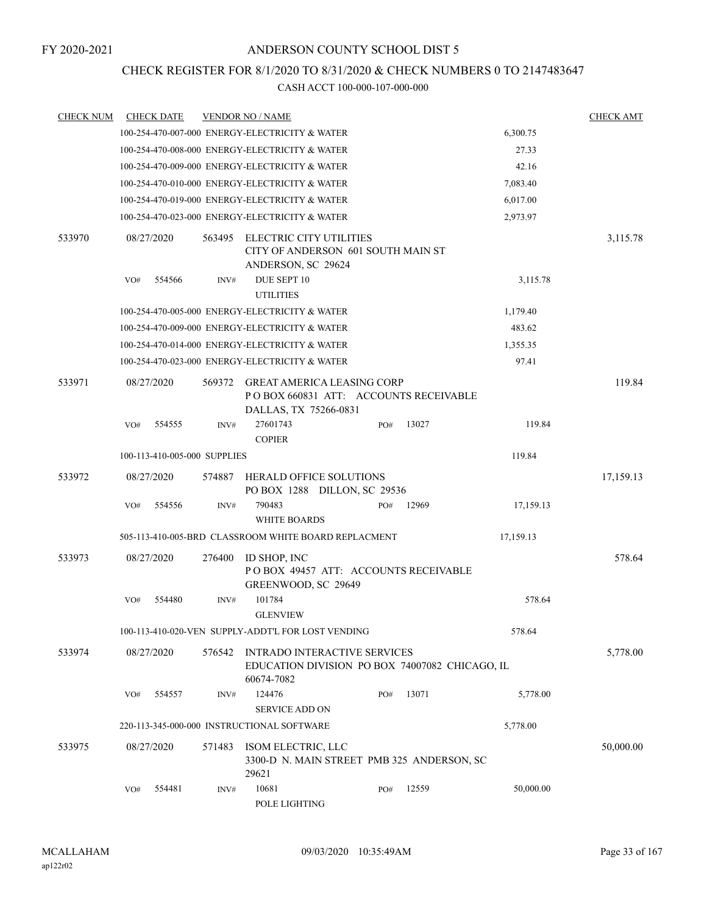FY 2020-2021

# ANDERSON COUNTY SCHOOL DIST 5

## CHECK REGISTER FOR 8/1/2020 TO 8/31/2020 & CHECK NUMBERS 0 TO 2147483647

CASH ACCT 100-000-107-000-000

| CHECK NUM | CHECK DATE | VENDOR NO / NAME | | CHECK AMT |
|---|---|---|---|---|
| | | 100-254-470-007-000 ENERGY-ELECTRICITY & WATER | 6,300.75 | |
| | | 100-254-470-008-000 ENERGY-ELECTRICITY & WATER | 27.33 | |
| | | 100-254-470-009-000 ENERGY-ELECTRICITY & WATER | 42.16 | |
| | | 100-254-470-010-000 ENERGY-ELECTRICITY & WATER | 7,083.40 | |
| | | 100-254-470-019-000 ENERGY-ELECTRICITY & WATER | 6,017.00 | |
| | | 100-254-470-023-000 ENERGY-ELECTRICITY & WATER | 2,973.97 | |
| 533970 | 08/27/2020 | 563495 ELECTRIC CITY UTILITIES CITY OF ANDERSON 601 SOUTH MAIN ST ANDERSON, SC 29624 | | 3,115.78 |
| | VO# 554566 | INV# DUE SEPT 10 UTILITIES | 3,115.78 | |
| | | 100-254-470-005-000 ENERGY-ELECTRICITY & WATER | 1,179.40 | |
| | | 100-254-470-009-000 ENERGY-ELECTRICITY & WATER | 483.62 | |
| | | 100-254-470-014-000 ENERGY-ELECTRICITY & WATER | 1,355.35 | |
| | | 100-254-470-023-000 ENERGY-ELECTRICITY & WATER | 97.41 | |
| 533971 | 08/27/2020 | 569372 GREAT AMERICA LEASING CORP P O BOX 660831 ATT: ACCOUNTS RECEIVABLE DALLAS, TX 75266-0831 | | 119.84 |
| | VO# 554555 | INV# 27601743 PO# 13027 COPIER | 119.84 | |
| | | 100-113-410-005-000 SUPPLIES | 119.84 | |
| 533972 | 08/27/2020 | 574887 HERALD OFFICE SOLUTIONS PO BOX 1288 DILLON, SC 29536 | | 17,159.13 |
| | VO# 554556 | INV# 790483 PO# 12969 WHITE BOARDS | 17,159.13 | |
| | | 505-113-410-005-BRD CLASSROOM WHITE BOARD REPLACMENT | 17,159.13 | |
| 533973 | 08/27/2020 | 276400 ID SHOP, INC P O BOX 49457 ATT: ACCOUNTS RECEIVABLE GREENWOOD, SC 29649 | | 578.64 |
| | VO# 554480 | INV# 101784 GLENVIEW | 578.64 | |
| | | 100-113-410-020-VEN SUPPLY-ADDT'L FOR LOST VENDING | 578.64 | |
| 533974 | 08/27/2020 | 576542 INTRADO INTERACTIVE SERVICES EDUCATION DIVISION PO BOX 74007082 CHICAGO, IL 60674-7082 | | 5,778.00 |
| | VO# 554557 | INV# 124476 PO# 13071 SERVICE ADD ON | 5,778.00 | |
| | | 220-113-345-000-000 INSTRUCTIONAL SOFTWARE | 5,778.00 | |
| 533975 | 08/27/2020 | 571483 ISOM ELECTRIC, LLC 3300-D N. MAIN STREET PMB 325 ANDERSON, SC 29621 | | 50,000.00 |
| | VO# 554481 | INV# 10681 PO# 12559 POLE LIGHTING | 50,000.00 | |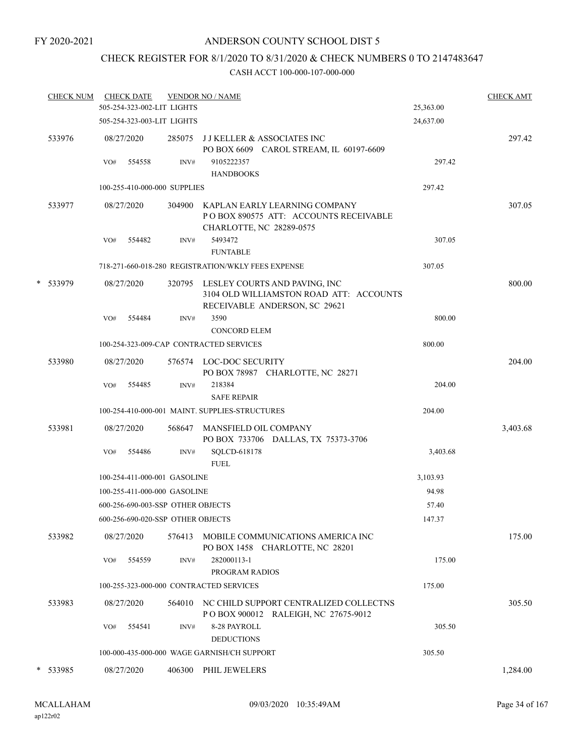FY 2020-2021

# ANDERSON COUNTY SCHOOL DIST 5

## CHECK REGISTER FOR 8/1/2020 TO 8/31/2020 & CHECK NUMBERS 0 TO 2147483647

CASH ACCT 100-000-107-000-000

| CHECK NUM | CHECK DATE | VENDOR NO / NAME | | CHECK AMT |
|---|---|---|---|---|
| | 505-254-323-002-LIT LIGHTS | | 25,363.00 | |
| | 505-254-323-003-LIT LIGHTS | | 24,637.00 | |
| 533976 | 08/27/2020 | 285075 J J KELLER & ASSOCIATES INC<br>PO BOX 6609 CAROL STREAM, IL 60197-6609 | | 297.42 |
| | VO# 554558 | INV# 9105222357<br>HANDBOOKS | 297.42 | |
| | 100-255-410-000-000 SUPPLIES | | 297.42 | |
| 533977 | 08/27/2020 | 304900 KAPLAN EARLY LEARNING COMPANY<br>P O BOX 890575 ATT: ACCOUNTS RECEIVABLE<br>CHARLOTTE, NC 28289-0575 | | 307.05 |
| | VO# 554482 | INV# 5493472<br>FUNTABLE | 307.05 | |
| | 718-271-660-018-280 REGISTRATION/WKLY FEES EXPENSE | | 307.05 | |
| * 533979 | 08/27/2020 | 320795 LESLEY COURTS AND PAVING, INC<br>3104 OLD WILLIAMSTON ROAD ATT: ACCOUNTS<br>RECEIVABLE ANDERSON, SC 29621 | | 800.00 |
| | VO# 554484 | INV# 3590<br>CONCORD ELEM | 800.00 | |
| | 100-254-323-009-CAP CONTRACTED SERVICES | | 800.00 | |
| 533980 | 08/27/2020 | 576574 LOC-DOC SECURITY<br>PO BOX 78987 CHARLOTTE, NC 28271 | | 204.00 |
| | VO# 554485 | INV# 218384<br>SAFE REPAIR | 204.00 | |
| | 100-254-410-000-001 MAINT. SUPPLIES-STRUCTURES | | 204.00 | |
| 533981 | 08/27/2020 | 568647 MANSFIELD OIL COMPANY<br>PO BOX 733706 DALLAS, TX 75373-3706 | | 3,403.68 |
| | VO# 554486 | INV# SQLCD-618178<br>FUEL | 3,403.68 | |
| | 100-254-411-000-001 GASOLINE | | 3,103.93 | |
| | 100-255-411-000-000 GASOLINE | | 94.98 | |
| | 600-256-690-003-SSP OTHER OBJECTS | | 57.40 | |
| | 600-256-690-020-SSP OTHER OBJECTS | | 147.37 | |
| 533982 | 08/27/2020 | 576413 MOBILE COMMUNICATIONS AMERICA INC<br>PO BOX 1458 CHARLOTTE, NC 28201 | | 175.00 |
| | VO# 554559 | INV# 282000113-1<br>PROGRAM RADIOS | 175.00 | |
| | 100-255-323-000-000 CONTRACTED SERVICES | | 175.00 | |
| 533983 | 08/27/2020 | 564010 NC CHILD SUPPORT CENTRALIZED COLLECTNS<br>P O BOX 900012 RALEIGH, NC 27675-9012 | | 305.50 |
| | VO# 554541 | INV# 8-28 PAYROLL<br>DEDUCTIONS | 305.50 | |
| | 100-000-435-000-000 WAGE GARNISH/CH SUPPORT | | 305.50 | |
| * 533985 | 08/27/2020 | 406300 PHIL JEWELERS | | 1,284.00 |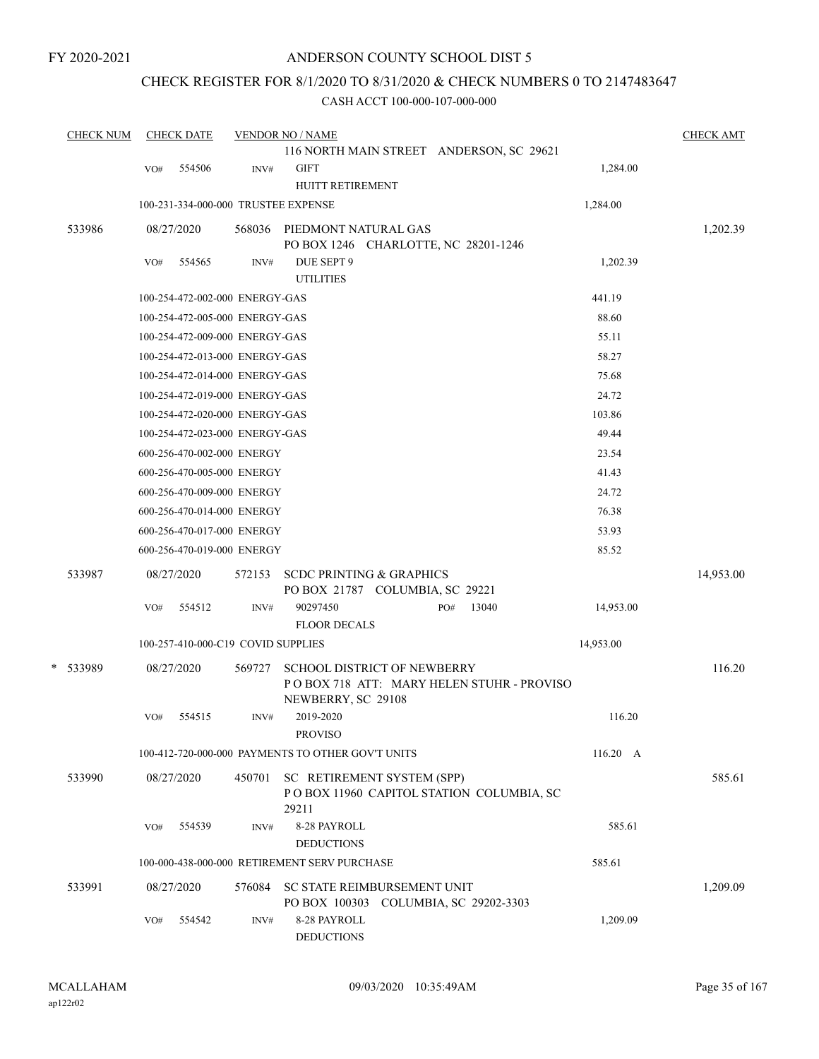FY 2020-2021

# ANDERSON COUNTY SCHOOL DIST 5

## CHECK REGISTER FOR 8/1/2020 TO 8/31/2020 & CHECK NUMBERS 0 TO 2147483647

CASH ACCT 100-000-107-000-000

| CHECK NUM | CHECK DATE | VENDOR NO / NAME | | CHECK AMT |
|---|---|---|---|---|
| | | 116 NORTH MAIN STREET ANDERSON, SC 29621 | | |
| | VO# 554506 | INV# GIFT<br>HUITT RETIREMENT | 1,284.00 | |
| | 100-231-334-000-000 TRUSTEE EXPENSE | | 1,284.00 | |
| 533986 | 08/27/2020 | 568036 PIEDMONT NATURAL GAS<br>PO BOX 1246 CHARLOTTE, NC 28201-1246 | | 1,202.39 |
| | VO# 554565 | INV# DUE SEPT 9<br>UTILITIES | 1,202.39 | |
| | 100-254-472-002-000 ENERGY-GAS | | 441.19 | |
| | 100-254-472-005-000 ENERGY-GAS | | 88.60 | |
| | 100-254-472-009-000 ENERGY-GAS | | 55.11 | |
| | 100-254-472-013-000 ENERGY-GAS | | 58.27 | |
| | 100-254-472-014-000 ENERGY-GAS | | 75.68 | |
| | 100-254-472-019-000 ENERGY-GAS | | 24.72 | |
| | 100-254-472-020-000 ENERGY-GAS | | 103.86 | |
| | 100-254-472-023-000 ENERGY-GAS | | 49.44 | |
| | 600-256-470-002-000 ENERGY | | 23.54 | |
| | 600-256-470-005-000 ENERGY | | 41.43 | |
| | 600-256-470-009-000 ENERGY | | 24.72 | |
| | 600-256-470-014-000 ENERGY | | 76.38 | |
| | 600-256-470-017-000 ENERGY | | 53.93 | |
| | 600-256-470-019-000 ENERGY | | 85.52 | |
| 533987 | 08/27/2020 | 572153 SCDC PRINTING & GRAPHICS<br>PO BOX 21787 COLUMBIA, SC 29221 | | 14,953.00 |
| | VO# 554512 | INV# 90297450 PO# 13040<br>FLOOR DECALS | 14,953.00 | |
| | 100-257-410-000-C19 COVID SUPPLIES | | 14,953.00 | |
| * 533989 | 08/27/2020 | 569727 SCHOOL DISTRICT OF NEWBERRY<br>P O BOX 718 ATT: MARY HELEN STUHR - PROVISO<br>NEWBERRY, SC 29108 | | 116.20 |
| | VO# 554515 | INV# 2019-2020<br>PROVISO | 116.20 | |
| | 100-412-720-000-000 PAYMENTS TO OTHER GOV'T UNITS | | 116.20 A | |
| 533990 | 08/27/2020 | 450701 SC RETIREMENT SYSTEM (SPP)<br>P O BOX 11960 CAPITOL STATION COLUMBIA, SC<br>29211 | | 585.61 |
| | VO# 554539 | INV# 8-28 PAYROLL<br>DEDUCTIONS | 585.61 | |
| | 100-000-438-000-000 RETIREMENT SERV PURCHASE | | 585.61 | |
| 533991 | 08/27/2020 | 576084 SC STATE REIMBURSEMENT UNIT<br>PO BOX 100303 COLUMBIA, SC 29202-3303 | | 1,209.09 |
| | VO# 554542 | INV# 8-28 PAYROLL<br>DEDUCTIONS | 1,209.09 | |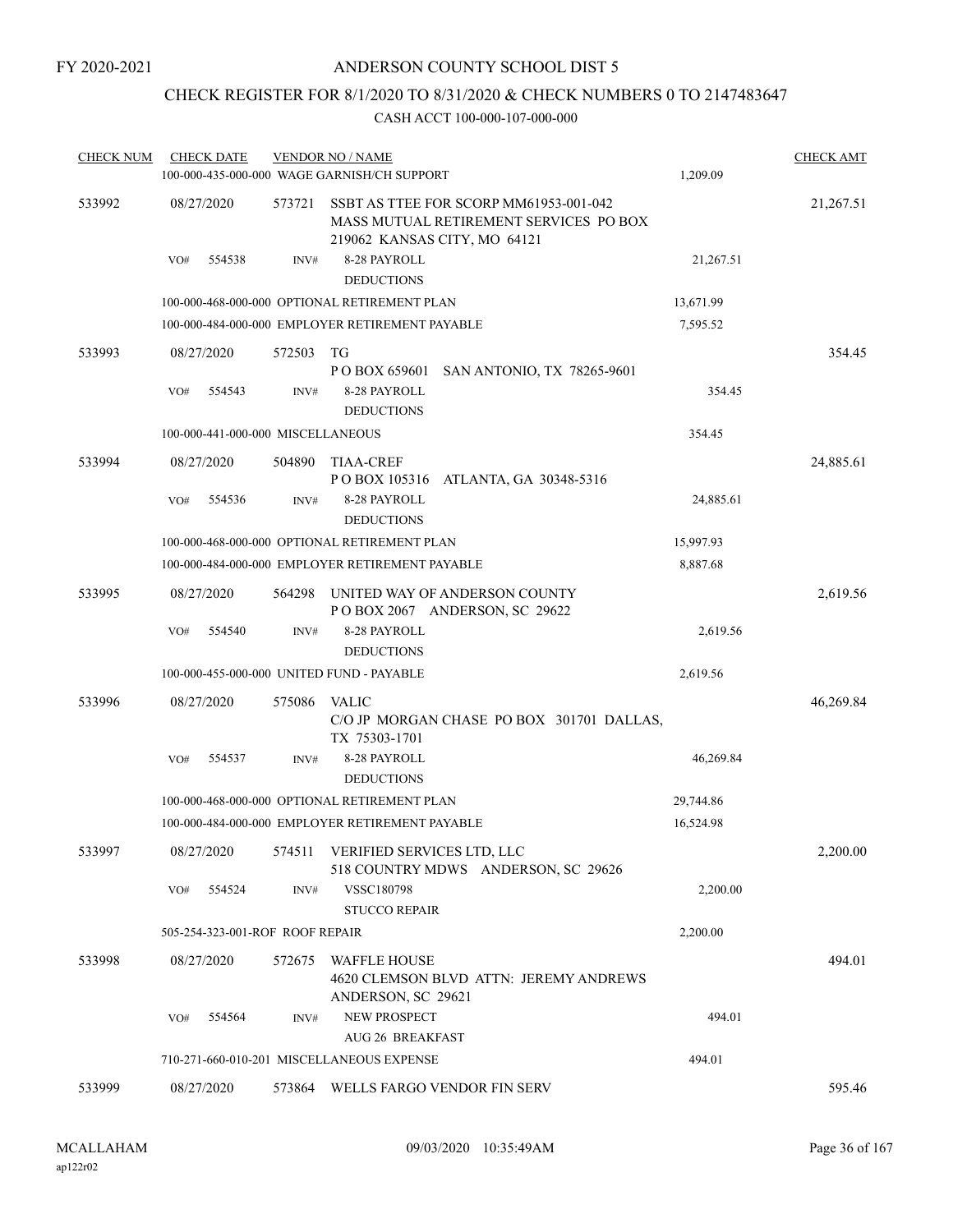FY 2020-2021

# ANDERSON COUNTY SCHOOL DIST 5

## CHECK REGISTER FOR 8/1/2020 TO 8/31/2020 & CHECK NUMBERS 0 TO 2147483647

CASH ACCT 100-000-107-000-000

| CHECK NUM | CHECK DATE | VENDOR NO / NAME | | CHECK AMT |
|---|---|---|---|---|
| | | 100-000-435-000-000 WAGE GARNISH/CH SUPPORT | 1,209.09 | |
| 533992 | 08/27/2020 | 573721 SSBT AS TTEE FOR SCORP MM61953-001-042 MASS MUTUAL RETIREMENT SERVICES PO BOX 219062 KANSAS CITY, MO 64121 | | 21,267.51 |
| | VO# 554538 | INV# 8-28 PAYROLL DEDUCTIONS | 21,267.51 | |
| | | 100-000-468-000-000 OPTIONAL RETIREMENT PLAN | 13,671.99 | |
| | | 100-000-484-000-000 EMPLOYER RETIREMENT PAYABLE | 7,595.52 | |
| 533993 | 08/27/2020 | 572503 TG P O BOX 659601 SAN ANTONIO, TX 78265-9601 | | 354.45 |
| | VO# 554543 | INV# 8-28 PAYROLL DEDUCTIONS | 354.45 | |
| | | 100-000-441-000-000 MISCELLANEOUS | 354.45 | |
| 533994 | 08/27/2020 | 504890 TIAA-CREF P O BOX 105316 ATLANTA, GA 30348-5316 | | 24,885.61 |
| | VO# 554536 | INV# 8-28 PAYROLL DEDUCTIONS | 24,885.61 | |
| | | 100-000-468-000-000 OPTIONAL RETIREMENT PLAN | 15,997.93 | |
| | | 100-000-484-000-000 EMPLOYER RETIREMENT PAYABLE | 8,887.68 | |
| 533995 | 08/27/2020 | 564298 UNITED WAY OF ANDERSON COUNTY P O BOX 2067 ANDERSON, SC 29622 | | 2,619.56 |
| | VO# 554540 | INV# 8-28 PAYROLL DEDUCTIONS | 2,619.56 | |
| | | 100-000-455-000-000 UNITED FUND - PAYABLE | 2,619.56 | |
| 533996 | 08/27/2020 | 575086 VALIC C/O JP MORGAN CHASE PO BOX 301701 DALLAS, TX 75303-1701 | | 46,269.84 |
| | VO# 554537 | INV# 8-28 PAYROLL DEDUCTIONS | 46,269.84 | |
| | | 100-000-468-000-000 OPTIONAL RETIREMENT PLAN | 29,744.86 | |
| | | 100-000-484-000-000 EMPLOYER RETIREMENT PAYABLE | 16,524.98 | |
| 533997 | 08/27/2020 | 574511 VERIFIED SERVICES LTD, LLC 518 COUNTRY MDWS ANDERSON, SC 29626 | | 2,200.00 |
| | VO# 554524 | INV# VSSC180798 STUCCO REPAIR | 2,200.00 | |
| | | 505-254-323-001-ROF ROOF REPAIR | 2,200.00 | |
| 533998 | 08/27/2020 | 572675 WAFFLE HOUSE 4620 CLEMSON BLVD ATTN: JEREMY ANDREWS ANDERSON, SC 29621 | | 494.01 |
| | VO# 554564 | INV# NEW PROSPECT AUG 26 BREAKFAST | 494.01 | |
| | | 710-271-660-010-201 MISCELLANEOUS EXPENSE | 494.01 | |
| 533999 | 08/27/2020 | 573864 WELLS FARGO VENDOR FIN SERV | | 595.46 |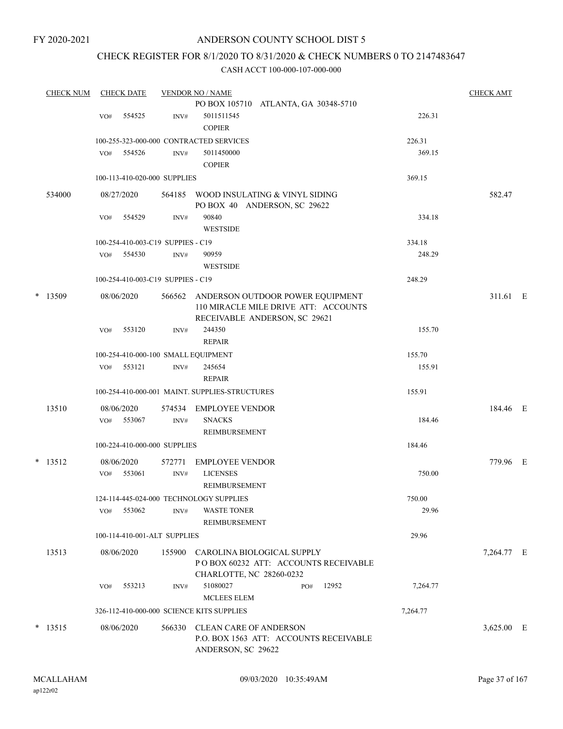FY 2020-2021

# ANDERSON COUNTY SCHOOL DIST 5

## CHECK REGISTER FOR 8/1/2020 TO 8/31/2020 & CHECK NUMBERS 0 TO 2147483647

### CASH ACCT 100-000-107-000-000

| CHECK NUM | CHECK DATE | VENDOR NO / NAME | | CHECK AMT |
|---|---|---|---|---|
| | | PO BOX 105710 ATLANTA, GA 30348-5710 | | |
| | VO# 554525 | INV# 5011511545 COPIER | 226.31 | |
| | 100-255-323-000-000 CONTRACTED SERVICES | | 226.31 | |
| | VO# 554526 | INV# 5011450000 COPIER | 369.15 | |
| | 100-113-410-020-000 SUPPLIES | | 369.15 | |
| 534000 | 08/27/2020 | 564185 WOOD INSULATING & VINYL SIDING PO BOX 40 ANDERSON, SC 29622 | | 582.47 |
| | VO# 554529 | INV# 90840 WESTSIDE | 334.18 | |
| | 100-254-410-003-C19 SUPPIES - C19 | | 334.18 | |
| | VO# 554530 | INV# 90959 WESTSIDE | 248.29 | |
| | 100-254-410-003-C19 SUPPIES - C19 | | 248.29 | |
| * 13509 | 08/06/2020 | 566562 ANDERSON OUTDOOR POWER EQUIPMENT 110 MIRACLE MILE DRIVE ATT: ACCOUNTS RECEIVABLE ANDERSON, SC 29621 | | 311.61 E |
| | VO# 553120 | INV# 244350 REPAIR | 155.70 | |
| | 100-254-410-000-100 SMALL EQUIPMENT | | 155.70 | |
| | VO# 553121 | INV# 245654 REPAIR | 155.91 | |
| | 100-254-410-000-001 MAINT. SUPPLIES-STRUCTURES | | 155.91 | |
| 13510 | 08/06/2020 | 574534 EMPLOYEE VENDOR | | 184.46 E |
| | VO# 553067 | INV# SNACKS REIMBURSEMENT | 184.46 | |
| | 100-224-410-000-000 SUPPLIES | | 184.46 | |
| * 13512 | 08/06/2020 | 572771 EMPLOYEE VENDOR | | 779.96 E |
| | VO# 553061 | INV# LICENSES REIMBURSEMENT | 750.00 | |
| | 124-114-445-024-000 TECHNOLOGY SUPPLIES | | 750.00 | |
| | VO# 553062 | INV# WASTE TONER REIMBURSEMENT | 29.96 | |
| | 100-114-410-001-ALT SUPPLIES | | 29.96 | |
| 13513 | 08/06/2020 | 155900 CAROLINA BIOLOGICAL SUPPLY P O BOX 60232 ATT: ACCOUNTS RECEIVABLE CHARLOTTE, NC 28260-0232 | | 7,264.77 E |
| | VO# 553213 | INV# 51080027 PO# 12952 MCLEES ELEM | 7,264.77 | |
| | 326-112-410-000-000 SCIENCE KITS SUPPLIES | | 7,264.77 | |
| * 13515 | 08/06/2020 | 566330 CLEAN CARE OF ANDERSON P.O. BOX 1563 ATT: ACCOUNTS RECEIVABLE ANDERSON, SC 29622 | | 3,625.00 E |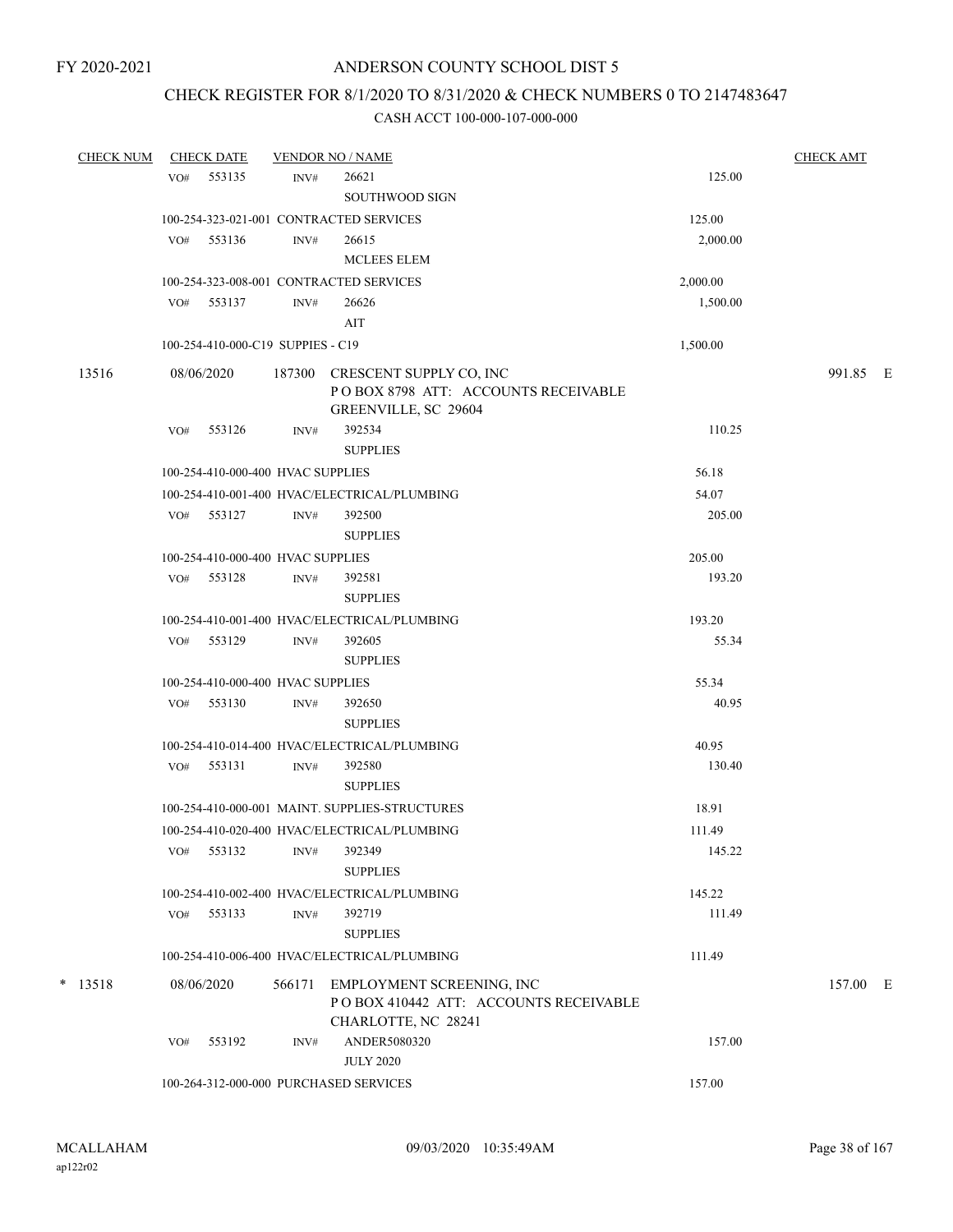FY 2020-2021

# ANDERSON COUNTY SCHOOL DIST 5

## CHECK REGISTER FOR 8/1/2020 TO 8/31/2020 & CHECK NUMBERS 0 TO 2147483647

### CASH ACCT 100-000-107-000-000

| CHECK NUM | CHECK DATE | VENDOR NO / NAME | | CHECK AMT |
|---|---|---|---|---|
| | VO# 553135 | INV# 26621 SOUTHWOOD SIGN | 125.00 | |
| | 100-254-323-021-001 CONTRACTED SERVICES | | 125.00 | |
| | VO# 553136 | INV# 26615 MCLEES ELEM | 2,000.00 | |
| | 100-254-323-008-001 CONTRACTED SERVICES | | 2,000.00 | |
| | VO# 553137 | INV# 26626 AIT | 1,500.00 | |
| | 100-254-410-000-C19 SUPPIES - C19 | | 1,500.00 | |
| 13516 | 08/06/2020 | 187300 CRESCENT SUPPLY CO, INC P O BOX 8798 ATT: ACCOUNTS RECEIVABLE GREENVILLE, SC 29604 | | 991.85 E |
| | VO# 553126 | INV# 392534 SUPPLIES | 110.25 | |
| | 100-254-410-000-400 HVAC SUPPLIES | | 56.18 | |
| | 100-254-410-001-400 HVAC/ELECTRICAL/PLUMBING | | 54.07 | |
| | VO# 553127 | INV# 392500 SUPPLIES | 205.00 | |
| | 100-254-410-000-400 HVAC SUPPLIES | | 205.00 | |
| | VO# 553128 | INV# 392581 SUPPLIES | 193.20 | |
| | 100-254-410-001-400 HVAC/ELECTRICAL/PLUMBING | | 193.20 | |
| | VO# 553129 | INV# 392605 SUPPLIES | 55.34 | |
| | 100-254-410-000-400 HVAC SUPPLIES | | 55.34 | |
| | VO# 553130 | INV# 392650 SUPPLIES | 40.95 | |
| | 100-254-410-014-400 HVAC/ELECTRICAL/PLUMBING | | 40.95 | |
| | VO# 553131 | INV# 392580 SUPPLIES | 130.40 | |
| | 100-254-410-000-001 MAINT. SUPPLIES-STRUCTURES | | 18.91 | |
| | 100-254-410-020-400 HVAC/ELECTRICAL/PLUMBING | | 111.49 | |
| | VO# 553132 | INV# 392349 SUPPLIES | 145.22 | |
| | 100-254-410-002-400 HVAC/ELECTRICAL/PLUMBING | | 145.22 | |
| | VO# 553133 | INV# 392719 SUPPLIES | 111.49 | |
| | 100-254-410-006-400 HVAC/ELECTRICAL/PLUMBING | | 111.49 | |
| * 13518 | 08/06/2020 | 566171 EMPLOYMENT SCREENING, INC P O BOX 410442 ATT: ACCOUNTS RECEIVABLE CHARLOTTE, NC 28241 | | 157.00 E |
| | VO# 553192 | INV# ANDER5080320 JULY 2020 | 157.00 | |
| | 100-264-312-000-000 PURCHASED SERVICES | | 157.00 | |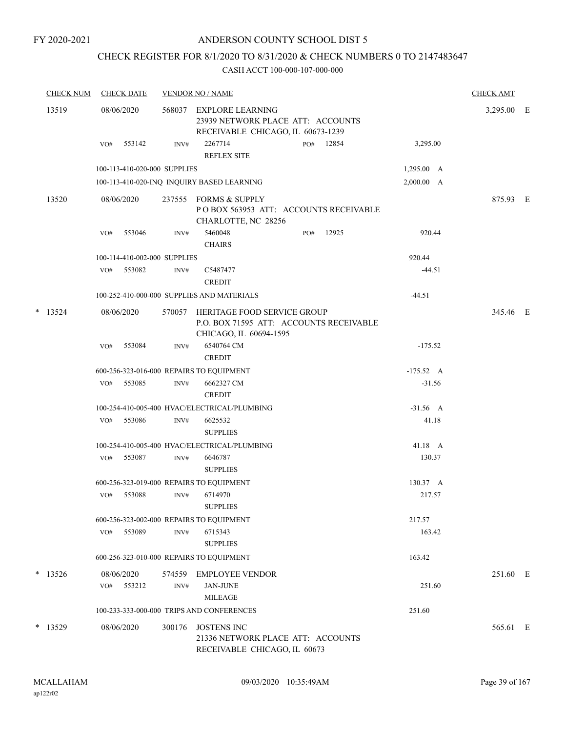FY 2020-2021

# ANDERSON COUNTY SCHOOL DIST 5

## CHECK REGISTER FOR 8/1/2020 TO 8/31/2020 & CHECK NUMBERS 0 TO 2147483647

CASH ACCT 100-000-107-000-000

| CHECK NUM | CHECK DATE | VENDOR NO / NAME | | CHECK AMT |
|---|---|---|---|---|
| 13519 | 08/06/2020 | 568037 EXPLORE LEARNING<br>23939 NETWORK PLACE ATT: ACCOUNTS RECEIVABLE CHICAGO, IL 60673-1239 | | 3,295.00 E |
| | VO# 553142 | INV# 2267714 PO# 12854<br>REFLEX SITE | 3,295.00 | |
| | | 100-113-410-020-000 SUPPLIES | 1,295.00 A | |
| | | 100-113-410-020-INQ INQUIRY BASED LEARNING | 2,000.00 A | |
| 13520 | 08/06/2020 | 237555 FORMS & SUPPLY<br>P O BOX 563953 ATT: ACCOUNTS RECEIVABLE CHARLOTTE, NC 28256 | | 875.93 E |
| | VO# 553046 | INV# 5460048 PO# 12925<br>CHAIRS | 920.44 | |
| | | 100-114-410-002-000 SUPPLIES | 920.44 | |
| | VO# 553082 | INV# C5487477<br>CREDIT | -44.51 | |
| | | 100-252-410-000-000 SUPPLIES AND MATERIALS | -44.51 | |
| * 13524 | 08/06/2020 | 570057 HERITAGE FOOD SERVICE GROUP<br>P.O. BOX 71595 ATT: ACCOUNTS RECEIVABLE CHICAGO, IL 60694-1595 | | 345.46 E |
| | VO# 553084 | INV# 6540764 CM<br>CREDIT | -175.52 | |
| | | 600-256-323-016-000 REPAIRS TO EQUIPMENT | -175.52 A | |
| | VO# 553085 | INV# 6662327 CM<br>CREDIT | -31.56 | |
| | | 100-254-410-005-400 HVAC/ELECTRICAL/PLUMBING | -31.56 A | |
| | VO# 553086 | INV# 6625532<br>SUPPLIES | 41.18 | |
| | | 100-254-410-005-400 HVAC/ELECTRICAL/PLUMBING | 41.18 A | |
| | VO# 553087 | INV# 6646787<br>SUPPLIES | 130.37 | |
| | | 600-256-323-019-000 REPAIRS TO EQUIPMENT | 130.37 A | |
| | VO# 553088 | INV# 6714970<br>SUPPLIES | 217.57 | |
| | | 600-256-323-002-000 REPAIRS TO EQUIPMENT | 217.57 | |
| | VO# 553089 | INV# 6715343<br>SUPPLIES | 163.42 | |
| | | 600-256-323-010-000 REPAIRS TO EQUIPMENT | 163.42 | |
| * 13526 | 08/06/2020 | 574559 EMPLOYEE VENDOR | | 251.60 E |
| | VO# 553212 | INV# JAN-JUNE<br>MILEAGE | 251.60 | |
| | | 100-233-333-000-000 TRIPS AND CONFERENCES | 251.60 | |
| * 13529 | 08/06/2020 | 300176 JOSTENS INC<br>21336 NETWORK PLACE ATT: ACCOUNTS RECEIVABLE CHICAGO, IL 60673 | | 565.61 E |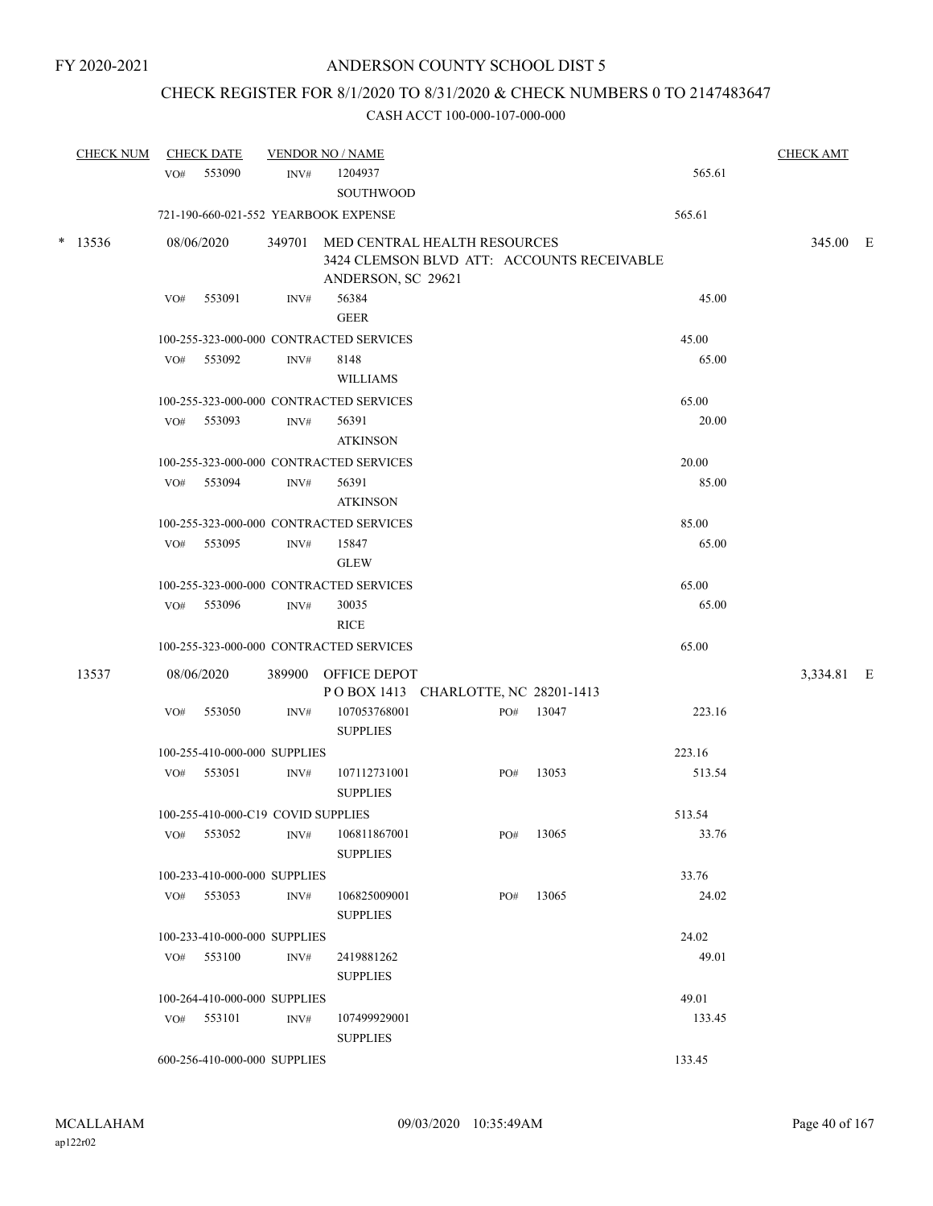FY 2020-2021

# ANDERSON COUNTY SCHOOL DIST 5

## CHECK REGISTER FOR 8/1/2020 TO 8/31/2020 & CHECK NUMBERS 0 TO 2147483647

### CASH ACCT 100-000-107-000-000

| CHECK NUM | CHECK DATE | VENDOR NO / NAME | | | CHECK AMT |
|---|---|---|---|---|---|
| | VO# 553090 | INV# 1204937 SOUTHWOOD | | 565.61 | |
| | 721-190-660-021-552 YEARBOOK EXPENSE | | | 565.61 | |
| * 13536 | 08/06/2020 | 349701 MED CENTRAL HEALTH RESOURCES 3424 CLEMSON BLVD ATT: ACCOUNTS RECEIVABLE ANDERSON, SC 29621 | | | 345.00 E |
| | VO# 553091 | INV# 56384 GEER | | 45.00 | |
| | 100-255-323-000-000 CONTRACTED SERVICES | | | 45.00 | |
| | VO# 553092 | INV# 8148 WILLIAMS | | 65.00 | |
| | 100-255-323-000-000 CONTRACTED SERVICES | | | 65.00 | |
| | VO# 553093 | INV# 56391 ATKINSON | | 20.00 | |
| | 100-255-323-000-000 CONTRACTED SERVICES | | | 20.00 | |
| | VO# 553094 | INV# 56391 ATKINSON | | 85.00 | |
| | 100-255-323-000-000 CONTRACTED SERVICES | | | 85.00 | |
| | VO# 553095 | INV# 15847 GLEW | | 65.00 | |
| | 100-255-323-000-000 CONTRACTED SERVICES | | | 65.00 | |
| | VO# 553096 | INV# 30035 RICE | | 65.00 | |
| | 100-255-323-000-000 CONTRACTED SERVICES | | | 65.00 | |
| 13537 | 08/06/2020 | 389900 OFFICE DEPOT P O BOX 1413 CHARLOTTE, NC 28201-1413 | | | 3,334.81 E |
| | VO# 553050 | INV# 107053768001 SUPPLIES | PO# 13047 | 223.16 | |
| | 100-255-410-000-000 SUPPLIES | | | 223.16 | |
| | VO# 553051 | INV# 107112731001 SUPPLIES | PO# 13053 | 513.54 | |
| | 100-255-410-000-C19 COVID SUPPLIES | | | 513.54 | |
| | VO# 553052 | INV# 106811867001 SUPPLIES | PO# 13065 | 33.76 | |
| | 100-233-410-000-000 SUPPLIES | | | 33.76 | |
| | VO# 553053 | INV# 106825009001 SUPPLIES | PO# 13065 | 24.02 | |
| | 100-233-410-000-000 SUPPLIES | | | 24.02 | |
| | VO# 553100 | INV# 2419881262 SUPPLIES | | 49.01 | |
| | 100-264-410-000-000 SUPPLIES | | | 49.01 | |
| | VO# 553101 | INV# 107499929001 SUPPLIES | | 133.45 | |
| | 600-256-410-000-000 SUPPLIES | | | 133.45 | |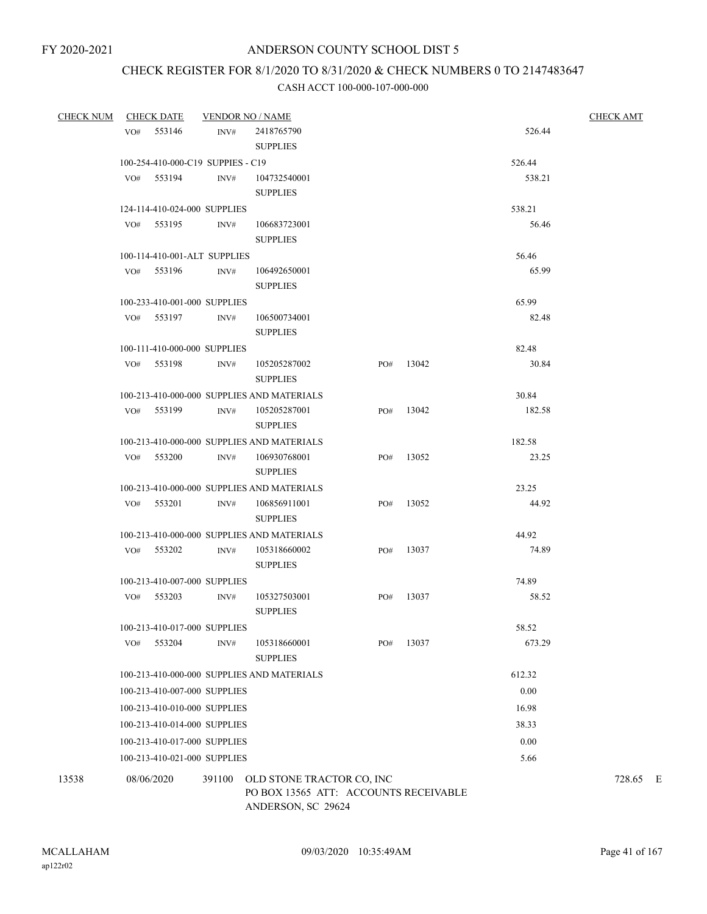FY 2020-2021

# ANDERSON COUNTY SCHOOL DIST 5

## CHECK REGISTER FOR 8/1/2020 TO 8/31/2020 & CHECK NUMBERS 0 TO 2147483647

### CASH ACCT 100-000-107-000-000

| CHECK NUM | CHECK DATE | VENDOR NO / NAME | | | | CHECK AMT |
|---|---|---|---|---|---|---|
| | VO# 553146 | INV# 2418765790 SUPPLIES | | | 526.44 | |
| | 100-254-410-000-C19 SUPPIES - C19 | | | | 526.44 | |
| | VO# 553194 | INV# 104732540001 SUPPLIES | | | 538.21 | |
| | 124-114-410-024-000 SUPPLIES | | | | 538.21 | |
| | VO# 553195 | INV# 106683723001 SUPPLIES | | | 56.46 | |
| | 100-114-410-001-ALT SUPPLIES | | | | 56.46 | |
| | VO# 553196 | INV# 106492650001 SUPPLIES | | | 65.99 | |
| | 100-233-410-001-000 SUPPLIES | | | | 65.99 | |
| | VO# 553197 | INV# 106500734001 SUPPLIES | | | 82.48 | |
| | 100-111-410-000-000 SUPPLIES | | | | 82.48 | |
| | VO# 553198 | INV# 105205287002 SUPPLIES | PO# | 13042 | 30.84 | |
| | 100-213-410-000-000 SUPPLIES AND MATERIALS | | | | 30.84 | |
| | VO# 553199 | INV# 105205287001 SUPPLIES | PO# | 13042 | 182.58 | |
| | 100-213-410-000-000 SUPPLIES AND MATERIALS | | | | 182.58 | |
| | VO# 553200 | INV# 106930768001 SUPPLIES | PO# | 13052 | 23.25 | |
| | 100-213-410-000-000 SUPPLIES AND MATERIALS | | | | 23.25 | |
| | VO# 553201 | INV# 106856911001 SUPPLIES | PO# | 13052 | 44.92 | |
| | 100-213-410-000-000 SUPPLIES AND MATERIALS | | | | 44.92 | |
| | VO# 553202 | INV# 105318660002 SUPPLIES | PO# | 13037 | 74.89 | |
| | 100-213-410-007-000 SUPPLIES | | | | 74.89 | |
| | VO# 553203 | INV# 105327503001 SUPPLIES | PO# | 13037 | 58.52 | |
| | 100-213-410-017-000 SUPPLIES | | | | 58.52 | |
| | VO# 553204 | INV# 105318660001 SUPPLIES | PO# | 13037 | 673.29 | |
| | 100-213-410-000-000 SUPPLIES AND MATERIALS | | | | 612.32 | |
| | 100-213-410-007-000 SUPPLIES | | | | 0.00 | |
| | 100-213-410-010-000 SUPPLIES | | | | 16.98 | |
| | 100-213-410-014-000 SUPPLIES | | | | 38.33 | |
| | 100-213-410-017-000 SUPPLIES | | | | 0.00 | |
| | 100-213-410-021-000 SUPPLIES | | | | 5.66 | |
| 13538 | 08/06/2020 | 391100 OLD STONE TRACTOR CO, INC PO BOX 13565 ATT: ACCOUNTS RECEIVABLE ANDERSON, SC 29624 | | | | 728.65 E |

MCALLAHAM
ap122r02

09/03/2020 10:35:49AM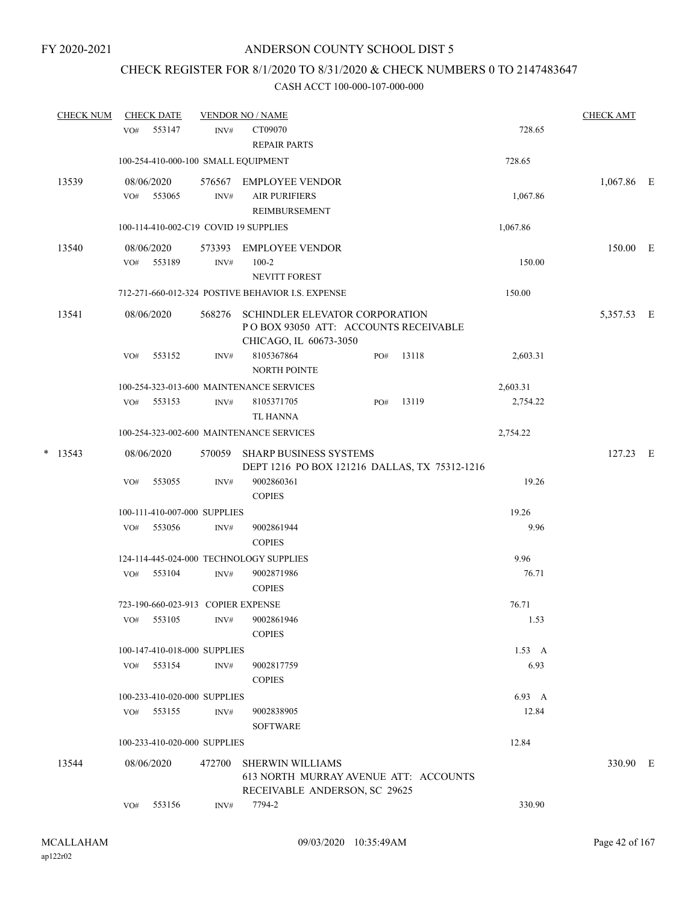FY 2020-2021

# ANDERSON COUNTY SCHOOL DIST 5

## CHECK REGISTER FOR 8/1/2020 TO 8/31/2020 & CHECK NUMBERS 0 TO 2147483647

### CASH ACCT 100-000-107-000-000

| CHECK NUM | CHECK DATE | VENDOR NO / NAME | | | CHECK AMT |
|---|---|---|---|---|---|
| | VO# 553147 | INV# | CT09070<br>REPAIR PARTS | 728.65 | |
| | 100-254-410-000-100 SMALL EQUIPMENT | | | 728.65 | |
| 13539 | 08/06/2020 | 576567 | EMPLOYEE VENDOR | | 1,067.86 E |
| | VO# 553065 | INV# | AIR PURIFIERS<br>REIMBURSEMENT | 1,067.86 | |
| | 100-114-410-002-C19 COVID 19 SUPPLIES | | | 1,067.86 | |
| 13540 | 08/06/2020 | 573393 | EMPLOYEE VENDOR | | 150.00 E |
| | VO# 553189 | INV# | 100-2<br>NEVITT FOREST | 150.00 | |
| | 712-271-660-012-324 POSTIVE BEHAVIOR I.S. EXPENSE | | | 150.00 | |
| 13541 | 08/06/2020 | 568276 | SCHINDLER ELEVATOR CORPORATION<br>P O BOX 93050 ATT: ACCOUNTS RECEIVABLE<br>CHICAGO, IL 60673-3050 | | 5,357.53 E |
| | VO# 553152 | INV# | 8105367864 PO# 13118<br>NORTH POINTE | 2,603.31 | |
| | 100-254-323-013-600 MAINTENANCE SERVICES | | | 2,603.31 | |
| | VO# 553153 | INV# | 8105371705 PO# 13119<br>TL HANNA | 2,754.22 | |
| | 100-254-323-002-600 MAINTENANCE SERVICES | | | 2,754.22 | |
| * 13543 | 08/06/2020 | 570059 | SHARP BUSINESS SYSTEMS<br>DEPT 1216 PO BOX 121216 DALLAS, TX 75312-1216 | | 127.23 E |
| | VO# 553055 | INV# | 9002860361<br>COPIES | 19.26 | |
| | 100-111-410-007-000 SUPPLIES | | | 19.26 | |
| | VO# 553056 | INV# | 9002861944<br>COPIES | 9.96 | |
| | 124-114-445-024-000 TECHNOLOGY SUPPLIES | | | 9.96 | |
| | VO# 553104 | INV# | 9002871986<br>COPIES | 76.71 | |
| | 723-190-660-023-913 COPIER EXPENSE | | | 76.71 | |
| | VO# 553105 | INV# | 9002861946<br>COPIES | 1.53 | |
| | 100-147-410-018-000 SUPPLIES | | | 1.53 A | |
| | VO# 553154 | INV# | 9002817759<br>COPIES | 6.93 | |
| | 100-233-410-020-000 SUPPLIES | | | 6.93 A | |
| | VO# 553155 | INV# | 9002838905<br>SOFTWARE | 12.84 | |
| | 100-233-410-020-000 SUPPLIES | | | 12.84 | |
| 13544 | 08/06/2020 | 472700 | SHERWIN WILLIAMS<br>613 NORTH MURRAY AVENUE ATT: ACCOUNTS<br>RECEIVABLE ANDERSON, SC 29625 | | 330.90 E |
| | VO# 553156 | INV# | 7794-2 | 330.90 | |

MCALLAHAM
ap122r02

09/03/2020 10:35:49AM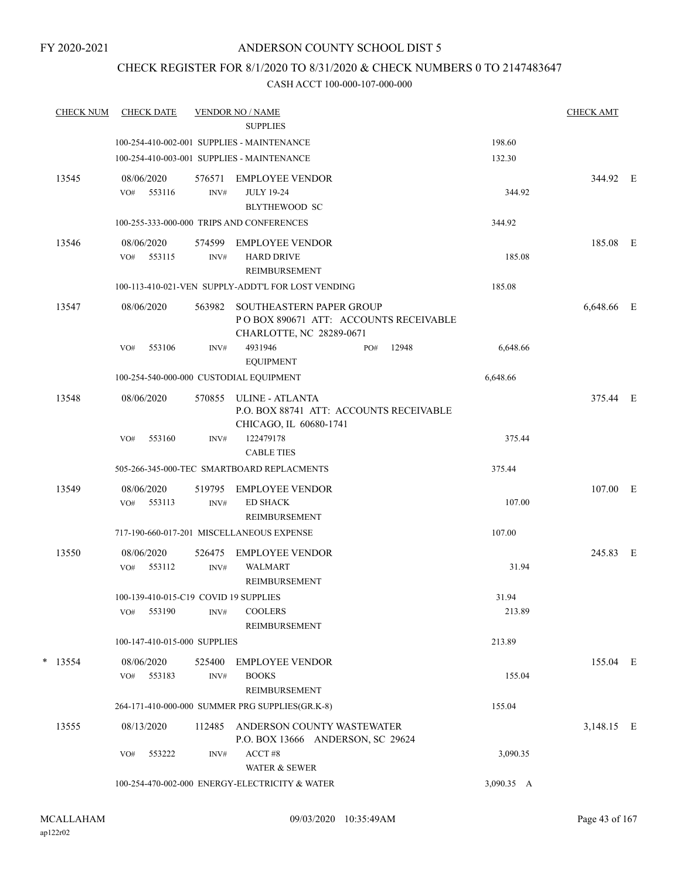FY 2020-2021

# ANDERSON COUNTY SCHOOL DIST 5

## CHECK REGISTER FOR 8/1/2020 TO 8/31/2020 & CHECK NUMBERS 0 TO 2147483647

### CASH ACCT 100-000-107-000-000

| CHECK NUM | CHECK DATE | VENDOR NO / NAME | | CHECK AMT | |
|---|---|---|---|---|---|
| | | SUPPLIES | | | |
| | 100-254-410-002-001 SUPPLIES - MAINTENANCE | | 198.60 | | |
| | 100-254-410-003-001 SUPPLIES - MAINTENANCE | | 132.30 | | |
| 13545 | 08/06/2020 | 576571 EMPLOYEE VENDOR | | 344.92 | E |
| | VO# 553116 | INV# JULY 19-24 BLYTHEWOOD SC | 344.92 | | |
| | 100-255-333-000-000 TRIPS AND CONFERENCES | | 344.92 | | |
| 13546 | 08/06/2020 | 574599 EMPLOYEE VENDOR | | 185.08 | E |
| | VO# 553115 | INV# HARD DRIVE REIMBURSEMENT | 185.08 | | |
| | 100-113-410-021-VEN SUPPLY-ADDT'L FOR LOST VENDING | | 185.08 | | |
| 13547 | 08/06/2020 | 563982 SOUTHEASTERN PAPER GROUP P O BOX 890671 ATT: ACCOUNTS RECEIVABLE CHARLOTTE, NC 28289-0671 | | 6,648.66 | E |
| | VO# 553106 | INV# 4931946 PO# 12948 EQUIPMENT | 6,648.66 | | |
| | 100-254-540-000-000 CUSTODIAL EQUIPMENT | | 6,648.66 | | |
| 13548 | 08/06/2020 | 570855 ULINE - ATLANTA P.O. BOX 88741 ATT: ACCOUNTS RECEIVABLE CHICAGO, IL 60680-1741 | | 375.44 | E |
| | VO# 553160 | INV# 122479178 CABLE TIES | 375.44 | | |
| | 505-266-345-000-TEC SMARTBOARD REPLACMENTS | | 375.44 | | |
| 13549 | 08/06/2020 | 519795 EMPLOYEE VENDOR | | 107.00 | E |
| | VO# 553113 | INV# ED SHACK REIMBURSEMENT | 107.00 | | |
| | 717-190-660-017-201 MISCELLANEOUS EXPENSE | | 107.00 | | |
| 13550 | 08/06/2020 | 526475 EMPLOYEE VENDOR | | 245.83 | E |
| | VO# 553112 | INV# WALMART REIMBURSEMENT | 31.94 | | |
| | 100-139-410-015-C19 COVID 19 SUPPLIES | | 31.94 | | |
| | VO# 553190 | INV# COOLERS REIMBURSEMENT | 213.89 | | |
| | 100-147-410-015-000 SUPPLIES | | 213.89 | | |
| * 13554 | 08/06/2020 | 525400 EMPLOYEE VENDOR | | 155.04 | E |
| | VO# 553183 | INV# BOOKS REIMBURSEMENT | 155.04 | | |
| | 264-171-410-000-000 SUMMER PRG SUPPLIES(GR.K-8) | | 155.04 | | |
| 13555 | 08/13/2020 | 112485 ANDERSON COUNTY WASTEWATER P.O. BOX 13666 ANDERSON, SC 29624 | | 3,148.15 | E |
| | VO# 553222 | INV# ACCT #8 WATER & SEWER | 3,090.35 | | |
| | 100-254-470-002-000 ENERGY-ELECTRICITY & WATER | | 3,090.35 A | | |

MCALLAHAM
ap122r02

09/03/2020 10:35:49AM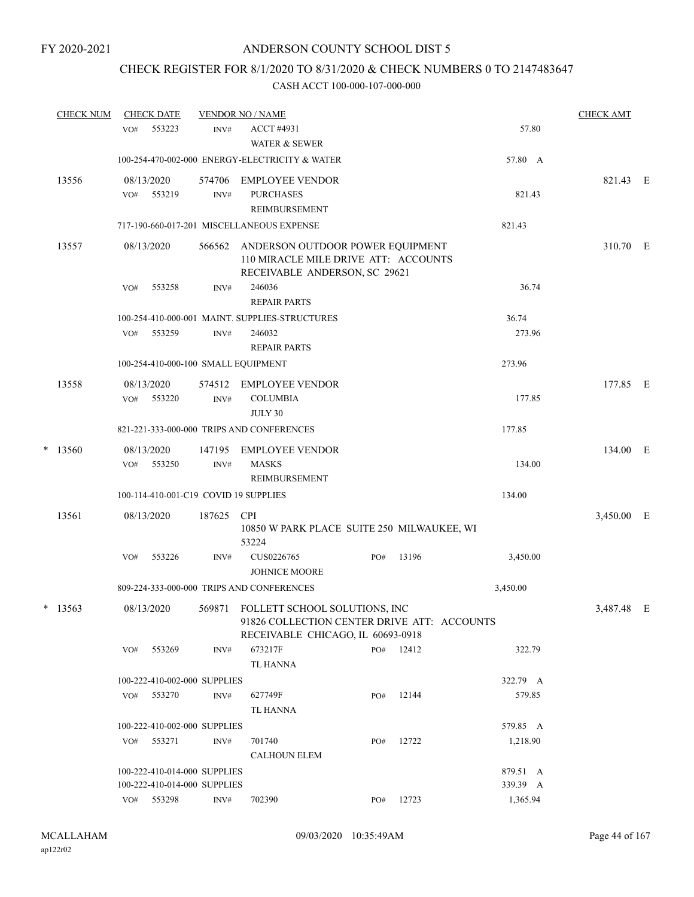FY 2020-2021

# ANDERSON COUNTY SCHOOL DIST 5

## CHECK REGISTER FOR 8/1/2020 TO 8/31/2020 & CHECK NUMBERS 0 TO 2147483647

### CASH ACCT 100-000-107-000-000

| CHECK NUM | CHECK DATE | VENDOR NO / NAME | | | | CHECK AMT | |
|---|---|---|---|---|---|---|---|
| | VO# 553223 | INV# | ACCT #4931<br>WATER & SEWER | | 57.80 | | |
| | 100-254-470-002-000 ENERGY-ELECTRICITY & WATER | | | | 57.80 A | | |
| 13556 | 08/13/2020 | 574706 | EMPLOYEE VENDOR | | | 821.43 | E |
| | VO# 553219 | INV# | PURCHASES<br>REIMBURSEMENT | | 821.43 | | |
| | 717-190-660-017-201 MISCELLANEOUS EXPENSE | | | | 821.43 | | |
| 13557 | 08/13/2020 | 566562 | ANDERSON OUTDOOR POWER EQUIPMENT<br>110 MIRACLE MILE DRIVE ATT: ACCOUNTS<br>RECEIVABLE ANDERSON, SC 29621 | | | 310.70 | E |
| | VO# 553258 | INV# | 246036<br>REPAIR PARTS | | 36.74 | | |
| | 100-254-410-000-001 MAINT. SUPPLIES-STRUCTURES | | | | 36.74 | | |
| | VO# 553259 | INV# | 246032<br>REPAIR PARTS | | 273.96 | | |
| | 100-254-410-000-100 SMALL EQUIPMENT | | | | 273.96 | | |
| 13558 | 08/13/2020 | 574512 | EMPLOYEE VENDOR | | | 177.85 | E |
| | VO# 553220 | INV# | COLUMBIA<br>JULY 30 | | 177.85 | | |
| | 821-221-333-000-000 TRIPS AND CONFERENCES | | | | 177.85 | | |
| * 13560 | 08/13/2020 | 147195 | EMPLOYEE VENDOR | | | 134.00 | E |
| | VO# 553250 | INV# | MASKS<br>REIMBURSEMENT | | 134.00 | | |
| | 100-114-410-001-C19 COVID 19 SUPPLIES | | | | 134.00 | | |
| 13561 | 08/13/2020 | 187625 | CPI<br>10850 W PARK PLACE SUITE 250 MILWAUKEE, WI<br>53224 | | | 3,450.00 | E |
| | VO# 553226 | INV# | CUS0226765<br>JOHNICE MOORE | PO# 13196 | 3,450.00 | | |
| | 809-224-333-000-000 TRIPS AND CONFERENCES | | | | 3,450.00 | | |
| * 13563 | 08/13/2020 | 569871 | FOLLETT SCHOOL SOLUTIONS, INC<br>91826 COLLECTION CENTER DRIVE ATT: ACCOUNTS<br>RECEIVABLE CHICAGO, IL 60693-0918 | | | 3,487.48 | E |
| | VO# 553269 | INV# | 673217F<br>TL HANNA | PO# 12412 | 322.79 | | |
| | 100-222-410-002-000 SUPPLIES | | | | 322.79 A | | |
| | VO# 553270 | INV# | 627749F<br>TL HANNA | PO# 12144 | 579.85 | | |
| | 100-222-410-002-000 SUPPLIES | | | | 579.85 A | | |
| | VO# 553271 | INV# | 701740<br>CALHOUN ELEM | PO# 12722 | 1,218.90 | | |
| | 100-222-410-014-000 SUPPLIES | | | | 879.51 A | | |
| | 100-222-410-014-000 SUPPLIES | | | | 339.39 A | | |
| | VO# 553298 | INV# | 702390 | PO# 12723 | 1,365.94 | | |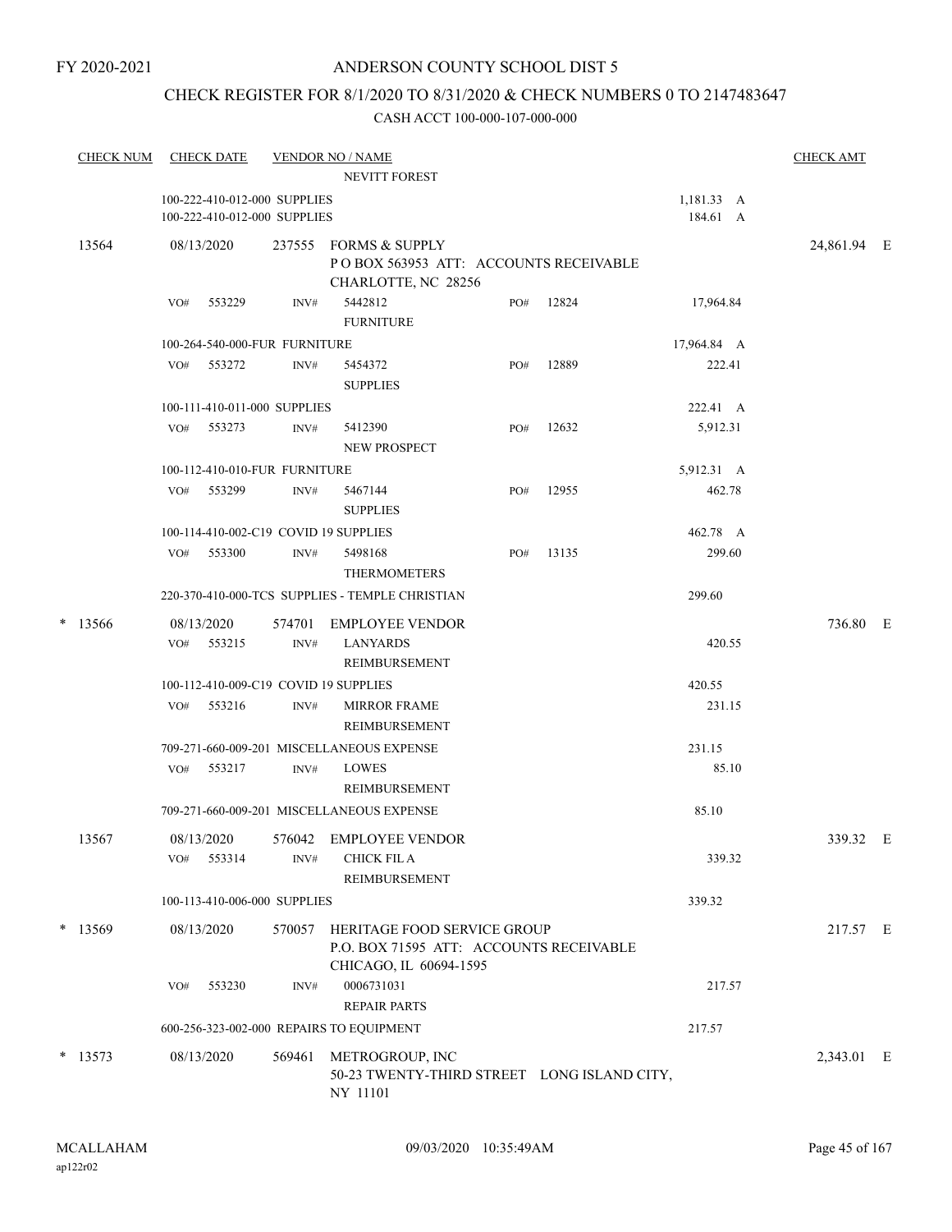FY 2020-2021

# ANDERSON COUNTY SCHOOL DIST 5

## CHECK REGISTER FOR 8/1/2020 TO 8/31/2020 & CHECK NUMBERS 0 TO 2147483647

### CASH ACCT 100-000-107-000-000

| CHECK NUM | CHECK DATE | VENDOR NO / NAME | | | | CHECK AMT | |
|---|---|---|---|---|---|---|---|
| | | NEVITT FOREST | | | | | |
| | 100-222-410-012-000 SUPPLIES | | | | 1,181.33 A | | |
| | 100-222-410-012-000 SUPPLIES | | | | 184.61 A | | |
| 13564 | 08/13/2020 | 237555 FORMS & SUPPLY<br>P O BOX 563953 ATT: ACCOUNTS RECEIVABLE<br>CHARLOTTE, NC 28256 | | | | 24,861.94 | E |
| | VO# 553229 | INV# 5442812<br>FURNITURE | PO# 12824 | | 17,964.84 | | |
| | 100-264-540-000-FUR FURNITURE | | | | 17,964.84 A | | |
| | VO# 553272 | INV# 5454372<br>SUPPLIES | PO# 12889 | | 222.41 | | |
| | 100-111-410-011-000 SUPPLIES | | | | 222.41 A | | |
| | VO# 553273 | INV# 5412390<br>NEW PROSPECT | PO# 12632 | | 5,912.31 | | |
| | 100-112-410-010-FUR FURNITURE | | | | 5,912.31 A | | |
| | VO# 553299 | INV# 5467144<br>SUPPLIES | PO# 12955 | | 462.78 | | |
| | 100-114-410-002-C19 COVID 19 SUPPLIES | | | | 462.78 A | | |
| | VO# 553300 | INV# 5498168<br>THERMOMETERS | PO# 13135 | | 299.60 | | |
| | 220-370-410-000-TCS SUPPLIES - TEMPLE CHRISTIAN | | | | 299.60 | | |
| * 13566 | 08/13/2020 | 574701 EMPLOYEE VENDOR | | | | 736.80 | E |
| | VO# 553215 | INV# LANYARDS<br>REIMBURSEMENT | | | 420.55 | | |
| | 100-112-410-009-C19 COVID 19 SUPPLIES | | | | 420.55 | | |
| | VO# 553216 | INV# MIRROR FRAME<br>REIMBURSEMENT | | | 231.15 | | |
| | 709-271-660-009-201 MISCELLANEOUS EXPENSE | | | | 231.15 | | |
| | VO# 553217 | INV# LOWES<br>REIMBURSEMENT | | | 85.10 | | |
| | 709-271-660-009-201 MISCELLANEOUS EXPENSE | | | | 85.10 | | |
| 13567 | 08/13/2020 | 576042 EMPLOYEE VENDOR | | | | 339.32 | E |
| | VO# 553314 | INV# CHICK FIL A<br>REIMBURSEMENT | | | 339.32 | | |
| | 100-113-410-006-000 SUPPLIES | | | | 339.32 | | |
| * 13569 | 08/13/2020 | 570057 HERITAGE FOOD SERVICE GROUP<br>P.O. BOX 71595 ATT: ACCOUNTS RECEIVABLE<br>CHICAGO, IL 60694-1595 | | | | 217.57 | E |
| | VO# 553230 | INV# 0006731031<br>REPAIR PARTS | | | 217.57 | | |
| | 600-256-323-002-000 REPAIRS TO EQUIPMENT | | | | 217.57 | | |
| * 13573 | 08/13/2020 | 569461 METROGROUP, INC<br>50-23 TWENTY-THIRD STREET LONG ISLAND CITY, NY 11101 | | | | 2,343.01 | E |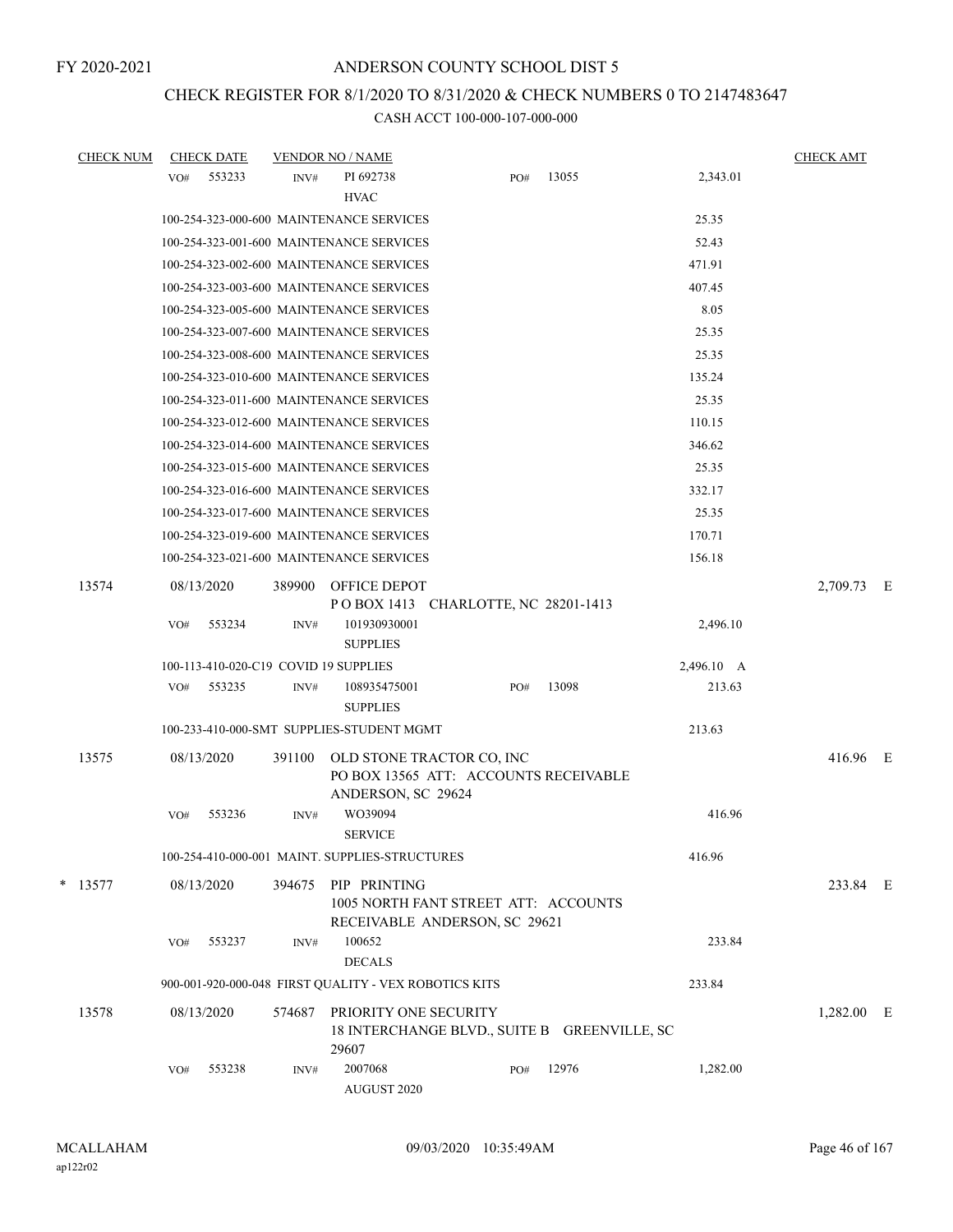FY 2020-2021

# ANDERSON COUNTY SCHOOL DIST 5

## CHECK REGISTER FOR 8/1/2020 TO 8/31/2020 & CHECK NUMBERS 0 TO 2147483647

### CASH ACCT 100-000-107-000-000

| CHECK NUM | CHECK DATE | VENDOR NO / NAME | | | | CHECK AMT |
|---|---|---|---|---|---|---|
| | VO# 553233 | INV# PI 692738 HVAC | PO# 13055 | | 2,343.01 | |
| | 100-254-323-000-600 MAINTENANCE SERVICES | | | | 25.35 | |
| | 100-254-323-001-600 MAINTENANCE SERVICES | | | | 52.43 | |
| | 100-254-323-002-600 MAINTENANCE SERVICES | | | | 471.91 | |
| | 100-254-323-003-600 MAINTENANCE SERVICES | | | | 407.45 | |
| | 100-254-323-005-600 MAINTENANCE SERVICES | | | | 8.05 | |
| | 100-254-323-007-600 MAINTENANCE SERVICES | | | | 25.35 | |
| | 100-254-323-008-600 MAINTENANCE SERVICES | | | | 25.35 | |
| | 100-254-323-010-600 MAINTENANCE SERVICES | | | | 135.24 | |
| | 100-254-323-011-600 MAINTENANCE SERVICES | | | | 25.35 | |
| | 100-254-323-012-600 MAINTENANCE SERVICES | | | | 110.15 | |
| | 100-254-323-014-600 MAINTENANCE SERVICES | | | | 346.62 | |
| | 100-254-323-015-600 MAINTENANCE SERVICES | | | | 25.35 | |
| | 100-254-323-016-600 MAINTENANCE SERVICES | | | | 332.17 | |
| | 100-254-323-017-600 MAINTENANCE SERVICES | | | | 25.35 | |
| | 100-254-323-019-600 MAINTENANCE SERVICES | | | | 170.71 | |
| | 100-254-323-021-600 MAINTENANCE SERVICES | | | | 156.18 | |
| 13574 | 08/13/2020 | 389900 OFFICE DEPOT P O BOX 1413 CHARLOTTE, NC 28201-1413 | | | | 2,709.73 E |
| | VO# 553234 | INV# 101930930001 SUPPLIES | | | 2,496.10 | |
| | 100-113-410-020-C19 COVID 19 SUPPLIES | | | | 2,496.10 A | |
| | VO# 553235 | INV# 108935475001 SUPPLIES | PO# 13098 | | 213.63 | |
| | 100-233-410-000-SMT SUPPLIES-STUDENT MGMT | | | | 213.63 | |
| 13575 | 08/13/2020 | 391100 OLD STONE TRACTOR CO, INC PO BOX 13565 ATT: ACCOUNTS RECEIVABLE ANDERSON, SC 29624 | | | | 416.96 E |
| | VO# 553236 | INV# WO39094 SERVICE | | | 416.96 | |
| | 100-254-410-000-001 MAINT. SUPPLIES-STRUCTURES | | | | 416.96 | |
| * 13577 | 08/13/2020 | 394675 PIP PRINTING 1005 NORTH FANT STREET ATT: ACCOUNTS RECEIVABLE ANDERSON, SC 29621 | | | | 233.84 E |
| | VO# 553237 | INV# 100652 DECALS | | | 233.84 | |
| | 900-001-920-000-048 FIRST QUALITY - VEX ROBOTICS KITS | | | | 233.84 | |
| 13578 | 08/13/2020 | 574687 PRIORITY ONE SECURITY 18 INTERCHANGE BLVD., SUITE B GREENVILLE, SC 29607 | | | | 1,282.00 E |
| | VO# 553238 | INV# 2007068 AUGUST 2020 | PO# 12976 | | 1,282.00 | |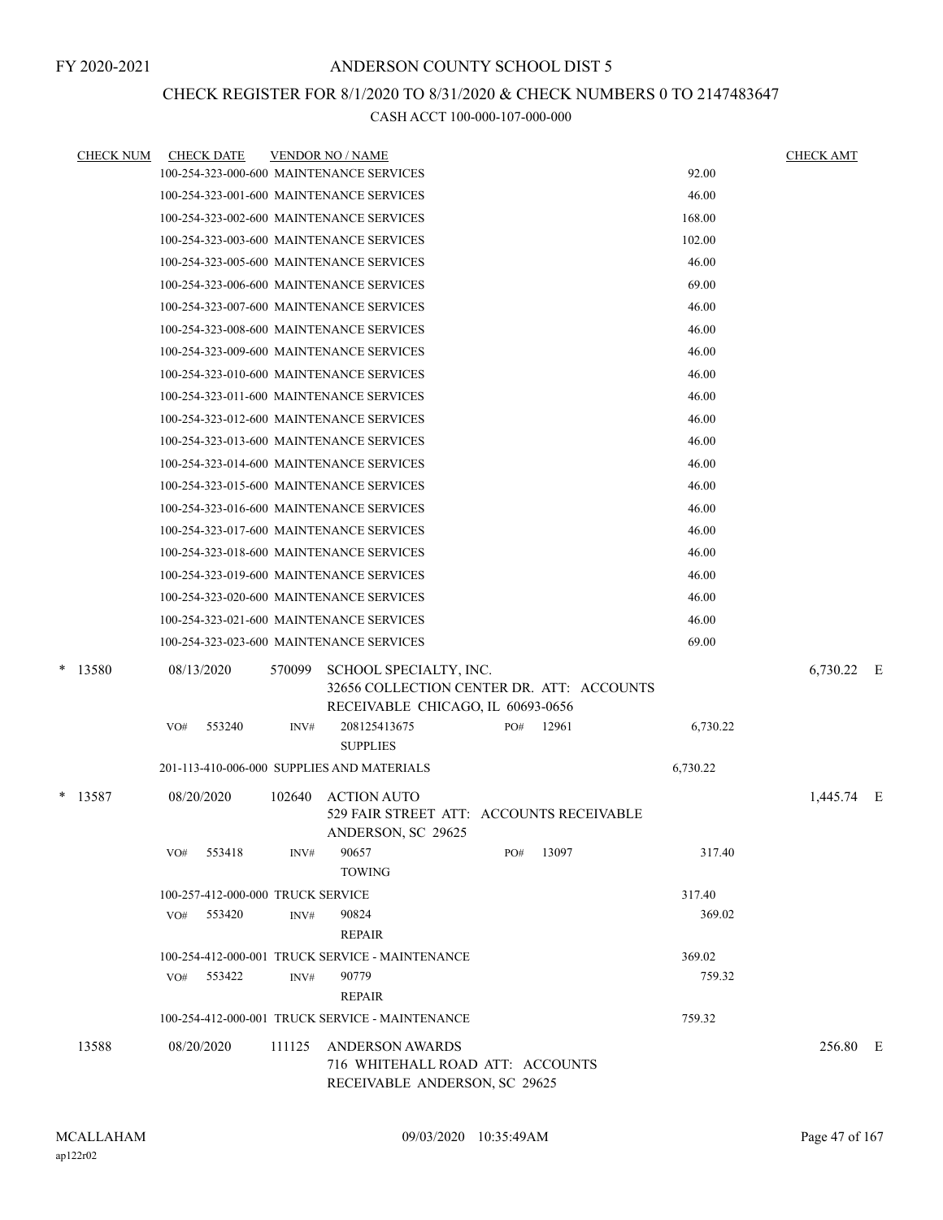FY 2020-2021

# ANDERSON COUNTY SCHOOL DIST 5

## CHECK REGISTER FOR 8/1/2020 TO 8/31/2020 & CHECK NUMBERS 0 TO 2147483647

CASH ACCT 100-000-107-000-000

| CHECK NUM | CHECK DATE | VENDOR NO / NAME | | CHECK AMT | |
|---|---|---|---|---|---|
| | 100-254-323-000-600 MAINTENANCE SERVICES | | 92.00 | | |
| | 100-254-323-001-600 MAINTENANCE SERVICES | | 46.00 | | |
| | 100-254-323-002-600 MAINTENANCE SERVICES | | 168.00 | | |
| | 100-254-323-003-600 MAINTENANCE SERVICES | | 102.00 | | |
| | 100-254-323-005-600 MAINTENANCE SERVICES | | 46.00 | | |
| | 100-254-323-006-600 MAINTENANCE SERVICES | | 69.00 | | |
| | 100-254-323-007-600 MAINTENANCE SERVICES | | 46.00 | | |
| | 100-254-323-008-600 MAINTENANCE SERVICES | | 46.00 | | |
| | 100-254-323-009-600 MAINTENANCE SERVICES | | 46.00 | | |
| | 100-254-323-010-600 MAINTENANCE SERVICES | | 46.00 | | |
| | 100-254-323-011-600 MAINTENANCE SERVICES | | 46.00 | | |
| | 100-254-323-012-600 MAINTENANCE SERVICES | | 46.00 | | |
| | 100-254-323-013-600 MAINTENANCE SERVICES | | 46.00 | | |
| | 100-254-323-014-600 MAINTENANCE SERVICES | | 46.00 | | |
| | 100-254-323-015-600 MAINTENANCE SERVICES | | 46.00 | | |
| | 100-254-323-016-600 MAINTENANCE SERVICES | | 46.00 | | |
| | 100-254-323-017-600 MAINTENANCE SERVICES | | 46.00 | | |
| | 100-254-323-018-600 MAINTENANCE SERVICES | | 46.00 | | |
| | 100-254-323-019-600 MAINTENANCE SERVICES | | 46.00 | | |
| | 100-254-323-020-600 MAINTENANCE SERVICES | | 46.00 | | |
| | 100-254-323-021-600 MAINTENANCE SERVICES | | 46.00 | | |
| | 100-254-323-023-600 MAINTENANCE SERVICES | | 69.00 | | |
| * 13580 | 08/13/2020 | 570099 SCHOOL SPECIALTY, INC. 32656 COLLECTION CENTER DR. ATT: ACCOUNTS RECEIVABLE CHICAGO, IL 60693-0656 | | 6,730.22 | E |
| | VO# 553240 | INV# 208125413675 SUPPLIES PO# 12961 | 6,730.22 | | |
| | 201-113-410-006-000 SUPPLIES AND MATERIALS | | 6,730.22 | | |
| * 13587 | 08/20/2020 | 102640 ACTION AUTO 529 FAIR STREET ATT: ACCOUNTS RECEIVABLE ANDERSON, SC 29625 | | 1,445.74 | E |
| | VO# 553418 | INV# 90657 TOWING PO# 13097 | 317.40 | | |
| | 100-257-412-000-000 TRUCK SERVICE | | 317.40 | | |
| | VO# 553420 | INV# 90824 REPAIR | 369.02 | | |
| | 100-254-412-000-001 TRUCK SERVICE - MAINTENANCE | | 369.02 | | |
| | VO# 553422 | INV# 90779 REPAIR | 759.32 | | |
| | 100-254-412-000-001 TRUCK SERVICE - MAINTENANCE | | 759.32 | | |
| 13588 | 08/20/2020 | 111125 ANDERSON AWARDS 716 WHITEHALL ROAD ATT: ACCOUNTS RECEIVABLE ANDERSON, SC 29625 | | 256.80 | E |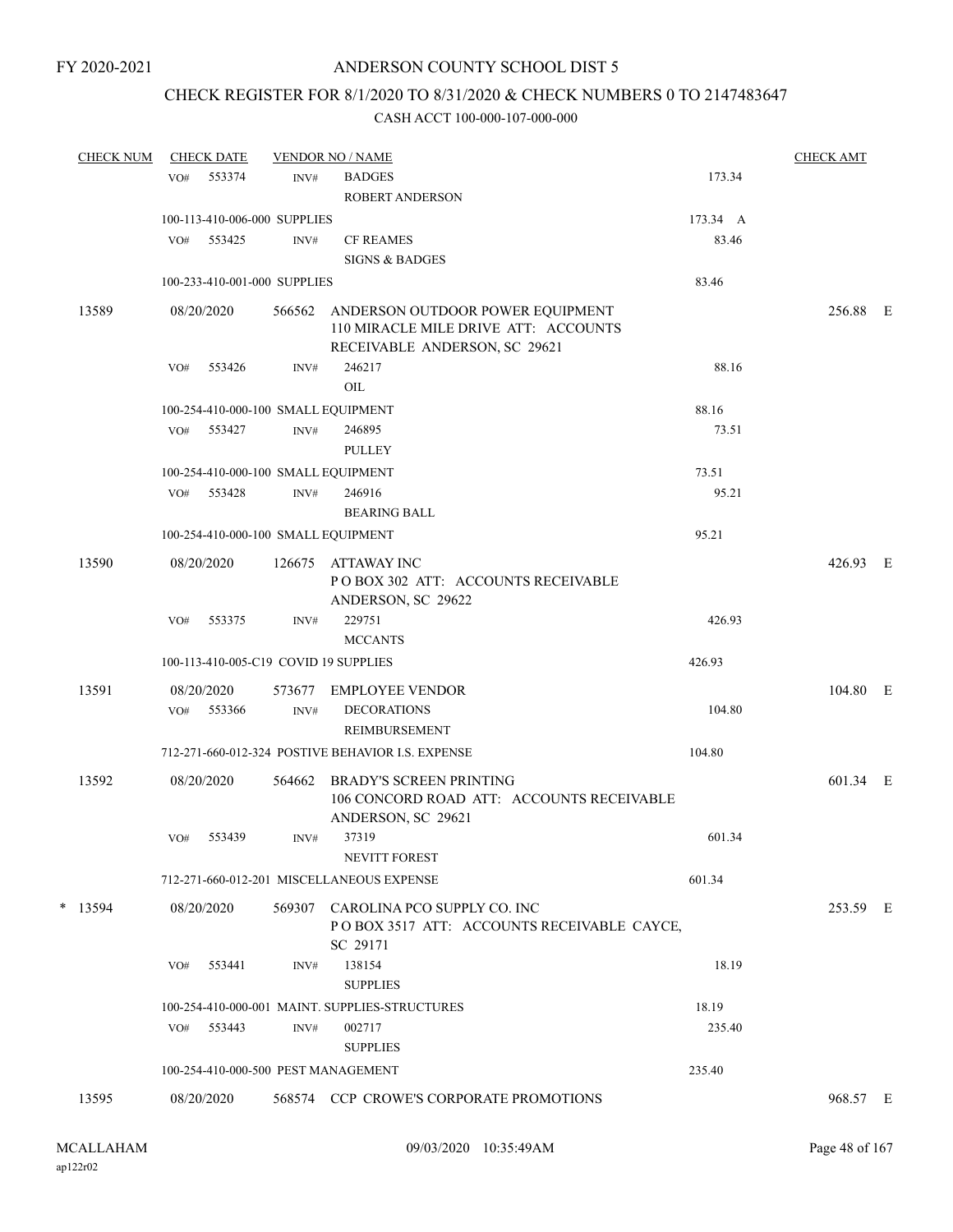FY 2020-2021

# ANDERSON COUNTY SCHOOL DIST 5

## CHECK REGISTER FOR 8/1/2020 TO 8/31/2020 & CHECK NUMBERS 0 TO 2147483647

### CASH ACCT 100-000-107-000-000

| CHECK NUM | CHECK DATE | VENDOR NO / NAME | | CHECK AMT |
|---|---|---|---|---|
| | VO# 553374 INV# | BADGES<br>ROBERT ANDERSON | 173.34 | |
| | 100-113-410-006-000 SUPPLIES | | 173.34 A | |
| | VO# 553425 INV# | CF REAMES<br>SIGNS & BADGES | 83.46 | |
| | 100-233-410-001-000 SUPPLIES | | 83.46 | |
| 13589 | 08/20/2020 | 566562 ANDERSON OUTDOOR POWER EQUIPMENT<br>110 MIRACLE MILE DRIVE ATT: ACCOUNTS RECEIVABLE ANDERSON, SC 29621 | | 256.88 E |
| | VO# 553426 INV# | 246217<br>OIL | 88.16 | |
| | 100-254-410-000-100 SMALL EQUIPMENT | | 88.16 | |
| | VO# 553427 INV# | 246895<br>PULLEY | 73.51 | |
| | 100-254-410-000-100 SMALL EQUIPMENT | | 73.51 | |
| | VO# 553428 INV# | 246916<br>BEARING BALL | 95.21 | |
| | 100-254-410-000-100 SMALL EQUIPMENT | | 95.21 | |
| 13590 | 08/20/2020 | 126675 ATTAWAY INC<br>P O BOX 302 ATT: ACCOUNTS RECEIVABLE ANDERSON, SC 29622 | | 426.93 E |
| | VO# 553375 INV# | 229751<br>MCCANTS | 426.93 | |
| | 100-113-410-005-C19 COVID 19 SUPPLIES | | 426.93 | |
| 13591 | 08/20/2020 | 573677 EMPLOYEE VENDOR | | 104.80 E |
| | VO# 553366 INV# | DECORATIONS<br>REIMBURSEMENT | 104.80 | |
| | 712-271-660-012-324 POSTIVE BEHAVIOR I.S. EXPENSE | | 104.80 | |
| 13592 | 08/20/2020 | 564662 BRADY'S SCREEN PRINTING<br>106 CONCORD ROAD ATT: ACCOUNTS RECEIVABLE ANDERSON, SC 29621 | | 601.34 E |
| | VO# 553439 INV# | 37319<br>NEVITT FOREST | 601.34 | |
| | 712-271-660-012-201 MISCELLANEOUS EXPENSE | | 601.34 | |
| * 13594 | 08/20/2020 | 569307 CAROLINA PCO SUPPLY CO. INC<br>P O BOX 3517 ATT: ACCOUNTS RECEIVABLE CAYCE, SC 29171 | | 253.59 E |
| | VO# 553441 INV# | 138154<br>SUPPLIES | 18.19 | |
| | 100-254-410-000-001 MAINT. SUPPLIES-STRUCTURES | | 18.19 | |
| | VO# 553443 INV# | 002717<br>SUPPLIES | 235.40 | |
| | 100-254-410-000-500 PEST MANAGEMENT | | 235.40 | |
| 13595 | 08/20/2020 | 568574 CCP CROWE'S CORPORATE PROMOTIONS | | 968.57 E |

MCALLAHAM ap122r02 09/03/2020 10:35:49AM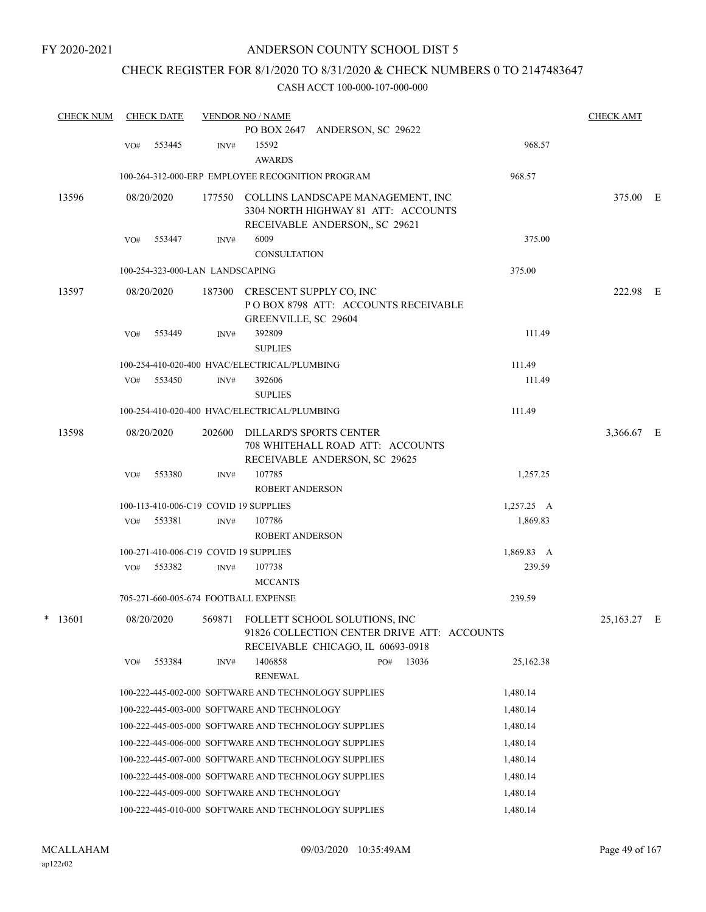FY 2020-2021

# ANDERSON COUNTY SCHOOL DIST 5

## CHECK REGISTER FOR 8/1/2020 TO 8/31/2020 & CHECK NUMBERS 0 TO 2147483647

CASH ACCT 100-000-107-000-000

| CHECK NUM | CHECK DATE | VENDOR NO / NAME | | CHECK AMT |
|---|---|---|---|---|
| | | PO BOX 2647 ANDERSON, SC 29622 | | |
| | VO# 553445 | INV# 15592 AWARDS | 968.57 | |
| | | 100-264-312-000-ERP EMPLOYEE RECOGNITION PROGRAM | 968.57 | |
| 13596 | 08/20/2020 | 177550 COLLINS LANDSCAPE MANAGEMENT, INC 3304 NORTH HIGHWAY 81 ATT: ACCOUNTS RECEIVABLE ANDERSON,, SC 29621 | | 375.00 E |
| | VO# 553447 | INV# 6009 CONSULTATION | 375.00 | |
| | | 100-254-323-000-LAN LANDSCAPING | 375.00 | |
| 13597 | 08/20/2020 | 187300 CRESCENT SUPPLY CO, INC P O BOX 8798 ATT: ACCOUNTS RECEIVABLE GREENVILLE, SC 29604 | | 222.98 E |
| | VO# 553449 | INV# 392809 SUPLIES | 111.49 | |
| | | 100-254-410-020-400 HVAC/ELECTRICAL/PLUMBING | 111.49 | |
| | VO# 553450 | INV# 392606 SUPLIES | 111.49 | |
| | | 100-254-410-020-400 HVAC/ELECTRICAL/PLUMBING | 111.49 | |
| 13598 | 08/20/2020 | 202600 DILLARD'S SPORTS CENTER 708 WHITEHALL ROAD ATT: ACCOUNTS RECEIVABLE ANDERSON, SC 29625 | | 3,366.67 E |
| | VO# 553380 | INV# 107785 ROBERT ANDERSON | 1,257.25 | |
| | | 100-113-410-006-C19 COVID 19 SUPPLIES | 1,257.25 A | |
| | VO# 553381 | INV# 107786 ROBERT ANDERSON | 1,869.83 | |
| | | 100-271-410-006-C19 COVID 19 SUPPLIES | 1,869.83 A | |
| | VO# 553382 | INV# 107738 MCCANTS | 239.59 | |
| | | 705-271-660-005-674 FOOTBALL EXPENSE | 239.59 | |
| * 13601 | 08/20/2020 | 569871 FOLLETT SCHOOL SOLUTIONS, INC 91826 COLLECTION CENTER DRIVE ATT: ACCOUNTS RECEIVABLE CHICAGO, IL 60693-0918 | | 25,163.27 E |
| | VO# 553384 | INV# 1406858 PO# 13036 RENEWAL | 25,162.38 | |
| | | 100-222-445-002-000 SOFTWARE AND TECHNOLOGY SUPPLIES | 1,480.14 | |
| | | 100-222-445-003-000 SOFTWARE AND TECHNOLOGY | 1,480.14 | |
| | | 100-222-445-005-000 SOFTWARE AND TECHNOLOGY SUPPLIES | 1,480.14 | |
| | | 100-222-445-006-000 SOFTWARE AND TECHNOLOGY SUPPLIES | 1,480.14 | |
| | | 100-222-445-007-000 SOFTWARE AND TECHNOLOGY SUPPLIES | 1,480.14 | |
| | | 100-222-445-008-000 SOFTWARE AND TECHNOLOGY SUPPLIES | 1,480.14 | |
| | | 100-222-445-009-000 SOFTWARE AND TECHNOLOGY | 1,480.14 | |
| | | 100-222-445-010-000 SOFTWARE AND TECHNOLOGY SUPPLIES | 1,480.14 | |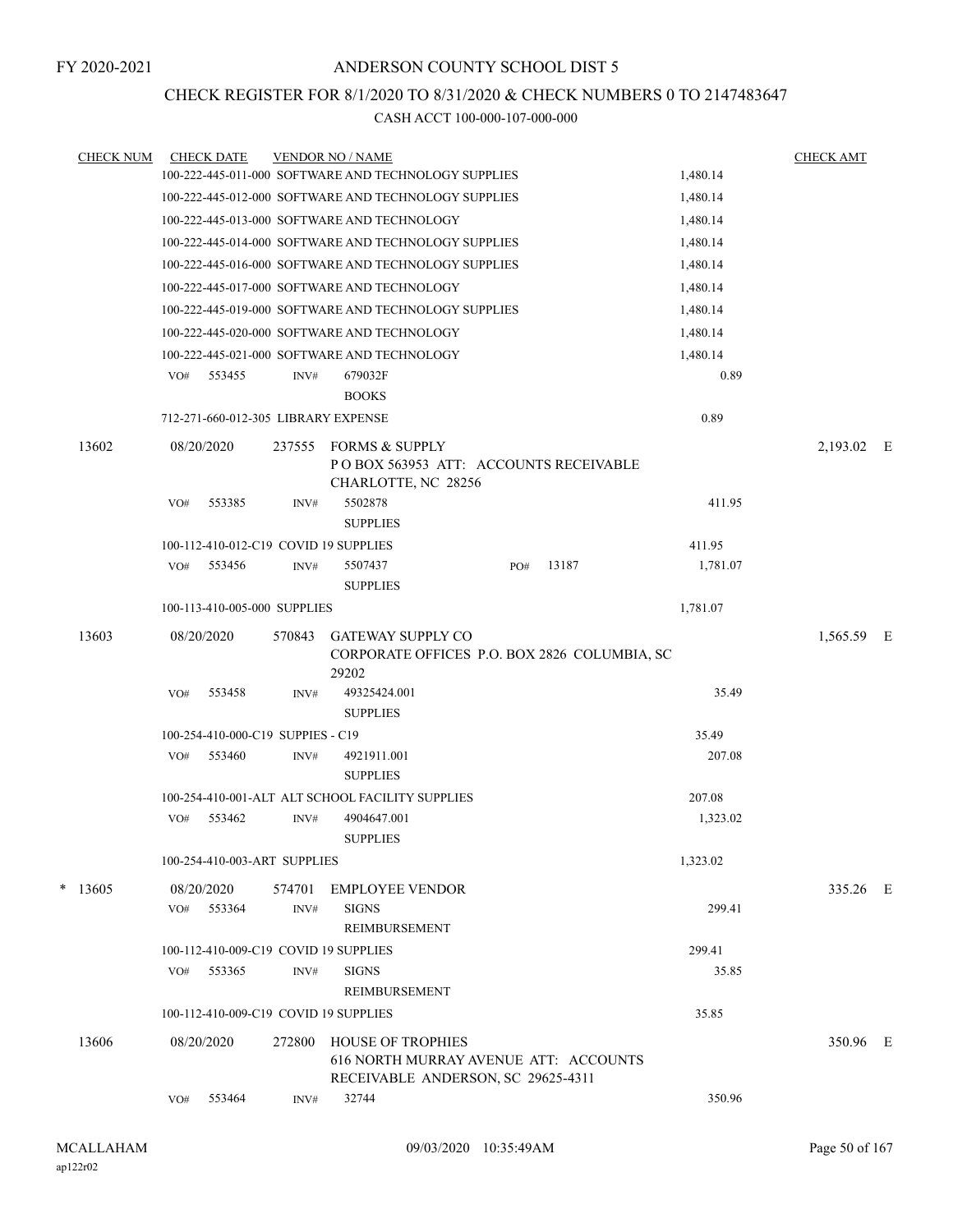FY 2020-2021

# ANDERSON COUNTY SCHOOL DIST 5

## CHECK REGISTER FOR 8/1/2020 TO 8/31/2020 & CHECK NUMBERS 0 TO 2147483647

### CASH ACCT 100-000-107-000-000

| CHECK NUM | CHECK DATE | VENDOR NO / NAME | | CHECK AMT | |
|---|---|---|---|---|---|
| | 100-222-445-011-000 SOFTWARE AND TECHNOLOGY SUPPLIES | | 1,480.14 | | |
| | 100-222-445-012-000 SOFTWARE AND TECHNOLOGY SUPPLIES | | 1,480.14 | | |
| | 100-222-445-013-000 SOFTWARE AND TECHNOLOGY | | 1,480.14 | | |
| | 100-222-445-014-000 SOFTWARE AND TECHNOLOGY SUPPLIES | | 1,480.14 | | |
| | 100-222-445-016-000 SOFTWARE AND TECHNOLOGY SUPPLIES | | 1,480.14 | | |
| | 100-222-445-017-000 SOFTWARE AND TECHNOLOGY | | 1,480.14 | | |
| | 100-222-445-019-000 SOFTWARE AND TECHNOLOGY SUPPLIES | | 1,480.14 | | |
| | 100-222-445-020-000 SOFTWARE AND TECHNOLOGY | | 1,480.14 | | |
| | 100-222-445-021-000 SOFTWARE AND TECHNOLOGY | | 1,480.14 | | |
| | VO# 553455 | INV# 679032F BOOKS | 0.89 | | |
| | 712-271-660-012-305 LIBRARY EXPENSE | | 0.89 | | |
| 13602 | 08/20/2020 | 237555 FORMS & SUPPLY<br>P O BOX 563953 ATT: ACCOUNTS RECEIVABLE<br>CHARLOTTE, NC 28256 | | 2,193.02 | E |
| | VO# 553385 | INV# 5502878 SUPPLIES | 411.95 | | |
| | 100-112-410-012-C19 COVID 19 SUPPLIES | | 411.95 | | |
| | VO# 553456 | INV# 5507437 SUPPLIES PO# 13187 | 1,781.07 | | |
| | 100-113-410-005-000 SUPPLIES | | 1,781.07 | | |
| 13603 | 08/20/2020 | 570843 GATEWAY SUPPLY CO<br>CORPORATE OFFICES P.O. BOX 2826 COLUMBIA, SC 29202 | | 1,565.59 | E |
| | VO# 553458 | INV# 49325424.001 SUPPLIES | 35.49 | | |
| | 100-254-410-000-C19 SUPPIES - C19 | | 35.49 | | |
| | VO# 553460 | INV# 4921911.001 SUPPLIES | 207.08 | | |
| | 100-254-410-001-ALT ALT SCHOOL FACILITY SUPPLIES | | 207.08 | | |
| | VO# 553462 | INV# 4904647.001 SUPPLIES | 1,323.02 | | |
| | 100-254-410-003-ART SUPPLIES | | 1,323.02 | | |
| * 13605 | 08/20/2020 | 574701 EMPLOYEE VENDOR | | 335.26 | E |
| | VO# 553364 | INV# SIGNS REIMBURSEMENT | 299.41 | | |
| | 100-112-410-009-C19 COVID 19 SUPPLIES | | 299.41 | | |
| | VO# 553365 | INV# SIGNS REIMBURSEMENT | 35.85 | | |
| | 100-112-410-009-C19 COVID 19 SUPPLIES | | 35.85 | | |
| 13606 | 08/20/2020 | 272800 HOUSE OF TROPHIES<br>616 NORTH MURRAY AVENUE ATT: ACCOUNTS RECEIVABLE ANDERSON, SC 29625-4311 | | 350.96 | E |
| | VO# 553464 | INV# 32744 | 350.96 | | |

MCALLAHAM ap122r02 09/03/2020 10:35:49AM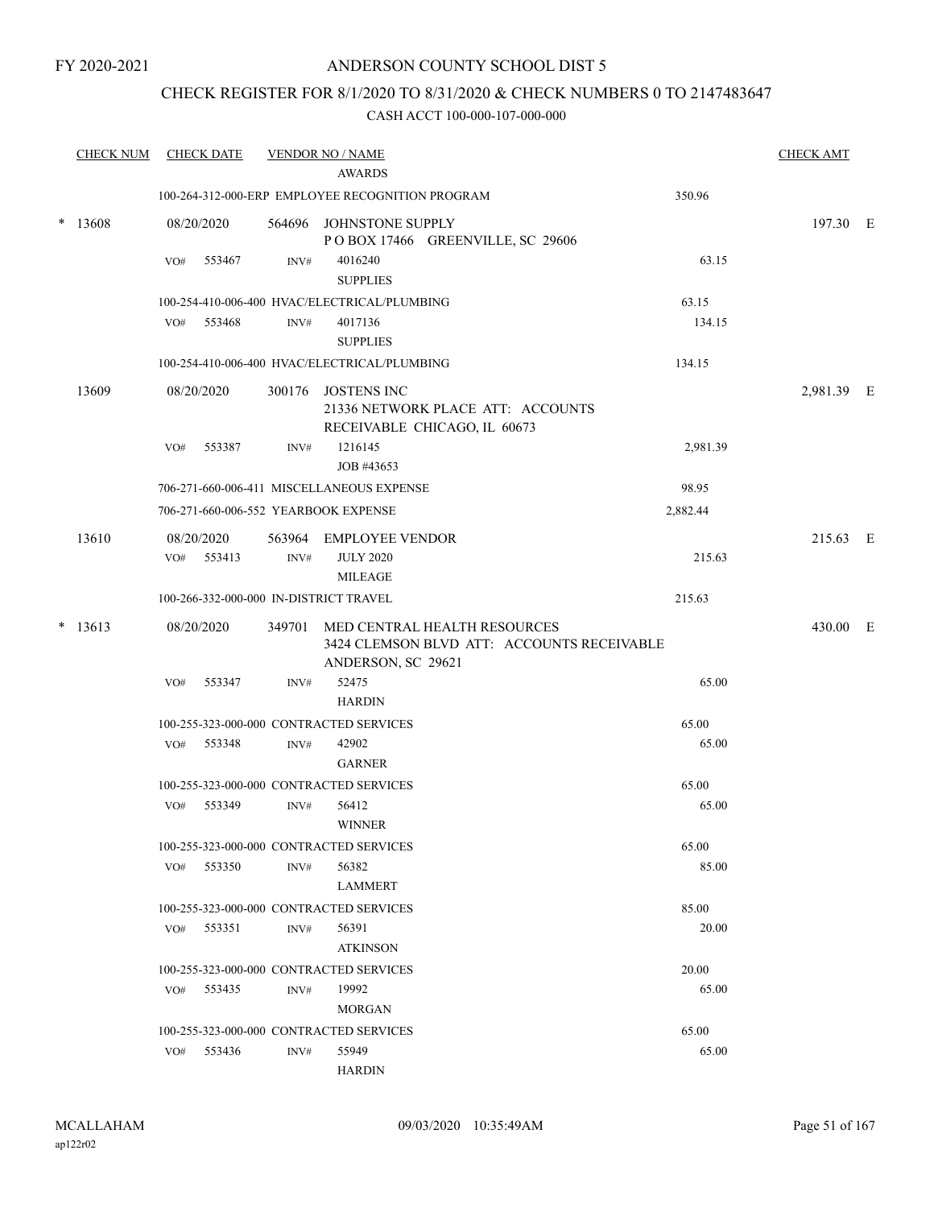FY 2020-2021

# ANDERSON COUNTY SCHOOL DIST 5

## CHECK REGISTER FOR 8/1/2020 TO 8/31/2020 & CHECK NUMBERS 0 TO 2147483647

### CASH ACCT 100-000-107-000-000

| CHECK NUM | CHECK DATE | VENDOR NO / NAME | | CHECK AMT | |
|---|---|---|---|---|---|
| | | AWARDS | | | |
| | | 100-264-312-000-ERP EMPLOYEE RECOGNITION PROGRAM | 350.96 | | |
| * 13608 | 08/20/2020 | 564696 JOHNSTONE SUPPLY<br>P O BOX 17466 GREENVILLE, SC 29606 | | 197.30 | E |
| | VO# 553467 | INV# 4016240<br>SUPPLIES | 63.15 | | |
| | | 100-254-410-006-400 HVAC/ELECTRICAL/PLUMBING | 63.15 | | |
| | VO# 553468 | INV# 4017136<br>SUPPLIES | 134.15 | | |
| | | 100-254-410-006-400 HVAC/ELECTRICAL/PLUMBING | 134.15 | | |
| 13609 | 08/20/2020 | 300176 JOSTENS INC<br>21336 NETWORK PLACE ATT: ACCOUNTS RECEIVABLE CHICAGO, IL 60673 | | 2,981.39 | E |
| | VO# 553387 | INV# 1216145<br>JOB #43653 | 2,981.39 | | |
| | | 706-271-660-006-411 MISCELLANEOUS EXPENSE | 98.95 | | |
| | | 706-271-660-006-552 YEARBOOK EXPENSE | 2,882.44 | | |
| 13610 | 08/20/2020 | 563964 EMPLOYEE VENDOR | | 215.63 | E |
| | VO# 553413 | INV# JULY 2020<br>MILEAGE | 215.63 | | |
| | | 100-266-332-000-000 IN-DISTRICT TRAVEL | 215.63 | | |
| * 13613 | 08/20/2020 | 349701 MED CENTRAL HEALTH RESOURCES<br>3424 CLEMSON BLVD ATT: ACCOUNTS RECEIVABLE ANDERSON, SC 29621 | | 430.00 | E |
| | VO# 553347 | INV# 52475<br>HARDIN | 65.00 | | |
| | | 100-255-323-000-000 CONTRACTED SERVICES | 65.00 | | |
| | VO# 553348 | INV# 42902<br>GARNER | 65.00 | | |
| | | 100-255-323-000-000 CONTRACTED SERVICES | 65.00 | | |
| | VO# 553349 | INV# 56412<br>WINNER | 65.00 | | |
| | | 100-255-323-000-000 CONTRACTED SERVICES | 65.00 | | |
| | VO# 553350 | INV# 56382<br>LAMMERT | 85.00 | | |
| | | 100-255-323-000-000 CONTRACTED SERVICES | 85.00 | | |
| | VO# 553351 | INV# 56391<br>ATKINSON | 20.00 | | |
| | | 100-255-323-000-000 CONTRACTED SERVICES | 20.00 | | |
| | VO# 553435 | INV# 19992<br>MORGAN | 65.00 | | |
| | | 100-255-323-000-000 CONTRACTED SERVICES | 65.00 | | |
| | VO# 553436 | INV# 55949<br>HARDIN | 65.00 | | |

MCALLAHAM
ap122r02

09/03/2020 10:35:49AM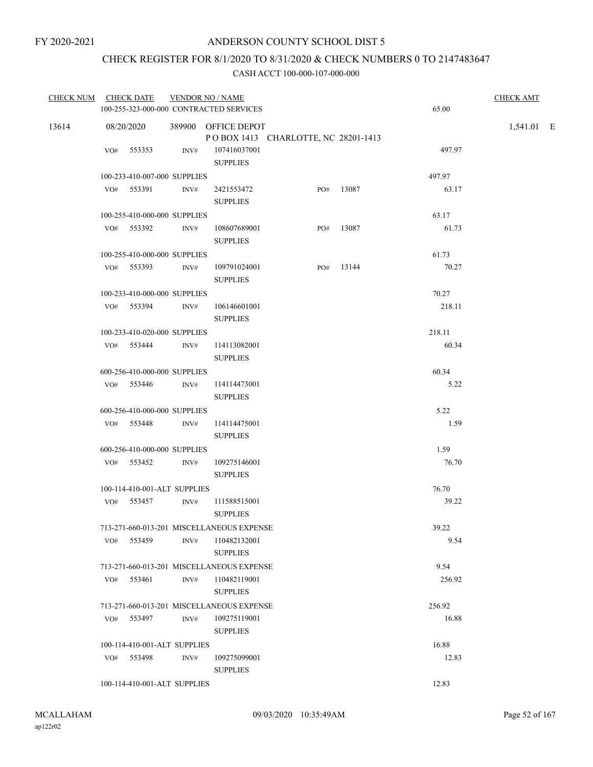FY 2020-2021

# ANDERSON COUNTY SCHOOL DIST 5

## CHECK REGISTER FOR 8/1/2020 TO 8/31/2020 & CHECK NUMBERS 0 TO 2147483647

### CASH ACCT 100-000-107-000-000

| CHECK NUM | CHECK DATE | VENDOR NO / NAME | | | | CHECK AMT |
|---|---|---|---|---|---|---|
| | 100-255-323-000-000 CONTRACTED SERVICES | | | | 65.00 | |
| 13614 | 08/20/2020 | 389900 OFFICE DEPOT<br>P O BOX 1413 CHARLOTTE, NC 28201-1413 | | | | 1,541.01 E |
| | VO# 553353 | INV# 107416037001<br>SUPPLIES | | | 497.97 | |
| | 100-233-410-007-000 SUPPLIES | | | | 497.97 | |
| | VO# 553391 | INV# 2421553472<br>SUPPLIES | PO# 13087 | | 63.17 | |
| | 100-255-410-000-000 SUPPLIES | | | | 63.17 | |
| | VO# 553392 | INV# 108607689001<br>SUPPLIES | PO# 13087 | | 61.73 | |
| | 100-255-410-000-000 SUPPLIES | | | | 61.73 | |
| | VO# 553393 | INV# 109791024001<br>SUPPLIES | PO# 13144 | | 70.27 | |
| | 100-233-410-000-000 SUPPLIES | | | | 70.27 | |
| | VO# 553394 | INV# 106146601001<br>SUPPLIES | | | 218.11 | |
| | 100-233-410-020-000 SUPPLIES | | | | 218.11 | |
| | VO# 553444 | INV# 114113082001<br>SUPPLIES | | | 60.34 | |
| | 600-256-410-000-000 SUPPLIES | | | | 60.34 | |
| | VO# 553446 | INV# 114114473001<br>SUPPLIES | | | 5.22 | |
| | 600-256-410-000-000 SUPPLIES | | | | 5.22 | |
| | VO# 553448 | INV# 114114475001<br>SUPPLIES | | | 1.59 | |
| | 600-256-410-000-000 SUPPLIES | | | | 1.59 | |
| | VO# 553452 | INV# 109275146001<br>SUPPLIES | | | 76.70 | |
| | 100-114-410-001-ALT SUPPLIES | | | | 76.70 | |
| | VO# 553457 | INV# 111588515001<br>SUPPLIES | | | 39.22 | |
| | 713-271-660-013-201 MISCELLANEOUS EXPENSE | | | | 39.22 | |
| | VO# 553459 | INV# 110482132001<br>SUPPLIES | | | 9.54 | |
| | 713-271-660-013-201 MISCELLANEOUS EXPENSE | | | | 9.54 | |
| | VO# 553461 | INV# 110482119001<br>SUPPLIES | | | 256.92 | |
| | 713-271-660-013-201 MISCELLANEOUS EXPENSE | | | | 256.92 | |
| | VO# 553497 | INV# 109275119001<br>SUPPLIES | | | 16.88 | |
| | 100-114-410-001-ALT SUPPLIES | | | | 16.88 | |
| | VO# 553498 | INV# 109275099001<br>SUPPLIES | | | 12.83 | |
| | 100-114-410-001-ALT SUPPLIES | | | | 12.83 | |

MCALLAHAM ap122r02 09/03/2020 10:35:49AM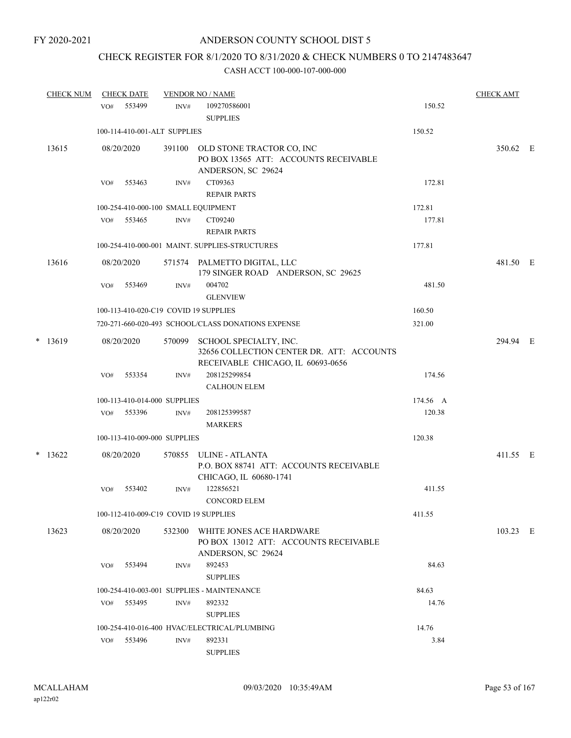FY 2020-2021

# ANDERSON COUNTY SCHOOL DIST 5

## CHECK REGISTER FOR 8/1/2020 TO 8/31/2020 & CHECK NUMBERS 0 TO 2147483647

### CASH ACCT 100-000-107-000-000

| CHECK NUM | CHECK DATE | VENDOR NO / NAME | | | CHECK AMT |
|---|---|---|---|---|---|
| | VO# 553499 | INV# | 109270586001 SUPPLIES | 150.52 | |
| | 100-114-410-001-ALT SUPPLIES | | | 150.52 | |
| 13615 | 08/20/2020 | 391100 | OLD STONE TRACTOR CO, INC PO BOX 13565 ATT: ACCOUNTS RECEIVABLE ANDERSON, SC 29624 | | 350.62 E |
| | VO# 553463 | INV# | CT09363 REPAIR PARTS | 172.81 | |
| | 100-254-410-000-100 SMALL EQUIPMENT | | | 172.81 | |
| | VO# 553465 | INV# | CT09240 REPAIR PARTS | 177.81 | |
| | 100-254-410-000-001 MAINT. SUPPLIES-STRUCTURES | | | 177.81 | |
| 13616 | 08/20/2020 | 571574 | PALMETTO DIGITAL, LLC 179 SINGER ROAD ANDERSON, SC 29625 | | 481.50 E |
| | VO# 553469 | INV# | 004702 GLENVIEW | 481.50 | |
| | 100-113-410-020-C19 COVID 19 SUPPLIES | | | 160.50 | |
| | 720-271-660-020-493 SCHOOL/CLASS DONATIONS EXPENSE | | | 321.00 | |
| * 13619 | 08/20/2020 | 570099 | SCHOOL SPECIALTY, INC. 32656 COLLECTION CENTER DR. ATT: ACCOUNTS RECEIVABLE CHICAGO, IL 60693-0656 | | 294.94 E |
| | VO# 553354 | INV# | 208125299854 CALHOUN ELEM | 174.56 | |
| | 100-113-410-014-000 SUPPLIES | | | 174.56 A | |
| | VO# 553396 | INV# | 208125399587 MARKERS | 120.38 | |
| | 100-113-410-009-000 SUPPLIES | | | 120.38 | |
| * 13622 | 08/20/2020 | 570855 | ULINE - ATLANTA P.O. BOX 88741 ATT: ACCOUNTS RECEIVABLE CHICAGO, IL 60680-1741 | | 411.55 E |
| | VO# 553402 | INV# | 122856521 CONCORD ELEM | 411.55 | |
| | 100-112-410-009-C19 COVID 19 SUPPLIES | | | 411.55 | |
| 13623 | 08/20/2020 | 532300 | WHITE JONES ACE HARDWARE PO BOX 13012 ATT: ACCOUNTS RECEIVABLE ANDERSON, SC 29624 | | 103.23 E |
| | VO# 553494 | INV# | 892453 SUPPLIES | 84.63 | |
| | 100-254-410-003-001 SUPPLIES - MAINTENANCE | | | 84.63 | |
| | VO# 553495 | INV# | 892332 SUPPLIES | 14.76 | |
| | 100-254-410-016-400 HVAC/ELECTRICAL/PLUMBING | | | 14.76 | |
| | VO# 553496 | INV# | 892331 SUPPLIES | 3.84 | |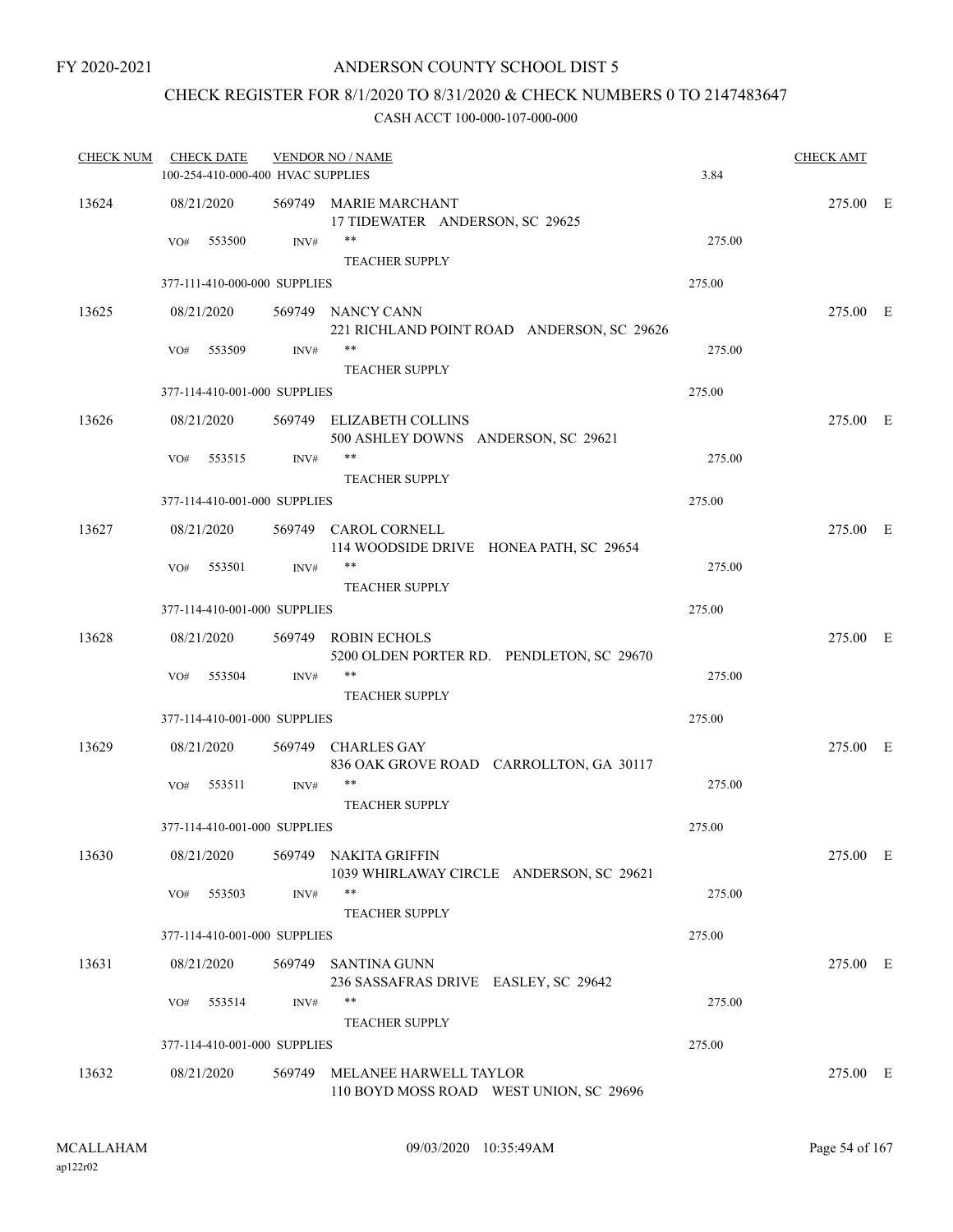FY 2020-2021

# ANDERSON COUNTY SCHOOL DIST 5

## CHECK REGISTER FOR 8/1/2020 TO 8/31/2020 & CHECK NUMBERS 0 TO 2147483647

CASH ACCT 100-000-107-000-000

| CHECK NUM | CHECK DATE | VENDOR NO / NAME | | CHECK AMT | |
|---|---|---|---|---|---|
| | 100-254-410-000-400 HVAC SUPPLIES | | 3.84 | | |
| 13624 | 08/21/2020 | 569749 MARIE MARCHANT<br>17 TIDEWATER ANDERSON, SC 29625 | | 275.00 | E |
| | VO# 553500 INV# | **<br>TEACHER SUPPLY | 275.00 | | |
| | 377-111-410-000-000 SUPPLIES | | 275.00 | | |
| 13625 | 08/21/2020 | 569749 NANCY CANN<br>221 RICHLAND POINT ROAD ANDERSON, SC 29626 | | 275.00 | E |
| | VO# 553509 INV# | **<br>TEACHER SUPPLY | 275.00 | | |
| | 377-114-410-001-000 SUPPLIES | | 275.00 | | |
| 13626 | 08/21/2020 | 569749 ELIZABETH COLLINS<br>500 ASHLEY DOWNS ANDERSON, SC 29621 | | 275.00 | E |
| | VO# 553515 INV# | **<br>TEACHER SUPPLY | 275.00 | | |
| | 377-114-410-001-000 SUPPLIES | | 275.00 | | |
| 13627 | 08/21/2020 | 569749 CAROL CORNELL<br>114 WOODSIDE DRIVE HONEA PATH, SC 29654 | | 275.00 | E |
| | VO# 553501 INV# | **<br>TEACHER SUPPLY | 275.00 | | |
| | 377-114-410-001-000 SUPPLIES | | 275.00 | | |
| 13628 | 08/21/2020 | 569749 ROBIN ECHOLS<br>5200 OLDEN PORTER RD. PENDLETON, SC 29670 | | 275.00 | E |
| | VO# 553504 INV# | **<br>TEACHER SUPPLY | 275.00 | | |
| | 377-114-410-001-000 SUPPLIES | | 275.00 | | |
| 13629 | 08/21/2020 | 569749 CHARLES GAY<br>836 OAK GROVE ROAD CARROLLTON, GA 30117 | | 275.00 | E |
| | VO# 553511 INV# | **<br>TEACHER SUPPLY | 275.00 | | |
| | 377-114-410-001-000 SUPPLIES | | 275.00 | | |
| 13630 | 08/21/2020 | 569749 NAKITA GRIFFIN<br>1039 WHIRLAWAY CIRCLE ANDERSON, SC 29621 | | 275.00 | E |
| | VO# 553503 INV# | **<br>TEACHER SUPPLY | 275.00 | | |
| | 377-114-410-001-000 SUPPLIES | | 275.00 | | |
| 13631 | 08/21/2020 | 569749 SANTINA GUNN<br>236 SASSAFRAS DRIVE EASLEY, SC 29642 | | 275.00 | E |
| | VO# 553514 INV# | **<br>TEACHER SUPPLY | 275.00 | | |
| | 377-114-410-001-000 SUPPLIES | | 275.00 | | |
| 13632 | 08/21/2020 | 569749 MELANEE HARWELL TAYLOR<br>110 BOYD MOSS ROAD WEST UNION, SC 29696 | | 275.00 | E |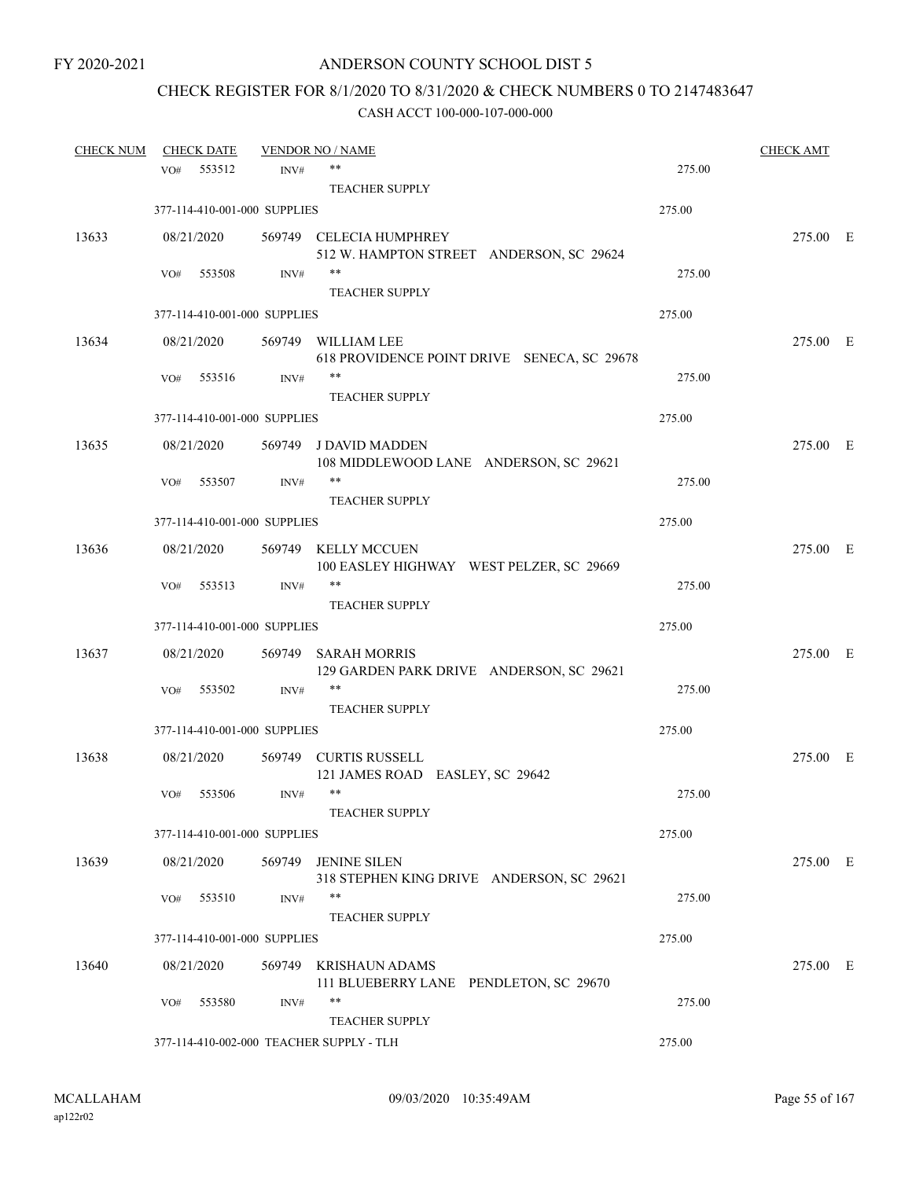FY 2020-2021

# ANDERSON COUNTY SCHOOL DIST 5

## CHECK REGISTER FOR 8/1/2020 TO 8/31/2020 & CHECK NUMBERS 0 TO 2147483647

### CASH ACCT 100-000-107-000-000

| CHECK NUM | CHECK DATE | VENDOR NO / NAME | | CHECK AMT |
|---|---|---|---|---|
| | VO# 553512 INV# | ** TEACHER SUPPLY | 275.00 | |
| | 377-114-410-001-000 SUPPLIES | | 275.00 | |
| 13633 | 08/21/2020 | 569749 CELECIA HUMPHREY 512 W. HAMPTON STREET ANDERSON, SC 29624 | | 275.00 E |
| | VO# 553508 INV# | ** TEACHER SUPPLY | 275.00 | |
| | 377-114-410-001-000 SUPPLIES | | 275.00 | |
| 13634 | 08/21/2020 | 569749 WILLIAM LEE 618 PROVIDENCE POINT DRIVE SENECA, SC 29678 | | 275.00 E |
| | VO# 553516 INV# | ** TEACHER SUPPLY | 275.00 | |
| | 377-114-410-001-000 SUPPLIES | | 275.00 | |
| 13635 | 08/21/2020 | 569749 J DAVID MADDEN 108 MIDDLEWOOD LANE ANDERSON, SC 29621 | | 275.00 E |
| | VO# 553507 INV# | ** TEACHER SUPPLY | 275.00 | |
| | 377-114-410-001-000 SUPPLIES | | 275.00 | |
| 13636 | 08/21/2020 | 569749 KELLY MCCUEN 100 EASLEY HIGHWAY WEST PELZER, SC 29669 | | 275.00 E |
| | VO# 553513 INV# | ** TEACHER SUPPLY | 275.00 | |
| | 377-114-410-001-000 SUPPLIES | | 275.00 | |
| 13637 | 08/21/2020 | 569749 SARAH MORRIS 129 GARDEN PARK DRIVE ANDERSON, SC 29621 | | 275.00 E |
| | VO# 553502 INV# | ** TEACHER SUPPLY | 275.00 | |
| | 377-114-410-001-000 SUPPLIES | | 275.00 | |
| 13638 | 08/21/2020 | 569749 CURTIS RUSSELL 121 JAMES ROAD EASLEY, SC 29642 | | 275.00 E |
| | VO# 553506 INV# | ** TEACHER SUPPLY | 275.00 | |
| | 377-114-410-001-000 SUPPLIES | | 275.00 | |
| 13639 | 08/21/2020 | 569749 JENINE SILEN 318 STEPHEN KING DRIVE ANDERSON, SC 29621 | | 275.00 E |
| | VO# 553510 INV# | ** TEACHER SUPPLY | 275.00 | |
| | 377-114-410-001-000 SUPPLIES | | 275.00 | |
| 13640 | 08/21/2020 | 569749 KRISHAUN ADAMS 111 BLUEBERRY LANE PENDLETON, SC 29670 | | 275.00 E |
| | VO# 553580 INV# | ** TEACHER SUPPLY | 275.00 | |
| | 377-114-410-002-000 TEACHER SUPPLY - TLH | | 275.00 | |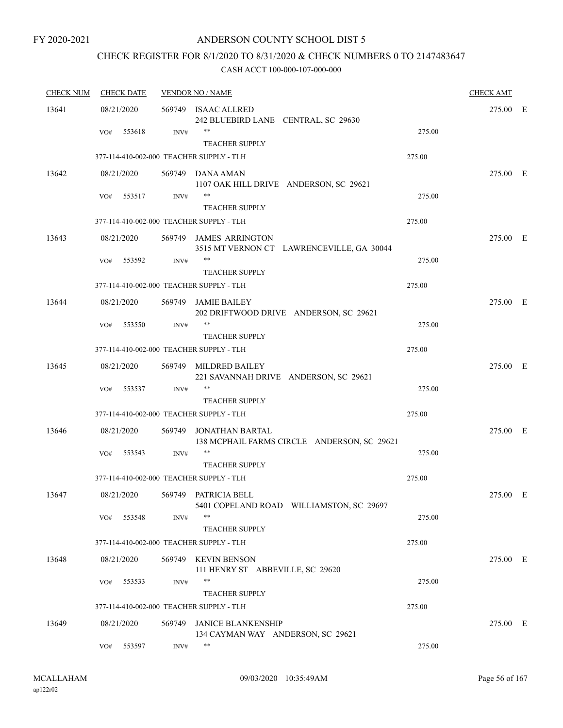FY 2020-2021

# ANDERSON COUNTY SCHOOL DIST 5

## CHECK REGISTER FOR 8/1/2020 TO 8/31/2020 & CHECK NUMBERS 0 TO 2147483647

### CASH ACCT 100-000-107-000-000

| CHECK NUM | CHECK DATE | VENDOR NO / NAME | | CHECK AMT |
|---|---|---|---|---|
| 13641 | 08/21/2020 | 569749 ISAAC ALLRED<br>242 BLUEBIRD LANE CENTRAL, SC 29630 | | 275.00 E |
| | VO# 553618 | INV# **<br>TEACHER SUPPLY | 275.00 | |
| | 377-114-410-002-000 TEACHER SUPPLY - TLH | | 275.00 | |
| 13642 | 08/21/2020 | 569749 DANA AMAN<br>1107 OAK HILL DRIVE ANDERSON, SC 29621 | | 275.00 E |
| | VO# 553517 | INV# **<br>TEACHER SUPPLY | 275.00 | |
| | 377-114-410-002-000 TEACHER SUPPLY - TLH | | 275.00 | |
| 13643 | 08/21/2020 | 569749 JAMES ARRINGTON<br>3515 MT VERNON CT LAWRENCEVILLE, GA 30044 | | 275.00 E |
| | VO# 553592 | INV# **<br>TEACHER SUPPLY | 275.00 | |
| | 377-114-410-002-000 TEACHER SUPPLY - TLH | | 275.00 | |
| 13644 | 08/21/2020 | 569749 JAMIE BAILEY<br>202 DRIFTWOOD DRIVE ANDERSON, SC 29621 | | 275.00 E |
| | VO# 553550 | INV# **<br>TEACHER SUPPLY | 275.00 | |
| | 377-114-410-002-000 TEACHER SUPPLY - TLH | | 275.00 | |
| 13645 | 08/21/2020 | 569749 MILDRED BAILEY<br>221 SAVANNAH DRIVE ANDERSON, SC 29621 | | 275.00 E |
| | VO# 553537 | INV# **<br>TEACHER SUPPLY | 275.00 | |
| | 377-114-410-002-000 TEACHER SUPPLY - TLH | | 275.00 | |
| 13646 | 08/21/2020 | 569749 JONATHAN BARTAL<br>138 MCPHAIL FARMS CIRCLE ANDERSON, SC 29621 | | 275.00 E |
| | VO# 553543 | INV# **<br>TEACHER SUPPLY | 275.00 | |
| | 377-114-410-002-000 TEACHER SUPPLY - TLH | | 275.00 | |
| 13647 | 08/21/2020 | 569749 PATRICIA BELL<br>5401 COPELAND ROAD WILLIAMSTON, SC 29697 | | 275.00 E |
| | VO# 553548 | INV# **<br>TEACHER SUPPLY | 275.00 | |
| | 377-114-410-002-000 TEACHER SUPPLY - TLH | | 275.00 | |
| 13648 | 08/21/2020 | 569749 KEVIN BENSON<br>111 HENRY ST ABBEVILLE, SC 29620 | | 275.00 E |
| | VO# 553533 | INV# **<br>TEACHER SUPPLY | 275.00 | |
| | 377-114-410-002-000 TEACHER SUPPLY - TLH | | 275.00 | |
| 13649 | 08/21/2020 | 569749 JANICE BLANKENSHIP<br>134 CAYMAN WAY ANDERSON, SC 29621 | | 275.00 E |
| | VO# 553597 | INV# ** | 275.00 | |

MCALLAHAM
ap122r02

09/03/2020 10:35:49AM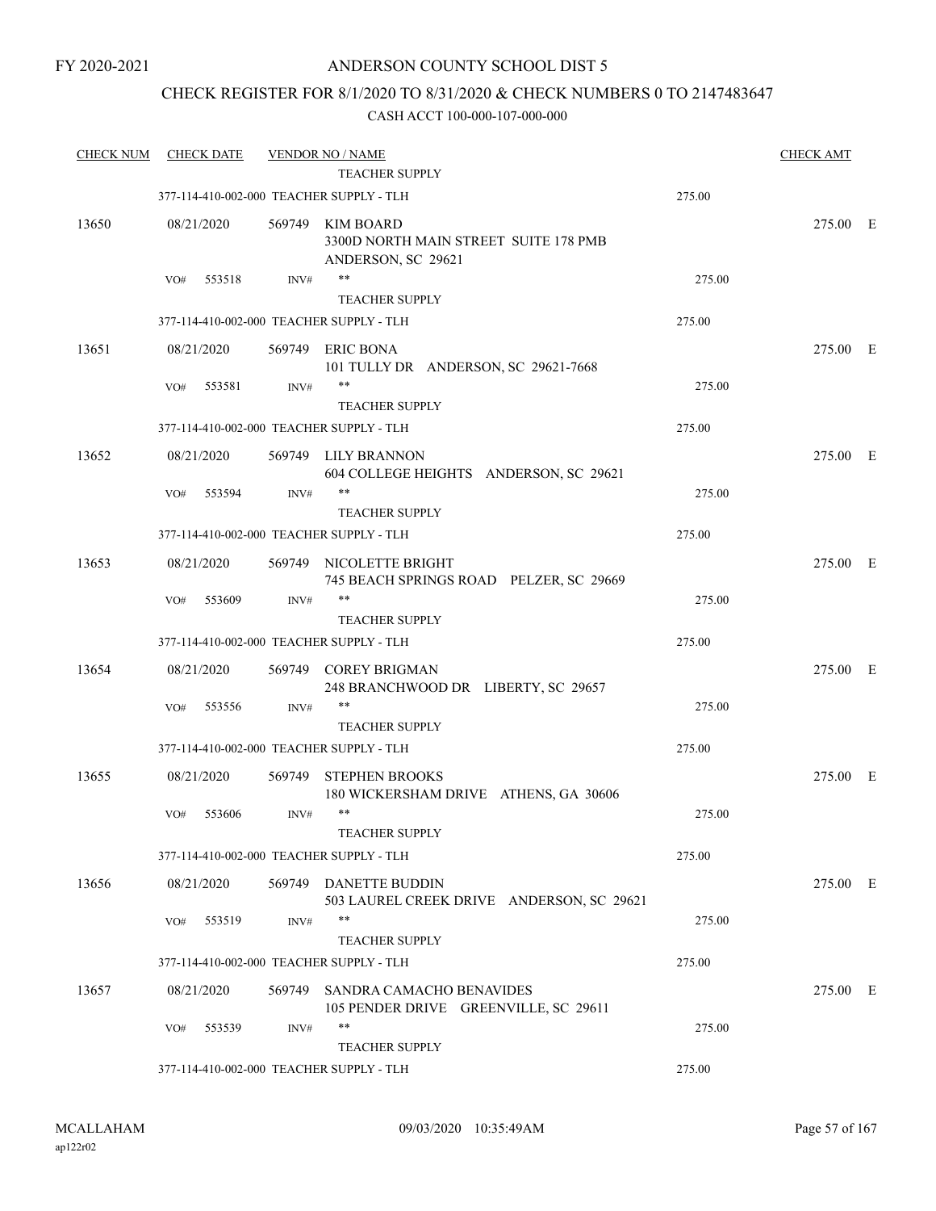FY 2020-2021

# ANDERSON COUNTY SCHOOL DIST 5

## CHECK REGISTER FOR 8/1/2020 TO 8/31/2020 & CHECK NUMBERS 0 TO 2147483647

### CASH ACCT 100-000-107-000-000

| CHECK NUM | CHECK DATE | VENDOR NO / NAME | | CHECK AMT | |
|---|---|---|---|---|---|
| | | TEACHER SUPPLY | | | |
| | | 377-114-410-002-000 TEACHER SUPPLY - TLH | 275.00 | | |
| 13650 | 08/21/2020 | 569749 KIM BOARD<br>3300D NORTH MAIN STREET SUITE 178 PMB<br>ANDERSON, SC 29621 | | 275.00 | E |
| | VO# 553518 | INV# **<br>TEACHER SUPPLY | 275.00 | | |
| | | 377-114-410-002-000 TEACHER SUPPLY - TLH | 275.00 | | |
| 13651 | 08/21/2020 | 569749 ERIC BONA<br>101 TULLY DR ANDERSON, SC 29621-7668 | | 275.00 | E |
| | VO# 553581 | INV# **<br>TEACHER SUPPLY | 275.00 | | |
| | | 377-114-410-002-000 TEACHER SUPPLY - TLH | 275.00 | | |
| 13652 | 08/21/2020 | 569749 LILY BRANNON<br>604 COLLEGE HEIGHTS ANDERSON, SC 29621 | | 275.00 | E |
| | VO# 553594 | INV# **<br>TEACHER SUPPLY | 275.00 | | |
| | | 377-114-410-002-000 TEACHER SUPPLY - TLH | 275.00 | | |
| 13653 | 08/21/2020 | 569749 NICOLETTE BRIGHT<br>745 BEACH SPRINGS ROAD PELZER, SC 29669 | | 275.00 | E |
| | VO# 553609 | INV# **<br>TEACHER SUPPLY | 275.00 | | |
| | | 377-114-410-002-000 TEACHER SUPPLY - TLH | 275.00 | | |
| 13654 | 08/21/2020 | 569749 COREY BRIGMAN<br>248 BRANCHWOOD DR LIBERTY, SC 29657 | | 275.00 | E |
| | VO# 553556 | INV# **<br>TEACHER SUPPLY | 275.00 | | |
| | | 377-114-410-002-000 TEACHER SUPPLY - TLH | 275.00 | | |
| 13655 | 08/21/2020 | 569749 STEPHEN BROOKS<br>180 WICKERSHAM DRIVE ATHENS, GA 30606 | | 275.00 | E |
| | VO# 553606 | INV# **<br>TEACHER SUPPLY | 275.00 | | |
| | | 377-114-410-002-000 TEACHER SUPPLY - TLH | 275.00 | | |
| 13656 | 08/21/2020 | 569749 DANETTE BUDDIN<br>503 LAUREL CREEK DRIVE ANDERSON, SC 29621 | | 275.00 | E |
| | VO# 553519 | INV# **<br>TEACHER SUPPLY | 275.00 | | |
| | | 377-114-410-002-000 TEACHER SUPPLY - TLH | 275.00 | | |
| 13657 | 08/21/2020 | 569749 SANDRA CAMACHO BENAVIDES<br>105 PENDER DRIVE GREENVILLE, SC 29611 | | 275.00 | E |
| | VO# 553539 | INV# **<br>TEACHER SUPPLY | 275.00 | | |
| | | 377-114-410-002-000 TEACHER SUPPLY - TLH | 275.00 | | |

MCALLAHAM
ap122r02

09/03/2020 10:35:49AM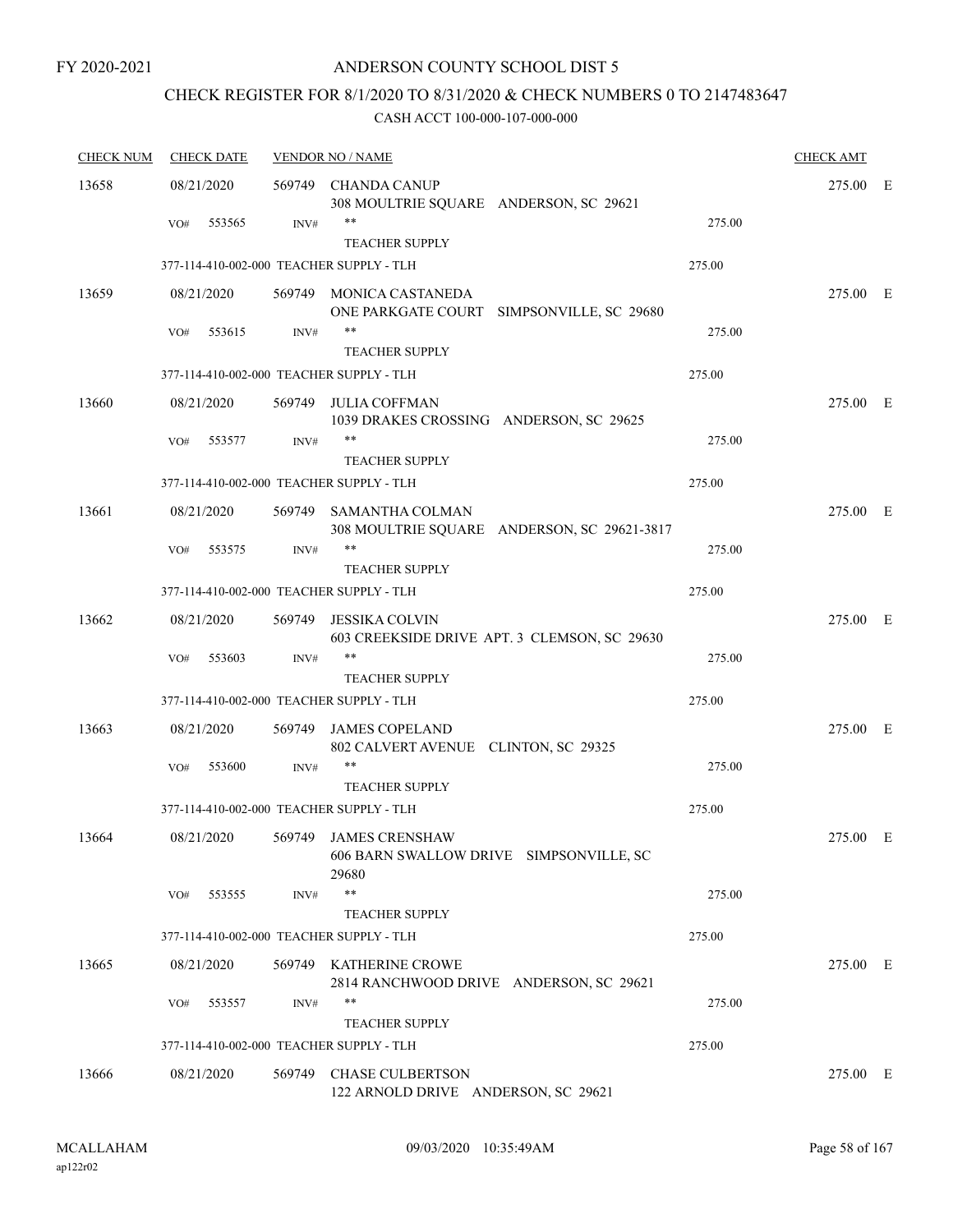FY 2020-2021

# ANDERSON COUNTY SCHOOL DIST 5

## CHECK REGISTER FOR 8/1/2020 TO 8/31/2020 & CHECK NUMBERS 0 TO 2147483647

### CASH ACCT 100-000-107-000-000

| CHECK NUM | CHECK DATE | VENDOR NO / NAME | | CHECK AMT |
|---|---|---|---|---|
| 13658 | 08/21/2020 | 569749 CHANDA CANUP<br>308 MOULTRIE SQUARE ANDERSON, SC 29621 | | 275.00 E |
| | VO# 553565 | INV# ** TEACHER SUPPLY | 275.00 | |
| | 377-114-410-002-000 TEACHER SUPPLY - TLH | | 275.00 | |
| 13659 | 08/21/2020 | 569749 MONICA CASTANEDA<br>ONE PARKGATE COURT SIMPSONVILLE, SC 29680 | | 275.00 E |
| | VO# 553615 | INV# ** TEACHER SUPPLY | 275.00 | |
| | 377-114-410-002-000 TEACHER SUPPLY - TLH | | 275.00 | |
| 13660 | 08/21/2020 | 569749 JULIA COFFMAN<br>1039 DRAKES CROSSING ANDERSON, SC 29625 | | 275.00 E |
| | VO# 553577 | INV# ** TEACHER SUPPLY | 275.00 | |
| | 377-114-410-002-000 TEACHER SUPPLY - TLH | | 275.00 | |
| 13661 | 08/21/2020 | 569749 SAMANTHA COLMAN<br>308 MOULTRIE SQUARE ANDERSON, SC 29621-3817 | | 275.00 E |
| | VO# 553575 | INV# ** TEACHER SUPPLY | 275.00 | |
| | 377-114-410-002-000 TEACHER SUPPLY - TLH | | 275.00 | |
| 13662 | 08/21/2020 | 569749 JESSIKA COLVIN<br>603 CREEKSIDE DRIVE APT. 3 CLEMSON, SC 29630 | | 275.00 E |
| | VO# 553603 | INV# ** TEACHER SUPPLY | 275.00 | |
| | 377-114-410-002-000 TEACHER SUPPLY - TLH | | 275.00 | |
| 13663 | 08/21/2020 | 569749 JAMES COPELAND<br>802 CALVERT AVENUE CLINTON, SC 29325 | | 275.00 E |
| | VO# 553600 | INV# ** TEACHER SUPPLY | 275.00 | |
| | 377-114-410-002-000 TEACHER SUPPLY - TLH | | 275.00 | |
| 13664 | 08/21/2020 | 569749 JAMES CRENSHAW<br>606 BARN SWALLOW DRIVE SIMPSONVILLE, SC 29680 | | 275.00 E |
| | VO# 553555 | INV# ** TEACHER SUPPLY | 275.00 | |
| | 377-114-410-002-000 TEACHER SUPPLY - TLH | | 275.00 | |
| 13665 | 08/21/2020 | 569749 KATHERINE CROWE<br>2814 RANCHWOOD DRIVE ANDERSON, SC 29621 | | 275.00 E |
| | VO# 553557 | INV# ** TEACHER SUPPLY | 275.00 | |
| | 377-114-410-002-000 TEACHER SUPPLY - TLH | | 275.00 | |
| 13666 | 08/21/2020 | 569749 CHASE CULBERTSON<br>122 ARNOLD DRIVE ANDERSON, SC 29621 | | 275.00 E |

MCALLAHAM ap122r02 09/03/2020 10:35:49AM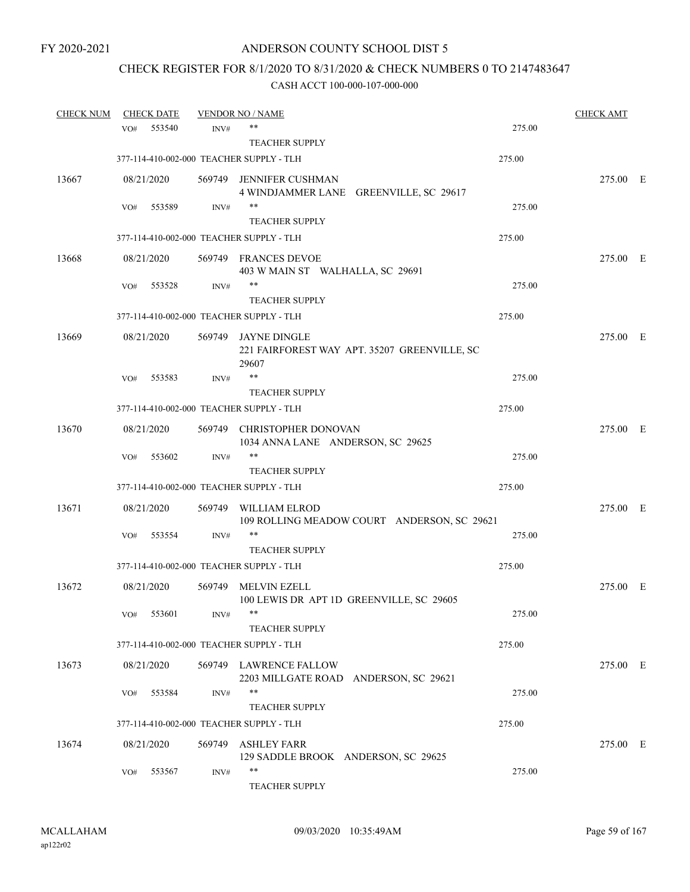FY 2020-2021

# ANDERSON COUNTY SCHOOL DIST 5

## CHECK REGISTER FOR 8/1/2020 TO 8/31/2020 & CHECK NUMBERS 0 TO 2147483647

### CASH ACCT 100-000-107-000-000

| CHECK NUM | CHECK DATE | VENDOR NO / NAME | | CHECK AMT |
|---|---|---|---|---|
| | VO# 553540 INV# | ** <br> TEACHER SUPPLY | 275.00 | |
| | 377-114-410-002-000 TEACHER SUPPLY - TLH | | 275.00 | |
| 13667 | 08/21/2020 | 569749 JENNIFER CUSHMAN <br> 4 WINDJAMMER LANE GREENVILLE, SC 29617 | | 275.00 E |
| | VO# 553589 INV# | ** <br> TEACHER SUPPLY | 275.00 | |
| | 377-114-410-002-000 TEACHER SUPPLY - TLH | | 275.00 | |
| 13668 | 08/21/2020 | 569749 FRANCES DEVOE <br> 403 W MAIN ST WALHALLA, SC 29691 | | 275.00 E |
| | VO# 553528 INV# | ** <br> TEACHER SUPPLY | 275.00 | |
| | 377-114-410-002-000 TEACHER SUPPLY - TLH | | 275.00 | |
| 13669 | 08/21/2020 | 569749 JAYNE DINGLE <br> 221 FAIRFOREST WAY APT. 35207 GREENVILLE, SC 29607 | | 275.00 E |
| | VO# 553583 INV# | ** <br> TEACHER SUPPLY | 275.00 | |
| | 377-114-410-002-000 TEACHER SUPPLY - TLH | | 275.00 | |
| 13670 | 08/21/2020 | 569749 CHRISTOPHER DONOVAN <br> 1034 ANNA LANE ANDERSON, SC 29625 | | 275.00 E |
| | VO# 553602 INV# | ** <br> TEACHER SUPPLY | 275.00 | |
| | 377-114-410-002-000 TEACHER SUPPLY - TLH | | 275.00 | |
| 13671 | 08/21/2020 | 569749 WILLIAM ELROD <br> 109 ROLLING MEADOW COURT ANDERSON, SC 29621 | | 275.00 E |
| | VO# 553554 INV# | ** <br> TEACHER SUPPLY | 275.00 | |
| | 377-114-410-002-000 TEACHER SUPPLY - TLH | | 275.00 | |
| 13672 | 08/21/2020 | 569749 MELVIN EZELL <br> 100 LEWIS DR APT 1D GREENVILLE, SC 29605 | | 275.00 E |
| | VO# 553601 INV# | ** <br> TEACHER SUPPLY | 275.00 | |
| | 377-114-410-002-000 TEACHER SUPPLY - TLH | | 275.00 | |
| 13673 | 08/21/2020 | 569749 LAWRENCE FALLOW <br> 2203 MILLGATE ROAD ANDERSON, SC 29621 | | 275.00 E |
| | VO# 553584 INV# | ** <br> TEACHER SUPPLY | 275.00 | |
| | 377-114-410-002-000 TEACHER SUPPLY - TLH | | 275.00 | |
| 13674 | 08/21/2020 | 569749 ASHLEY FARR <br> 129 SADDLE BROOK ANDERSON, SC 29625 | | 275.00 E |
| | VO# 553567 INV# | ** <br> TEACHER SUPPLY | 275.00 | |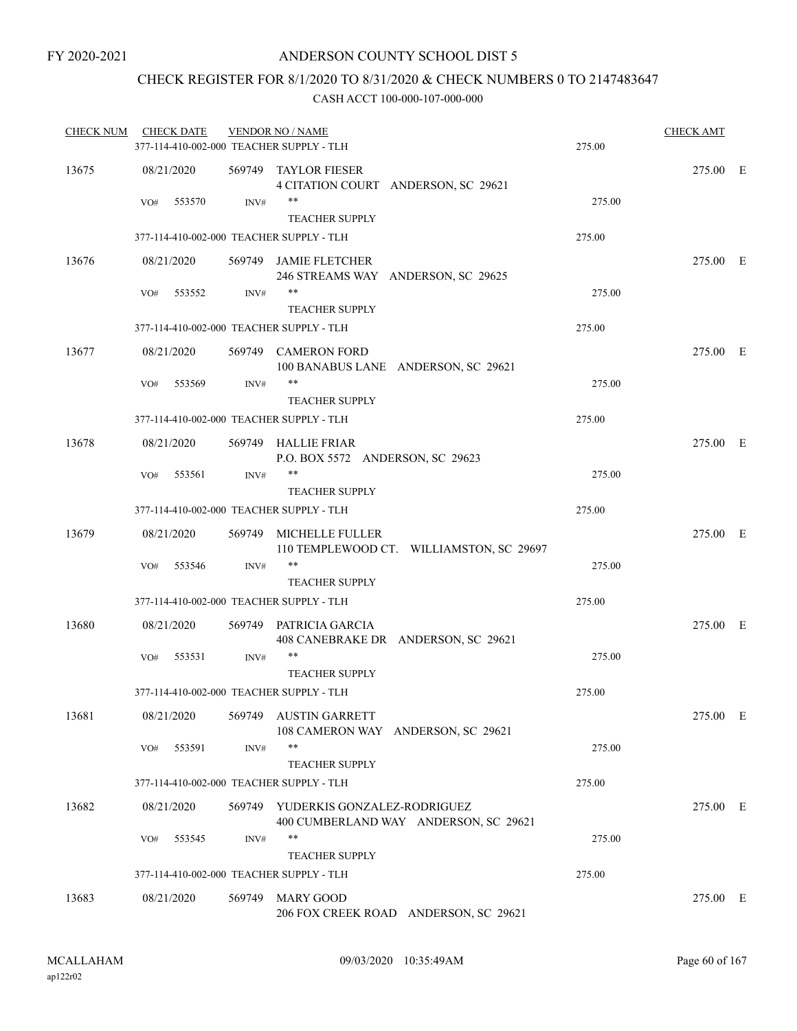FY 2020-2021

# ANDERSON COUNTY SCHOOL DIST 5

## CHECK REGISTER FOR 8/1/2020 TO 8/31/2020 & CHECK NUMBERS 0 TO 2147483647

CASH ACCT 100-000-107-000-000

| CHECK NUM | CHECK DATE | VENDOR NO / NAME | | CHECK AMT | |
|---|---|---|---|---|---|
| | 377-114-410-002-000 TEACHER SUPPLY - TLH | | 275.00 | | |
| 13675 | 08/21/2020 | 569749 TAYLOR FIESER<br>4 CITATION COURT ANDERSON, SC 29621 | | 275.00 | E |
| | VO# 553570 INV# | **<br>TEACHER SUPPLY | 275.00 | | |
| | 377-114-410-002-000 TEACHER SUPPLY - TLH | | 275.00 | | |
| 13676 | 08/21/2020 | 569749 JAMIE FLETCHER<br>246 STREAMS WAY ANDERSON, SC 29625 | | 275.00 | E |
| | VO# 553552 INV# | **<br>TEACHER SUPPLY | 275.00 | | |
| | 377-114-410-002-000 TEACHER SUPPLY - TLH | | 275.00 | | |
| 13677 | 08/21/2020 | 569749 CAMERON FORD<br>100 BANABUS LANE ANDERSON, SC 29621 | | 275.00 | E |
| | VO# 553569 INV# | **<br>TEACHER SUPPLY | 275.00 | | |
| | 377-114-410-002-000 TEACHER SUPPLY - TLH | | 275.00 | | |
| 13678 | 08/21/2020 | 569749 HALLIE FRIAR<br>P.O. BOX 5572 ANDERSON, SC 29623 | | 275.00 | E |
| | VO# 553561 INV# | **<br>TEACHER SUPPLY | 275.00 | | |
| | 377-114-410-002-000 TEACHER SUPPLY - TLH | | 275.00 | | |
| 13679 | 08/21/2020 | 569749 MICHELLE FULLER<br>110 TEMPLEWOOD CT. WILLIAMSTON, SC 29697 | | 275.00 | E |
| | VO# 553546 INV# | **<br>TEACHER SUPPLY | 275.00 | | |
| | 377-114-410-002-000 TEACHER SUPPLY - TLH | | 275.00 | | |
| 13680 | 08/21/2020 | 569749 PATRICIA GARCIA<br>408 CANEBRAKE DR ANDERSON, SC 29621 | | 275.00 | E |
| | VO# 553531 INV# | **<br>TEACHER SUPPLY | 275.00 | | |
| | 377-114-410-002-000 TEACHER SUPPLY - TLH | | 275.00 | | |
| 13681 | 08/21/2020 | 569749 AUSTIN GARRETT<br>108 CAMERON WAY ANDERSON, SC 29621 | | 275.00 | E |
| | VO# 553591 INV# | **<br>TEACHER SUPPLY | 275.00 | | |
| | 377-114-410-002-000 TEACHER SUPPLY - TLH | | 275.00 | | |
| 13682 | 08/21/2020 | 569749 YUDERKIS GONZALEZ-RODRIGUEZ<br>400 CUMBERLAND WAY ANDERSON, SC 29621 | | 275.00 | E |
| | VO# 553545 INV# | **<br>TEACHER SUPPLY | 275.00 | | |
| | 377-114-410-002-000 TEACHER SUPPLY - TLH | | 275.00 | | |
| 13683 | 08/21/2020 | 569749 MARY GOOD<br>206 FOX CREEK ROAD ANDERSON, SC 29621 | | 275.00 | E |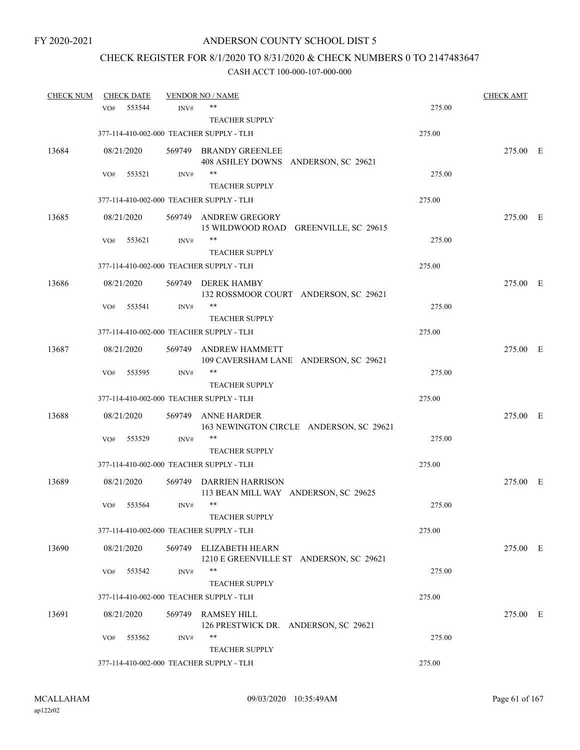FY 2020-2021

# ANDERSON COUNTY SCHOOL DIST 5

## CHECK REGISTER FOR 8/1/2020 TO 8/31/2020 & CHECK NUMBERS 0 TO 2147483647

### CASH ACCT 100-000-107-000-000

| CHECK NUM | CHECK DATE | VENDOR NO / NAME | | CHECK AMT |
|---|---|---|---|---|
| | VO# 553544 INV# | ** TEACHER SUPPLY | 275.00 | |
| | 377-114-410-002-000 TEACHER SUPPLY - TLH | | 275.00 | |
| 13684 | 08/21/2020 | 569749 BRANDY GREENLEE 408 ASHLEY DOWNS ANDERSON, SC 29621 | | 275.00 E |
| | VO# 553521 INV# | ** TEACHER SUPPLY | 275.00 | |
| | 377-114-410-002-000 TEACHER SUPPLY - TLH | | 275.00 | |
| 13685 | 08/21/2020 | 569749 ANDREW GREGORY 15 WILDWOOD ROAD GREENVILLE, SC 29615 | | 275.00 E |
| | VO# 553621 INV# | ** TEACHER SUPPLY | 275.00 | |
| | 377-114-410-002-000 TEACHER SUPPLY - TLH | | 275.00 | |
| 13686 | 08/21/2020 | 569749 DEREK HAMBY 132 ROSSMOOR COURT ANDERSON, SC 29621 | | 275.00 E |
| | VO# 553541 INV# | ** TEACHER SUPPLY | 275.00 | |
| | 377-114-410-002-000 TEACHER SUPPLY - TLH | | 275.00 | |
| 13687 | 08/21/2020 | 569749 ANDREW HAMMETT 109 CAVERSHAM LANE ANDERSON, SC 29621 | | 275.00 E |
| | VO# 553595 INV# | ** TEACHER SUPPLY | 275.00 | |
| | 377-114-410-002-000 TEACHER SUPPLY - TLH | | 275.00 | |
| 13688 | 08/21/2020 | 569749 ANNE HARDER 163 NEWINGTON CIRCLE ANDERSON, SC 29621 | | 275.00 E |
| | VO# 553529 INV# | ** TEACHER SUPPLY | 275.00 | |
| | 377-114-410-002-000 TEACHER SUPPLY - TLH | | 275.00 | |
| 13689 | 08/21/2020 | 569749 DARRIEN HARRISON 113 BEAN MILL WAY ANDERSON, SC 29625 | | 275.00 E |
| | VO# 553564 INV# | ** TEACHER SUPPLY | 275.00 | |
| | 377-114-410-002-000 TEACHER SUPPLY - TLH | | 275.00 | |
| 13690 | 08/21/2020 | 569749 ELIZABETH HEARN 1210 E GREENVILLE ST ANDERSON, SC 29621 | | 275.00 E |
| | VO# 553542 INV# | ** TEACHER SUPPLY | 275.00 | |
| | 377-114-410-002-000 TEACHER SUPPLY - TLH | | 275.00 | |
| 13691 | 08/21/2020 | 569749 RAMSEY HILL 126 PRESTWICK DR. ANDERSON, SC 29621 | | 275.00 E |
| | VO# 553562 INV# | ** TEACHER SUPPLY | 275.00 | |
| | 377-114-410-002-000 TEACHER SUPPLY - TLH | | 275.00 | |

MCALLAHAM ap122r02 09/03/2020 10:35:49AM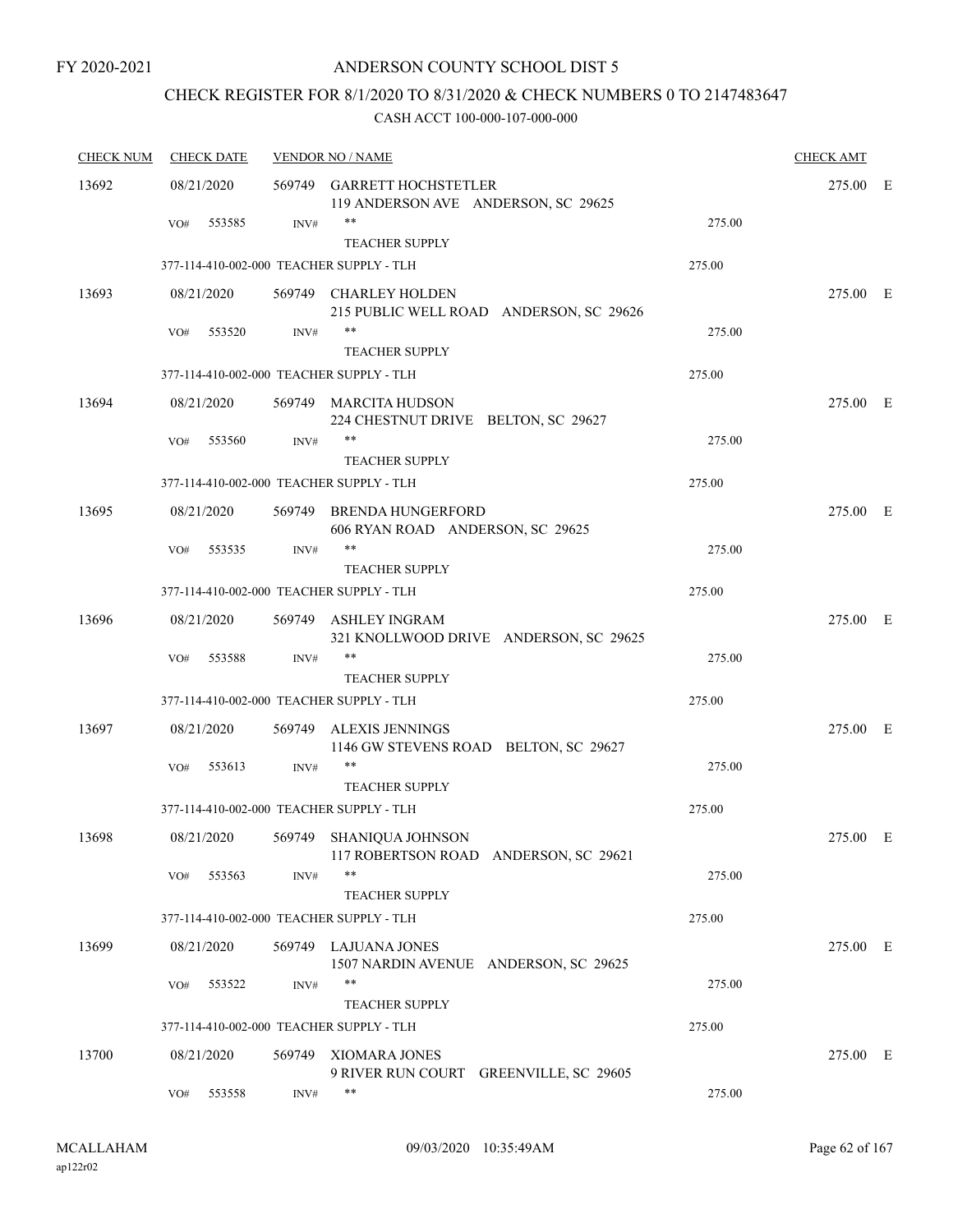FY 2020-2021

# ANDERSON COUNTY SCHOOL DIST 5

## CHECK REGISTER FOR 8/1/2020 TO 8/31/2020 & CHECK NUMBERS 0 TO 2147483647

### CASH ACCT 100-000-107-000-000

| CHECK NUM | CHECK DATE | VENDOR NO / NAME | | CHECK AMT | |
|---|---|---|---|---|---|
| 13692 | 08/21/2020 | 569749 GARRETT HOCHSTETLER<br>119 ANDERSON AVE ANDERSON, SC 29625 | | 275.00 | E |
| | VO# 553585 | INV# \*\*<br>TEACHER SUPPLY | 275.00 | | |
| | 377-114-410-002-000 TEACHER SUPPLY - TLH | | 275.00 | | |
| 13693 | 08/21/2020 | 569749 CHARLEY HOLDEN<br>215 PUBLIC WELL ROAD ANDERSON, SC 29626 | | 275.00 | E |
| | VO# 553520 | INV# \*\*<br>TEACHER SUPPLY | 275.00 | | |
| | 377-114-410-002-000 TEACHER SUPPLY - TLH | | 275.00 | | |
| 13694 | 08/21/2020 | 569749 MARCITA HUDSON<br>224 CHESTNUT DRIVE BELTON, SC 29627 | | 275.00 | E |
| | VO# 553560 | INV# \*\*<br>TEACHER SUPPLY | 275.00 | | |
| | 377-114-410-002-000 TEACHER SUPPLY - TLH | | 275.00 | | |
| 13695 | 08/21/2020 | 569749 BRENDA HUNGERFORD<br>606 RYAN ROAD ANDERSON, SC 29625 | | 275.00 | E |
| | VO# 553535 | INV# \*\*<br>TEACHER SUPPLY | 275.00 | | |
| | 377-114-410-002-000 TEACHER SUPPLY - TLH | | 275.00 | | |
| 13696 | 08/21/2020 | 569749 ASHLEY INGRAM<br>321 KNOLLWOOD DRIVE ANDERSON, SC 29625 | | 275.00 | E |
| | VO# 553588 | INV# \*\*<br>TEACHER SUPPLY | 275.00 | | |
| | 377-114-410-002-000 TEACHER SUPPLY - TLH | | 275.00 | | |
| 13697 | 08/21/2020 | 569749 ALEXIS JENNINGS<br>1146 GW STEVENS ROAD BELTON, SC 29627 | | 275.00 | E |
| | VO# 553613 | INV# \*\*<br>TEACHER SUPPLY | 275.00 | | |
| | 377-114-410-002-000 TEACHER SUPPLY - TLH | | 275.00 | | |
| 13698 | 08/21/2020 | 569749 SHANIQUA JOHNSON<br>117 ROBERTSON ROAD ANDERSON, SC 29621 | | 275.00 | E |
| | VO# 553563 | INV# \*\*<br>TEACHER SUPPLY | 275.00 | | |
| | 377-114-410-002-000 TEACHER SUPPLY - TLH | | 275.00 | | |
| 13699 | 08/21/2020 | 569749 LAJUANA JONES<br>1507 NARDIN AVENUE ANDERSON, SC 29625 | | 275.00 | E |
| | VO# 553522 | INV# \*\*<br>TEACHER SUPPLY | 275.00 | | |
| | 377-114-410-002-000 TEACHER SUPPLY - TLH | | 275.00 | | |
| 13700 | 08/21/2020 | 569749 XIOMARA JONES<br>9 RIVER RUN COURT GREENVILLE, SC 29605 | | 275.00 | E |
| | VO# 553558 | INV# \*\* | 275.00 | | |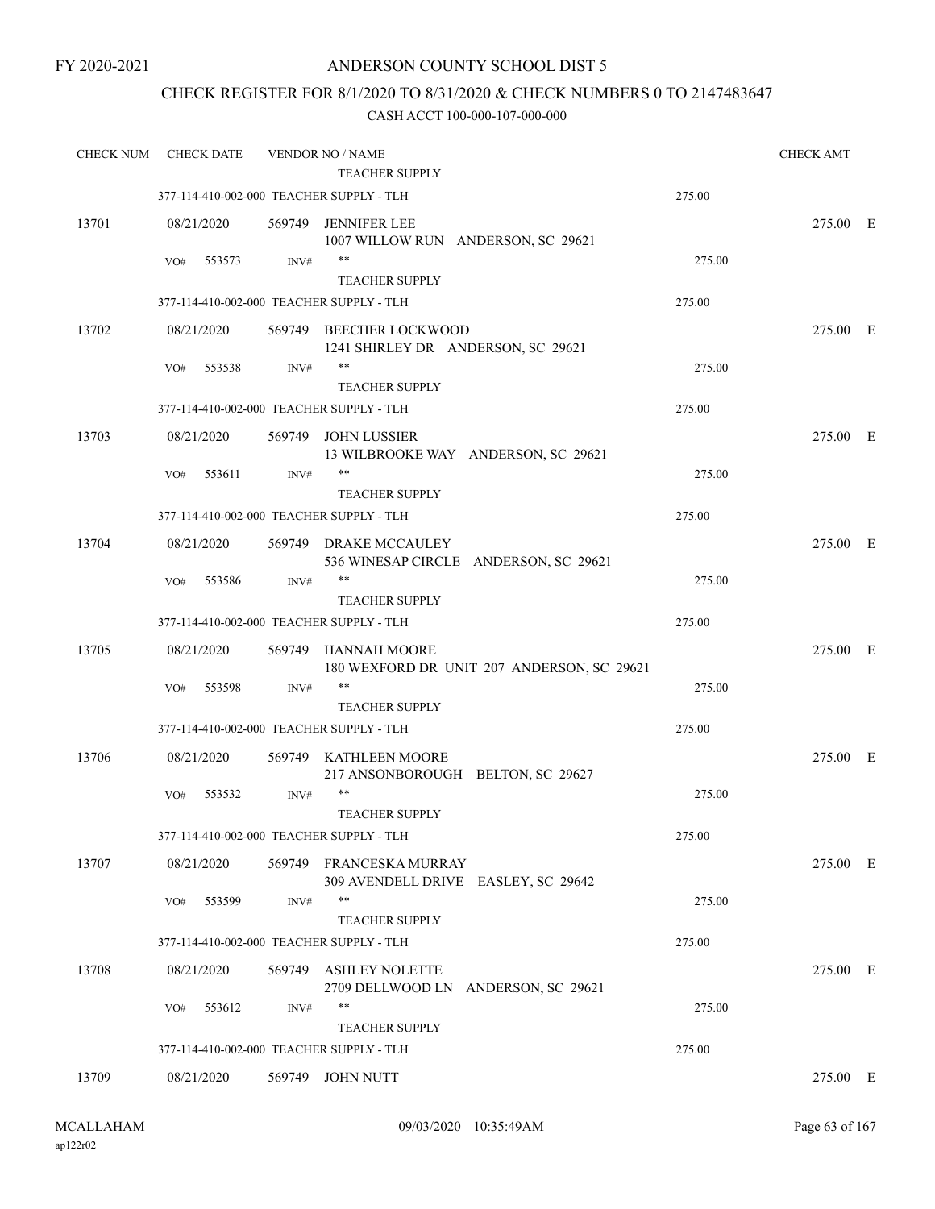FY 2020-2021

# ANDERSON COUNTY SCHOOL DIST 5

## CHECK REGISTER FOR 8/1/2020 TO 8/31/2020 & CHECK NUMBERS 0 TO 2147483647

### CASH ACCT 100-000-107-000-000

| CHECK NUM | CHECK DATE | VENDOR NO / NAME | | CHECK AMT | |
|---|---|---|---|---|---|
| | | TEACHER SUPPLY | | | |
| | 377-114-410-002-000 TEACHER SUPPLY - TLH | | 275.00 | | |
| 13701 | 08/21/2020 | 569749 JENNIFER LEE<br>1007 WILLOW RUN ANDERSON, SC 29621 | | 275.00 | E |
| | VO# 553573 | INV# **<br>TEACHER SUPPLY | 275.00 | | |
| | 377-114-410-002-000 TEACHER SUPPLY - TLH | | 275.00 | | |
| 13702 | 08/21/2020 | 569749 BEECHER LOCKWOOD<br>1241 SHIRLEY DR ANDERSON, SC 29621 | | 275.00 | E |
| | VO# 553538 | INV# **<br>TEACHER SUPPLY | 275.00 | | |
| | 377-114-410-002-000 TEACHER SUPPLY - TLH | | 275.00 | | |
| 13703 | 08/21/2020 | 569749 JOHN LUSSIER<br>13 WILBROOKE WAY ANDERSON, SC 29621 | | 275.00 | E |
| | VO# 553611 | INV# **<br>TEACHER SUPPLY | 275.00 | | |
| | 377-114-410-002-000 TEACHER SUPPLY - TLH | | 275.00 | | |
| 13704 | 08/21/2020 | 569749 DRAKE MCCAULEY<br>536 WINESAP CIRCLE ANDERSON, SC 29621 | | 275.00 | E |
| | VO# 553586 | INV# **<br>TEACHER SUPPLY | 275.00 | | |
| | 377-114-410-002-000 TEACHER SUPPLY - TLH | | 275.00 | | |
| 13705 | 08/21/2020 | 569749 HANNAH MOORE<br>180 WEXFORD DR UNIT 207 ANDERSON, SC 29621 | | 275.00 | E |
| | VO# 553598 | INV# **<br>TEACHER SUPPLY | 275.00 | | |
| | 377-114-410-002-000 TEACHER SUPPLY - TLH | | 275.00 | | |
| 13706 | 08/21/2020 | 569749 KATHLEEN MOORE<br>217 ANSONBOROUGH BELTON, SC 29627 | | 275.00 | E |
| | VO# 553532 | INV# **<br>TEACHER SUPPLY | 275.00 | | |
| | 377-114-410-002-000 TEACHER SUPPLY - TLH | | 275.00 | | |
| 13707 | 08/21/2020 | 569749 FRANCESKA MURRAY<br>309 AVENDELL DRIVE EASLEY, SC 29642 | | 275.00 | E |
| | VO# 553599 | INV# **<br>TEACHER SUPPLY | 275.00 | | |
| | 377-114-410-002-000 TEACHER SUPPLY - TLH | | 275.00 | | |
| 13708 | 08/21/2020 | 569749 ASHLEY NOLETTE<br>2709 DELLWOOD LN ANDERSON, SC 29621 | | 275.00 | E |
| | VO# 553612 | INV# **<br>TEACHER SUPPLY | 275.00 | | |
| | 377-114-410-002-000 TEACHER SUPPLY - TLH | | 275.00 | | |
| 13709 | 08/21/2020 | 569749 JOHN NUTT | | 275.00 | E |

MCALLAHAM
ap122r02

09/03/2020 10:35:49AM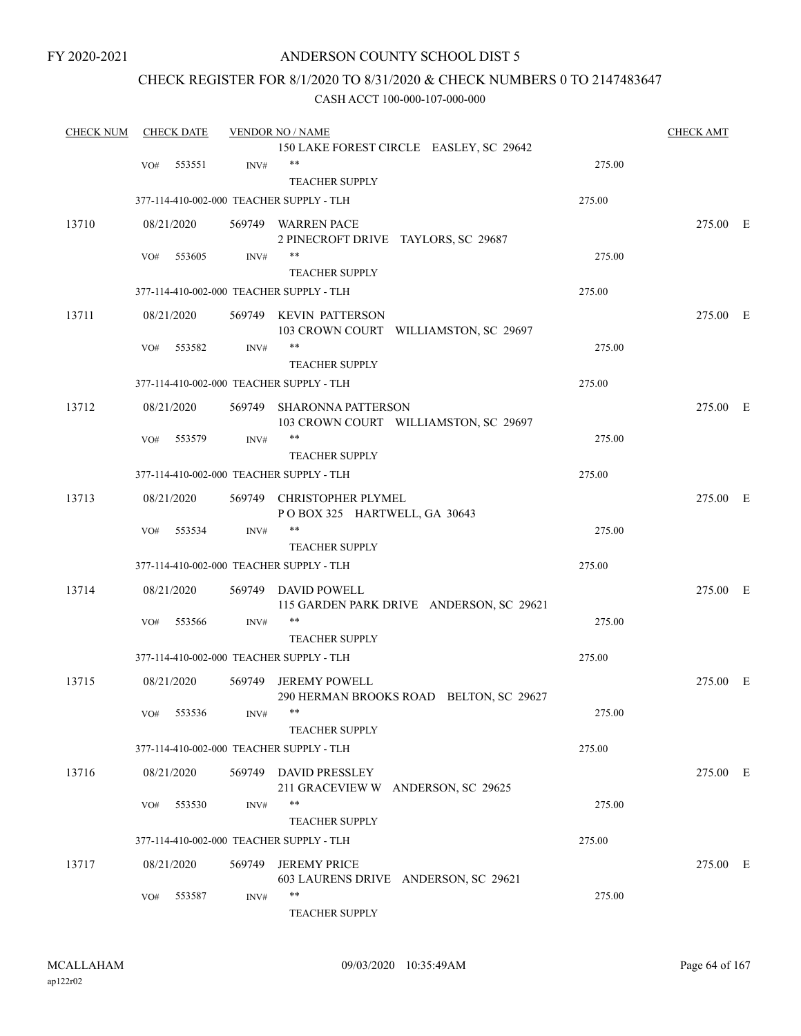FY 2020-2021

# ANDERSON COUNTY SCHOOL DIST 5

## CHECK REGISTER FOR 8/1/2020 TO 8/31/2020 & CHECK NUMBERS 0 TO 2147483647

### CASH ACCT 100-000-107-000-000

| CHECK NUM | CHECK DATE | VENDOR NO / NAME | | CHECK AMT | |
|---|---|---|---|---|---|
| | | 150 LAKE FOREST CIRCLE EASLEY, SC 29642 | | | |
| | VO# 553551 | INV# ** TEACHER SUPPLY | 275.00 | | |
| | 377-114-410-002-000 TEACHER SUPPLY - TLH | | 275.00 | | |
| 13710 | 08/21/2020 | 569749 WARREN PACE<br>2 PINECROFT DRIVE TAYLORS, SC 29687 | | 275.00 | E |
| | VO# 553605 | INV# ** TEACHER SUPPLY | 275.00 | | |
| | 377-114-410-002-000 TEACHER SUPPLY - TLH | | 275.00 | | |
| 13711 | 08/21/2020 | 569749 KEVIN PATTERSON<br>103 CROWN COURT WILLIAMSTON, SC 29697 | | 275.00 | E |
| | VO# 553582 | INV# ** TEACHER SUPPLY | 275.00 | | |
| | 377-114-410-002-000 TEACHER SUPPLY - TLH | | 275.00 | | |
| 13712 | 08/21/2020 | 569749 SHARONNA PATTERSON<br>103 CROWN COURT WILLIAMSTON, SC 29697 | | 275.00 | E |
| | VO# 553579 | INV# ** TEACHER SUPPLY | 275.00 | | |
| | 377-114-410-002-000 TEACHER SUPPLY - TLH | | 275.00 | | |
| 13713 | 08/21/2020 | 569749 CHRISTOPHER PLYMEL<br>P O BOX 325 HARTWELL, GA 30643 | | 275.00 | E |
| | VO# 553534 | INV# ** TEACHER SUPPLY | 275.00 | | |
| | 377-114-410-002-000 TEACHER SUPPLY - TLH | | 275.00 | | |
| 13714 | 08/21/2020 | 569749 DAVID POWELL<br>115 GARDEN PARK DRIVE ANDERSON, SC 29621 | | 275.00 | E |
| | VO# 553566 | INV# ** TEACHER SUPPLY | 275.00 | | |
| | 377-114-410-002-000 TEACHER SUPPLY - TLH | | 275.00 | | |
| 13715 | 08/21/2020 | 569749 JEREMY POWELL<br>290 HERMAN BROOKS ROAD BELTON, SC 29627 | | 275.00 | E |
| | VO# 553536 | INV# ** TEACHER SUPPLY | 275.00 | | |
| | 377-114-410-002-000 TEACHER SUPPLY - TLH | | 275.00 | | |
| 13716 | 08/21/2020 | 569749 DAVID PRESSLEY<br>211 GRACEVIEW W ANDERSON, SC 29625 | | 275.00 | E |
| | VO# 553530 | INV# ** TEACHER SUPPLY | 275.00 | | |
| | 377-114-410-002-000 TEACHER SUPPLY - TLH | | 275.00 | | |
| 13717 | 08/21/2020 | 569749 JEREMY PRICE<br>603 LAURENS DRIVE ANDERSON, SC 29621 | | 275.00 | E |
| | VO# 553587 | INV# ** TEACHER SUPPLY | 275.00 | | |

MCALLAHAM ap122r02 09/03/2020 10:35:49AM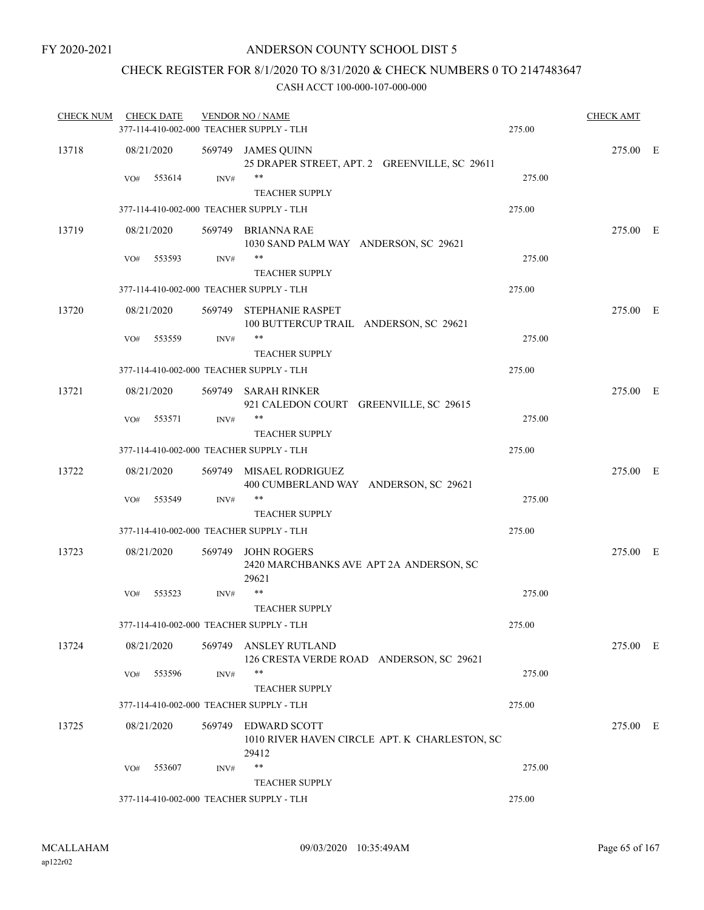FY 2020-2021

# ANDERSON COUNTY SCHOOL DIST 5

## CHECK REGISTER FOR 8/1/2020 TO 8/31/2020 & CHECK NUMBERS 0 TO 2147483647

### CASH ACCT 100-000-107-000-000

| CHECK NUM | CHECK DATE | VENDOR NO / NAME | | CHECK AMT | |
|---|---|---|---|---|---|
| | 377-114-410-002-000 TEACHER SUPPLY - TLH | | 275.00 | | |
| 13718 | 08/21/2020 | 569749 JAMES QUINN<br>25 DRAPER STREET, APT. 2 GREENVILLE, SC 29611 | | 275.00 | E |
| | VO# 553614 INV# | **<br>TEACHER SUPPLY | 275.00 | | |
| | 377-114-410-002-000 TEACHER SUPPLY - TLH | | 275.00 | | |
| 13719 | 08/21/2020 | 569749 BRIANNA RAE<br>1030 SAND PALM WAY ANDERSON, SC 29621 | | 275.00 | E |
| | VO# 553593 INV# | **<br>TEACHER SUPPLY | 275.00 | | |
| | 377-114-410-002-000 TEACHER SUPPLY - TLH | | 275.00 | | |
| 13720 | 08/21/2020 | 569749 STEPHANIE RASPET<br>100 BUTTERCUP TRAIL ANDERSON, SC 29621 | | 275.00 | E |
| | VO# 553559 INV# | **<br>TEACHER SUPPLY | 275.00 | | |
| | 377-114-410-002-000 TEACHER SUPPLY - TLH | | 275.00 | | |
| 13721 | 08/21/2020 | 569749 SARAH RINKER<br>921 CALEDON COURT GREENVILLE, SC 29615 | | 275.00 | E |
| | VO# 553571 INV# | **<br>TEACHER SUPPLY | 275.00 | | |
| | 377-114-410-002-000 TEACHER SUPPLY - TLH | | 275.00 | | |
| 13722 | 08/21/2020 | 569749 MISAEL RODRIGUEZ<br>400 CUMBERLAND WAY ANDERSON, SC 29621 | | 275.00 | E |
| | VO# 553549 INV# | **<br>TEACHER SUPPLY | 275.00 | | |
| | 377-114-410-002-000 TEACHER SUPPLY - TLH | | 275.00 | | |
| 13723 | 08/21/2020 | 569749 JOHN ROGERS<br>2420 MARCHBANKS AVE APT 2A ANDERSON, SC 29621 | | 275.00 | E |
| | VO# 553523 INV# | **<br>TEACHER SUPPLY | 275.00 | | |
| | 377-114-410-002-000 TEACHER SUPPLY - TLH | | 275.00 | | |
| 13724 | 08/21/2020 | 569749 ANSLEY RUTLAND<br>126 CRESTA VERDE ROAD ANDERSON, SC 29621 | | 275.00 | E |
| | VO# 553596 INV# | **<br>TEACHER SUPPLY | 275.00 | | |
| | 377-114-410-002-000 TEACHER SUPPLY - TLH | | 275.00 | | |
| 13725 | 08/21/2020 | 569749 EDWARD SCOTT<br>1010 RIVER HAVEN CIRCLE APT. K CHARLESTON, SC 29412 | | 275.00 | E |
| | VO# 553607 INV# | **<br>TEACHER SUPPLY | 275.00 | | |
| | 377-114-410-002-000 TEACHER SUPPLY - TLH | | 275.00 | | |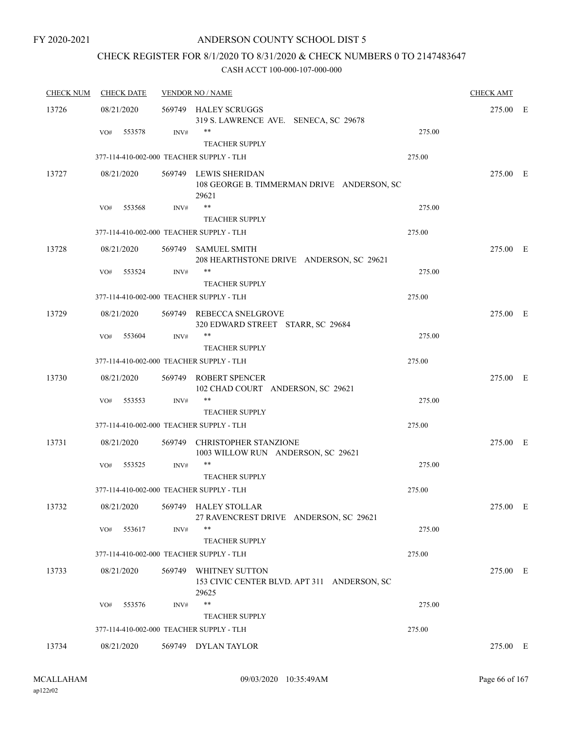FY 2020-2021

# ANDERSON COUNTY SCHOOL DIST 5

## CHECK REGISTER FOR 8/1/2020 TO 8/31/2020 & CHECK NUMBERS 0 TO 2147483647

CASH ACCT 100-000-107-000-000

| CHECK NUM | CHECK DATE | VENDOR NO / NAME | | CHECK AMT | |
|---|---|---|---|---|---|
| 13726 | 08/21/2020 | 569749 HALEY SCRUGGS<br>319 S. LAWRENCE AVE. SENECA, SC 29678 | | 275.00 | E |
| | VO# 553578 | INV# ** TEACHER SUPPLY | 275.00 | | |
| | 377-114-410-002-000 TEACHER SUPPLY - TLH | | 275.00 | | |
| 13727 | 08/21/2020 | 569749 LEWIS SHERIDAN<br>108 GEORGE B. TIMMERMAN DRIVE ANDERSON, SC 29621 | | 275.00 | E |
| | VO# 553568 | INV# ** TEACHER SUPPLY | 275.00 | | |
| | 377-114-410-002-000 TEACHER SUPPLY - TLH | | 275.00 | | |
| 13728 | 08/21/2020 | 569749 SAMUEL SMITH<br>208 HEARTHSTONE DRIVE ANDERSON, SC 29621 | | 275.00 | E |
| | VO# 553524 | INV# ** TEACHER SUPPLY | 275.00 | | |
| | 377-114-410-002-000 TEACHER SUPPLY - TLH | | 275.00 | | |
| 13729 | 08/21/2020 | 569749 REBECCA SNELGROVE<br>320 EDWARD STREET STARR, SC 29684 | | 275.00 | E |
| | VO# 553604 | INV# ** TEACHER SUPPLY | 275.00 | | |
| | 377-114-410-002-000 TEACHER SUPPLY - TLH | | 275.00 | | |
| 13730 | 08/21/2020 | 569749 ROBERT SPENCER<br>102 CHAD COURT ANDERSON, SC 29621 | | 275.00 | E |
| | VO# 553553 | INV# ** TEACHER SUPPLY | 275.00 | | |
| | 377-114-410-002-000 TEACHER SUPPLY - TLH | | 275.00 | | |
| 13731 | 08/21/2020 | 569749 CHRISTOPHER STANZIONE<br>1003 WILLOW RUN ANDERSON, SC 29621 | | 275.00 | E |
| | VO# 553525 | INV# ** TEACHER SUPPLY | 275.00 | | |
| | 377-114-410-002-000 TEACHER SUPPLY - TLH | | 275.00 | | |
| 13732 | 08/21/2020 | 569749 HALEY STOLLAR<br>27 RAVENCREST DRIVE ANDERSON, SC 29621 | | 275.00 | E |
| | VO# 553617 | INV# ** TEACHER SUPPLY | 275.00 | | |
| | 377-114-410-002-000 TEACHER SUPPLY - TLH | | 275.00 | | |
| 13733 | 08/21/2020 | 569749 WHITNEY SUTTON<br>153 CIVIC CENTER BLVD. APT 311 ANDERSON, SC 29625 | | 275.00 | E |
| | VO# 553576 | INV# ** TEACHER SUPPLY | 275.00 | | |
| | 377-114-410-002-000 TEACHER SUPPLY - TLH | | 275.00 | | |
| 13734 | 08/21/2020 | 569749 DYLAN TAYLOR | | 275.00 | E |

MCALLAHAM ap122r02 09/03/2020 10:35:49AM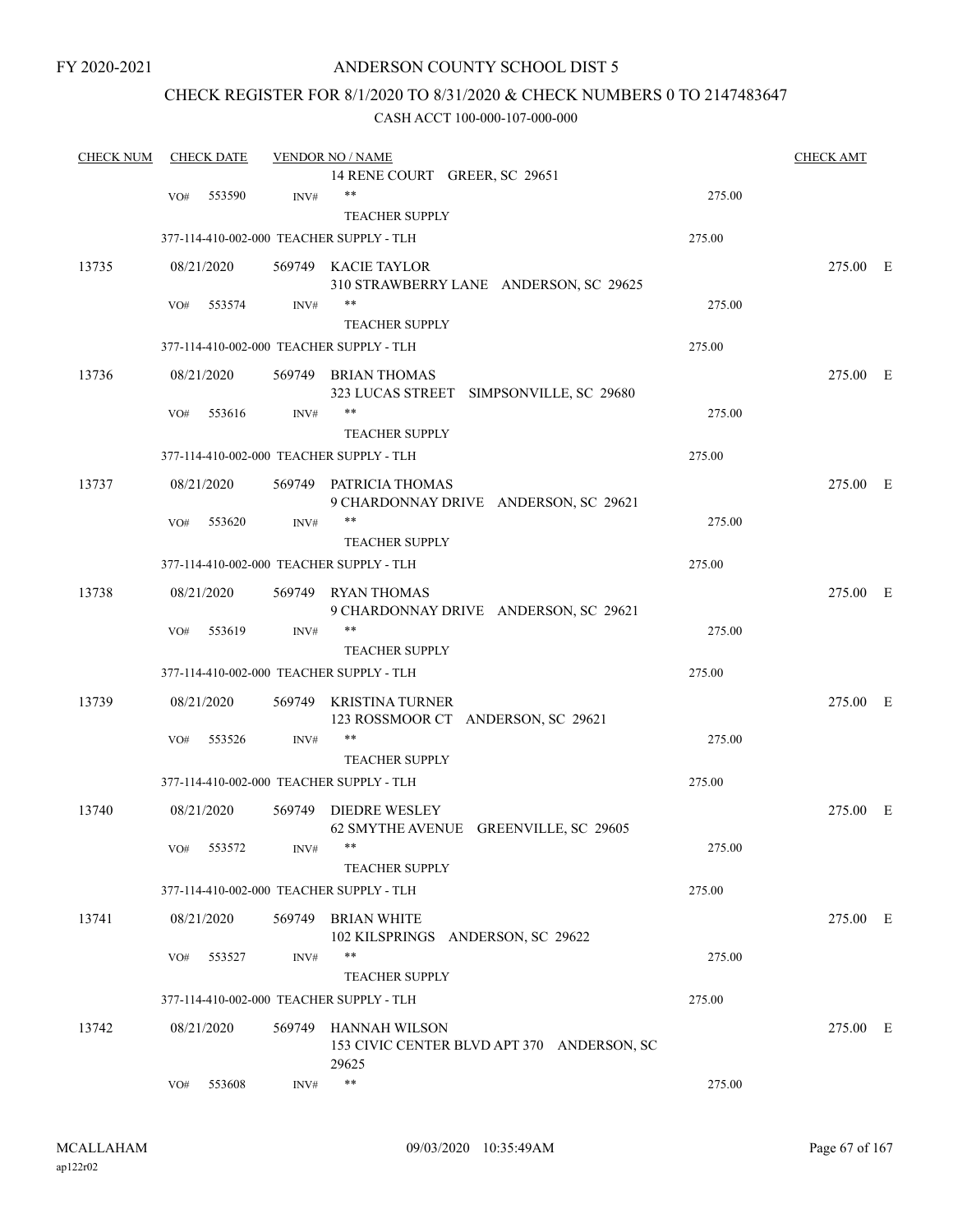FY 2020-2021

# ANDERSON COUNTY SCHOOL DIST 5

## CHECK REGISTER FOR 8/1/2020 TO 8/31/2020 & CHECK NUMBERS 0 TO 2147483647

### CASH ACCT 100-000-107-000-000

| CHECK NUM | CHECK DATE | VENDOR NO / NAME | | CHECK AMT | |
|---|---|---|---|---|---|
| | | 14 RENE COURT GREER, SC 29651 | | | |
| | VO# 553590 INV# | ** TEACHER SUPPLY | 275.00 | | |
| | 377-114-410-002-000 TEACHER SUPPLY - TLH | | 275.00 | | |
| 13735 | 08/21/2020 | 569749 KACIE TAYLOR 310 STRAWBERRY LANE ANDERSON, SC 29625 | | 275.00 | E |
| | VO# 553574 INV# | ** TEACHER SUPPLY | 275.00 | | |
| | 377-114-410-002-000 TEACHER SUPPLY - TLH | | 275.00 | | |
| 13736 | 08/21/2020 | 569749 BRIAN THOMAS 323 LUCAS STREET SIMPSONVILLE, SC 29680 | | 275.00 | E |
| | VO# 553616 INV# | ** TEACHER SUPPLY | 275.00 | | |
| | 377-114-410-002-000 TEACHER SUPPLY - TLH | | 275.00 | | |
| 13737 | 08/21/2020 | 569749 PATRICIA THOMAS 9 CHARDONNAY DRIVE ANDERSON, SC 29621 | | 275.00 | E |
| | VO# 553620 INV# | ** TEACHER SUPPLY | 275.00 | | |
| | 377-114-410-002-000 TEACHER SUPPLY - TLH | | 275.00 | | |
| 13738 | 08/21/2020 | 569749 RYAN THOMAS 9 CHARDONNAY DRIVE ANDERSON, SC 29621 | | 275.00 | E |
| | VO# 553619 INV# | ** TEACHER SUPPLY | 275.00 | | |
| | 377-114-410-002-000 TEACHER SUPPLY - TLH | | 275.00 | | |
| 13739 | 08/21/2020 | 569749 KRISTINA TURNER 123 ROSSMOOR CT ANDERSON, SC 29621 | | 275.00 | E |
| | VO# 553526 INV# | ** TEACHER SUPPLY | 275.00 | | |
| | 377-114-410-002-000 TEACHER SUPPLY - TLH | | 275.00 | | |
| 13740 | 08/21/2020 | 569749 DIEDRE WESLEY 62 SMYTHE AVENUE GREENVILLE, SC 29605 | | 275.00 | E |
| | VO# 553572 INV# | ** TEACHER SUPPLY | 275.00 | | |
| | 377-114-410-002-000 TEACHER SUPPLY - TLH | | 275.00 | | |
| 13741 | 08/21/2020 | 569749 BRIAN WHITE 102 KILSPRINGS ANDERSON, SC 29622 | | 275.00 | E |
| | VO# 553527 INV# | ** TEACHER SUPPLY | 275.00 | | |
| | 377-114-410-002-000 TEACHER SUPPLY - TLH | | 275.00 | | |
| 13742 | 08/21/2020 | 569749 HANNAH WILSON 153 CIVIC CENTER BLVD APT 370 ANDERSON, SC 29625 | | 275.00 | E |
| | VO# 553608 INV# | ** | 275.00 | | |

MCALLAHAM ap122r02 09/03/2020 10:35:49AM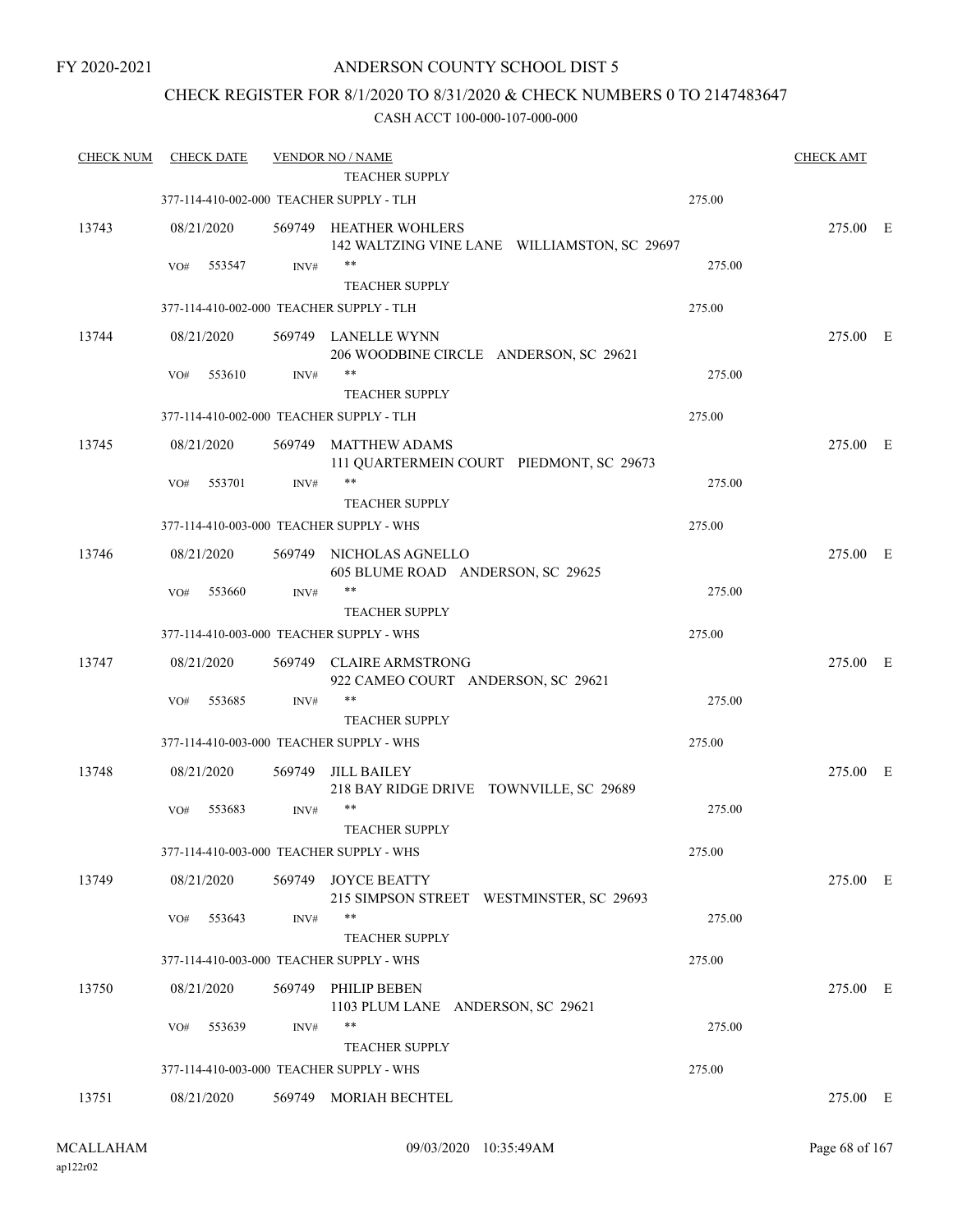FY 2020-2021

# ANDERSON COUNTY SCHOOL DIST 5

## CHECK REGISTER FOR 8/1/2020 TO 8/31/2020 & CHECK NUMBERS 0 TO 2147483647

CASH ACCT 100-000-107-000-000

| CHECK NUM | CHECK DATE | VENDOR NO / NAME | | CHECK AMT |
|---|---|---|---|---|
| | | TEACHER SUPPLY | | |
| | 377-114-410-002-000 TEACHER SUPPLY - TLH | | 275.00 | |
| 13743 | 08/21/2020 | 569749 HEATHER WOHLERS<br>142 WALTZING VINE LANE WILLIAMSTON, SC 29697 | | 275.00 E |
| | VO# 553547 | INV# ** | 275.00 | |
| | | TEACHER SUPPLY | | |
| | 377-114-410-002-000 TEACHER SUPPLY - TLH | | 275.00 | |
| 13744 | 08/21/2020 | 569749 LANELLE WYNN<br>206 WOODBINE CIRCLE ANDERSON, SC 29621 | | 275.00 E |
| | VO# 553610 | INV# ** | 275.00 | |
| | | TEACHER SUPPLY | | |
| | 377-114-410-002-000 TEACHER SUPPLY - TLH | | 275.00 | |
| 13745 | 08/21/2020 | 569749 MATTHEW ADAMS<br>111 QUARTERMEIN COURT PIEDMONT, SC 29673 | | 275.00 E |
| | VO# 553701 | INV# ** | 275.00 | |
| | | TEACHER SUPPLY | | |
| | 377-114-410-003-000 TEACHER SUPPLY - WHS | | 275.00 | |
| 13746 | 08/21/2020 | 569749 NICHOLAS AGNELLO<br>605 BLUME ROAD ANDERSON, SC 29625 | | 275.00 E |
| | VO# 553660 | INV# ** | 275.00 | |
| | | TEACHER SUPPLY | | |
| | 377-114-410-003-000 TEACHER SUPPLY - WHS | | 275.00 | |
| 13747 | 08/21/2020 | 569749 CLAIRE ARMSTRONG<br>922 CAMEO COURT ANDERSON, SC 29621 | | 275.00 E |
| | VO# 553685 | INV# ** | 275.00 | |
| | | TEACHER SUPPLY | | |
| | 377-114-410-003-000 TEACHER SUPPLY - WHS | | 275.00 | |
| 13748 | 08/21/2020 | 569749 JILL BAILEY<br>218 BAY RIDGE DRIVE TOWNVILLE, SC 29689 | | 275.00 E |
| | VO# 553683 | INV# ** | 275.00 | |
| | | TEACHER SUPPLY | | |
| | 377-114-410-003-000 TEACHER SUPPLY - WHS | | 275.00 | |
| 13749 | 08/21/2020 | 569749 JOYCE BEATTY<br>215 SIMPSON STREET WESTMINSTER, SC 29693 | | 275.00 E |
| | VO# 553643 | INV# ** | 275.00 | |
| | | TEACHER SUPPLY | | |
| | 377-114-410-003-000 TEACHER SUPPLY - WHS | | 275.00 | |
| 13750 | 08/21/2020 | 569749 PHILIP BEBEN<br>1103 PLUM LANE ANDERSON, SC 29621 | | 275.00 E |
| | VO# 553639 | INV# ** | 275.00 | |
| | | TEACHER SUPPLY | | |
| | 377-114-410-003-000 TEACHER SUPPLY - WHS | | 275.00 | |
| 13751 | 08/21/2020 | 569749 MORIAH BECHTEL | | 275.00 E |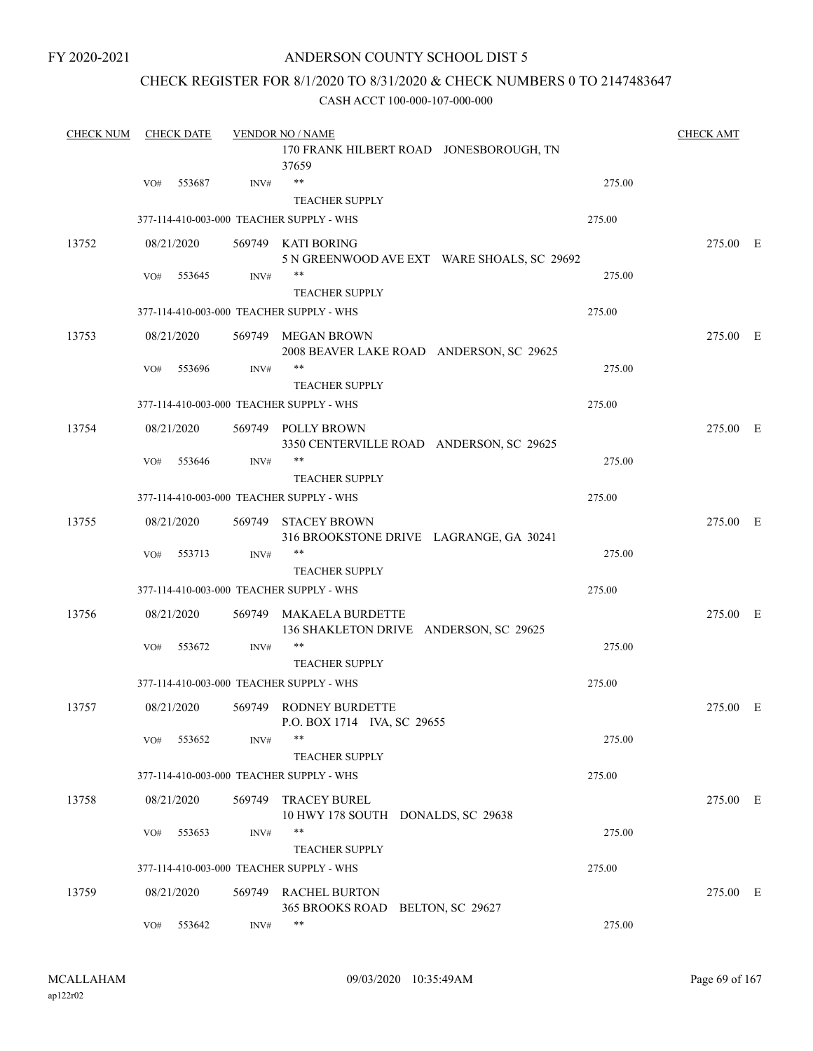FY 2020-2021

ANDERSON COUNTY SCHOOL DIST 5

CHECK REGISTER FOR 8/1/2020 TO 8/31/2020 & CHECK NUMBERS 0 TO 2147483647

CASH ACCT 100-000-107-000-000

| CHECK NUM | CHECK DATE | VENDOR NO / NAME | | CHECK AMT |
|---|---|---|---|---|
| | | 170 FRANK HILBERT ROAD JONESBOROUGH, TN 37659 | | |
| | VO# 553687 | INV# ** | 275.00 | |
| | | TEACHER SUPPLY | | |
| | 377-114-410-003-000 TEACHER SUPPLY - WHS | | 275.00 | |
| 13752 | 08/21/2020 | 569749 KATI BORING<br>5 N GREENWOOD AVE EXT WARE SHOALS, SC 29692 | | 275.00 E |
| | VO# 553645 | INV# ** | 275.00 | |
| | | TEACHER SUPPLY | | |
| | 377-114-410-003-000 TEACHER SUPPLY - WHS | | 275.00 | |
| 13753 | 08/21/2020 | 569749 MEGAN BROWN<br>2008 BEAVER LAKE ROAD ANDERSON, SC 29625 | | 275.00 E |
| | VO# 553696 | INV# ** | 275.00 | |
| | | TEACHER SUPPLY | | |
| | 377-114-410-003-000 TEACHER SUPPLY - WHS | | 275.00 | |
| 13754 | 08/21/2020 | 569749 POLLY BROWN<br>3350 CENTERVILLE ROAD ANDERSON, SC 29625 | | 275.00 E |
| | VO# 553646 | INV# ** | 275.00 | |
| | | TEACHER SUPPLY | | |
| | 377-114-410-003-000 TEACHER SUPPLY - WHS | | 275.00 | |
| 13755 | 08/21/2020 | 569749 STACEY BROWN<br>316 BROOKSTONE DRIVE LAGRANGE, GA 30241 | | 275.00 E |
| | VO# 553713 | INV# ** | 275.00 | |
| | | TEACHER SUPPLY | | |
| | 377-114-410-003-000 TEACHER SUPPLY - WHS | | 275.00 | |
| 13756 | 08/21/2020 | 569749 MAKAELA BURDETTE<br>136 SHAKLETON DRIVE ANDERSON, SC 29625 | | 275.00 E |
| | VO# 553672 | INV# ** | 275.00 | |
| | | TEACHER SUPPLY | | |
| | 377-114-410-003-000 TEACHER SUPPLY - WHS | | 275.00 | |
| 13757 | 08/21/2020 | 569749 RODNEY BURDETTE<br>P.O. BOX 1714 IVA, SC 29655 | | 275.00 E |
| | VO# 553652 | INV# ** | 275.00 | |
| | | TEACHER SUPPLY | | |
| | 377-114-410-003-000 TEACHER SUPPLY - WHS | | 275.00 | |
| 13758 | 08/21/2020 | 569749 TRACEY BUREL<br>10 HWY 178 SOUTH DONALDS, SC 29638 | | 275.00 E |
| | VO# 553653 | INV# ** | 275.00 | |
| | | TEACHER SUPPLY | | |
| | 377-114-410-003-000 TEACHER SUPPLY - WHS | | 275.00 | |
| 13759 | 08/21/2020 | 569749 RACHEL BURTON<br>365 BROOKS ROAD BELTON, SC 29627 | | 275.00 E |
| | VO# 553642 | INV# ** | 275.00 | |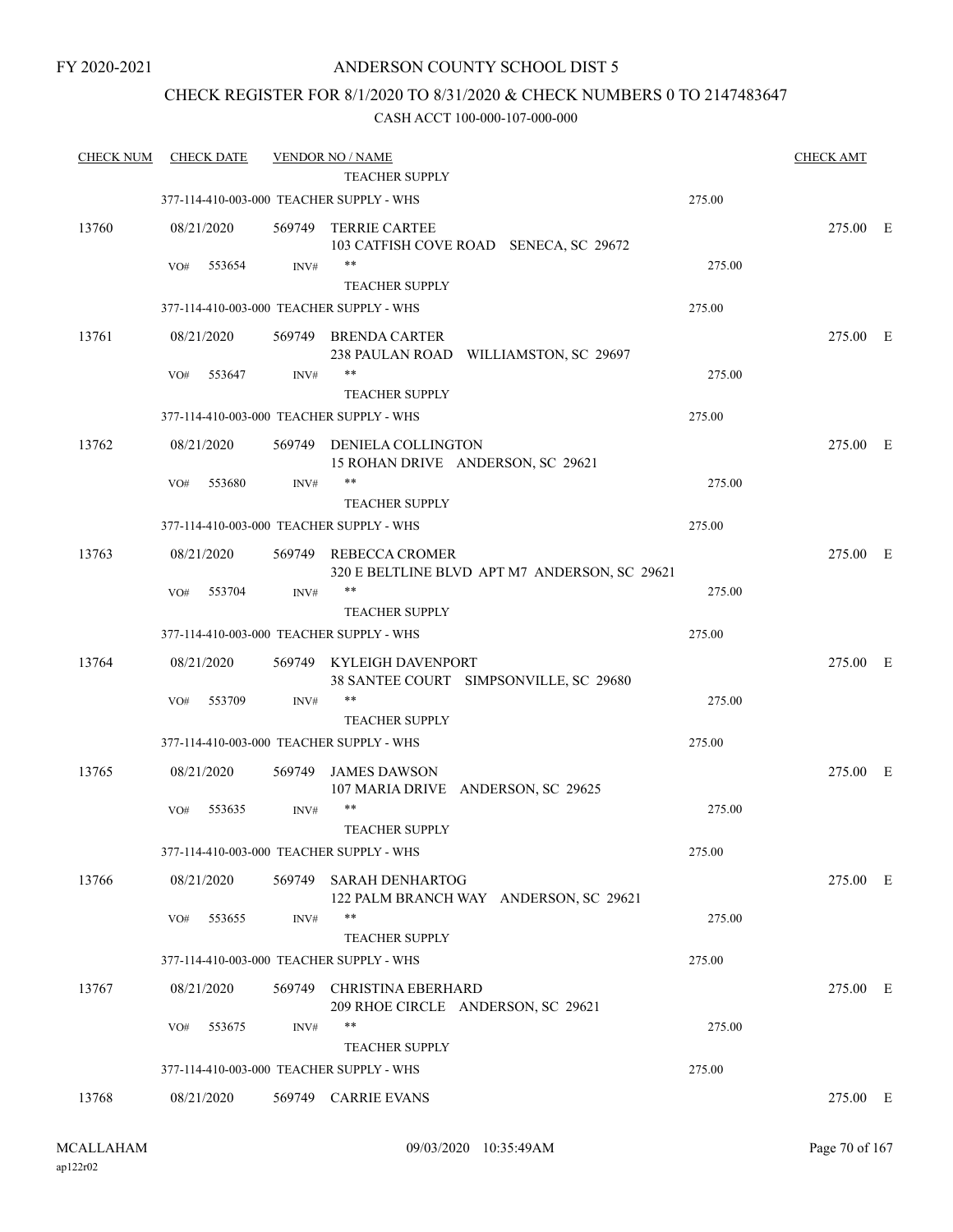FY 2020-2021

# ANDERSON COUNTY SCHOOL DIST 5

## CHECK REGISTER FOR 8/1/2020 TO 8/31/2020 & CHECK NUMBERS 0 TO 2147483647

CASH ACCT 100-000-107-000-000

| CHECK NUM | CHECK DATE | VENDOR NO / NAME | | CHECK AMT |
|---|---|---|---|---|
| | | TEACHER SUPPLY | | |
| | 377-114-410-003-000 TEACHER SUPPLY - WHS | | 275.00 | |
| 13760 | 08/21/2020 | 569749 TERRIE CARTEE<br>103 CATFISH COVE ROAD SENECA, SC 29672 | | 275.00 E |
| | VO# 553654 | INV# **<br>TEACHER SUPPLY | 275.00 | |
| | 377-114-410-003-000 TEACHER SUPPLY - WHS | | 275.00 | |
| 13761 | 08/21/2020 | 569749 BRENDA CARTER<br>238 PAULAN ROAD WILLIAMSTON, SC 29697 | | 275.00 E |
| | VO# 553647 | INV# **<br>TEACHER SUPPLY | 275.00 | |
| | 377-114-410-003-000 TEACHER SUPPLY - WHS | | 275.00 | |
| 13762 | 08/21/2020 | 569749 DENIELA COLLINGTON<br>15 ROHAN DRIVE ANDERSON, SC 29621 | | 275.00 E |
| | VO# 553680 | INV# **<br>TEACHER SUPPLY | 275.00 | |
| | 377-114-410-003-000 TEACHER SUPPLY - WHS | | 275.00 | |
| 13763 | 08/21/2020 | 569749 REBECCA CROMER<br>320 E BELTLINE BLVD APT M7 ANDERSON, SC 29621 | | 275.00 E |
| | VO# 553704 | INV# **<br>TEACHER SUPPLY | 275.00 | |
| | 377-114-410-003-000 TEACHER SUPPLY - WHS | | 275.00 | |
| 13764 | 08/21/2020 | 569749 KYLEIGH DAVENPORT<br>38 SANTEE COURT SIMPSONVILLE, SC 29680 | | 275.00 E |
| | VO# 553709 | INV# **<br>TEACHER SUPPLY | 275.00 | |
| | 377-114-410-003-000 TEACHER SUPPLY - WHS | | 275.00 | |
| 13765 | 08/21/2020 | 569749 JAMES DAWSON<br>107 MARIA DRIVE ANDERSON, SC 29625 | | 275.00 E |
| | VO# 553635 | INV# **<br>TEACHER SUPPLY | 275.00 | |
| | 377-114-410-003-000 TEACHER SUPPLY - WHS | | 275.00 | |
| 13766 | 08/21/2020 | 569749 SARAH DENHARTOG<br>122 PALM BRANCH WAY ANDERSON, SC 29621 | | 275.00 E |
| | VO# 553655 | INV# **<br>TEACHER SUPPLY | 275.00 | |
| | 377-114-410-003-000 TEACHER SUPPLY - WHS | | 275.00 | |
| 13767 | 08/21/2020 | 569749 CHRISTINA EBERHARD<br>209 RHOE CIRCLE ANDERSON, SC 29621 | | 275.00 E |
| | VO# 553675 | INV# **<br>TEACHER SUPPLY | 275.00 | |
| | 377-114-410-003-000 TEACHER SUPPLY - WHS | | 275.00 | |
| 13768 | 08/21/2020 | 569749 CARRIE EVANS | | 275.00 E |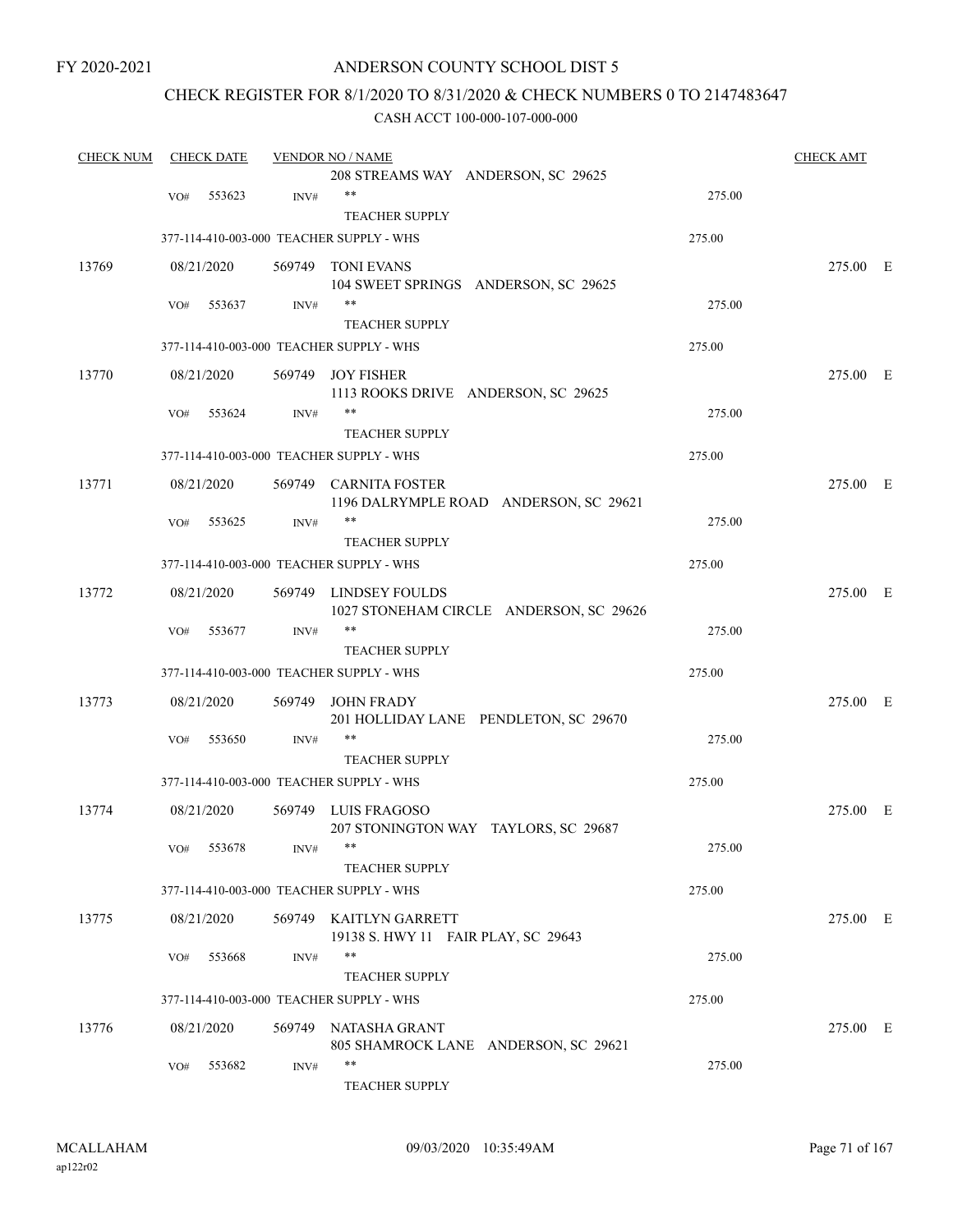FY 2020-2021

# ANDERSON COUNTY SCHOOL DIST 5

## CHECK REGISTER FOR 8/1/2020 TO 8/31/2020 & CHECK NUMBERS 0 TO 2147483647

### CASH ACCT 100-000-107-000-000

| CHECK NUM | CHECK DATE | VENDOR NO / NAME | | CHECK AMT |
|---|---|---|---|---|
| | | 208 STREAMS WAY ANDERSON, SC 29625 | | |
| | VO# 553623 | INV# ** TEACHER SUPPLY | 275.00 | |
| | 377-114-410-003-000 TEACHER SUPPLY - WHS | | 275.00 | |
| 13769 | 08/21/2020 | 569749 TONI EVANS 104 SWEET SPRINGS ANDERSON, SC 29625 | | 275.00 E |
| | VO# 553637 | INV# ** TEACHER SUPPLY | 275.00 | |
| | 377-114-410-003-000 TEACHER SUPPLY - WHS | | 275.00 | |
| 13770 | 08/21/2020 | 569749 JOY FISHER 1113 ROOKS DRIVE ANDERSON, SC 29625 | | 275.00 E |
| | VO# 553624 | INV# ** TEACHER SUPPLY | 275.00 | |
| | 377-114-410-003-000 TEACHER SUPPLY - WHS | | 275.00 | |
| 13771 | 08/21/2020 | 569749 CARNITA FOSTER 1196 DALRYMPLE ROAD ANDERSON, SC 29621 | | 275.00 E |
| | VO# 553625 | INV# ** TEACHER SUPPLY | 275.00 | |
| | 377-114-410-003-000 TEACHER SUPPLY - WHS | | 275.00 | |
| 13772 | 08/21/2020 | 569749 LINDSEY FOULDS 1027 STONEHAM CIRCLE ANDERSON, SC 29626 | | 275.00 E |
| | VO# 553677 | INV# ** TEACHER SUPPLY | 275.00 | |
| | 377-114-410-003-000 TEACHER SUPPLY - WHS | | 275.00 | |
| 13773 | 08/21/2020 | 569749 JOHN FRADY 201 HOLLIDAY LANE PENDLETON, SC 29670 | | 275.00 E |
| | VO# 553650 | INV# ** TEACHER SUPPLY | 275.00 | |
| | 377-114-410-003-000 TEACHER SUPPLY - WHS | | 275.00 | |
| 13774 | 08/21/2020 | 569749 LUIS FRAGOSO 207 STONINGTON WAY TAYLORS, SC 29687 | | 275.00 E |
| | VO# 553678 | INV# ** TEACHER SUPPLY | 275.00 | |
| | 377-114-410-003-000 TEACHER SUPPLY - WHS | | 275.00 | |
| 13775 | 08/21/2020 | 569749 KAITLYN GARRETT 19138 S. HWY 11 FAIR PLAY, SC 29643 | | 275.00 E |
| | VO# 553668 | INV# ** TEACHER SUPPLY | 275.00 | |
| | 377-114-410-003-000 TEACHER SUPPLY - WHS | | 275.00 | |
| 13776 | 08/21/2020 | 569749 NATASHA GRANT 805 SHAMROCK LANE ANDERSON, SC 29621 | | 275.00 E |
| | VO# 553682 | INV# ** TEACHER SUPPLY | 275.00 | |

MCALLAHAM
ap122r02

09/03/2020 10:35:49AM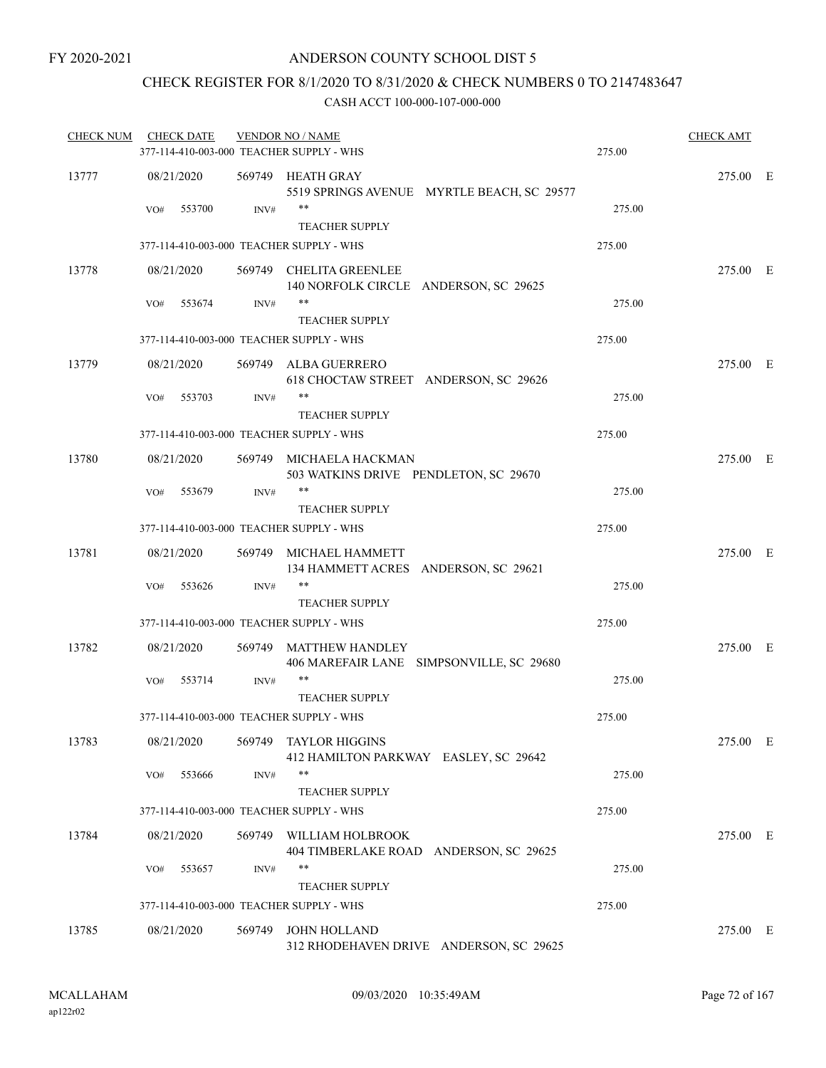FY 2020-2021

# ANDERSON COUNTY SCHOOL DIST 5

## CHECK REGISTER FOR 8/1/2020 TO 8/31/2020 & CHECK NUMBERS 0 TO 2147483647

CASH ACCT 100-000-107-000-000

| CHECK NUM | CHECK DATE | VENDOR NO / NAME | | CHECK AMT | |
|---|---|---|---|---|---|
| | 377-114-410-003-000 TEACHER SUPPLY - WHS | | 275.00 | | |
| 13777 | 08/21/2020 | 569749 HEATH GRAY<br>5519 SPRINGS AVENUE MYRTLE BEACH, SC 29577 | | 275.00 | E |
| | VO# 553700 INV# | **<br>TEACHER SUPPLY | 275.00 | | |
| | 377-114-410-003-000 TEACHER SUPPLY - WHS | | 275.00 | | |
| 13778 | 08/21/2020 | 569749 CHELITA GREENLEE<br>140 NORFOLK CIRCLE ANDERSON, SC 29625 | | 275.00 | E |
| | VO# 553674 INV# | **<br>TEACHER SUPPLY | 275.00 | | |
| | 377-114-410-003-000 TEACHER SUPPLY - WHS | | 275.00 | | |
| 13779 | 08/21/2020 | 569749 ALBA GUERRERO<br>618 CHOCTAW STREET ANDERSON, SC 29626 | | 275.00 | E |
| | VO# 553703 INV# | **<br>TEACHER SUPPLY | 275.00 | | |
| | 377-114-410-003-000 TEACHER SUPPLY - WHS | | 275.00 | | |
| 13780 | 08/21/2020 | 569749 MICHAELA HACKMAN<br>503 WATKINS DRIVE PENDLETON, SC 29670 | | 275.00 | E |
| | VO# 553679 INV# | **<br>TEACHER SUPPLY | 275.00 | | |
| | 377-114-410-003-000 TEACHER SUPPLY - WHS | | 275.00 | | |
| 13781 | 08/21/2020 | 569749 MICHAEL HAMMETT<br>134 HAMMETT ACRES ANDERSON, SC 29621 | | 275.00 | E |
| | VO# 553626 INV# | **<br>TEACHER SUPPLY | 275.00 | | |
| | 377-114-410-003-000 TEACHER SUPPLY - WHS | | 275.00 | | |
| 13782 | 08/21/2020 | 569749 MATTHEW HANDLEY<br>406 MAREFAIR LANE SIMPSONVILLE, SC 29680 | | 275.00 | E |
| | VO# 553714 INV# | **<br>TEACHER SUPPLY | 275.00 | | |
| | 377-114-410-003-000 TEACHER SUPPLY - WHS | | 275.00 | | |
| 13783 | 08/21/2020 | 569749 TAYLOR HIGGINS<br>412 HAMILTON PARKWAY EASLEY, SC 29642 | | 275.00 | E |
| | VO# 553666 INV# | **<br>TEACHER SUPPLY | 275.00 | | |
| | 377-114-410-003-000 TEACHER SUPPLY - WHS | | 275.00 | | |
| 13784 | 08/21/2020 | 569749 WILLIAM HOLBROOK<br>404 TIMBERLAKE ROAD ANDERSON, SC 29625 | | 275.00 | E |
| | VO# 553657 INV# | **<br>TEACHER SUPPLY | 275.00 | | |
| | 377-114-410-003-000 TEACHER SUPPLY - WHS | | 275.00 | | |
| 13785 | 08/21/2020 | 569749 JOHN HOLLAND<br>312 RHODEHAVEN DRIVE ANDERSON, SC 29625 | | 275.00 | E |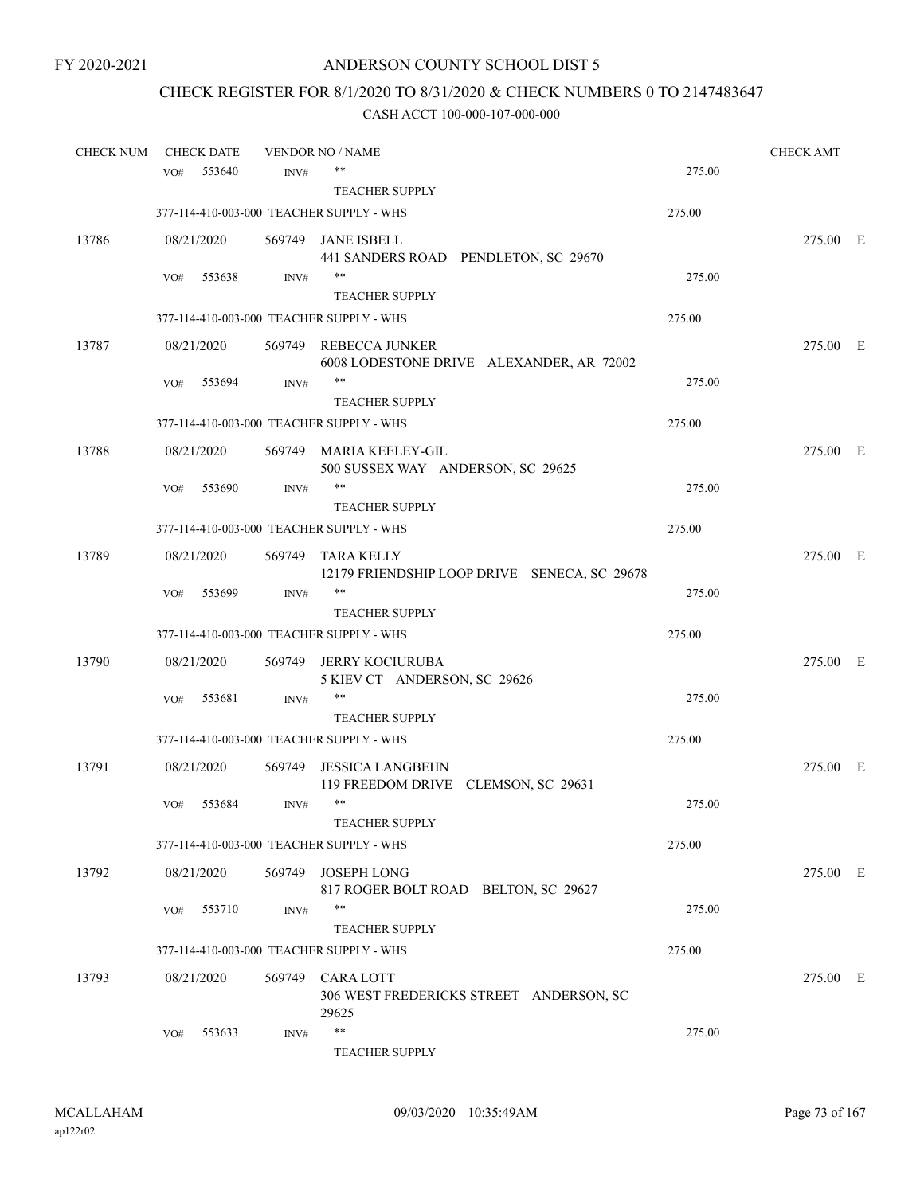FY 2020-2021

# ANDERSON COUNTY SCHOOL DIST 5

## CHECK REGISTER FOR 8/1/2020 TO 8/31/2020 & CHECK NUMBERS 0 TO 2147483647

### CASH ACCT 100-000-107-000-000

| CHECK NUM | CHECK DATE | VENDOR NO / NAME | | CHECK AMT |
|---|---|---|---|---|
| | VO# 553640 INV# | ** TEACHER SUPPLY | 275.00 | |
| | 377-114-410-003-000 TEACHER SUPPLY - WHS | | 275.00 | |
| 13786 | 08/21/2020 | 569749 JANE ISBELL 441 SANDERS ROAD PENDLETON, SC 29670 | | 275.00 E |
| | VO# 553638 INV# | ** TEACHER SUPPLY | 275.00 | |
| | 377-114-410-003-000 TEACHER SUPPLY - WHS | | 275.00 | |
| 13787 | 08/21/2020 | 569749 REBECCA JUNKER 6008 LODESTONE DRIVE ALEXANDER, AR 72002 | | 275.00 E |
| | VO# 553694 INV# | ** TEACHER SUPPLY | 275.00 | |
| | 377-114-410-003-000 TEACHER SUPPLY - WHS | | 275.00 | |
| 13788 | 08/21/2020 | 569749 MARIA KEELEY-GIL 500 SUSSEX WAY ANDERSON, SC 29625 | | 275.00 E |
| | VO# 553690 INV# | ** TEACHER SUPPLY | 275.00 | |
| | 377-114-410-003-000 TEACHER SUPPLY - WHS | | 275.00 | |
| 13789 | 08/21/2020 | 569749 TARA KELLY 12179 FRIENDSHIP LOOP DRIVE SENECA, SC 29678 | | 275.00 E |
| | VO# 553699 INV# | ** TEACHER SUPPLY | 275.00 | |
| | 377-114-410-003-000 TEACHER SUPPLY - WHS | | 275.00 | |
| 13790 | 08/21/2020 | 569749 JERRY KOCIURUBA 5 KIEV CT ANDERSON, SC 29626 | | 275.00 E |
| | VO# 553681 INV# | ** TEACHER SUPPLY | 275.00 | |
| | 377-114-410-003-000 TEACHER SUPPLY - WHS | | 275.00 | |
| 13791 | 08/21/2020 | 569749 JESSICA LANGBEHN 119 FREEDOM DRIVE CLEMSON, SC 29631 | | 275.00 E |
| | VO# 553684 INV# | ** TEACHER SUPPLY | 275.00 | |
| | 377-114-410-003-000 TEACHER SUPPLY - WHS | | 275.00 | |
| 13792 | 08/21/2020 | 569749 JOSEPH LONG 817 ROGER BOLT ROAD BELTON, SC 29627 | | 275.00 E |
| | VO# 553710 INV# | ** TEACHER SUPPLY | 275.00 | |
| | 377-114-410-003-000 TEACHER SUPPLY - WHS | | 275.00 | |
| 13793 | 08/21/2020 | 569749 CARA LOTT 306 WEST FREDERICKS STREET ANDERSON, SC 29625 | | 275.00 E |
| | VO# 553633 INV# | ** TEACHER SUPPLY | 275.00 | |

MCALLAHAM ap122r02 09/03/2020 10:35:49AM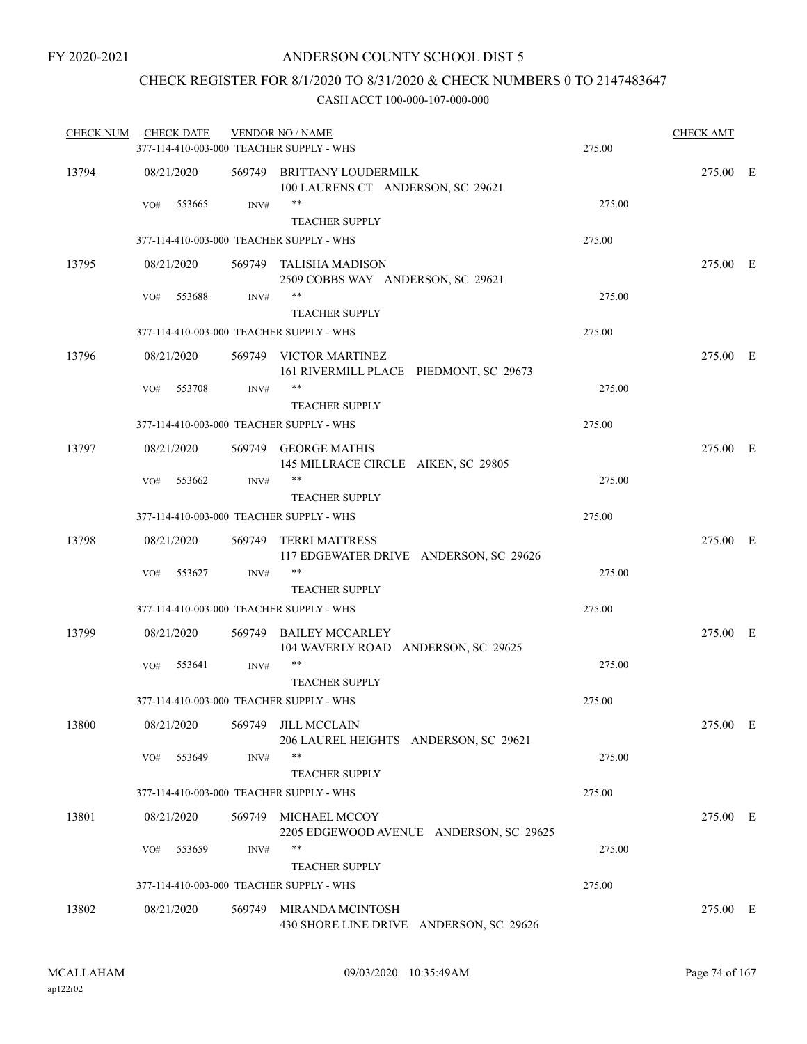FY 2020-2021

ANDERSON COUNTY SCHOOL DIST 5

CHECK REGISTER FOR 8/1/2020 TO 8/31/2020 & CHECK NUMBERS 0 TO 2147483647

CASH ACCT 100-000-107-000-000

| CHECK NUM | CHECK DATE | VENDOR NO / NAME | | CHECK AMT |
|---|---|---|---|---|
| | 377-114-410-003-000 TEACHER SUPPLY - WHS | | 275.00 | |
| 13794 | 08/21/2020 | 569749 BRITTANY LOUDERMILK<br>100 LAURENS CT ANDERSON, SC 29621 | | 275.00 E |
| | VO# 553665 INV# | **<br>TEACHER SUPPLY | 275.00 | |
| | 377-114-410-003-000 TEACHER SUPPLY - WHS | | 275.00 | |
| 13795 | 08/21/2020 | 569749 TALISHA MADISON<br>2509 COBBS WAY ANDERSON, SC 29621 | | 275.00 E |
| | VO# 553688 INV# | **<br>TEACHER SUPPLY | 275.00 | |
| | 377-114-410-003-000 TEACHER SUPPLY - WHS | | 275.00 | |
| 13796 | 08/21/2020 | 569749 VICTOR MARTINEZ<br>161 RIVERMILL PLACE PIEDMONT, SC 29673 | | 275.00 E |
| | VO# 553708 INV# | **<br>TEACHER SUPPLY | 275.00 | |
| | 377-114-410-003-000 TEACHER SUPPLY - WHS | | 275.00 | |
| 13797 | 08/21/2020 | 569749 GEORGE MATHIS<br>145 MILLRACE CIRCLE AIKEN, SC 29805 | | 275.00 E |
| | VO# 553662 INV# | **<br>TEACHER SUPPLY | 275.00 | |
| | 377-114-410-003-000 TEACHER SUPPLY - WHS | | 275.00 | |
| 13798 | 08/21/2020 | 569749 TERRI MATTRESS<br>117 EDGEWATER DRIVE ANDERSON, SC 29626 | | 275.00 E |
| | VO# 553627 INV# | **<br>TEACHER SUPPLY | 275.00 | |
| | 377-114-410-003-000 TEACHER SUPPLY - WHS | | 275.00 | |
| 13799 | 08/21/2020 | 569749 BAILEY MCCARLEY<br>104 WAVERLY ROAD ANDERSON, SC 29625 | | 275.00 E |
| | VO# 553641 INV# | **<br>TEACHER SUPPLY | 275.00 | |
| | 377-114-410-003-000 TEACHER SUPPLY - WHS | | 275.00 | |
| 13800 | 08/21/2020 | 569749 JILL MCCLAIN<br>206 LAUREL HEIGHTS ANDERSON, SC 29621 | | 275.00 E |
| | VO# 553649 INV# | **<br>TEACHER SUPPLY | 275.00 | |
| | 377-114-410-003-000 TEACHER SUPPLY - WHS | | 275.00 | |
| 13801 | 08/21/2020 | 569749 MICHAEL MCCOY<br>2205 EDGEWOOD AVENUE ANDERSON, SC 29625 | | 275.00 E |
| | VO# 553659 INV# | **<br>TEACHER SUPPLY | 275.00 | |
| | 377-114-410-003-000 TEACHER SUPPLY - WHS | | 275.00 | |
| 13802 | 08/21/2020 | 569749 MIRANDA MCINTOSH<br>430 SHORE LINE DRIVE ANDERSON, SC 29626 | | 275.00 E |

MCALLAHAM ap122r02 09/03/2020 10:35:49AM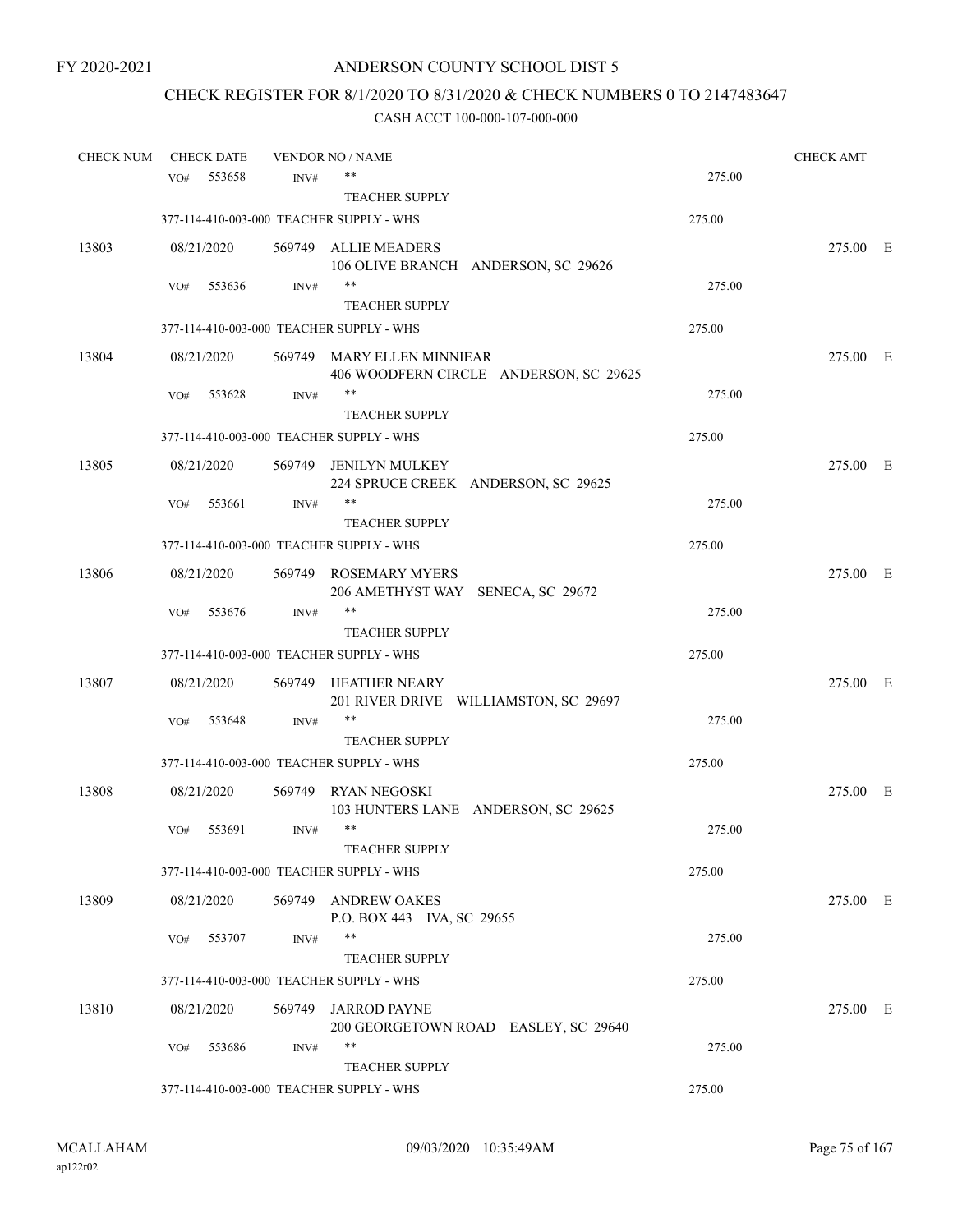# ANDERSON COUNTY SCHOOL DIST 5

FY 2020-2021

## CHECK REGISTER FOR 8/1/2020 TO 8/31/2020 & CHECK NUMBERS 0 TO 2147483647

CASH ACCT 100-000-107-000-000

| CHECK NUM | CHECK DATE | VENDOR NO / NAME | | CHECK AMT |
|---|---|---|---|---|
| | VO# 553658 INV# | ** TEACHER SUPPLY | 275.00 | |
| | 377-114-410-003-000 TEACHER SUPPLY - WHS | | 275.00 | |
| 13803 | 08/21/2020 | 569749 ALLIE MEADERS 106 OLIVE BRANCH ANDERSON, SC 29626 | | 275.00 E |
| | VO# 553636 INV# | ** TEACHER SUPPLY | 275.00 | |
| | 377-114-410-003-000 TEACHER SUPPLY - WHS | | 275.00 | |
| 13804 | 08/21/2020 | 569749 MARY ELLEN MINNIEAR 406 WOODFERN CIRCLE ANDERSON, SC 29625 | | 275.00 E |
| | VO# 553628 INV# | ** TEACHER SUPPLY | 275.00 | |
| | 377-114-410-003-000 TEACHER SUPPLY - WHS | | 275.00 | |
| 13805 | 08/21/2020 | 569749 JENILYN MULKEY 224 SPRUCE CREEK ANDERSON, SC 29625 | | 275.00 E |
| | VO# 553661 INV# | ** TEACHER SUPPLY | 275.00 | |
| | 377-114-410-003-000 TEACHER SUPPLY - WHS | | 275.00 | |
| 13806 | 08/21/2020 | 569749 ROSEMARY MYERS 206 AMETHYST WAY SENECA, SC 29672 | | 275.00 E |
| | VO# 553676 INV# | ** TEACHER SUPPLY | 275.00 | |
| | 377-114-410-003-000 TEACHER SUPPLY - WHS | | 275.00 | |
| 13807 | 08/21/2020 | 569749 HEATHER NEARY 201 RIVER DRIVE WILLIAMSTON, SC 29697 | | 275.00 E |
| | VO# 553648 INV# | ** TEACHER SUPPLY | 275.00 | |
| | 377-114-410-003-000 TEACHER SUPPLY - WHS | | 275.00 | |
| 13808 | 08/21/2020 | 569749 RYAN NEGOSKI 103 HUNTERS LANE ANDERSON, SC 29625 | | 275.00 E |
| | VO# 553691 INV# | ** TEACHER SUPPLY | 275.00 | |
| | 377-114-410-003-000 TEACHER SUPPLY - WHS | | 275.00 | |
| 13809 | 08/21/2020 | 569749 ANDREW OAKES P.O. BOX 443 IVA, SC 29655 | | 275.00 E |
| | VO# 553707 INV# | ** TEACHER SUPPLY | 275.00 | |
| | 377-114-410-003-000 TEACHER SUPPLY - WHS | | 275.00 | |
| 13810 | 08/21/2020 | 569749 JARROD PAYNE 200 GEORGETOWN ROAD EASLEY, SC 29640 | | 275.00 E |
| | VO# 553686 INV# | ** TEACHER SUPPLY | 275.00 | |
| | 377-114-410-003-000 TEACHER SUPPLY - WHS | | 275.00 | |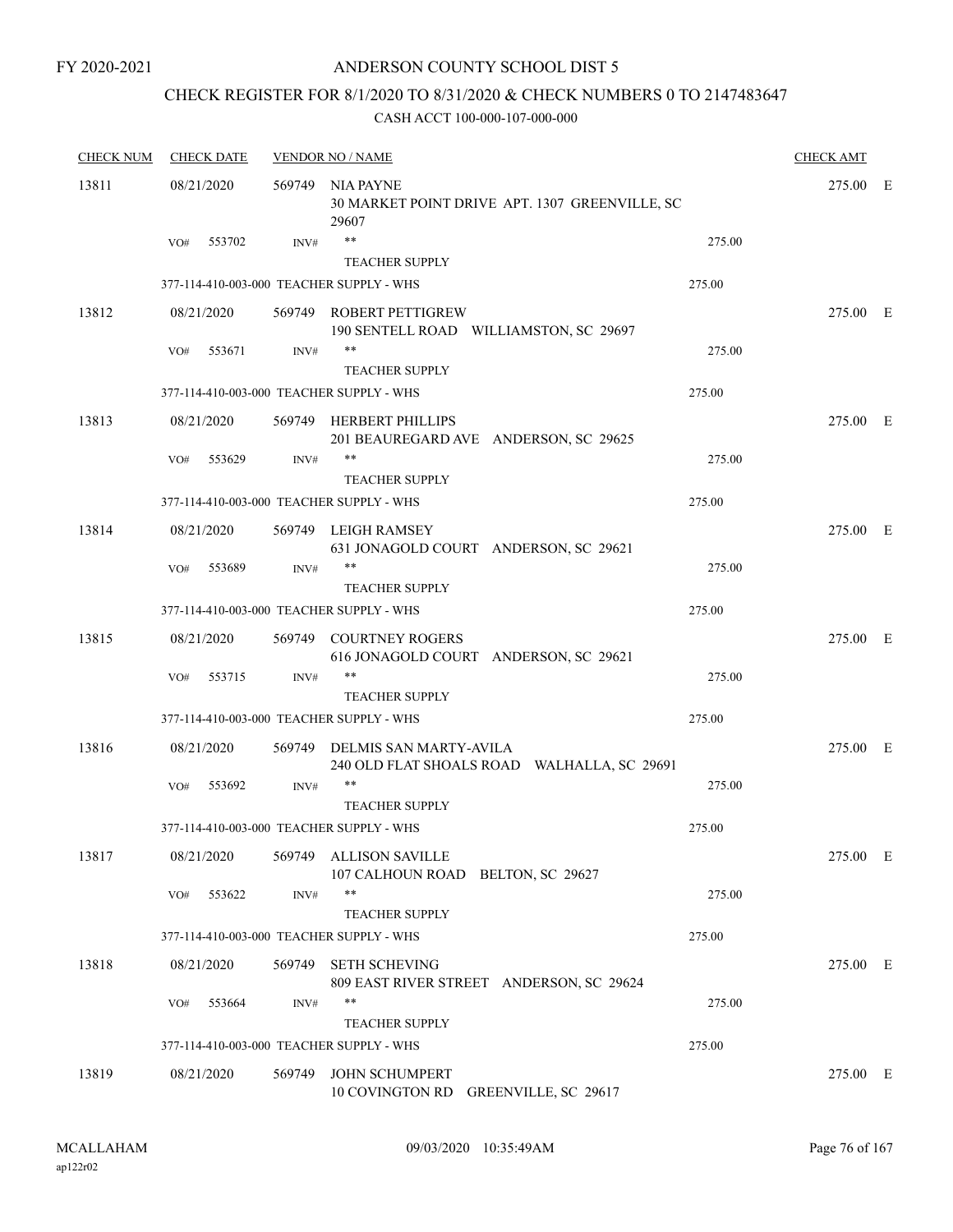FY 2020-2021

# ANDERSON COUNTY SCHOOL DIST 5

## CHECK REGISTER FOR 8/1/2020 TO 8/31/2020 & CHECK NUMBERS 0 TO 2147483647

### CASH ACCT 100-000-107-000-000

| CHECK NUM | CHECK DATE | VENDOR NO / NAME | | CHECK AMT | |
|---|---|---|---|---|---|
| 13811 | 08/21/2020 | 569749 NIA PAYNE<br>30 MARKET POINT DRIVE APT. 1307 GREENVILLE, SC 29607 | | 275.00 | E |
| | VO# 553702 | INV# ** TEACHER SUPPLY | 275.00 | | |
| | 377-114-410-003-000 TEACHER SUPPLY - WHS | | 275.00 | | |
| 13812 | 08/21/2020 | 569749 ROBERT PETTIGREW<br>190 SENTELL ROAD WILLIAMSTON, SC 29697 | | 275.00 | E |
| | VO# 553671 | INV# ** TEACHER SUPPLY | 275.00 | | |
| | 377-114-410-003-000 TEACHER SUPPLY - WHS | | 275.00 | | |
| 13813 | 08/21/2020 | 569749 HERBERT PHILLIPS<br>201 BEAUREGARD AVE ANDERSON, SC 29625 | | 275.00 | E |
| | VO# 553629 | INV# ** TEACHER SUPPLY | 275.00 | | |
| | 377-114-410-003-000 TEACHER SUPPLY - WHS | | 275.00 | | |
| 13814 | 08/21/2020 | 569749 LEIGH RAMSEY<br>631 JONAGOLD COURT ANDERSON, SC 29621 | | 275.00 | E |
| | VO# 553689 | INV# ** TEACHER SUPPLY | 275.00 | | |
| | 377-114-410-003-000 TEACHER SUPPLY - WHS | | 275.00 | | |
| 13815 | 08/21/2020 | 569749 COURTNEY ROGERS<br>616 JONAGOLD COURT ANDERSON, SC 29621 | | 275.00 | E |
| | VO# 553715 | INV# ** TEACHER SUPPLY | 275.00 | | |
| | 377-114-410-003-000 TEACHER SUPPLY - WHS | | 275.00 | | |
| 13816 | 08/21/2020 | 569749 DELMIS SAN MARTY-AVILA<br>240 OLD FLAT SHOALS ROAD WALHALLA, SC 29691 | | 275.00 | E |
| | VO# 553692 | INV# ** TEACHER SUPPLY | 275.00 | | |
| | 377-114-410-003-000 TEACHER SUPPLY - WHS | | 275.00 | | |
| 13817 | 08/21/2020 | 569749 ALLISON SAVILLE<br>107 CALHOUN ROAD BELTON, SC 29627 | | 275.00 | E |
| | VO# 553622 | INV# ** TEACHER SUPPLY | 275.00 | | |
| | 377-114-410-003-000 TEACHER SUPPLY - WHS | | 275.00 | | |
| 13818 | 08/21/2020 | 569749 SETH SCHEVING<br>809 EAST RIVER STREET ANDERSON, SC 29624 | | 275.00 | E |
| | VO# 553664 | INV# ** TEACHER SUPPLY | 275.00 | | |
| | 377-114-410-003-000 TEACHER SUPPLY - WHS | | 275.00 | | |
| 13819 | 08/21/2020 | 569749 JOHN SCHUMPERT<br>10 COVINGTON RD GREENVILLE, SC 29617 | | 275.00 | E |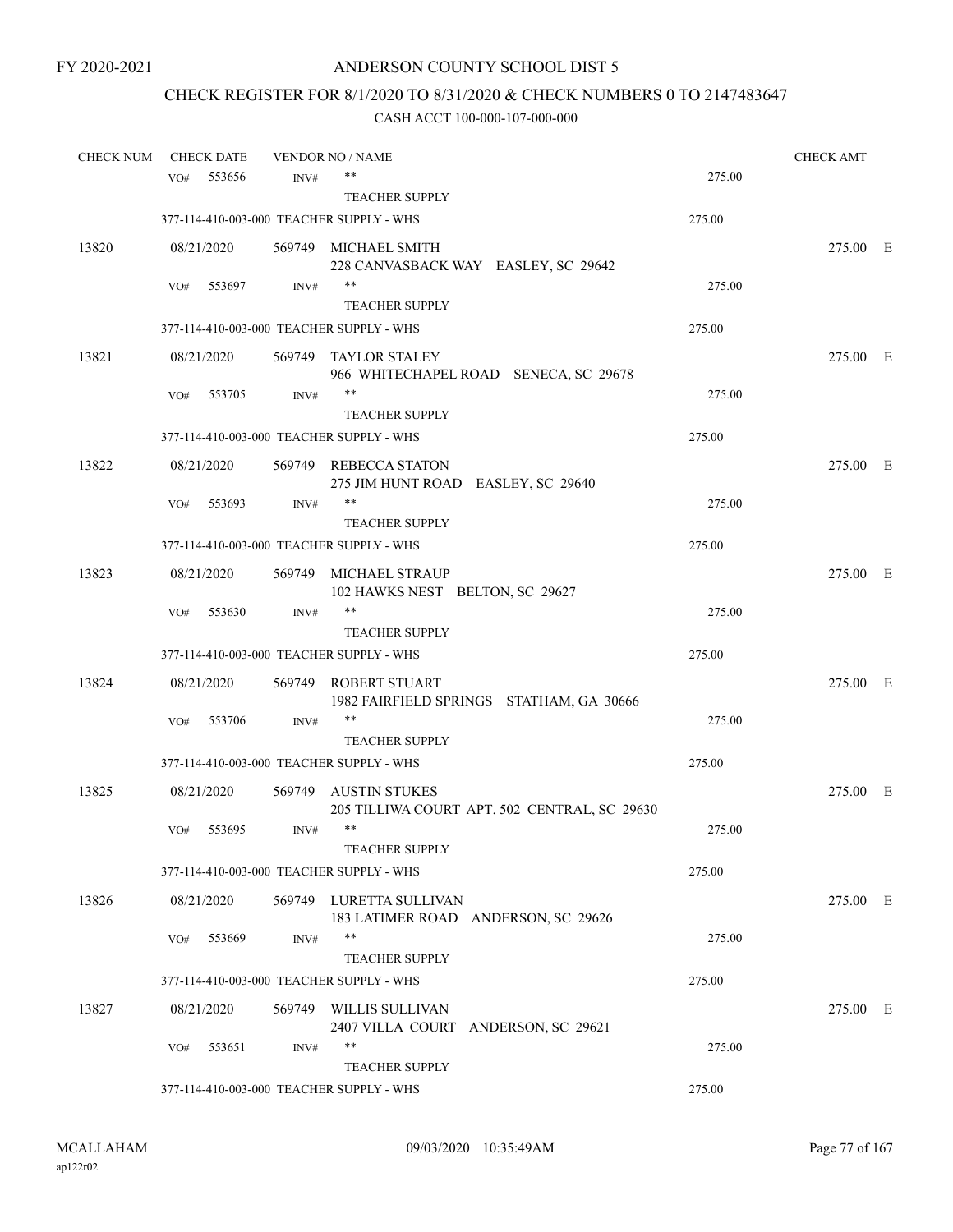FY 2020-2021

# ANDERSON COUNTY SCHOOL DIST 5

## CHECK REGISTER FOR 8/1/2020 TO 8/31/2020 & CHECK NUMBERS 0 TO 2147483647

### CASH ACCT 100-000-107-000-000

| CHECK NUM | CHECK DATE | VENDOR NO / NAME | | CHECK AMT |
|---|---|---|---|---|
| | VO# 553656 INV# | ** TEACHER SUPPLY | 275.00 | |
| | 377-114-410-003-000 TEACHER SUPPLY - WHS | | 275.00 | |
| 13820 | 08/21/2020 | 569749 MICHAEL SMITH 228 CANVASBACK WAY EASLEY, SC 29642 | | 275.00 E |
| | VO# 553697 INV# | ** TEACHER SUPPLY | 275.00 | |
| | 377-114-410-003-000 TEACHER SUPPLY - WHS | | 275.00 | |
| 13821 | 08/21/2020 | 569749 TAYLOR STALEY 966 WHITECHAPEL ROAD SENECA, SC 29678 | | 275.00 E |
| | VO# 553705 INV# | ** TEACHER SUPPLY | 275.00 | |
| | 377-114-410-003-000 TEACHER SUPPLY - WHS | | 275.00 | |
| 13822 | 08/21/2020 | 569749 REBECCA STATON 275 JIM HUNT ROAD EASLEY, SC 29640 | | 275.00 E |
| | VO# 553693 INV# | ** TEACHER SUPPLY | 275.00 | |
| | 377-114-410-003-000 TEACHER SUPPLY - WHS | | 275.00 | |
| 13823 | 08/21/2020 | 569749 MICHAEL STRAUP 102 HAWKS NEST BELTON, SC 29627 | | 275.00 E |
| | VO# 553630 INV# | ** TEACHER SUPPLY | 275.00 | |
| | 377-114-410-003-000 TEACHER SUPPLY - WHS | | 275.00 | |
| 13824 | 08/21/2020 | 569749 ROBERT STUART 1982 FAIRFIELD SPRINGS STATHAM, GA 30666 | | 275.00 E |
| | VO# 553706 INV# | ** TEACHER SUPPLY | 275.00 | |
| | 377-114-410-003-000 TEACHER SUPPLY - WHS | | 275.00 | |
| 13825 | 08/21/2020 | 569749 AUSTIN STUKES 205 TILLIWA COURT APT. 502 CENTRAL, SC 29630 | | 275.00 E |
| | VO# 553695 INV# | ** TEACHER SUPPLY | 275.00 | |
| | 377-114-410-003-000 TEACHER SUPPLY - WHS | | 275.00 | |
| 13826 | 08/21/2020 | 569749 LURETTA SULLIVAN 183 LATIMER ROAD ANDERSON, SC 29626 | | 275.00 E |
| | VO# 553669 INV# | ** TEACHER SUPPLY | 275.00 | |
| | 377-114-410-003-000 TEACHER SUPPLY - WHS | | 275.00 | |
| 13827 | 08/21/2020 | 569749 WILLIS SULLIVAN 2407 VILLA COURT ANDERSON, SC 29621 | | 275.00 E |
| | VO# 553651 INV# | ** TEACHER SUPPLY | 275.00 | |
| | 377-114-410-003-000 TEACHER SUPPLY - WHS | | 275.00 | |

MCALLAHAM ap122r02 09/03/2020 10:35:49AM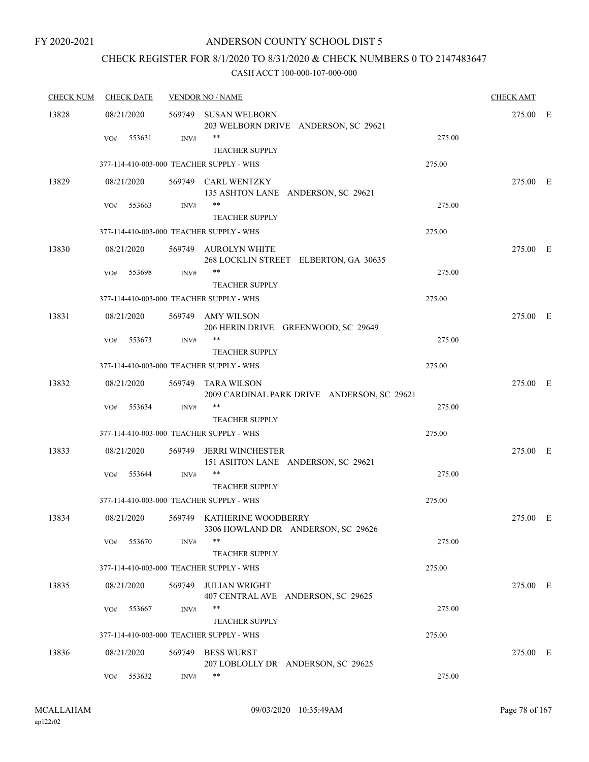FY 2020-2021

# ANDERSON COUNTY SCHOOL DIST 5

## CHECK REGISTER FOR 8/1/2020 TO 8/31/2020 & CHECK NUMBERS 0 TO 2147483647

CASH ACCT 100-000-107-000-000

| CHECK NUM | CHECK DATE | VENDOR NO / NAME | | CHECK AMT |
|---|---|---|---|---|
| 13828 | 08/21/2020 | 569749 SUSAN WELBORN<br>203 WELBORN DRIVE ANDERSON, SC 29621 | | 275.00 E |
| | VO# 553631 | INV# ** | 275.00 | |
| | | TEACHER SUPPLY | | |
| | 377-114-410-003-000 TEACHER SUPPLY - WHS | | 275.00 | |
| 13829 | 08/21/2020 | 569749 CARL WENTZKY<br>135 ASHTON LANE ANDERSON, SC 29621 | | 275.00 E |
| | VO# 553663 | INV# ** | 275.00 | |
| | | TEACHER SUPPLY | | |
| | 377-114-410-003-000 TEACHER SUPPLY - WHS | | 275.00 | |
| 13830 | 08/21/2020 | 569749 AUROLYN WHITE<br>268 LOCKLIN STREET ELBERTON, GA 30635 | | 275.00 E |
| | VO# 553698 | INV# ** | 275.00 | |
| | | TEACHER SUPPLY | | |
| | 377-114-410-003-000 TEACHER SUPPLY - WHS | | 275.00 | |
| 13831 | 08/21/2020 | 569749 AMY WILSON<br>206 HERIN DRIVE GREENWOOD, SC 29649 | | 275.00 E |
| | VO# 553673 | INV# ** | 275.00 | |
| | | TEACHER SUPPLY | | |
| | 377-114-410-003-000 TEACHER SUPPLY - WHS | | 275.00 | |
| 13832 | 08/21/2020 | 569749 TARA WILSON<br>2009 CARDINAL PARK DRIVE ANDERSON, SC 29621 | | 275.00 E |
| | VO# 553634 | INV# ** | 275.00 | |
| | | TEACHER SUPPLY | | |
| | 377-114-410-003-000 TEACHER SUPPLY - WHS | | 275.00 | |
| 13833 | 08/21/2020 | 569749 JERRI WINCHESTER<br>151 ASHTON LANE ANDERSON, SC 29621 | | 275.00 E |
| | VO# 553644 | INV# ** | 275.00 | |
| | | TEACHER SUPPLY | | |
| | 377-114-410-003-000 TEACHER SUPPLY - WHS | | 275.00 | |
| 13834 | 08/21/2020 | 569749 KATHERINE WOODBERRY<br>3306 HOWLAND DR ANDERSON, SC 29626 | | 275.00 E |
| | VO# 553670 | INV# ** | 275.00 | |
| | | TEACHER SUPPLY | | |
| | 377-114-410-003-000 TEACHER SUPPLY - WHS | | 275.00 | |
| 13835 | 08/21/2020 | 569749 JULIAN WRIGHT<br>407 CENTRAL AVE ANDERSON, SC 29625 | | 275.00 E |
| | VO# 553667 | INV# ** | 275.00 | |
| | | TEACHER SUPPLY | | |
| | 377-114-410-003-000 TEACHER SUPPLY - WHS | | 275.00 | |
| 13836 | 08/21/2020 | 569749 BESS WURST<br>207 LOBLOLLY DR ANDERSON, SC 29625 | | 275.00 E |
| | VO# 553632 | INV# ** | 275.00 | |

MCALLAHAM
ap122r02

09/03/2020 10:35:49AM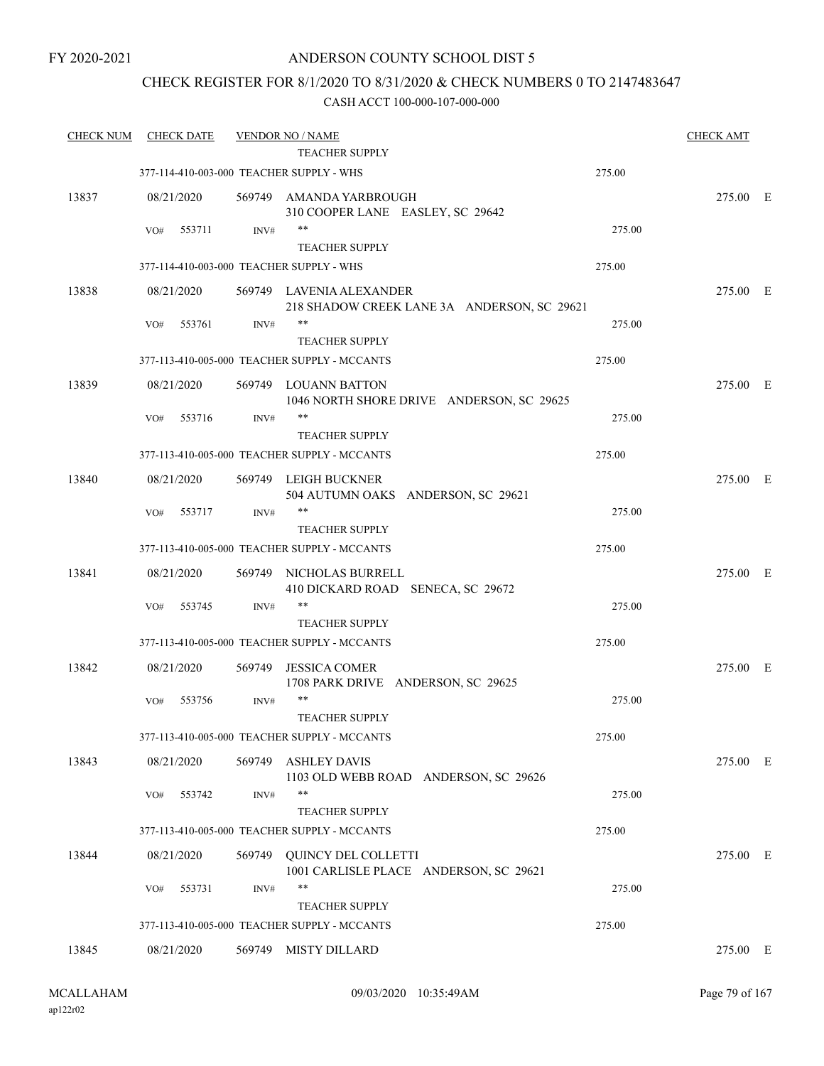FY 2020-2021

# ANDERSON COUNTY SCHOOL DIST 5

## CHECK REGISTER FOR 8/1/2020 TO 8/31/2020 & CHECK NUMBERS 0 TO 2147483647

### CASH ACCT 100-000-107-000-000

| CHECK NUM | CHECK DATE | VENDOR NO / NAME | | CHECK AMT | |
|---|---|---|---|---|---|
| | | TEACHER SUPPLY | | | |
| | 377-114-410-003-000 TEACHER SUPPLY - WHS | | 275.00 | | |
| 13837 | 08/21/2020 | 569749 AMANDA YARBROUGH<br>310 COOPER LANE EASLEY, SC 29642 | | 275.00 | E |
| | VO# 553711 INV# | **<br>TEACHER SUPPLY | 275.00 | | |
| | 377-114-410-003-000 TEACHER SUPPLY - WHS | | 275.00 | | |
| 13838 | 08/21/2020 | 569749 LAVENIA ALEXANDER<br>218 SHADOW CREEK LANE 3A ANDERSON, SC 29621 | | 275.00 | E |
| | VO# 553761 INV# | **<br>TEACHER SUPPLY | 275.00 | | |
| | 377-113-410-005-000 TEACHER SUPPLY - MCCANTS | | 275.00 | | |
| 13839 | 08/21/2020 | 569749 LOUANN BATTON<br>1046 NORTH SHORE DRIVE ANDERSON, SC 29625 | | 275.00 | E |
| | VO# 553716 INV# | **<br>TEACHER SUPPLY | 275.00 | | |
| | 377-113-410-005-000 TEACHER SUPPLY - MCCANTS | | 275.00 | | |
| 13840 | 08/21/2020 | 569749 LEIGH BUCKNER<br>504 AUTUMN OAKS ANDERSON, SC 29621 | | 275.00 | E |
| | VO# 553717 INV# | **<br>TEACHER SUPPLY | 275.00 | | |
| | 377-113-410-005-000 TEACHER SUPPLY - MCCANTS | | 275.00 | | |
| 13841 | 08/21/2020 | 569749 NICHOLAS BURRELL<br>410 DICKARD ROAD SENECA, SC 29672 | | 275.00 | E |
| | VO# 553745 INV# | **<br>TEACHER SUPPLY | 275.00 | | |
| | 377-113-410-005-000 TEACHER SUPPLY - MCCANTS | | 275.00 | | |
| 13842 | 08/21/2020 | 569749 JESSICA COMER<br>1708 PARK DRIVE ANDERSON, SC 29625 | | 275.00 | E |
| | VO# 553756 INV# | **<br>TEACHER SUPPLY | 275.00 | | |
| | 377-113-410-005-000 TEACHER SUPPLY - MCCANTS | | 275.00 | | |
| 13843 | 08/21/2020 | 569749 ASHLEY DAVIS<br>1103 OLD WEBB ROAD ANDERSON, SC 29626 | | 275.00 | E |
| | VO# 553742 INV# | **<br>TEACHER SUPPLY | 275.00 | | |
| | 377-113-410-005-000 TEACHER SUPPLY - MCCANTS | | 275.00 | | |
| 13844 | 08/21/2020 | 569749 QUINCY DEL COLLETTI<br>1001 CARLISLE PLACE ANDERSON, SC 29621 | | 275.00 | E |
| | VO# 553731 INV# | **<br>TEACHER SUPPLY | 275.00 | | |
| | 377-113-410-005-000 TEACHER SUPPLY - MCCANTS | | 275.00 | | |
| 13845 | 08/21/2020 | 569749 MISTY DILLARD | | 275.00 | E |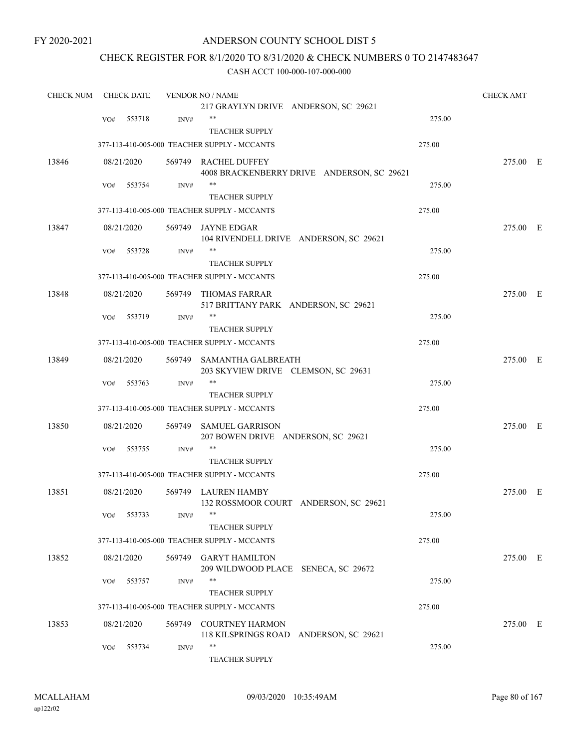FY 2020-2021

ANDERSON COUNTY SCHOOL DIST 5

CHECK REGISTER FOR 8/1/2020 TO 8/31/2020 & CHECK NUMBERS 0 TO 2147483647

CASH ACCT 100-000-107-000-000

| CHECK NUM | CHECK DATE | VENDOR NO / NAME | | CHECK AMT | |
|---|---|---|---|---|---|
| | | 217 GRAYLYN DRIVE ANDERSON, SC 29621 | | | |
| | VO# 553718 | INV# ** | 275.00 | | |
| | | TEACHER SUPPLY | | | |
| | | 377-113-410-005-000 TEACHER SUPPLY - MCCANTS | 275.00 | | |
| 13846 | 08/21/2020 | 569749 RACHEL DUFFEY<br>4008 BRACKENBERRY DRIVE ANDERSON, SC 29621 | | 275.00 | E |
| | VO# 553754 | INV# ** | 275.00 | | |
| | | TEACHER SUPPLY | | | |
| | | 377-113-410-005-000 TEACHER SUPPLY - MCCANTS | 275.00 | | |
| 13847 | 08/21/2020 | 569749 JAYNE EDGAR<br>104 RIVENDELL DRIVE ANDERSON, SC 29621 | | 275.00 | E |
| | VO# 553728 | INV# ** | 275.00 | | |
| | | TEACHER SUPPLY | | | |
| | | 377-113-410-005-000 TEACHER SUPPLY - MCCANTS | 275.00 | | |
| 13848 | 08/21/2020 | 569749 THOMAS FARRAR<br>517 BRITTANY PARK ANDERSON, SC 29621 | | 275.00 | E |
| | VO# 553719 | INV# ** | 275.00 | | |
| | | TEACHER SUPPLY | | | |
| | | 377-113-410-005-000 TEACHER SUPPLY - MCCANTS | 275.00 | | |
| 13849 | 08/21/2020 | 569749 SAMANTHA GALBREATH<br>203 SKYVIEW DRIVE CLEMSON, SC 29631 | | 275.00 | E |
| | VO# 553763 | INV# ** | 275.00 | | |
| | | TEACHER SUPPLY | | | |
| | | 377-113-410-005-000 TEACHER SUPPLY - MCCANTS | 275.00 | | |
| 13850 | 08/21/2020 | 569749 SAMUEL GARRISON<br>207 BOWEN DRIVE ANDERSON, SC 29621 | | 275.00 | E |
| | VO# 553755 | INV# ** | 275.00 | | |
| | | TEACHER SUPPLY | | | |
| | | 377-113-410-005-000 TEACHER SUPPLY - MCCANTS | 275.00 | | |
| 13851 | 08/21/2020 | 569749 LAUREN HAMBY<br>132 ROSSMOOR COURT ANDERSON, SC 29621 | | 275.00 | E |
| | VO# 553733 | INV# ** | 275.00 | | |
| | | TEACHER SUPPLY | | | |
| | | 377-113-410-005-000 TEACHER SUPPLY - MCCANTS | 275.00 | | |
| 13852 | 08/21/2020 | 569749 GARYT HAMILTON<br>209 WILDWOOD PLACE SENECA, SC 29672 | | 275.00 | E |
| | VO# 553757 | INV# ** | 275.00 | | |
| | | TEACHER SUPPLY | | | |
| | | 377-113-410-005-000 TEACHER SUPPLY - MCCANTS | 275.00 | | |
| 13853 | 08/21/2020 | 569749 COURTNEY HARMON<br>118 KILSPRINGS ROAD ANDERSON, SC 29621 | | 275.00 | E |
| | VO# 553734 | INV# ** | 275.00 | | |
| | | TEACHER SUPPLY | | | |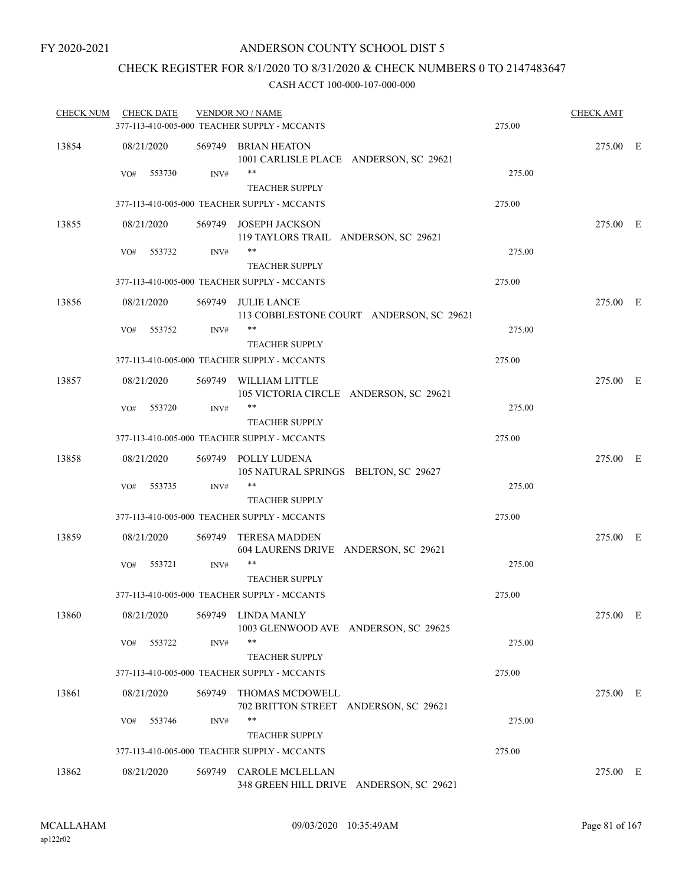FY 2020-2021

# ANDERSON COUNTY SCHOOL DIST 5

## CHECK REGISTER FOR 8/1/2020 TO 8/31/2020 & CHECK NUMBERS 0 TO 2147483647

### CASH ACCT 100-000-107-000-000

| CHECK NUM | CHECK DATE | VENDOR NO / NAME | | CHECK AMT | |
|---|---|---|---|---|---|
| | 377-113-410-005-000 TEACHER SUPPLY - MCCANTS | | 275.00 | | |
| 13854 | 08/21/2020 | 569749 BRIAN HEATON<br>1001 CARLISLE PLACE ANDERSON, SC 29621 | | 275.00 | E |
| | VO# 553730 | INV# ** TEACHER SUPPLY | 275.00 | | |
| | 377-113-410-005-000 TEACHER SUPPLY - MCCANTS | | 275.00 | | |
| 13855 | 08/21/2020 | 569749 JOSEPH JACKSON<br>119 TAYLORS TRAIL ANDERSON, SC 29621 | | 275.00 | E |
| | VO# 553732 | INV# ** TEACHER SUPPLY | 275.00 | | |
| | 377-113-410-005-000 TEACHER SUPPLY - MCCANTS | | 275.00 | | |
| 13856 | 08/21/2020 | 569749 JULIE LANCE<br>113 COBBLESTONE COURT ANDERSON, SC 29621 | | 275.00 | E |
| | VO# 553752 | INV# ** TEACHER SUPPLY | 275.00 | | |
| | 377-113-410-005-000 TEACHER SUPPLY - MCCANTS | | 275.00 | | |
| 13857 | 08/21/2020 | 569749 WILLIAM LITTLE<br>105 VICTORIA CIRCLE ANDERSON, SC 29621 | | 275.00 | E |
| | VO# 553720 | INV# ** TEACHER SUPPLY | 275.00 | | |
| | 377-113-410-005-000 TEACHER SUPPLY - MCCANTS | | 275.00 | | |
| 13858 | 08/21/2020 | 569749 POLLY LUDENA<br>105 NATURAL SPRINGS BELTON, SC 29627 | | 275.00 | E |
| | VO# 553735 | INV# ** TEACHER SUPPLY | 275.00 | | |
| | 377-113-410-005-000 TEACHER SUPPLY - MCCANTS | | 275.00 | | |
| 13859 | 08/21/2020 | 569749 TERESA MADDEN<br>604 LAURENS DRIVE ANDERSON, SC 29621 | | 275.00 | E |
| | VO# 553721 | INV# ** TEACHER SUPPLY | 275.00 | | |
| | 377-113-410-005-000 TEACHER SUPPLY - MCCANTS | | 275.00 | | |
| 13860 | 08/21/2020 | 569749 LINDA MANLY<br>1003 GLENWOOD AVE ANDERSON, SC 29625 | | 275.00 | E |
| | VO# 553722 | INV# ** TEACHER SUPPLY | 275.00 | | |
| | 377-113-410-005-000 TEACHER SUPPLY - MCCANTS | | 275.00 | | |
| 13861 | 08/21/2020 | 569749 THOMAS MCDOWELL<br>702 BRITTON STREET ANDERSON, SC 29621 | | 275.00 | E |
| | VO# 553746 | INV# ** TEACHER SUPPLY | 275.00 | | |
| | 377-113-410-005-000 TEACHER SUPPLY - MCCANTS | | 275.00 | | |
| 13862 | 08/21/2020 | 569749 CAROLE MCLELLAN<br>348 GREEN HILL DRIVE ANDERSON, SC 29621 | | 275.00 | E |

MCALLAHAM
ap122r02

09/03/2020 10:35:49AM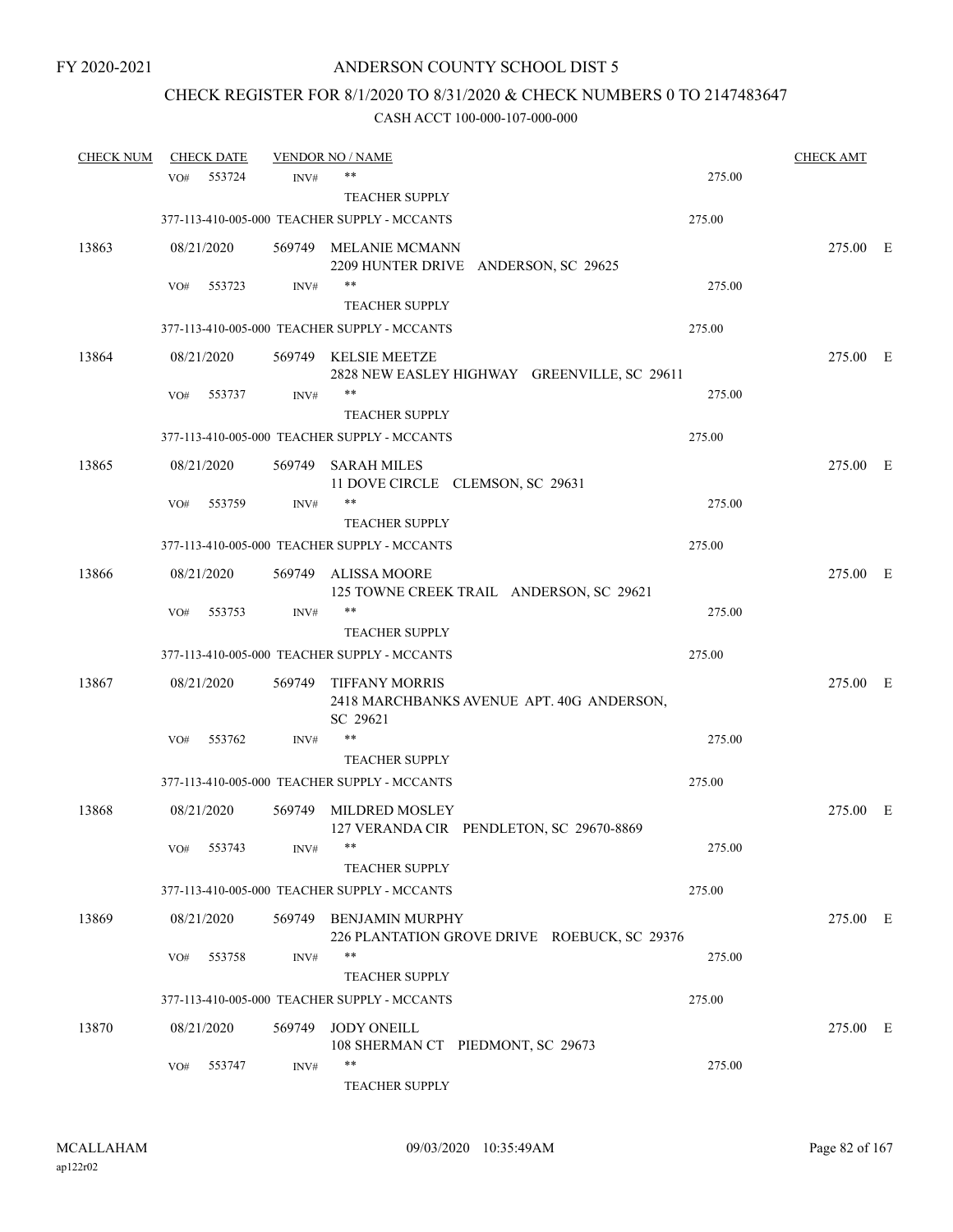FY 2020-2021

# ANDERSON COUNTY SCHOOL DIST 5

## CHECK REGISTER FOR 8/1/2020 TO 8/31/2020 & CHECK NUMBERS 0 TO 2147483647

### CASH ACCT 100-000-107-000-000

| CHECK NUM | CHECK DATE | VENDOR NO / NAME | | CHECK AMT |
|---|---|---|---|---|
| | VO# 553724 INV# | ** TEACHER SUPPLY | 275.00 | |
| | | 377-113-410-005-000 TEACHER SUPPLY - MCCANTS | 275.00 | |
| 13863 | 08/21/2020 | 569749 MELANIE MCMANN 2209 HUNTER DRIVE ANDERSON, SC 29625 | | 275.00 E |
| | VO# 553723 INV# | ** TEACHER SUPPLY | 275.00 | |
| | | 377-113-410-005-000 TEACHER SUPPLY - MCCANTS | 275.00 | |
| 13864 | 08/21/2020 | 569749 KELSIE MEETZE 2828 NEW EASLEY HIGHWAY GREENVILLE, SC 29611 | | 275.00 E |
| | VO# 553737 INV# | ** TEACHER SUPPLY | 275.00 | |
| | | 377-113-410-005-000 TEACHER SUPPLY - MCCANTS | 275.00 | |
| 13865 | 08/21/2020 | 569749 SARAH MILES 11 DOVE CIRCLE CLEMSON, SC 29631 | | 275.00 E |
| | VO# 553759 INV# | ** TEACHER SUPPLY | 275.00 | |
| | | 377-113-410-005-000 TEACHER SUPPLY - MCCANTS | 275.00 | |
| 13866 | 08/21/2020 | 569749 ALISSA MOORE 125 TOWNE CREEK TRAIL ANDERSON, SC 29621 | | 275.00 E |
| | VO# 553753 INV# | ** TEACHER SUPPLY | 275.00 | |
| | | 377-113-410-005-000 TEACHER SUPPLY - MCCANTS | 275.00 | |
| 13867 | 08/21/2020 | 569749 TIFFANY MORRIS 2418 MARCHBANKS AVENUE APT. 40G ANDERSON, SC 29621 | | 275.00 E |
| | VO# 553762 INV# | ** TEACHER SUPPLY | 275.00 | |
| | | 377-113-410-005-000 TEACHER SUPPLY - MCCANTS | 275.00 | |
| 13868 | 08/21/2020 | 569749 MILDRED MOSLEY 127 VERANDA CIR PENDLETON, SC 29670-8869 | | 275.00 E |
| | VO# 553743 INV# | ** TEACHER SUPPLY | 275.00 | |
| | | 377-113-410-005-000 TEACHER SUPPLY - MCCANTS | 275.00 | |
| 13869 | 08/21/2020 | 569749 BENJAMIN MURPHY 226 PLANTATION GROVE DRIVE ROEBUCK, SC 29376 | | 275.00 E |
| | VO# 553758 INV# | ** TEACHER SUPPLY | 275.00 | |
| | | 377-113-410-005-000 TEACHER SUPPLY - MCCANTS | 275.00 | |
| 13870 | 08/21/2020 | 569749 JODY ONEILL 108 SHERMAN CT PIEDMONT, SC 29673 | | 275.00 E |
| | VO# 553747 INV# | ** TEACHER SUPPLY | 275.00 | |

MCALLAHAM ap122r02 09/03/2020 10:35:49AM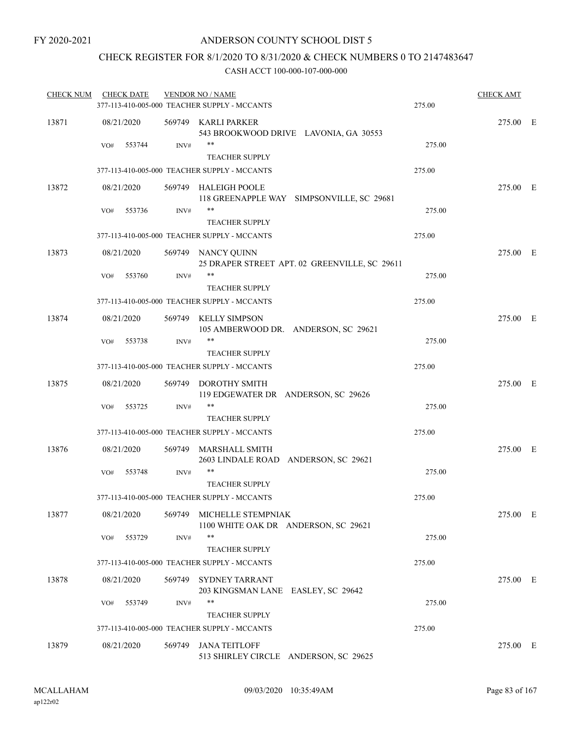FY 2020-2021

# ANDERSON COUNTY SCHOOL DIST 5

## CHECK REGISTER FOR 8/1/2020 TO 8/31/2020 & CHECK NUMBERS 0 TO 2147483647

### CASH ACCT 100-000-107-000-000

| CHECK NUM | CHECK DATE | VENDOR NO / NAME | | CHECK AMT | |
|---|---|---|---|---|---|
| | | 377-113-410-005-000 TEACHER SUPPLY - MCCANTS | 275.00 | | |
| 13871 | 08/21/2020 | 569749 KARLI PARKER<br>543 BROOKWOOD DRIVE LAVONIA, GA 30553 | | 275.00 | E |
| | VO# 553744 | INV# **<br>TEACHER SUPPLY | 275.00 | | |
| | | 377-113-410-005-000 TEACHER SUPPLY - MCCANTS | 275.00 | | |
| 13872 | 08/21/2020 | 569749 HALEIGH POOLE<br>118 GREENAPPLE WAY SIMPSONVILLE, SC 29681 | | 275.00 | E |
| | VO# 553736 | INV# **<br>TEACHER SUPPLY | 275.00 | | |
| | | 377-113-410-005-000 TEACHER SUPPLY - MCCANTS | 275.00 | | |
| 13873 | 08/21/2020 | 569749 NANCY QUINN<br>25 DRAPER STREET APT. 02 GREENVILLE, SC 29611 | | 275.00 | E |
| | VO# 553760 | INV# **<br>TEACHER SUPPLY | 275.00 | | |
| | | 377-113-410-005-000 TEACHER SUPPLY - MCCANTS | 275.00 | | |
| 13874 | 08/21/2020 | 569749 KELLY SIMPSON<br>105 AMBERWOOD DR. ANDERSON, SC 29621 | | 275.00 | E |
| | VO# 553738 | INV# **<br>TEACHER SUPPLY | 275.00 | | |
| | | 377-113-410-005-000 TEACHER SUPPLY - MCCANTS | 275.00 | | |
| 13875 | 08/21/2020 | 569749 DOROTHY SMITH<br>119 EDGEWATER DR ANDERSON, SC 29626 | | 275.00 | E |
| | VO# 553725 | INV# **<br>TEACHER SUPPLY | 275.00 | | |
| | | 377-113-410-005-000 TEACHER SUPPLY - MCCANTS | 275.00 | | |
| 13876 | 08/21/2020 | 569749 MARSHALL SMITH<br>2603 LINDALE ROAD ANDERSON, SC 29621 | | 275.00 | E |
| | VO# 553748 | INV# **<br>TEACHER SUPPLY | 275.00 | | |
| | | 377-113-410-005-000 TEACHER SUPPLY - MCCANTS | 275.00 | | |
| 13877 | 08/21/2020 | 569749 MICHELLE STEMPNIAK<br>1100 WHITE OAK DR ANDERSON, SC 29621 | | 275.00 | E |
| | VO# 553729 | INV# **<br>TEACHER SUPPLY | 275.00 | | |
| | | 377-113-410-005-000 TEACHER SUPPLY - MCCANTS | 275.00 | | |
| 13878 | 08/21/2020 | 569749 SYDNEY TARRANT<br>203 KINGSMAN LANE EASLEY, SC 29642 | | 275.00 | E |
| | VO# 553749 | INV# **<br>TEACHER SUPPLY | 275.00 | | |
| | | 377-113-410-005-000 TEACHER SUPPLY - MCCANTS | 275.00 | | |
| 13879 | 08/21/2020 | 569749 JANA TEITLOFF<br>513 SHIRLEY CIRCLE ANDERSON, SC 29625 | | 275.00 | E |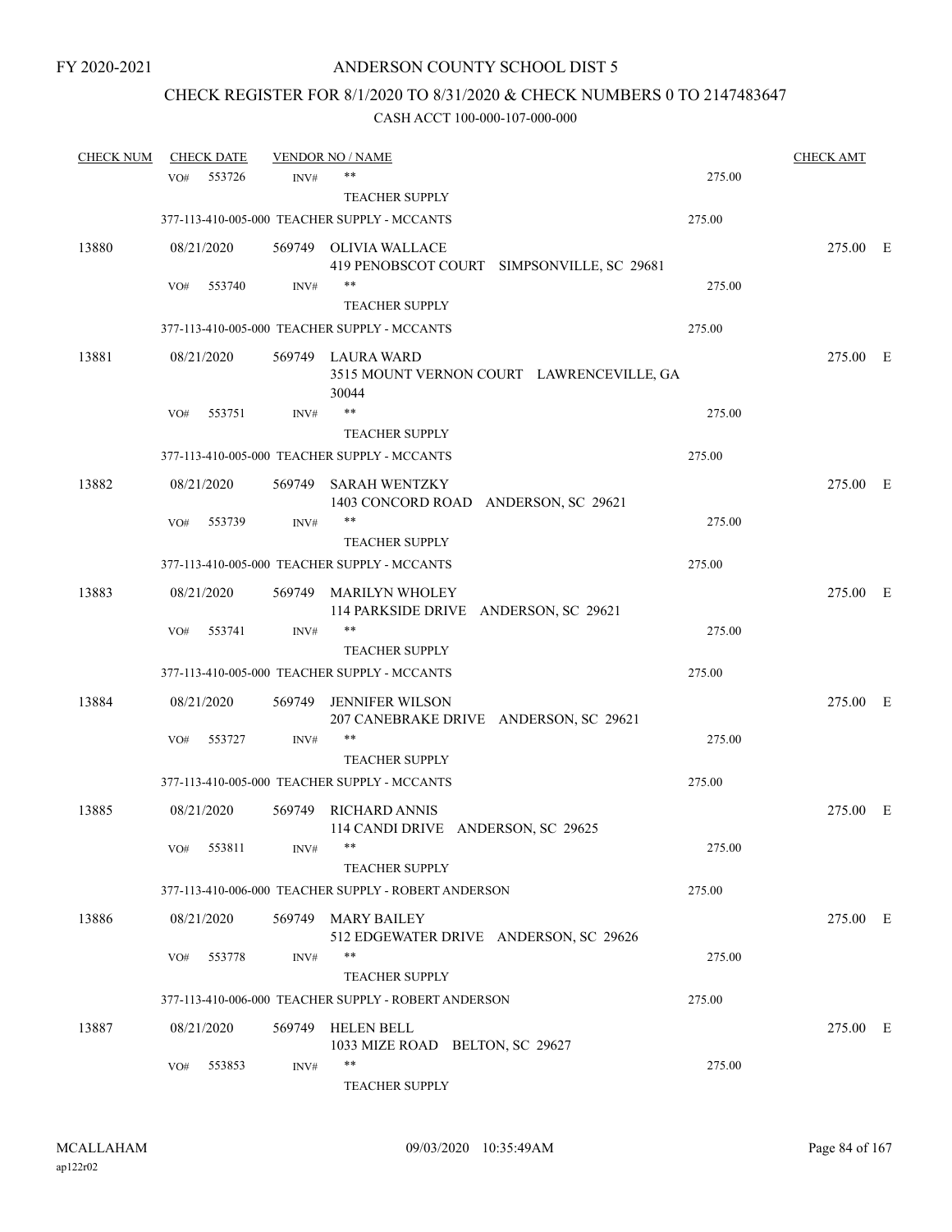FY 2020-2021

# ANDERSON COUNTY SCHOOL DIST 5

## CHECK REGISTER FOR 8/1/2020 TO 8/31/2020 & CHECK NUMBERS 0 TO 2147483647

### CASH ACCT 100-000-107-000-000

| CHECK NUM | CHECK DATE | VENDOR NO / NAME | | CHECK AMT | |
|---|---|---|---|---|---|
| | VO# 553726 INV# | ** <br> TEACHER SUPPLY | 275.00 | | |
| | | 377-113-410-005-000 TEACHER SUPPLY - MCCANTS | 275.00 | | |
| 13880 | 08/21/2020 | 569749 OLIVIA WALLACE <br> 419 PENOBSCOT COURT SIMPSONVILLE, SC 29681 | | 275.00 | E |
| | VO# 553740 INV# | ** <br> TEACHER SUPPLY | 275.00 | | |
| | | 377-113-410-005-000 TEACHER SUPPLY - MCCANTS | 275.00 | | |
| 13881 | 08/21/2020 | 569749 LAURA WARD <br> 3515 MOUNT VERNON COURT LAWRENCEVILLE, GA 30044 | | 275.00 | E |
| | VO# 553751 INV# | ** <br> TEACHER SUPPLY | 275.00 | | |
| | | 377-113-410-005-000 TEACHER SUPPLY - MCCANTS | 275.00 | | |
| 13882 | 08/21/2020 | 569749 SARAH WENTZKY <br> 1403 CONCORD ROAD ANDERSON, SC 29621 | | 275.00 | E |
| | VO# 553739 INV# | ** <br> TEACHER SUPPLY | 275.00 | | |
| | | 377-113-410-005-000 TEACHER SUPPLY - MCCANTS | 275.00 | | |
| 13883 | 08/21/2020 | 569749 MARILYN WHOLEY <br> 114 PARKSIDE DRIVE ANDERSON, SC 29621 | | 275.00 | E |
| | VO# 553741 INV# | ** <br> TEACHER SUPPLY | 275.00 | | |
| | | 377-113-410-005-000 TEACHER SUPPLY - MCCANTS | 275.00 | | |
| 13884 | 08/21/2020 | 569749 JENNIFER WILSON <br> 207 CANEBRAKE DRIVE ANDERSON, SC 29621 | | 275.00 | E |
| | VO# 553727 INV# | ** <br> TEACHER SUPPLY | 275.00 | | |
| | | 377-113-410-005-000 TEACHER SUPPLY - MCCANTS | 275.00 | | |
| 13885 | 08/21/2020 | 569749 RICHARD ANNIS <br> 114 CANDI DRIVE ANDERSON, SC 29625 | | 275.00 | E |
| | VO# 553811 INV# | ** <br> TEACHER SUPPLY | 275.00 | | |
| | | 377-113-410-006-000 TEACHER SUPPLY - ROBERT ANDERSON | 275.00 | | |
| 13886 | 08/21/2020 | 569749 MARY BAILEY <br> 512 EDGEWATER DRIVE ANDERSON, SC 29626 | | 275.00 | E |
| | VO# 553778 INV# | ** <br> TEACHER SUPPLY | 275.00 | | |
| | | 377-113-410-006-000 TEACHER SUPPLY - ROBERT ANDERSON | 275.00 | | |
| 13887 | 08/21/2020 | 569749 HELEN BELL <br> 1033 MIZE ROAD BELTON, SC 29627 | | 275.00 | E |
| | VO# 553853 INV# | ** <br> TEACHER SUPPLY | 275.00 | | |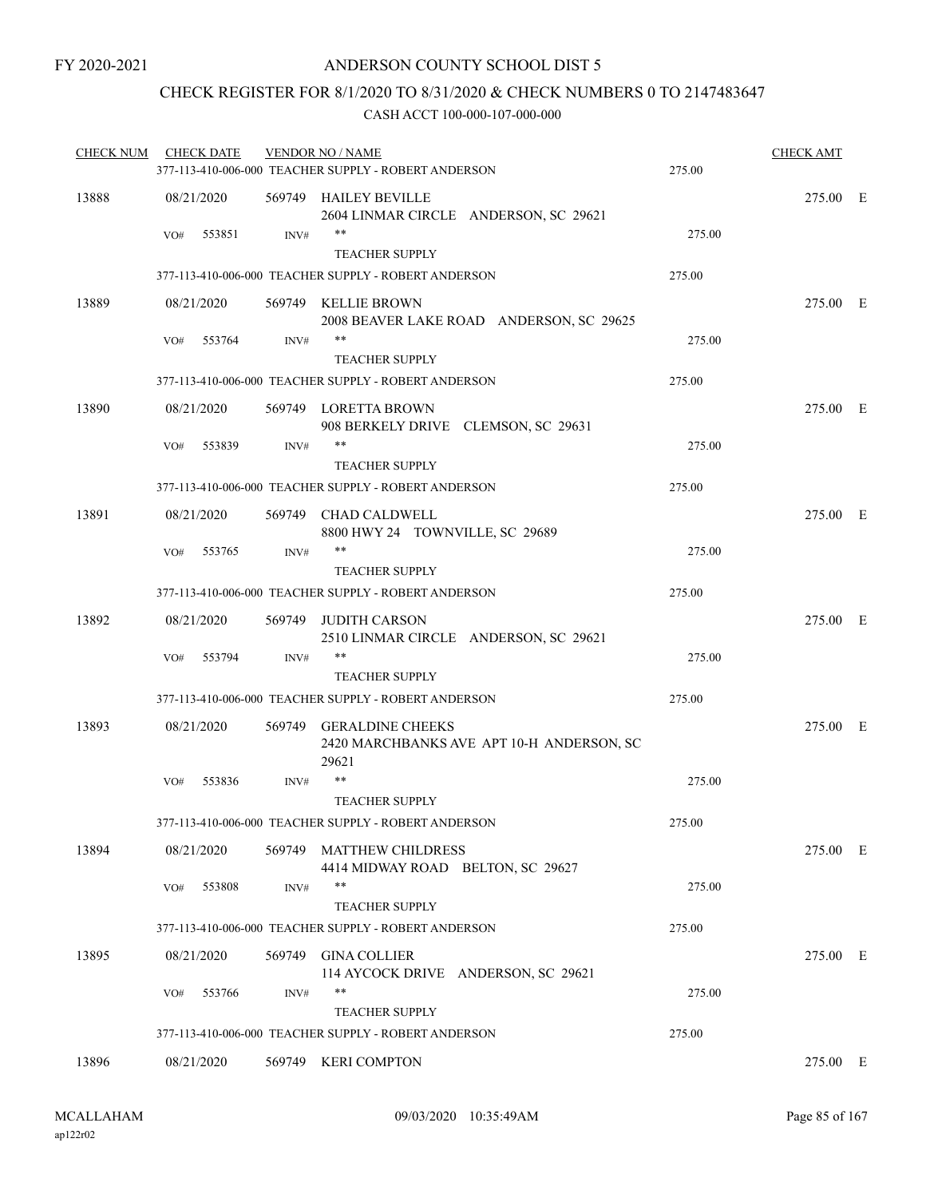FY 2020-2021

# ANDERSON COUNTY SCHOOL DIST 5

## CHECK REGISTER FOR 8/1/2020 TO 8/31/2020 & CHECK NUMBERS 0 TO 2147483647

### CASH ACCT 100-000-107-000-000

| CHECK NUM | CHECK DATE | VENDOR NO / NAME | | CHECK AMT | |
|---|---|---|---|---|---|
| | | 377-113-410-006-000 TEACHER SUPPLY - ROBERT ANDERSON | 275.00 | | |
| 13888 | 08/21/2020 | 569749 HAILEY BEVILLE<br>2604 LINMAR CIRCLE ANDERSON, SC 29621 | | 275.00 | E |
| | VO# 553851 | INV# **<br>TEACHER SUPPLY | 275.00 | | |
| | | 377-113-410-006-000 TEACHER SUPPLY - ROBERT ANDERSON | 275.00 | | |
| 13889 | 08/21/2020 | 569749 KELLIE BROWN<br>2008 BEAVER LAKE ROAD ANDERSON, SC 29625 | | 275.00 | E |
| | VO# 553764 | INV# **<br>TEACHER SUPPLY | 275.00 | | |
| | | 377-113-410-006-000 TEACHER SUPPLY - ROBERT ANDERSON | 275.00 | | |
| 13890 | 08/21/2020 | 569749 LORETTA BROWN<br>908 BERKELY DRIVE CLEMSON, SC 29631 | | 275.00 | E |
| | VO# 553839 | INV# **<br>TEACHER SUPPLY | 275.00 | | |
| | | 377-113-410-006-000 TEACHER SUPPLY - ROBERT ANDERSON | 275.00 | | |
| 13891 | 08/21/2020 | 569749 CHAD CALDWELL<br>8800 HWY 24 TOWNVILLE, SC 29689 | | 275.00 | E |
| | VO# 553765 | INV# **<br>TEACHER SUPPLY | 275.00 | | |
| | | 377-113-410-006-000 TEACHER SUPPLY - ROBERT ANDERSON | 275.00 | | |
| 13892 | 08/21/2020 | 569749 JUDITH CARSON<br>2510 LINMAR CIRCLE ANDERSON, SC 29621 | | 275.00 | E |
| | VO# 553794 | INV# **<br>TEACHER SUPPLY | 275.00 | | |
| | | 377-113-410-006-000 TEACHER SUPPLY - ROBERT ANDERSON | 275.00 | | |
| 13893 | 08/21/2020 | 569749 GERALDINE CHEEKS<br>2420 MARCHBANKS AVE APT 10-H ANDERSON, SC 29621 | | 275.00 | E |
| | VO# 553836 | INV# **<br>TEACHER SUPPLY | 275.00 | | |
| | | 377-113-410-006-000 TEACHER SUPPLY - ROBERT ANDERSON | 275.00 | | |
| 13894 | 08/21/2020 | 569749 MATTHEW CHILDRESS<br>4414 MIDWAY ROAD BELTON, SC 29627 | | 275.00 | E |
| | VO# 553808 | INV# **<br>TEACHER SUPPLY | 275.00 | | |
| | | 377-113-410-006-000 TEACHER SUPPLY - ROBERT ANDERSON | 275.00 | | |
| 13895 | 08/21/2020 | 569749 GINA COLLIER<br>114 AYCOCK DRIVE ANDERSON, SC 29621 | | 275.00 | E |
| | VO# 553766 | INV# **<br>TEACHER SUPPLY | 275.00 | | |
| | | 377-113-410-006-000 TEACHER SUPPLY - ROBERT ANDERSON | 275.00 | | |
| 13896 | 08/21/2020 | 569749 KERI COMPTON | | 275.00 | E |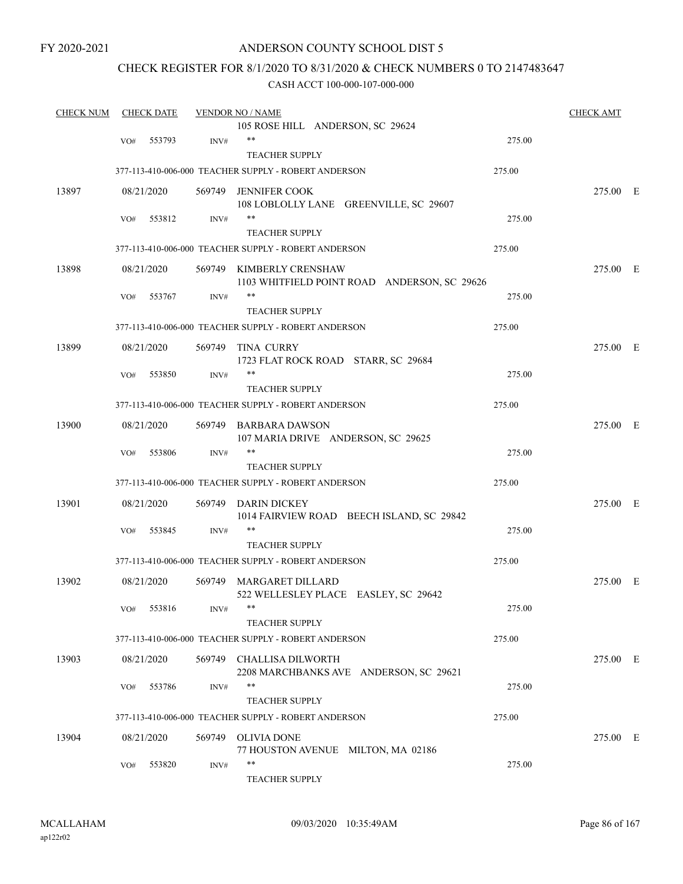FY 2020-2021

# ANDERSON COUNTY SCHOOL DIST 5

## CHECK REGISTER FOR 8/1/2020 TO 8/31/2020 & CHECK NUMBERS 0 TO 2147483647

### CASH ACCT 100-000-107-000-000

| CHECK NUM | CHECK DATE | VENDOR NO / NAME | | CHECK AMT | |
|---|---|---|---|---|---|
| | | 105 ROSE HILL ANDERSON, SC 29624 | | | |
| | VO# 553793 INV# | ** TEACHER SUPPLY | 275.00 | | |
| | | 377-113-410-006-000 TEACHER SUPPLY - ROBERT ANDERSON | 275.00 | | |
| 13897 | 08/21/2020 | 569749 JENNIFER COOK 108 LOBLOLLY LANE GREENVILLE, SC 29607 | | 275.00 | E |
| | VO# 553812 INV# | ** TEACHER SUPPLY | 275.00 | | |
| | | 377-113-410-006-000 TEACHER SUPPLY - ROBERT ANDERSON | 275.00 | | |
| 13898 | 08/21/2020 | 569749 KIMBERLY CRENSHAW 1103 WHITFIELD POINT ROAD ANDERSON, SC 29626 | | 275.00 | E |
| | VO# 553767 INV# | ** TEACHER SUPPLY | 275.00 | | |
| | | 377-113-410-006-000 TEACHER SUPPLY - ROBERT ANDERSON | 275.00 | | |
| 13899 | 08/21/2020 | 569749 TINA CURRY 1723 FLAT ROCK ROAD STARR, SC 29684 | | 275.00 | E |
| | VO# 553850 INV# | ** TEACHER SUPPLY | 275.00 | | |
| | | 377-113-410-006-000 TEACHER SUPPLY - ROBERT ANDERSON | 275.00 | | |
| 13900 | 08/21/2020 | 569749 BARBARA DAWSON 107 MARIA DRIVE ANDERSON, SC 29625 | | 275.00 | E |
| | VO# 553806 INV# | ** TEACHER SUPPLY | 275.00 | | |
| | | 377-113-410-006-000 TEACHER SUPPLY - ROBERT ANDERSON | 275.00 | | |
| 13901 | 08/21/2020 | 569749 DARIN DICKEY 1014 FAIRVIEW ROAD BEECH ISLAND, SC 29842 | | 275.00 | E |
| | VO# 553845 INV# | ** TEACHER SUPPLY | 275.00 | | |
| | | 377-113-410-006-000 TEACHER SUPPLY - ROBERT ANDERSON | 275.00 | | |
| 13902 | 08/21/2020 | 569749 MARGARET DILLARD 522 WELLESLEY PLACE EASLEY, SC 29642 | | 275.00 | E |
| | VO# 553816 INV# | ** TEACHER SUPPLY | 275.00 | | |
| | | 377-113-410-006-000 TEACHER SUPPLY - ROBERT ANDERSON | 275.00 | | |
| 13903 | 08/21/2020 | 569749 CHALLISA DILWORTH 2208 MARCHBANKS AVE ANDERSON, SC 29621 | | 275.00 | E |
| | VO# 553786 INV# | ** TEACHER SUPPLY | 275.00 | | |
| | | 377-113-410-006-000 TEACHER SUPPLY - ROBERT ANDERSON | 275.00 | | |
| 13904 | 08/21/2020 | 569749 OLIVIA DONE 77 HOUSTON AVENUE MILTON, MA 02186 | | 275.00 | E |
| | VO# 553820 INV# | ** TEACHER SUPPLY | 275.00 | | |

MCALLAHAM
ap122r02

09/03/2020 10:35:49AM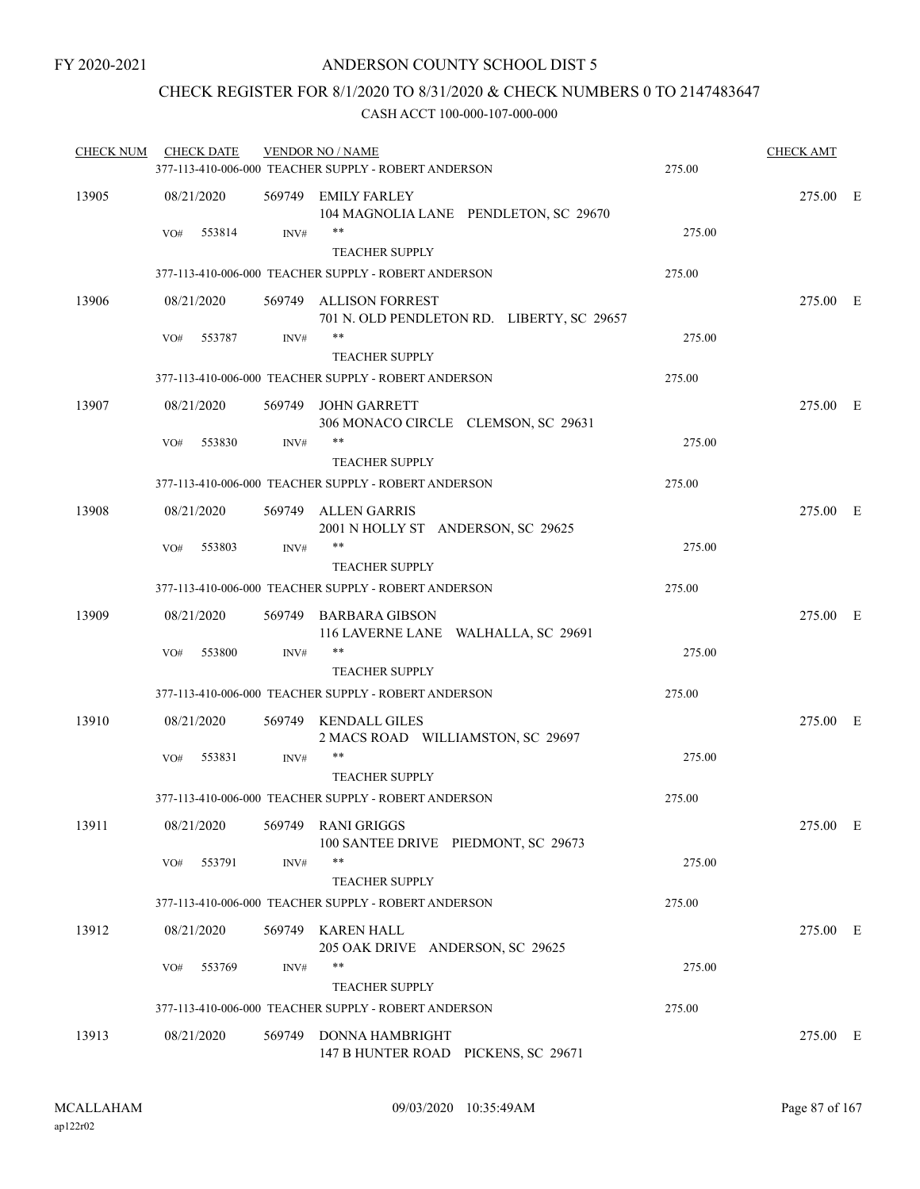FY 2020-2021

# ANDERSON COUNTY SCHOOL DIST 5

## CHECK REGISTER FOR 8/1/2020 TO 8/31/2020 & CHECK NUMBERS 0 TO 2147483647

### CASH ACCT 100-000-107-000-000

| CHECK NUM | CHECK DATE | VENDOR NO / NAME | | CHECK AMT | |
|---|---|---|---|---|---|
| | | 377-113-410-006-000 TEACHER SUPPLY - ROBERT ANDERSON | 275.00 | | |
| 13905 | 08/21/2020 | 569749 EMILY FARLEY<br>104 MAGNOLIA LANE PENDLETON, SC 29670 | | 275.00 | E |
| | VO# 553814 | INV# **<br>TEACHER SUPPLY | 275.00 | | |
| | | 377-113-410-006-000 TEACHER SUPPLY - ROBERT ANDERSON | 275.00 | | |
| 13906 | 08/21/2020 | 569749 ALLISON FORREST<br>701 N. OLD PENDLETON RD. LIBERTY, SC 29657 | | 275.00 | E |
| | VO# 553787 | INV# **<br>TEACHER SUPPLY | 275.00 | | |
| | | 377-113-410-006-000 TEACHER SUPPLY - ROBERT ANDERSON | 275.00 | | |
| 13907 | 08/21/2020 | 569749 JOHN GARRETT<br>306 MONACO CIRCLE CLEMSON, SC 29631 | | 275.00 | E |
| | VO# 553830 | INV# **<br>TEACHER SUPPLY | 275.00 | | |
| | | 377-113-410-006-000 TEACHER SUPPLY - ROBERT ANDERSON | 275.00 | | |
| 13908 | 08/21/2020 | 569749 ALLEN GARRIS<br>2001 N HOLLY ST ANDERSON, SC 29625 | | 275.00 | E |
| | VO# 553803 | INV# **<br>TEACHER SUPPLY | 275.00 | | |
| | | 377-113-410-006-000 TEACHER SUPPLY - ROBERT ANDERSON | 275.00 | | |
| 13909 | 08/21/2020 | 569749 BARBARA GIBSON<br>116 LAVERNE LANE WALHALLA, SC 29691 | | 275.00 | E |
| | VO# 553800 | INV# **<br>TEACHER SUPPLY | 275.00 | | |
| | | 377-113-410-006-000 TEACHER SUPPLY - ROBERT ANDERSON | 275.00 | | |
| 13910 | 08/21/2020 | 569749 KENDALL GILES<br>2 MACS ROAD WILLIAMSTON, SC 29697 | | 275.00 | E |
| | VO# 553831 | INV# **<br>TEACHER SUPPLY | 275.00 | | |
| | | 377-113-410-006-000 TEACHER SUPPLY - ROBERT ANDERSON | 275.00 | | |
| 13911 | 08/21/2020 | 569749 RANI GRIGGS<br>100 SANTEE DRIVE PIEDMONT, SC 29673 | | 275.00 | E |
| | VO# 553791 | INV# **<br>TEACHER SUPPLY | 275.00 | | |
| | | 377-113-410-006-000 TEACHER SUPPLY - ROBERT ANDERSON | 275.00 | | |
| 13912 | 08/21/2020 | 569749 KAREN HALL<br>205 OAK DRIVE ANDERSON, SC 29625 | | 275.00 | E |
| | VO# 553769 | INV# **<br>TEACHER SUPPLY | 275.00 | | |
| | | 377-113-410-006-000 TEACHER SUPPLY - ROBERT ANDERSON | 275.00 | | |
| 13913 | 08/21/2020 | 569749 DONNA HAMBRIGHT<br>147 B HUNTER ROAD PICKENS, SC 29671 | | 275.00 | E |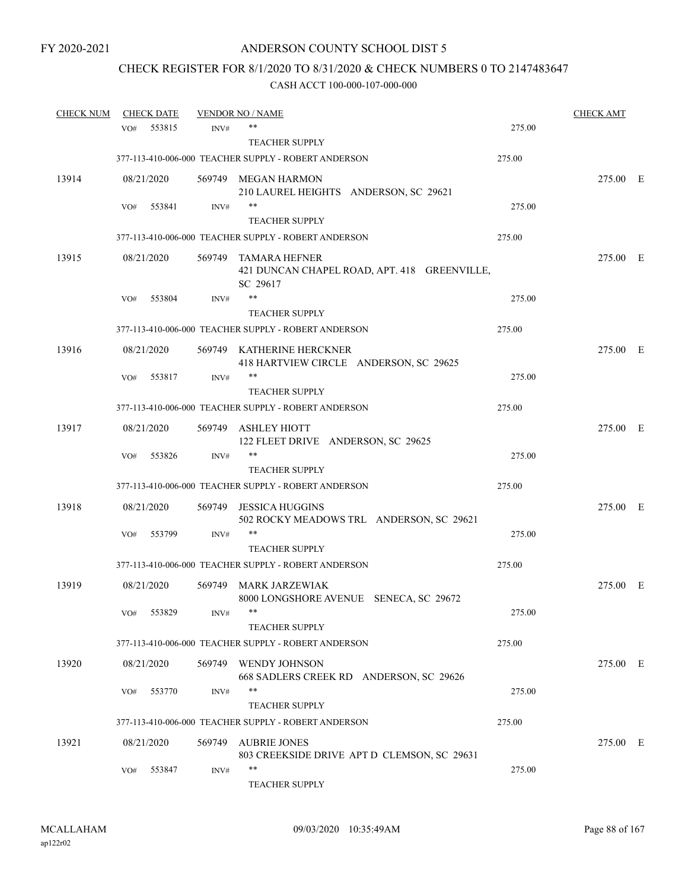FY 2020-2021

ANDERSON COUNTY SCHOOL DIST 5

CHECK REGISTER FOR 8/1/2020 TO 8/31/2020 & CHECK NUMBERS 0 TO 2147483647

CASH ACCT 100-000-107-000-000

| CHECK NUM | CHECK DATE | VENDOR NO / NAME | | CHECK AMT | |
|---|---|---|---|---|---|
| | VO# 553815 INV# | ** TEACHER SUPPLY | 275.00 | | |
| | | 377-113-410-006-000 TEACHER SUPPLY - ROBERT ANDERSON | 275.00 | | |
| 13914 | 08/21/2020 | 569749 MEGAN HARMON 210 LAUREL HEIGHTS ANDERSON, SC 29621 | | 275.00 | E |
| | VO# 553841 INV# | ** TEACHER SUPPLY | 275.00 | | |
| | | 377-113-410-006-000 TEACHER SUPPLY - ROBERT ANDERSON | 275.00 | | |
| 13915 | 08/21/2020 | 569749 TAMARA HEFNER 421 DUNCAN CHAPEL ROAD, APT. 418 GREENVILLE, SC 29617 | | 275.00 | E |
| | VO# 553804 INV# | ** TEACHER SUPPLY | 275.00 | | |
| | | 377-113-410-006-000 TEACHER SUPPLY - ROBERT ANDERSON | 275.00 | | |
| 13916 | 08/21/2020 | 569749 KATHERINE HERCKNER 418 HARTVIEW CIRCLE ANDERSON, SC 29625 | | 275.00 | E |
| | VO# 553817 INV# | ** TEACHER SUPPLY | 275.00 | | |
| | | 377-113-410-006-000 TEACHER SUPPLY - ROBERT ANDERSON | 275.00 | | |
| 13917 | 08/21/2020 | 569749 ASHLEY HIOTT 122 FLEET DRIVE ANDERSON, SC 29625 | | 275.00 | E |
| | VO# 553826 INV# | ** TEACHER SUPPLY | 275.00 | | |
| | | 377-113-410-006-000 TEACHER SUPPLY - ROBERT ANDERSON | 275.00 | | |
| 13918 | 08/21/2020 | 569749 JESSICA HUGGINS 502 ROCKY MEADOWS TRL ANDERSON, SC 29621 | | 275.00 | E |
| | VO# 553799 INV# | ** TEACHER SUPPLY | 275.00 | | |
| | | 377-113-410-006-000 TEACHER SUPPLY - ROBERT ANDERSON | 275.00 | | |
| 13919 | 08/21/2020 | 569749 MARK JARZEWIAK 8000 LONGSHORE AVENUE SENECA, SC 29672 | | 275.00 | E |
| | VO# 553829 INV# | ** TEACHER SUPPLY | 275.00 | | |
| | | 377-113-410-006-000 TEACHER SUPPLY - ROBERT ANDERSON | 275.00 | | |
| 13920 | 08/21/2020 | 569749 WENDY JOHNSON 668 SADLERS CREEK RD ANDERSON, SC 29626 | | 275.00 | E |
| | VO# 553770 INV# | ** TEACHER SUPPLY | 275.00 | | |
| | | 377-113-410-006-000 TEACHER SUPPLY - ROBERT ANDERSON | 275.00 | | |
| 13921 | 08/21/2020 | 569749 AUBRIE JONES 803 CREEKSIDE DRIVE APT D CLEMSON, SC 29631 | | 275.00 | E |
| | VO# 553847 INV# | ** TEACHER SUPPLY | 275.00 | | |

MCALLAHAM ap122r02 09/03/2020 10:35:49AM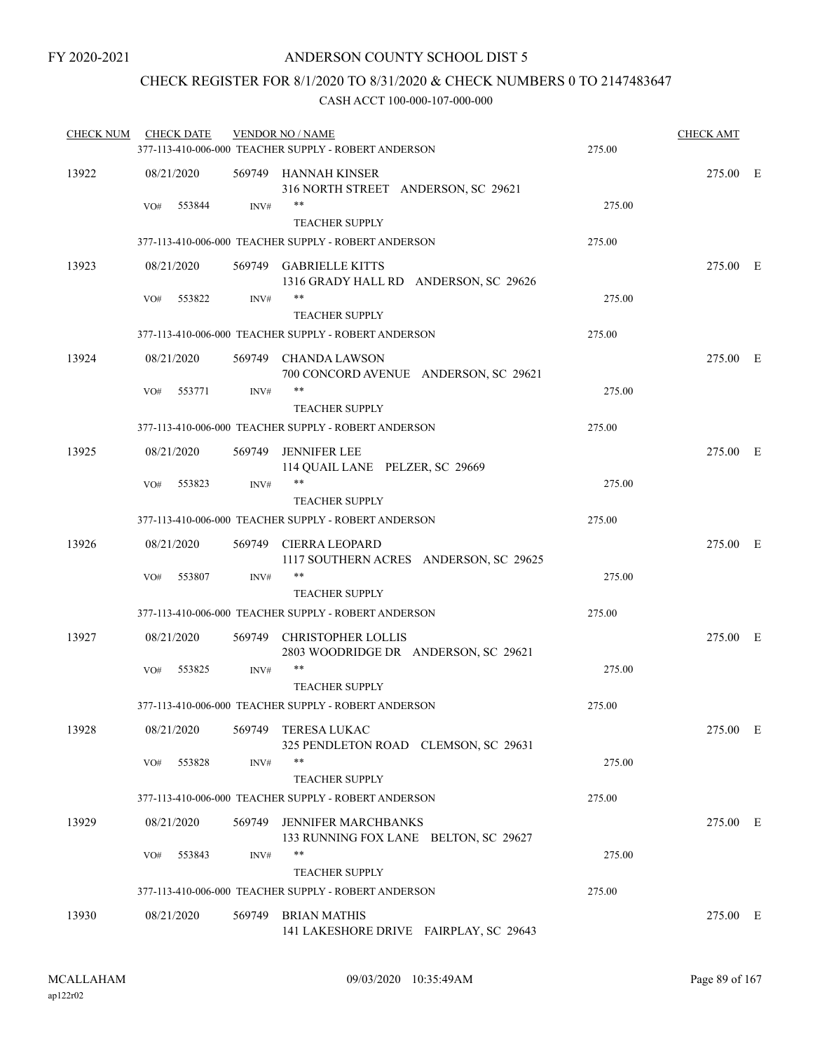FY 2020-2021

ANDERSON COUNTY SCHOOL DIST 5

CHECK REGISTER FOR 8/1/2020 TO 8/31/2020 & CHECK NUMBERS 0 TO 2147483647

CASH ACCT 100-000-107-000-000

| CHECK NUM | CHECK DATE | VENDOR NO / NAME | | CHECK AMT | |
|---|---|---|---|---|---|
| | | 377-113-410-006-000 TEACHER SUPPLY - ROBERT ANDERSON | 275.00 | | |
| 13922 | 08/21/2020 | 569749 HANNAH KINSER<br>316 NORTH STREET ANDERSON, SC 29621 | | 275.00 | E |
| | VO# 553844 | INV# ** TEACHER SUPPLY | 275.00 | | |
| | | 377-113-410-006-000 TEACHER SUPPLY - ROBERT ANDERSON | 275.00 | | |
| 13923 | 08/21/2020 | 569749 GABRIELLE KITTS<br>1316 GRADY HALL RD ANDERSON, SC 29626 | | 275.00 | E |
| | VO# 553822 | INV# ** TEACHER SUPPLY | 275.00 | | |
| | | 377-113-410-006-000 TEACHER SUPPLY - ROBERT ANDERSON | 275.00 | | |
| 13924 | 08/21/2020 | 569749 CHANDA LAWSON<br>700 CONCORD AVENUE ANDERSON, SC 29621 | | 275.00 | E |
| | VO# 553771 | INV# ** TEACHER SUPPLY | 275.00 | | |
| | | 377-113-410-006-000 TEACHER SUPPLY - ROBERT ANDERSON | 275.00 | | |
| 13925 | 08/21/2020 | 569749 JENNIFER LEE<br>114 QUAIL LANE PELZER, SC 29669 | | 275.00 | E |
| | VO# 553823 | INV# ** TEACHER SUPPLY | 275.00 | | |
| | | 377-113-410-006-000 TEACHER SUPPLY - ROBERT ANDERSON | 275.00 | | |
| 13926 | 08/21/2020 | 569749 CIERRA LEOPARD<br>1117 SOUTHERN ACRES ANDERSON, SC 29625 | | 275.00 | E |
| | VO# 553807 | INV# ** TEACHER SUPPLY | 275.00 | | |
| | | 377-113-410-006-000 TEACHER SUPPLY - ROBERT ANDERSON | 275.00 | | |
| 13927 | 08/21/2020 | 569749 CHRISTOPHER LOLLIS<br>2803 WOODRIDGE DR ANDERSON, SC 29621 | | 275.00 | E |
| | VO# 553825 | INV# ** TEACHER SUPPLY | 275.00 | | |
| | | 377-113-410-006-000 TEACHER SUPPLY - ROBERT ANDERSON | 275.00 | | |
| 13928 | 08/21/2020 | 569749 TERESA LUKAC<br>325 PENDLETON ROAD CLEMSON, SC 29631 | | 275.00 | E |
| | VO# 553828 | INV# ** TEACHER SUPPLY | 275.00 | | |
| | | 377-113-410-006-000 TEACHER SUPPLY - ROBERT ANDERSON | 275.00 | | |
| 13929 | 08/21/2020 | 569749 JENNIFER MARCHBANKS<br>133 RUNNING FOX LANE BELTON, SC 29627 | | 275.00 | E |
| | VO# 553843 | INV# ** TEACHER SUPPLY | 275.00 | | |
| | | 377-113-410-006-000 TEACHER SUPPLY - ROBERT ANDERSON | 275.00 | | |
| 13930 | 08/21/2020 | 569749 BRIAN MATHIS<br>141 LAKESHORE DRIVE FAIRPLAY, SC 29643 | | 275.00 | E |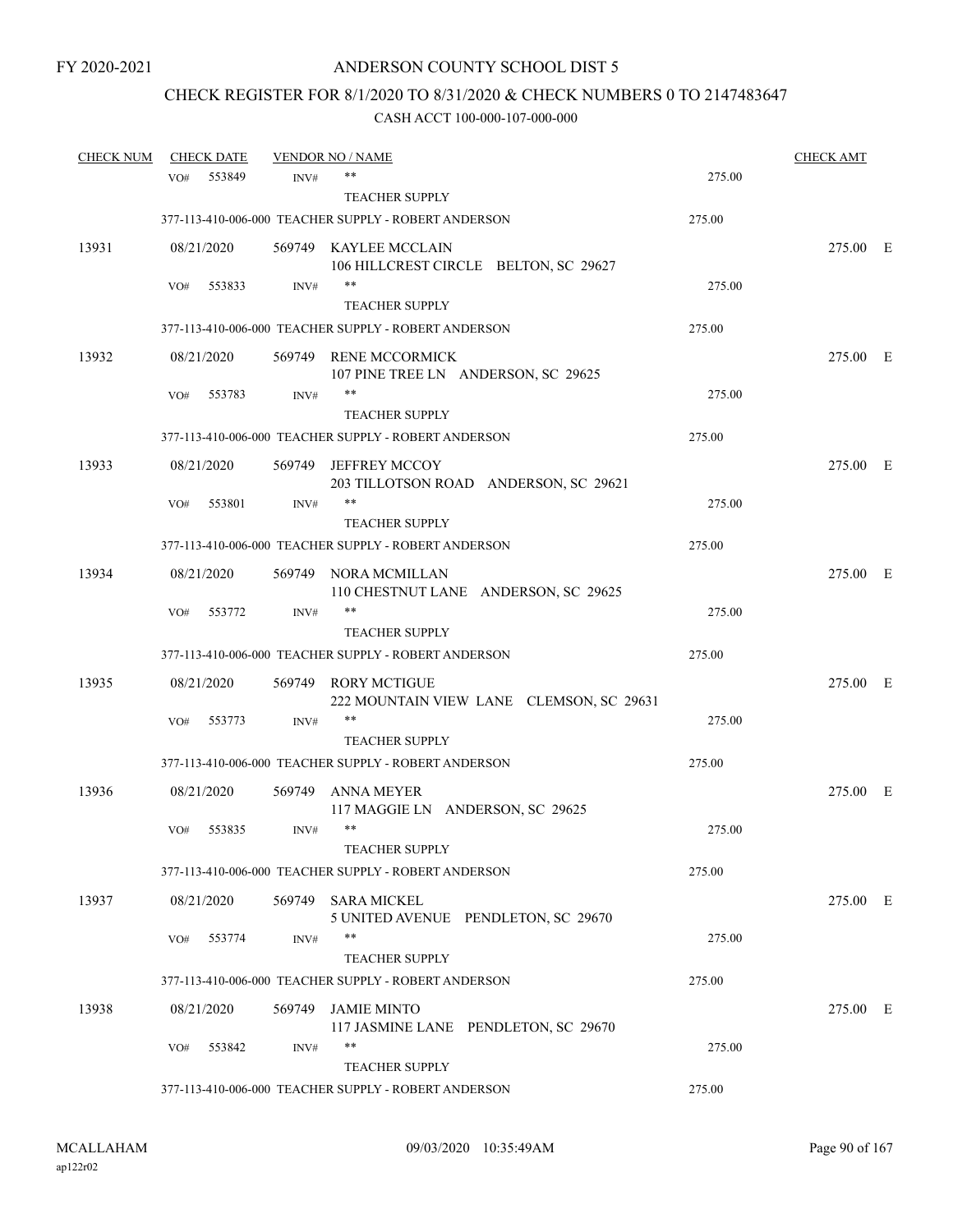FY 2020-2021

# ANDERSON COUNTY SCHOOL DIST 5

## CHECK REGISTER FOR 8/1/2020 TO 8/31/2020 & CHECK NUMBERS 0 TO 2147483647

### CASH ACCT 100-000-107-000-000

| CHECK NUM | CHECK DATE | VENDOR NO / NAME | | CHECK AMT |
|---|---|---|---|---|
| | VO# 553849 INV# | ** TEACHER SUPPLY | 275.00 | |
| | | 377-113-410-006-000 TEACHER SUPPLY - ROBERT ANDERSON | 275.00 | |
| 13931 | 08/21/2020 | 569749 KAYLEE MCCLAIN 106 HILLCREST CIRCLE BELTON, SC 29627 | | 275.00 E |
| | VO# 553833 INV# | ** TEACHER SUPPLY | 275.00 | |
| | | 377-113-410-006-000 TEACHER SUPPLY - ROBERT ANDERSON | 275.00 | |
| 13932 | 08/21/2020 | 569749 RENE MCCORMICK 107 PINE TREE LN ANDERSON, SC 29625 | | 275.00 E |
| | VO# 553783 INV# | ** TEACHER SUPPLY | 275.00 | |
| | | 377-113-410-006-000 TEACHER SUPPLY - ROBERT ANDERSON | 275.00 | |
| 13933 | 08/21/2020 | 569749 JEFFREY MCCOY 203 TILLOTSON ROAD ANDERSON, SC 29621 | | 275.00 E |
| | VO# 553801 INV# | ** TEACHER SUPPLY | 275.00 | |
| | | 377-113-410-006-000 TEACHER SUPPLY - ROBERT ANDERSON | 275.00 | |
| 13934 | 08/21/2020 | 569749 NORA MCMILLAN 110 CHESTNUT LANE ANDERSON, SC 29625 | | 275.00 E |
| | VO# 553772 INV# | ** TEACHER SUPPLY | 275.00 | |
| | | 377-113-410-006-000 TEACHER SUPPLY - ROBERT ANDERSON | 275.00 | |
| 13935 | 08/21/2020 | 569749 RORY MCTIGUE 222 MOUNTAIN VIEW LANE CLEMSON, SC 29631 | | 275.00 E |
| | VO# 553773 INV# | ** TEACHER SUPPLY | 275.00 | |
| | | 377-113-410-006-000 TEACHER SUPPLY - ROBERT ANDERSON | 275.00 | |
| 13936 | 08/21/2020 | 569749 ANNA MEYER 117 MAGGIE LN ANDERSON, SC 29625 | | 275.00 E |
| | VO# 553835 INV# | ** TEACHER SUPPLY | 275.00 | |
| | | 377-113-410-006-000 TEACHER SUPPLY - ROBERT ANDERSON | 275.00 | |
| 13937 | 08/21/2020 | 569749 SARA MICKEL 5 UNITED AVENUE PENDLETON, SC 29670 | | 275.00 E |
| | VO# 553774 INV# | ** TEACHER SUPPLY | 275.00 | |
| | | 377-113-410-006-000 TEACHER SUPPLY - ROBERT ANDERSON | 275.00 | |
| 13938 | 08/21/2020 | 569749 JAMIE MINTO 117 JASMINE LANE PENDLETON, SC 29670 | | 275.00 E |
| | VO# 553842 INV# | ** TEACHER SUPPLY | 275.00 | |
| | | 377-113-410-006-000 TEACHER SUPPLY - ROBERT ANDERSON | 275.00 | |

MCALLAHAM
ap122r02

09/03/2020 10:35:49AM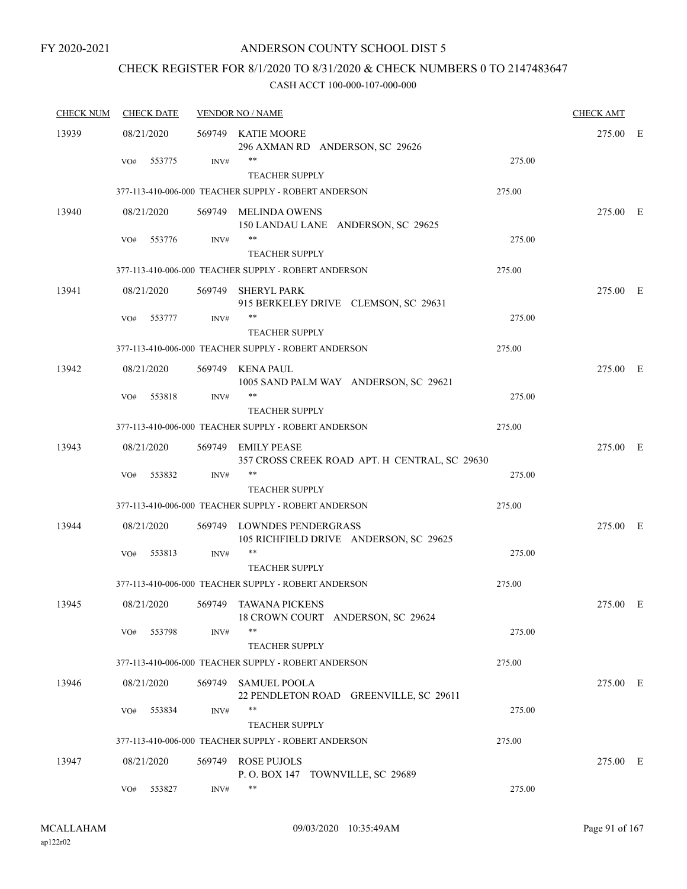FY 2020-2021

# ANDERSON COUNTY SCHOOL DIST 5

## CHECK REGISTER FOR 8/1/2020 TO 8/31/2020 & CHECK NUMBERS 0 TO 2147483647

### CASH ACCT 100-000-107-000-000

| CHECK NUM | CHECK DATE | VENDOR NO / NAME | | CHECK AMT | |
|---|---|---|---|---|---|
| 13939 | 08/21/2020 | 569749 KATIE MOORE<br>296 AXMAN RD ANDERSON, SC 29626 | | 275.00 | E |
| | VO# 553775 | INV# ** <br>TEACHER SUPPLY | 275.00 | | |
| | | 377-113-410-006-000 TEACHER SUPPLY - ROBERT ANDERSON | 275.00 | | |
| 13940 | 08/21/2020 | 569749 MELINDA OWENS<br>150 LANDAU LANE ANDERSON, SC 29625 | | 275.00 | E |
| | VO# 553776 | INV# ** <br>TEACHER SUPPLY | 275.00 | | |
| | | 377-113-410-006-000 TEACHER SUPPLY - ROBERT ANDERSON | 275.00 | | |
| 13941 | 08/21/2020 | 569749 SHERYL PARK<br>915 BERKELEY DRIVE CLEMSON, SC 29631 | | 275.00 | E |
| | VO# 553777 | INV# ** <br>TEACHER SUPPLY | 275.00 | | |
| | | 377-113-410-006-000 TEACHER SUPPLY - ROBERT ANDERSON | 275.00 | | |
| 13942 | 08/21/2020 | 569749 KENA PAUL<br>1005 SAND PALM WAY ANDERSON, SC 29621 | | 275.00 | E |
| | VO# 553818 | INV# ** <br>TEACHER SUPPLY | 275.00 | | |
| | | 377-113-410-006-000 TEACHER SUPPLY - ROBERT ANDERSON | 275.00 | | |
| 13943 | 08/21/2020 | 569749 EMILY PEASE<br>357 CROSS CREEK ROAD APT. H CENTRAL, SC 29630 | | 275.00 | E |
| | VO# 553832 | INV# ** <br>TEACHER SUPPLY | 275.00 | | |
| | | 377-113-410-006-000 TEACHER SUPPLY - ROBERT ANDERSON | 275.00 | | |
| 13944 | 08/21/2020 | 569749 LOWNDES PENDERGRASS<br>105 RICHFIELD DRIVE ANDERSON, SC 29625 | | 275.00 | E |
| | VO# 553813 | INV# ** <br>TEACHER SUPPLY | 275.00 | | |
| | | 377-113-410-006-000 TEACHER SUPPLY - ROBERT ANDERSON | 275.00 | | |
| 13945 | 08/21/2020 | 569749 TAWANA PICKENS<br>18 CROWN COURT ANDERSON, SC 29624 | | 275.00 | E |
| | VO# 553798 | INV# ** <br>TEACHER SUPPLY | 275.00 | | |
| | | 377-113-410-006-000 TEACHER SUPPLY - ROBERT ANDERSON | 275.00 | | |
| 13946 | 08/21/2020 | 569749 SAMUEL POOLA<br>22 PENDLETON ROAD GREENVILLE, SC 29611 | | 275.00 | E |
| | VO# 553834 | INV# ** <br>TEACHER SUPPLY | 275.00 | | |
| | | 377-113-410-006-000 TEACHER SUPPLY - ROBERT ANDERSON | 275.00 | | |
| 13947 | 08/21/2020 | 569749 ROSE PUJOLS<br>P. O. BOX 147 TOWNVILLE, SC 29689 | | 275.00 | E |
| | VO# 553827 | INV# ** | 275.00 | | |

MCALLAHAM ap122r02 09/03/2020 10:35:49AM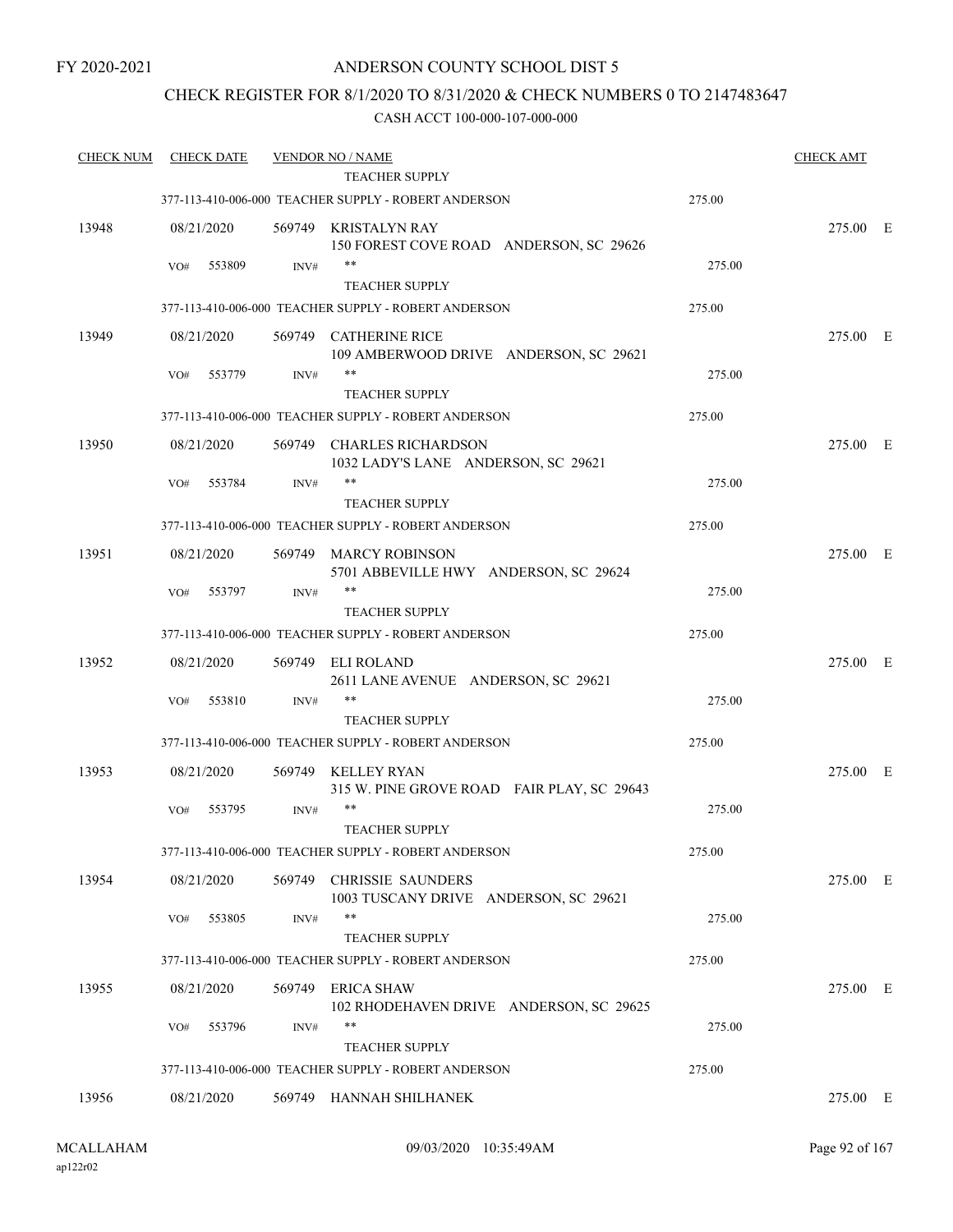FY 2020-2021

# ANDERSON COUNTY SCHOOL DIST 5

## CHECK REGISTER FOR 8/1/2020 TO 8/31/2020 & CHECK NUMBERS 0 TO 2147483647

### CASH ACCT 100-000-107-000-000

| CHECK NUM | CHECK DATE | VENDOR NO / NAME | | CHECK AMT | |
|---|---|---|---|---|---|
| | | TEACHER SUPPLY | | | |
| | | 377-113-410-006-000 TEACHER SUPPLY - ROBERT ANDERSON | 275.00 | | |
| 13948 | 08/21/2020 | 569749 KRISTALYN RAY<br>150 FOREST COVE ROAD ANDERSON, SC 29626 | | 275.00 | E |
| | VO# 553809 | INV# **<br>TEACHER SUPPLY | 275.00 | | |
| | | 377-113-410-006-000 TEACHER SUPPLY - ROBERT ANDERSON | 275.00 | | |
| 13949 | 08/21/2020 | 569749 CATHERINE RICE<br>109 AMBERWOOD DRIVE ANDERSON, SC 29621 | | 275.00 | E |
| | VO# 553779 | INV# **<br>TEACHER SUPPLY | 275.00 | | |
| | | 377-113-410-006-000 TEACHER SUPPLY - ROBERT ANDERSON | 275.00 | | |
| 13950 | 08/21/2020 | 569749 CHARLES RICHARDSON<br>1032 LADY'S LANE ANDERSON, SC 29621 | | 275.00 | E |
| | VO# 553784 | INV# **<br>TEACHER SUPPLY | 275.00 | | |
| | | 377-113-410-006-000 TEACHER SUPPLY - ROBERT ANDERSON | 275.00 | | |
| 13951 | 08/21/2020 | 569749 MARCY ROBINSON<br>5701 ABBEVILLE HWY ANDERSON, SC 29624 | | 275.00 | E |
| | VO# 553797 | INV# **<br>TEACHER SUPPLY | 275.00 | | |
| | | 377-113-410-006-000 TEACHER SUPPLY - ROBERT ANDERSON | 275.00 | | |
| 13952 | 08/21/2020 | 569749 ELI ROLAND<br>2611 LANE AVENUE ANDERSON, SC 29621 | | 275.00 | E |
| | VO# 553810 | INV# **<br>TEACHER SUPPLY | 275.00 | | |
| | | 377-113-410-006-000 TEACHER SUPPLY - ROBERT ANDERSON | 275.00 | | |
| 13953 | 08/21/2020 | 569749 KELLEY RYAN<br>315 W. PINE GROVE ROAD FAIR PLAY, SC 29643 | | 275.00 | E |
| | VO# 553795 | INV# **<br>TEACHER SUPPLY | 275.00 | | |
| | | 377-113-410-006-000 TEACHER SUPPLY - ROBERT ANDERSON | 275.00 | | |
| 13954 | 08/21/2020 | 569749 CHRISSIE SAUNDERS<br>1003 TUSCANY DRIVE ANDERSON, SC 29621 | | 275.00 | E |
| | VO# 553805 | INV# **<br>TEACHER SUPPLY | 275.00 | | |
| | | 377-113-410-006-000 TEACHER SUPPLY - ROBERT ANDERSON | 275.00 | | |
| 13955 | 08/21/2020 | 569749 ERICA SHAW<br>102 RHODEHAVEN DRIVE ANDERSON, SC 29625 | | 275.00 | E |
| | VO# 553796 | INV# **<br>TEACHER SUPPLY | 275.00 | | |
| | | 377-113-410-006-000 TEACHER SUPPLY - ROBERT ANDERSON | 275.00 | | |
| 13956 | 08/21/2020 | 569749 HANNAH SHILHANEK | | 275.00 | E |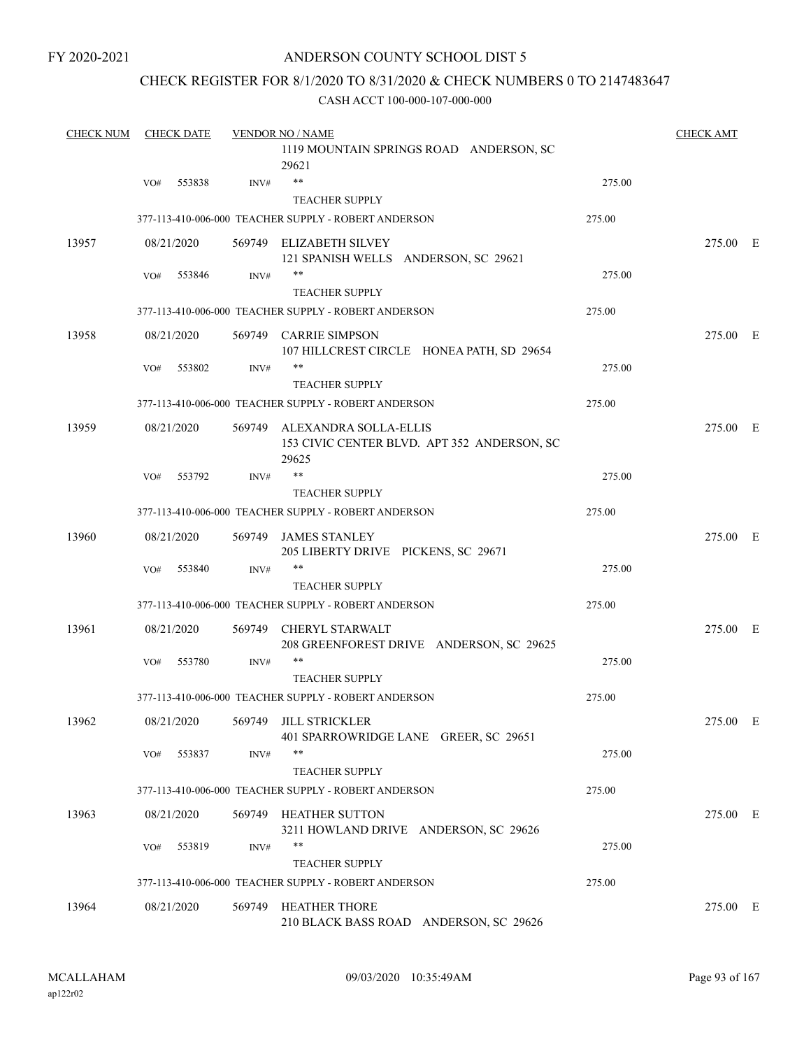FY 2020-2021

ANDERSON COUNTY SCHOOL DIST 5

CHECK REGISTER FOR 8/1/2020 TO 8/31/2020 & CHECK NUMBERS 0 TO 2147483647

CASH ACCT 100-000-107-000-000

| CHECK NUM | CHECK DATE | VENDOR NO / NAME | | CHECK AMT |
|---|---|---|---|---|
| | | 1119 MOUNTAIN SPRINGS ROAD ANDERSON, SC 29621 | | |
| | VO# 553838 | INV# ** TEACHER SUPPLY | 275.00 | |
| | | 377-113-410-006-000 TEACHER SUPPLY - ROBERT ANDERSON | 275.00 | |
| 13957 | 08/21/2020 | 569749 ELIZABETH SILVEY 121 SPANISH WELLS ANDERSON, SC 29621 | | 275.00 E |
| | VO# 553846 | INV# ** TEACHER SUPPLY | 275.00 | |
| | | 377-113-410-006-000 TEACHER SUPPLY - ROBERT ANDERSON | 275.00 | |
| 13958 | 08/21/2020 | 569749 CARRIE SIMPSON 107 HILLCREST CIRCLE HONEA PATH, SD 29654 | | 275.00 E |
| | VO# 553802 | INV# ** TEACHER SUPPLY | 275.00 | |
| | | 377-113-410-006-000 TEACHER SUPPLY - ROBERT ANDERSON | 275.00 | |
| 13959 | 08/21/2020 | 569749 ALEXANDRA SOLLA-ELLIS 153 CIVIC CENTER BLVD. APT 352 ANDERSON, SC 29625 | | 275.00 E |
| | VO# 553792 | INV# ** TEACHER SUPPLY | 275.00 | |
| | | 377-113-410-006-000 TEACHER SUPPLY - ROBERT ANDERSON | 275.00 | |
| 13960 | 08/21/2020 | 569749 JAMES STANLEY 205 LIBERTY DRIVE PICKENS, SC 29671 | | 275.00 E |
| | VO# 553840 | INV# ** TEACHER SUPPLY | 275.00 | |
| | | 377-113-410-006-000 TEACHER SUPPLY - ROBERT ANDERSON | 275.00 | |
| 13961 | 08/21/2020 | 569749 CHERYL STARWALT 208 GREENFOREST DRIVE ANDERSON, SC 29625 | | 275.00 E |
| | VO# 553780 | INV# ** TEACHER SUPPLY | 275.00 | |
| | | 377-113-410-006-000 TEACHER SUPPLY - ROBERT ANDERSON | 275.00 | |
| 13962 | 08/21/2020 | 569749 JILL STRICKLER 401 SPARROWRIDGE LANE GREER, SC 29651 | | 275.00 E |
| | VO# 553837 | INV# ** TEACHER SUPPLY | 275.00 | |
| | | 377-113-410-006-000 TEACHER SUPPLY - ROBERT ANDERSON | 275.00 | |
| 13963 | 08/21/2020 | 569749 HEATHER SUTTON 3211 HOWLAND DRIVE ANDERSON, SC 29626 | | 275.00 E |
| | VO# 553819 | INV# ** TEACHER SUPPLY | 275.00 | |
| | | 377-113-410-006-000 TEACHER SUPPLY - ROBERT ANDERSON | 275.00 | |
| 13964 | 08/21/2020 | 569749 HEATHER THORE 210 BLACK BASS ROAD ANDERSON, SC 29626 | | 275.00 E |

MCALLAHAM ap122r02 09/03/2020 10:35:49AM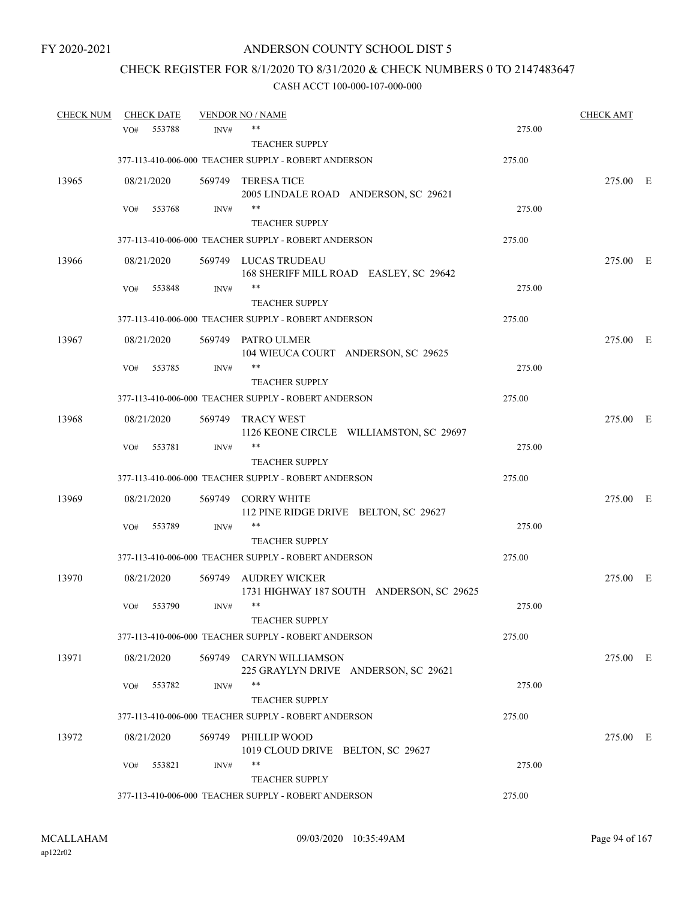FY 2020-2021

# ANDERSON COUNTY SCHOOL DIST 5

## CHECK REGISTER FOR 8/1/2020 TO 8/31/2020 & CHECK NUMBERS 0 TO 2147483647

### CASH ACCT 100-000-107-000-000

| CHECK NUM | CHECK DATE | VENDOR NO / NAME | | CHECK AMT |
|---|---|---|---|---|
| | VO# 553788 INV# | ** | 275.00 | |
| | | TEACHER SUPPLY | | |
| | 377-113-410-006-000 TEACHER SUPPLY - ROBERT ANDERSON | | 275.00 | |
| 13965 | 08/21/2020 | 569749 TERESA TICE<br>2005 LINDALE ROAD ANDERSON, SC 29621 | | 275.00 E |
| | VO# 553768 INV# | ** | 275.00 | |
| | | TEACHER SUPPLY | | |
| | 377-113-410-006-000 TEACHER SUPPLY - ROBERT ANDERSON | | 275.00 | |
| 13966 | 08/21/2020 | 569749 LUCAS TRUDEAU<br>168 SHERIFF MILL ROAD EASLEY, SC 29642 | | 275.00 E |
| | VO# 553848 INV# | ** | 275.00 | |
| | | TEACHER SUPPLY | | |
| | 377-113-410-006-000 TEACHER SUPPLY - ROBERT ANDERSON | | 275.00 | |
| 13967 | 08/21/2020 | 569749 PATRO ULMER<br>104 WIEUCA COURT ANDERSON, SC 29625 | | 275.00 E |
| | VO# 553785 INV# | ** | 275.00 | |
| | | TEACHER SUPPLY | | |
| | 377-113-410-006-000 TEACHER SUPPLY - ROBERT ANDERSON | | 275.00 | |
| 13968 | 08/21/2020 | 569749 TRACY WEST<br>1126 KEONE CIRCLE WILLIAMSTON, SC 29697 | | 275.00 E |
| | VO# 553781 INV# | ** | 275.00 | |
| | | TEACHER SUPPLY | | |
| | 377-113-410-006-000 TEACHER SUPPLY - ROBERT ANDERSON | | 275.00 | |
| 13969 | 08/21/2020 | 569749 CORRY WHITE<br>112 PINE RIDGE DRIVE BELTON, SC 29627 | | 275.00 E |
| | VO# 553789 INV# | ** | 275.00 | |
| | | TEACHER SUPPLY | | |
| | 377-113-410-006-000 TEACHER SUPPLY - ROBERT ANDERSON | | 275.00 | |
| 13970 | 08/21/2020 | 569749 AUDREY WICKER<br>1731 HIGHWAY 187 SOUTH ANDERSON, SC 29625 | | 275.00 E |
| | VO# 553790 INV# | ** | 275.00 | |
| | | TEACHER SUPPLY | | |
| | 377-113-410-006-000 TEACHER SUPPLY - ROBERT ANDERSON | | 275.00 | |
| 13971 | 08/21/2020 | 569749 CARYN WILLIAMSON<br>225 GRAYLYN DRIVE ANDERSON, SC 29621 | | 275.00 E |
| | VO# 553782 INV# | ** | 275.00 | |
| | | TEACHER SUPPLY | | |
| | 377-113-410-006-000 TEACHER SUPPLY - ROBERT ANDERSON | | 275.00 | |
| 13972 | 08/21/2020 | 569749 PHILLIP WOOD<br>1019 CLOUD DRIVE BELTON, SC 29627 | | 275.00 E |
| | VO# 553821 INV# | ** | 275.00 | |
| | | TEACHER SUPPLY | | |
| | 377-113-410-006-000 TEACHER SUPPLY - ROBERT ANDERSON | | 275.00 | |

MCALLAHAM
ap122r02

09/03/2020 10:35:49AM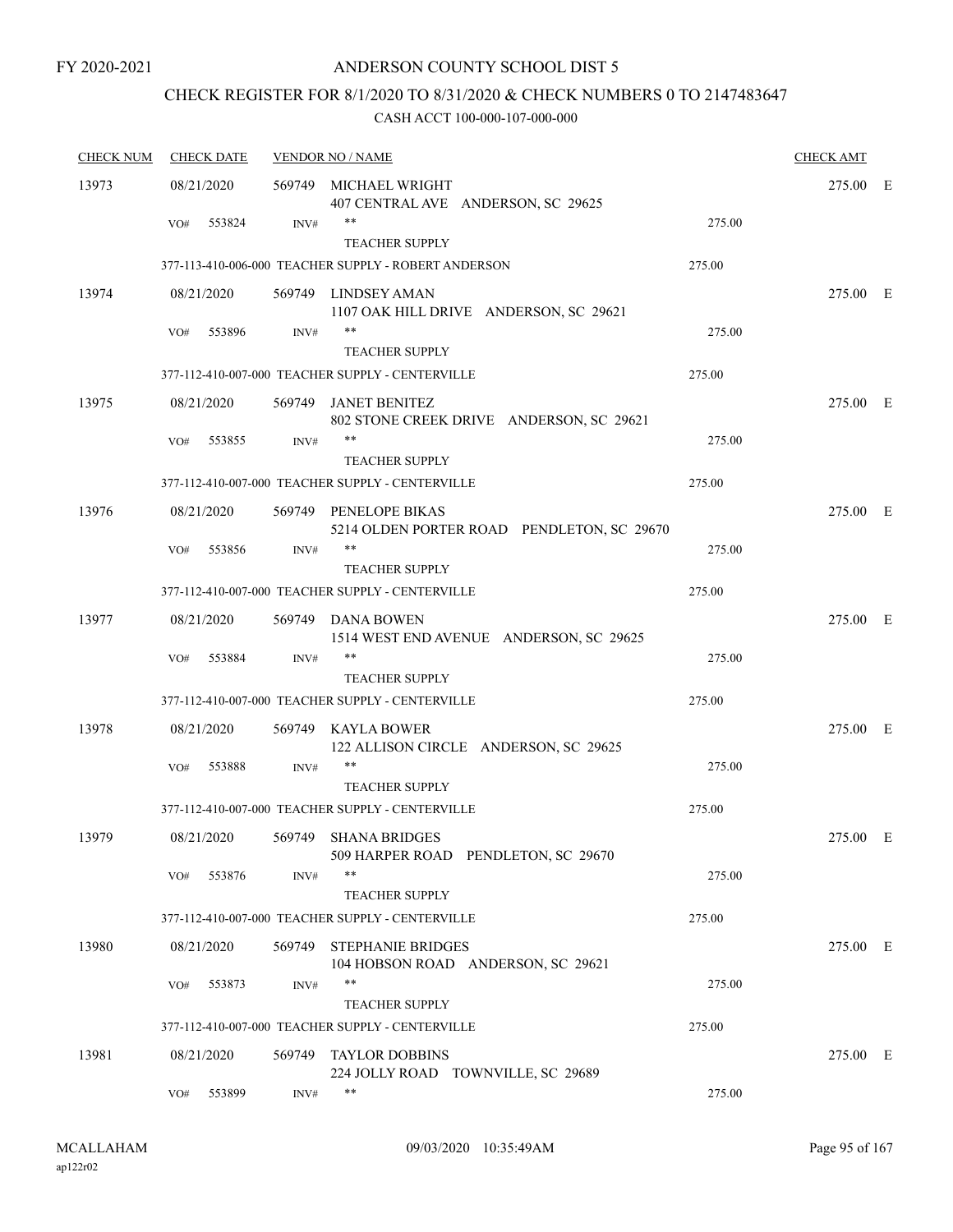FY 2020-2021

# ANDERSON COUNTY SCHOOL DIST 5

## CHECK REGISTER FOR 8/1/2020 TO 8/31/2020 & CHECK NUMBERS 0 TO 2147483647

### CASH ACCT 100-000-107-000-000

| CHECK NUM | CHECK DATE | VENDOR NO / NAME | | CHECK AMT | |
|---|---|---|---|---|---|
| 13973 | 08/21/2020 | 569749 MICHAEL WRIGHT<br>407 CENTRAL AVE ANDERSON, SC 29625 | | 275.00 | E |
| | VO# 553824 | INV# ** TEACHER SUPPLY | 275.00 | | |
| | | 377-113-410-006-000 TEACHER SUPPLY - ROBERT ANDERSON | 275.00 | | |
| 13974 | 08/21/2020 | 569749 LINDSEY AMAN<br>1107 OAK HILL DRIVE ANDERSON, SC 29621 | | 275.00 | E |
| | VO# 553896 | INV# ** TEACHER SUPPLY | 275.00 | | |
| | | 377-112-410-007-000 TEACHER SUPPLY - CENTERVILLE | 275.00 | | |
| 13975 | 08/21/2020 | 569749 JANET BENITEZ<br>802 STONE CREEK DRIVE ANDERSON, SC 29621 | | 275.00 | E |
| | VO# 553855 | INV# ** TEACHER SUPPLY | 275.00 | | |
| | | 377-112-410-007-000 TEACHER SUPPLY - CENTERVILLE | 275.00 | | |
| 13976 | 08/21/2020 | 569749 PENELOPE BIKAS<br>5214 OLDEN PORTER ROAD PENDLETON, SC 29670 | | 275.00 | E |
| | VO# 553856 | INV# ** TEACHER SUPPLY | 275.00 | | |
| | | 377-112-410-007-000 TEACHER SUPPLY - CENTERVILLE | 275.00 | | |
| 13977 | 08/21/2020 | 569749 DANA BOWEN<br>1514 WEST END AVENUE ANDERSON, SC 29625 | | 275.00 | E |
| | VO# 553884 | INV# ** TEACHER SUPPLY | 275.00 | | |
| | | 377-112-410-007-000 TEACHER SUPPLY - CENTERVILLE | 275.00 | | |
| 13978 | 08/21/2020 | 569749 KAYLA BOWER<br>122 ALLISON CIRCLE ANDERSON, SC 29625 | | 275.00 | E |
| | VO# 553888 | INV# ** TEACHER SUPPLY | 275.00 | | |
| | | 377-112-410-007-000 TEACHER SUPPLY - CENTERVILLE | 275.00 | | |
| 13979 | 08/21/2020 | 569749 SHANA BRIDGES<br>509 HARPER ROAD PENDLETON, SC 29670 | | 275.00 | E |
| | VO# 553876 | INV# ** TEACHER SUPPLY | 275.00 | | |
| | | 377-112-410-007-000 TEACHER SUPPLY - CENTERVILLE | 275.00 | | |
| 13980 | 08/21/2020 | 569749 STEPHANIE BRIDGES<br>104 HOBSON ROAD ANDERSON, SC 29621 | | 275.00 | E |
| | VO# 553873 | INV# ** TEACHER SUPPLY | 275.00 | | |
| | | 377-112-410-007-000 TEACHER SUPPLY - CENTERVILLE | 275.00 | | |
| 13981 | 08/21/2020 | 569749 TAYLOR DOBBINS<br>224 JOLLY ROAD TOWNVILLE, SC 29689 | | 275.00 | E |
| | VO# 553899 | INV# ** | 275.00 | | |

MCALLAHAM ap122r02 09/03/2020 10:35:49AM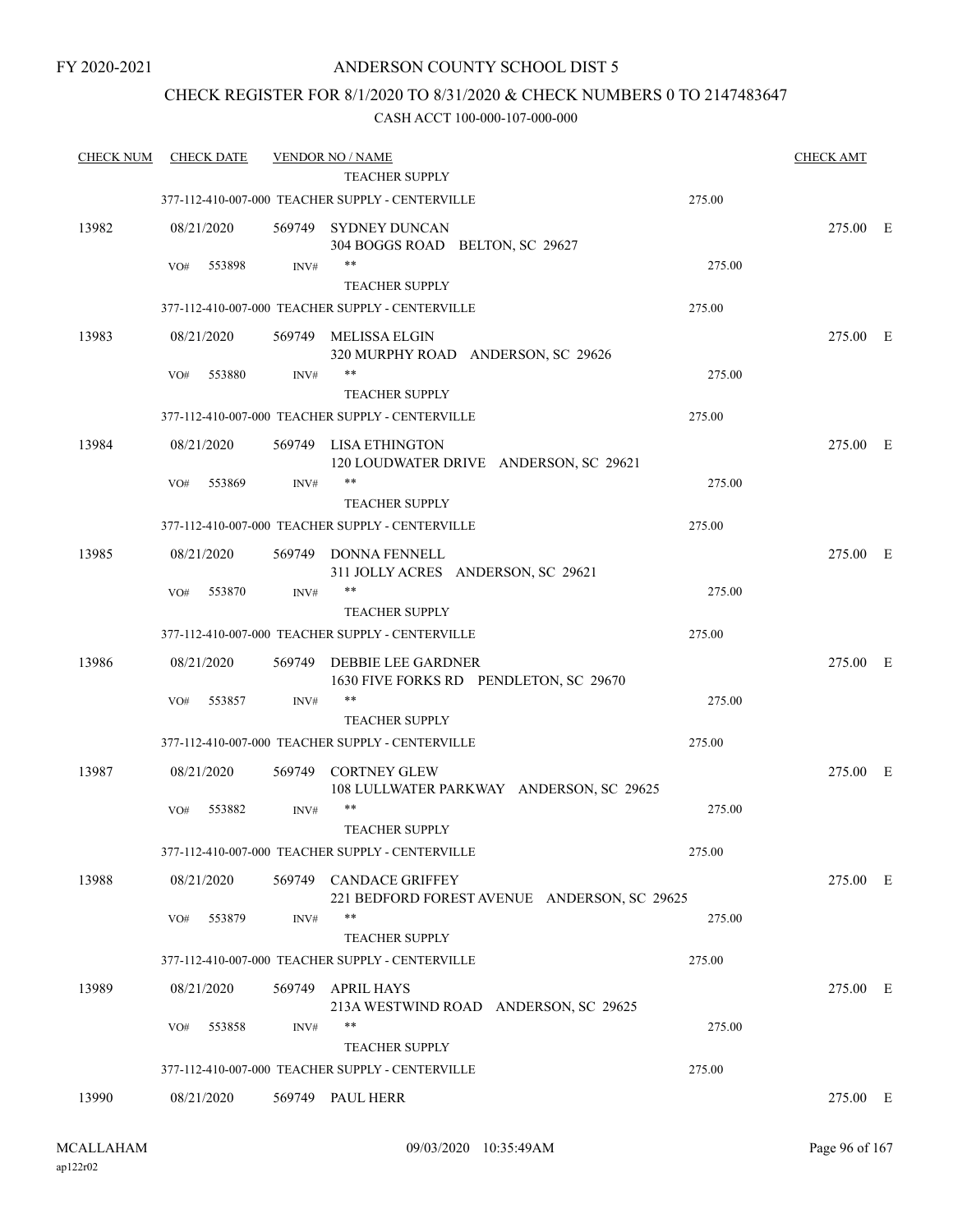FY 2020-2021

# ANDERSON COUNTY SCHOOL DIST 5

## CHECK REGISTER FOR 8/1/2020 TO 8/31/2020 & CHECK NUMBERS 0 TO 2147483647

CASH ACCT 100-000-107-000-000

| CHECK NUM | CHECK DATE | VENDOR NO / NAME | | CHECK AMT | |
|---|---|---|---|---|---|
| | | TEACHER SUPPLY | | | |
| | | 377-112-410-007-000 TEACHER SUPPLY - CENTERVILLE | 275.00 | | |
| 13982 | 08/21/2020 | 569749 SYDNEY DUNCAN<br>304 BOGGS ROAD BELTON, SC 29627 | | 275.00 | E |
| | VO# 553898 | INV# ** | 275.00 | | |
| | | TEACHER SUPPLY | | | |
| | | 377-112-410-007-000 TEACHER SUPPLY - CENTERVILLE | 275.00 | | |
| 13983 | 08/21/2020 | 569749 MELISSA ELGIN<br>320 MURPHY ROAD ANDERSON, SC 29626 | | 275.00 | E |
| | VO# 553880 | INV# ** | 275.00 | | |
| | | TEACHER SUPPLY | | | |
| | | 377-112-410-007-000 TEACHER SUPPLY - CENTERVILLE | 275.00 | | |
| 13984 | 08/21/2020 | 569749 LISA ETHINGTON<br>120 LOUDWATER DRIVE ANDERSON, SC 29621 | | 275.00 | E |
| | VO# 553869 | INV# ** | 275.00 | | |
| | | TEACHER SUPPLY | | | |
| | | 377-112-410-007-000 TEACHER SUPPLY - CENTERVILLE | 275.00 | | |
| 13985 | 08/21/2020 | 569749 DONNA FENNELL<br>311 JOLLY ACRES ANDERSON, SC 29621 | | 275.00 | E |
| | VO# 553870 | INV# ** | 275.00 | | |
| | | TEACHER SUPPLY | | | |
| | | 377-112-410-007-000 TEACHER SUPPLY - CENTERVILLE | 275.00 | | |
| 13986 | 08/21/2020 | 569749 DEBBIE LEE GARDNER<br>1630 FIVE FORKS RD PENDLETON, SC 29670 | | 275.00 | E |
| | VO# 553857 | INV# ** | 275.00 | | |
| | | TEACHER SUPPLY | | | |
| | | 377-112-410-007-000 TEACHER SUPPLY - CENTERVILLE | 275.00 | | |
| 13987 | 08/21/2020 | 569749 CORTNEY GLEW<br>108 LULLWATER PARKWAY ANDERSON, SC 29625 | | 275.00 | E |
| | VO# 553882 | INV# ** | 275.00 | | |
| | | TEACHER SUPPLY | | | |
| | | 377-112-410-007-000 TEACHER SUPPLY - CENTERVILLE | 275.00 | | |
| 13988 | 08/21/2020 | 569749 CANDACE GRIFFEY<br>221 BEDFORD FOREST AVENUE ANDERSON, SC 29625 | | 275.00 | E |
| | VO# 553879 | INV# ** | 275.00 | | |
| | | TEACHER SUPPLY | | | |
| | | 377-112-410-007-000 TEACHER SUPPLY - CENTERVILLE | 275.00 | | |
| 13989 | 08/21/2020 | 569749 APRIL HAYS<br>213A WESTWIND ROAD ANDERSON, SC 29625 | | 275.00 | E |
| | VO# 553858 | INV# ** | 275.00 | | |
| | | TEACHER SUPPLY | | | |
| | | 377-112-410-007-000 TEACHER SUPPLY - CENTERVILLE | 275.00 | | |
| 13990 | 08/21/2020 | 569749 PAUL HERR | | 275.00 | E |

MCALLAHAM
ap122r02

09/03/2020 10:35:49AM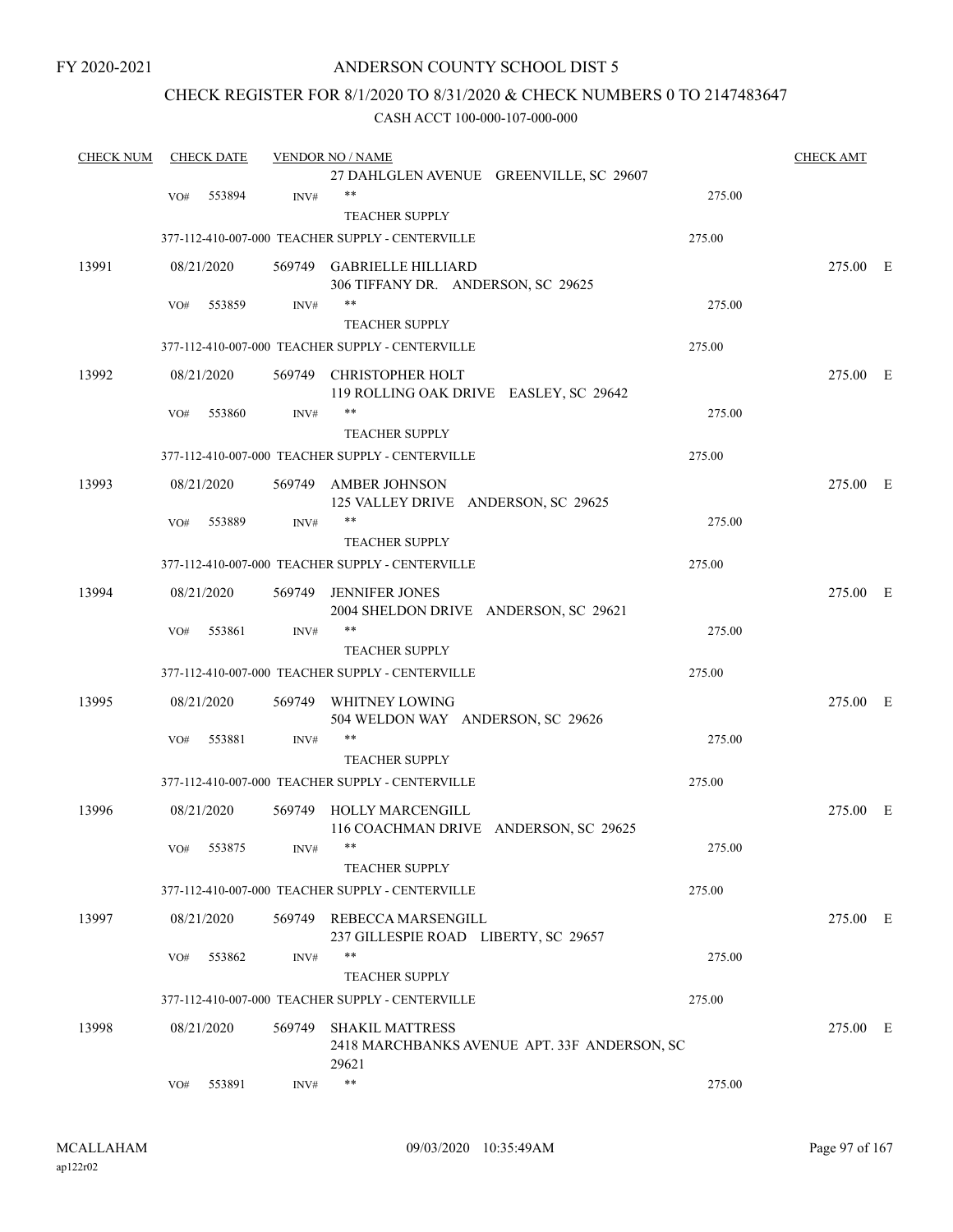FY 2020-2021

# ANDERSON COUNTY SCHOOL DIST 5

## CHECK REGISTER FOR 8/1/2020 TO 8/31/2020 & CHECK NUMBERS 0 TO 2147483647

CASH ACCT 100-000-107-000-000

| CHECK NUM | CHECK DATE | VENDOR NO / NAME | | CHECK AMT |
|---|---|---|---|---|
| | | 27 DAHLGLEN AVENUE GREENVILLE, SC 29607 | | |
| | VO# 553894 | INV# ** | 275.00 | |
| | | TEACHER SUPPLY | | |
| | | 377-112-410-007-000 TEACHER SUPPLY - CENTERVILLE | 275.00 | |
| 13991 | 08/21/2020 | 569749 GABRIELLE HILLIARD<br>306 TIFFANY DR. ANDERSON, SC 29625 | | 275.00 E |
| | VO# 553859 | INV# ** | 275.00 | |
| | | TEACHER SUPPLY | | |
| | | 377-112-410-007-000 TEACHER SUPPLY - CENTERVILLE | 275.00 | |
| 13992 | 08/21/2020 | 569749 CHRISTOPHER HOLT<br>119 ROLLING OAK DRIVE EASLEY, SC 29642 | | 275.00 E |
| | VO# 553860 | INV# ** | 275.00 | |
| | | TEACHER SUPPLY | | |
| | | 377-112-410-007-000 TEACHER SUPPLY - CENTERVILLE | 275.00 | |
| 13993 | 08/21/2020 | 569749 AMBER JOHNSON<br>125 VALLEY DRIVE ANDERSON, SC 29625 | | 275.00 E |
| | VO# 553889 | INV# ** | 275.00 | |
| | | TEACHER SUPPLY | | |
| | | 377-112-410-007-000 TEACHER SUPPLY - CENTERVILLE | 275.00 | |
| 13994 | 08/21/2020 | 569749 JENNIFER JONES<br>2004 SHELDON DRIVE ANDERSON, SC 29621 | | 275.00 E |
| | VO# 553861 | INV# ** | 275.00 | |
| | | TEACHER SUPPLY | | |
| | | 377-112-410-007-000 TEACHER SUPPLY - CENTERVILLE | 275.00 | |
| 13995 | 08/21/2020 | 569749 WHITNEY LOWING<br>504 WELDON WAY ANDERSON, SC 29626 | | 275.00 E |
| | VO# 553881 | INV# ** | 275.00 | |
| | | TEACHER SUPPLY | | |
| | | 377-112-410-007-000 TEACHER SUPPLY - CENTERVILLE | 275.00 | |
| 13996 | 08/21/2020 | 569749 HOLLY MARCENGILL<br>116 COACHMAN DRIVE ANDERSON, SC 29625 | | 275.00 E |
| | VO# 553875 | INV# ** | 275.00 | |
| | | TEACHER SUPPLY | | |
| | | 377-112-410-007-000 TEACHER SUPPLY - CENTERVILLE | 275.00 | |
| 13997 | 08/21/2020 | 569749 REBECCA MARSENGILL<br>237 GILLESPIE ROAD LIBERTY, SC 29657 | | 275.00 E |
| | VO# 553862 | INV# ** | 275.00 | |
| | | TEACHER SUPPLY | | |
| | | 377-112-410-007-000 TEACHER SUPPLY - CENTERVILLE | 275.00 | |
| 13998 | 08/21/2020 | 569749 SHAKIL MATTRESS<br>2418 MARCHBANKS AVENUE APT. 33F ANDERSON, SC 29621 | | 275.00 E |
| | VO# 553891 | INV# ** | 275.00 | |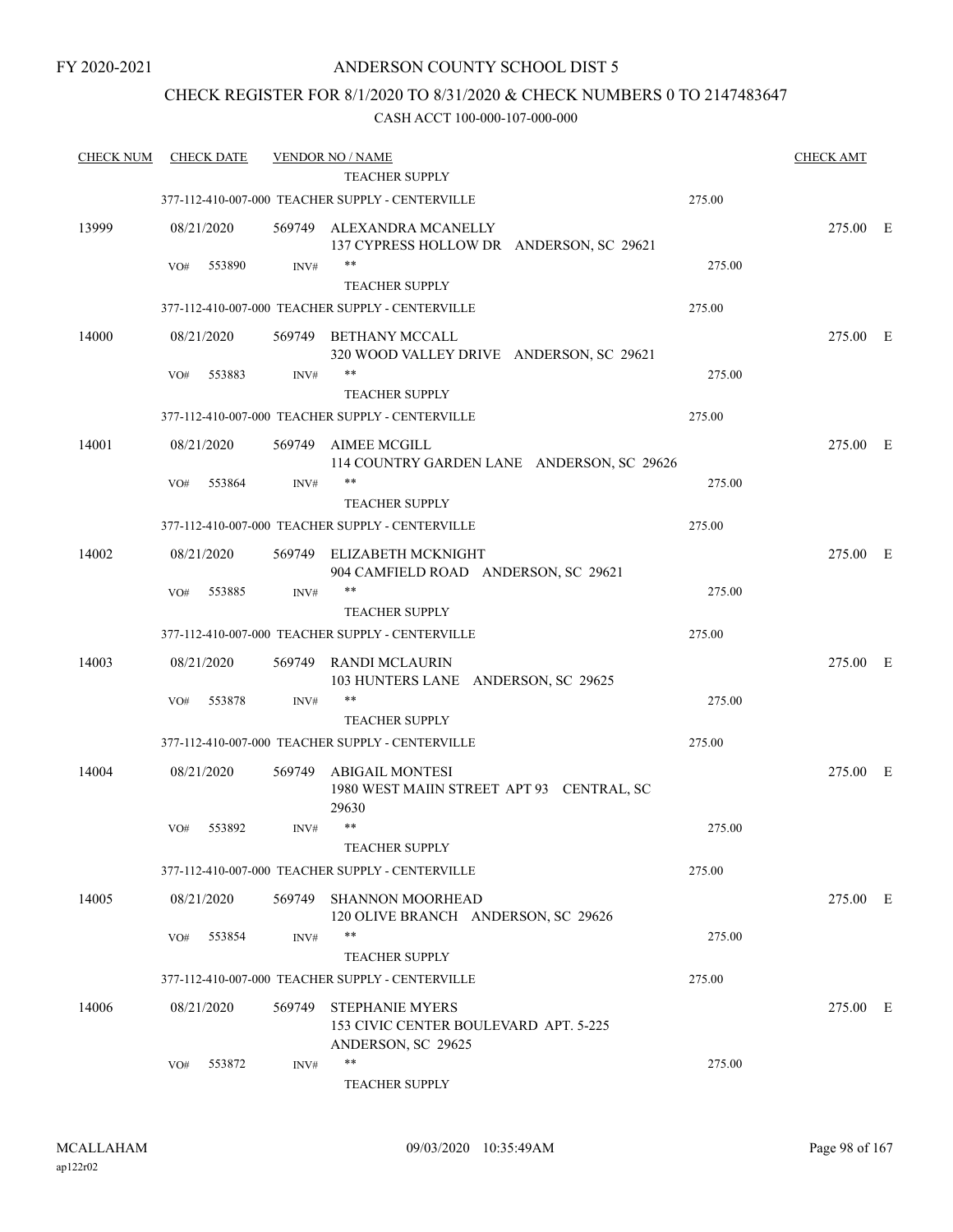FY 2020-2021

# ANDERSON COUNTY SCHOOL DIST 5

## CHECK REGISTER FOR 8/1/2020 TO 8/31/2020 & CHECK NUMBERS 0 TO 2147483647

### CASH ACCT 100-000-107-000-000

| CHECK NUM | CHECK DATE | VENDOR NO / NAME | | CHECK AMT | |
|---|---|---|---|---|---|
| | | TEACHER SUPPLY | | | |
| | | 377-112-410-007-000 TEACHER SUPPLY - CENTERVILLE | 275.00 | | |
| 13999 | 08/21/2020 | 569749 ALEXANDRA MCANELLY<br>137 CYPRESS HOLLOW DR ANDERSON, SC 29621 | | 275.00 | E |
| | VO# 553890 | INV# ** | 275.00 | | |
| | | TEACHER SUPPLY | | | |
| | | 377-112-410-007-000 TEACHER SUPPLY - CENTERVILLE | 275.00 | | |
| 14000 | 08/21/2020 | 569749 BETHANY MCCALL<br>320 WOOD VALLEY DRIVE ANDERSON, SC 29621 | | 275.00 | E |
| | VO# 553883 | INV# ** | 275.00 | | |
| | | TEACHER SUPPLY | | | |
| | | 377-112-410-007-000 TEACHER SUPPLY - CENTERVILLE | 275.00 | | |
| 14001 | 08/21/2020 | 569749 AIMEE MCGILL<br>114 COUNTRY GARDEN LANE ANDERSON, SC 29626 | | 275.00 | E |
| | VO# 553864 | INV# ** | 275.00 | | |
| | | TEACHER SUPPLY | | | |
| | | 377-112-410-007-000 TEACHER SUPPLY - CENTERVILLE | 275.00 | | |
| 14002 | 08/21/2020 | 569749 ELIZABETH MCKNIGHT<br>904 CAMFIELD ROAD ANDERSON, SC 29621 | | 275.00 | E |
| | VO# 553885 | INV# ** | 275.00 | | |
| | | TEACHER SUPPLY | | | |
| | | 377-112-410-007-000 TEACHER SUPPLY - CENTERVILLE | 275.00 | | |
| 14003 | 08/21/2020 | 569749 RANDI MCLAURIN<br>103 HUNTERS LANE ANDERSON, SC 29625 | | 275.00 | E |
| | VO# 553878 | INV# ** | 275.00 | | |
| | | TEACHER SUPPLY | | | |
| | | 377-112-410-007-000 TEACHER SUPPLY - CENTERVILLE | 275.00 | | |
| 14004 | 08/21/2020 | 569749 ABIGAIL MONTESI<br>1980 WEST MAIIN STREET APT 93 CENTRAL, SC 29630 | | 275.00 | E |
| | VO# 553892 | INV# ** | 275.00 | | |
| | | TEACHER SUPPLY | | | |
| | | 377-112-410-007-000 TEACHER SUPPLY - CENTERVILLE | 275.00 | | |
| 14005 | 08/21/2020 | 569749 SHANNON MOORHEAD<br>120 OLIVE BRANCH ANDERSON, SC 29626 | | 275.00 | E |
| | VO# 553854 | INV# ** | 275.00 | | |
| | | TEACHER SUPPLY | | | |
| | | 377-112-410-007-000 TEACHER SUPPLY - CENTERVILLE | 275.00 | | |
| 14006 | 08/21/2020 | 569749 STEPHANIE MYERS<br>153 CIVIC CENTER BOULEVARD APT. 5-225<br>ANDERSON, SC 29625 | | 275.00 | E |
| | VO# 553872 | INV# ** | 275.00 | | |
| | | TEACHER SUPPLY | | | |

MCALLAHAM
ap122r02

09/03/2020 10:35:49AM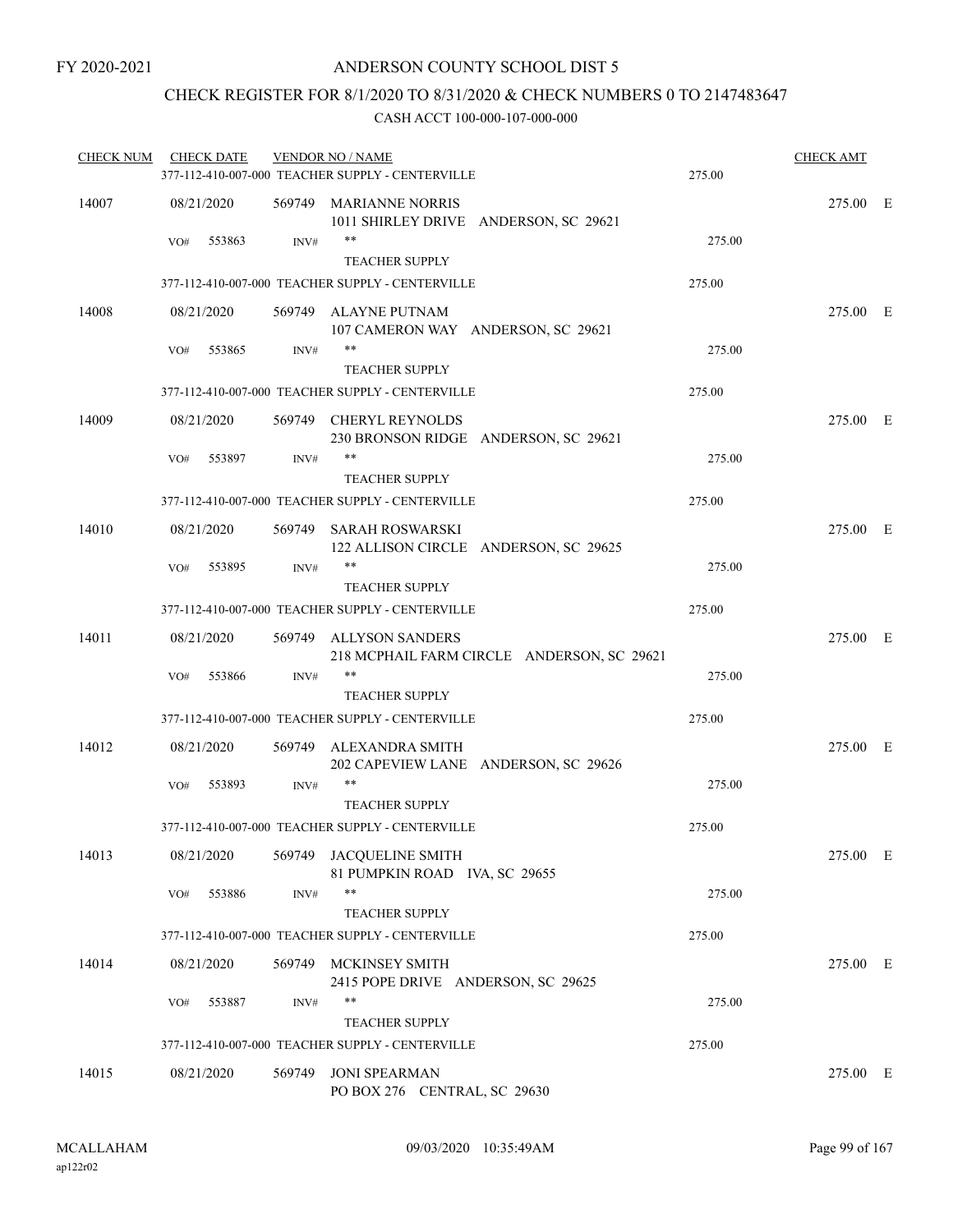FY 2020-2021

# ANDERSON COUNTY SCHOOL DIST 5

## CHECK REGISTER FOR 8/1/2020 TO 8/31/2020 & CHECK NUMBERS 0 TO 2147483647

CASH ACCT 100-000-107-000-000

| CHECK NUM | CHECK DATE | VENDOR NO / NAME | | CHECK AMT | |
|---|---|---|---|---|---|
| | | 377-112-410-007-000 TEACHER SUPPLY - CENTERVILLE | 275.00 | | |
| 14007 | 08/21/2020 | 569749 MARIANNE NORRIS<br>1011 SHIRLEY DRIVE ANDERSON, SC 29621 | | 275.00 | E |
| | VO# 553863 | INV# **<br>TEACHER SUPPLY | 275.00 | | |
| | | 377-112-410-007-000 TEACHER SUPPLY - CENTERVILLE | 275.00 | | |
| 14008 | 08/21/2020 | 569749 ALAYNE PUTNAM<br>107 CAMERON WAY ANDERSON, SC 29621 | | 275.00 | E |
| | VO# 553865 | INV# **<br>TEACHER SUPPLY | 275.00 | | |
| | | 377-112-410-007-000 TEACHER SUPPLY - CENTERVILLE | 275.00 | | |
| 14009 | 08/21/2020 | 569749 CHERYL REYNOLDS<br>230 BRONSON RIDGE ANDERSON, SC 29621 | | 275.00 | E |
| | VO# 553897 | INV# **<br>TEACHER SUPPLY | 275.00 | | |
| | | 377-112-410-007-000 TEACHER SUPPLY - CENTERVILLE | 275.00 | | |
| 14010 | 08/21/2020 | 569749 SARAH ROSWARSKI<br>122 ALLISON CIRCLE ANDERSON, SC 29625 | | 275.00 | E |
| | VO# 553895 | INV# **<br>TEACHER SUPPLY | 275.00 | | |
| | | 377-112-410-007-000 TEACHER SUPPLY - CENTERVILLE | 275.00 | | |
| 14011 | 08/21/2020 | 569749 ALLYSON SANDERS<br>218 MCPHAIL FARM CIRCLE ANDERSON, SC 29621 | | 275.00 | E |
| | VO# 553866 | INV# **<br>TEACHER SUPPLY | 275.00 | | |
| | | 377-112-410-007-000 TEACHER SUPPLY - CENTERVILLE | 275.00 | | |
| 14012 | 08/21/2020 | 569749 ALEXANDRA SMITH<br>202 CAPEVIEW LANE ANDERSON, SC 29626 | | 275.00 | E |
| | VO# 553893 | INV# **<br>TEACHER SUPPLY | 275.00 | | |
| | | 377-112-410-007-000 TEACHER SUPPLY - CENTERVILLE | 275.00 | | |
| 14013 | 08/21/2020 | 569749 JACQUELINE SMITH<br>81 PUMPKIN ROAD IVA, SC 29655 | | 275.00 | E |
| | VO# 553886 | INV# **<br>TEACHER SUPPLY | 275.00 | | |
| | | 377-112-410-007-000 TEACHER SUPPLY - CENTERVILLE | 275.00 | | |
| 14014 | 08/21/2020 | 569749 MCKINSEY SMITH<br>2415 POPE DRIVE ANDERSON, SC 29625 | | 275.00 | E |
| | VO# 553887 | INV# **<br>TEACHER SUPPLY | 275.00 | | |
| | | 377-112-410-007-000 TEACHER SUPPLY - CENTERVILLE | 275.00 | | |
| 14015 | 08/21/2020 | 569749 JONI SPEARMAN<br>PO BOX 276 CENTRAL, SC 29630 | | 275.00 | E |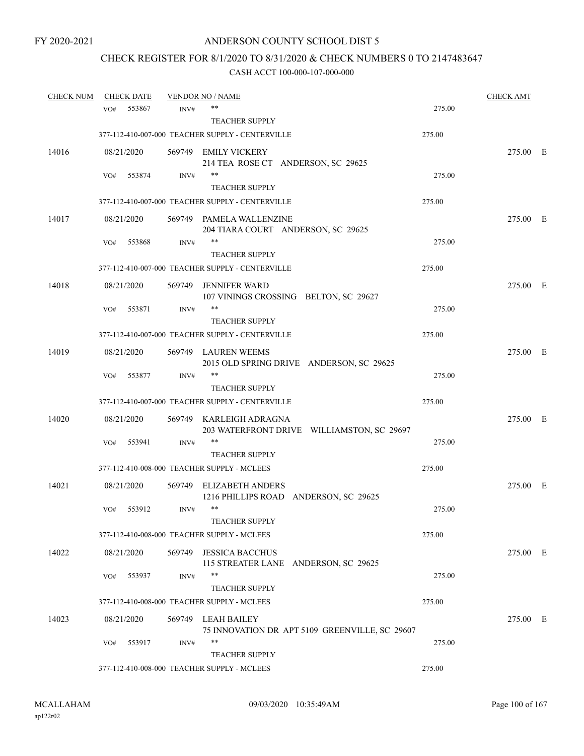FY 2020-2021

# ANDERSON COUNTY SCHOOL DIST 5

## CHECK REGISTER FOR 8/1/2020 TO 8/31/2020 & CHECK NUMBERS 0 TO 2147483647

### CASH ACCT 100-000-107-000-000

| CHECK NUM | CHECK DATE | VENDOR NO / NAME | | CHECK AMT | |
|---|---|---|---|---|---|
| | VO# 553867 INV# | ** TEACHER SUPPLY | 275.00 | | |
| | | 377-112-410-007-000 TEACHER SUPPLY - CENTERVILLE | 275.00 | | |
| 14016 | 08/21/2020 | 569749 EMILY VICKERY 214 TEA ROSE CT ANDERSON, SC 29625 | | 275.00 | E |
| | VO# 553874 INV# | ** TEACHER SUPPLY | 275.00 | | |
| | | 377-112-410-007-000 TEACHER SUPPLY - CENTERVILLE | 275.00 | | |
| 14017 | 08/21/2020 | 569749 PAMELA WALLENZINE 204 TIARA COURT ANDERSON, SC 29625 | | 275.00 | E |
| | VO# 553868 INV# | ** TEACHER SUPPLY | 275.00 | | |
| | | 377-112-410-007-000 TEACHER SUPPLY - CENTERVILLE | 275.00 | | |
| 14018 | 08/21/2020 | 569749 JENNIFER WARD 107 VININGS CROSSING BELTON, SC 29627 | | 275.00 | E |
| | VO# 553871 INV# | ** TEACHER SUPPLY | 275.00 | | |
| | | 377-112-410-007-000 TEACHER SUPPLY - CENTERVILLE | 275.00 | | |
| 14019 | 08/21/2020 | 569749 LAUREN WEEMS 2015 OLD SPRING DRIVE ANDERSON, SC 29625 | | 275.00 | E |
| | VO# 553877 INV# | ** TEACHER SUPPLY | 275.00 | | |
| | | 377-112-410-007-000 TEACHER SUPPLY - CENTERVILLE | 275.00 | | |
| 14020 | 08/21/2020 | 569749 KARLEIGH ADRAGNA 203 WATERFRONT DRIVE WILLIAMSTON, SC 29697 | | 275.00 | E |
| | VO# 553941 INV# | ** TEACHER SUPPLY | 275.00 | | |
| | | 377-112-410-008-000 TEACHER SUPPLY - MCLEES | 275.00 | | |
| 14021 | 08/21/2020 | 569749 ELIZABETH ANDERS 1216 PHILLIPS ROAD ANDERSON, SC 29625 | | 275.00 | E |
| | VO# 553912 INV# | ** TEACHER SUPPLY | 275.00 | | |
| | | 377-112-410-008-000 TEACHER SUPPLY - MCLEES | 275.00 | | |
| 14022 | 08/21/2020 | 569749 JESSICA BACCHUS 115 STREATER LANE ANDERSON, SC 29625 | | 275.00 | E |
| | VO# 553937 INV# | ** TEACHER SUPPLY | 275.00 | | |
| | | 377-112-410-008-000 TEACHER SUPPLY - MCLEES | 275.00 | | |
| 14023 | 08/21/2020 | 569749 LEAH BAILEY 75 INNOVATION DR APT 5109 GREENVILLE, SC 29607 | | 275.00 | E |
| | VO# 553917 INV# | ** TEACHER SUPPLY | 275.00 | | |
| | | 377-112-410-008-000 TEACHER SUPPLY - MCLEES | 275.00 | | |

MCALLAHAM
ap122r02

09/03/2020 10:35:49AM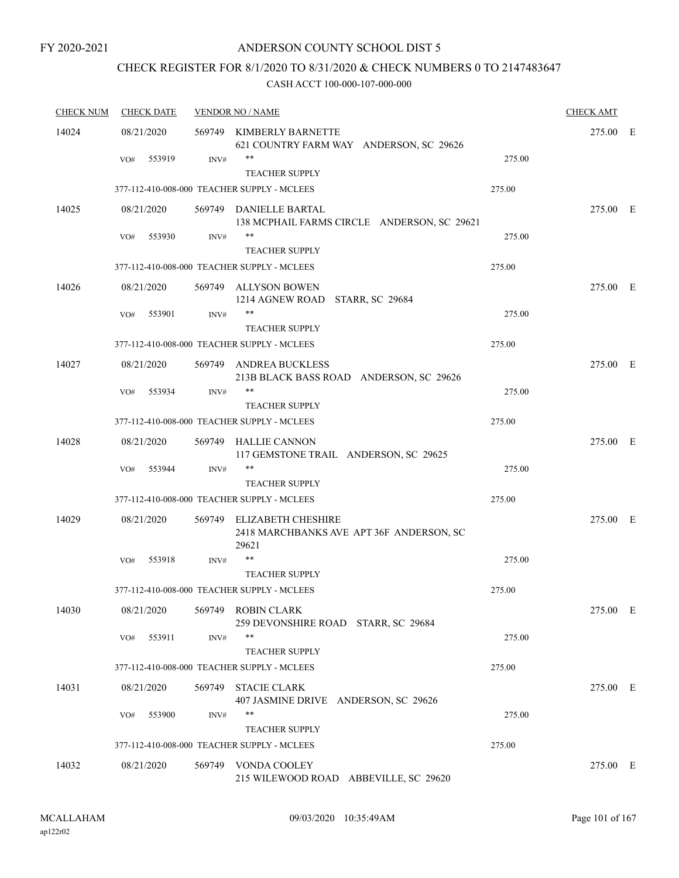FY 2020-2021

# ANDERSON COUNTY SCHOOL DIST 5

## CHECK REGISTER FOR 8/1/2020 TO 8/31/2020 & CHECK NUMBERS 0 TO 2147483647

### CASH ACCT 100-000-107-000-000

| CHECK NUM | CHECK DATE | VENDOR NO / NAME | | CHECK AMT | |
|---|---|---|---|---|---|
| 14024 | 08/21/2020 | 569749 KIMBERLY BARNETTE<br>621 COUNTRY FARM WAY ANDERSON, SC 29626 | | 275.00 | E |
| | VO# 553919 | INV# **<br>TEACHER SUPPLY | 275.00 | | |
| | 377-112-410-008-000 TEACHER SUPPLY - MCLEES | | 275.00 | | |
| 14025 | 08/21/2020 | 569749 DANIELLE BARTAL<br>138 MCPHAIL FARMS CIRCLE ANDERSON, SC 29621 | | 275.00 | E |
| | VO# 553930 | INV# **<br>TEACHER SUPPLY | 275.00 | | |
| | 377-112-410-008-000 TEACHER SUPPLY - MCLEES | | 275.00 | | |
| 14026 | 08/21/2020 | 569749 ALLYSON BOWEN<br>1214 AGNEW ROAD STARR, SC 29684 | | 275.00 | E |
| | VO# 553901 | INV# **<br>TEACHER SUPPLY | 275.00 | | |
| | 377-112-410-008-000 TEACHER SUPPLY - MCLEES | | 275.00 | | |
| 14027 | 08/21/2020 | 569749 ANDREA BUCKLESS<br>213B BLACK BASS ROAD ANDERSON, SC 29626 | | 275.00 | E |
| | VO# 553934 | INV# **<br>TEACHER SUPPLY | 275.00 | | |
| | 377-112-410-008-000 TEACHER SUPPLY - MCLEES | | 275.00 | | |
| 14028 | 08/21/2020 | 569749 HALLIE CANNON<br>117 GEMSTONE TRAIL ANDERSON, SC 29625 | | 275.00 | E |
| | VO# 553944 | INV# **<br>TEACHER SUPPLY | 275.00 | | |
| | 377-112-410-008-000 TEACHER SUPPLY - MCLEES | | 275.00 | | |
| 14029 | 08/21/2020 | 569749 ELIZABETH CHESHIRE<br>2418 MARCHBANKS AVE APT 36F ANDERSON, SC 29621 | | 275.00 | E |
| | VO# 553918 | INV# **<br>TEACHER SUPPLY | 275.00 | | |
| | 377-112-410-008-000 TEACHER SUPPLY - MCLEES | | 275.00 | | |
| 14030 | 08/21/2020 | 569749 ROBIN CLARK<br>259 DEVONSHIRE ROAD STARR, SC 29684 | | 275.00 | E |
| | VO# 553911 | INV# **<br>TEACHER SUPPLY | 275.00 | | |
| | 377-112-410-008-000 TEACHER SUPPLY - MCLEES | | 275.00 | | |
| 14031 | 08/21/2020 | 569749 STACIE CLARK<br>407 JASMINE DRIVE ANDERSON, SC 29626 | | 275.00 | E |
| | VO# 553900 | INV# **<br>TEACHER SUPPLY | 275.00 | | |
| | 377-112-410-008-000 TEACHER SUPPLY - MCLEES | | 275.00 | | |
| 14032 | 08/21/2020 | 569749 VONDA COOLEY<br>215 WILEWOOD ROAD ABBEVILLE, SC 29620 | | 275.00 | E |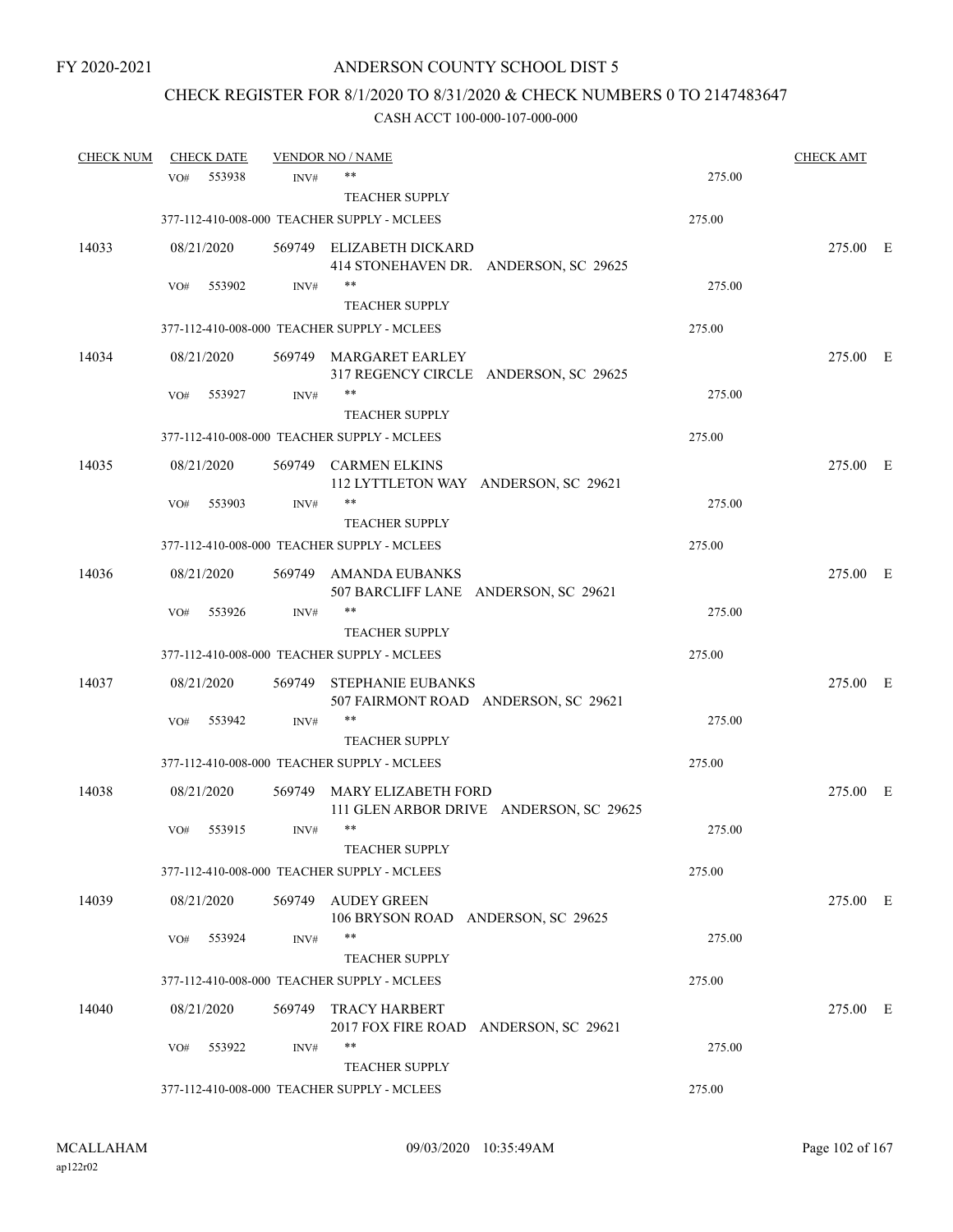FY 2020-2021

# ANDERSON COUNTY SCHOOL DIST 5

## CHECK REGISTER FOR 8/1/2020 TO 8/31/2020 & CHECK NUMBERS 0 TO 2147483647

### CASH ACCT 100-000-107-000-000

| CHECK NUM | CHECK DATE | VENDOR NO / NAME | | CHECK AMT |
|---|---|---|---|---|
| | VO# 553938 | INV# ** TEACHER SUPPLY | 275.00 | |
| | 377-112-410-008-000 TEACHER SUPPLY - MCLEES | | 275.00 | |
| 14033 | 08/21/2020 | 569749 ELIZABETH DICKARD 414 STONEHAVEN DR. ANDERSON, SC 29625 | | 275.00 E |
| | VO# 553902 | INV# ** TEACHER SUPPLY | 275.00 | |
| | 377-112-410-008-000 TEACHER SUPPLY - MCLEES | | 275.00 | |
| 14034 | 08/21/2020 | 569749 MARGARET EARLEY 317 REGENCY CIRCLE ANDERSON, SC 29625 | | 275.00 E |
| | VO# 553927 | INV# ** TEACHER SUPPLY | 275.00 | |
| | 377-112-410-008-000 TEACHER SUPPLY - MCLEES | | 275.00 | |
| 14035 | 08/21/2020 | 569749 CARMEN ELKINS 112 LYTTLETON WAY ANDERSON, SC 29621 | | 275.00 E |
| | VO# 553903 | INV# ** TEACHER SUPPLY | 275.00 | |
| | 377-112-410-008-000 TEACHER SUPPLY - MCLEES | | 275.00 | |
| 14036 | 08/21/2020 | 569749 AMANDA EUBANKS 507 BARCLIFF LANE ANDERSON, SC 29621 | | 275.00 E |
| | VO# 553926 | INV# ** TEACHER SUPPLY | 275.00 | |
| | 377-112-410-008-000 TEACHER SUPPLY - MCLEES | | 275.00 | |
| 14037 | 08/21/2020 | 569749 STEPHANIE EUBANKS 507 FAIRMONT ROAD ANDERSON, SC 29621 | | 275.00 E |
| | VO# 553942 | INV# ** TEACHER SUPPLY | 275.00 | |
| | 377-112-410-008-000 TEACHER SUPPLY - MCLEES | | 275.00 | |
| 14038 | 08/21/2020 | 569749 MARY ELIZABETH FORD 111 GLEN ARBOR DRIVE ANDERSON, SC 29625 | | 275.00 E |
| | VO# 553915 | INV# ** TEACHER SUPPLY | 275.00 | |
| | 377-112-410-008-000 TEACHER SUPPLY - MCLEES | | 275.00 | |
| 14039 | 08/21/2020 | 569749 AUDEY GREEN 106 BRYSON ROAD ANDERSON, SC 29625 | | 275.00 E |
| | VO# 553924 | INV# ** TEACHER SUPPLY | 275.00 | |
| | 377-112-410-008-000 TEACHER SUPPLY - MCLEES | | 275.00 | |
| 14040 | 08/21/2020 | 569749 TRACY HARBERT 2017 FOX FIRE ROAD ANDERSON, SC 29621 | | 275.00 E |
| | VO# 553922 | INV# ** TEACHER SUPPLY | 275.00 | |
| | 377-112-410-008-000 TEACHER SUPPLY - MCLEES | | 275.00 | |

MCALLAHAM ap122r02 09/03/2020 10:35:49AM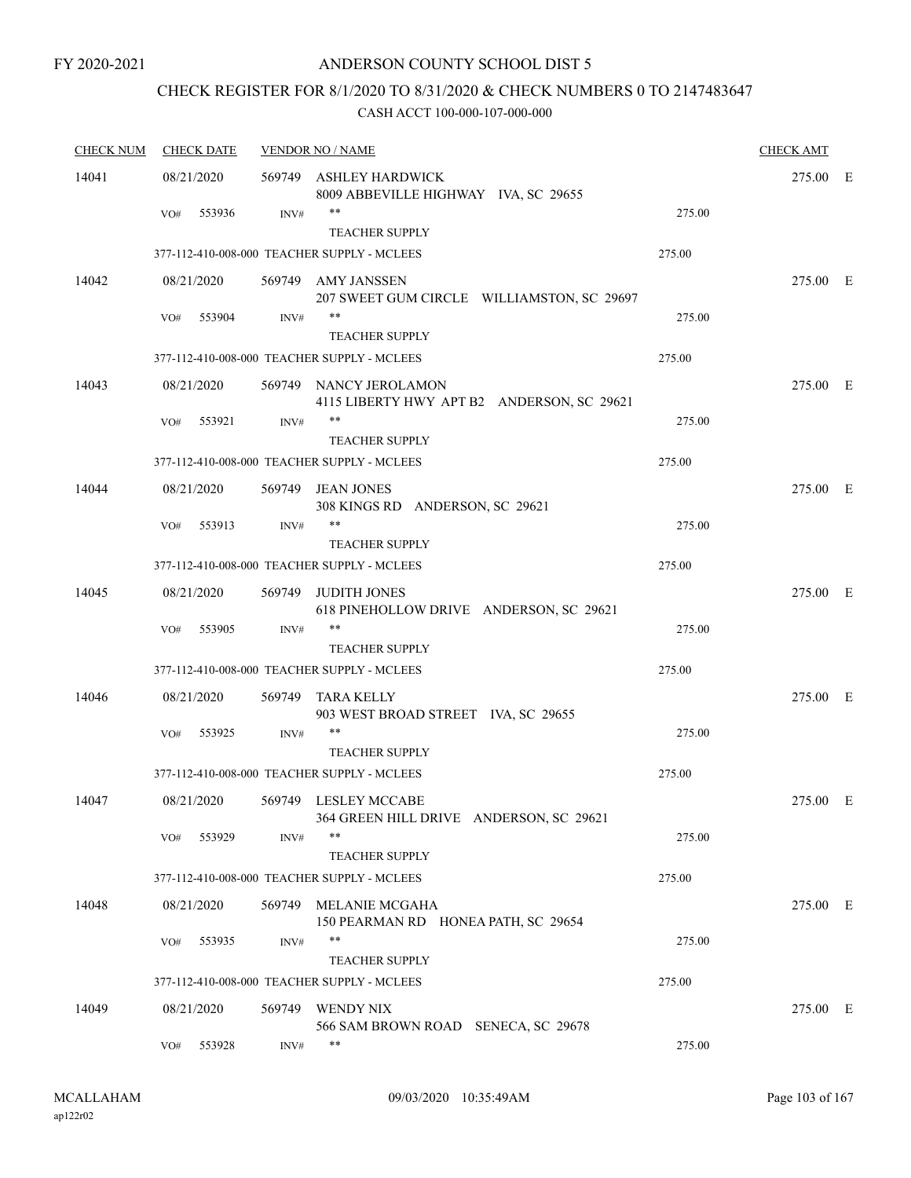FY 2020-2021

# ANDERSON COUNTY SCHOOL DIST 5

## CHECK REGISTER FOR 8/1/2020 TO 8/31/2020 & CHECK NUMBERS 0 TO 2147483647

### CASH ACCT 100-000-107-000-000

| CHECK NUM | CHECK DATE | VENDOR NO / NAME | | CHECK AMT | |
|---|---|---|---|---|---|
| 14041 | 08/21/2020 | 569749 ASHLEY HARDWICK<br>8009 ABBEVILLE HIGHWAY IVA, SC 29655 | | 275.00 | E |
| | VO# 553936 | INV# **<br>TEACHER SUPPLY | 275.00 | | |
| | 377-112-410-008-000 TEACHER SUPPLY - MCLEES | | 275.00 | | |
| 14042 | 08/21/2020 | 569749 AMY JANSSEN<br>207 SWEET GUM CIRCLE WILLIAMSTON, SC 29697 | | 275.00 | E |
| | VO# 553904 | INV# **<br>TEACHER SUPPLY | 275.00 | | |
| | 377-112-410-008-000 TEACHER SUPPLY - MCLEES | | 275.00 | | |
| 14043 | 08/21/2020 | 569749 NANCY JEROLAMON<br>4115 LIBERTY HWY APT B2 ANDERSON, SC 29621 | | 275.00 | E |
| | VO# 553921 | INV# **<br>TEACHER SUPPLY | 275.00 | | |
| | 377-112-410-008-000 TEACHER SUPPLY - MCLEES | | 275.00 | | |
| 14044 | 08/21/2020 | 569749 JEAN JONES<br>308 KINGS RD ANDERSON, SC 29621 | | 275.00 | E |
| | VO# 553913 | INV# **<br>TEACHER SUPPLY | 275.00 | | |
| | 377-112-410-008-000 TEACHER SUPPLY - MCLEES | | 275.00 | | |
| 14045 | 08/21/2020 | 569749 JUDITH JONES<br>618 PINEHOLLOW DRIVE ANDERSON, SC 29621 | | 275.00 | E |
| | VO# 553905 | INV# **<br>TEACHER SUPPLY | 275.00 | | |
| | 377-112-410-008-000 TEACHER SUPPLY - MCLEES | | 275.00 | | |
| 14046 | 08/21/2020 | 569749 TARA KELLY<br>903 WEST BROAD STREET IVA, SC 29655 | | 275.00 | E |
| | VO# 553925 | INV# **<br>TEACHER SUPPLY | 275.00 | | |
| | 377-112-410-008-000 TEACHER SUPPLY - MCLEES | | 275.00 | | |
| 14047 | 08/21/2020 | 569749 LESLEY MCCABE<br>364 GREEN HILL DRIVE ANDERSON, SC 29621 | | 275.00 | E |
| | VO# 553929 | INV# **<br>TEACHER SUPPLY | 275.00 | | |
| | 377-112-410-008-000 TEACHER SUPPLY - MCLEES | | 275.00 | | |
| 14048 | 08/21/2020 | 569749 MELANIE MCGAHA<br>150 PEARMAN RD HONEA PATH, SC 29654 | | 275.00 | E |
| | VO# 553935 | INV# **<br>TEACHER SUPPLY | 275.00 | | |
| | 377-112-410-008-000 TEACHER SUPPLY - MCLEES | | 275.00 | | |
| 14049 | 08/21/2020 | 569749 WENDY NIX<br>566 SAM BROWN ROAD SENECA, SC 29678 | | 275.00 | E |
| | VO# 553928 | INV# ** | 275.00 | | |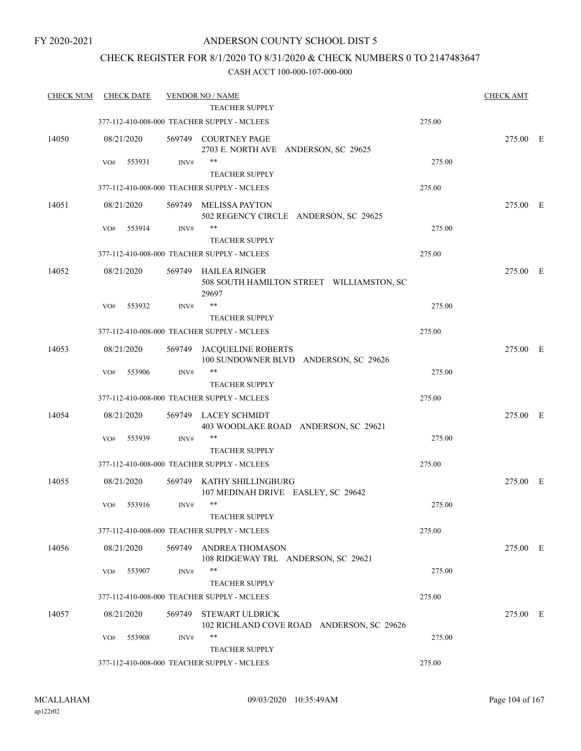FY 2020-2021

# ANDERSON COUNTY SCHOOL DIST 5

## CHECK REGISTER FOR 8/1/2020 TO 8/31/2020 & CHECK NUMBERS 0 TO 2147483647

### CASH ACCT 100-000-107-000-000

| CHECK NUM | CHECK DATE | VENDOR NO / NAME | | CHECK AMT |
|---|---|---|---|---|
| | | TEACHER SUPPLY | | |
| | 377-112-410-008-000 TEACHER SUPPLY - MCLEES | | 275.00 | |
| 14050 | 08/21/2020 | 569749 COURTNEY PAGE<br>2703 E. NORTH AVE ANDERSON, SC 29625 | | 275.00 E |
| | VO# 553931 | INV# **<br>TEACHER SUPPLY | 275.00 | |
| | 377-112-410-008-000 TEACHER SUPPLY - MCLEES | | 275.00 | |
| 14051 | 08/21/2020 | 569749 MELISSA PAYTON<br>502 REGENCY CIRCLE ANDERSON, SC 29625 | | 275.00 E |
| | VO# 553914 | INV# **<br>TEACHER SUPPLY | 275.00 | |
| | 377-112-410-008-000 TEACHER SUPPLY - MCLEES | | 275.00 | |
| 14052 | 08/21/2020 | 569749 HAILEA RINGER<br>508 SOUTH HAMILTON STREET WILLIAMSTON, SC 29697 | | 275.00 E |
| | VO# 553932 | INV# **<br>TEACHER SUPPLY | 275.00 | |
| | 377-112-410-008-000 TEACHER SUPPLY - MCLEES | | 275.00 | |
| 14053 | 08/21/2020 | 569749 JACQUELINE ROBERTS<br>100 SUNDOWNER BLVD ANDERSON, SC 29626 | | 275.00 E |
| | VO# 553906 | INV# **<br>TEACHER SUPPLY | 275.00 | |
| | 377-112-410-008-000 TEACHER SUPPLY - MCLEES | | 275.00 | |
| 14054 | 08/21/2020 | 569749 LACEY SCHMIDT<br>403 WOODLAKE ROAD ANDERSON, SC 29621 | | 275.00 E |
| | VO# 553939 | INV# **<br>TEACHER SUPPLY | 275.00 | |
| | 377-112-410-008-000 TEACHER SUPPLY - MCLEES | | 275.00 | |
| 14055 | 08/21/2020 | 569749 KATHY SHILLINGBURG<br>107 MEDINAH DRIVE EASLEY, SC 29642 | | 275.00 E |
| | VO# 553916 | INV# **<br>TEACHER SUPPLY | 275.00 | |
| | 377-112-410-008-000 TEACHER SUPPLY - MCLEES | | 275.00 | |
| 14056 | 08/21/2020 | 569749 ANDREA THOMASON<br>108 RIDGEWAY TRL ANDERSON, SC 29621 | | 275.00 E |
| | VO# 553907 | INV# **<br>TEACHER SUPPLY | 275.00 | |
| | 377-112-410-008-000 TEACHER SUPPLY - MCLEES | | 275.00 | |
| 14057 | 08/21/2020 | 569749 STEWART ULDRICK<br>102 RICHLAND COVE ROAD ANDERSON, SC 29626 | | 275.00 E |
| | VO# 553908 | INV# **<br>TEACHER SUPPLY | 275.00 | |
| | 377-112-410-008-000 TEACHER SUPPLY - MCLEES | | 275.00 | |

MCALLAHAM
ap122r02

09/03/2020 10:35:49AM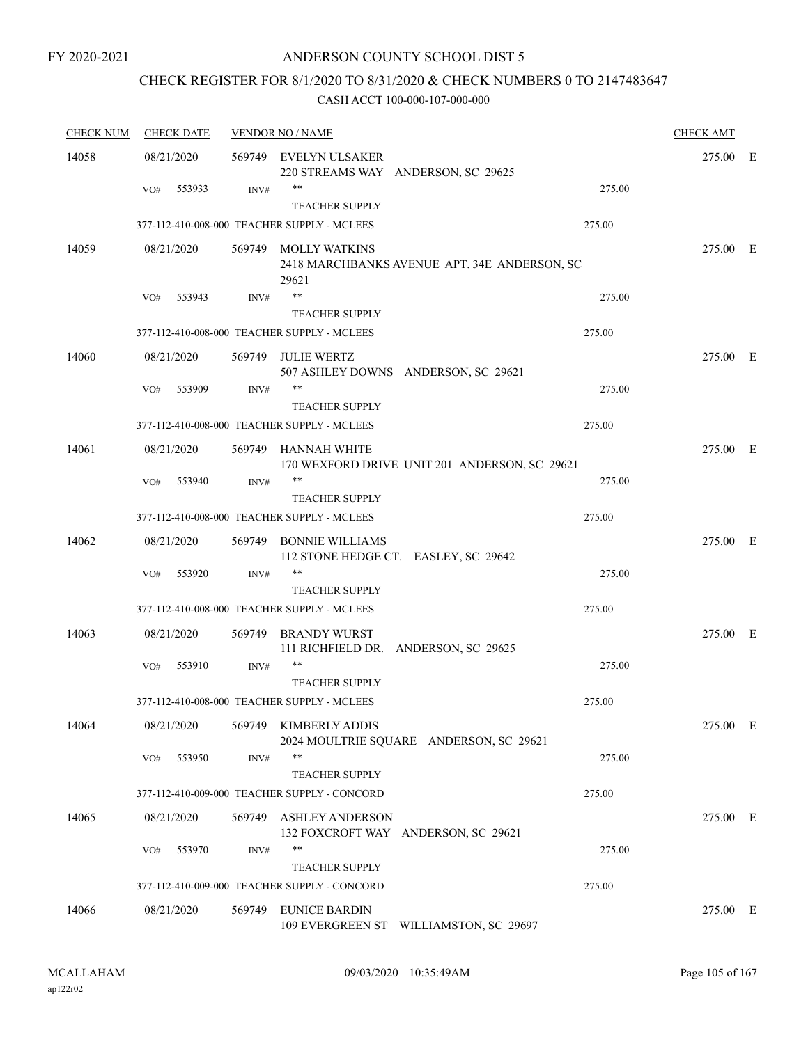# ANDERSON COUNTY SCHOOL DIST 5

FY 2020-2021

## CHECK REGISTER FOR 8/1/2020 TO 8/31/2020 & CHECK NUMBERS 0 TO 2147483647

CASH ACCT 100-000-107-000-000

| CHECK NUM | CHECK DATE | VENDOR NO / NAME | | CHECK AMT | |
|---|---|---|---|---|---|
| 14058 | 08/21/2020 | 569749 EVELYN ULSAKER<br>220 STREAMS WAY ANDERSON, SC 29625 | | 275.00 | E |
| | VO# 553933 | INV# ** TEACHER SUPPLY | 275.00 | | |
| | 377-112-410-008-000 TEACHER SUPPLY - MCLEES | | 275.00 | | |
| 14059 | 08/21/2020 | 569749 MOLLY WATKINS<br>2418 MARCHBANKS AVENUE APT. 34E ANDERSON, SC 29621 | | 275.00 | E |
| | VO# 553943 | INV# ** TEACHER SUPPLY | 275.00 | | |
| | 377-112-410-008-000 TEACHER SUPPLY - MCLEES | | 275.00 | | |
| 14060 | 08/21/2020 | 569749 JULIE WERTZ<br>507 ASHLEY DOWNS ANDERSON, SC 29621 | | 275.00 | E |
| | VO# 553909 | INV# ** TEACHER SUPPLY | 275.00 | | |
| | 377-112-410-008-000 TEACHER SUPPLY - MCLEES | | 275.00 | | |
| 14061 | 08/21/2020 | 569749 HANNAH WHITE<br>170 WEXFORD DRIVE UNIT 201 ANDERSON, SC 29621 | | 275.00 | E |
| | VO# 553940 | INV# ** TEACHER SUPPLY | 275.00 | | |
| | 377-112-410-008-000 TEACHER SUPPLY - MCLEES | | 275.00 | | |
| 14062 | 08/21/2020 | 569749 BONNIE WILLIAMS<br>112 STONE HEDGE CT. EASLEY, SC 29642 | | 275.00 | E |
| | VO# 553920 | INV# ** TEACHER SUPPLY | 275.00 | | |
| | 377-112-410-008-000 TEACHER SUPPLY - MCLEES | | 275.00 | | |
| 14063 | 08/21/2020 | 569749 BRANDY WURST<br>111 RICHFIELD DR. ANDERSON, SC 29625 | | 275.00 | E |
| | VO# 553910 | INV# ** TEACHER SUPPLY | 275.00 | | |
| | 377-112-410-008-000 TEACHER SUPPLY - MCLEES | | 275.00 | | |
| 14064 | 08/21/2020 | 569749 KIMBERLY ADDIS<br>2024 MOULTRIE SQUARE ANDERSON, SC 29621 | | 275.00 | E |
| | VO# 553950 | INV# ** TEACHER SUPPLY | 275.00 | | |
| | 377-112-410-009-000 TEACHER SUPPLY - CONCORD | | 275.00 | | |
| 14065 | 08/21/2020 | 569749 ASHLEY ANDERSON<br>132 FOXCROFT WAY ANDERSON, SC 29621 | | 275.00 | E |
| | VO# 553970 | INV# ** TEACHER SUPPLY | 275.00 | | |
| | 377-112-410-009-000 TEACHER SUPPLY - CONCORD | | 275.00 | | |
| 14066 | 08/21/2020 | 569749 EUNICE BARDIN<br>109 EVERGREEN ST WILLIAMSTON, SC 29697 | | 275.00 | E |

MCALLAHAM ap122r02 09/03/2020 10:35:49AM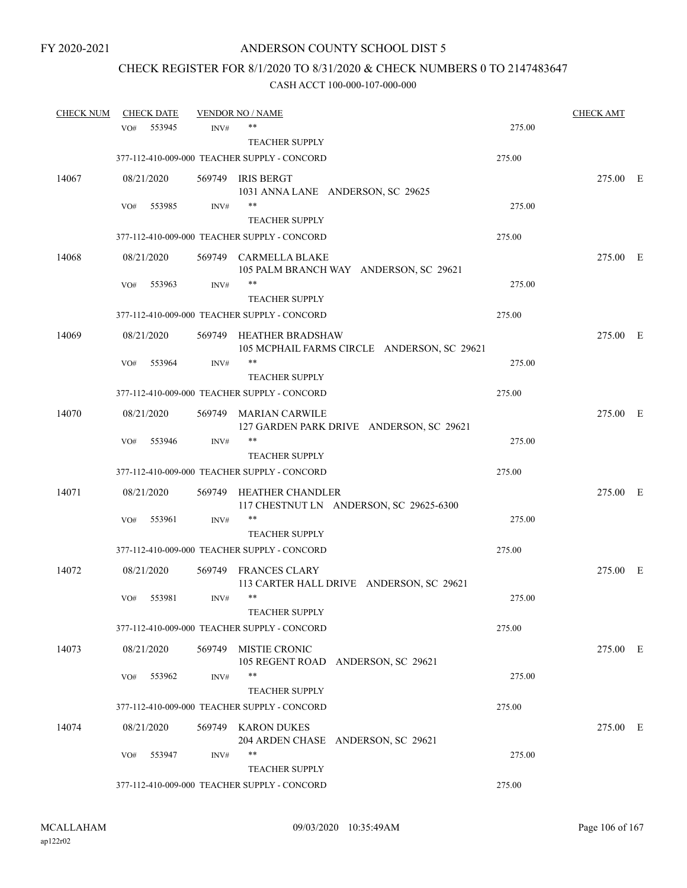FY 2020-2021

# ANDERSON COUNTY SCHOOL DIST 5

## CHECK REGISTER FOR 8/1/2020 TO 8/31/2020 & CHECK NUMBERS 0 TO 2147483647

### CASH ACCT 100-000-107-000-000

| CHECK NUM | CHECK DATE | VENDOR NO / NAME | | CHECK AMT |
|---|---|---|---|---|
| | VO# 553945 | INV# ** TEACHER SUPPLY | 275.00 | |
| | | 377-112-410-009-000 TEACHER SUPPLY - CONCORD | 275.00 | |
| 14067 | 08/21/2020 | 569749 IRIS BERGT<br>1031 ANNA LANE ANDERSON, SC 29625 | | 275.00 E |
| | VO# 553985 | INV# ** TEACHER SUPPLY | 275.00 | |
| | | 377-112-410-009-000 TEACHER SUPPLY - CONCORD | 275.00 | |
| 14068 | 08/21/2020 | 569749 CARMELLA BLAKE<br>105 PALM BRANCH WAY ANDERSON, SC 29621 | | 275.00 E |
| | VO# 553963 | INV# ** TEACHER SUPPLY | 275.00 | |
| | | 377-112-410-009-000 TEACHER SUPPLY - CONCORD | 275.00 | |
| 14069 | 08/21/2020 | 569749 HEATHER BRADSHAW<br>105 MCPHAIL FARMS CIRCLE ANDERSON, SC 29621 | | 275.00 E |
| | VO# 553964 | INV# ** TEACHER SUPPLY | 275.00 | |
| | | 377-112-410-009-000 TEACHER SUPPLY - CONCORD | 275.00 | |
| 14070 | 08/21/2020 | 569749 MARIAN CARWILE<br>127 GARDEN PARK DRIVE ANDERSON, SC 29621 | | 275.00 E |
| | VO# 553946 | INV# ** TEACHER SUPPLY | 275.00 | |
| | | 377-112-410-009-000 TEACHER SUPPLY - CONCORD | 275.00 | |
| 14071 | 08/21/2020 | 569749 HEATHER CHANDLER<br>117 CHESTNUT LN ANDERSON, SC 29625-6300 | | 275.00 E |
| | VO# 553961 | INV# ** TEACHER SUPPLY | 275.00 | |
| | | 377-112-410-009-000 TEACHER SUPPLY - CONCORD | 275.00 | |
| 14072 | 08/21/2020 | 569749 FRANCES CLARY<br>113 CARTER HALL DRIVE ANDERSON, SC 29621 | | 275.00 E |
| | VO# 553981 | INV# ** TEACHER SUPPLY | 275.00 | |
| | | 377-112-410-009-000 TEACHER SUPPLY - CONCORD | 275.00 | |
| 14073 | 08/21/2020 | 569749 MISTIE CRONIC<br>105 REGENT ROAD ANDERSON, SC 29621 | | 275.00 E |
| | VO# 553962 | INV# ** TEACHER SUPPLY | 275.00 | |
| | | 377-112-410-009-000 TEACHER SUPPLY - CONCORD | 275.00 | |
| 14074 | 08/21/2020 | 569749 KARON DUKES<br>204 ARDEN CHASE ANDERSON, SC 29621 | | 275.00 E |
| | VO# 553947 | INV# ** TEACHER SUPPLY | 275.00 | |
| | | 377-112-410-009-000 TEACHER SUPPLY - CONCORD | 275.00 | |

MCALLAHAM
ap122r02
09/03/2020 10:35:49AM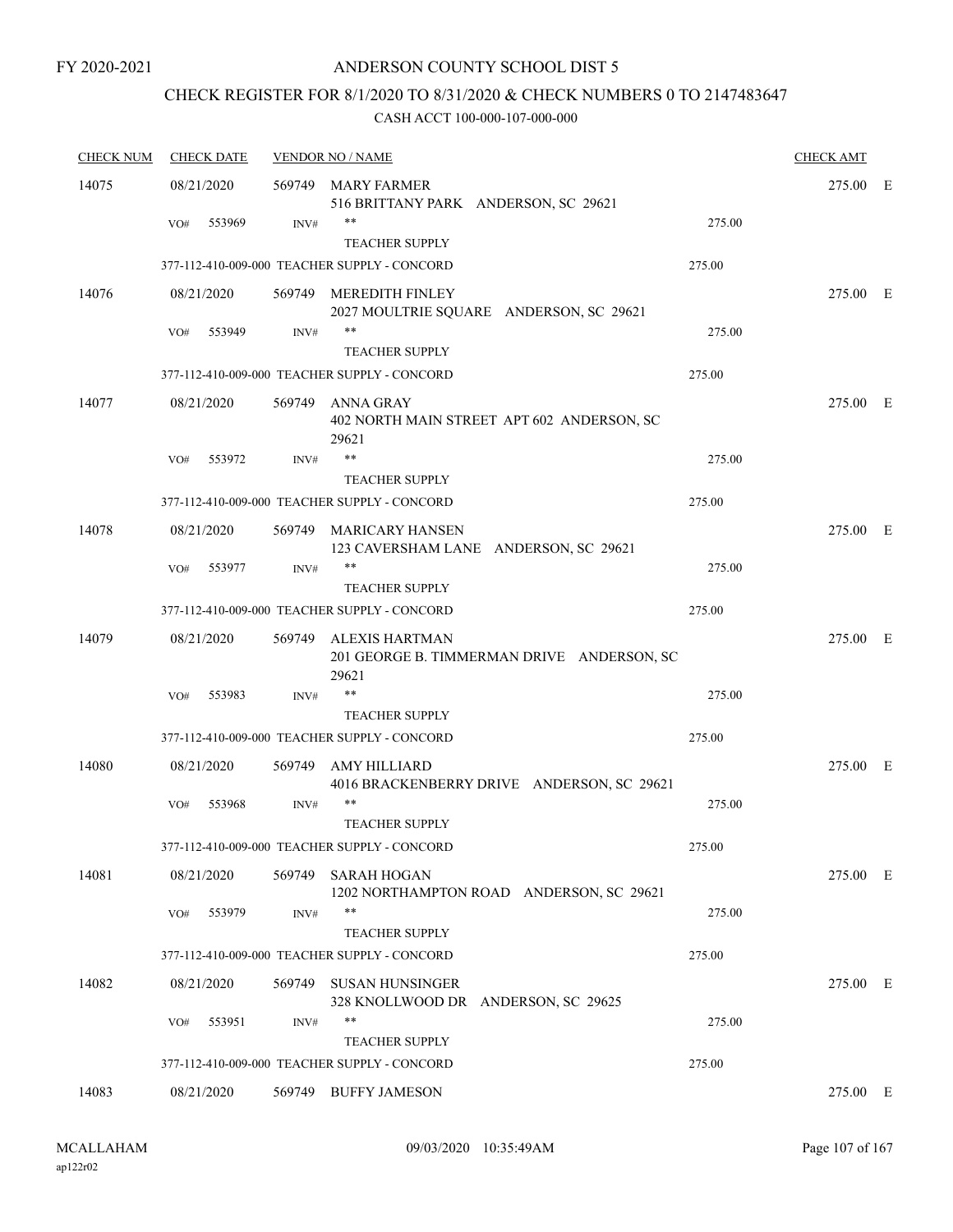FY 2020-2021

# ANDERSON COUNTY SCHOOL DIST 5

## CHECK REGISTER FOR 8/1/2020 TO 8/31/2020 & CHECK NUMBERS 0 TO 2147483647

### CASH ACCT 100-000-107-000-000

| CHECK NUM | CHECK DATE | VENDOR NO / NAME | | CHECK AMT | |
|---|---|---|---|---|---|
| 14075 | 08/21/2020 | 569749 MARY FARMER<br>516 BRITTANY PARK ANDERSON, SC 29621 | | 275.00 | E |
| | VO# 553969 | INV# **<br>TEACHER SUPPLY | 275.00 | | |
| | | 377-112-410-009-000 TEACHER SUPPLY - CONCORD | 275.00 | | |
| 14076 | 08/21/2020 | 569749 MEREDITH FINLEY<br>2027 MOULTRIE SQUARE ANDERSON, SC 29621 | | 275.00 | E |
| | VO# 553949 | INV# **<br>TEACHER SUPPLY | 275.00 | | |
| | | 377-112-410-009-000 TEACHER SUPPLY - CONCORD | 275.00 | | |
| 14077 | 08/21/2020 | 569749 ANNA GRAY<br>402 NORTH MAIN STREET APT 602 ANDERSON, SC 29621 | | 275.00 | E |
| | VO# 553972 | INV# **<br>TEACHER SUPPLY | 275.00 | | |
| | | 377-112-410-009-000 TEACHER SUPPLY - CONCORD | 275.00 | | |
| 14078 | 08/21/2020 | 569749 MARICARY HANSEN<br>123 CAVERSHAM LANE ANDERSON, SC 29621 | | 275.00 | E |
| | VO# 553977 | INV# **<br>TEACHER SUPPLY | 275.00 | | |
| | | 377-112-410-009-000 TEACHER SUPPLY - CONCORD | 275.00 | | |
| 14079 | 08/21/2020 | 569749 ALEXIS HARTMAN<br>201 GEORGE B. TIMMERMAN DRIVE ANDERSON, SC 29621 | | 275.00 | E |
| | VO# 553983 | INV# **<br>TEACHER SUPPLY | 275.00 | | |
| | | 377-112-410-009-000 TEACHER SUPPLY - CONCORD | 275.00 | | |
| 14080 | 08/21/2020 | 569749 AMY HILLIARD<br>4016 BRACKENBERRY DRIVE ANDERSON, SC 29621 | | 275.00 | E |
| | VO# 553968 | INV# **<br>TEACHER SUPPLY | 275.00 | | |
| | | 377-112-410-009-000 TEACHER SUPPLY - CONCORD | 275.00 | | |
| 14081 | 08/21/2020 | 569749 SARAH HOGAN<br>1202 NORTHAMPTON ROAD ANDERSON, SC 29621 | | 275.00 | E |
| | VO# 553979 | INV# **<br>TEACHER SUPPLY | 275.00 | | |
| | | 377-112-410-009-000 TEACHER SUPPLY - CONCORD | 275.00 | | |
| 14082 | 08/21/2020 | 569749 SUSAN HUNSINGER<br>328 KNOLLWOOD DR ANDERSON, SC 29625 | | 275.00 | E |
| | VO# 553951 | INV# **<br>TEACHER SUPPLY | 275.00 | | |
| | | 377-112-410-009-000 TEACHER SUPPLY - CONCORD | 275.00 | | |
| 14083 | 08/21/2020 | 569749 BUFFY JAMESON | | 275.00 | E |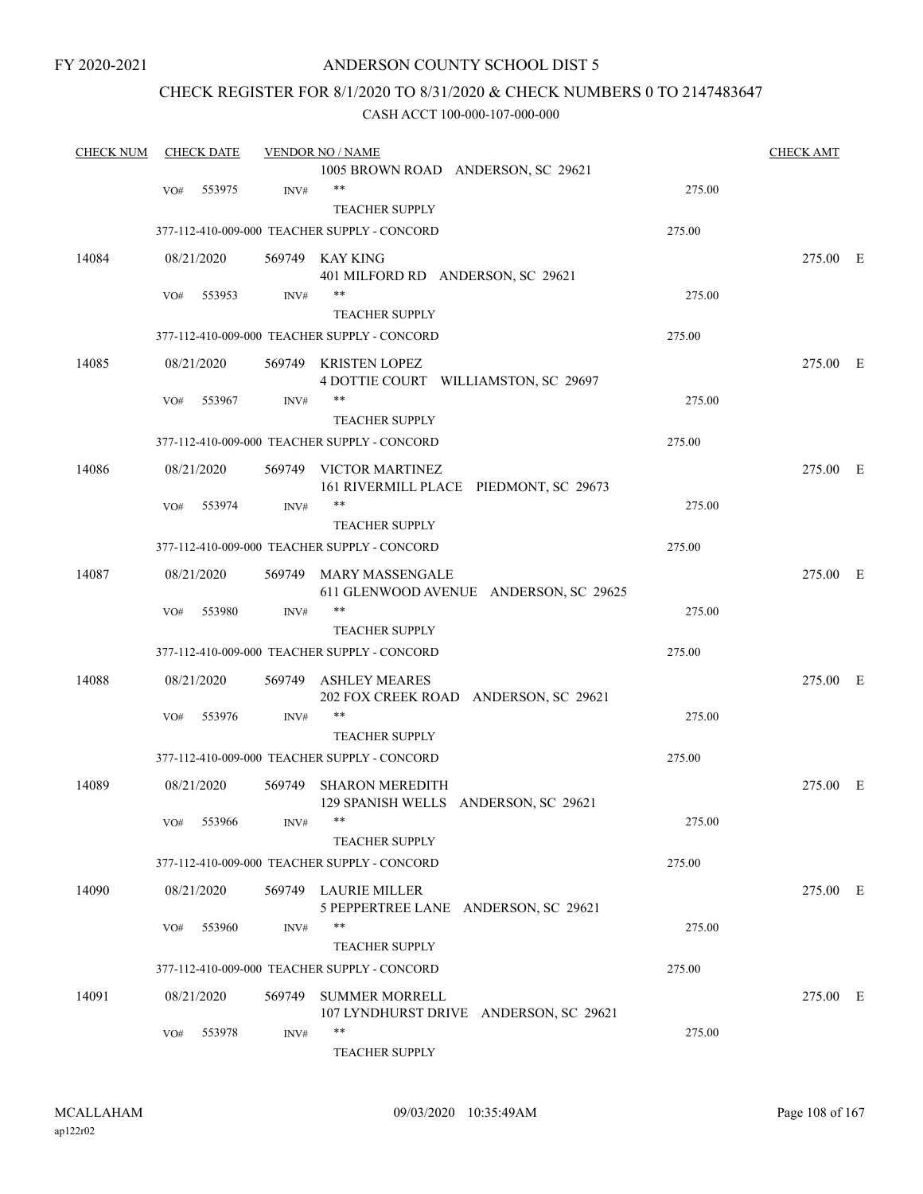FY 2020-2021

# ANDERSON COUNTY SCHOOL DIST 5

## CHECK REGISTER FOR 8/1/2020 TO 8/31/2020 & CHECK NUMBERS 0 TO 2147483647

### CASH ACCT 100-000-107-000-000

| CHECK NUM | CHECK DATE | VENDOR NO / NAME | | CHECK AMT |
|---|---|---|---|---|
| | | 1005 BROWN ROAD ANDERSON, SC 29621 | | |
| | VO# 553975 | INV# ** TEACHER SUPPLY | 275.00 | |
| | | 377-112-410-009-000 TEACHER SUPPLY - CONCORD | 275.00 | |
| 14084 | 08/21/2020 | 569749 KAY KING 401 MILFORD RD ANDERSON, SC 29621 | | 275.00 E |
| | VO# 553953 | INV# ** TEACHER SUPPLY | 275.00 | |
| | | 377-112-410-009-000 TEACHER SUPPLY - CONCORD | 275.00 | |
| 14085 | 08/21/2020 | 569749 KRISTEN LOPEZ 4 DOTTIE COURT WILLIAMSTON, SC 29697 | | 275.00 E |
| | VO# 553967 | INV# ** TEACHER SUPPLY | 275.00 | |
| | | 377-112-410-009-000 TEACHER SUPPLY - CONCORD | 275.00 | |
| 14086 | 08/21/2020 | 569749 VICTOR MARTINEZ 161 RIVERMILL PLACE PIEDMONT, SC 29673 | | 275.00 E |
| | VO# 553974 | INV# ** TEACHER SUPPLY | 275.00 | |
| | | 377-112-410-009-000 TEACHER SUPPLY - CONCORD | 275.00 | |
| 14087 | 08/21/2020 | 569749 MARY MASSENGALE 611 GLENWOOD AVENUE ANDERSON, SC 29625 | | 275.00 E |
| | VO# 553980 | INV# ** TEACHER SUPPLY | 275.00 | |
| | | 377-112-410-009-000 TEACHER SUPPLY - CONCORD | 275.00 | |
| 14088 | 08/21/2020 | 569749 ASHLEY MEARES 202 FOX CREEK ROAD ANDERSON, SC 29621 | | 275.00 E |
| | VO# 553976 | INV# ** TEACHER SUPPLY | 275.00 | |
| | | 377-112-410-009-000 TEACHER SUPPLY - CONCORD | 275.00 | |
| 14089 | 08/21/2020 | 569749 SHARON MEREDITH 129 SPANISH WELLS ANDERSON, SC 29621 | | 275.00 E |
| | VO# 553966 | INV# ** TEACHER SUPPLY | 275.00 | |
| | | 377-112-410-009-000 TEACHER SUPPLY - CONCORD | 275.00 | |
| 14090 | 08/21/2020 | 569749 LAURIE MILLER 5 PEPPERTREE LANE ANDERSON, SC 29621 | | 275.00 E |
| | VO# 553960 | INV# ** TEACHER SUPPLY | 275.00 | |
| | | 377-112-410-009-000 TEACHER SUPPLY - CONCORD | 275.00 | |
| 14091 | 08/21/2020 | 569749 SUMMER MORRELL 107 LYNDHURST DRIVE ANDERSON, SC 29621 | | 275.00 E |
| | VO# 553978 | INV# ** TEACHER SUPPLY | 275.00 | |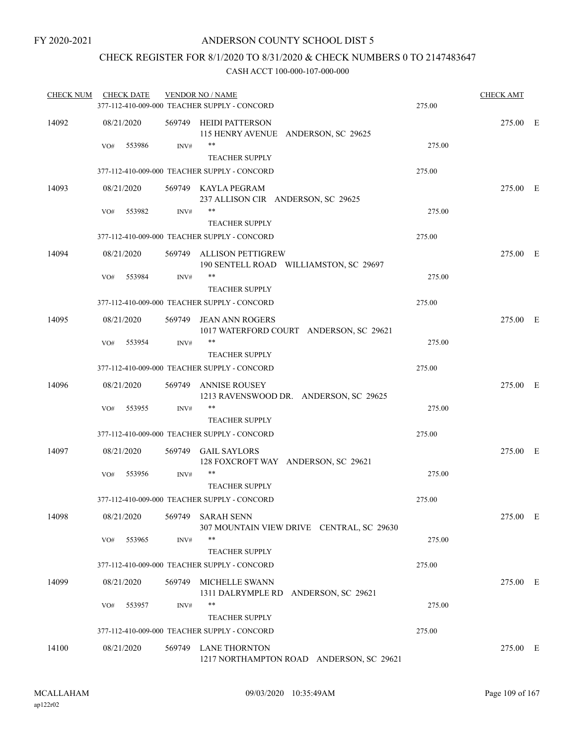FY 2020-2021

# ANDERSON COUNTY SCHOOL DIST 5

## CHECK REGISTER FOR 8/1/2020 TO 8/31/2020 & CHECK NUMBERS 0 TO 2147483647

### CASH ACCT 100-000-107-000-000

| CHECK NUM | CHECK DATE | VENDOR NO / NAME | | CHECK AMT | |
|---|---|---|---|---|---|
| | | 377-112-410-009-000 TEACHER SUPPLY - CONCORD | 275.00 | | |
| 14092 | 08/21/2020 | 569749 HEIDI PATTERSON<br>115 HENRY AVENUE ANDERSON, SC 29625 | | 275.00 | E |
| | VO# 553986 | INV# ** TEACHER SUPPLY | 275.00 | | |
| | | 377-112-410-009-000 TEACHER SUPPLY - CONCORD | 275.00 | | |
| 14093 | 08/21/2020 | 569749 KAYLA PEGRAM<br>237 ALLISON CIR ANDERSON, SC 29625 | | 275.00 | E |
| | VO# 553982 | INV# ** TEACHER SUPPLY | 275.00 | | |
| | | 377-112-410-009-000 TEACHER SUPPLY - CONCORD | 275.00 | | |
| 14094 | 08/21/2020 | 569749 ALLISON PETTIGREW<br>190 SENTELL ROAD WILLIAMSTON, SC 29697 | | 275.00 | E |
| | VO# 553984 | INV# ** TEACHER SUPPLY | 275.00 | | |
| | | 377-112-410-009-000 TEACHER SUPPLY - CONCORD | 275.00 | | |
| 14095 | 08/21/2020 | 569749 JEAN ANN ROGERS<br>1017 WATERFORD COURT ANDERSON, SC 29621 | | 275.00 | E |
| | VO# 553954 | INV# ** TEACHER SUPPLY | 275.00 | | |
| | | 377-112-410-009-000 TEACHER SUPPLY - CONCORD | 275.00 | | |
| 14096 | 08/21/2020 | 569749 ANNISE ROUSEY<br>1213 RAVENSWOOD DR. ANDERSON, SC 29625 | | 275.00 | E |
| | VO# 553955 | INV# ** TEACHER SUPPLY | 275.00 | | |
| | | 377-112-410-009-000 TEACHER SUPPLY - CONCORD | 275.00 | | |
| 14097 | 08/21/2020 | 569749 GAIL SAYLORS<br>128 FOXCROFT WAY ANDERSON, SC 29621 | | 275.00 | E |
| | VO# 553956 | INV# ** TEACHER SUPPLY | 275.00 | | |
| | | 377-112-410-009-000 TEACHER SUPPLY - CONCORD | 275.00 | | |
| 14098 | 08/21/2020 | 569749 SARAH SENN<br>307 MOUNTAIN VIEW DRIVE CENTRAL, SC 29630 | | 275.00 | E |
| | VO# 553965 | INV# ** TEACHER SUPPLY | 275.00 | | |
| | | 377-112-410-009-000 TEACHER SUPPLY - CONCORD | 275.00 | | |
| 14099 | 08/21/2020 | 569749 MICHELLE SWANN<br>1311 DALRYMPLE RD ANDERSON, SC 29621 | | 275.00 | E |
| | VO# 553957 | INV# ** TEACHER SUPPLY | 275.00 | | |
| | | 377-112-410-009-000 TEACHER SUPPLY - CONCORD | 275.00 | | |
| 14100 | 08/21/2020 | 569749 LANE THORNTON<br>1217 NORTHAMPTON ROAD ANDERSON, SC 29621 | | 275.00 | E |

MCALLAHAM
ap122r02

09/03/2020 10:35:49AM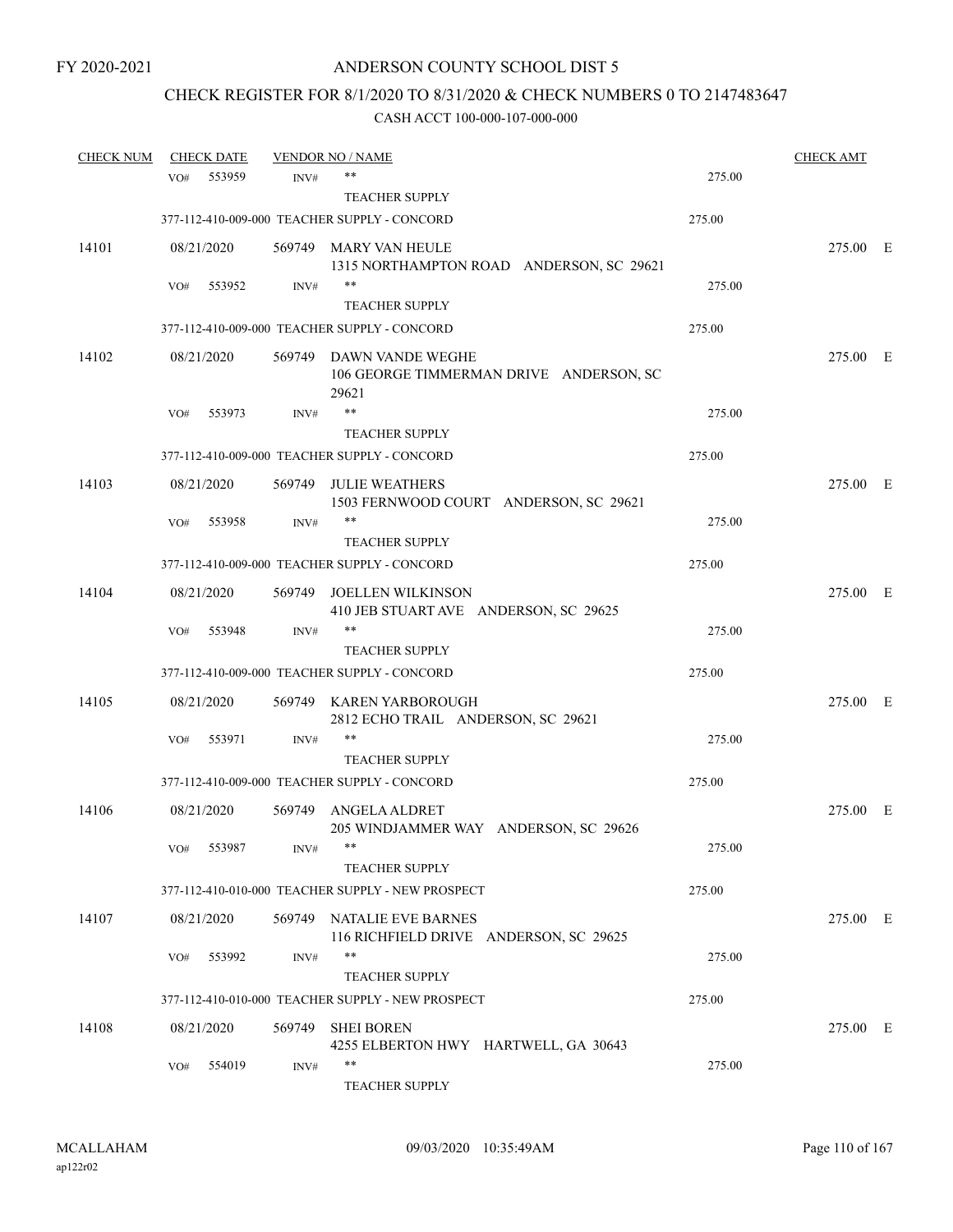FY 2020-2021

# ANDERSON COUNTY SCHOOL DIST 5

## CHECK REGISTER FOR 8/1/2020 TO 8/31/2020 & CHECK NUMBERS 0 TO 2147483647

### CASH ACCT 100-000-107-000-000

| CHECK NUM | CHECK DATE | VENDOR NO / NAME | | CHECK AMT | |
|---|---|---|---|---|---|
| | VO# 553959 INV# | ** | 275.00 | | |
| | | TEACHER SUPPLY | | | |
| | | 377-112-410-009-000 TEACHER SUPPLY - CONCORD | 275.00 | | |
| 14101 | 08/21/2020 | 569749 MARY VAN HEULE<br>1315 NORTHAMPTON ROAD ANDERSON, SC 29621 | | 275.00 | E |
| | VO# 553952 INV# | ** | 275.00 | | |
| | | TEACHER SUPPLY | | | |
| | | 377-112-410-009-000 TEACHER SUPPLY - CONCORD | 275.00 | | |
| 14102 | 08/21/2020 | 569749 DAWN VANDE WEGHE<br>106 GEORGE TIMMERMAN DRIVE ANDERSON, SC 29621 | | 275.00 | E |
| | VO# 553973 INV# | ** | 275.00 | | |
| | | TEACHER SUPPLY | | | |
| | | 377-112-410-009-000 TEACHER SUPPLY - CONCORD | 275.00 | | |
| 14103 | 08/21/2020 | 569749 JULIE WEATHERS<br>1503 FERNWOOD COURT ANDERSON, SC 29621 | | 275.00 | E |
| | VO# 553958 INV# | ** | 275.00 | | |
| | | TEACHER SUPPLY | | | |
| | | 377-112-410-009-000 TEACHER SUPPLY - CONCORD | 275.00 | | |
| 14104 | 08/21/2020 | 569749 JOELLEN WILKINSON<br>410 JEB STUART AVE ANDERSON, SC 29625 | | 275.00 | E |
| | VO# 553948 INV# | ** | 275.00 | | |
| | | TEACHER SUPPLY | | | |
| | | 377-112-410-009-000 TEACHER SUPPLY - CONCORD | 275.00 | | |
| 14105 | 08/21/2020 | 569749 KAREN YARBOROUGH<br>2812 ECHO TRAIL ANDERSON, SC 29621 | | 275.00 | E |
| | VO# 553971 INV# | ** | 275.00 | | |
| | | TEACHER SUPPLY | | | |
| | | 377-112-410-009-000 TEACHER SUPPLY - CONCORD | 275.00 | | |
| 14106 | 08/21/2020 | 569749 ANGELA ALDRET<br>205 WINDJAMMER WAY ANDERSON, SC 29626 | | 275.00 | E |
| | VO# 553987 INV# | ** | 275.00 | | |
| | | TEACHER SUPPLY | | | |
| | | 377-112-410-010-000 TEACHER SUPPLY - NEW PROSPECT | 275.00 | | |
| 14107 | 08/21/2020 | 569749 NATALIE EVE BARNES<br>116 RICHFIELD DRIVE ANDERSON, SC 29625 | | 275.00 | E |
| | VO# 553992 INV# | ** | 275.00 | | |
| | | TEACHER SUPPLY | | | |
| | | 377-112-410-010-000 TEACHER SUPPLY - NEW PROSPECT | 275.00 | | |
| 14108 | 08/21/2020 | 569749 SHEI BOREN<br>4255 ELBERTON HWY HARTWELL, GA 30643 | | 275.00 | E |
| | VO# 554019 INV# | ** | 275.00 | | |
| | | TEACHER SUPPLY | | | |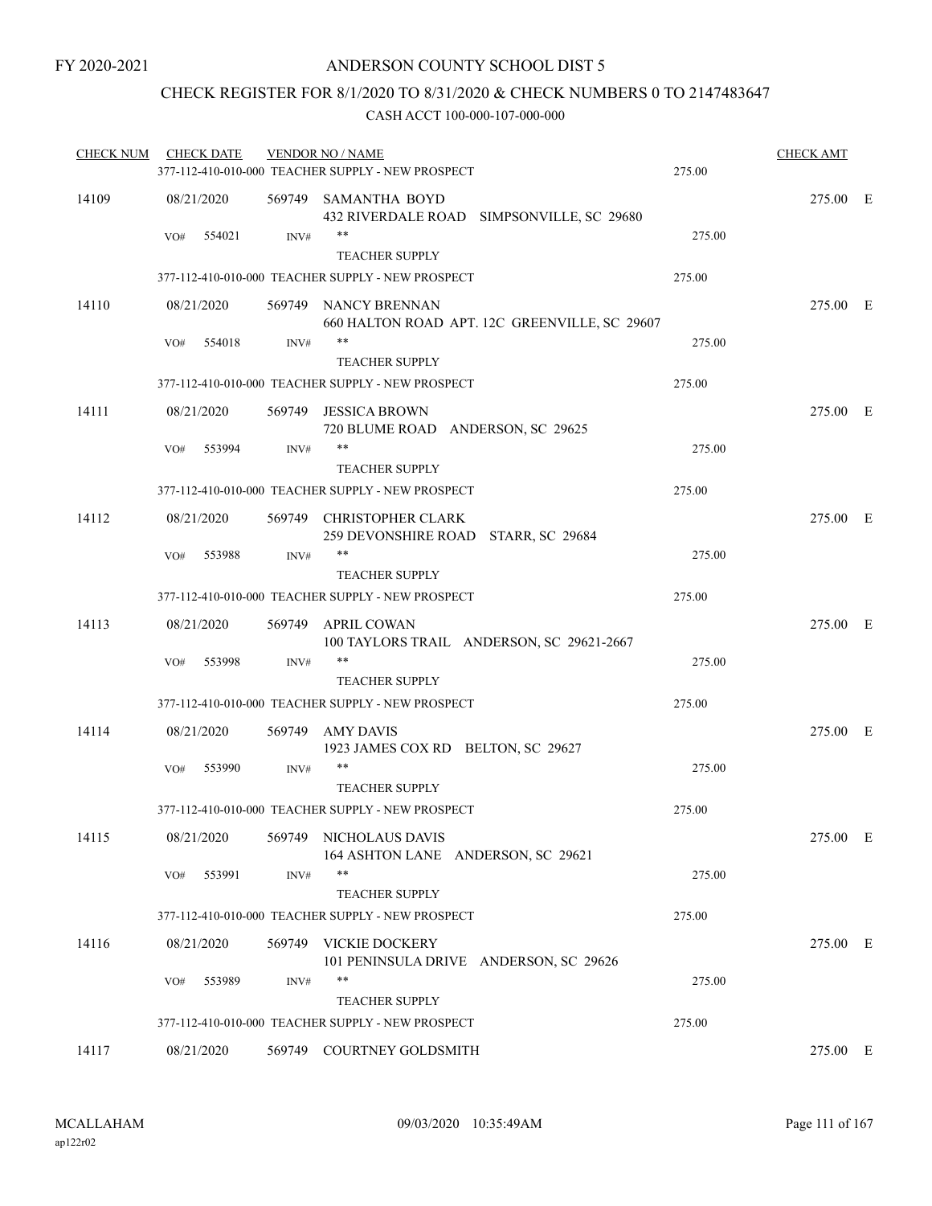FY 2020-2021

ANDERSON COUNTY SCHOOL DIST 5

CHECK REGISTER FOR 8/1/2020 TO 8/31/2020 & CHECK NUMBERS 0 TO 2147483647

CASH ACCT 100-000-107-000-000

| CHECK NUM | CHECK DATE | VENDOR NO / NAME | | CHECK AMT | |
|---|---|---|---|---|---|
| | | 377-112-410-010-000 TEACHER SUPPLY - NEW PROSPECT | 275.00 | | |
| 14109 | 08/21/2020 | 569749 SAMANTHA BOYD<br>432 RIVERDALE ROAD SIMPSONVILLE, SC 29680 | | 275.00 | E |
| | VO# 554021 | INV# **<br>TEACHER SUPPLY | 275.00 | | |
| | | 377-112-410-010-000 TEACHER SUPPLY - NEW PROSPECT | 275.00 | | |
| 14110 | 08/21/2020 | 569749 NANCY BRENNAN<br>660 HALTON ROAD APT. 12C GREENVILLE, SC 29607 | | 275.00 | E |
| | VO# 554018 | INV# **<br>TEACHER SUPPLY | 275.00 | | |
| | | 377-112-410-010-000 TEACHER SUPPLY - NEW PROSPECT | 275.00 | | |
| 14111 | 08/21/2020 | 569749 JESSICA BROWN<br>720 BLUME ROAD ANDERSON, SC 29625 | | 275.00 | E |
| | VO# 553994 | INV# **<br>TEACHER SUPPLY | 275.00 | | |
| | | 377-112-410-010-000 TEACHER SUPPLY - NEW PROSPECT | 275.00 | | |
| 14112 | 08/21/2020 | 569749 CHRISTOPHER CLARK<br>259 DEVONSHIRE ROAD STARR, SC 29684 | | 275.00 | E |
| | VO# 553988 | INV# **<br>TEACHER SUPPLY | 275.00 | | |
| | | 377-112-410-010-000 TEACHER SUPPLY - NEW PROSPECT | 275.00 | | |
| 14113 | 08/21/2020 | 569749 APRIL COWAN<br>100 TAYLORS TRAIL ANDERSON, SC 29621-2667 | | 275.00 | E |
| | VO# 553998 | INV# **<br>TEACHER SUPPLY | 275.00 | | |
| | | 377-112-410-010-000 TEACHER SUPPLY - NEW PROSPECT | 275.00 | | |
| 14114 | 08/21/2020 | 569749 AMY DAVIS<br>1923 JAMES COX RD BELTON, SC 29627 | | 275.00 | E |
| | VO# 553990 | INV# **<br>TEACHER SUPPLY | 275.00 | | |
| | | 377-112-410-010-000 TEACHER SUPPLY - NEW PROSPECT | 275.00 | | |
| 14115 | 08/21/2020 | 569749 NICHOLAUS DAVIS<br>164 ASHTON LANE ANDERSON, SC 29621 | | 275.00 | E |
| | VO# 553991 | INV# **<br>TEACHER SUPPLY | 275.00 | | |
| | | 377-112-410-010-000 TEACHER SUPPLY - NEW PROSPECT | 275.00 | | |
| 14116 | 08/21/2020 | 569749 VICKIE DOCKERY<br>101 PENINSULA DRIVE ANDERSON, SC 29626 | | 275.00 | E |
| | VO# 553989 | INV# **<br>TEACHER SUPPLY | 275.00 | | |
| | | 377-112-410-010-000 TEACHER SUPPLY - NEW PROSPECT | 275.00 | | |
| 14117 | 08/21/2020 | 569749 COURTNEY GOLDSMITH | | 275.00 | E |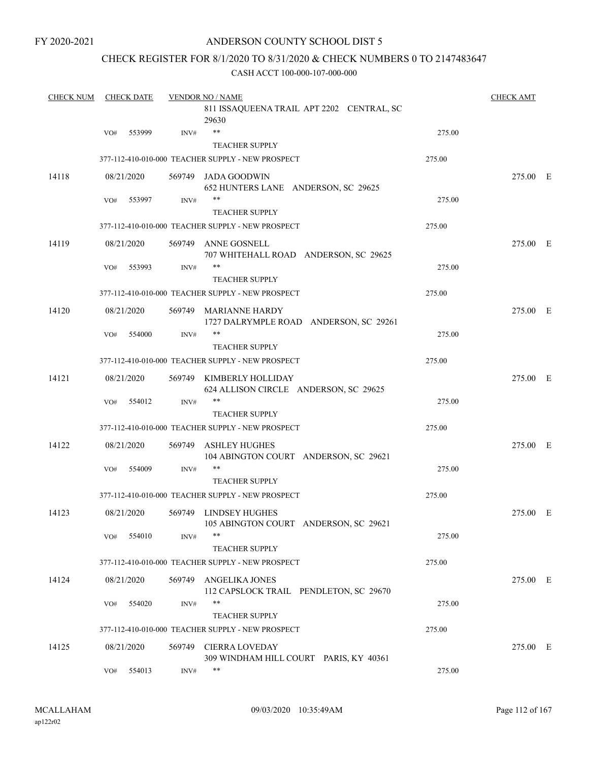FY 2020-2021

# ANDERSON COUNTY SCHOOL DIST 5

## CHECK REGISTER FOR 8/1/2020 TO 8/31/2020 & CHECK NUMBERS 0 TO 2147483647

### CASH ACCT 100-000-107-000-000

| CHECK NUM | CHECK DATE | VENDOR NO / NAME | | CHECK AMT |
|---|---|---|---|---|
| | | 811 ISSAQUEENA TRAIL APT 2202 CENTRAL, SC 29630 | | |
| | VO# 553999 | INV# ** TEACHER SUPPLY | 275.00 | |
| | | 377-112-410-010-000 TEACHER SUPPLY - NEW PROSPECT | 275.00 | |
| 14118 | 08/21/2020 | 569749 JADA GOODWIN<br>652 HUNTERS LANE ANDERSON, SC 29625 | | 275.00 E |
| | VO# 553997 | INV# ** TEACHER SUPPLY | 275.00 | |
| | | 377-112-410-010-000 TEACHER SUPPLY - NEW PROSPECT | 275.00 | |
| 14119 | 08/21/2020 | 569749 ANNE GOSNELL<br>707 WHITEHALL ROAD ANDERSON, SC 29625 | | 275.00 E |
| | VO# 553993 | INV# ** TEACHER SUPPLY | 275.00 | |
| | | 377-112-410-010-000 TEACHER SUPPLY - NEW PROSPECT | 275.00 | |
| 14120 | 08/21/2020 | 569749 MARIANNE HARDY<br>1727 DALRYMPLE ROAD ANDERSON, SC 29261 | | 275.00 E |
| | VO# 554000 | INV# ** TEACHER SUPPLY | 275.00 | |
| | | 377-112-410-010-000 TEACHER SUPPLY - NEW PROSPECT | 275.00 | |
| 14121 | 08/21/2020 | 569749 KIMBERLY HOLLIDAY<br>624 ALLISON CIRCLE ANDERSON, SC 29625 | | 275.00 E |
| | VO# 554012 | INV# ** TEACHER SUPPLY | 275.00 | |
| | | 377-112-410-010-000 TEACHER SUPPLY - NEW PROSPECT | 275.00 | |
| 14122 | 08/21/2020 | 569749 ASHLEY HUGHES<br>104 ABINGTON COURT ANDERSON, SC 29621 | | 275.00 E |
| | VO# 554009 | INV# ** TEACHER SUPPLY | 275.00 | |
| | | 377-112-410-010-000 TEACHER SUPPLY - NEW PROSPECT | 275.00 | |
| 14123 | 08/21/2020 | 569749 LINDSEY HUGHES<br>105 ABINGTON COURT ANDERSON, SC 29621 | | 275.00 E |
| | VO# 554010 | INV# ** TEACHER SUPPLY | 275.00 | |
| | | 377-112-410-010-000 TEACHER SUPPLY - NEW PROSPECT | 275.00 | |
| 14124 | 08/21/2020 | 569749 ANGELIKA JONES<br>112 CAPSLOCK TRAIL PENDLETON, SC 29670 | | 275.00 E |
| | VO# 554020 | INV# ** TEACHER SUPPLY | 275.00 | |
| | | 377-112-410-010-000 TEACHER SUPPLY - NEW PROSPECT | 275.00 | |
| 14125 | 08/21/2020 | 569749 CIERRA LOVEDAY<br>309 WINDHAM HILL COURT PARIS, KY 40361 | | 275.00 E |
| | VO# 554013 | INV# ** | 275.00 | |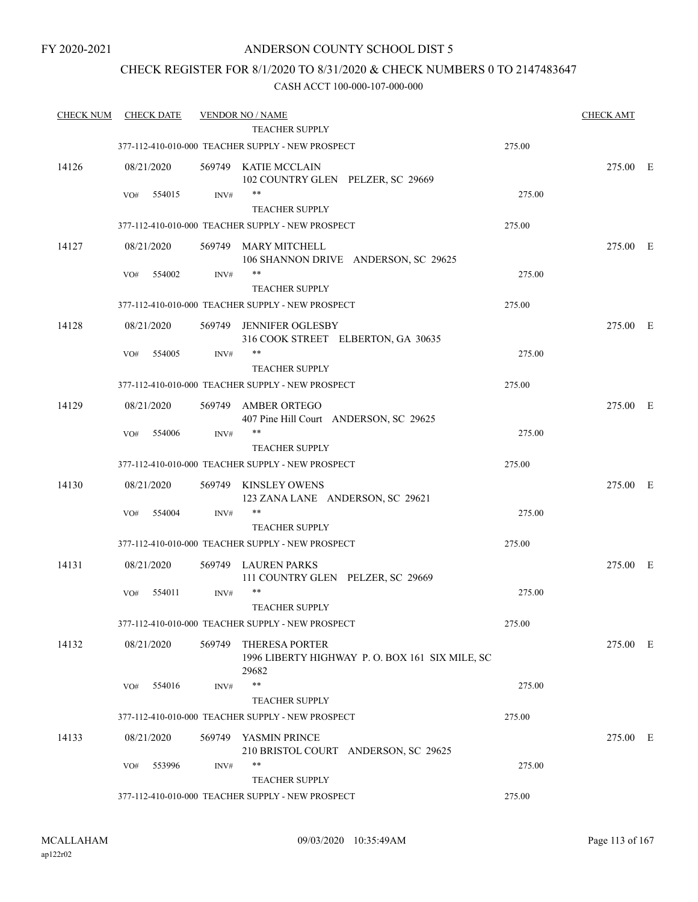FY 2020-2021

# ANDERSON COUNTY SCHOOL DIST 5

## CHECK REGISTER FOR 8/1/2020 TO 8/31/2020 & CHECK NUMBERS 0 TO 2147483647

### CASH ACCT 100-000-107-000-000

| CHECK NUM | CHECK DATE | VENDOR NO / NAME | | CHECK AMT | |
|---|---|---|---|---|---|
| | | TEACHER SUPPLY | | | |
| | | 377-112-410-010-000 TEACHER SUPPLY - NEW PROSPECT | 275.00 | | |
| 14126 | 08/21/2020 | 569749 KATIE MCCLAIN<br>102 COUNTRY GLEN PELZER, SC 29669 | | 275.00 | E |
| | VO# 554015 | INV# ** | 275.00 | | |
| | | TEACHER SUPPLY | | | |
| | | 377-112-410-010-000 TEACHER SUPPLY - NEW PROSPECT | 275.00 | | |
| 14127 | 08/21/2020 | 569749 MARY MITCHELL<br>106 SHANNON DRIVE ANDERSON, SC 29625 | | 275.00 | E |
| | VO# 554002 | INV# ** | 275.00 | | |
| | | TEACHER SUPPLY | | | |
| | | 377-112-410-010-000 TEACHER SUPPLY - NEW PROSPECT | 275.00 | | |
| 14128 | 08/21/2020 | 569749 JENNIFER OGLESBY<br>316 COOK STREET ELBERTON, GA 30635 | | 275.00 | E |
| | VO# 554005 | INV# ** | 275.00 | | |
| | | TEACHER SUPPLY | | | |
| | | 377-112-410-010-000 TEACHER SUPPLY - NEW PROSPECT | 275.00 | | |
| 14129 | 08/21/2020 | 569749 AMBER ORTEGO<br>407 Pine Hill Court ANDERSON, SC 29625 | | 275.00 | E |
| | VO# 554006 | INV# ** | 275.00 | | |
| | | TEACHER SUPPLY | | | |
| | | 377-112-410-010-000 TEACHER SUPPLY - NEW PROSPECT | 275.00 | | |
| 14130 | 08/21/2020 | 569749 KINSLEY OWENS<br>123 ZANA LANE ANDERSON, SC 29621 | | 275.00 | E |
| | VO# 554004 | INV# ** | 275.00 | | |
| | | TEACHER SUPPLY | | | |
| | | 377-112-410-010-000 TEACHER SUPPLY - NEW PROSPECT | 275.00 | | |
| 14131 | 08/21/2020 | 569749 LAUREN PARKS<br>111 COUNTRY GLEN PELZER, SC 29669 | | 275.00 | E |
| | VO# 554011 | INV# ** | 275.00 | | |
| | | TEACHER SUPPLY | | | |
| | | 377-112-410-010-000 TEACHER SUPPLY - NEW PROSPECT | 275.00 | | |
| 14132 | 08/21/2020 | 569749 THERESA PORTER<br>1996 LIBERTY HIGHWAY P. O. BOX 161 SIX MILE, SC 29682 | | 275.00 | E |
| | VO# 554016 | INV# ** | 275.00 | | |
| | | TEACHER SUPPLY | | | |
| | | 377-112-410-010-000 TEACHER SUPPLY - NEW PROSPECT | 275.00 | | |
| 14133 | 08/21/2020 | 569749 YASMIN PRINCE<br>210 BRISTOL COURT ANDERSON, SC 29625 | | 275.00 | E |
| | VO# 553996 | INV# ** | 275.00 | | |
| | | TEACHER SUPPLY | | | |
| | | 377-112-410-010-000 TEACHER SUPPLY - NEW PROSPECT | 275.00 | | |

MCALLAHAM
ap122r02

09/03/2020 10:35:49AM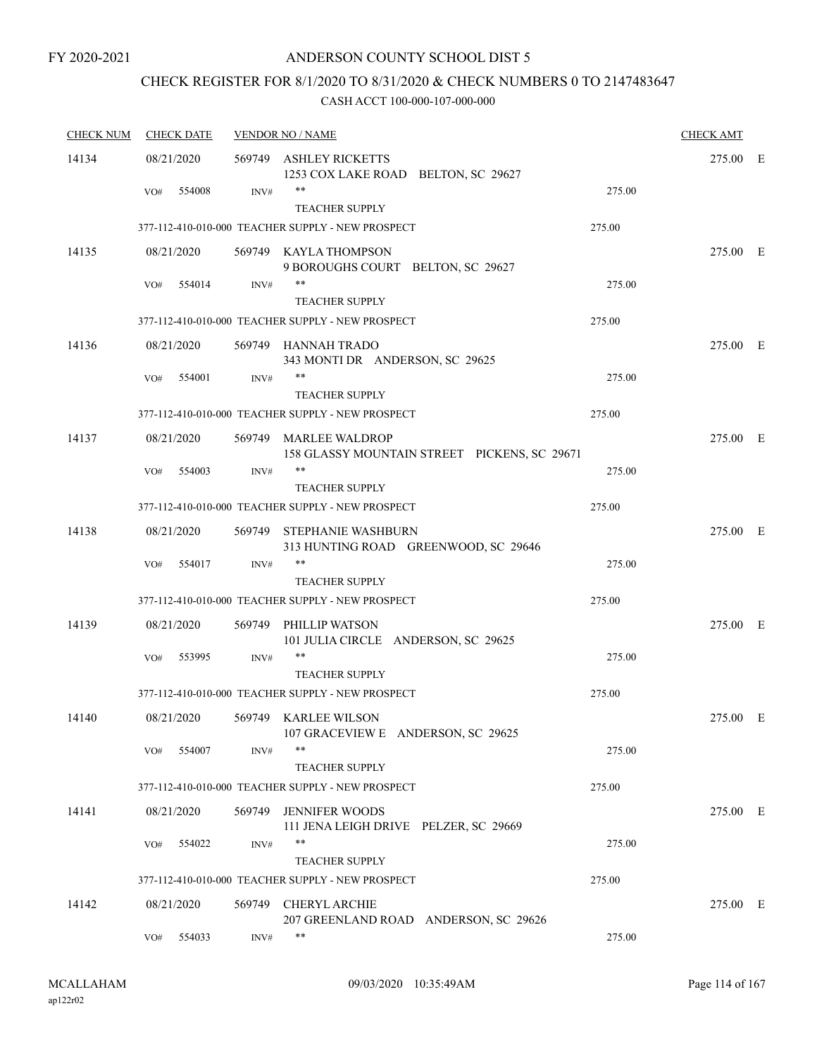FY 2020-2021

# ANDERSON COUNTY SCHOOL DIST 5

## CHECK REGISTER FOR 8/1/2020 TO 8/31/2020 & CHECK NUMBERS 0 TO 2147483647

### CASH ACCT 100-000-107-000-000

| CHECK NUM | CHECK DATE | VENDOR NO / NAME | | CHECK AMT |
|---|---|---|---|---|
| 14134 | 08/21/2020 | 569749 ASHLEY RICKETTS<br>1253 COX LAKE ROAD BELTON, SC 29627 | | 275.00 E |
| | VO# 554008 | INV# **<br>TEACHER SUPPLY | 275.00 | |
| | | 377-112-410-010-000 TEACHER SUPPLY - NEW PROSPECT | 275.00 | |
| 14135 | 08/21/2020 | 569749 KAYLA THOMPSON<br>9 BOROUGHS COURT BELTON, SC 29627 | | 275.00 E |
| | VO# 554014 | INV# **<br>TEACHER SUPPLY | 275.00 | |
| | | 377-112-410-010-000 TEACHER SUPPLY - NEW PROSPECT | 275.00 | |
| 14136 | 08/21/2020 | 569749 HANNAH TRADO<br>343 MONTI DR ANDERSON, SC 29625 | | 275.00 E |
| | VO# 554001 | INV# **<br>TEACHER SUPPLY | 275.00 | |
| | | 377-112-410-010-000 TEACHER SUPPLY - NEW PROSPECT | 275.00 | |
| 14137 | 08/21/2020 | 569749 MARLEE WALDROP<br>158 GLASSY MOUNTAIN STREET PICKENS, SC 29671 | | 275.00 E |
| | VO# 554003 | INV# **<br>TEACHER SUPPLY | 275.00 | |
| | | 377-112-410-010-000 TEACHER SUPPLY - NEW PROSPECT | 275.00 | |
| 14138 | 08/21/2020 | 569749 STEPHANIE WASHBURN<br>313 HUNTING ROAD GREENWOOD, SC 29646 | | 275.00 E |
| | VO# 554017 | INV# **<br>TEACHER SUPPLY | 275.00 | |
| | | 377-112-410-010-000 TEACHER SUPPLY - NEW PROSPECT | 275.00 | |
| 14139 | 08/21/2020 | 569749 PHILLIP WATSON<br>101 JULIA CIRCLE ANDERSON, SC 29625 | | 275.00 E |
| | VO# 553995 | INV# **<br>TEACHER SUPPLY | 275.00 | |
| | | 377-112-410-010-000 TEACHER SUPPLY - NEW PROSPECT | 275.00 | |
| 14140 | 08/21/2020 | 569749 KARLEE WILSON<br>107 GRACEVIEW E ANDERSON, SC 29625 | | 275.00 E |
| | VO# 554007 | INV# **<br>TEACHER SUPPLY | 275.00 | |
| | | 377-112-410-010-000 TEACHER SUPPLY - NEW PROSPECT | 275.00 | |
| 14141 | 08/21/2020 | 569749 JENNIFER WOODS<br>111 JENA LEIGH DRIVE PELZER, SC 29669 | | 275.00 E |
| | VO# 554022 | INV# **<br>TEACHER SUPPLY | 275.00 | |
| | | 377-112-410-010-000 TEACHER SUPPLY - NEW PROSPECT | 275.00 | |
| 14142 | 08/21/2020 | 569749 CHERYL ARCHIE<br>207 GREENLAND ROAD ANDERSON, SC 29626 | | 275.00 E |
| | VO# 554033 | INV# ** | 275.00 | |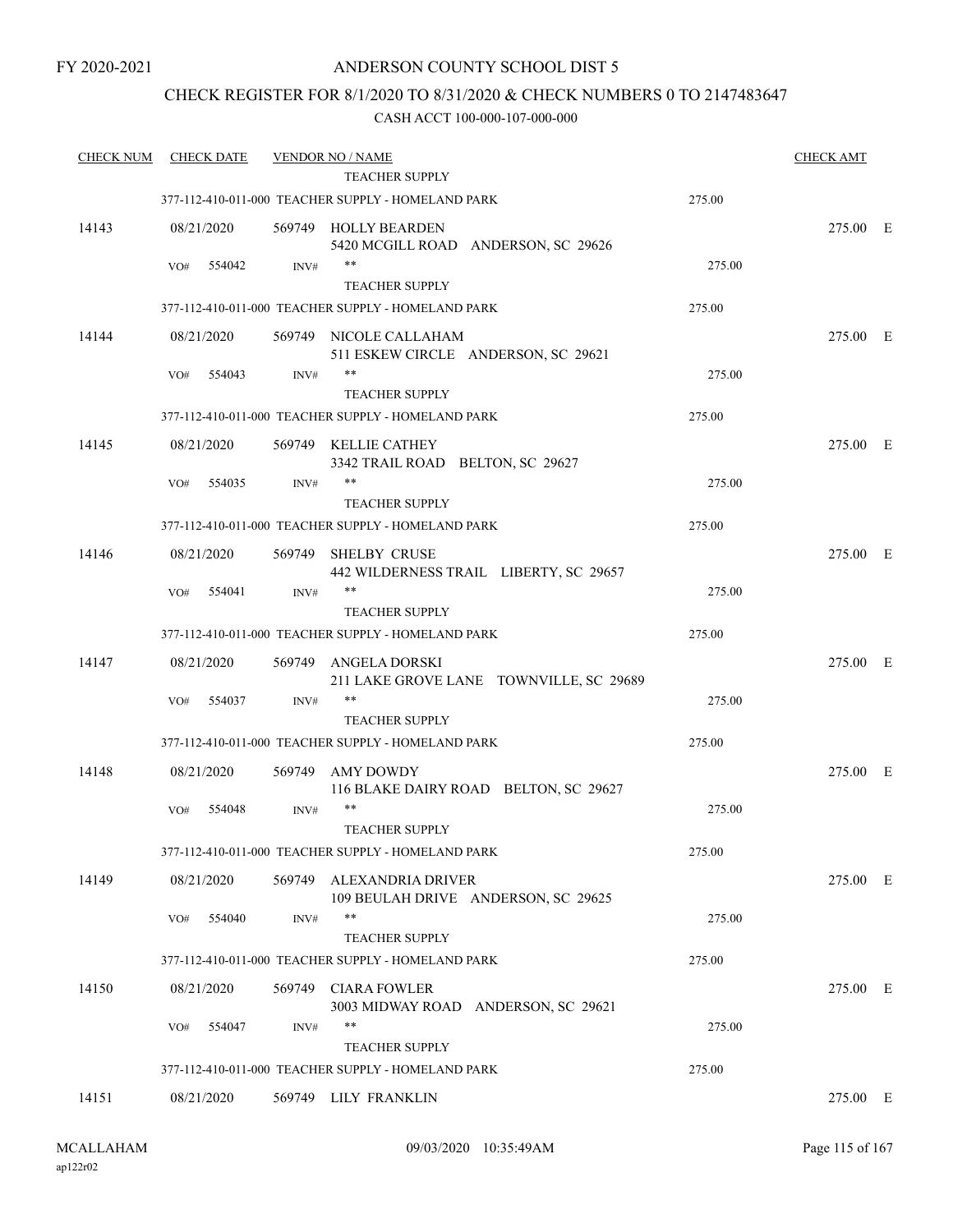FY 2020-2021

# ANDERSON COUNTY SCHOOL DIST 5

## CHECK REGISTER FOR 8/1/2020 TO 8/31/2020 & CHECK NUMBERS 0 TO 2147483647

### CASH ACCT 100-000-107-000-000

| CHECK NUM | CHECK DATE | VENDOR NO / NAME | | CHECK AMT | |
|---|---|---|---|---|---|
| | | TEACHER SUPPLY | | | |
| | 377-112-410-011-000 TEACHER SUPPLY - HOMELAND PARK | | 275.00 | | |
| 14143 | 08/21/2020 | 569749 HOLLY BEARDEN<br>5420 MCGILL ROAD ANDERSON, SC 29626 | | 275.00 | E |
| | VO# 554042 INV# | **<br>TEACHER SUPPLY | 275.00 | | |
| | 377-112-410-011-000 TEACHER SUPPLY - HOMELAND PARK | | 275.00 | | |
| 14144 | 08/21/2020 | 569749 NICOLE CALLAHAM<br>511 ESKEW CIRCLE ANDERSON, SC 29621 | | 275.00 | E |
| | VO# 554043 INV# | **<br>TEACHER SUPPLY | 275.00 | | |
| | 377-112-410-011-000 TEACHER SUPPLY - HOMELAND PARK | | 275.00 | | |
| 14145 | 08/21/2020 | 569749 KELLIE CATHEY<br>3342 TRAIL ROAD BELTON, SC 29627 | | 275.00 | E |
| | VO# 554035 INV# | **<br>TEACHER SUPPLY | 275.00 | | |
| | 377-112-410-011-000 TEACHER SUPPLY - HOMELAND PARK | | 275.00 | | |
| 14146 | 08/21/2020 | 569749 SHELBY CRUSE<br>442 WILDERNESS TRAIL LIBERTY, SC 29657 | | 275.00 | E |
| | VO# 554041 INV# | **<br>TEACHER SUPPLY | 275.00 | | |
| | 377-112-410-011-000 TEACHER SUPPLY - HOMELAND PARK | | 275.00 | | |
| 14147 | 08/21/2020 | 569749 ANGELA DORSKI<br>211 LAKE GROVE LANE TOWNVILLE, SC 29689 | | 275.00 | E |
| | VO# 554037 INV# | **<br>TEACHER SUPPLY | 275.00 | | |
| | 377-112-410-011-000 TEACHER SUPPLY - HOMELAND PARK | | 275.00 | | |
| 14148 | 08/21/2020 | 569749 AMY DOWDY<br>116 BLAKE DAIRY ROAD BELTON, SC 29627 | | 275.00 | E |
| | VO# 554048 INV# | **<br>TEACHER SUPPLY | 275.00 | | |
| | 377-112-410-011-000 TEACHER SUPPLY - HOMELAND PARK | | 275.00 | | |
| 14149 | 08/21/2020 | 569749 ALEXANDRIA DRIVER<br>109 BEULAH DRIVE ANDERSON, SC 29625 | | 275.00 | E |
| | VO# 554040 INV# | **<br>TEACHER SUPPLY | 275.00 | | |
| | 377-112-410-011-000 TEACHER SUPPLY - HOMELAND PARK | | 275.00 | | |
| 14150 | 08/21/2020 | 569749 CIARA FOWLER<br>3003 MIDWAY ROAD ANDERSON, SC 29621 | | 275.00 | E |
| | VO# 554047 INV# | **<br>TEACHER SUPPLY | 275.00 | | |
| | 377-112-410-011-000 TEACHER SUPPLY - HOMELAND PARK | | 275.00 | | |
| 14151 | 08/21/2020 | 569749 LILY FRANKLIN | | 275.00 | E |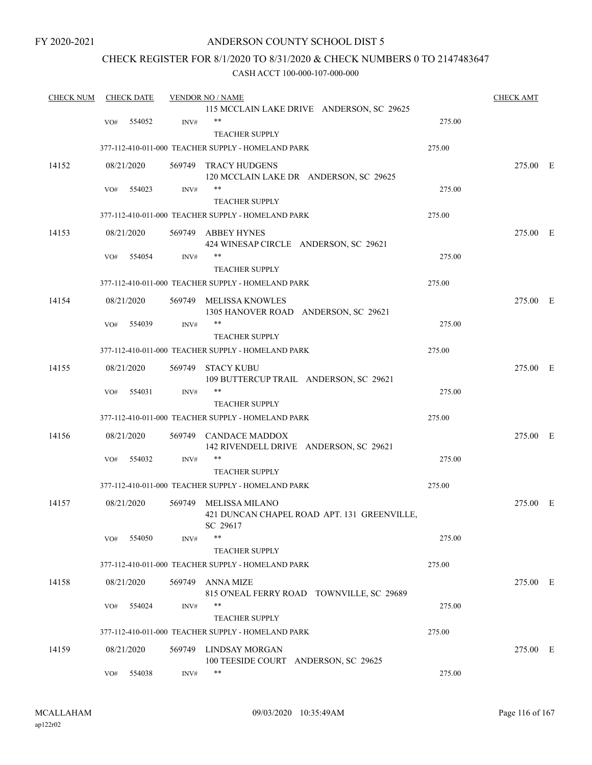FY 2020-2021

# ANDERSON COUNTY SCHOOL DIST 5

## CHECK REGISTER FOR 8/1/2020 TO 8/31/2020 & CHECK NUMBERS 0 TO 2147483647

### CASH ACCT 100-000-107-000-000

| CHECK NUM | CHECK DATE | VENDOR NO / NAME | | CHECK AMT | |
|---|---|---|---|---|---|
| | | 115 MCCLAIN LAKE DRIVE ANDERSON, SC 29625 | | | |
| | VO# 554052 INV# | ** TEACHER SUPPLY | 275.00 | | |
| | | 377-112-410-011-000 TEACHER SUPPLY - HOMELAND PARK | 275.00 | | |
| 14152 | 08/21/2020 | 569749 TRACY HUDGENS 120 MCCLAIN LAKE DR ANDERSON, SC 29625 | | 275.00 | E |
| | VO# 554023 INV# | ** TEACHER SUPPLY | 275.00 | | |
| | | 377-112-410-011-000 TEACHER SUPPLY - HOMELAND PARK | 275.00 | | |
| 14153 | 08/21/2020 | 569749 ABBEY HYNES 424 WINESAP CIRCLE ANDERSON, SC 29621 | | 275.00 | E |
| | VO# 554054 INV# | ** TEACHER SUPPLY | 275.00 | | |
| | | 377-112-410-011-000 TEACHER SUPPLY - HOMELAND PARK | 275.00 | | |
| 14154 | 08/21/2020 | 569749 MELISSA KNOWLES 1305 HANOVER ROAD ANDERSON, SC 29621 | | 275.00 | E |
| | VO# 554039 INV# | ** TEACHER SUPPLY | 275.00 | | |
| | | 377-112-410-011-000 TEACHER SUPPLY - HOMELAND PARK | 275.00 | | |
| 14155 | 08/21/2020 | 569749 STACY KUBU 109 BUTTERCUP TRAIL ANDERSON, SC 29621 | | 275.00 | E |
| | VO# 554031 INV# | ** TEACHER SUPPLY | 275.00 | | |
| | | 377-112-410-011-000 TEACHER SUPPLY - HOMELAND PARK | 275.00 | | |
| 14156 | 08/21/2020 | 569749 CANDACE MADDOX 142 RIVENDELL DRIVE ANDERSON, SC 29621 | | 275.00 | E |
| | VO# 554032 INV# | ** TEACHER SUPPLY | 275.00 | | |
| | | 377-112-410-011-000 TEACHER SUPPLY - HOMELAND PARK | 275.00 | | |
| 14157 | 08/21/2020 | 569749 MELISSA MILANO 421 DUNCAN CHAPEL ROAD APT. 131 GREENVILLE, SC 29617 | | 275.00 | E |
| | VO# 554050 INV# | ** TEACHER SUPPLY | 275.00 | | |
| | | 377-112-410-011-000 TEACHER SUPPLY - HOMELAND PARK | 275.00 | | |
| 14158 | 08/21/2020 | 569749 ANNA MIZE 815 O'NEAL FERRY ROAD TOWNVILLE, SC 29689 | | 275.00 | E |
| | VO# 554024 INV# | ** TEACHER SUPPLY | 275.00 | | |
| | | 377-112-410-011-000 TEACHER SUPPLY - HOMELAND PARK | 275.00 | | |
| 14159 | 08/21/2020 | 569749 LINDSAY MORGAN 100 TEESIDE COURT ANDERSON, SC 29625 | | 275.00 | E |
| | VO# 554038 INV# | ** | 275.00 | | |

MCALLAHAM ap122r02 09/03/2020 10:35:49AM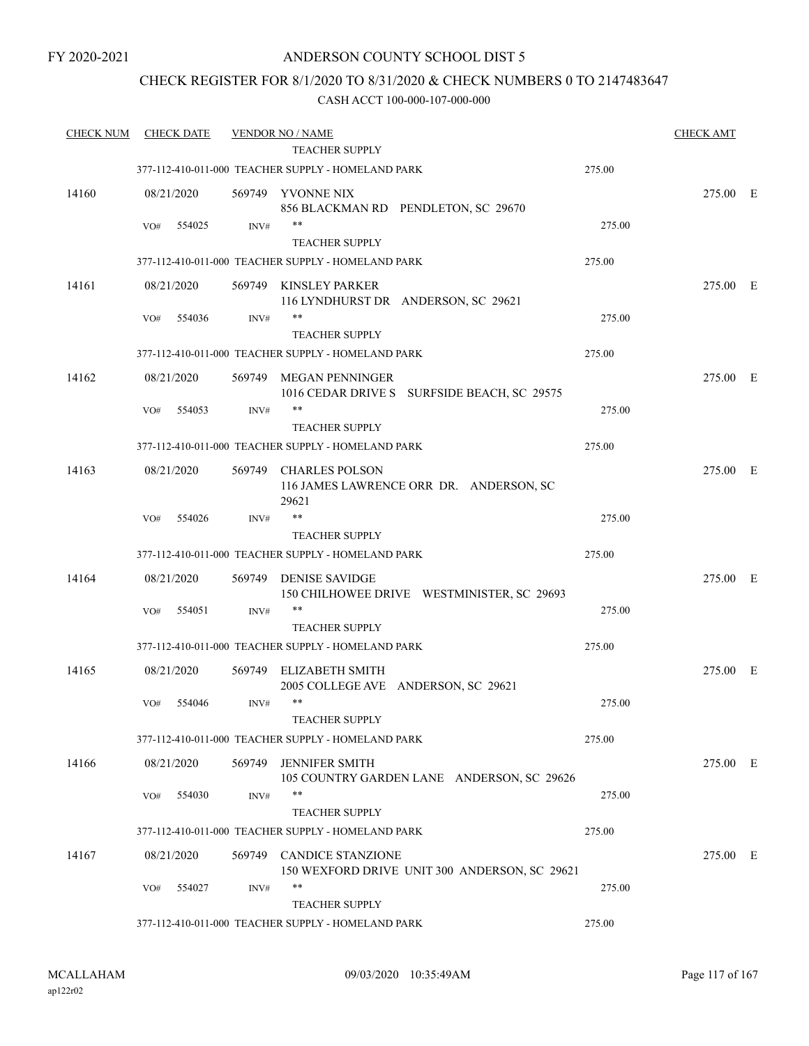FY 2020-2021

# ANDERSON COUNTY SCHOOL DIST 5

## CHECK REGISTER FOR 8/1/2020 TO 8/31/2020 & CHECK NUMBERS 0 TO 2147483647

### CASH ACCT 100-000-107-000-000

| CHECK NUM | CHECK DATE | VENDOR NO / NAME | | CHECK AMT |
|---|---|---|---|---|
| | | TEACHER SUPPLY | | |
| | | 377-112-410-011-000 TEACHER SUPPLY - HOMELAND PARK | 275.00 | |
| 14160 | 08/21/2020 | 569749 YVONNE NIX<br>856 BLACKMAN RD PENDLETON, SC 29670 | | 275.00 E |
| | VO# 554025 | INV# **<br>TEACHER SUPPLY | 275.00 | |
| | | 377-112-410-011-000 TEACHER SUPPLY - HOMELAND PARK | 275.00 | |
| 14161 | 08/21/2020 | 569749 KINSLEY PARKER<br>116 LYNDHURST DR ANDERSON, SC 29621 | | 275.00 E |
| | VO# 554036 | INV# **<br>TEACHER SUPPLY | 275.00 | |
| | | 377-112-410-011-000 TEACHER SUPPLY - HOMELAND PARK | 275.00 | |
| 14162 | 08/21/2020 | 569749 MEGAN PENNINGER<br>1016 CEDAR DRIVE S SURFSIDE BEACH, SC 29575 | | 275.00 E |
| | VO# 554053 | INV# **<br>TEACHER SUPPLY | 275.00 | |
| | | 377-112-410-011-000 TEACHER SUPPLY - HOMELAND PARK | 275.00 | |
| 14163 | 08/21/2020 | 569749 CHARLES POLSON<br>116 JAMES LAWRENCE ORR DR. ANDERSON, SC 29621 | | 275.00 E |
| | VO# 554026 | INV# **<br>TEACHER SUPPLY | 275.00 | |
| | | 377-112-410-011-000 TEACHER SUPPLY - HOMELAND PARK | 275.00 | |
| 14164 | 08/21/2020 | 569749 DENISE SAVIDGE<br>150 CHILHOWEE DRIVE WESTMINISTER, SC 29693 | | 275.00 E |
| | VO# 554051 | INV# **<br>TEACHER SUPPLY | 275.00 | |
| | | 377-112-410-011-000 TEACHER SUPPLY - HOMELAND PARK | 275.00 | |
| 14165 | 08/21/2020 | 569749 ELIZABETH SMITH<br>2005 COLLEGE AVE ANDERSON, SC 29621 | | 275.00 E |
| | VO# 554046 | INV# **<br>TEACHER SUPPLY | 275.00 | |
| | | 377-112-410-011-000 TEACHER SUPPLY - HOMELAND PARK | 275.00 | |
| 14166 | 08/21/2020 | 569749 JENNIFER SMITH<br>105 COUNTRY GARDEN LANE ANDERSON, SC 29626 | | 275.00 E |
| | VO# 554030 | INV# **<br>TEACHER SUPPLY | 275.00 | |
| | | 377-112-410-011-000 TEACHER SUPPLY - HOMELAND PARK | 275.00 | |
| 14167 | 08/21/2020 | 569749 CANDICE STANZIONE<br>150 WEXFORD DRIVE UNIT 300 ANDERSON, SC 29621 | | 275.00 E |
| | VO# 554027 | INV# **<br>TEACHER SUPPLY | 275.00 | |
| | | 377-112-410-011-000 TEACHER SUPPLY - HOMELAND PARK | 275.00 | |

MCALLAHAM
ap122r02

09/03/2020 10:35:49AM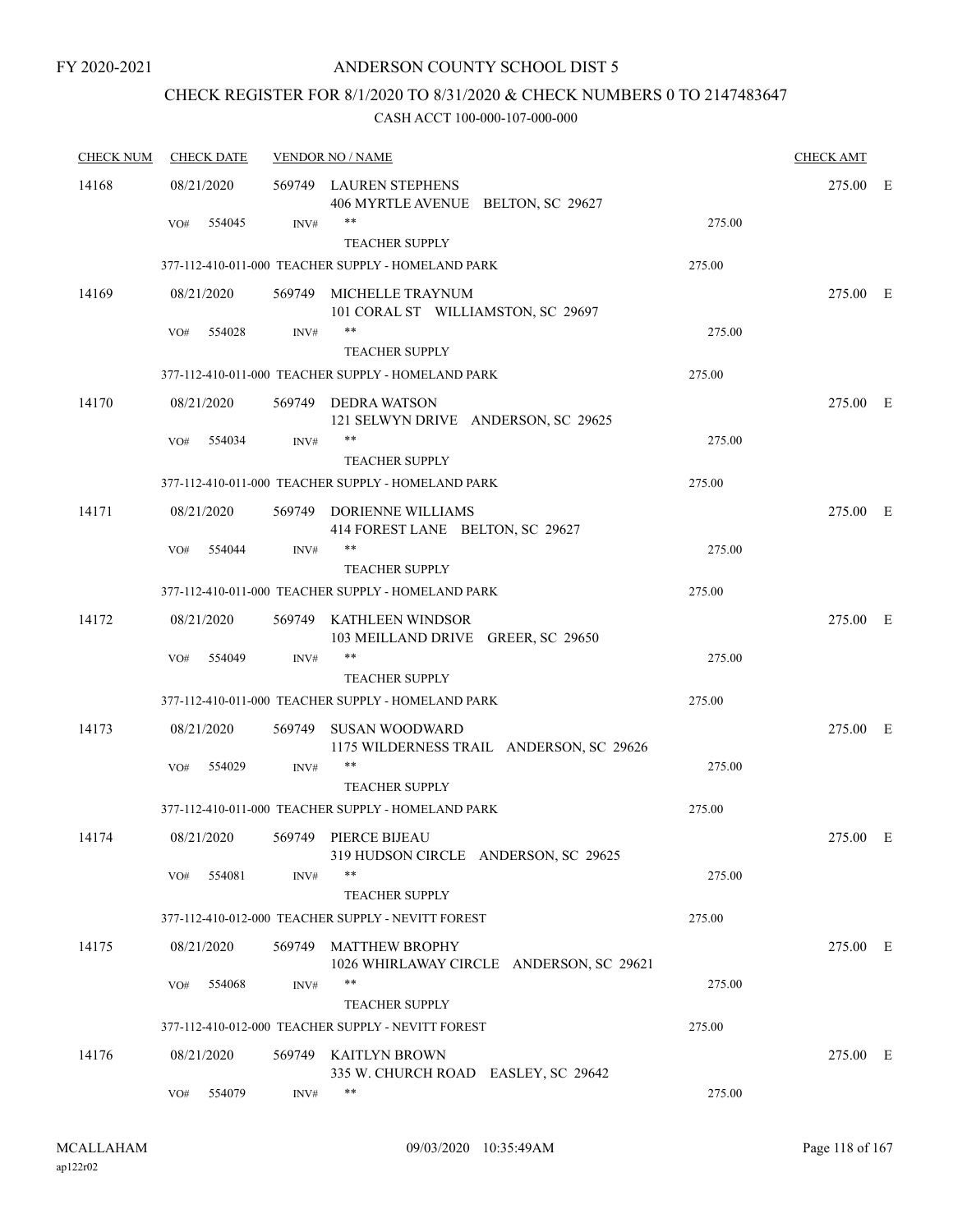FY 2020-2021

# ANDERSON COUNTY SCHOOL DIST 5

## CHECK REGISTER FOR 8/1/2020 TO 8/31/2020 & CHECK NUMBERS 0 TO 2147483647

### CASH ACCT 100-000-107-000-000

| CHECK NUM | CHECK DATE | VENDOR NO / NAME | | CHECK AMT |
|---|---|---|---|---|
| 14168 | 08/21/2020 | 569749 LAUREN STEPHENS<br>406 MYRTLE AVENUE BELTON, SC 29627 | | 275.00 E |
| | VO# 554045 | INV# **<br>TEACHER SUPPLY | 275.00 | |
| | | 377-112-410-011-000 TEACHER SUPPLY - HOMELAND PARK | 275.00 | |
| 14169 | 08/21/2020 | 569749 MICHELLE TRAYNUM<br>101 CORAL ST WILLIAMSTON, SC 29697 | | 275.00 E |
| | VO# 554028 | INV# **<br>TEACHER SUPPLY | 275.00 | |
| | | 377-112-410-011-000 TEACHER SUPPLY - HOMELAND PARK | 275.00 | |
| 14170 | 08/21/2020 | 569749 DEDRA WATSON<br>121 SELWYN DRIVE ANDERSON, SC 29625 | | 275.00 E |
| | VO# 554034 | INV# **<br>TEACHER SUPPLY | 275.00 | |
| | | 377-112-410-011-000 TEACHER SUPPLY - HOMELAND PARK | 275.00 | |
| 14171 | 08/21/2020 | 569749 DORIENNE WILLIAMS<br>414 FOREST LANE BELTON, SC 29627 | | 275.00 E |
| | VO# 554044 | INV# **<br>TEACHER SUPPLY | 275.00 | |
| | | 377-112-410-011-000 TEACHER SUPPLY - HOMELAND PARK | 275.00 | |
| 14172 | 08/21/2020 | 569749 KATHLEEN WINDSOR<br>103 MEILLAND DRIVE GREER, SC 29650 | | 275.00 E |
| | VO# 554049 | INV# **<br>TEACHER SUPPLY | 275.00 | |
| | | 377-112-410-011-000 TEACHER SUPPLY - HOMELAND PARK | 275.00 | |
| 14173 | 08/21/2020 | 569749 SUSAN WOODWARD<br>1175 WILDERNESS TRAIL ANDERSON, SC 29626 | | 275.00 E |
| | VO# 554029 | INV# **<br>TEACHER SUPPLY | 275.00 | |
| | | 377-112-410-011-000 TEACHER SUPPLY - HOMELAND PARK | 275.00 | |
| 14174 | 08/21/2020 | 569749 PIERCE BIJEAU<br>319 HUDSON CIRCLE ANDERSON, SC 29625 | | 275.00 E |
| | VO# 554081 | INV# **<br>TEACHER SUPPLY | 275.00 | |
| | | 377-112-410-012-000 TEACHER SUPPLY - NEVITT FOREST | 275.00 | |
| 14175 | 08/21/2020 | 569749 MATTHEW BROPHY<br>1026 WHIRLAWAY CIRCLE ANDERSON, SC 29621 | | 275.00 E |
| | VO# 554068 | INV# **<br>TEACHER SUPPLY | 275.00 | |
| | | 377-112-410-012-000 TEACHER SUPPLY - NEVITT FOREST | 275.00 | |
| 14176 | 08/21/2020 | 569749 KAITLYN BROWN<br>335 W. CHURCH ROAD EASLEY, SC 29642 | | 275.00 E |
| | VO# 554079 | INV# ** | 275.00 | |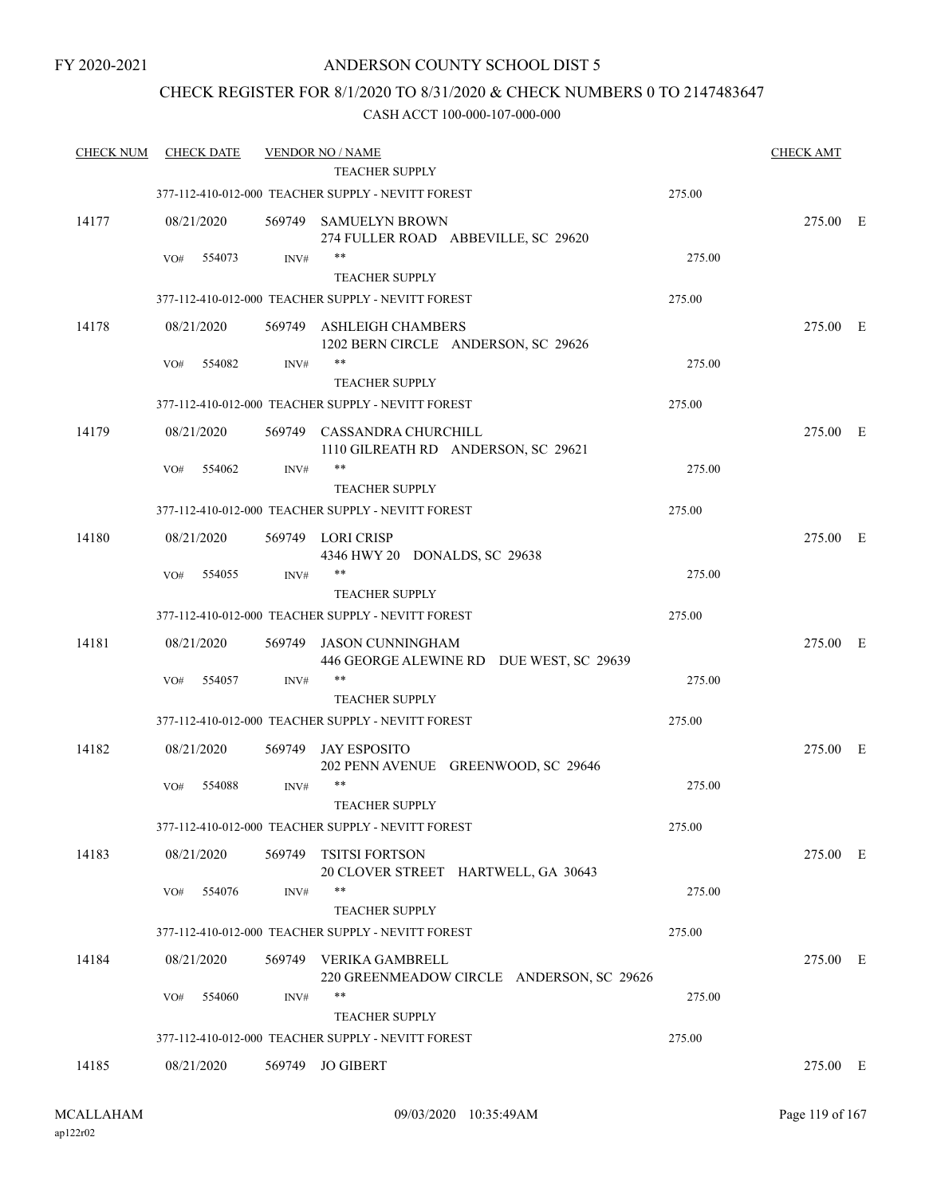FY 2020-2021

# ANDERSON COUNTY SCHOOL DIST 5

## CHECK REGISTER FOR 8/1/2020 TO 8/31/2020 & CHECK NUMBERS 0 TO 2147483647

CASH ACCT 100-000-107-000-000

| CHECK NUM | CHECK DATE | VENDOR NO / NAME | | CHECK AMT | |
|---|---|---|---|---|---|
| | | TEACHER SUPPLY | | | |
| | | 377-112-410-012-000 TEACHER SUPPLY - NEVITT FOREST | 275.00 | | |
| 14177 | 08/21/2020 | 569749 SAMUELYN BROWN<br>274 FULLER ROAD ABBEVILLE, SC 29620 | | 275.00 | E |
| | VO# 554073 | INV# ** | 275.00 | | |
| | | TEACHER SUPPLY | | | |
| | | 377-112-410-012-000 TEACHER SUPPLY - NEVITT FOREST | 275.00 | | |
| 14178 | 08/21/2020 | 569749 ASHLEIGH CHAMBERS<br>1202 BERN CIRCLE ANDERSON, SC 29626 | | 275.00 | E |
| | VO# 554082 | INV# ** | 275.00 | | |
| | | TEACHER SUPPLY | | | |
| | | 377-112-410-012-000 TEACHER SUPPLY - NEVITT FOREST | 275.00 | | |
| 14179 | 08/21/2020 | 569749 CASSANDRA CHURCHILL<br>1110 GILREATH RD ANDERSON, SC 29621 | | 275.00 | E |
| | VO# 554062 | INV# ** | 275.00 | | |
| | | TEACHER SUPPLY | | | |
| | | 377-112-410-012-000 TEACHER SUPPLY - NEVITT FOREST | 275.00 | | |
| 14180 | 08/21/2020 | 569749 LORI CRISP<br>4346 HWY 20 DONALDS, SC 29638 | | 275.00 | E |
| | VO# 554055 | INV# ** | 275.00 | | |
| | | TEACHER SUPPLY | | | |
| | | 377-112-410-012-000 TEACHER SUPPLY - NEVITT FOREST | 275.00 | | |
| 14181 | 08/21/2020 | 569749 JASON CUNNINGHAM<br>446 GEORGE ALEWINE RD DUE WEST, SC 29639 | | 275.00 | E |
| | VO# 554057 | INV# ** | 275.00 | | |
| | | TEACHER SUPPLY | | | |
| | | 377-112-410-012-000 TEACHER SUPPLY - NEVITT FOREST | 275.00 | | |
| 14182 | 08/21/2020 | 569749 JAY ESPOSITO<br>202 PENN AVENUE GREENWOOD, SC 29646 | | 275.00 | E |
| | VO# 554088 | INV# ** | 275.00 | | |
| | | TEACHER SUPPLY | | | |
| | | 377-112-410-012-000 TEACHER SUPPLY - NEVITT FOREST | 275.00 | | |
| 14183 | 08/21/2020 | 569749 TSITSI FORTSON<br>20 CLOVER STREET HARTWELL, GA 30643 | | 275.00 | E |
| | VO# 554076 | INV# ** | 275.00 | | |
| | | TEACHER SUPPLY | | | |
| | | 377-112-410-012-000 TEACHER SUPPLY - NEVITT FOREST | 275.00 | | |
| 14184 | 08/21/2020 | 569749 VERIKA GAMBRELL<br>220 GREENMEADOW CIRCLE ANDERSON, SC 29626 | | 275.00 | E |
| | VO# 554060 | INV# ** | 275.00 | | |
| | | TEACHER SUPPLY | | | |
| | | 377-112-410-012-000 TEACHER SUPPLY - NEVITT FOREST | 275.00 | | |
| 14185 | 08/21/2020 | 569749 JO GIBERT | | 275.00 | E |

MCALLAHAM
ap122r02

09/03/2020 10:35:49AM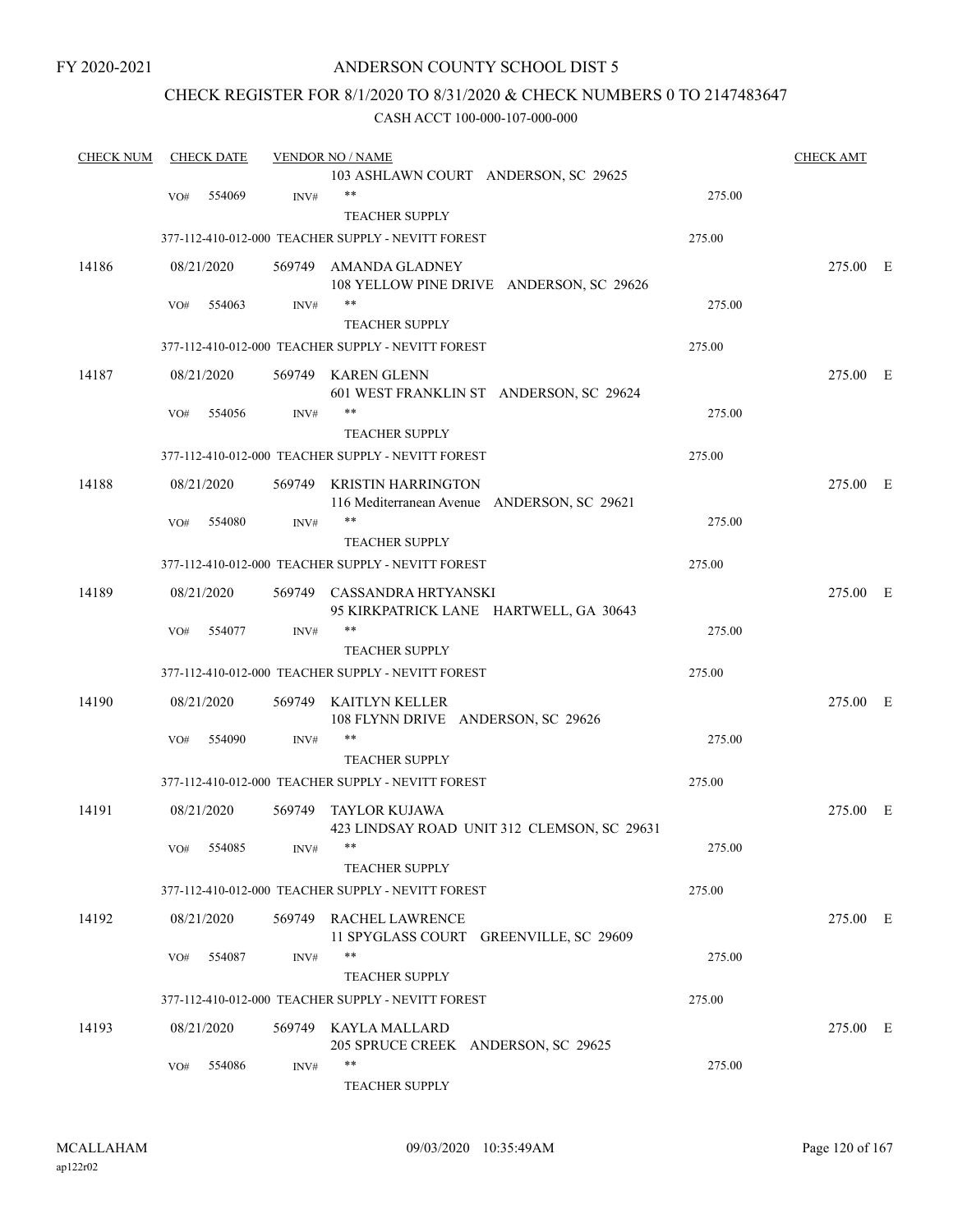FY 2020-2021

# ANDERSON COUNTY SCHOOL DIST 5

## CHECK REGISTER FOR 8/1/2020 TO 8/31/2020 & CHECK NUMBERS 0 TO 2147483647

### CASH ACCT 100-000-107-000-000

| CHECK NUM | CHECK DATE | VENDOR NO / NAME | | CHECK AMT |
|---|---|---|---|---|
| | | 103 ASHLAWN COURT ANDERSON, SC 29625 | | |
| | VO# 554069 INV# | ** TEACHER SUPPLY | 275.00 | |
| | | 377-112-410-012-000 TEACHER SUPPLY - NEVITT FOREST | 275.00 | |
| 14186 | 08/21/2020 | 569749 AMANDA GLADNEY 108 YELLOW PINE DRIVE ANDERSON, SC 29626 | | 275.00 E |
| | VO# 554063 INV# | ** TEACHER SUPPLY | 275.00 | |
| | | 377-112-410-012-000 TEACHER SUPPLY - NEVITT FOREST | 275.00 | |
| 14187 | 08/21/2020 | 569749 KAREN GLENN 601 WEST FRANKLIN ST ANDERSON, SC 29624 | | 275.00 E |
| | VO# 554056 INV# | ** TEACHER SUPPLY | 275.00 | |
| | | 377-112-410-012-000 TEACHER SUPPLY - NEVITT FOREST | 275.00 | |
| 14188 | 08/21/2020 | 569749 KRISTIN HARRINGTON 116 Mediterranean Avenue ANDERSON, SC 29621 | | 275.00 E |
| | VO# 554080 INV# | ** TEACHER SUPPLY | 275.00 | |
| | | 377-112-410-012-000 TEACHER SUPPLY - NEVITT FOREST | 275.00 | |
| 14189 | 08/21/2020 | 569749 CASSANDRA HRTYANSKI 95 KIRKPATRICK LANE HARTWELL, GA 30643 | | 275.00 E |
| | VO# 554077 INV# | ** TEACHER SUPPLY | 275.00 | |
| | | 377-112-410-012-000 TEACHER SUPPLY - NEVITT FOREST | 275.00 | |
| 14190 | 08/21/2020 | 569749 KAITLYN KELLER 108 FLYNN DRIVE ANDERSON, SC 29626 | | 275.00 E |
| | VO# 554090 INV# | ** TEACHER SUPPLY | 275.00 | |
| | | 377-112-410-012-000 TEACHER SUPPLY - NEVITT FOREST | 275.00 | |
| 14191 | 08/21/2020 | 569749 TAYLOR KUJAWA 423 LINDSAY ROAD UNIT 312 CLEMSON, SC 29631 | | 275.00 E |
| | VO# 554085 INV# | ** TEACHER SUPPLY | 275.00 | |
| | | 377-112-410-012-000 TEACHER SUPPLY - NEVITT FOREST | 275.00 | |
| 14192 | 08/21/2020 | 569749 RACHEL LAWRENCE 11 SPYGLASS COURT GREENVILLE, SC 29609 | | 275.00 E |
| | VO# 554087 INV# | ** TEACHER SUPPLY | 275.00 | |
| | | 377-112-410-012-000 TEACHER SUPPLY - NEVITT FOREST | 275.00 | |
| 14193 | 08/21/2020 | 569749 KAYLA MALLARD 205 SPRUCE CREEK ANDERSON, SC 29625 | | 275.00 E |
| | VO# 554086 INV# | ** TEACHER SUPPLY | 275.00 | |

MCALLAHAM ap122r02 09/03/2020 10:35:49AM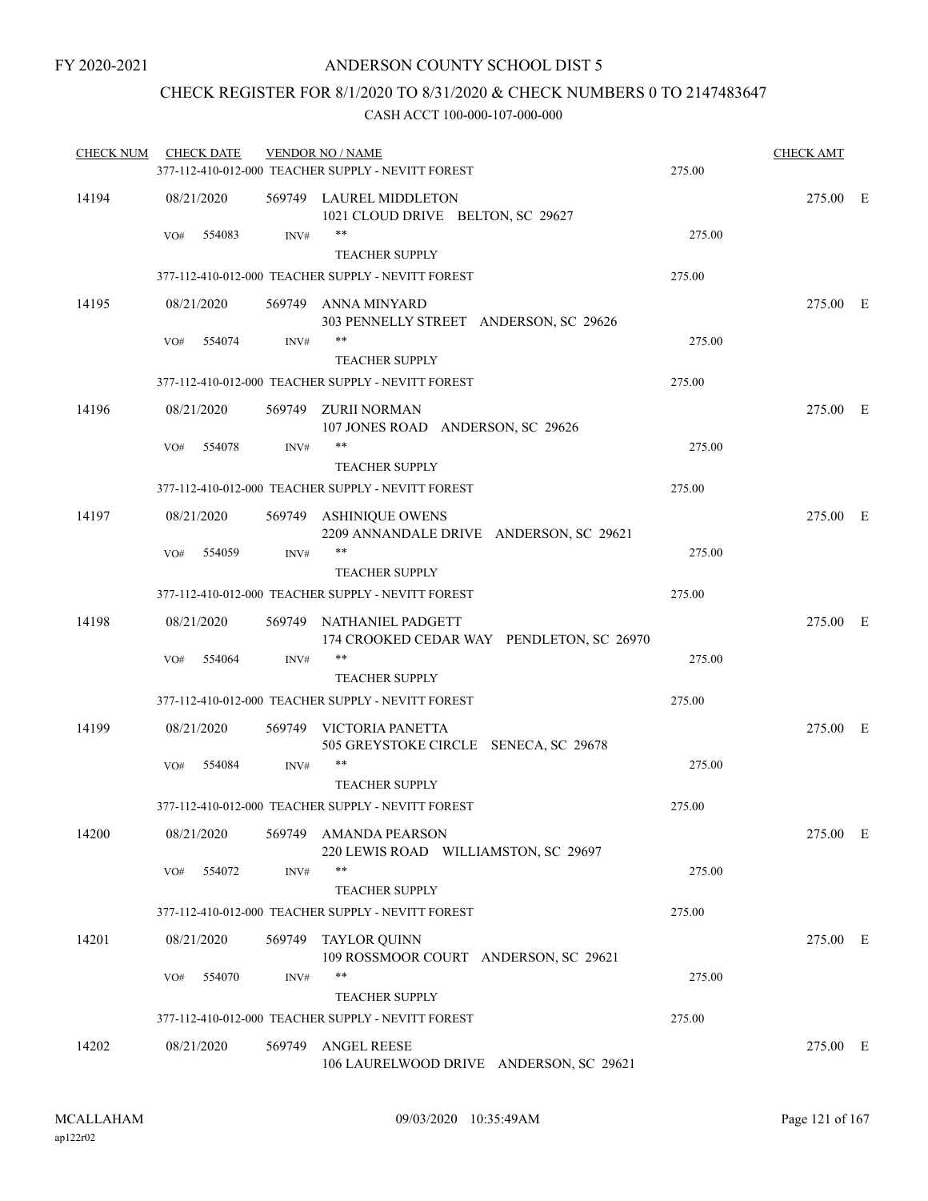FY 2020-2021

# ANDERSON COUNTY SCHOOL DIST 5

## CHECK REGISTER FOR 8/1/2020 TO 8/31/2020 & CHECK NUMBERS 0 TO 2147483647

CASH ACCT 100-000-107-000-000

| CHECK NUM | CHECK DATE | VENDOR NO / NAME | | CHECK AMT | |
|---|---|---|---|---|---|
| | | 377-112-410-012-000 TEACHER SUPPLY - NEVITT FOREST | 275.00 | | |
| 14194 | 08/21/2020 | 569749 LAUREL MIDDLETON<br>1021 CLOUD DRIVE BELTON, SC 29627 | | 275.00 | E |
| | VO# 554083 | INV# ** TEACHER SUPPLY | 275.00 | | |
| | | 377-112-410-012-000 TEACHER SUPPLY - NEVITT FOREST | 275.00 | | |
| 14195 | 08/21/2020 | 569749 ANNA MINYARD<br>303 PENNELLY STREET ANDERSON, SC 29626 | | 275.00 | E |
| | VO# 554074 | INV# ** TEACHER SUPPLY | 275.00 | | |
| | | 377-112-410-012-000 TEACHER SUPPLY - NEVITT FOREST | 275.00 | | |
| 14196 | 08/21/2020 | 569749 ZURII NORMAN<br>107 JONES ROAD ANDERSON, SC 29626 | | 275.00 | E |
| | VO# 554078 | INV# ** TEACHER SUPPLY | 275.00 | | |
| | | 377-112-410-012-000 TEACHER SUPPLY - NEVITT FOREST | 275.00 | | |
| 14197 | 08/21/2020 | 569749 ASHINIQUE OWENS<br>2209 ANNANDALE DRIVE ANDERSON, SC 29621 | | 275.00 | E |
| | VO# 554059 | INV# ** TEACHER SUPPLY | 275.00 | | |
| | | 377-112-410-012-000 TEACHER SUPPLY - NEVITT FOREST | 275.00 | | |
| 14198 | 08/21/2020 | 569749 NATHANIEL PADGETT<br>174 CROOKED CEDAR WAY PENDLETON, SC 26970 | | 275.00 | E |
| | VO# 554064 | INV# ** TEACHER SUPPLY | 275.00 | | |
| | | 377-112-410-012-000 TEACHER SUPPLY - NEVITT FOREST | 275.00 | | |
| 14199 | 08/21/2020 | 569749 VICTORIA PANETTA<br>505 GREYSTOKE CIRCLE SENECA, SC 29678 | | 275.00 | E |
| | VO# 554084 | INV# ** TEACHER SUPPLY | 275.00 | | |
| | | 377-112-410-012-000 TEACHER SUPPLY - NEVITT FOREST | 275.00 | | |
| 14200 | 08/21/2020 | 569749 AMANDA PEARSON<br>220 LEWIS ROAD WILLIAMSTON, SC 29697 | | 275.00 | E |
| | VO# 554072 | INV# ** TEACHER SUPPLY | 275.00 | | |
| | | 377-112-410-012-000 TEACHER SUPPLY - NEVITT FOREST | 275.00 | | |
| 14201 | 08/21/2020 | 569749 TAYLOR QUINN<br>109 ROSSMOOR COURT ANDERSON, SC 29621 | | 275.00 | E |
| | VO# 554070 | INV# ** TEACHER SUPPLY | 275.00 | | |
| | | 377-112-410-012-000 TEACHER SUPPLY - NEVITT FOREST | 275.00 | | |
| 14202 | 08/21/2020 | 569749 ANGEL REESE<br>106 LAURELWOOD DRIVE ANDERSON, SC 29621 | | 275.00 | E |

MCALLAHAM ap122r02 09/03/2020 10:35:49AM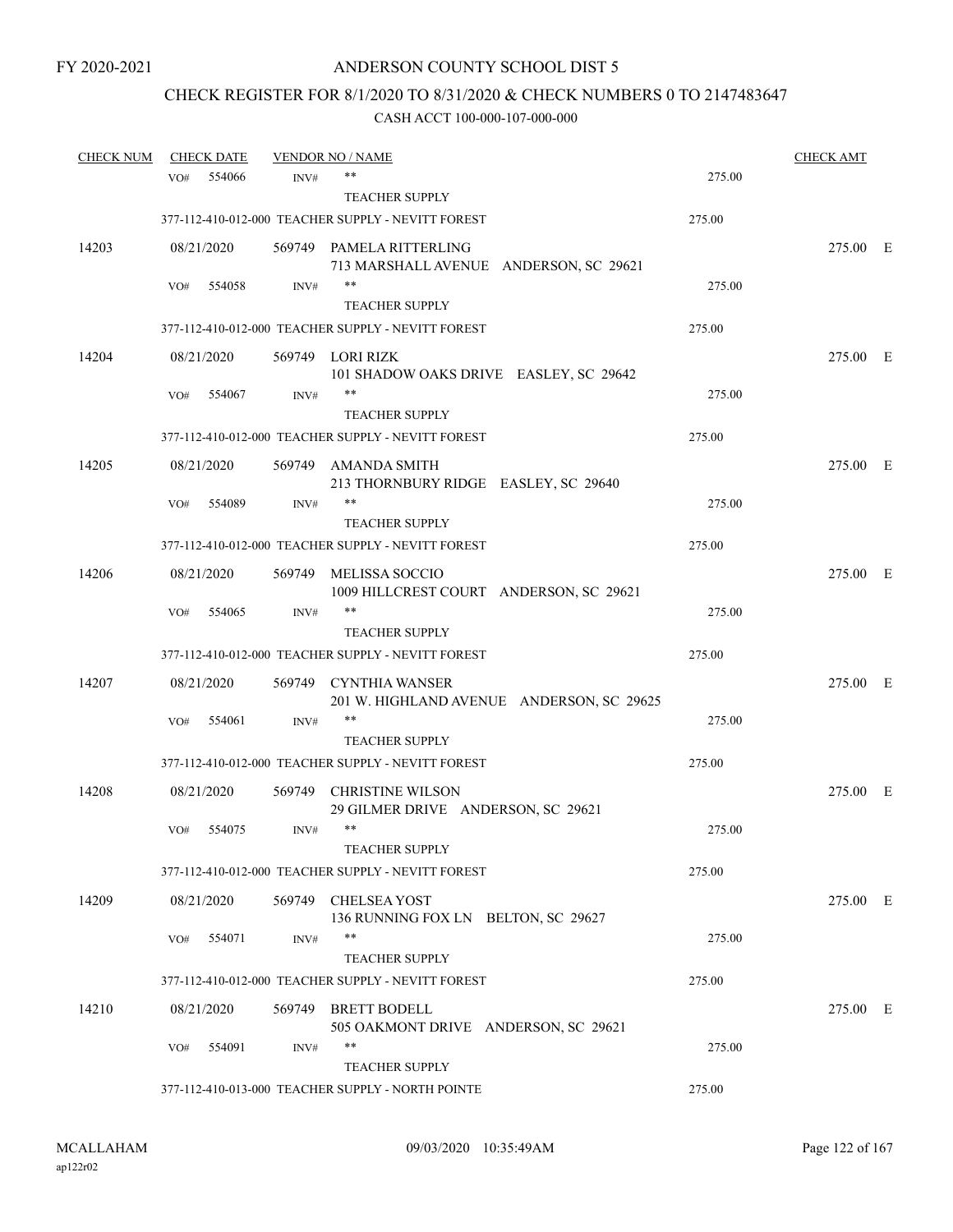FY 2020-2021

ANDERSON COUNTY SCHOOL DIST 5

CHECK REGISTER FOR 8/1/2020 TO 8/31/2020 & CHECK NUMBERS 0 TO 2147483647

CASH ACCT 100-000-107-000-000

| CHECK NUM | CHECK DATE | VENDOR NO / NAME | | CHECK AMT | |
|---|---|---|---|---|---|
| | VO# 554066 INV# | ** <br> TEACHER SUPPLY | 275.00 | | |
| | | 377-112-410-012-000 TEACHER SUPPLY - NEVITT FOREST | 275.00 | | |
| 14203 | 08/21/2020 | 569749 PAMELA RITTERLING <br> 713 MARSHALL AVENUE ANDERSON, SC 29621 | | 275.00 | E |
| | VO# 554058 INV# | ** <br> TEACHER SUPPLY | 275.00 | | |
| | | 377-112-410-012-000 TEACHER SUPPLY - NEVITT FOREST | 275.00 | | |
| 14204 | 08/21/2020 | 569749 LORI RIZK <br> 101 SHADOW OAKS DRIVE EASLEY, SC 29642 | | 275.00 | E |
| | VO# 554067 INV# | ** <br> TEACHER SUPPLY | 275.00 | | |
| | | 377-112-410-012-000 TEACHER SUPPLY - NEVITT FOREST | 275.00 | | |
| 14205 | 08/21/2020 | 569749 AMANDA SMITH <br> 213 THORNBURY RIDGE EASLEY, SC 29640 | | 275.00 | E |
| | VO# 554089 INV# | ** <br> TEACHER SUPPLY | 275.00 | | |
| | | 377-112-410-012-000 TEACHER SUPPLY - NEVITT FOREST | 275.00 | | |
| 14206 | 08/21/2020 | 569749 MELISSA SOCCIO <br> 1009 HILLCREST COURT ANDERSON, SC 29621 | | 275.00 | E |
| | VO# 554065 INV# | ** <br> TEACHER SUPPLY | 275.00 | | |
| | | 377-112-410-012-000 TEACHER SUPPLY - NEVITT FOREST | 275.00 | | |
| 14207 | 08/21/2020 | 569749 CYNTHIA WANSER <br> 201 W. HIGHLAND AVENUE ANDERSON, SC 29625 | | 275.00 | E |
| | VO# 554061 INV# | ** <br> TEACHER SUPPLY | 275.00 | | |
| | | 377-112-410-012-000 TEACHER SUPPLY - NEVITT FOREST | 275.00 | | |
| 14208 | 08/21/2020 | 569749 CHRISTINE WILSON <br> 29 GILMER DRIVE ANDERSON, SC 29621 | | 275.00 | E |
| | VO# 554075 INV# | ** <br> TEACHER SUPPLY | 275.00 | | |
| | | 377-112-410-012-000 TEACHER SUPPLY - NEVITT FOREST | 275.00 | | |
| 14209 | 08/21/2020 | 569749 CHELSEA YOST <br> 136 RUNNING FOX LN BELTON, SC 29627 | | 275.00 | E |
| | VO# 554071 INV# | ** <br> TEACHER SUPPLY | 275.00 | | |
| | | 377-112-410-012-000 TEACHER SUPPLY - NEVITT FOREST | 275.00 | | |
| 14210 | 08/21/2020 | 569749 BRETT BODELL <br> 505 OAKMONT DRIVE ANDERSON, SC 29621 | | 275.00 | E |
| | VO# 554091 INV# | ** <br> TEACHER SUPPLY | 275.00 | | |
| | | 377-112-410-013-000 TEACHER SUPPLY - NORTH POINTE | 275.00 | | |

MCALLAHAM
ap122r02

09/03/2020 10:35:49AM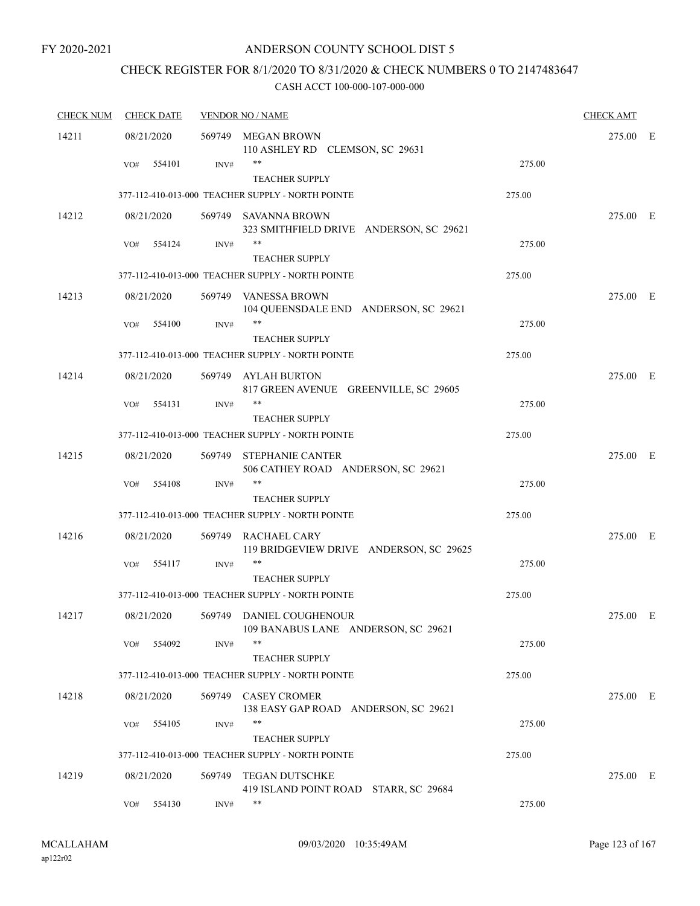FY 2020-2021

# ANDERSON COUNTY SCHOOL DIST 5

## CHECK REGISTER FOR 8/1/2020 TO 8/31/2020 & CHECK NUMBERS 0 TO 2147483647

### CASH ACCT 100-000-107-000-000

| CHECK NUM | CHECK DATE | VENDOR NO / NAME | | CHECK AMT |
|---|---|---|---|---|
| 14211 | 08/21/2020 | 569749 MEGAN BROWN<br>110 ASHLEY RD CLEMSON, SC 29631 | | 275.00 E |
| | VO# 554101 | INV# ** <br>TEACHER SUPPLY | 275.00 | |
| | | 377-112-410-013-000 TEACHER SUPPLY - NORTH POINTE | 275.00 | |
| 14212 | 08/21/2020 | 569749 SAVANNA BROWN<br>323 SMITHFIELD DRIVE ANDERSON, SC 29621 | | 275.00 E |
| | VO# 554124 | INV# ** <br>TEACHER SUPPLY | 275.00 | |
| | | 377-112-410-013-000 TEACHER SUPPLY - NORTH POINTE | 275.00 | |
| 14213 | 08/21/2020 | 569749 VANESSA BROWN<br>104 QUEENSDALE END ANDERSON, SC 29621 | | 275.00 E |
| | VO# 554100 | INV# ** <br>TEACHER SUPPLY | 275.00 | |
| | | 377-112-410-013-000 TEACHER SUPPLY - NORTH POINTE | 275.00 | |
| 14214 | 08/21/2020 | 569749 AYLAH BURTON<br>817 GREEN AVENUE GREENVILLE, SC 29605 | | 275.00 E |
| | VO# 554131 | INV# ** <br>TEACHER SUPPLY | 275.00 | |
| | | 377-112-410-013-000 TEACHER SUPPLY - NORTH POINTE | 275.00 | |
| 14215 | 08/21/2020 | 569749 STEPHANIE CANTER<br>506 CATHEY ROAD ANDERSON, SC 29621 | | 275.00 E |
| | VO# 554108 | INV# ** <br>TEACHER SUPPLY | 275.00 | |
| | | 377-112-410-013-000 TEACHER SUPPLY - NORTH POINTE | 275.00 | |
| 14216 | 08/21/2020 | 569749 RACHAEL CARY<br>119 BRIDGEVIEW DRIVE ANDERSON, SC 29625 | | 275.00 E |
| | VO# 554117 | INV# ** <br>TEACHER SUPPLY | 275.00 | |
| | | 377-112-410-013-000 TEACHER SUPPLY - NORTH POINTE | 275.00 | |
| 14217 | 08/21/2020 | 569749 DANIEL COUGHENOUR<br>109 BANABUS LANE ANDERSON, SC 29621 | | 275.00 E |
| | VO# 554092 | INV# ** <br>TEACHER SUPPLY | 275.00 | |
| | | 377-112-410-013-000 TEACHER SUPPLY - NORTH POINTE | 275.00 | |
| 14218 | 08/21/2020 | 569749 CASEY CROMER<br>138 EASY GAP ROAD ANDERSON, SC 29621 | | 275.00 E |
| | VO# 554105 | INV# ** <br>TEACHER SUPPLY | 275.00 | |
| | | 377-112-410-013-000 TEACHER SUPPLY - NORTH POINTE | 275.00 | |
| 14219 | 08/21/2020 | 569749 TEGAN DUTSCHKE<br>419 ISLAND POINT ROAD STARR, SC 29684 | | 275.00 E |
| | VO# 554130 | INV# ** | 275.00 | |

MCALLAHAM ap122r02 09/03/2020 10:35:49AM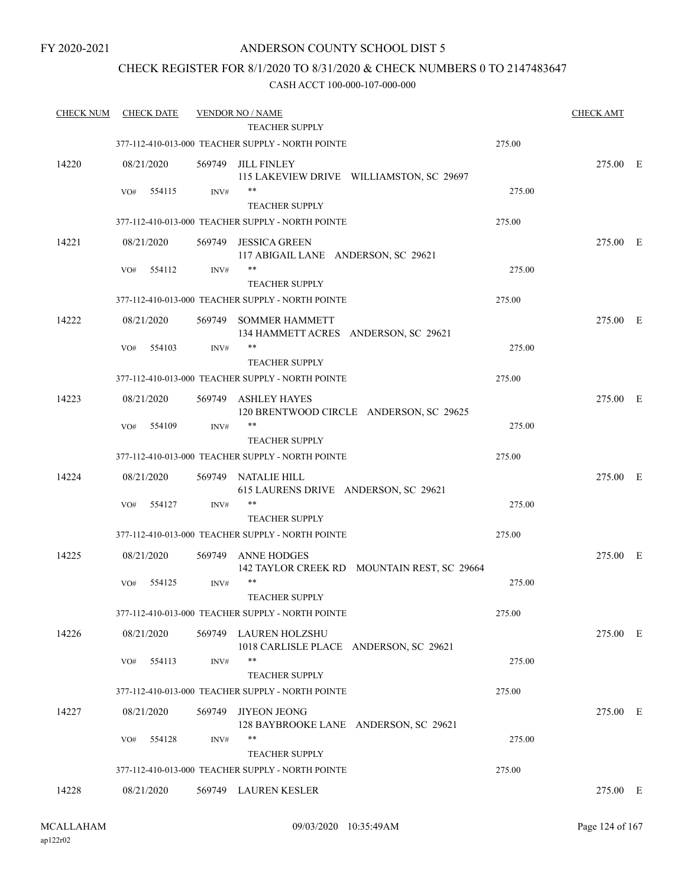FY 2020-2021

# ANDERSON COUNTY SCHOOL DIST 5

## CHECK REGISTER FOR 8/1/2020 TO 8/31/2020 & CHECK NUMBERS 0 TO 2147483647

### CASH ACCT 100-000-107-000-000

| CHECK NUM | CHECK DATE | VENDOR NO / NAME | | CHECK AMT | |
|---|---|---|---|---|---|
| | | TEACHER SUPPLY | | | |
| | | 377-112-410-013-000 TEACHER SUPPLY - NORTH POINTE | 275.00 | | |
| 14220 | 08/21/2020 | 569749 JILL FINLEY<br>115 LAKEVIEW DRIVE WILLIAMSTON, SC 29697 | | 275.00 | E |
| | VO# 554115 | INV# ** | 275.00 | | |
| | | TEACHER SUPPLY | | | |
| | | 377-112-410-013-000 TEACHER SUPPLY - NORTH POINTE | 275.00 | | |
| 14221 | 08/21/2020 | 569749 JESSICA GREEN<br>117 ABIGAIL LANE ANDERSON, SC 29621 | | 275.00 | E |
| | VO# 554112 | INV# ** | 275.00 | | |
| | | TEACHER SUPPLY | | | |
| | | 377-112-410-013-000 TEACHER SUPPLY - NORTH POINTE | 275.00 | | |
| 14222 | 08/21/2020 | 569749 SOMMER HAMMETT<br>134 HAMMETT ACRES ANDERSON, SC 29621 | | 275.00 | E |
| | VO# 554103 | INV# ** | 275.00 | | |
| | | TEACHER SUPPLY | | | |
| | | 377-112-410-013-000 TEACHER SUPPLY - NORTH POINTE | 275.00 | | |
| 14223 | 08/21/2020 | 569749 ASHLEY HAYES<br>120 BRENTWOOD CIRCLE ANDERSON, SC 29625 | | 275.00 | E |
| | VO# 554109 | INV# ** | 275.00 | | |
| | | TEACHER SUPPLY | | | |
| | | 377-112-410-013-000 TEACHER SUPPLY - NORTH POINTE | 275.00 | | |
| 14224 | 08/21/2020 | 569749 NATALIE HILL<br>615 LAURENS DRIVE ANDERSON, SC 29621 | | 275.00 | E |
| | VO# 554127 | INV# ** | 275.00 | | |
| | | TEACHER SUPPLY | | | |
| | | 377-112-410-013-000 TEACHER SUPPLY - NORTH POINTE | 275.00 | | |
| 14225 | 08/21/2020 | 569749 ANNE HODGES<br>142 TAYLOR CREEK RD MOUNTAIN REST, SC 29664 | | 275.00 | E |
| | VO# 554125 | INV# ** | 275.00 | | |
| | | TEACHER SUPPLY | | | |
| | | 377-112-410-013-000 TEACHER SUPPLY - NORTH POINTE | 275.00 | | |
| 14226 | 08/21/2020 | 569749 LAUREN HOLZSHU<br>1018 CARLISLE PLACE ANDERSON, SC 29621 | | 275.00 | E |
| | VO# 554113 | INV# ** | 275.00 | | |
| | | TEACHER SUPPLY | | | |
| | | 377-112-410-013-000 TEACHER SUPPLY - NORTH POINTE | 275.00 | | |
| 14227 | 08/21/2020 | 569749 JIYEON JEONG<br>128 BAYBROOKE LANE ANDERSON, SC 29621 | | 275.00 | E |
| | VO# 554128 | INV# ** | 275.00 | | |
| | | TEACHER SUPPLY | | | |
| | | 377-112-410-013-000 TEACHER SUPPLY - NORTH POINTE | 275.00 | | |
| 14228 | 08/21/2020 | 569749 LAUREN KESLER | | 275.00 | E |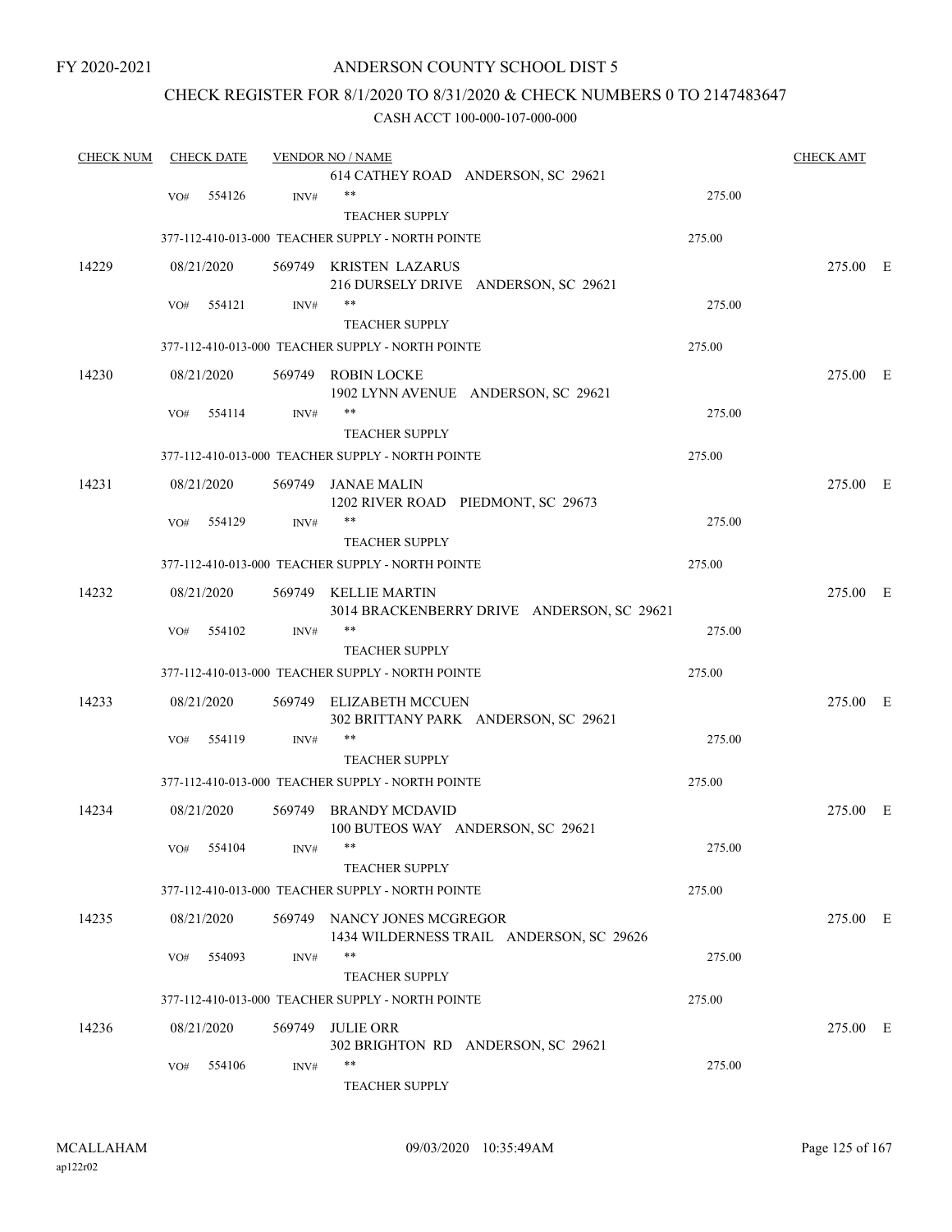FY 2020-2021

# ANDERSON COUNTY SCHOOL DIST 5

## CHECK REGISTER FOR 8/1/2020 TO 8/31/2020 & CHECK NUMBERS 0 TO 2147483647

### CASH ACCT 100-000-107-000-000

| CHECK NUM | CHECK DATE | VENDOR NO / NAME | | CHECK AMT |
|---|---|---|---|---|
| | | 614 CATHEY ROAD ANDERSON, SC 29621 | | |
| | VO# 554126 | INV# ** TEACHER SUPPLY | 275.00 | |
| | | 377-112-410-013-000 TEACHER SUPPLY - NORTH POINTE | 275.00 | |
| 14229 | 08/21/2020 | 569749 KRISTEN LAZARUS 216 DURSELY DRIVE ANDERSON, SC 29621 | | 275.00 E |
| | VO# 554121 | INV# ** TEACHER SUPPLY | 275.00 | |
| | | 377-112-410-013-000 TEACHER SUPPLY - NORTH POINTE | 275.00 | |
| 14230 | 08/21/2020 | 569749 ROBIN LOCKE 1902 LYNN AVENUE ANDERSON, SC 29621 | | 275.00 E |
| | VO# 554114 | INV# ** TEACHER SUPPLY | 275.00 | |
| | | 377-112-410-013-000 TEACHER SUPPLY - NORTH POINTE | 275.00 | |
| 14231 | 08/21/2020 | 569749 JANAE MALIN 1202 RIVER ROAD PIEDMONT, SC 29673 | | 275.00 E |
| | VO# 554129 | INV# ** TEACHER SUPPLY | 275.00 | |
| | | 377-112-410-013-000 TEACHER SUPPLY - NORTH POINTE | 275.00 | |
| 14232 | 08/21/2020 | 569749 KELLIE MARTIN 3014 BRACKENBERRY DRIVE ANDERSON, SC 29621 | | 275.00 E |
| | VO# 554102 | INV# ** TEACHER SUPPLY | 275.00 | |
| | | 377-112-410-013-000 TEACHER SUPPLY - NORTH POINTE | 275.00 | |
| 14233 | 08/21/2020 | 569749 ELIZABETH MCCUEN 302 BRITTANY PARK ANDERSON, SC 29621 | | 275.00 E |
| | VO# 554119 | INV# ** TEACHER SUPPLY | 275.00 | |
| | | 377-112-410-013-000 TEACHER SUPPLY - NORTH POINTE | 275.00 | |
| 14234 | 08/21/2020 | 569749 BRANDY MCDAVID 100 BUTEOS WAY ANDERSON, SC 29621 | | 275.00 E |
| | VO# 554104 | INV# ** TEACHER SUPPLY | 275.00 | |
| | | 377-112-410-013-000 TEACHER SUPPLY - NORTH POINTE | 275.00 | |
| 14235 | 08/21/2020 | 569749 NANCY JONES MCGREGOR 1434 WILDERNESS TRAIL ANDERSON, SC 29626 | | 275.00 E |
| | VO# 554093 | INV# ** TEACHER SUPPLY | 275.00 | |
| | | 377-112-410-013-000 TEACHER SUPPLY - NORTH POINTE | 275.00 | |
| 14236 | 08/21/2020 | 569749 JULIE ORR 302 BRIGHTON RD ANDERSON, SC 29621 | | 275.00 E |
| | VO# 554106 | INV# ** TEACHER SUPPLY | 275.00 | |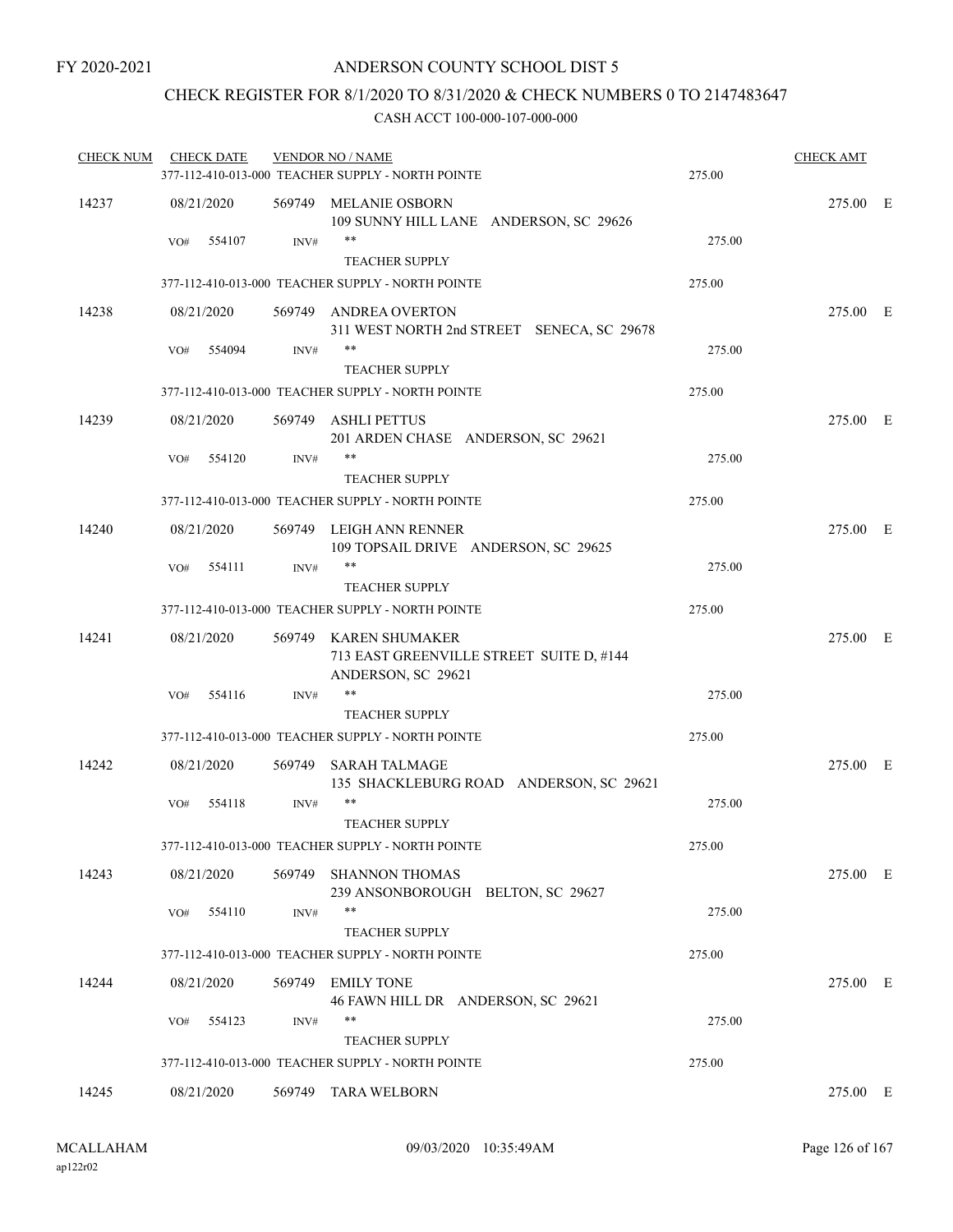FY 2020-2021

# ANDERSON COUNTY SCHOOL DIST 5

## CHECK REGISTER FOR 8/1/2020 TO 8/31/2020 & CHECK NUMBERS 0 TO 2147483647

CASH ACCT 100-000-107-000-000

| CHECK NUM | CHECK DATE | VENDOR NO / NAME | | CHECK AMT | |
|---|---|---|---|---|---|
| | | 377-112-410-013-000 TEACHER SUPPLY - NORTH POINTE | 275.00 | | |
| 14237 | 08/21/2020 | 569749 MELANIE OSBORN<br>109 SUNNY HILL LANE ANDERSON, SC 29626 | | 275.00 | E |
| | VO# 554107 | INV# ** TEACHER SUPPLY | 275.00 | | |
| | | 377-112-410-013-000 TEACHER SUPPLY - NORTH POINTE | 275.00 | | |
| 14238 | 08/21/2020 | 569749 ANDREA OVERTON<br>311 WEST NORTH 2nd STREET SENECA, SC 29678 | | 275.00 | E |
| | VO# 554094 | INV# ** TEACHER SUPPLY | 275.00 | | |
| | | 377-112-410-013-000 TEACHER SUPPLY - NORTH POINTE | 275.00 | | |
| 14239 | 08/21/2020 | 569749 ASHLI PETTUS<br>201 ARDEN CHASE ANDERSON, SC 29621 | | 275.00 | E |
| | VO# 554120 | INV# ** TEACHER SUPPLY | 275.00 | | |
| | | 377-112-410-013-000 TEACHER SUPPLY - NORTH POINTE | 275.00 | | |
| 14240 | 08/21/2020 | 569749 LEIGH ANN RENNER<br>109 TOPSAIL DRIVE ANDERSON, SC 29625 | | 275.00 | E |
| | VO# 554111 | INV# ** TEACHER SUPPLY | 275.00 | | |
| | | 377-112-410-013-000 TEACHER SUPPLY - NORTH POINTE | 275.00 | | |
| 14241 | 08/21/2020 | 569749 KAREN SHUMAKER<br>713 EAST GREENVILLE STREET SUITE D, #144<br>ANDERSON, SC 29621 | | 275.00 | E |
| | VO# 554116 | INV# ** TEACHER SUPPLY | 275.00 | | |
| | | 377-112-410-013-000 TEACHER SUPPLY - NORTH POINTE | 275.00 | | |
| 14242 | 08/21/2020 | 569749 SARAH TALMAGE<br>135 SHACKLEBURG ROAD ANDERSON, SC 29621 | | 275.00 | E |
| | VO# 554118 | INV# ** TEACHER SUPPLY | 275.00 | | |
| | | 377-112-410-013-000 TEACHER SUPPLY - NORTH POINTE | 275.00 | | |
| 14243 | 08/21/2020 | 569749 SHANNON THOMAS<br>239 ANSONBOROUGH BELTON, SC 29627 | | 275.00 | E |
| | VO# 554110 | INV# ** TEACHER SUPPLY | 275.00 | | |
| | | 377-112-410-013-000 TEACHER SUPPLY - NORTH POINTE | 275.00 | | |
| 14244 | 08/21/2020 | 569749 EMILY TONE<br>46 FAWN HILL DR ANDERSON, SC 29621 | | 275.00 | E |
| | VO# 554123 | INV# ** TEACHER SUPPLY | 275.00 | | |
| | | 377-112-410-013-000 TEACHER SUPPLY - NORTH POINTE | 275.00 | | |
| 14245 | 08/21/2020 | 569749 TARA WELBORN | | 275.00 | E |

MCALLAHAM ap122r02 09/03/2020 10:35:49AM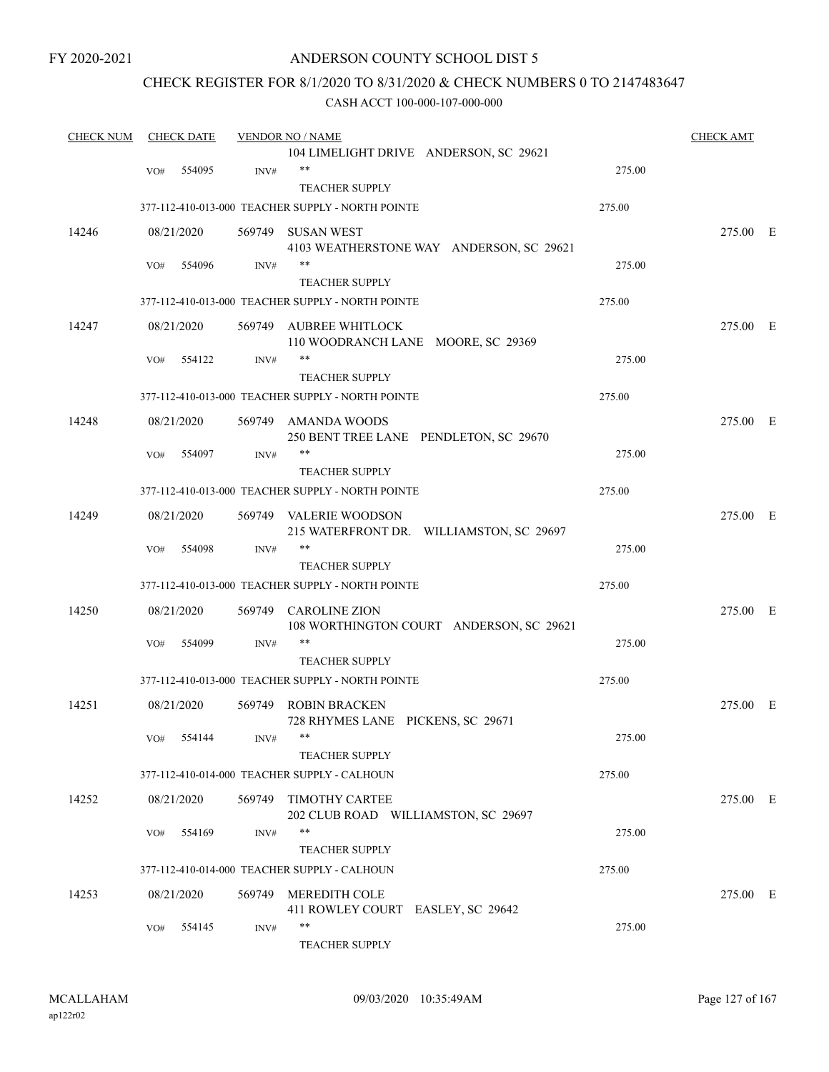FY 2020-2021

# ANDERSON COUNTY SCHOOL DIST 5

## CHECK REGISTER FOR 8/1/2020 TO 8/31/2020 & CHECK NUMBERS 0 TO 2147483647

CASH ACCT 100-000-107-000-000

| CHECK NUM | CHECK DATE | VENDOR NO / NAME | | CHECK AMT |
|---|---|---|---|---|
| | | 104 LIMELIGHT DRIVE ANDERSON, SC 29621 | | |
| | VO# 554095 | INV# ** | 275.00 | |
| | | TEACHER SUPPLY | | |
| | | 377-112-410-013-000 TEACHER SUPPLY - NORTH POINTE | 275.00 | |
| 14246 | 08/21/2020 | 569749 SUSAN WEST<br>4103 WEATHERSTONE WAY ANDERSON, SC 29621 | | 275.00 E |
| | VO# 554096 | INV# ** | 275.00 | |
| | | TEACHER SUPPLY | | |
| | | 377-112-410-013-000 TEACHER SUPPLY - NORTH POINTE | 275.00 | |
| 14247 | 08/21/2020 | 569749 AUBREE WHITLOCK<br>110 WOODRANCH LANE MOORE, SC 29369 | | 275.00 E |
| | VO# 554122 | INV# ** | 275.00 | |
| | | TEACHER SUPPLY | | |
| | | 377-112-410-013-000 TEACHER SUPPLY - NORTH POINTE | 275.00 | |
| 14248 | 08/21/2020 | 569749 AMANDA WOODS<br>250 BENT TREE LANE PENDLETON, SC 29670 | | 275.00 E |
| | VO# 554097 | INV# ** | 275.00 | |
| | | TEACHER SUPPLY | | |
| | | 377-112-410-013-000 TEACHER SUPPLY - NORTH POINTE | 275.00 | |
| 14249 | 08/21/2020 | 569749 VALERIE WOODSON<br>215 WATERFRONT DR. WILLIAMSTON, SC 29697 | | 275.00 E |
| | VO# 554098 | INV# ** | 275.00 | |
| | | TEACHER SUPPLY | | |
| | | 377-112-410-013-000 TEACHER SUPPLY - NORTH POINTE | 275.00 | |
| 14250 | 08/21/2020 | 569749 CAROLINE ZION<br>108 WORTHINGTON COURT ANDERSON, SC 29621 | | 275.00 E |
| | VO# 554099 | INV# ** | 275.00 | |
| | | TEACHER SUPPLY | | |
| | | 377-112-410-013-000 TEACHER SUPPLY - NORTH POINTE | 275.00 | |
| 14251 | 08/21/2020 | 569749 ROBIN BRACKEN<br>728 RHYMES LANE PICKENS, SC 29671 | | 275.00 E |
| | VO# 554144 | INV# ** | 275.00 | |
| | | TEACHER SUPPLY | | |
| | | 377-112-410-014-000 TEACHER SUPPLY - CALHOUN | 275.00 | |
| 14252 | 08/21/2020 | 569749 TIMOTHY CARTEE<br>202 CLUB ROAD WILLIAMSTON, SC 29697 | | 275.00 E |
| | VO# 554169 | INV# ** | 275.00 | |
| | | TEACHER SUPPLY | | |
| | | 377-112-410-014-000 TEACHER SUPPLY - CALHOUN | 275.00 | |
| 14253 | 08/21/2020 | 569749 MEREDITH COLE<br>411 ROWLEY COURT EASLEY, SC 29642 | | 275.00 E |
| | VO# 554145 | INV# ** | 275.00 | |
| | | TEACHER SUPPLY | | |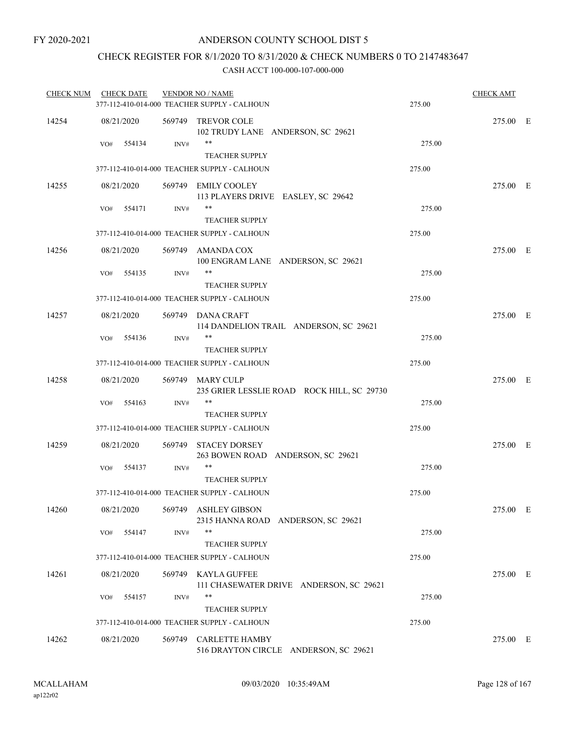FY 2020-2021

# ANDERSON COUNTY SCHOOL DIST 5

## CHECK REGISTER FOR 8/1/2020 TO 8/31/2020 & CHECK NUMBERS 0 TO 2147483647

CASH ACCT 100-000-107-000-000

| CHECK NUM | CHECK DATE | VENDOR NO / NAME | | CHECK AMT |
|---|---|---|---|---|
| | | 377-112-410-014-000 TEACHER SUPPLY - CALHOUN | 275.00 | |
| 14254 | 08/21/2020 | 569749 TREVOR COLE<br>102 TRUDY LANE ANDERSON, SC 29621 | | 275.00 E |
| | VO# 554134 | INV# **<br>TEACHER SUPPLY | 275.00 | |
| | | 377-112-410-014-000 TEACHER SUPPLY - CALHOUN | 275.00 | |
| 14255 | 08/21/2020 | 569749 EMILY COOLEY<br>113 PLAYERS DRIVE EASLEY, SC 29642 | | 275.00 E |
| | VO# 554171 | INV# **<br>TEACHER SUPPLY | 275.00 | |
| | | 377-112-410-014-000 TEACHER SUPPLY - CALHOUN | 275.00 | |
| 14256 | 08/21/2020 | 569749 AMANDA COX<br>100 ENGRAM LANE ANDERSON, SC 29621 | | 275.00 E |
| | VO# 554135 | INV# **<br>TEACHER SUPPLY | 275.00 | |
| | | 377-112-410-014-000 TEACHER SUPPLY - CALHOUN | 275.00 | |
| 14257 | 08/21/2020 | 569749 DANA CRAFT<br>114 DANDELION TRAIL ANDERSON, SC 29621 | | 275.00 E |
| | VO# 554136 | INV# **<br>TEACHER SUPPLY | 275.00 | |
| | | 377-112-410-014-000 TEACHER SUPPLY - CALHOUN | 275.00 | |
| 14258 | 08/21/2020 | 569749 MARY CULP<br>235 GRIER LESSLIE ROAD ROCK HILL, SC 29730 | | 275.00 E |
| | VO# 554163 | INV# **<br>TEACHER SUPPLY | 275.00 | |
| | | 377-112-410-014-000 TEACHER SUPPLY - CALHOUN | 275.00 | |
| 14259 | 08/21/2020 | 569749 STACEY DORSEY<br>263 BOWEN ROAD ANDERSON, SC 29621 | | 275.00 E |
| | VO# 554137 | INV# **<br>TEACHER SUPPLY | 275.00 | |
| | | 377-112-410-014-000 TEACHER SUPPLY - CALHOUN | 275.00 | |
| 14260 | 08/21/2020 | 569749 ASHLEY GIBSON<br>2315 HANNA ROAD ANDERSON, SC 29621 | | 275.00 E |
| | VO# 554147 | INV# **<br>TEACHER SUPPLY | 275.00 | |
| | | 377-112-410-014-000 TEACHER SUPPLY - CALHOUN | 275.00 | |
| 14261 | 08/21/2020 | 569749 KAYLA GUFFEE<br>111 CHASEWATER DRIVE ANDERSON, SC 29621 | | 275.00 E |
| | VO# 554157 | INV# **<br>TEACHER SUPPLY | 275.00 | |
| | | 377-112-410-014-000 TEACHER SUPPLY - CALHOUN | 275.00 | |
| 14262 | 08/21/2020 | 569749 CARLETTE HAMBY<br>516 DRAYTON CIRCLE ANDERSON, SC 29621 | | 275.00 E |

MCALLAHAM ap122r02 09/03/2020 10:35:49AM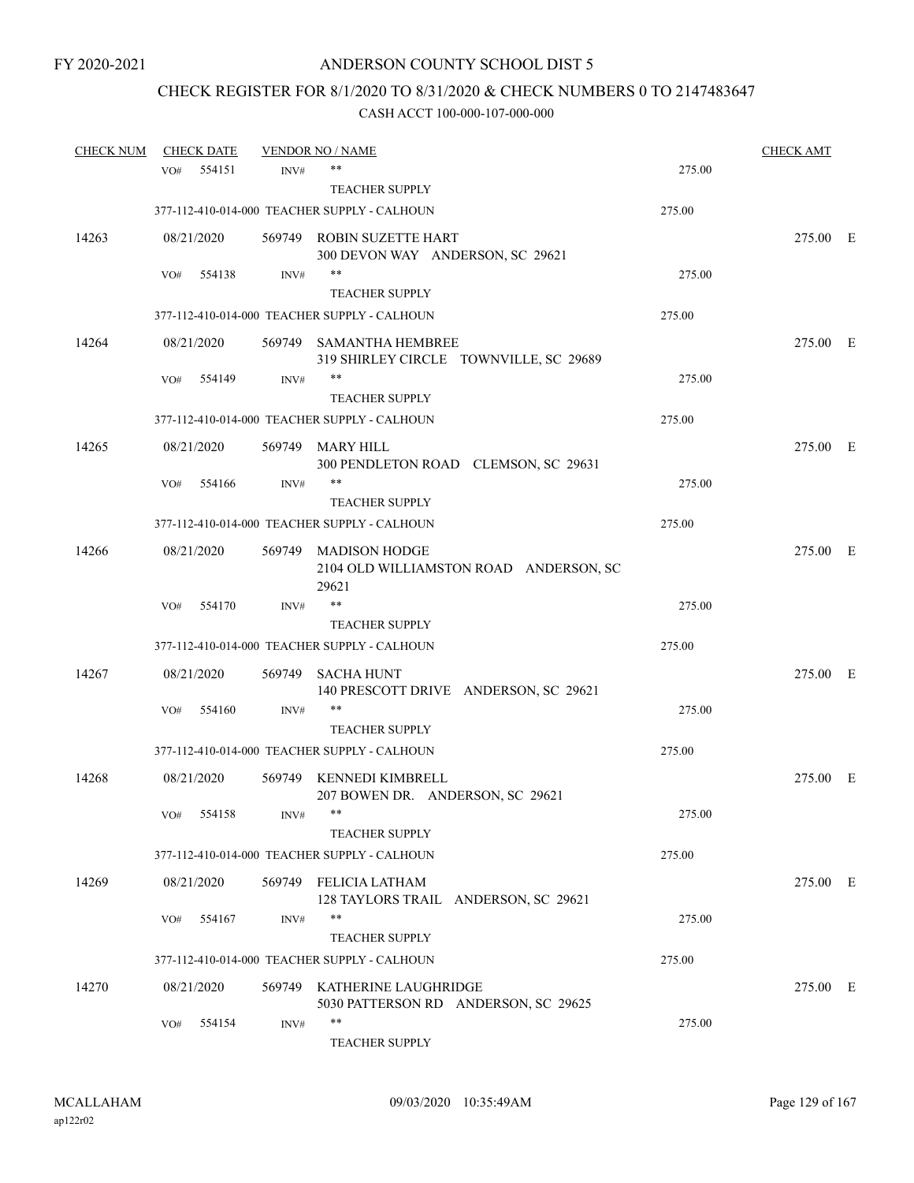FY 2020-2021

# ANDERSON COUNTY SCHOOL DIST 5

## CHECK REGISTER FOR 8/1/2020 TO 8/31/2020 & CHECK NUMBERS 0 TO 2147483647

### CASH ACCT 100-000-107-000-000

| CHECK NUM | CHECK DATE | VENDOR NO / NAME | | CHECK AMT |
|---|---|---|---|---|
| | VO# 554151 INV# | ** TEACHER SUPPLY | 275.00 | |
| | 377-112-410-014-000 TEACHER SUPPLY - CALHOUN | | 275.00 | |
| 14263 | 08/21/2020 | 569749 ROBIN SUZETTE HART<br>300 DEVON WAY ANDERSON, SC 29621 | | 275.00 E |
| | VO# 554138 INV# | ** TEACHER SUPPLY | 275.00 | |
| | 377-112-410-014-000 TEACHER SUPPLY - CALHOUN | | 275.00 | |
| 14264 | 08/21/2020 | 569749 SAMANTHA HEMBREE<br>319 SHIRLEY CIRCLE TOWNVILLE, SC 29689 | | 275.00 E |
| | VO# 554149 INV# | ** TEACHER SUPPLY | 275.00 | |
| | 377-112-410-014-000 TEACHER SUPPLY - CALHOUN | | 275.00 | |
| 14265 | 08/21/2020 | 569749 MARY HILL<br>300 PENDLETON ROAD CLEMSON, SC 29631 | | 275.00 E |
| | VO# 554166 INV# | ** TEACHER SUPPLY | 275.00 | |
| | 377-112-410-014-000 TEACHER SUPPLY - CALHOUN | | 275.00 | |
| 14266 | 08/21/2020 | 569749 MADISON HODGE<br>2104 OLD WILLIAMSTON ROAD ANDERSON, SC 29621 | | 275.00 E |
| | VO# 554170 INV# | ** TEACHER SUPPLY | 275.00 | |
| | 377-112-410-014-000 TEACHER SUPPLY - CALHOUN | | 275.00 | |
| 14267 | 08/21/2020 | 569749 SACHA HUNT<br>140 PRESCOTT DRIVE ANDERSON, SC 29621 | | 275.00 E |
| | VO# 554160 INV# | ** TEACHER SUPPLY | 275.00 | |
| | 377-112-410-014-000 TEACHER SUPPLY - CALHOUN | | 275.00 | |
| 14268 | 08/21/2020 | 569749 KENNEDI KIMBRELL<br>207 BOWEN DR. ANDERSON, SC 29621 | | 275.00 E |
| | VO# 554158 INV# | ** TEACHER SUPPLY | 275.00 | |
| | 377-112-410-014-000 TEACHER SUPPLY - CALHOUN | | 275.00 | |
| 14269 | 08/21/2020 | 569749 FELICIA LATHAM<br>128 TAYLORS TRAIL ANDERSON, SC 29621 | | 275.00 E |
| | VO# 554167 INV# | ** TEACHER SUPPLY | 275.00 | |
| | 377-112-410-014-000 TEACHER SUPPLY - CALHOUN | | 275.00 | |
| 14270 | 08/21/2020 | 569749 KATHERINE LAUGHRIDGE<br>5030 PATTERSON RD ANDERSON, SC 29625 | | 275.00 E |
| | VO# 554154 INV# | ** TEACHER SUPPLY | 275.00 | |

MCALLAHAM ap122r02 09/03/2020 10:35:49AM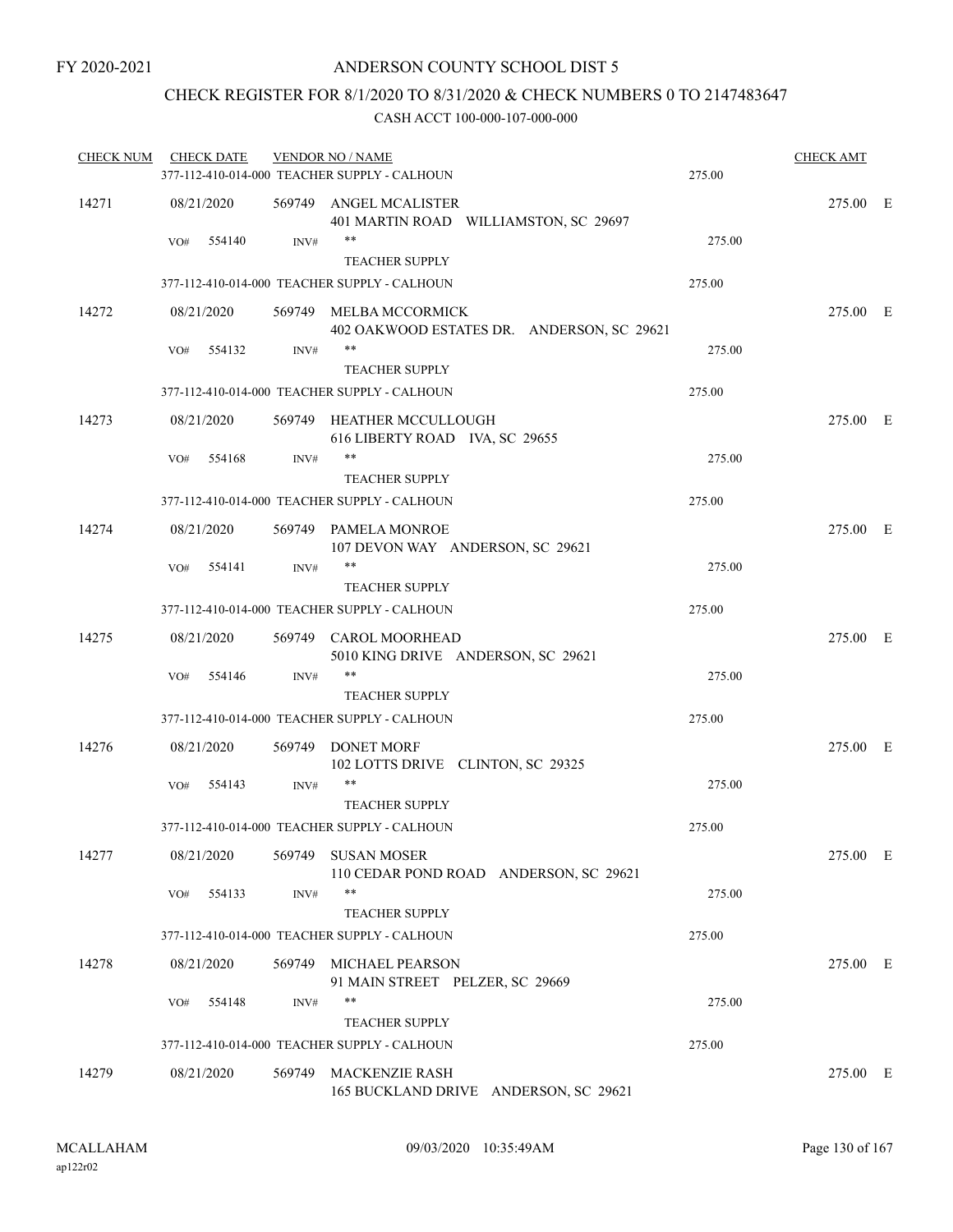FY 2020-2021

# ANDERSON COUNTY SCHOOL DIST 5

## CHECK REGISTER FOR 8/1/2020 TO 8/31/2020 & CHECK NUMBERS 0 TO 2147483647

CASH ACCT 100-000-107-000-000

| CHECK NUM | CHECK DATE | VENDOR NO / NAME | | CHECK AMT | |
|---|---|---|---|---|---|
| | | 377-112-410-014-000 TEACHER SUPPLY - CALHOUN | 275.00 | | |
| 14271 | 08/21/2020 | 569749 ANGEL MCALISTER<br>401 MARTIN ROAD WILLIAMSTON, SC 29697 | | 275.00 | E |
| | VO# 554140 | INV# **<br>TEACHER SUPPLY | 275.00 | | |
| | | 377-112-410-014-000 TEACHER SUPPLY - CALHOUN | 275.00 | | |
| 14272 | 08/21/2020 | 569749 MELBA MCCORMICK<br>402 OAKWOOD ESTATES DR. ANDERSON, SC 29621 | | 275.00 | E |
| | VO# 554132 | INV# **<br>TEACHER SUPPLY | 275.00 | | |
| | | 377-112-410-014-000 TEACHER SUPPLY - CALHOUN | 275.00 | | |
| 14273 | 08/21/2020 | 569749 HEATHER MCCULLOUGH<br>616 LIBERTY ROAD IVA, SC 29655 | | 275.00 | E |
| | VO# 554168 | INV# **<br>TEACHER SUPPLY | 275.00 | | |
| | | 377-112-410-014-000 TEACHER SUPPLY - CALHOUN | 275.00 | | |
| 14274 | 08/21/2020 | 569749 PAMELA MONROE<br>107 DEVON WAY ANDERSON, SC 29621 | | 275.00 | E |
| | VO# 554141 | INV# **<br>TEACHER SUPPLY | 275.00 | | |
| | | 377-112-410-014-000 TEACHER SUPPLY - CALHOUN | 275.00 | | |
| 14275 | 08/21/2020 | 569749 CAROL MOORHEAD<br>5010 KING DRIVE ANDERSON, SC 29621 | | 275.00 | E |
| | VO# 554146 | INV# **<br>TEACHER SUPPLY | 275.00 | | |
| | | 377-112-410-014-000 TEACHER SUPPLY - CALHOUN | 275.00 | | |
| 14276 | 08/21/2020 | 569749 DONET MORF<br>102 LOTTS DRIVE CLINTON, SC 29325 | | 275.00 | E |
| | VO# 554143 | INV# **<br>TEACHER SUPPLY | 275.00 | | |
| | | 377-112-410-014-000 TEACHER SUPPLY - CALHOUN | 275.00 | | |
| 14277 | 08/21/2020 | 569749 SUSAN MOSER<br>110 CEDAR POND ROAD ANDERSON, SC 29621 | | 275.00 | E |
| | VO# 554133 | INV# **<br>TEACHER SUPPLY | 275.00 | | |
| | | 377-112-410-014-000 TEACHER SUPPLY - CALHOUN | 275.00 | | |
| 14278 | 08/21/2020 | 569749 MICHAEL PEARSON<br>91 MAIN STREET PELZER, SC 29669 | | 275.00 | E |
| | VO# 554148 | INV# **<br>TEACHER SUPPLY | 275.00 | | |
| | | 377-112-410-014-000 TEACHER SUPPLY - CALHOUN | 275.00 | | |
| 14279 | 08/21/2020 | 569749 MACKENZIE RASH<br>165 BUCKLAND DRIVE ANDERSON, SC 29621 | | 275.00 | E |

MCALLAHAM
ap122r02

09/03/2020 10:35:49AM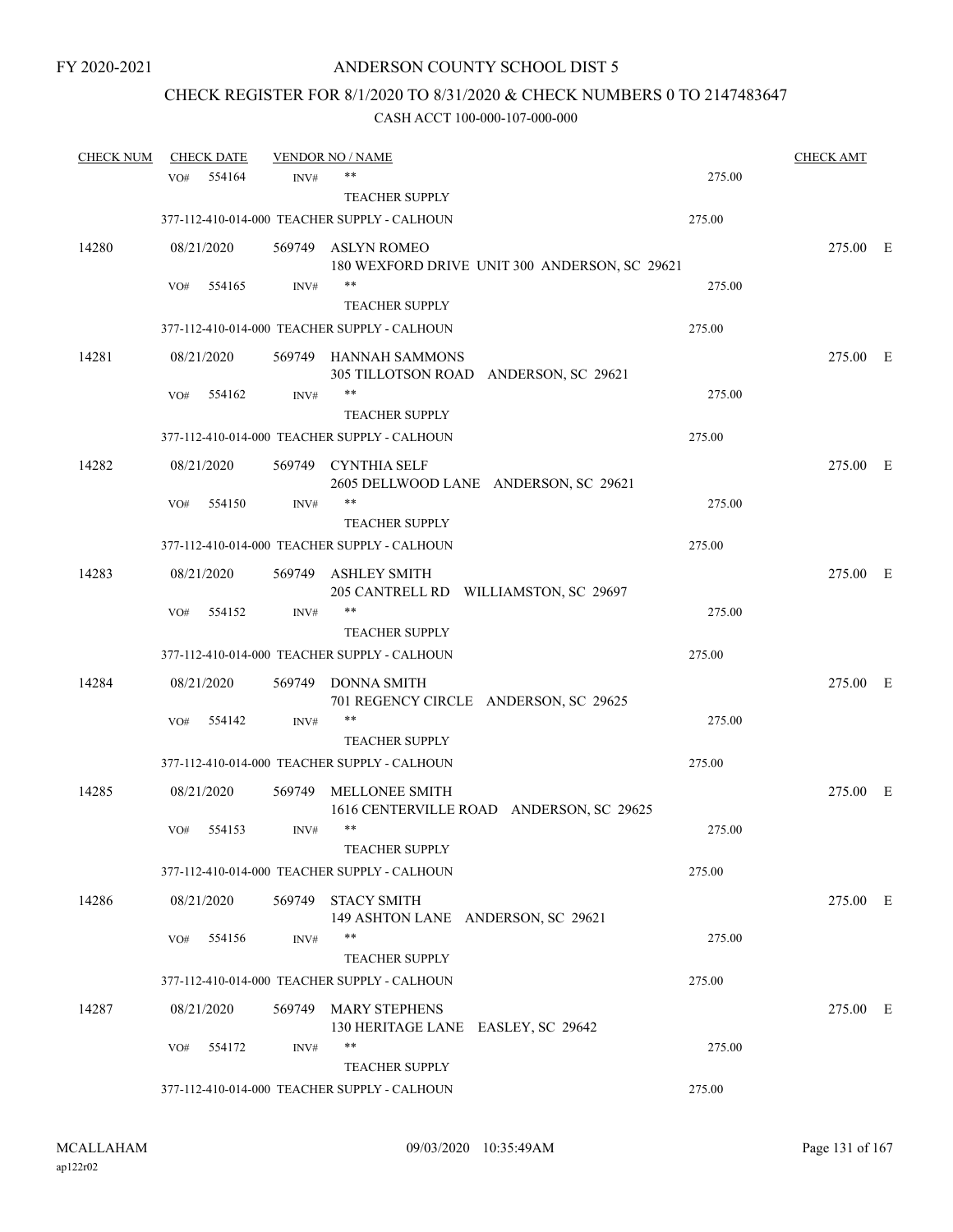FY 2020-2021

# ANDERSON COUNTY SCHOOL DIST 5

## CHECK REGISTER FOR 8/1/2020 TO 8/31/2020 & CHECK NUMBERS 0 TO 2147483647

### CASH ACCT 100-000-107-000-000

| CHECK NUM | CHECK DATE | VENDOR NO / NAME | | CHECK AMT | |
|---|---|---|---|---|---|
| | VO# 554164 INV# | ** | 275.00 | | |
| | | TEACHER SUPPLY | | | |
| | 377-112-410-014-000 TEACHER SUPPLY - CALHOUN | | 275.00 | | |
| 14280 | 08/21/2020 | 569749 ASLYN ROMEO<br>180 WEXFORD DRIVE UNIT 300 ANDERSON, SC 29621 | | 275.00 | E |
| | VO# 554165 INV# | ** | 275.00 | | |
| | | TEACHER SUPPLY | | | |
| | 377-112-410-014-000 TEACHER SUPPLY - CALHOUN | | 275.00 | | |
| 14281 | 08/21/2020 | 569749 HANNAH SAMMONS<br>305 TILLOTSON ROAD ANDERSON, SC 29621 | | 275.00 | E |
| | VO# 554162 INV# | ** | 275.00 | | |
| | | TEACHER SUPPLY | | | |
| | 377-112-410-014-000 TEACHER SUPPLY - CALHOUN | | 275.00 | | |
| 14282 | 08/21/2020 | 569749 CYNTHIA SELF<br>2605 DELLWOOD LANE ANDERSON, SC 29621 | | 275.00 | E |
| | VO# 554150 INV# | ** | 275.00 | | |
| | | TEACHER SUPPLY | | | |
| | 377-112-410-014-000 TEACHER SUPPLY - CALHOUN | | 275.00 | | |
| 14283 | 08/21/2020 | 569749 ASHLEY SMITH<br>205 CANTRELL RD WILLIAMSTON, SC 29697 | | 275.00 | E |
| | VO# 554152 INV# | ** | 275.00 | | |
| | | TEACHER SUPPLY | | | |
| | 377-112-410-014-000 TEACHER SUPPLY - CALHOUN | | 275.00 | | |
| 14284 | 08/21/2020 | 569749 DONNA SMITH<br>701 REGENCY CIRCLE ANDERSON, SC 29625 | | 275.00 | E |
| | VO# 554142 INV# | ** | 275.00 | | |
| | | TEACHER SUPPLY | | | |
| | 377-112-410-014-000 TEACHER SUPPLY - CALHOUN | | 275.00 | | |
| 14285 | 08/21/2020 | 569749 MELLONEE SMITH<br>1616 CENTERVILLE ROAD ANDERSON, SC 29625 | | 275.00 | E |
| | VO# 554153 INV# | ** | 275.00 | | |
| | | TEACHER SUPPLY | | | |
| | 377-112-410-014-000 TEACHER SUPPLY - CALHOUN | | 275.00 | | |
| 14286 | 08/21/2020 | 569749 STACY SMITH<br>149 ASHTON LANE ANDERSON, SC 29621 | | 275.00 | E |
| | VO# 554156 INV# | ** | 275.00 | | |
| | | TEACHER SUPPLY | | | |
| | 377-112-410-014-000 TEACHER SUPPLY - CALHOUN | | 275.00 | | |
| 14287 | 08/21/2020 | 569749 MARY STEPHENS<br>130 HERITAGE LANE EASLEY, SC 29642 | | 275.00 | E |
| | VO# 554172 INV# | ** | 275.00 | | |
| | | TEACHER SUPPLY | | | |
| | 377-112-410-014-000 TEACHER SUPPLY - CALHOUN | | 275.00 | | |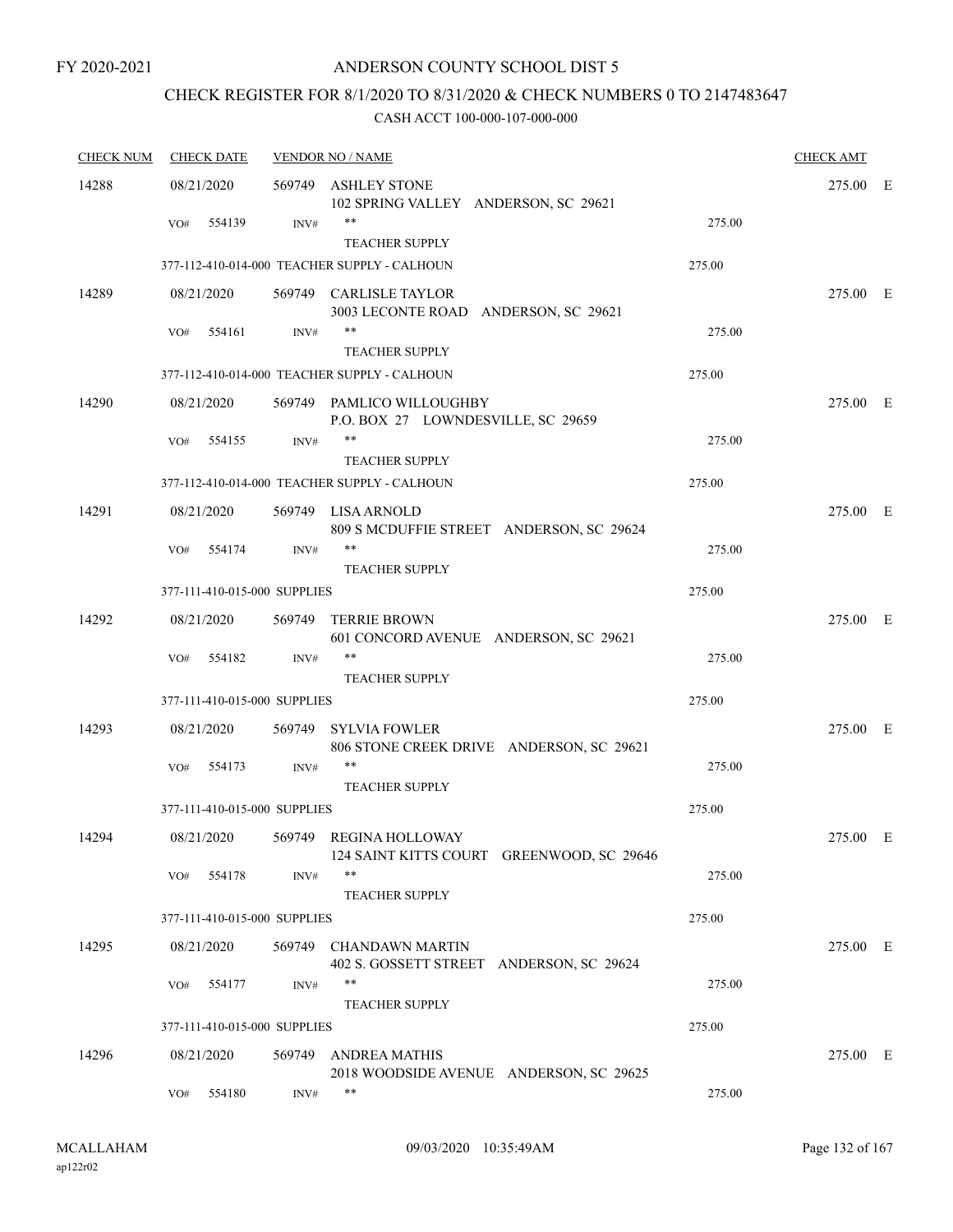FY 2020-2021

# ANDERSON COUNTY SCHOOL DIST 5

## CHECK REGISTER FOR 8/1/2020 TO 8/31/2020 & CHECK NUMBERS 0 TO 2147483647

### CASH ACCT 100-000-107-000-000

| CHECK NUM | CHECK DATE | VENDOR NO / NAME | | CHECK AMT | |
|---|---|---|---|---|---|
| 14288 | 08/21/2020 | 569749 ASHLEY STONE<br>102 SPRING VALLEY ANDERSON, SC 29621 | | 275.00 | E |
| | VO# 554139 | INV# ** <br>TEACHER SUPPLY | 275.00 | | |
| | 377-112-410-014-000 TEACHER SUPPLY - CALHOUN | | 275.00 | | |
| 14289 | 08/21/2020 | 569749 CARLISLE TAYLOR<br>3003 LECONTE ROAD ANDERSON, SC 29621 | | 275.00 | E |
| | VO# 554161 | INV# ** <br>TEACHER SUPPLY | 275.00 | | |
| | 377-112-410-014-000 TEACHER SUPPLY - CALHOUN | | 275.00 | | |
| 14290 | 08/21/2020 | 569749 PAMLICO WILLOUGHBY<br>P.O. BOX 27 LOWNDESVILLE, SC 29659 | | 275.00 | E |
| | VO# 554155 | INV# ** <br>TEACHER SUPPLY | 275.00 | | |
| | 377-112-410-014-000 TEACHER SUPPLY - CALHOUN | | 275.00 | | |
| 14291 | 08/21/2020 | 569749 LISA ARNOLD<br>809 S MCDUFFIE STREET ANDERSON, SC 29624 | | 275.00 | E |
| | VO# 554174 | INV# ** <br>TEACHER SUPPLY | 275.00 | | |
| | 377-111-410-015-000 SUPPLIES | | 275.00 | | |
| 14292 | 08/21/2020 | 569749 TERRIE BROWN<br>601 CONCORD AVENUE ANDERSON, SC 29621 | | 275.00 | E |
| | VO# 554182 | INV# ** <br>TEACHER SUPPLY | 275.00 | | |
| | 377-111-410-015-000 SUPPLIES | | 275.00 | | |
| 14293 | 08/21/2020 | 569749 SYLVIA FOWLER<br>806 STONE CREEK DRIVE ANDERSON, SC 29621 | | 275.00 | E |
| | VO# 554173 | INV# ** <br>TEACHER SUPPLY | 275.00 | | |
| | 377-111-410-015-000 SUPPLIES | | 275.00 | | |
| 14294 | 08/21/2020 | 569749 REGINA HOLLOWAY<br>124 SAINT KITTS COURT GREENWOOD, SC 29646 | | 275.00 | E |
| | VO# 554178 | INV# ** <br>TEACHER SUPPLY | 275.00 | | |
| | 377-111-410-015-000 SUPPLIES | | 275.00 | | |
| 14295 | 08/21/2020 | 569749 CHANDAWN MARTIN<br>402 S. GOSSETT STREET ANDERSON, SC 29624 | | 275.00 | E |
| | VO# 554177 | INV# ** <br>TEACHER SUPPLY | 275.00 | | |
| | 377-111-410-015-000 SUPPLIES | | 275.00 | | |
| 14296 | 08/21/2020 | 569749 ANDREA MATHIS<br>2018 WOODSIDE AVENUE ANDERSON, SC 29625 | | 275.00 | E |
| | VO# 554180 | INV# ** | 275.00 | | |

MCALLAHAM ap122r02 09/03/2020 10:35:49AM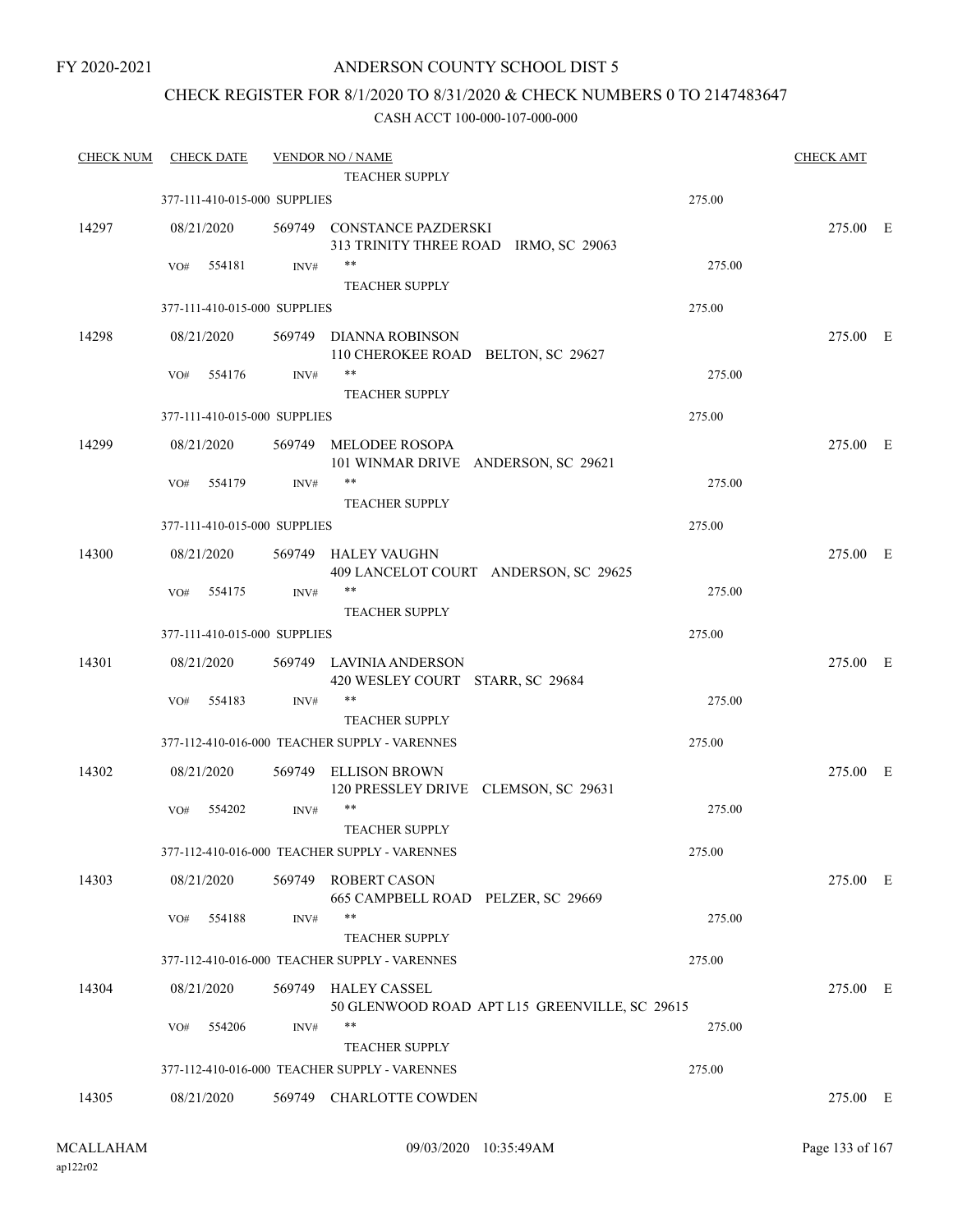# ANDERSON COUNTY SCHOOL DIST 5

## CHECK REGISTER FOR 8/1/2020 TO 8/31/2020 & CHECK NUMBERS 0 TO 2147483647

CASH ACCT 100-000-107-000-000

| CHECK NUM | CHECK DATE | VENDOR NO / NAME | | CHECK AMT | |
|---|---|---|---|---|---|
| | | TEACHER SUPPLY | | | |
| | 377-111-410-015-000 SUPPLIES | | 275.00 | | |
| 14297 | 08/21/2020 | 569749 CONSTANCE PAZDERSKI<br>313 TRINITY THREE ROAD IRMO, SC 29063 | | 275.00 | E |
| | VO# 554181 INV# | **<br>TEACHER SUPPLY | 275.00 | | |
| | 377-111-410-015-000 SUPPLIES | | 275.00 | | |
| 14298 | 08/21/2020 | 569749 DIANNA ROBINSON<br>110 CHEROKEE ROAD BELTON, SC 29627 | | 275.00 | E |
| | VO# 554176 INV# | **<br>TEACHER SUPPLY | 275.00 | | |
| | 377-111-410-015-000 SUPPLIES | | 275.00 | | |
| 14299 | 08/21/2020 | 569749 MELODEE ROSOPA<br>101 WINMAR DRIVE ANDERSON, SC 29621 | | 275.00 | E |
| | VO# 554179 INV# | **<br>TEACHER SUPPLY | 275.00 | | |
| | 377-111-410-015-000 SUPPLIES | | 275.00 | | |
| 14300 | 08/21/2020 | 569749 HALEY VAUGHN<br>409 LANCELOT COURT ANDERSON, SC 29625 | | 275.00 | E |
| | VO# 554175 INV# | **<br>TEACHER SUPPLY | 275.00 | | |
| | 377-111-410-015-000 SUPPLIES | | 275.00 | | |
| 14301 | 08/21/2020 | 569749 LAVINIA ANDERSON<br>420 WESLEY COURT STARR, SC 29684 | | 275.00 | E |
| | VO# 554183 INV# | **<br>TEACHER SUPPLY | 275.00 | | |
| | 377-112-410-016-000 TEACHER SUPPLY - VARENNES | | 275.00 | | |
| 14302 | 08/21/2020 | 569749 ELLISON BROWN<br>120 PRESSLEY DRIVE CLEMSON, SC 29631 | | 275.00 | E |
| | VO# 554202 INV# | **<br>TEACHER SUPPLY | 275.00 | | |
| | 377-112-410-016-000 TEACHER SUPPLY - VARENNES | | 275.00 | | |
| 14303 | 08/21/2020 | 569749 ROBERT CASON<br>665 CAMPBELL ROAD PELZER, SC 29669 | | 275.00 | E |
| | VO# 554188 INV# | **<br>TEACHER SUPPLY | 275.00 | | |
| | 377-112-410-016-000 TEACHER SUPPLY - VARENNES | | 275.00 | | |
| 14304 | 08/21/2020 | 569749 HALEY CASSEL<br>50 GLENWOOD ROAD APT L15 GREENVILLE, SC 29615 | | 275.00 | E |
| | VO# 554206 INV# | **<br>TEACHER SUPPLY | 275.00 | | |
| | 377-112-410-016-000 TEACHER SUPPLY - VARENNES | | 275.00 | | |
| 14305 | 08/21/2020 | 569749 CHARLOTTE COWDEN | | 275.00 | E |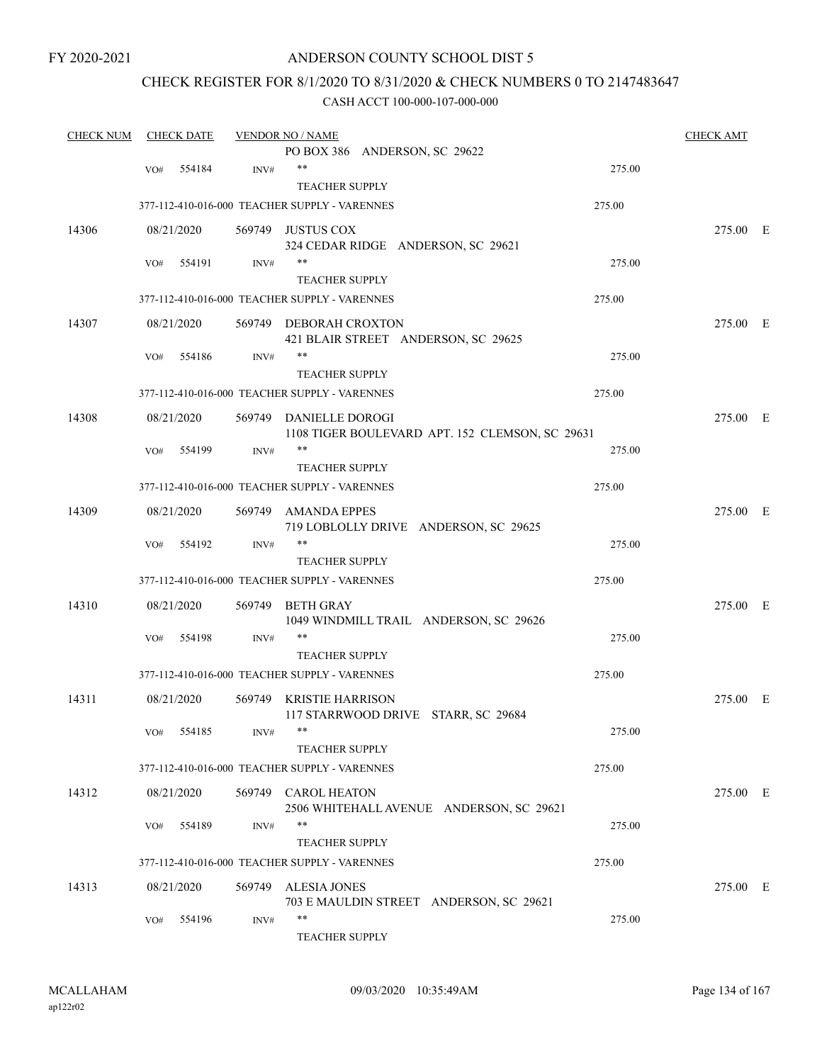FY 2020-2021

ANDERSON COUNTY SCHOOL DIST 5

CHECK REGISTER FOR 8/1/2020 TO 8/31/2020 & CHECK NUMBERS 0 TO 2147483647

CASH ACCT 100-000-107-000-000

| CHECK NUM | CHECK DATE | VENDOR NO / NAME | | CHECK AMT |
|---|---|---|---|---|
| | | PO BOX 386 ANDERSON, SC 29622 | | |
| | VO# 554184 | INV# ** | 275.00 | |
| | | TEACHER SUPPLY | | |
| | | 377-112-410-016-000 TEACHER SUPPLY - VARENNES | 275.00 | |
| 14306 | 08/21/2020 | 569749 JUSTUS COX<br>324 CEDAR RIDGE ANDERSON, SC 29621 | | 275.00 E |
| | VO# 554191 | INV# ** | 275.00 | |
| | | TEACHER SUPPLY | | |
| | | 377-112-410-016-000 TEACHER SUPPLY - VARENNES | 275.00 | |
| 14307 | 08/21/2020 | 569749 DEBORAH CROXTON<br>421 BLAIR STREET ANDERSON, SC 29625 | | 275.00 E |
| | VO# 554186 | INV# ** | 275.00 | |
| | | TEACHER SUPPLY | | |
| | | 377-112-410-016-000 TEACHER SUPPLY - VARENNES | 275.00 | |
| 14308 | 08/21/2020 | 569749 DANIELLE DOROGI<br>1108 TIGER BOULEVARD APT. 152 CLEMSON, SC 29631 | | 275.00 E |
| | VO# 554199 | INV# ** | 275.00 | |
| | | TEACHER SUPPLY | | |
| | | 377-112-410-016-000 TEACHER SUPPLY - VARENNES | 275.00 | |
| 14309 | 08/21/2020 | 569749 AMANDA EPPES<br>719 LOBLOLLY DRIVE ANDERSON, SC 29625 | | 275.00 E |
| | VO# 554192 | INV# ** | 275.00 | |
| | | TEACHER SUPPLY | | |
| | | 377-112-410-016-000 TEACHER SUPPLY - VARENNES | 275.00 | |
| 14310 | 08/21/2020 | 569749 BETH GRAY<br>1049 WINDMILL TRAIL ANDERSON, SC 29626 | | 275.00 E |
| | VO# 554198 | INV# ** | 275.00 | |
| | | TEACHER SUPPLY | | |
| | | 377-112-410-016-000 TEACHER SUPPLY - VARENNES | 275.00 | |
| 14311 | 08/21/2020 | 569749 KRISTIE HARRISON<br>117 STARRWOOD DRIVE STARR, SC 29684 | | 275.00 E |
| | VO# 554185 | INV# ** | 275.00 | |
| | | TEACHER SUPPLY | | |
| | | 377-112-410-016-000 TEACHER SUPPLY - VARENNES | 275.00 | |
| 14312 | 08/21/2020 | 569749 CAROL HEATON<br>2506 WHITEHALL AVENUE ANDERSON, SC 29621 | | 275.00 E |
| | VO# 554189 | INV# ** | 275.00 | |
| | | TEACHER SUPPLY | | |
| | | 377-112-410-016-000 TEACHER SUPPLY - VARENNES | 275.00 | |
| 14313 | 08/21/2020 | 569749 ALESIA JONES<br>703 E MAULDIN STREET ANDERSON, SC 29621 | | 275.00 E |
| | VO# 554196 | INV# ** | 275.00 | |
| | | TEACHER SUPPLY | | |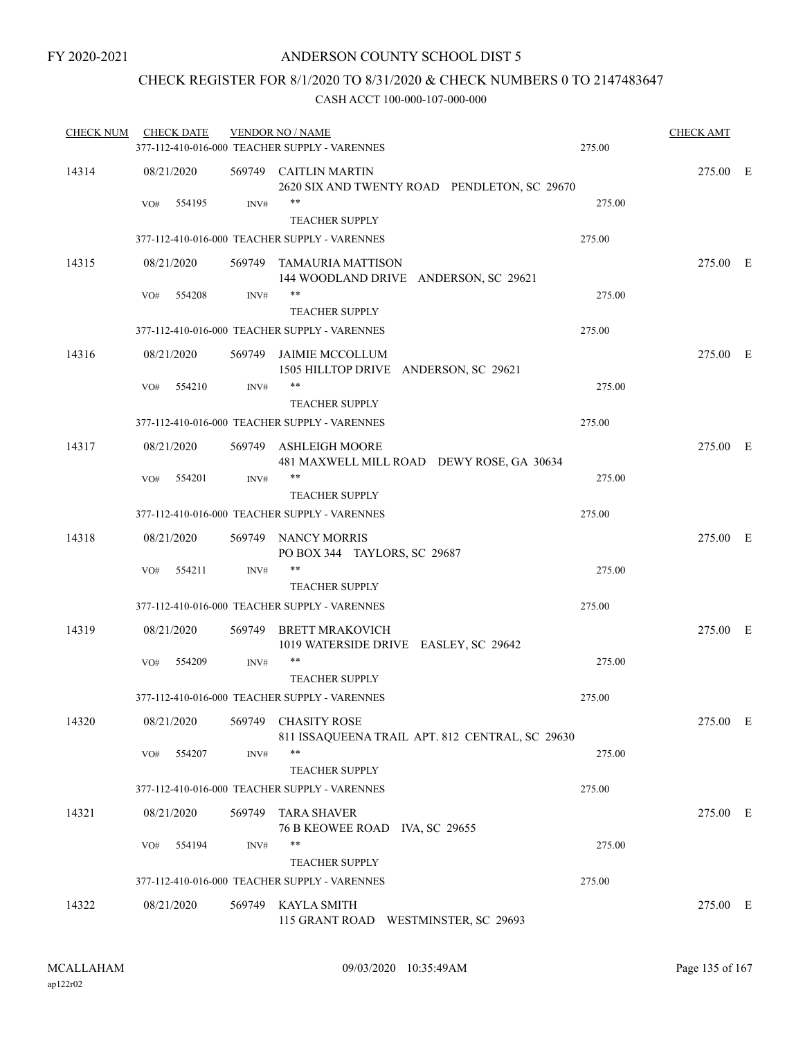FY 2020-2021

# ANDERSON COUNTY SCHOOL DIST 5

## CHECK REGISTER FOR 8/1/2020 TO 8/31/2020 & CHECK NUMBERS 0 TO 2147483647

CASH ACCT 100-000-107-000-000

| CHECK NUM | CHECK DATE | VENDOR NO / NAME | | CHECK AMT | |
|---|---|---|---|---|---|
| | | 377-112-410-016-000 TEACHER SUPPLY - VARENNES | 275.00 | | |
| 14314 | 08/21/2020 | 569749 CAITLIN MARTIN<br>2620 SIX AND TWENTY ROAD PENDLETON, SC 29670 | | 275.00 | E |
| | VO# 554195 | INV# **<br>TEACHER SUPPLY | 275.00 | | |
| | | 377-112-410-016-000 TEACHER SUPPLY - VARENNES | 275.00 | | |
| 14315 | 08/21/2020 | 569749 TAMAURIA MATTISON<br>144 WOODLAND DRIVE ANDERSON, SC 29621 | | 275.00 | E |
| | VO# 554208 | INV# **<br>TEACHER SUPPLY | 275.00 | | |
| | | 377-112-410-016-000 TEACHER SUPPLY - VARENNES | 275.00 | | |
| 14316 | 08/21/2020 | 569749 JAIMIE MCCOLLUM<br>1505 HILLTOP DRIVE ANDERSON, SC 29621 | | 275.00 | E |
| | VO# 554210 | INV# **<br>TEACHER SUPPLY | 275.00 | | |
| | | 377-112-410-016-000 TEACHER SUPPLY - VARENNES | 275.00 | | |
| 14317 | 08/21/2020 | 569749 ASHLEIGH MOORE<br>481 MAXWELL MILL ROAD DEWY ROSE, GA 30634 | | 275.00 | E |
| | VO# 554201 | INV# **<br>TEACHER SUPPLY | 275.00 | | |
| | | 377-112-410-016-000 TEACHER SUPPLY - VARENNES | 275.00 | | |
| 14318 | 08/21/2020 | 569749 NANCY MORRIS<br>PO BOX 344 TAYLORS, SC 29687 | | 275.00 | E |
| | VO# 554211 | INV# **<br>TEACHER SUPPLY | 275.00 | | |
| | | 377-112-410-016-000 TEACHER SUPPLY - VARENNES | 275.00 | | |
| 14319 | 08/21/2020 | 569749 BRETT MRAKOVICH<br>1019 WATERSIDE DRIVE EASLEY, SC 29642 | | 275.00 | E |
| | VO# 554209 | INV# **<br>TEACHER SUPPLY | 275.00 | | |
| | | 377-112-410-016-000 TEACHER SUPPLY - VARENNES | 275.00 | | |
| 14320 | 08/21/2020 | 569749 CHASITY ROSE<br>811 ISSAQUEENA TRAIL APT. 812 CENTRAL, SC 29630 | | 275.00 | E |
| | VO# 554207 | INV# **<br>TEACHER SUPPLY | 275.00 | | |
| | | 377-112-410-016-000 TEACHER SUPPLY - VARENNES | 275.00 | | |
| 14321 | 08/21/2020 | 569749 TARA SHAVER<br>76 B KEOWEE ROAD IVA, SC 29655 | | 275.00 | E |
| | VO# 554194 | INV# **<br>TEACHER SUPPLY | 275.00 | | |
| | | 377-112-410-016-000 TEACHER SUPPLY - VARENNES | 275.00 | | |
| 14322 | 08/21/2020 | 569749 KAYLA SMITH<br>115 GRANT ROAD WESTMINSTER, SC 29693 | | 275.00 | E |

MCALLAHAM ap122r02 09/03/2020 10:35:49AM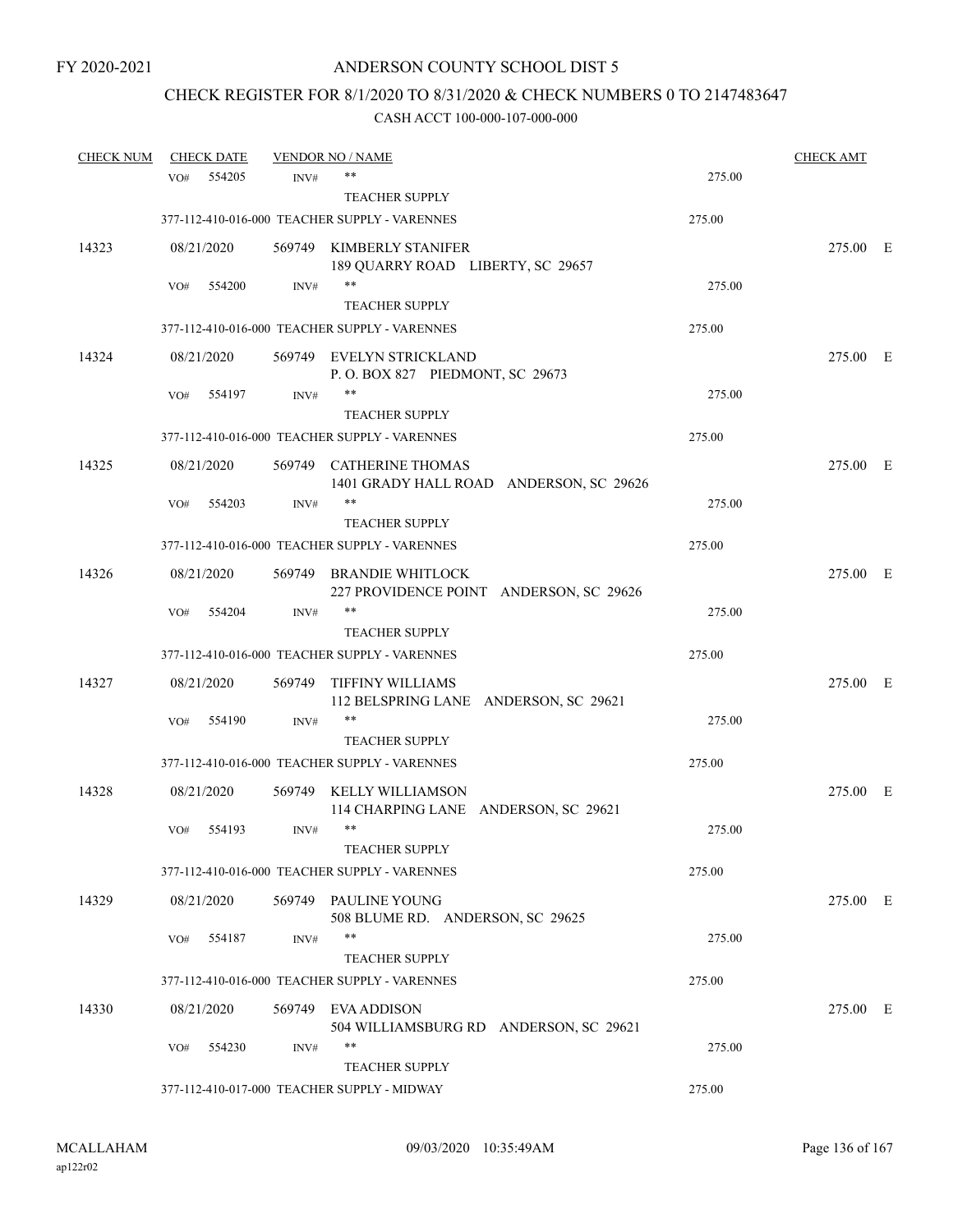FY 2020-2021

# ANDERSON COUNTY SCHOOL DIST 5

## CHECK REGISTER FOR 8/1/2020 TO 8/31/2020 & CHECK NUMBERS 0 TO 2147483647

### CASH ACCT 100-000-107-000-000

| CHECK NUM | CHECK DATE | VENDOR NO / NAME | | CHECK AMT | |
|---|---|---|---|---|---|
| | VO# 554205 INV# | ** TEACHER SUPPLY | 275.00 | | |
| | 377-112-410-016-000 TEACHER SUPPLY - VARENNES | | 275.00 | | |
| 14323 | 08/21/2020 | 569749 KIMBERLY STANIFER 189 QUARRY ROAD LIBERTY, SC 29657 | | 275.00 | E |
| | VO# 554200 INV# | ** TEACHER SUPPLY | 275.00 | | |
| | 377-112-410-016-000 TEACHER SUPPLY - VARENNES | | 275.00 | | |
| 14324 | 08/21/2020 | 569749 EVELYN STRICKLAND P. O. BOX 827 PIEDMONT, SC 29673 | | 275.00 | E |
| | VO# 554197 INV# | ** TEACHER SUPPLY | 275.00 | | |
| | 377-112-410-016-000 TEACHER SUPPLY - VARENNES | | 275.00 | | |
| 14325 | 08/21/2020 | 569749 CATHERINE THOMAS 1401 GRADY HALL ROAD ANDERSON, SC 29626 | | 275.00 | E |
| | VO# 554203 INV# | ** TEACHER SUPPLY | 275.00 | | |
| | 377-112-410-016-000 TEACHER SUPPLY - VARENNES | | 275.00 | | |
| 14326 | 08/21/2020 | 569749 BRANDIE WHITLOCK 227 PROVIDENCE POINT ANDERSON, SC 29626 | | 275.00 | E |
| | VO# 554204 INV# | ** TEACHER SUPPLY | 275.00 | | |
| | 377-112-410-016-000 TEACHER SUPPLY - VARENNES | | 275.00 | | |
| 14327 | 08/21/2020 | 569749 TIFFINY WILLIAMS 112 BELSPRING LANE ANDERSON, SC 29621 | | 275.00 | E |
| | VO# 554190 INV# | ** TEACHER SUPPLY | 275.00 | | |
| | 377-112-410-016-000 TEACHER SUPPLY - VARENNES | | 275.00 | | |
| 14328 | 08/21/2020 | 569749 KELLY WILLIAMSON 114 CHARPING LANE ANDERSON, SC 29621 | | 275.00 | E |
| | VO# 554193 INV# | ** TEACHER SUPPLY | 275.00 | | |
| | 377-112-410-016-000 TEACHER SUPPLY - VARENNES | | 275.00 | | |
| 14329 | 08/21/2020 | 569749 PAULINE YOUNG 508 BLUME RD. ANDERSON, SC 29625 | | 275.00 | E |
| | VO# 554187 INV# | ** TEACHER SUPPLY | 275.00 | | |
| | 377-112-410-016-000 TEACHER SUPPLY - VARENNES | | 275.00 | | |
| 14330 | 08/21/2020 | 569749 EVA ADDISON 504 WILLIAMSBURG RD ANDERSON, SC 29621 | | 275.00 | E |
| | VO# 554230 INV# | ** TEACHER SUPPLY | 275.00 | | |
| | 377-112-410-017-000 TEACHER SUPPLY - MIDWAY | | 275.00 | | |

MCALLAHAM
ap122r02

09/03/2020 10:35:49AM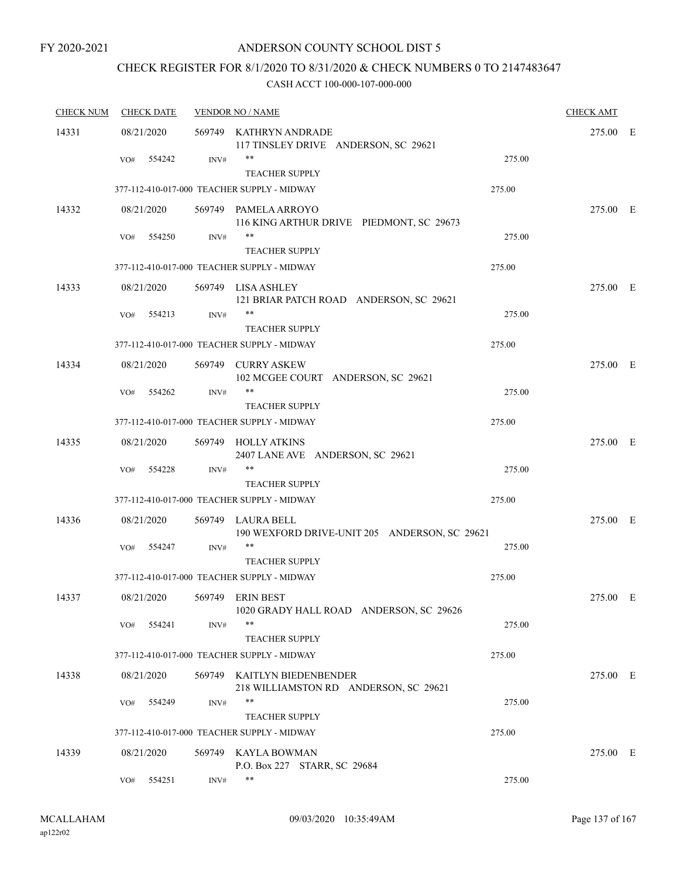FY 2020-2021

# ANDERSON COUNTY SCHOOL DIST 5

## CHECK REGISTER FOR 8/1/2020 TO 8/31/2020 & CHECK NUMBERS 0 TO 2147483647

CASH ACCT 100-000-107-000-000

| CHECK NUM | CHECK DATE | VENDOR NO / NAME | | CHECK AMT | |
|---|---|---|---|---|---|
| 14331 | 08/21/2020 | 569749 KATHRYN ANDRADE<br>117 TINSLEY DRIVE ANDERSON, SC 29621 | | 275.00 | E |
| | VO# 554242 | INV# ** TEACHER SUPPLY | 275.00 | | |
| | | 377-112-410-017-000 TEACHER SUPPLY - MIDWAY | 275.00 | | |
| 14332 | 08/21/2020 | 569749 PAMELA ARROYO<br>116 KING ARTHUR DRIVE PIEDMONT, SC 29673 | | 275.00 | E |
| | VO# 554250 | INV# ** TEACHER SUPPLY | 275.00 | | |
| | | 377-112-410-017-000 TEACHER SUPPLY - MIDWAY | 275.00 | | |
| 14333 | 08/21/2020 | 569749 LISA ASHLEY<br>121 BRIAR PATCH ROAD ANDERSON, SC 29621 | | 275.00 | E |
| | VO# 554213 | INV# ** TEACHER SUPPLY | 275.00 | | |
| | | 377-112-410-017-000 TEACHER SUPPLY - MIDWAY | 275.00 | | |
| 14334 | 08/21/2020 | 569749 CURRY ASKEW<br>102 MCGEE COURT ANDERSON, SC 29621 | | 275.00 | E |
| | VO# 554262 | INV# ** TEACHER SUPPLY | 275.00 | | |
| | | 377-112-410-017-000 TEACHER SUPPLY - MIDWAY | 275.00 | | |
| 14335 | 08/21/2020 | 569749 HOLLY ATKINS<br>2407 LANE AVE ANDERSON, SC 29621 | | 275.00 | E |
| | VO# 554228 | INV# ** TEACHER SUPPLY | 275.00 | | |
| | | 377-112-410-017-000 TEACHER SUPPLY - MIDWAY | 275.00 | | |
| 14336 | 08/21/2020 | 569749 LAURA BELL<br>190 WEXFORD DRIVE-UNIT 205 ANDERSON, SC 29621 | | 275.00 | E |
| | VO# 554247 | INV# ** TEACHER SUPPLY | 275.00 | | |
| | | 377-112-410-017-000 TEACHER SUPPLY - MIDWAY | 275.00 | | |
| 14337 | 08/21/2020 | 569749 ERIN BEST<br>1020 GRADY HALL ROAD ANDERSON, SC 29626 | | 275.00 | E |
| | VO# 554241 | INV# ** TEACHER SUPPLY | 275.00 | | |
| | | 377-112-410-017-000 TEACHER SUPPLY - MIDWAY | 275.00 | | |
| 14338 | 08/21/2020 | 569749 KAITLYN BIEDENBENDER<br>218 WILLIAMSTON RD ANDERSON, SC 29621 | | 275.00 | E |
| | VO# 554249 | INV# ** TEACHER SUPPLY | 275.00 | | |
| | | 377-112-410-017-000 TEACHER SUPPLY - MIDWAY | 275.00 | | |
| 14339 | 08/21/2020 | 569749 KAYLA BOWMAN<br>P.O. Box 227 STARR, SC 29684 | | 275.00 | E |
| | VO# 554251 | INV# ** | 275.00 | | |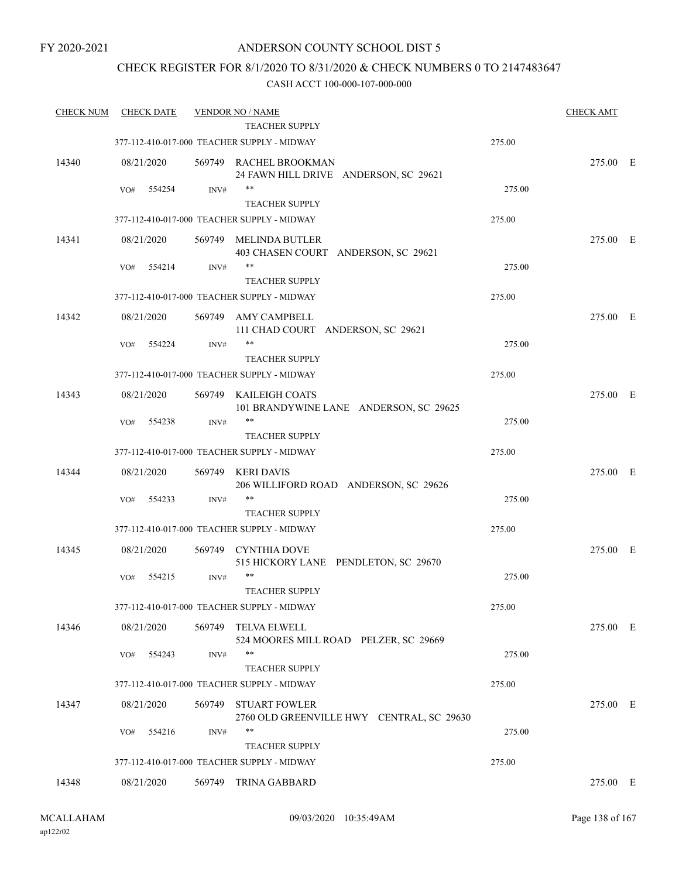FY 2020-2021

# ANDERSON COUNTY SCHOOL DIST 5

## CHECK REGISTER FOR 8/1/2020 TO 8/31/2020 & CHECK NUMBERS 0 TO 2147483647

### CASH ACCT 100-000-107-000-000

| CHECK NUM | CHECK DATE | VENDOR NO / NAME | | CHECK AMT | |
|---|---|---|---|---|---|
| | | TEACHER SUPPLY | | | |
| | 377-112-410-017-000 TEACHER SUPPLY - MIDWAY | | 275.00 | | |
| 14340 | 08/21/2020 | 569749 RACHEL BROOKMAN<br>24 FAWN HILL DRIVE ANDERSON, SC 29621 | | 275.00 | E |
| | VO# 554254 | INV# **<br>TEACHER SUPPLY | 275.00 | | |
| | 377-112-410-017-000 TEACHER SUPPLY - MIDWAY | | 275.00 | | |
| 14341 | 08/21/2020 | 569749 MELINDA BUTLER<br>403 CHASEN COURT ANDERSON, SC 29621 | | 275.00 | E |
| | VO# 554214 | INV# **<br>TEACHER SUPPLY | 275.00 | | |
| | 377-112-410-017-000 TEACHER SUPPLY - MIDWAY | | 275.00 | | |
| 14342 | 08/21/2020 | 569749 AMY CAMPBELL<br>111 CHAD COURT ANDERSON, SC 29621 | | 275.00 | E |
| | VO# 554224 | INV# **<br>TEACHER SUPPLY | 275.00 | | |
| | 377-112-410-017-000 TEACHER SUPPLY - MIDWAY | | 275.00 | | |
| 14343 | 08/21/2020 | 569749 KAILEIGH COATS<br>101 BRANDYWINE LANE ANDERSON, SC 29625 | | 275.00 | E |
| | VO# 554238 | INV# **<br>TEACHER SUPPLY | 275.00 | | |
| | 377-112-410-017-000 TEACHER SUPPLY - MIDWAY | | 275.00 | | |
| 14344 | 08/21/2020 | 569749 KERI DAVIS<br>206 WILLIFORD ROAD ANDERSON, SC 29626 | | 275.00 | E |
| | VO# 554233 | INV# **<br>TEACHER SUPPLY | 275.00 | | |
| | 377-112-410-017-000 TEACHER SUPPLY - MIDWAY | | 275.00 | | |
| 14345 | 08/21/2020 | 569749 CYNTHIA DOVE<br>515 HICKORY LANE PENDLETON, SC 29670 | | 275.00 | E |
| | VO# 554215 | INV# **<br>TEACHER SUPPLY | 275.00 | | |
| | 377-112-410-017-000 TEACHER SUPPLY - MIDWAY | | 275.00 | | |
| 14346 | 08/21/2020 | 569749 TELVA ELWELL<br>524 MOORES MILL ROAD PELZER, SC 29669 | | 275.00 | E |
| | VO# 554243 | INV# **<br>TEACHER SUPPLY | 275.00 | | |
| | 377-112-410-017-000 TEACHER SUPPLY - MIDWAY | | 275.00 | | |
| 14347 | 08/21/2020 | 569749 STUART FOWLER<br>2760 OLD GREENVILLE HWY CENTRAL, SC 29630 | | 275.00 | E |
| | VO# 554216 | INV# **<br>TEACHER SUPPLY | 275.00 | | |
| | 377-112-410-017-000 TEACHER SUPPLY - MIDWAY | | 275.00 | | |
| 14348 | 08/21/2020 | 569749 TRINA GABBARD | | 275.00 | E |

MCALLAHAM
ap122r02

09/03/2020 10:35:49AM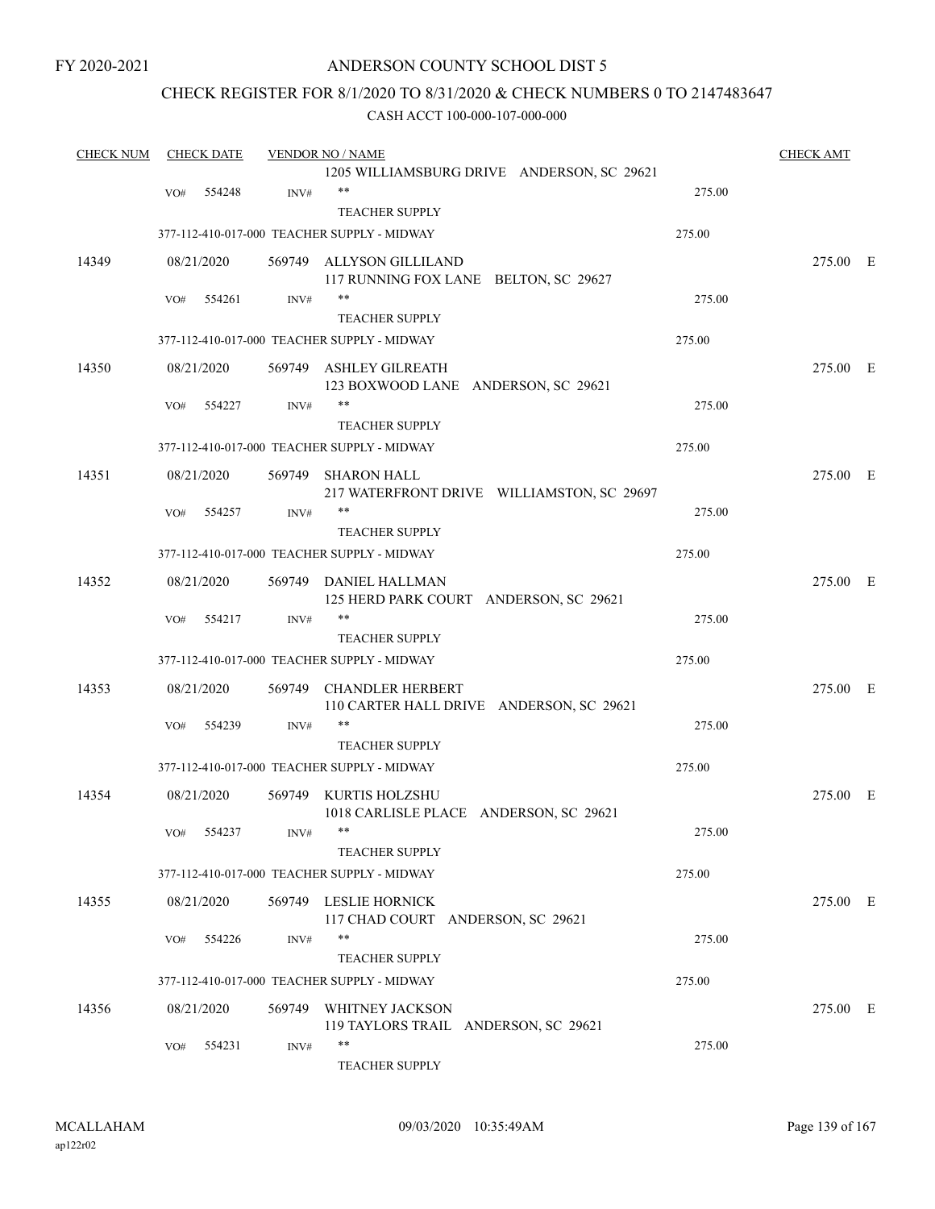FY 2020-2021

# ANDERSON COUNTY SCHOOL DIST 5

## CHECK REGISTER FOR 8/1/2020 TO 8/31/2020 & CHECK NUMBERS 0 TO 2147483647

### CASH ACCT 100-000-107-000-000

| CHECK NUM | CHECK DATE | VENDOR NO / NAME | | CHECK AMT |
|---|---|---|---|---|
| | | 1205 WILLIAMSBURG DRIVE ANDERSON, SC 29621 | | |
| | VO# 554248 | INV# ** TEACHER SUPPLY | 275.00 | |
| | | 377-112-410-017-000 TEACHER SUPPLY - MIDWAY | 275.00 | |
| 14349 | 08/21/2020 | 569749 ALLYSON GILLILAND 117 RUNNING FOX LANE BELTON, SC 29627 | | 275.00 E |
| | VO# 554261 | INV# ** TEACHER SUPPLY | 275.00 | |
| | | 377-112-410-017-000 TEACHER SUPPLY - MIDWAY | 275.00 | |
| 14350 | 08/21/2020 | 569749 ASHLEY GILREATH 123 BOXWOOD LANE ANDERSON, SC 29621 | | 275.00 E |
| | VO# 554227 | INV# ** TEACHER SUPPLY | 275.00 | |
| | | 377-112-410-017-000 TEACHER SUPPLY - MIDWAY | 275.00 | |
| 14351 | 08/21/2020 | 569749 SHARON HALL 217 WATERFRONT DRIVE WILLIAMSTON, SC 29697 | | 275.00 E |
| | VO# 554257 | INV# ** TEACHER SUPPLY | 275.00 | |
| | | 377-112-410-017-000 TEACHER SUPPLY - MIDWAY | 275.00 | |
| 14352 | 08/21/2020 | 569749 DANIEL HALLMAN 125 HERD PARK COURT ANDERSON, SC 29621 | | 275.00 E |
| | VO# 554217 | INV# ** TEACHER SUPPLY | 275.00 | |
| | | 377-112-410-017-000 TEACHER SUPPLY - MIDWAY | 275.00 | |
| 14353 | 08/21/2020 | 569749 CHANDLER HERBERT 110 CARTER HALL DRIVE ANDERSON, SC 29621 | | 275.00 E |
| | VO# 554239 | INV# ** TEACHER SUPPLY | 275.00 | |
| | | 377-112-410-017-000 TEACHER SUPPLY - MIDWAY | 275.00 | |
| 14354 | 08/21/2020 | 569749 KURTIS HOLZSHU 1018 CARLISLE PLACE ANDERSON, SC 29621 | | 275.00 E |
| | VO# 554237 | INV# ** TEACHER SUPPLY | 275.00 | |
| | | 377-112-410-017-000 TEACHER SUPPLY - MIDWAY | 275.00 | |
| 14355 | 08/21/2020 | 569749 LESLIE HORNICK 117 CHAD COURT ANDERSON, SC 29621 | | 275.00 E |
| | VO# 554226 | INV# ** TEACHER SUPPLY | 275.00 | |
| | | 377-112-410-017-000 TEACHER SUPPLY - MIDWAY | 275.00 | |
| 14356 | 08/21/2020 | 569749 WHITNEY JACKSON 119 TAYLORS TRAIL ANDERSON, SC 29621 | | 275.00 E |
| | VO# 554231 | INV# ** TEACHER SUPPLY | 275.00 | |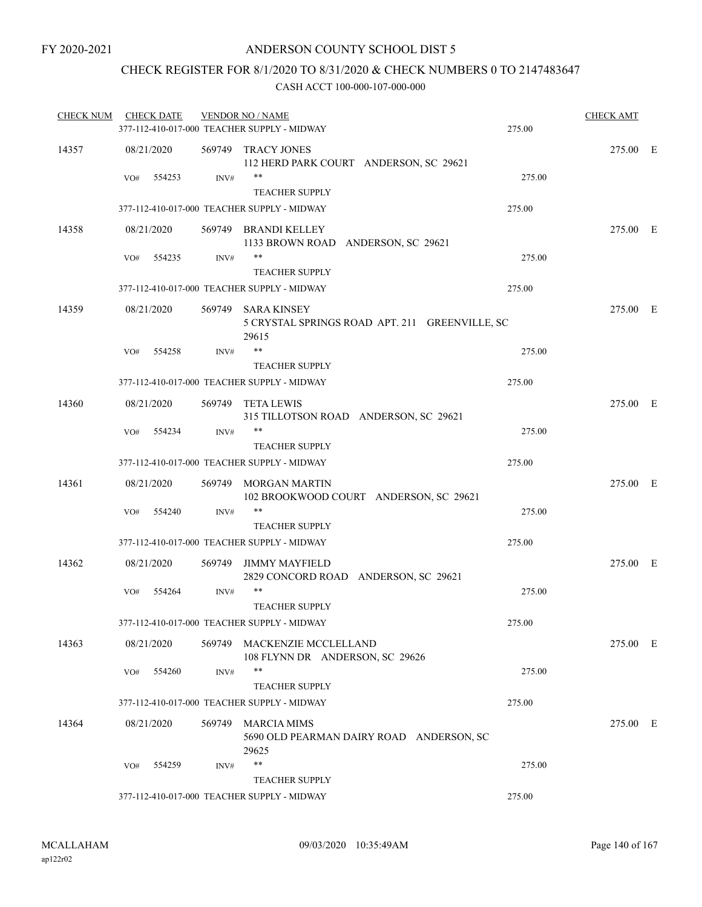FY 2020-2021

# ANDERSON COUNTY SCHOOL DIST 5

## CHECK REGISTER FOR 8/1/2020 TO 8/31/2020 & CHECK NUMBERS 0 TO 2147483647

### CASH ACCT 100-000-107-000-000

| CHECK NUM | CHECK DATE | VENDOR NO / NAME | | CHECK AMT | |
|---|---|---|---|---|---|
| | 377-112-410-017-000 TEACHER SUPPLY - MIDWAY | | 275.00 | | |
| 14357 | 08/21/2020 | 569749 TRACY JONES<br>112 HERD PARK COURT ANDERSON, SC 29621 | | 275.00 | E |
| | VO# 554253 | INV# **<br>TEACHER SUPPLY | 275.00 | | |
| | 377-112-410-017-000 TEACHER SUPPLY - MIDWAY | | 275.00 | | |
| 14358 | 08/21/2020 | 569749 BRANDI KELLEY<br>1133 BROWN ROAD ANDERSON, SC 29621 | | 275.00 | E |
| | VO# 554235 | INV# **<br>TEACHER SUPPLY | 275.00 | | |
| | 377-112-410-017-000 TEACHER SUPPLY - MIDWAY | | 275.00 | | |
| 14359 | 08/21/2020 | 569749 SARA KINSEY<br>5 CRYSTAL SPRINGS ROAD APT. 211 GREENVILLE, SC 29615 | | 275.00 | E |
| | VO# 554258 | INV# **<br>TEACHER SUPPLY | 275.00 | | |
| | 377-112-410-017-000 TEACHER SUPPLY - MIDWAY | | 275.00 | | |
| 14360 | 08/21/2020 | 569749 TETA LEWIS<br>315 TILLOTSON ROAD ANDERSON, SC 29621 | | 275.00 | E |
| | VO# 554234 | INV# **<br>TEACHER SUPPLY | 275.00 | | |
| | 377-112-410-017-000 TEACHER SUPPLY - MIDWAY | | 275.00 | | |
| 14361 | 08/21/2020 | 569749 MORGAN MARTIN<br>102 BROOKWOOD COURT ANDERSON, SC 29621 | | 275.00 | E |
| | VO# 554240 | INV# **<br>TEACHER SUPPLY | 275.00 | | |
| | 377-112-410-017-000 TEACHER SUPPLY - MIDWAY | | 275.00 | | |
| 14362 | 08/21/2020 | 569749 JIMMY MAYFIELD<br>2829 CONCORD ROAD ANDERSON, SC 29621 | | 275.00 | E |
| | VO# 554264 | INV# **<br>TEACHER SUPPLY | 275.00 | | |
| | 377-112-410-017-000 TEACHER SUPPLY - MIDWAY | | 275.00 | | |
| 14363 | 08/21/2020 | 569749 MACKENZIE MCCLELLAND<br>108 FLYNN DR ANDERSON, SC 29626 | | 275.00 | E |
| | VO# 554260 | INV# **<br>TEACHER SUPPLY | 275.00 | | |
| | 377-112-410-017-000 TEACHER SUPPLY - MIDWAY | | 275.00 | | |
| 14364 | 08/21/2020 | 569749 MARCIA MIMS<br>5690 OLD PEARMAN DAIRY ROAD ANDERSON, SC 29625 | | 275.00 | E |
| | VO# 554259 | INV# **<br>TEACHER SUPPLY | 275.00 | | |
| | 377-112-410-017-000 TEACHER SUPPLY - MIDWAY | | 275.00 | | |

MCALLAHAM
ap122r02

09/03/2020 10:35:49AM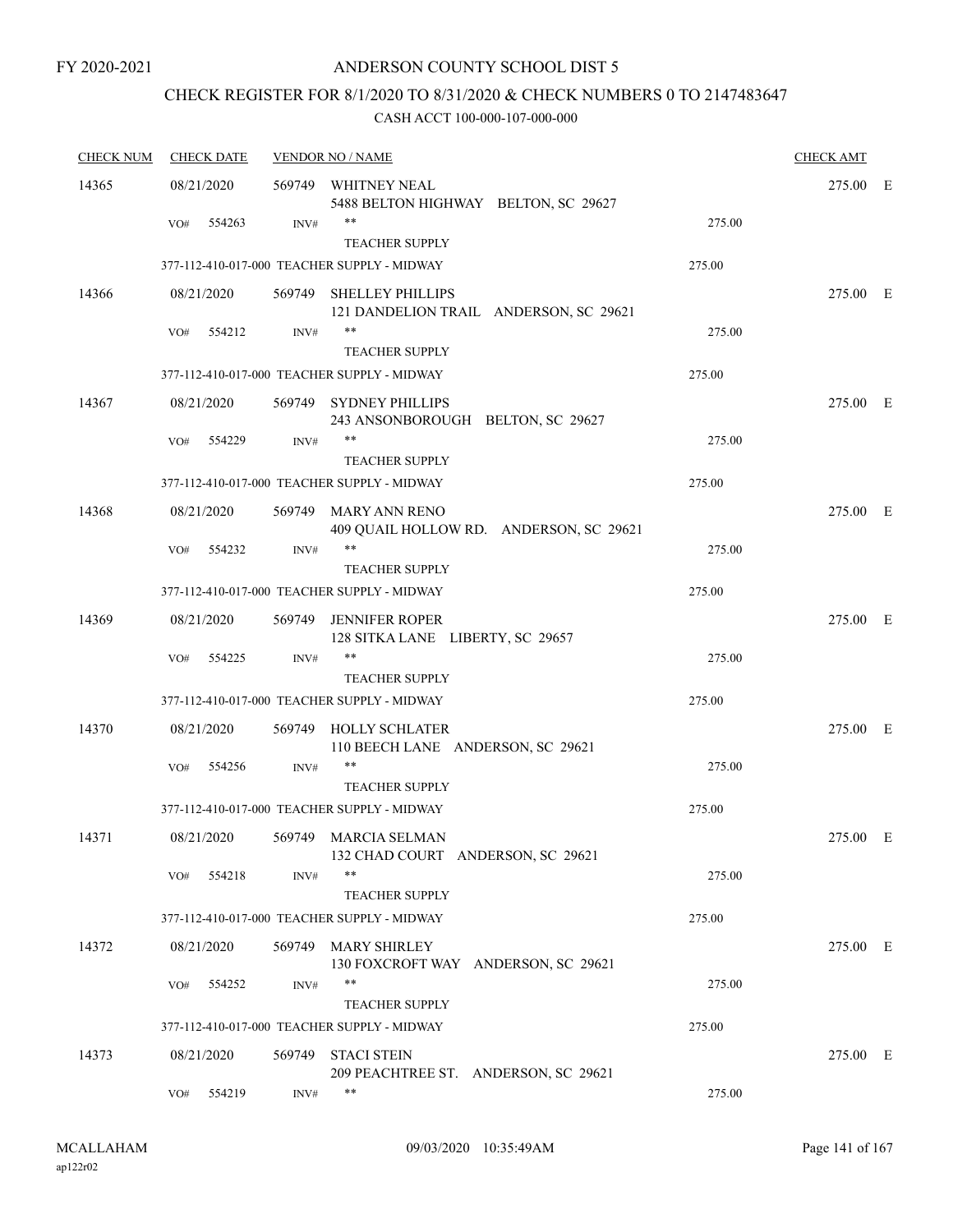FY 2020-2021

# ANDERSON COUNTY SCHOOL DIST 5

## CHECK REGISTER FOR 8/1/2020 TO 8/31/2020 & CHECK NUMBERS 0 TO 2147483647

### CASH ACCT 100-000-107-000-000

| CHECK NUM | CHECK DATE | VENDOR NO / NAME | | CHECK AMT | |
|---|---|---|---|---|---|
| 14365 | 08/21/2020 | 569749 WHITNEY NEAL<br>5488 BELTON HIGHWAY BELTON, SC 29627 | | 275.00 | E |
| | VO# 554263 | INV# ** <br>TEACHER SUPPLY | 275.00 | | |
| | | 377-112-410-017-000 TEACHER SUPPLY - MIDWAY | 275.00 | | |
| 14366 | 08/21/2020 | 569749 SHELLEY PHILLIPS<br>121 DANDELION TRAIL ANDERSON, SC 29621 | | 275.00 | E |
| | VO# 554212 | INV# ** <br>TEACHER SUPPLY | 275.00 | | |
| | | 377-112-410-017-000 TEACHER SUPPLY - MIDWAY | 275.00 | | |
| 14367 | 08/21/2020 | 569749 SYDNEY PHILLIPS<br>243 ANSONBOROUGH BELTON, SC 29627 | | 275.00 | E |
| | VO# 554229 | INV# ** <br>TEACHER SUPPLY | 275.00 | | |
| | | 377-112-410-017-000 TEACHER SUPPLY - MIDWAY | 275.00 | | |
| 14368 | 08/21/2020 | 569749 MARY ANN RENO<br>409 QUAIL HOLLOW RD. ANDERSON, SC 29621 | | 275.00 | E |
| | VO# 554232 | INV# ** <br>TEACHER SUPPLY | 275.00 | | |
| | | 377-112-410-017-000 TEACHER SUPPLY - MIDWAY | 275.00 | | |
| 14369 | 08/21/2020 | 569749 JENNIFER ROPER<br>128 SITKA LANE LIBERTY, SC 29657 | | 275.00 | E |
| | VO# 554225 | INV# ** <br>TEACHER SUPPLY | 275.00 | | |
| | | 377-112-410-017-000 TEACHER SUPPLY - MIDWAY | 275.00 | | |
| 14370 | 08/21/2020 | 569749 HOLLY SCHLATER<br>110 BEECH LANE ANDERSON, SC 29621 | | 275.00 | E |
| | VO# 554256 | INV# ** <br>TEACHER SUPPLY | 275.00 | | |
| | | 377-112-410-017-000 TEACHER SUPPLY - MIDWAY | 275.00 | | |
| 14371 | 08/21/2020 | 569749 MARCIA SELMAN<br>132 CHAD COURT ANDERSON, SC 29621 | | 275.00 | E |
| | VO# 554218 | INV# ** <br>TEACHER SUPPLY | 275.00 | | |
| | | 377-112-410-017-000 TEACHER SUPPLY - MIDWAY | 275.00 | | |
| 14372 | 08/21/2020 | 569749 MARY SHIRLEY<br>130 FOXCROFT WAY ANDERSON, SC 29621 | | 275.00 | E |
| | VO# 554252 | INV# ** <br>TEACHER SUPPLY | 275.00 | | |
| | | 377-112-410-017-000 TEACHER SUPPLY - MIDWAY | 275.00 | | |
| 14373 | 08/21/2020 | 569749 STACI STEIN<br>209 PEACHTREE ST. ANDERSON, SC 29621 | | 275.00 | E |
| | VO# 554219 | INV# ** | 275.00 | | |

MCALLAHAM
ap122r02

09/03/2020 10:35:49AM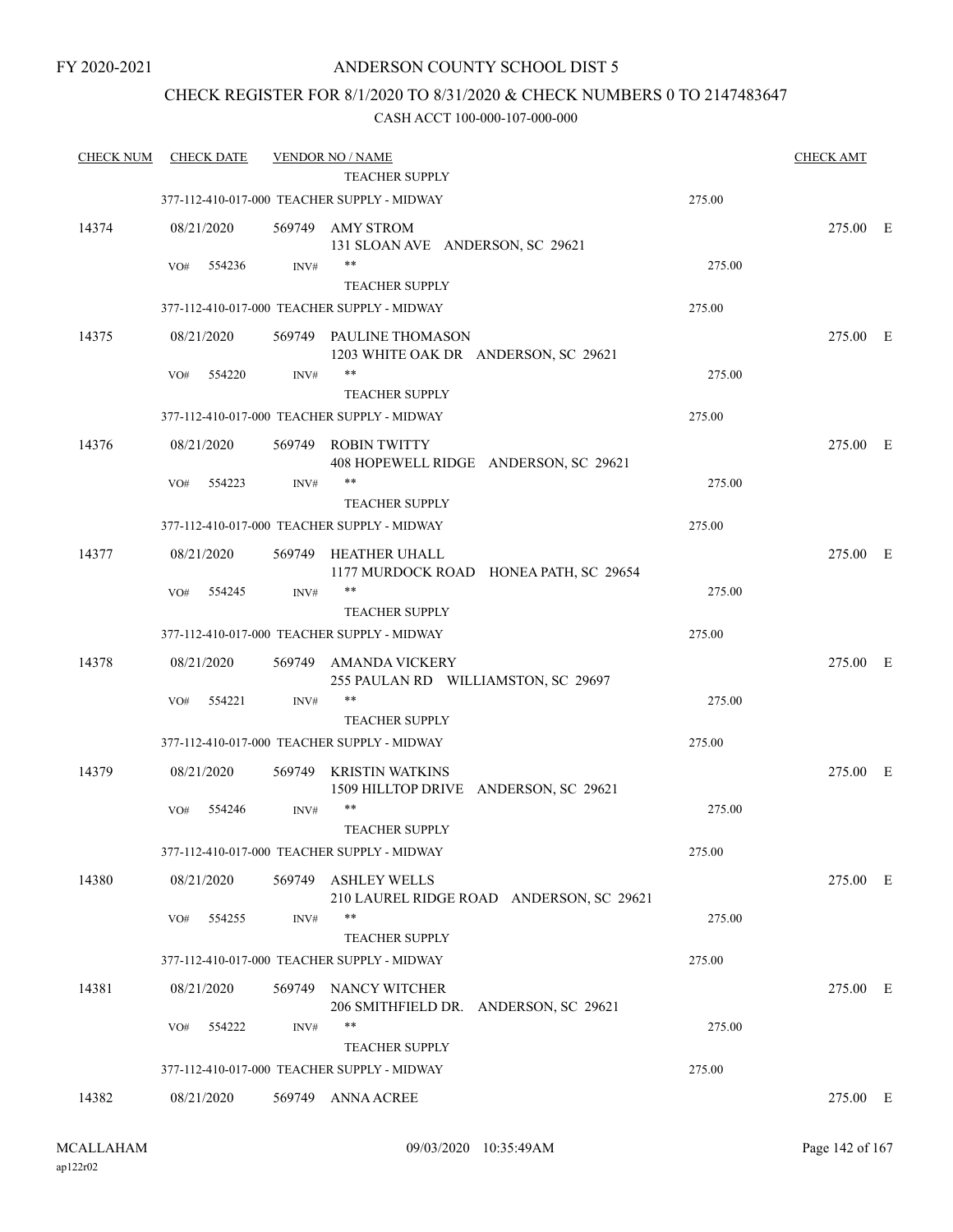FY 2020-2021

# ANDERSON COUNTY SCHOOL DIST 5

## CHECK REGISTER FOR 8/1/2020 TO 8/31/2020 & CHECK NUMBERS 0 TO 2147483647

CASH ACCT 100-000-107-000-000

| CHECK NUM | CHECK DATE | VENDOR NO / NAME | | CHECK AMT |
|---|---|---|---|---|
| | | TEACHER SUPPLY | | |
| | | 377-112-410-017-000 TEACHER SUPPLY - MIDWAY | 275.00 | |
| 14374 | 08/21/2020 | 569749 AMY STROM<br>131 SLOAN AVE ANDERSON, SC 29621 | | 275.00 E |
| | VO# 554236 | INV# **<br>TEACHER SUPPLY | 275.00 | |
| | | 377-112-410-017-000 TEACHER SUPPLY - MIDWAY | 275.00 | |
| 14375 | 08/21/2020 | 569749 PAULINE THOMASON<br>1203 WHITE OAK DR ANDERSON, SC 29621 | | 275.00 E |
| | VO# 554220 | INV# **<br>TEACHER SUPPLY | 275.00 | |
| | | 377-112-410-017-000 TEACHER SUPPLY - MIDWAY | 275.00 | |
| 14376 | 08/21/2020 | 569749 ROBIN TWITTY<br>408 HOPEWELL RIDGE ANDERSON, SC 29621 | | 275.00 E |
| | VO# 554223 | INV# **<br>TEACHER SUPPLY | 275.00 | |
| | | 377-112-410-017-000 TEACHER SUPPLY - MIDWAY | 275.00 | |
| 14377 | 08/21/2020 | 569749 HEATHER UHALL<br>1177 MURDOCK ROAD HONEA PATH, SC 29654 | | 275.00 E |
| | VO# 554245 | INV# **<br>TEACHER SUPPLY | 275.00 | |
| | | 377-112-410-017-000 TEACHER SUPPLY - MIDWAY | 275.00 | |
| 14378 | 08/21/2020 | 569749 AMANDA VICKERY<br>255 PAULAN RD WILLIAMSTON, SC 29697 | | 275.00 E |
| | VO# 554221 | INV# **<br>TEACHER SUPPLY | 275.00 | |
| | | 377-112-410-017-000 TEACHER SUPPLY - MIDWAY | 275.00 | |
| 14379 | 08/21/2020 | 569749 KRISTIN WATKINS<br>1509 HILLTOP DRIVE ANDERSON, SC 29621 | | 275.00 E |
| | VO# 554246 | INV# **<br>TEACHER SUPPLY | 275.00 | |
| | | 377-112-410-017-000 TEACHER SUPPLY - MIDWAY | 275.00 | |
| 14380 | 08/21/2020 | 569749 ASHLEY WELLS<br>210 LAUREL RIDGE ROAD ANDERSON, SC 29621 | | 275.00 E |
| | VO# 554255 | INV# **<br>TEACHER SUPPLY | 275.00 | |
| | | 377-112-410-017-000 TEACHER SUPPLY - MIDWAY | 275.00 | |
| 14381 | 08/21/2020 | 569749 NANCY WITCHER<br>206 SMITHFIELD DR. ANDERSON, SC 29621 | | 275.00 E |
| | VO# 554222 | INV# **<br>TEACHER SUPPLY | 275.00 | |
| | | 377-112-410-017-000 TEACHER SUPPLY - MIDWAY | 275.00 | |
| 14382 | 08/21/2020 | 569749 ANNA ACREE | | 275.00 E |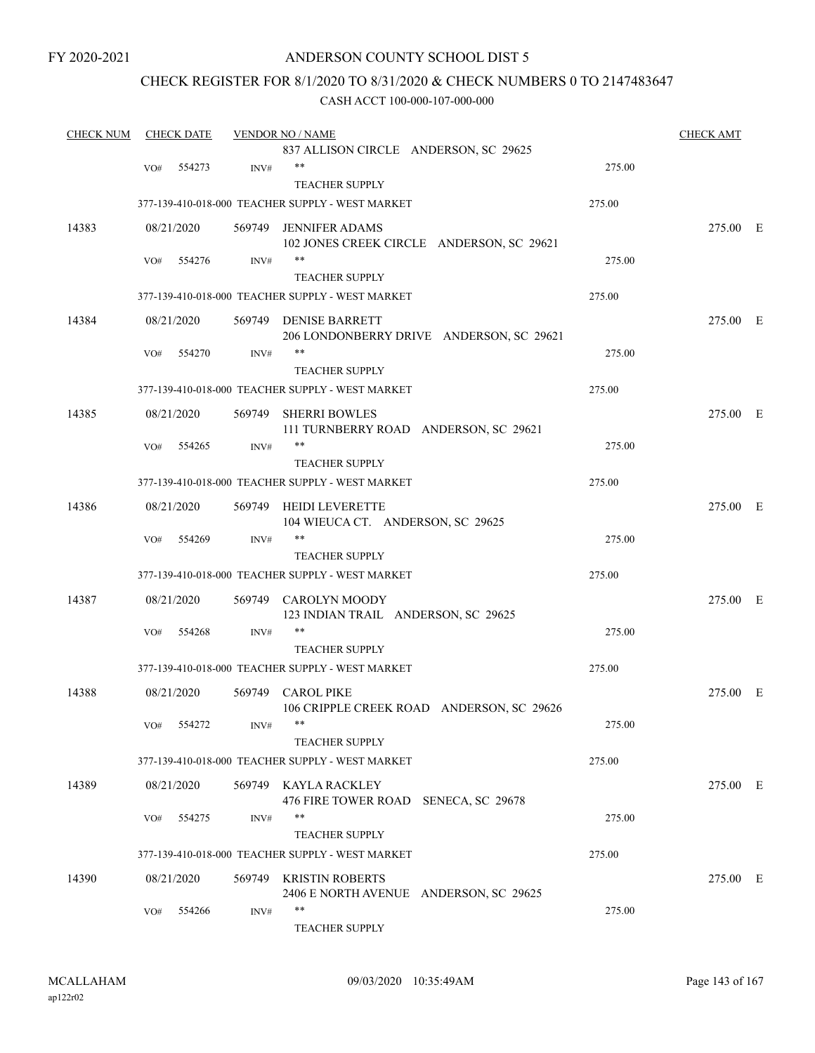FY 2020-2021

# ANDERSON COUNTY SCHOOL DIST 5

## CHECK REGISTER FOR 8/1/2020 TO 8/31/2020 & CHECK NUMBERS 0 TO 2147483647

### CASH ACCT 100-000-107-000-000

| CHECK NUM | CHECK DATE | VENDOR NO / NAME | | CHECK AMT |
|---|---|---|---|---|
| | | 837 ALLISON CIRCLE ANDERSON, SC 29625 | | |
| | VO# 554273 | INV# ** | 275.00 | |
| | | TEACHER SUPPLY | | |
| | | 377-139-410-018-000 TEACHER SUPPLY - WEST MARKET | 275.00 | |
| 14383 | 08/21/2020 | 569749 JENNIFER ADAMS<br>102 JONES CREEK CIRCLE ANDERSON, SC 29621 | | 275.00 E |
| | VO# 554276 | INV# ** | 275.00 | |
| | | TEACHER SUPPLY | | |
| | | 377-139-410-018-000 TEACHER SUPPLY - WEST MARKET | 275.00 | |
| 14384 | 08/21/2020 | 569749 DENISE BARRETT<br>206 LONDONBERRY DRIVE ANDERSON, SC 29621 | | 275.00 E |
| | VO# 554270 | INV# ** | 275.00 | |
| | | TEACHER SUPPLY | | |
| | | 377-139-410-018-000 TEACHER SUPPLY - WEST MARKET | 275.00 | |
| 14385 | 08/21/2020 | 569749 SHERRI BOWLES<br>111 TURNBERRY ROAD ANDERSON, SC 29621 | | 275.00 E |
| | VO# 554265 | INV# ** | 275.00 | |
| | | TEACHER SUPPLY | | |
| | | 377-139-410-018-000 TEACHER SUPPLY - WEST MARKET | 275.00 | |
| 14386 | 08/21/2020 | 569749 HEIDI LEVERETTE<br>104 WIEUCA CT. ANDERSON, SC 29625 | | 275.00 E |
| | VO# 554269 | INV# ** | 275.00 | |
| | | TEACHER SUPPLY | | |
| | | 377-139-410-018-000 TEACHER SUPPLY - WEST MARKET | 275.00 | |
| 14387 | 08/21/2020 | 569749 CAROLYN MOODY<br>123 INDIAN TRAIL ANDERSON, SC 29625 | | 275.00 E |
| | VO# 554268 | INV# ** | 275.00 | |
| | | TEACHER SUPPLY | | |
| | | 377-139-410-018-000 TEACHER SUPPLY - WEST MARKET | 275.00 | |
| 14388 | 08/21/2020 | 569749 CAROL PIKE<br>106 CRIPPLE CREEK ROAD ANDERSON, SC 29626 | | 275.00 E |
| | VO# 554272 | INV# ** | 275.00 | |
| | | TEACHER SUPPLY | | |
| | | 377-139-410-018-000 TEACHER SUPPLY - WEST MARKET | 275.00 | |
| 14389 | 08/21/2020 | 569749 KAYLA RACKLEY<br>476 FIRE TOWER ROAD SENECA, SC 29678 | | 275.00 E |
| | VO# 554275 | INV# ** | 275.00 | |
| | | TEACHER SUPPLY | | |
| | | 377-139-410-018-000 TEACHER SUPPLY - WEST MARKET | 275.00 | |
| 14390 | 08/21/2020 | 569749 KRISTIN ROBERTS<br>2406 E NORTH AVENUE ANDERSON, SC 29625 | | 275.00 E |
| | VO# 554266 | INV# ** | 275.00 | |
| | | TEACHER SUPPLY | | |

MCALLAHAM
ap122r02

09/03/2020 10:35:49AM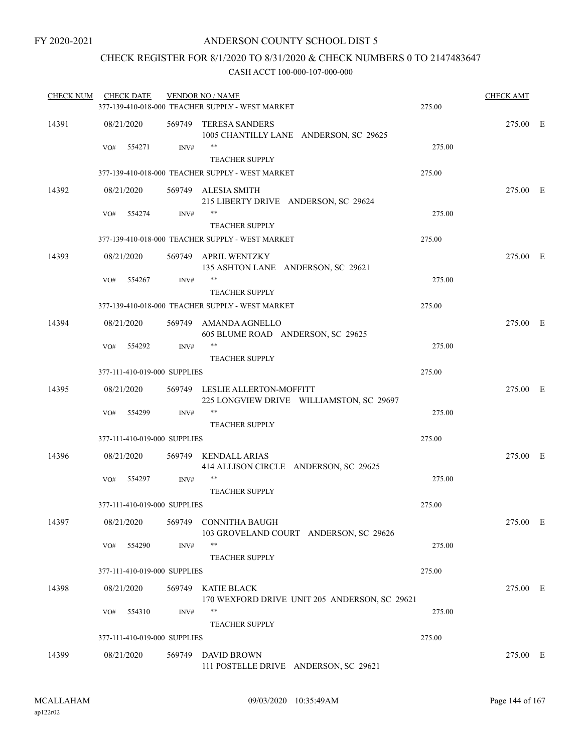FY 2020-2021

# ANDERSON COUNTY SCHOOL DIST 5

## CHECK REGISTER FOR 8/1/2020 TO 8/31/2020 & CHECK NUMBERS 0 TO 2147483647

### CASH ACCT 100-000-107-000-000

| CHECK NUM | CHECK DATE | VENDOR NO / NAME | | CHECK AMT | |
|---|---|---|---|---|---|
| | | 377-139-410-018-000 TEACHER SUPPLY - WEST MARKET | 275.00 | | |
| 14391 | 08/21/2020 | 569749 TERESA SANDERS<br>1005 CHANTILLY LANE ANDERSON, SC 29625 | | 275.00 | E |
| | VO# 554271 | INV# ** TEACHER SUPPLY | 275.00 | | |
| | | 377-139-410-018-000 TEACHER SUPPLY - WEST MARKET | 275.00 | | |
| 14392 | 08/21/2020 | 569749 ALESIA SMITH<br>215 LIBERTY DRIVE ANDERSON, SC 29624 | | 275.00 | E |
| | VO# 554274 | INV# ** TEACHER SUPPLY | 275.00 | | |
| | | 377-139-410-018-000 TEACHER SUPPLY - WEST MARKET | 275.00 | | |
| 14393 | 08/21/2020 | 569749 APRIL WENTZKY<br>135 ASHTON LANE ANDERSON, SC 29621 | | 275.00 | E |
| | VO# 554267 | INV# ** TEACHER SUPPLY | 275.00 | | |
| | | 377-139-410-018-000 TEACHER SUPPLY - WEST MARKET | 275.00 | | |
| 14394 | 08/21/2020 | 569749 AMANDA AGNELLO<br>605 BLUME ROAD ANDERSON, SC 29625 | | 275.00 | E |
| | VO# 554292 | INV# ** TEACHER SUPPLY | 275.00 | | |
| | | 377-111-410-019-000 SUPPLIES | 275.00 | | |
| 14395 | 08/21/2020 | 569749 LESLIE ALLERTON-MOFFITT<br>225 LONGVIEW DRIVE WILLIAMSTON, SC 29697 | | 275.00 | E |
| | VO# 554299 | INV# ** TEACHER SUPPLY | 275.00 | | |
| | | 377-111-410-019-000 SUPPLIES | 275.00 | | |
| 14396 | 08/21/2020 | 569749 KENDALL ARIAS<br>414 ALLISON CIRCLE ANDERSON, SC 29625 | | 275.00 | E |
| | VO# 554297 | INV# ** TEACHER SUPPLY | 275.00 | | |
| | | 377-111-410-019-000 SUPPLIES | 275.00 | | |
| 14397 | 08/21/2020 | 569749 CONNITHA BAUGH<br>103 GROVELAND COURT ANDERSON, SC 29626 | | 275.00 | E |
| | VO# 554290 | INV# ** TEACHER SUPPLY | 275.00 | | |
| | | 377-111-410-019-000 SUPPLIES | 275.00 | | |
| 14398 | 08/21/2020 | 569749 KATIE BLACK<br>170 WEXFORD DRIVE UNIT 205 ANDERSON, SC 29621 | | 275.00 | E |
| | VO# 554310 | INV# ** TEACHER SUPPLY | 275.00 | | |
| | | 377-111-410-019-000 SUPPLIES | 275.00 | | |
| 14399 | 08/21/2020 | 569749 DAVID BROWN<br>111 POSTELLE DRIVE ANDERSON, SC 29621 | | 275.00 | E |

MCALLAHAM
ap122r02

09/03/2020 10:35:49AM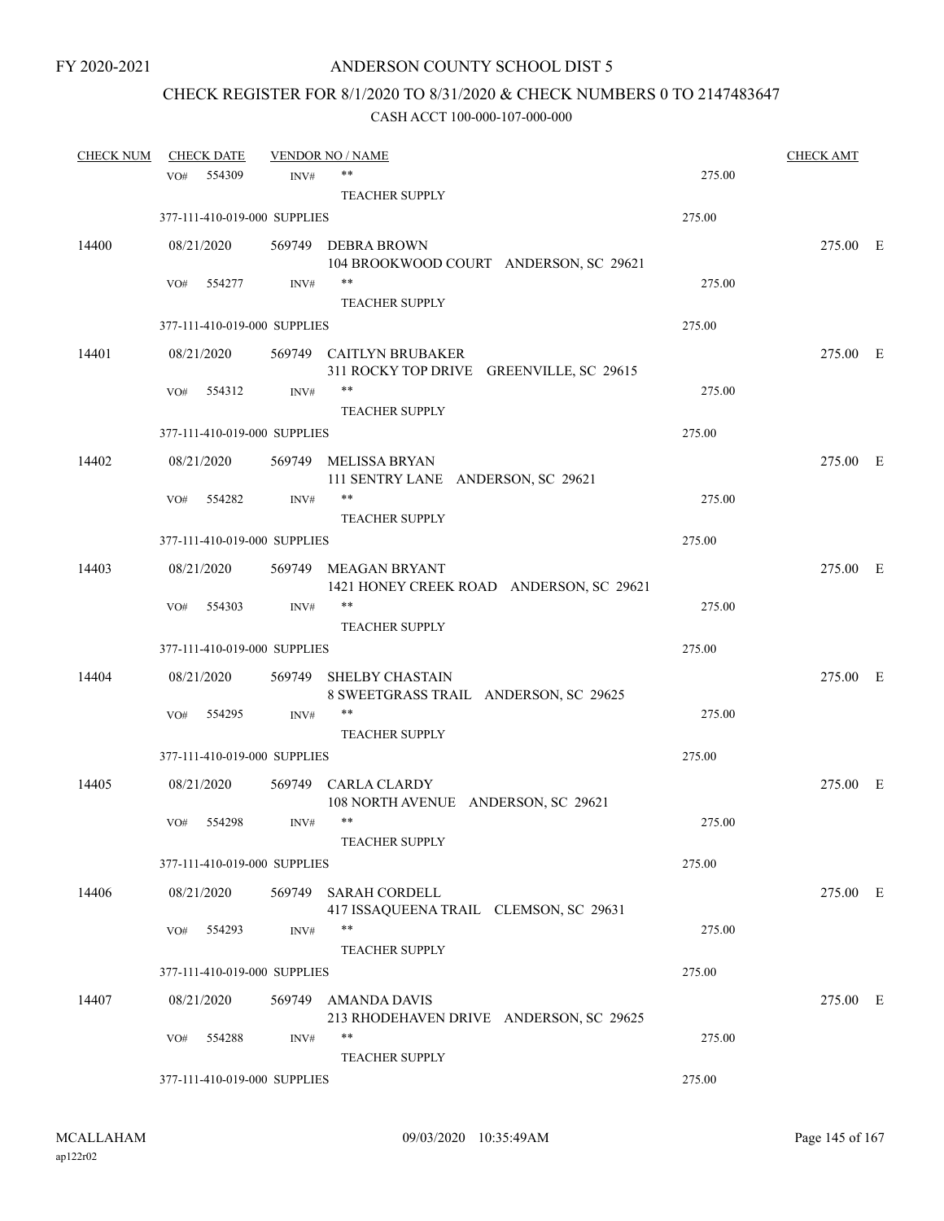FY 2020-2021

# ANDERSON COUNTY SCHOOL DIST 5

## CHECK REGISTER FOR 8/1/2020 TO 8/31/2020 & CHECK NUMBERS 0 TO 2147483647

### CASH ACCT 100-000-107-000-000

| CHECK NUM | CHECK DATE | VENDOR NO / NAME | | CHECK AMT | |
|---|---|---|---|---|---|
| | VO# 554309 INV# | ** TEACHER SUPPLY | 275.00 | | |
| | 377-111-410-019-000 SUPPLIES | | 275.00 | | |
| 14400 | 08/21/2020 | 569749 DEBRA BROWN 104 BROOKWOOD COURT ANDERSON, SC 29621 | | 275.00 | E |
| | VO# 554277 INV# | ** TEACHER SUPPLY | 275.00 | | |
| | 377-111-410-019-000 SUPPLIES | | 275.00 | | |
| 14401 | 08/21/2020 | 569749 CAITLYN BRUBAKER 311 ROCKY TOP DRIVE GREENVILLE, SC 29615 | | 275.00 | E |
| | VO# 554312 INV# | ** TEACHER SUPPLY | 275.00 | | |
| | 377-111-410-019-000 SUPPLIES | | 275.00 | | |
| 14402 | 08/21/2020 | 569749 MELISSA BRYAN 111 SENTRY LANE ANDERSON, SC 29621 | | 275.00 | E |
| | VO# 554282 INV# | ** TEACHER SUPPLY | 275.00 | | |
| | 377-111-410-019-000 SUPPLIES | | 275.00 | | |
| 14403 | 08/21/2020 | 569749 MEAGAN BRYANT 1421 HONEY CREEK ROAD ANDERSON, SC 29621 | | 275.00 | E |
| | VO# 554303 INV# | ** TEACHER SUPPLY | 275.00 | | |
| | 377-111-410-019-000 SUPPLIES | | 275.00 | | |
| 14404 | 08/21/2020 | 569749 SHELBY CHASTAIN 8 SWEETGRASS TRAIL ANDERSON, SC 29625 | | 275.00 | E |
| | VO# 554295 INV# | ** TEACHER SUPPLY | 275.00 | | |
| | 377-111-410-019-000 SUPPLIES | | 275.00 | | |
| 14405 | 08/21/2020 | 569749 CARLA CLARDY 108 NORTH AVENUE ANDERSON, SC 29621 | | 275.00 | E |
| | VO# 554298 INV# | ** TEACHER SUPPLY | 275.00 | | |
| | 377-111-410-019-000 SUPPLIES | | 275.00 | | |
| 14406 | 08/21/2020 | 569749 SARAH CORDELL 417 ISSAQUEENA TRAIL CLEMSON, SC 29631 | | 275.00 | E |
| | VO# 554293 INV# | ** TEACHER SUPPLY | 275.00 | | |
| | 377-111-410-019-000 SUPPLIES | | 275.00 | | |
| 14407 | 08/21/2020 | 569749 AMANDA DAVIS 213 RHODEHAVEN DRIVE ANDERSON, SC 29625 | | 275.00 | E |
| | VO# 554288 INV# | ** TEACHER SUPPLY | 275.00 | | |
| | 377-111-410-019-000 SUPPLIES | | 275.00 | | |

MCALLAHAM ap122r02 09/03/2020 10:35:49AM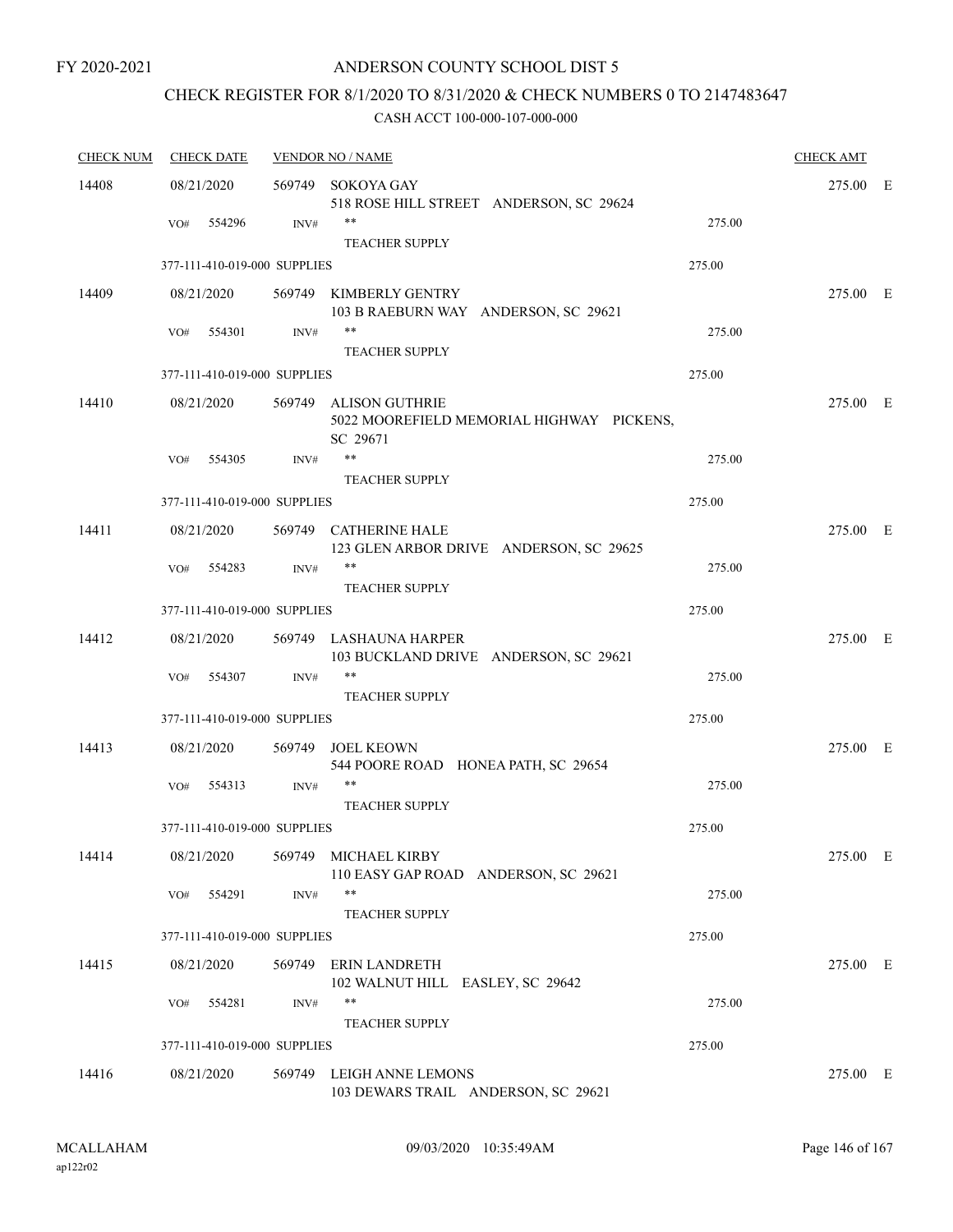FY 2020-2021

# ANDERSON COUNTY SCHOOL DIST 5

## CHECK REGISTER FOR 8/1/2020 TO 8/31/2020 & CHECK NUMBERS 0 TO 2147483647

### CASH ACCT 100-000-107-000-000

| CHECK NUM | CHECK DATE | VENDOR NO / NAME | | CHECK AMT | |
|---|---|---|---|---|---|
| 14408 | 08/21/2020 | 569749 SOKOYA GAY<br>518 ROSE HILL STREET ANDERSON, SC 29624 | | 275.00 | E |
| | VO# 554296 | INV# ** TEACHER SUPPLY | 275.00 | | |
| | 377-111-410-019-000 SUPPLIES | | 275.00 | | |
| 14409 | 08/21/2020 | 569749 KIMBERLY GENTRY<br>103 B RAEBURN WAY ANDERSON, SC 29621 | | 275.00 | E |
| | VO# 554301 | INV# ** TEACHER SUPPLY | 275.00 | | |
| | 377-111-410-019-000 SUPPLIES | | 275.00 | | |
| 14410 | 08/21/2020 | 569749 ALISON GUTHRIE<br>5022 MOOREFIELD MEMORIAL HIGHWAY PICKENS, SC 29671 | | 275.00 | E |
| | VO# 554305 | INV# ** TEACHER SUPPLY | 275.00 | | |
| | 377-111-410-019-000 SUPPLIES | | 275.00 | | |
| 14411 | 08/21/2020 | 569749 CATHERINE HALE<br>123 GLEN ARBOR DRIVE ANDERSON, SC 29625 | | 275.00 | E |
| | VO# 554283 | INV# ** TEACHER SUPPLY | 275.00 | | |
| | 377-111-410-019-000 SUPPLIES | | 275.00 | | |
| 14412 | 08/21/2020 | 569749 LASHAUNA HARPER<br>103 BUCKLAND DRIVE ANDERSON, SC 29621 | | 275.00 | E |
| | VO# 554307 | INV# ** TEACHER SUPPLY | 275.00 | | |
| | 377-111-410-019-000 SUPPLIES | | 275.00 | | |
| 14413 | 08/21/2020 | 569749 JOEL KEOWN<br>544 POORE ROAD HONEA PATH, SC 29654 | | 275.00 | E |
| | VO# 554313 | INV# ** TEACHER SUPPLY | 275.00 | | |
| | 377-111-410-019-000 SUPPLIES | | 275.00 | | |
| 14414 | 08/21/2020 | 569749 MICHAEL KIRBY<br>110 EASY GAP ROAD ANDERSON, SC 29621 | | 275.00 | E |
| | VO# 554291 | INV# ** TEACHER SUPPLY | 275.00 | | |
| | 377-111-410-019-000 SUPPLIES | | 275.00 | | |
| 14415 | 08/21/2020 | 569749 ERIN LANDRETH<br>102 WALNUT HILL EASLEY, SC 29642 | | 275.00 | E |
| | VO# 554281 | INV# ** TEACHER SUPPLY | 275.00 | | |
| | 377-111-410-019-000 SUPPLIES | | 275.00 | | |
| 14416 | 08/21/2020 | 569749 LEIGH ANNE LEMONS<br>103 DEWARS TRAIL ANDERSON, SC 29621 | | 275.00 | E |

MCALLAHAM ap122r02 09/03/2020 10:35:49AM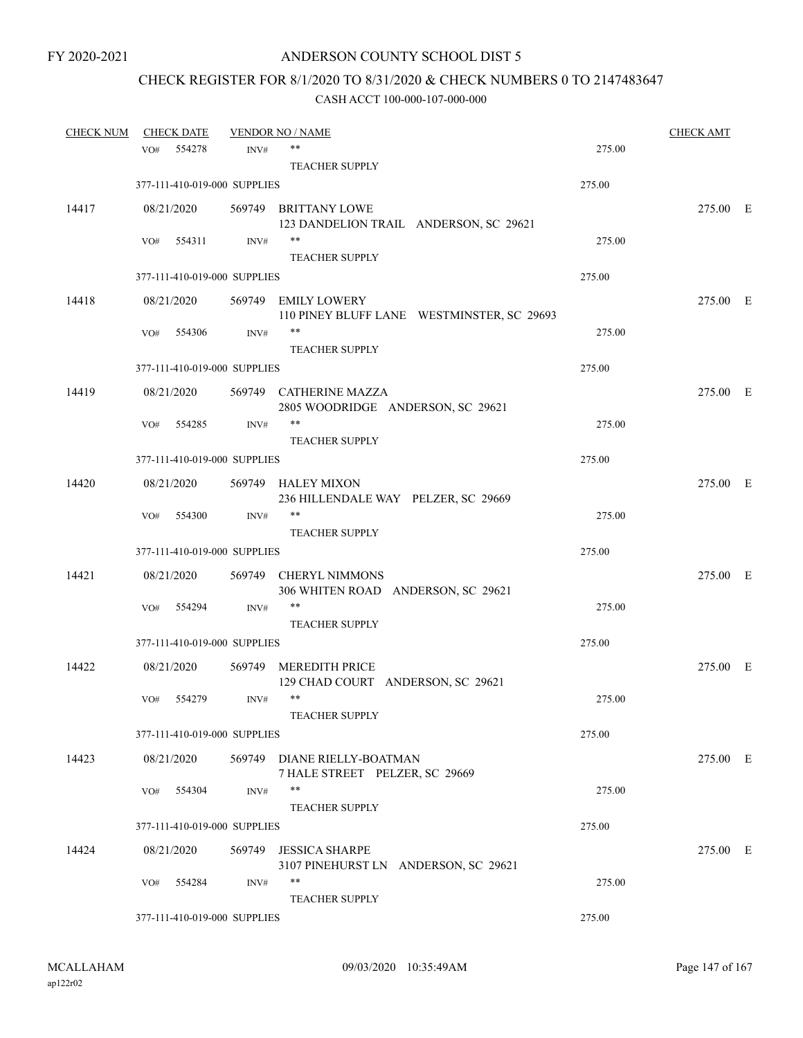FY 2020-2021

# ANDERSON COUNTY SCHOOL DIST 5

## CHECK REGISTER FOR 8/1/2020 TO 8/31/2020 & CHECK NUMBERS 0 TO 2147483647

### CASH ACCT 100-000-107-000-000

| CHECK NUM | CHECK DATE | VENDOR NO / NAME | | CHECK AMT |
|---|---|---|---|---|
| | VO# 554278 INV# | ** TEACHER SUPPLY | 275.00 | |
| | 377-111-410-019-000 SUPPLIES | | 275.00 | |
| 14417 | 08/21/2020 | 569749 BRITTANY LOWE 123 DANDELION TRAIL ANDERSON, SC 29621 | | 275.00 E |
| | VO# 554311 INV# | ** TEACHER SUPPLY | 275.00 | |
| | 377-111-410-019-000 SUPPLIES | | 275.00 | |
| 14418 | 08/21/2020 | 569749 EMILY LOWERY 110 PINEY BLUFF LANE WESTMINSTER, SC 29693 | | 275.00 E |
| | VO# 554306 INV# | ** TEACHER SUPPLY | 275.00 | |
| | 377-111-410-019-000 SUPPLIES | | 275.00 | |
| 14419 | 08/21/2020 | 569749 CATHERINE MAZZA 2805 WOODRIDGE ANDERSON, SC 29621 | | 275.00 E |
| | VO# 554285 INV# | ** TEACHER SUPPLY | 275.00 | |
| | 377-111-410-019-000 SUPPLIES | | 275.00 | |
| 14420 | 08/21/2020 | 569749 HALEY MIXON 236 HILLENDALE WAY PELZER, SC 29669 | | 275.00 E |
| | VO# 554300 INV# | ** TEACHER SUPPLY | 275.00 | |
| | 377-111-410-019-000 SUPPLIES | | 275.00 | |
| 14421 | 08/21/2020 | 569749 CHERYL NIMMONS 306 WHITEN ROAD ANDERSON, SC 29621 | | 275.00 E |
| | VO# 554294 INV# | ** TEACHER SUPPLY | 275.00 | |
| | 377-111-410-019-000 SUPPLIES | | 275.00 | |
| 14422 | 08/21/2020 | 569749 MEREDITH PRICE 129 CHAD COURT ANDERSON, SC 29621 | | 275.00 E |
| | VO# 554279 INV# | ** TEACHER SUPPLY | 275.00 | |
| | 377-111-410-019-000 SUPPLIES | | 275.00 | |
| 14423 | 08/21/2020 | 569749 DIANE RIELLY-BOATMAN 7 HALE STREET PELZER, SC 29669 | | 275.00 E |
| | VO# 554304 INV# | ** TEACHER SUPPLY | 275.00 | |
| | 377-111-410-019-000 SUPPLIES | | 275.00 | |
| 14424 | 08/21/2020 | 569749 JESSICA SHARPE 3107 PINEHURST LN ANDERSON, SC 29621 | | 275.00 E |
| | VO# 554284 INV# | ** TEACHER SUPPLY | 275.00 | |
| | 377-111-410-019-000 SUPPLIES | | 275.00 | |

MCALLAHAM ap122r02 09/03/2020 10:35:49AM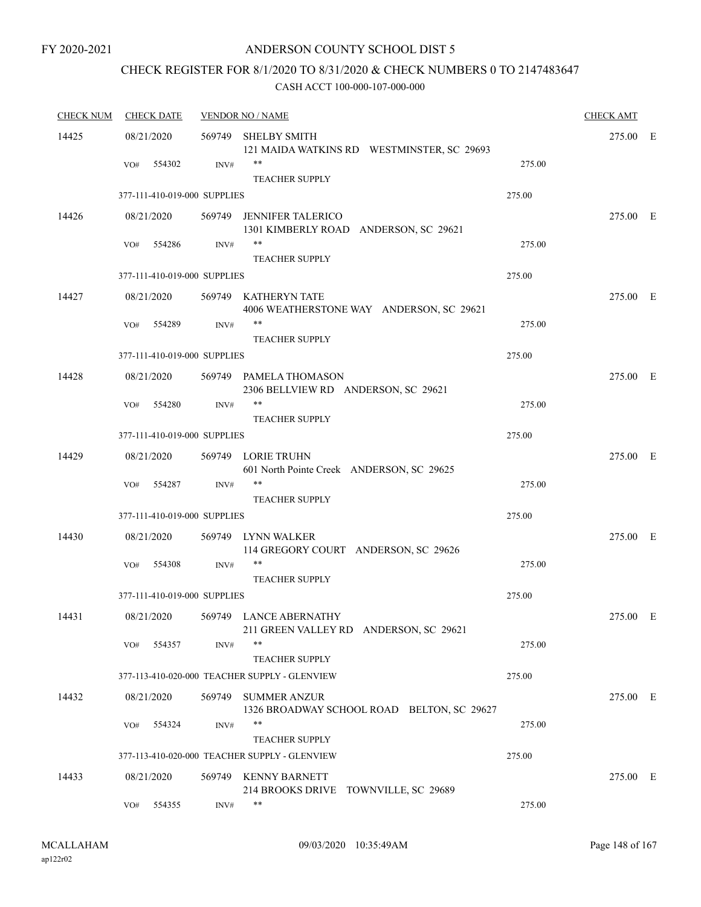FY 2020-2021

# ANDERSON COUNTY SCHOOL DIST 5

## CHECK REGISTER FOR 8/1/2020 TO 8/31/2020 & CHECK NUMBERS 0 TO 2147483647

### CASH ACCT 100-000-107-000-000

| CHECK NUM | CHECK DATE | VENDOR NO / NAME | | CHECK AMT | |
|---|---|---|---|---|---|
| 14425 | 08/21/2020 | 569749 SHELBY SMITH<br>121 MAIDA WATKINS RD WESTMINSTER, SC 29693 | | 275.00 | E |
| | VO# 554302 | INV# **<br>TEACHER SUPPLY | 275.00 | | |
| | 377-111-410-019-000 SUPPLIES | | 275.00 | | |
| 14426 | 08/21/2020 | 569749 JENNIFER TALERICO<br>1301 KIMBERLY ROAD ANDERSON, SC 29621 | | 275.00 | E |
| | VO# 554286 | INV# **<br>TEACHER SUPPLY | 275.00 | | |
| | 377-111-410-019-000 SUPPLIES | | 275.00 | | |
| 14427 | 08/21/2020 | 569749 KATHERYN TATE<br>4006 WEATHERSTONE WAY ANDERSON, SC 29621 | | 275.00 | E |
| | VO# 554289 | INV# **<br>TEACHER SUPPLY | 275.00 | | |
| | 377-111-410-019-000 SUPPLIES | | 275.00 | | |
| 14428 | 08/21/2020 | 569749 PAMELA THOMASON<br>2306 BELLVIEW RD ANDERSON, SC 29621 | | 275.00 | E |
| | VO# 554280 | INV# **<br>TEACHER SUPPLY | 275.00 | | |
| | 377-111-410-019-000 SUPPLIES | | 275.00 | | |
| 14429 | 08/21/2020 | 569749 LORIE TRUHN<br>601 North Pointe Creek ANDERSON, SC 29625 | | 275.00 | E |
| | VO# 554287 | INV# **<br>TEACHER SUPPLY | 275.00 | | |
| | 377-111-410-019-000 SUPPLIES | | 275.00 | | |
| 14430 | 08/21/2020 | 569749 LYNN WALKER<br>114 GREGORY COURT ANDERSON, SC 29626 | | 275.00 | E |
| | VO# 554308 | INV# **<br>TEACHER SUPPLY | 275.00 | | |
| | 377-111-410-019-000 SUPPLIES | | 275.00 | | |
| 14431 | 08/21/2020 | 569749 LANCE ABERNATHY<br>211 GREEN VALLEY RD ANDERSON, SC 29621 | | 275.00 | E |
| | VO# 554357 | INV# **<br>TEACHER SUPPLY | 275.00 | | |
| | 377-113-410-020-000 TEACHER SUPPLY - GLENVIEW | | 275.00 | | |
| 14432 | 08/21/2020 | 569749 SUMMER ANZUR<br>1326 BROADWAY SCHOOL ROAD BELTON, SC 29627 | | 275.00 | E |
| | VO# 554324 | INV# **<br>TEACHER SUPPLY | 275.00 | | |
| | 377-113-410-020-000 TEACHER SUPPLY - GLENVIEW | | 275.00 | | |
| 14433 | 08/21/2020 | 569749 KENNY BARNETT<br>214 BROOKS DRIVE TOWNVILLE, SC 29689 | | 275.00 | E |
| | VO# 554355 | INV# ** | 275.00 | | |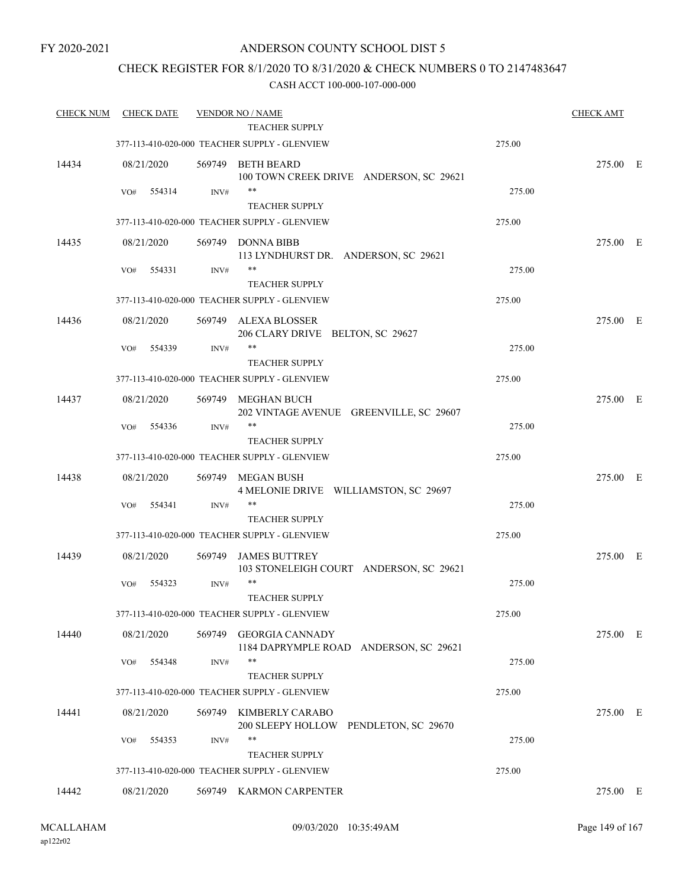FY 2020-2021

# ANDERSON COUNTY SCHOOL DIST 5

## CHECK REGISTER FOR 8/1/2020 TO 8/31/2020 & CHECK NUMBERS 0 TO 2147483647

### CASH ACCT 100-000-107-000-000

| CHECK NUM | CHECK DATE | VENDOR NO / NAME | | CHECK AMT | |
|---|---|---|---|---|---|
| | | TEACHER SUPPLY | | | |
| | 377-113-410-020-000 TEACHER SUPPLY - GLENVIEW | | 275.00 | | |
| 14434 | 08/21/2020 | 569749 BETH BEARD<br>100 TOWN CREEK DRIVE ANDERSON, SC 29621 | | 275.00 | E |
| | VO# 554314 INV# | **<br>TEACHER SUPPLY | 275.00 | | |
| | 377-113-410-020-000 TEACHER SUPPLY - GLENVIEW | | 275.00 | | |
| 14435 | 08/21/2020 | 569749 DONNA BIBB<br>113 LYNDHURST DR. ANDERSON, SC 29621 | | 275.00 | E |
| | VO# 554331 INV# | **<br>TEACHER SUPPLY | 275.00 | | |
| | 377-113-410-020-000 TEACHER SUPPLY - GLENVIEW | | 275.00 | | |
| 14436 | 08/21/2020 | 569749 ALEXA BLOSSER<br>206 CLARY DRIVE BELTON, SC 29627 | | 275.00 | E |
| | VO# 554339 INV# | **<br>TEACHER SUPPLY | 275.00 | | |
| | 377-113-410-020-000 TEACHER SUPPLY - GLENVIEW | | 275.00 | | |
| 14437 | 08/21/2020 | 569749 MEGHAN BUCH<br>202 VINTAGE AVENUE GREENVILLE, SC 29607 | | 275.00 | E |
| | VO# 554336 INV# | **<br>TEACHER SUPPLY | 275.00 | | |
| | 377-113-410-020-000 TEACHER SUPPLY - GLENVIEW | | 275.00 | | |
| 14438 | 08/21/2020 | 569749 MEGAN BUSH<br>4 MELONIE DRIVE WILLIAMSTON, SC 29697 | | 275.00 | E |
| | VO# 554341 INV# | **<br>TEACHER SUPPLY | 275.00 | | |
| | 377-113-410-020-000 TEACHER SUPPLY - GLENVIEW | | 275.00 | | |
| 14439 | 08/21/2020 | 569749 JAMES BUTTREY<br>103 STONELEIGH COURT ANDERSON, SC 29621 | | 275.00 | E |
| | VO# 554323 INV# | **<br>TEACHER SUPPLY | 275.00 | | |
| | 377-113-410-020-000 TEACHER SUPPLY - GLENVIEW | | 275.00 | | |
| 14440 | 08/21/2020 | 569749 GEORGIA CANNADY<br>1184 DAPRYMPLE ROAD ANDERSON, SC 29621 | | 275.00 | E |
| | VO# 554348 INV# | **<br>TEACHER SUPPLY | 275.00 | | |
| | 377-113-410-020-000 TEACHER SUPPLY - GLENVIEW | | 275.00 | | |
| 14441 | 08/21/2020 | 569749 KIMBERLY CARABO<br>200 SLEEPY HOLLOW PENDLETON, SC 29670 | | 275.00 | E |
| | VO# 554353 INV# | **<br>TEACHER SUPPLY | 275.00 | | |
| | 377-113-410-020-000 TEACHER SUPPLY - GLENVIEW | | 275.00 | | |
| 14442 | 08/21/2020 | 569749 KARMON CARPENTER | | 275.00 | E |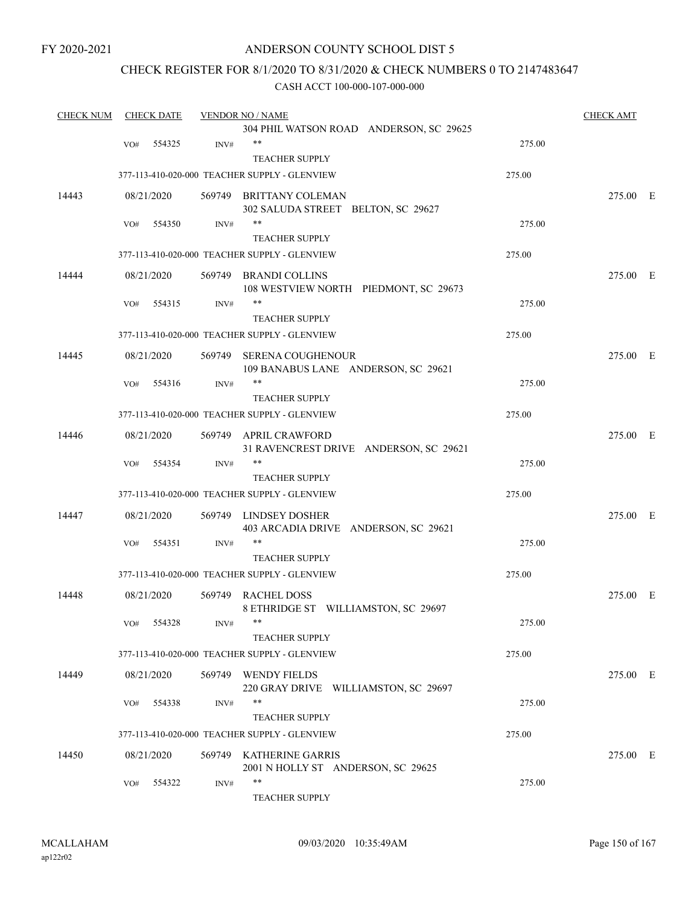FY 2020-2021

# ANDERSON COUNTY SCHOOL DIST 5

## CHECK REGISTER FOR 8/1/2020 TO 8/31/2020 & CHECK NUMBERS 0 TO 2147483647

### CASH ACCT 100-000-107-000-000

| CHECK NUM | CHECK DATE | VENDOR NO / NAME | | CHECK AMT |
|---|---|---|---|---|
| | | 304 PHIL WATSON ROAD ANDERSON, SC 29625 | | |
| | VO# 554325 | INV# ** | 275.00 | |
| | | TEACHER SUPPLY | | |
| | | 377-113-410-020-000 TEACHER SUPPLY - GLENVIEW | 275.00 | |
| 14443 | 08/21/2020 | 569749 BRITTANY COLEMAN<br>302 SALUDA STREET BELTON, SC 29627 | | 275.00 E |
| | VO# 554350 | INV# ** | 275.00 | |
| | | TEACHER SUPPLY | | |
| | | 377-113-410-020-000 TEACHER SUPPLY - GLENVIEW | 275.00 | |
| 14444 | 08/21/2020 | 569749 BRANDI COLLINS<br>108 WESTVIEW NORTH PIEDMONT, SC 29673 | | 275.00 E |
| | VO# 554315 | INV# ** | 275.00 | |
| | | TEACHER SUPPLY | | |
| | | 377-113-410-020-000 TEACHER SUPPLY - GLENVIEW | 275.00 | |
| 14445 | 08/21/2020 | 569749 SERENA COUGHENOUR<br>109 BANABUS LANE ANDERSON, SC 29621 | | 275.00 E |
| | VO# 554316 | INV# ** | 275.00 | |
| | | TEACHER SUPPLY | | |
| | | 377-113-410-020-000 TEACHER SUPPLY - GLENVIEW | 275.00 | |
| 14446 | 08/21/2020 | 569749 APRIL CRAWFORD<br>31 RAVENCREST DRIVE ANDERSON, SC 29621 | | 275.00 E |
| | VO# 554354 | INV# ** | 275.00 | |
| | | TEACHER SUPPLY | | |
| | | 377-113-410-020-000 TEACHER SUPPLY - GLENVIEW | 275.00 | |
| 14447 | 08/21/2020 | 569749 LINDSEY DOSHER<br>403 ARCADIA DRIVE ANDERSON, SC 29621 | | 275.00 E |
| | VO# 554351 | INV# ** | 275.00 | |
| | | TEACHER SUPPLY | | |
| | | 377-113-410-020-000 TEACHER SUPPLY - GLENVIEW | 275.00 | |
| 14448 | 08/21/2020 | 569749 RACHEL DOSS<br>8 ETHRIDGE ST WILLIAMSTON, SC 29697 | | 275.00 E |
| | VO# 554328 | INV# ** | 275.00 | |
| | | TEACHER SUPPLY | | |
| | | 377-113-410-020-000 TEACHER SUPPLY - GLENVIEW | 275.00 | |
| 14449 | 08/21/2020 | 569749 WENDY FIELDS<br>220 GRAY DRIVE WILLIAMSTON, SC 29697 | | 275.00 E |
| | VO# 554338 | INV# ** | 275.00 | |
| | | TEACHER SUPPLY | | |
| | | 377-113-410-020-000 TEACHER SUPPLY - GLENVIEW | 275.00 | |
| 14450 | 08/21/2020 | 569749 KATHERINE GARRIS<br>2001 N HOLLY ST ANDERSON, SC 29625 | | 275.00 E |
| | VO# 554322 | INV# ** | 275.00 | |
| | | TEACHER SUPPLY | | |

MCALLAHAM
ap122r02
09/03/2020 10:35:49AM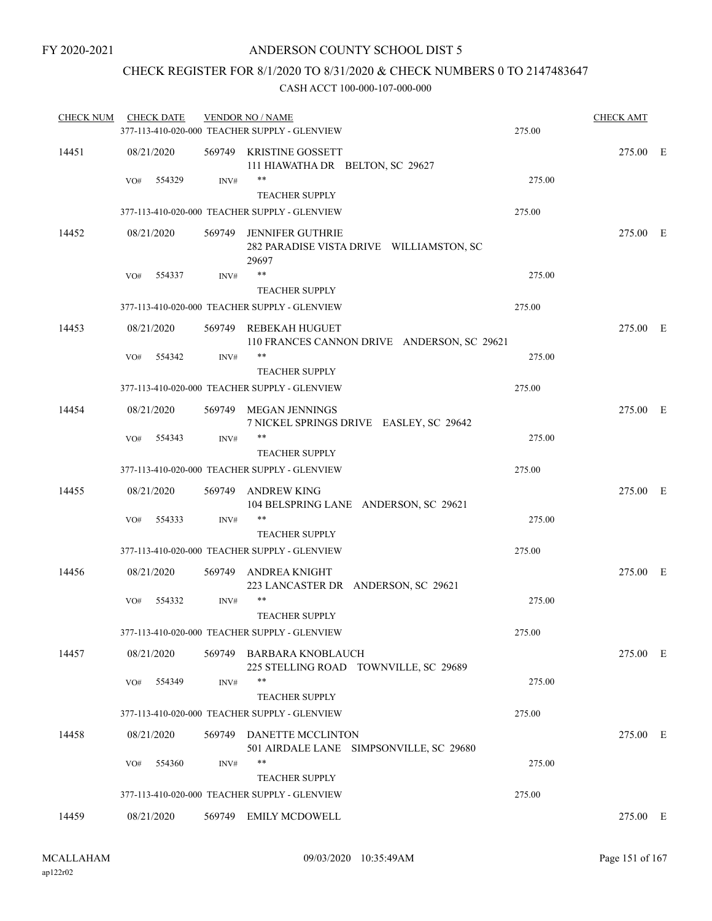FY 2020-2021

ANDERSON COUNTY SCHOOL DIST 5

CHECK REGISTER FOR 8/1/2020 TO 8/31/2020 & CHECK NUMBERS 0 TO 2147483647

CASH ACCT 100-000-107-000-000

| CHECK NUM | CHECK DATE | VENDOR NO / NAME | | CHECK AMT |
|---|---|---|---|---|
| | 377-113-410-020-000 TEACHER SUPPLY - GLENVIEW | | 275.00 | |
| 14451 | 08/21/2020 | 569749 KRISTINE GOSSETT<br>111 HIAWATHA DR BELTON, SC 29627 | | 275.00 E |
| | VO# 554329 INV# | **<br>TEACHER SUPPLY | 275.00 | |
| | 377-113-410-020-000 TEACHER SUPPLY - GLENVIEW | | 275.00 | |
| 14452 | 08/21/2020 | 569749 JENNIFER GUTHRIE<br>282 PARADISE VISTA DRIVE WILLIAMSTON, SC 29697 | | 275.00 E |
| | VO# 554337 INV# | **<br>TEACHER SUPPLY | 275.00 | |
| | 377-113-410-020-000 TEACHER SUPPLY - GLENVIEW | | 275.00 | |
| 14453 | 08/21/2020 | 569749 REBEKAH HUGUET<br>110 FRANCES CANNON DRIVE ANDERSON, SC 29621 | | 275.00 E |
| | VO# 554342 INV# | **<br>TEACHER SUPPLY | 275.00 | |
| | 377-113-410-020-000 TEACHER SUPPLY - GLENVIEW | | 275.00 | |
| 14454 | 08/21/2020 | 569749 MEGAN JENNINGS<br>7 NICKEL SPRINGS DRIVE EASLEY, SC 29642 | | 275.00 E |
| | VO# 554343 INV# | **<br>TEACHER SUPPLY | 275.00 | |
| | 377-113-410-020-000 TEACHER SUPPLY - GLENVIEW | | 275.00 | |
| 14455 | 08/21/2020 | 569749 ANDREW KING<br>104 BELSPRING LANE ANDERSON, SC 29621 | | 275.00 E |
| | VO# 554333 INV# | **<br>TEACHER SUPPLY | 275.00 | |
| | 377-113-410-020-000 TEACHER SUPPLY - GLENVIEW | | 275.00 | |
| 14456 | 08/21/2020 | 569749 ANDREA KNIGHT<br>223 LANCASTER DR ANDERSON, SC 29621 | | 275.00 E |
| | VO# 554332 INV# | **<br>TEACHER SUPPLY | 275.00 | |
| | 377-113-410-020-000 TEACHER SUPPLY - GLENVIEW | | 275.00 | |
| 14457 | 08/21/2020 | 569749 BARBARA KNOBLAUCH<br>225 STELLING ROAD TOWNVILLE, SC 29689 | | 275.00 E |
| | VO# 554349 INV# | **<br>TEACHER SUPPLY | 275.00 | |
| | 377-113-410-020-000 TEACHER SUPPLY - GLENVIEW | | 275.00 | |
| 14458 | 08/21/2020 | 569749 DANETTE MCCLINTON<br>501 AIRDALE LANE SIMPSONVILLE, SC 29680 | | 275.00 E |
| | VO# 554360 INV# | **<br>TEACHER SUPPLY | 275.00 | |
| | 377-113-410-020-000 TEACHER SUPPLY - GLENVIEW | | 275.00 | |
| 14459 | 08/21/2020 | 569749 EMILY MCDOWELL | | 275.00 E |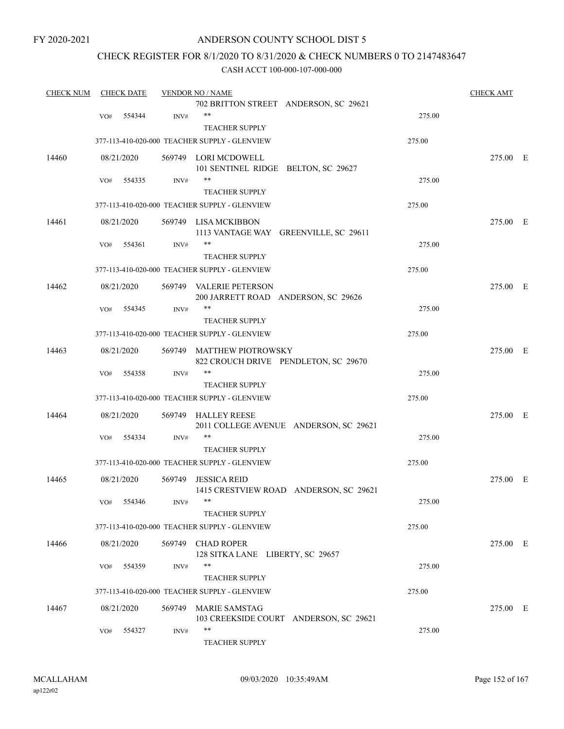ANDERSON COUNTY SCHOOL DIST 5

FY 2020-2021

CHECK REGISTER FOR 8/1/2020 TO 8/31/2020 & CHECK NUMBERS 0 TO 2147483647

CASH ACCT 100-000-107-000-000

| CHECK NUM | CHECK DATE | VENDOR NO / NAME | | CHECK AMT | |
|---|---|---|---|---|---|
| | | 702 BRITTON STREET ANDERSON, SC 29621 | | | |
| | VO# 554344 | INV# ** TEACHER SUPPLY | 275.00 | | |
| | | 377-113-410-020-000 TEACHER SUPPLY - GLENVIEW | 275.00 | | |
| 14460 | 08/21/2020 | 569749 LORI MCDOWELL 101 SENTINEL RIDGE BELTON, SC 29627 | | 275.00 | E |
| | VO# 554335 | INV# ** TEACHER SUPPLY | 275.00 | | |
| | | 377-113-410-020-000 TEACHER SUPPLY - GLENVIEW | 275.00 | | |
| 14461 | 08/21/2020 | 569749 LISA MCKIBBON 1113 VANTAGE WAY GREENVILLE, SC 29611 | | 275.00 | E |
| | VO# 554361 | INV# ** TEACHER SUPPLY | 275.00 | | |
| | | 377-113-410-020-000 TEACHER SUPPLY - GLENVIEW | 275.00 | | |
| 14462 | 08/21/2020 | 569749 VALERIE PETERSON 200 JARRETT ROAD ANDERSON, SC 29626 | | 275.00 | E |
| | VO# 554345 | INV# ** TEACHER SUPPLY | 275.00 | | |
| | | 377-113-410-020-000 TEACHER SUPPLY - GLENVIEW | 275.00 | | |
| 14463 | 08/21/2020 | 569749 MATTHEW PIOTROWSKY 822 CROUCH DRIVE PENDLETON, SC 29670 | | 275.00 | E |
| | VO# 554358 | INV# ** TEACHER SUPPLY | 275.00 | | |
| | | 377-113-410-020-000 TEACHER SUPPLY - GLENVIEW | 275.00 | | |
| 14464 | 08/21/2020 | 569749 HALLEY REESE 2011 COLLEGE AVENUE ANDERSON, SC 29621 | | 275.00 | E |
| | VO# 554334 | INV# ** TEACHER SUPPLY | 275.00 | | |
| | | 377-113-410-020-000 TEACHER SUPPLY - GLENVIEW | 275.00 | | |
| 14465 | 08/21/2020 | 569749 JESSICA REID 1415 CRESTVIEW ROAD ANDERSON, SC 29621 | | 275.00 | E |
| | VO# 554346 | INV# ** TEACHER SUPPLY | 275.00 | | |
| | | 377-113-410-020-000 TEACHER SUPPLY - GLENVIEW | 275.00 | | |
| 14466 | 08/21/2020 | 569749 CHAD ROPER 128 SITKA LANE LIBERTY, SC 29657 | | 275.00 | E |
| | VO# 554359 | INV# ** TEACHER SUPPLY | 275.00 | | |
| | | 377-113-410-020-000 TEACHER SUPPLY - GLENVIEW | 275.00 | | |
| 14467 | 08/21/2020 | 569749 MARIE SAMSTAG 103 CREEKSIDE COURT ANDERSON, SC 29621 | | 275.00 | E |
| | VO# 554327 | INV# ** TEACHER SUPPLY | 275.00 | | |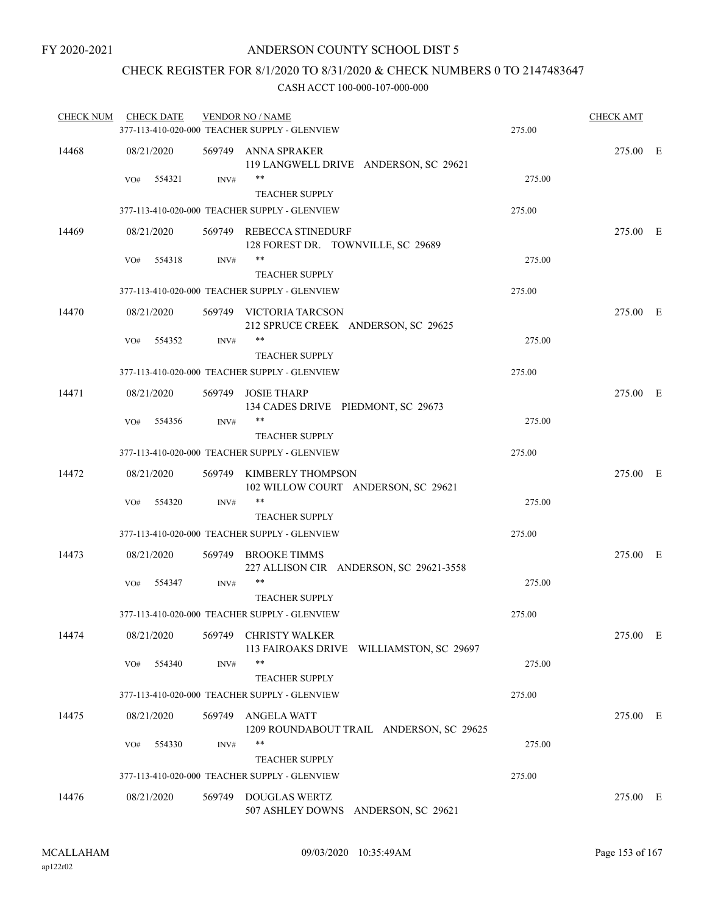FY 2020-2021

# ANDERSON COUNTY SCHOOL DIST 5

## CHECK REGISTER FOR 8/1/2020 TO 8/31/2020 & CHECK NUMBERS 0 TO 2147483647

### CASH ACCT 100-000-107-000-000

| CHECK NUM | CHECK DATE | VENDOR NO / NAME | | CHECK AMT | |
|---|---|---|---|---|---|
| | | 377-113-410-020-000 TEACHER SUPPLY - GLENVIEW | 275.00 | | |
| 14468 | 08/21/2020 | 569749 ANNA SPRAKER<br>119 LANGWELL DRIVE ANDERSON, SC 29621 | | 275.00 | E |
| | VO# 554321 | INV# **<br>TEACHER SUPPLY | 275.00 | | |
| | | 377-113-410-020-000 TEACHER SUPPLY - GLENVIEW | 275.00 | | |
| 14469 | 08/21/2020 | 569749 REBECCA STINEDURF<br>128 FOREST DR. TOWNVILLE, SC 29689 | | 275.00 | E |
| | VO# 554318 | INV# **<br>TEACHER SUPPLY | 275.00 | | |
| | | 377-113-410-020-000 TEACHER SUPPLY - GLENVIEW | 275.00 | | |
| 14470 | 08/21/2020 | 569749 VICTORIA TARCSON<br>212 SPRUCE CREEK ANDERSON, SC 29625 | | 275.00 | E |
| | VO# 554352 | INV# **<br>TEACHER SUPPLY | 275.00 | | |
| | | 377-113-410-020-000 TEACHER SUPPLY - GLENVIEW | 275.00 | | |
| 14471 | 08/21/2020 | 569749 JOSIE THARP<br>134 CADES DRIVE PIEDMONT, SC 29673 | | 275.00 | E |
| | VO# 554356 | INV# **<br>TEACHER SUPPLY | 275.00 | | |
| | | 377-113-410-020-000 TEACHER SUPPLY - GLENVIEW | 275.00 | | |
| 14472 | 08/21/2020 | 569749 KIMBERLY THOMPSON<br>102 WILLOW COURT ANDERSON, SC 29621 | | 275.00 | E |
| | VO# 554320 | INV# **<br>TEACHER SUPPLY | 275.00 | | |
| | | 377-113-410-020-000 TEACHER SUPPLY - GLENVIEW | 275.00 | | |
| 14473 | 08/21/2020 | 569749 BROOKE TIMMS<br>227 ALLISON CIR ANDERSON, SC 29621-3558 | | 275.00 | E |
| | VO# 554347 | INV# **<br>TEACHER SUPPLY | 275.00 | | |
| | | 377-113-410-020-000 TEACHER SUPPLY - GLENVIEW | 275.00 | | |
| 14474 | 08/21/2020 | 569749 CHRISTY WALKER<br>113 FAIROAKS DRIVE WILLIAMSTON, SC 29697 | | 275.00 | E |
| | VO# 554340 | INV# **<br>TEACHER SUPPLY | 275.00 | | |
| | | 377-113-410-020-000 TEACHER SUPPLY - GLENVIEW | 275.00 | | |
| 14475 | 08/21/2020 | 569749 ANGELA WATT<br>1209 ROUNDABOUT TRAIL ANDERSON, SC 29625 | | 275.00 | E |
| | VO# 554330 | INV# **<br>TEACHER SUPPLY | 275.00 | | |
| | | 377-113-410-020-000 TEACHER SUPPLY - GLENVIEW | 275.00 | | |
| 14476 | 08/21/2020 | 569749 DOUGLAS WERTZ<br>507 ASHLEY DOWNS ANDERSON, SC 29621 | | 275.00 | E |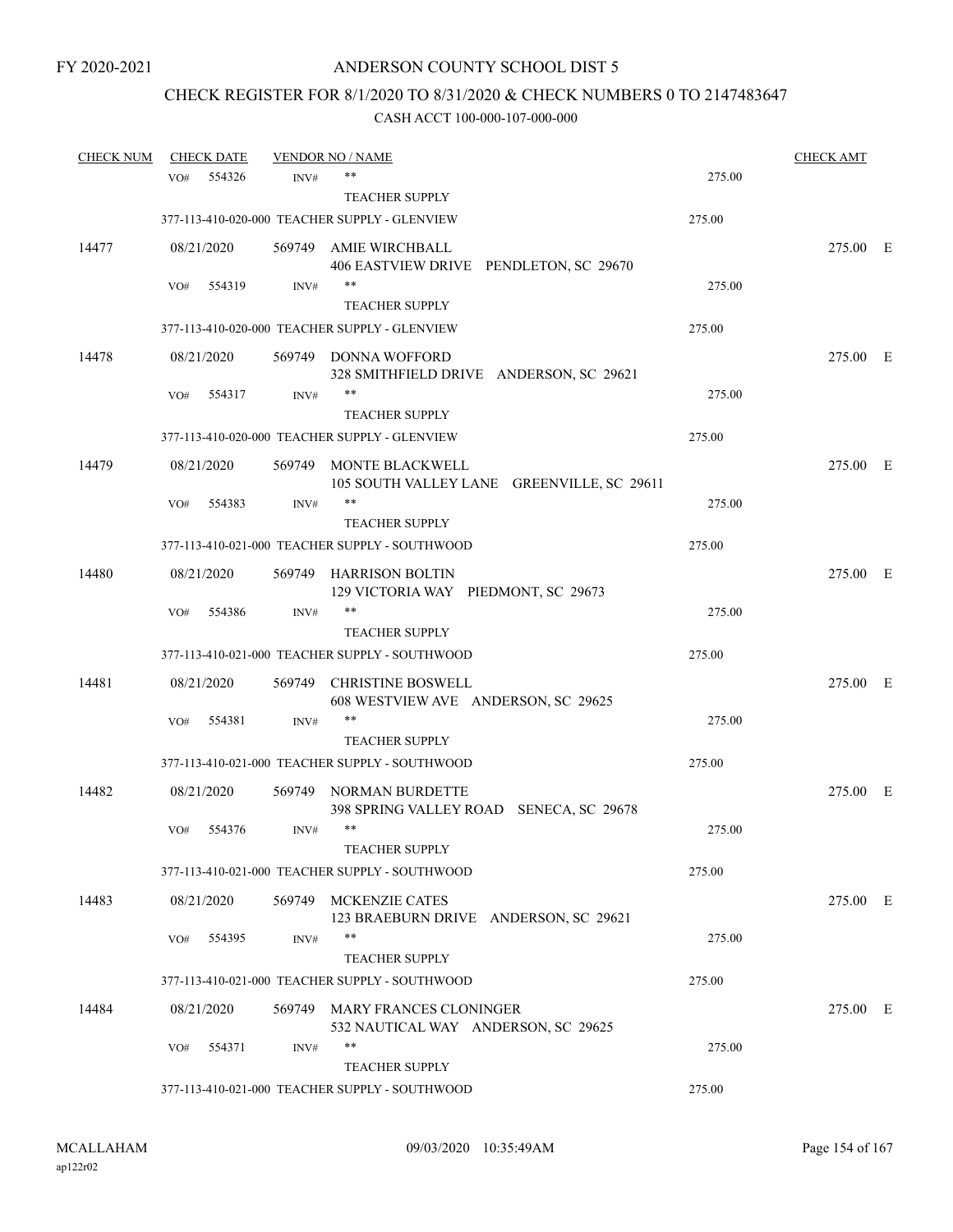FY 2020-2021

# ANDERSON COUNTY SCHOOL DIST 5

## CHECK REGISTER FOR 8/1/2020 TO 8/31/2020 & CHECK NUMBERS 0 TO 2147483647

### CASH ACCT 100-000-107-000-000

| CHECK NUM | CHECK DATE | VENDOR NO / NAME | | CHECK AMT | |
|---|---|---|---|---|---|
| | VO# 554326 INV# | ** TEACHER SUPPLY | 275.00 | | |
| | | 377-113-410-020-000 TEACHER SUPPLY - GLENVIEW | 275.00 | | |
| 14477 | 08/21/2020 | 569749 AMIE WIRCHBALL 406 EASTVIEW DRIVE PENDLETON, SC 29670 | | 275.00 | E |
| | VO# 554319 INV# | ** TEACHER SUPPLY | 275.00 | | |
| | | 377-113-410-020-000 TEACHER SUPPLY - GLENVIEW | 275.00 | | |
| 14478 | 08/21/2020 | 569749 DONNA WOFFORD 328 SMITHFIELD DRIVE ANDERSON, SC 29621 | | 275.00 | E |
| | VO# 554317 INV# | ** TEACHER SUPPLY | 275.00 | | |
| | | 377-113-410-020-000 TEACHER SUPPLY - GLENVIEW | 275.00 | | |
| 14479 | 08/21/2020 | 569749 MONTE BLACKWELL 105 SOUTH VALLEY LANE GREENVILLE, SC 29611 | | 275.00 | E |
| | VO# 554383 INV# | ** TEACHER SUPPLY | 275.00 | | |
| | | 377-113-410-021-000 TEACHER SUPPLY - SOUTHWOOD | 275.00 | | |
| 14480 | 08/21/2020 | 569749 HARRISON BOLTIN 129 VICTORIA WAY PIEDMONT, SC 29673 | | 275.00 | E |
| | VO# 554386 INV# | ** TEACHER SUPPLY | 275.00 | | |
| | | 377-113-410-021-000 TEACHER SUPPLY - SOUTHWOOD | 275.00 | | |
| 14481 | 08/21/2020 | 569749 CHRISTINE BOSWELL 608 WESTVIEW AVE ANDERSON, SC 29625 | | 275.00 | E |
| | VO# 554381 INV# | ** TEACHER SUPPLY | 275.00 | | |
| | | 377-113-410-021-000 TEACHER SUPPLY - SOUTHWOOD | 275.00 | | |
| 14482 | 08/21/2020 | 569749 NORMAN BURDETTE 398 SPRING VALLEY ROAD SENECA, SC 29678 | | 275.00 | E |
| | VO# 554376 INV# | ** TEACHER SUPPLY | 275.00 | | |
| | | 377-113-410-021-000 TEACHER SUPPLY - SOUTHWOOD | 275.00 | | |
| 14483 | 08/21/2020 | 569749 MCKENZIE CATES 123 BRAEBURN DRIVE ANDERSON, SC 29621 | | 275.00 | E |
| | VO# 554395 INV# | ** TEACHER SUPPLY | 275.00 | | |
| | | 377-113-410-021-000 TEACHER SUPPLY - SOUTHWOOD | 275.00 | | |
| 14484 | 08/21/2020 | 569749 MARY FRANCES CLONINGER 532 NAUTICAL WAY ANDERSON, SC 29625 | | 275.00 | E |
| | VO# 554371 INV# | ** TEACHER SUPPLY | 275.00 | | |
| | | 377-113-410-021-000 TEACHER SUPPLY - SOUTHWOOD | 275.00 | | |

MCALLAHAM ap122r02 09/03/2020 10:35:49AM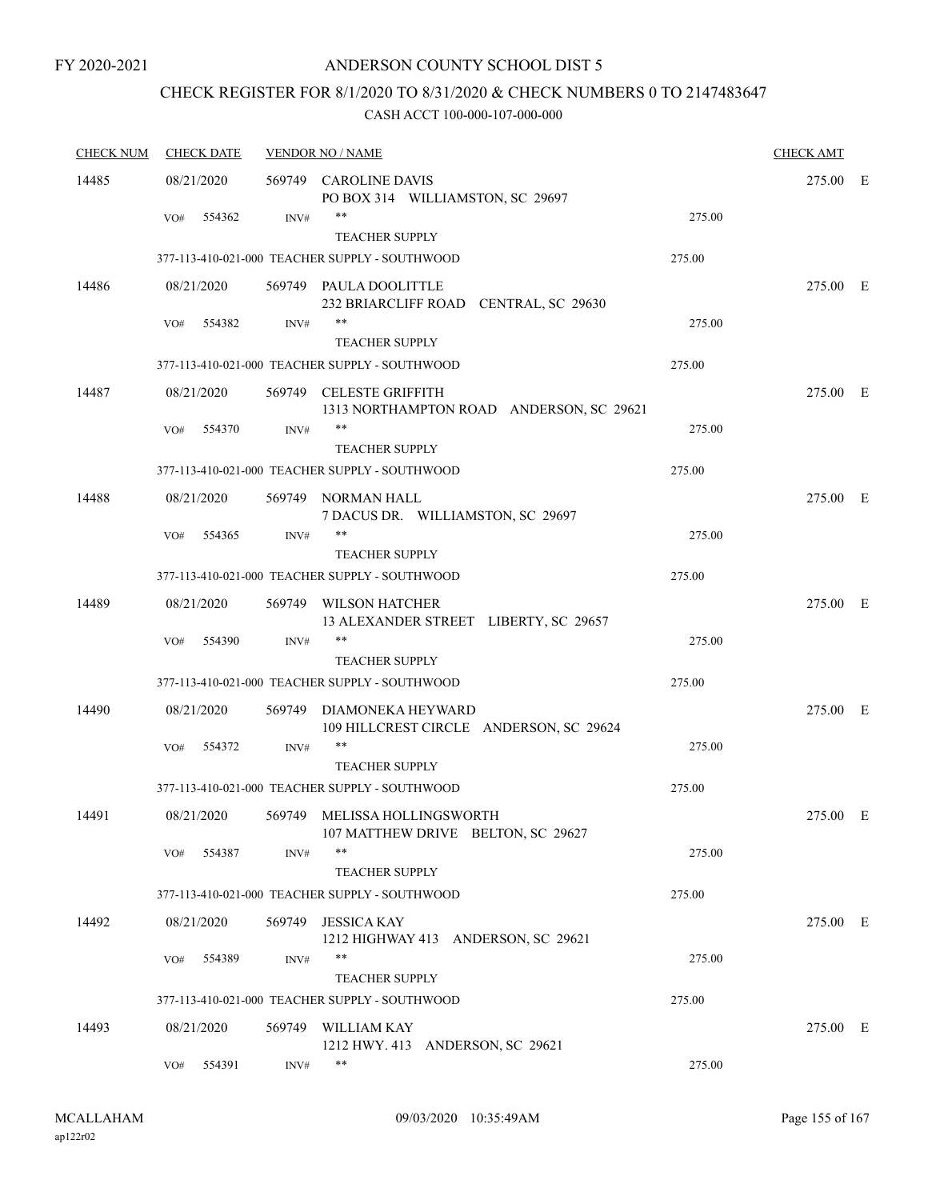FY 2020-2021

# ANDERSON COUNTY SCHOOL DIST 5

## CHECK REGISTER FOR 8/1/2020 TO 8/31/2020 & CHECK NUMBERS 0 TO 2147483647

### CASH ACCT 100-000-107-000-000

| CHECK NUM | CHECK DATE | VENDOR NO / NAME | | CHECK AMT | |
|---|---|---|---|---|---|
| 14485 | 08/21/2020 | 569749 CAROLINE DAVIS<br>PO BOX 314 WILLIAMSTON, SC 29697 | | 275.00 | E |
| | VO# 554362 | INV# ** TEACHER SUPPLY | 275.00 | | |
| | | 377-113-410-021-000 TEACHER SUPPLY - SOUTHWOOD | 275.00 | | |
| 14486 | 08/21/2020 | 569749 PAULA DOOLITTLE<br>232 BRIARCLIFF ROAD CENTRAL, SC 29630 | | 275.00 | E |
| | VO# 554382 | INV# ** TEACHER SUPPLY | 275.00 | | |
| | | 377-113-410-021-000 TEACHER SUPPLY - SOUTHWOOD | 275.00 | | |
| 14487 | 08/21/2020 | 569749 CELESTE GRIFFITH<br>1313 NORTHAMPTON ROAD ANDERSON, SC 29621 | | 275.00 | E |
| | VO# 554370 | INV# ** TEACHER SUPPLY | 275.00 | | |
| | | 377-113-410-021-000 TEACHER SUPPLY - SOUTHWOOD | 275.00 | | |
| 14488 | 08/21/2020 | 569749 NORMAN HALL<br>7 DACUS DR. WILLIAMSTON, SC 29697 | | 275.00 | E |
| | VO# 554365 | INV# ** TEACHER SUPPLY | 275.00 | | |
| | | 377-113-410-021-000 TEACHER SUPPLY - SOUTHWOOD | 275.00 | | |
| 14489 | 08/21/2020 | 569749 WILSON HATCHER<br>13 ALEXANDER STREET LIBERTY, SC 29657 | | 275.00 | E |
| | VO# 554390 | INV# ** TEACHER SUPPLY | 275.00 | | |
| | | 377-113-410-021-000 TEACHER SUPPLY - SOUTHWOOD | 275.00 | | |
| 14490 | 08/21/2020 | 569749 DIAMONEKA HEYWARD<br>109 HILLCREST CIRCLE ANDERSON, SC 29624 | | 275.00 | E |
| | VO# 554372 | INV# ** TEACHER SUPPLY | 275.00 | | |
| | | 377-113-410-021-000 TEACHER SUPPLY - SOUTHWOOD | 275.00 | | |
| 14491 | 08/21/2020 | 569749 MELISSA HOLLINGSWORTH<br>107 MATTHEW DRIVE BELTON, SC 29627 | | 275.00 | E |
| | VO# 554387 | INV# ** TEACHER SUPPLY | 275.00 | | |
| | | 377-113-410-021-000 TEACHER SUPPLY - SOUTHWOOD | 275.00 | | |
| 14492 | 08/21/2020 | 569749 JESSICA KAY<br>1212 HIGHWAY 413 ANDERSON, SC 29621 | | 275.00 | E |
| | VO# 554389 | INV# ** TEACHER SUPPLY | 275.00 | | |
| | | 377-113-410-021-000 TEACHER SUPPLY - SOUTHWOOD | 275.00 | | |
| 14493 | 08/21/2020 | 569749 WILLIAM KAY<br>1212 HWY. 413 ANDERSON, SC 29621 | | 275.00 | E |
| | VO# 554391 | INV# ** | 275.00 | | |

MCALLAHAM
ap122r02

09/03/2020 10:35:49AM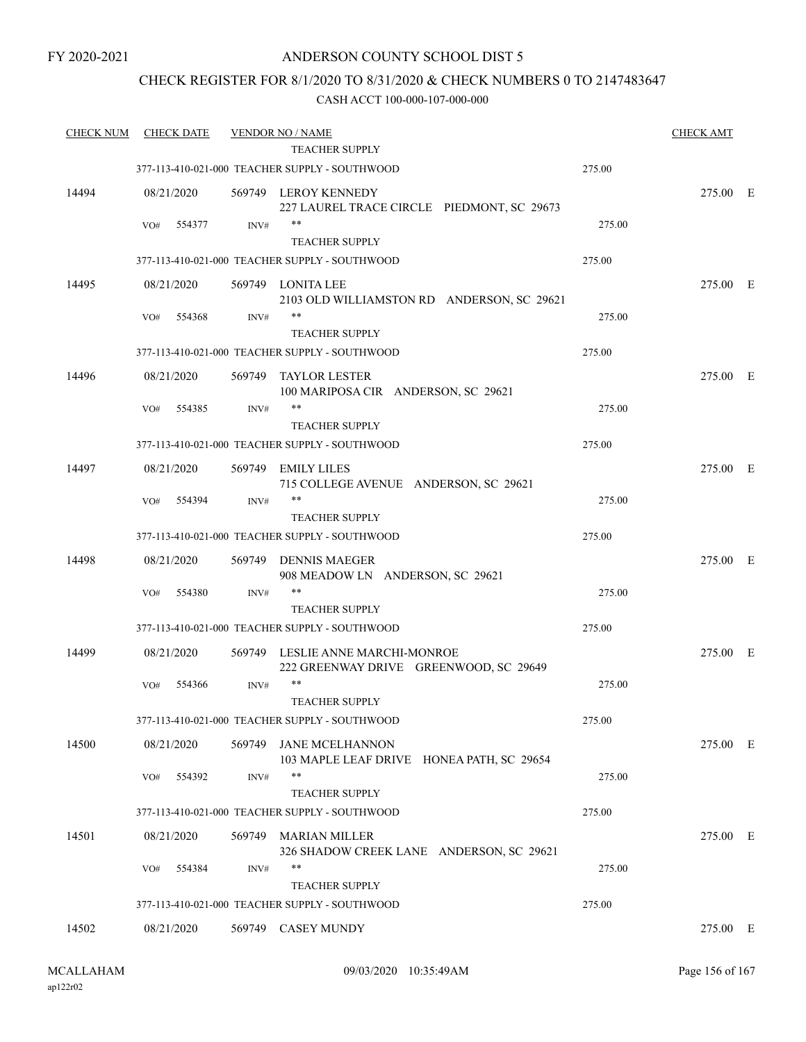FY 2020-2021

# ANDERSON COUNTY SCHOOL DIST 5

## CHECK REGISTER FOR 8/1/2020 TO 8/31/2020 & CHECK NUMBERS 0 TO 2147483647

### CASH ACCT 100-000-107-000-000

| CHECK NUM | CHECK DATE | VENDOR NO / NAME | | CHECK AMT | |
|---|---|---|---|---|---|
| | | TEACHER SUPPLY | | | |
| | | 377-113-410-021-000 TEACHER SUPPLY - SOUTHWOOD | 275.00 | | |
| 14494 | 08/21/2020 | 569749 LEROY KENNEDY<br>227 LAUREL TRACE CIRCLE PIEDMONT, SC 29673 | | 275.00 | E |
| | VO# 554377 | INV# ** | 275.00 | | |
| | | TEACHER SUPPLY | | | |
| | | 377-113-410-021-000 TEACHER SUPPLY - SOUTHWOOD | 275.00 | | |
| 14495 | 08/21/2020 | 569749 LONITA LEE<br>2103 OLD WILLIAMSTON RD ANDERSON, SC 29621 | | 275.00 | E |
| | VO# 554368 | INV# ** | 275.00 | | |
| | | TEACHER SUPPLY | | | |
| | | 377-113-410-021-000 TEACHER SUPPLY - SOUTHWOOD | 275.00 | | |
| 14496 | 08/21/2020 | 569749 TAYLOR LESTER<br>100 MARIPOSA CIR ANDERSON, SC 29621 | | 275.00 | E |
| | VO# 554385 | INV# ** | 275.00 | | |
| | | TEACHER SUPPLY | | | |
| | | 377-113-410-021-000 TEACHER SUPPLY - SOUTHWOOD | 275.00 | | |
| 14497 | 08/21/2020 | 569749 EMILY LILES<br>715 COLLEGE AVENUE ANDERSON, SC 29621 | | 275.00 | E |
| | VO# 554394 | INV# ** | 275.00 | | |
| | | TEACHER SUPPLY | | | |
| | | 377-113-410-021-000 TEACHER SUPPLY - SOUTHWOOD | 275.00 | | |
| 14498 | 08/21/2020 | 569749 DENNIS MAEGER<br>908 MEADOW LN ANDERSON, SC 29621 | | 275.00 | E |
| | VO# 554380 | INV# ** | 275.00 | | |
| | | TEACHER SUPPLY | | | |
| | | 377-113-410-021-000 TEACHER SUPPLY - SOUTHWOOD | 275.00 | | |
| 14499 | 08/21/2020 | 569749 LESLIE ANNE MARCHI-MONROE<br>222 GREENWAY DRIVE GREENWOOD, SC 29649 | | 275.00 | E |
| | VO# 554366 | INV# ** | 275.00 | | |
| | | TEACHER SUPPLY | | | |
| | | 377-113-410-021-000 TEACHER SUPPLY - SOUTHWOOD | 275.00 | | |
| 14500 | 08/21/2020 | 569749 JANE MCELHANNON<br>103 MAPLE LEAF DRIVE HONEA PATH, SC 29654 | | 275.00 | E |
| | VO# 554392 | INV# ** | 275.00 | | |
| | | TEACHER SUPPLY | | | |
| | | 377-113-410-021-000 TEACHER SUPPLY - SOUTHWOOD | 275.00 | | |
| 14501 | 08/21/2020 | 569749 MARIAN MILLER<br>326 SHADOW CREEK LANE ANDERSON, SC 29621 | | 275.00 | E |
| | VO# 554384 | INV# ** | 275.00 | | |
| | | TEACHER SUPPLY | | | |
| | | 377-113-410-021-000 TEACHER SUPPLY - SOUTHWOOD | 275.00 | | |
| 14502 | 08/21/2020 | 569749 CASEY MUNDY | | 275.00 | E |

MCALLAHAM
ap122r02

09/03/2020 10:35:49AM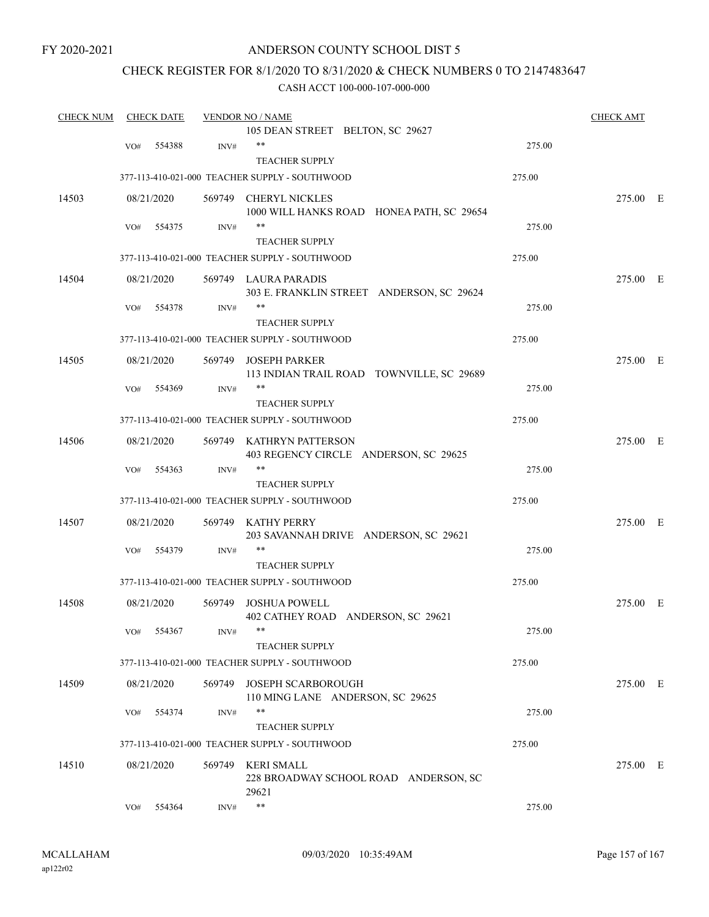FY 2020-2021

# ANDERSON COUNTY SCHOOL DIST 5

## CHECK REGISTER FOR 8/1/2020 TO 8/31/2020 & CHECK NUMBERS 0 TO 2147483647

CASH ACCT 100-000-107-000-000

| CHECK NUM | CHECK DATE | VENDOR NO / NAME | | CHECK AMT |
|---|---|---|---|---|
| | | 105 DEAN STREET BELTON, SC 29627 | | |
| | VO# 554388 | INV# ** TEACHER SUPPLY | 275.00 | |
| | | 377-113-410-021-000 TEACHER SUPPLY - SOUTHWOOD | 275.00 | |
| 14503 | 08/21/2020 | 569749 CHERYL NICKLES 1000 WILL HANKS ROAD HONEA PATH, SC 29654 | | 275.00 E |
| | VO# 554375 | INV# ** TEACHER SUPPLY | 275.00 | |
| | | 377-113-410-021-000 TEACHER SUPPLY - SOUTHWOOD | 275.00 | |
| 14504 | 08/21/2020 | 569749 LAURA PARADIS 303 E. FRANKLIN STREET ANDERSON, SC 29624 | | 275.00 E |
| | VO# 554378 | INV# ** TEACHER SUPPLY | 275.00 | |
| | | 377-113-410-021-000 TEACHER SUPPLY - SOUTHWOOD | 275.00 | |
| 14505 | 08/21/2020 | 569749 JOSEPH PARKER 113 INDIAN TRAIL ROAD TOWNVILLE, SC 29689 | | 275.00 E |
| | VO# 554369 | INV# ** TEACHER SUPPLY | 275.00 | |
| | | 377-113-410-021-000 TEACHER SUPPLY - SOUTHWOOD | 275.00 | |
| 14506 | 08/21/2020 | 569749 KATHRYN PATTERSON 403 REGENCY CIRCLE ANDERSON, SC 29625 | | 275.00 E |
| | VO# 554363 | INV# ** TEACHER SUPPLY | 275.00 | |
| | | 377-113-410-021-000 TEACHER SUPPLY - SOUTHWOOD | 275.00 | |
| 14507 | 08/21/2020 | 569749 KATHY PERRY 203 SAVANNAH DRIVE ANDERSON, SC 29621 | | 275.00 E |
| | VO# 554379 | INV# ** TEACHER SUPPLY | 275.00 | |
| | | 377-113-410-021-000 TEACHER SUPPLY - SOUTHWOOD | 275.00 | |
| 14508 | 08/21/2020 | 569749 JOSHUA POWELL 402 CATHEY ROAD ANDERSON, SC 29621 | | 275.00 E |
| | VO# 554367 | INV# ** TEACHER SUPPLY | 275.00 | |
| | | 377-113-410-021-000 TEACHER SUPPLY - SOUTHWOOD | 275.00 | |
| 14509 | 08/21/2020 | 569749 JOSEPH SCARBOROUGH 110 MING LANE ANDERSON, SC 29625 | | 275.00 E |
| | VO# 554374 | INV# ** TEACHER SUPPLY | 275.00 | |
| | | 377-113-410-021-000 TEACHER SUPPLY - SOUTHWOOD | 275.00 | |
| 14510 | 08/21/2020 | 569749 KERI SMALL 228 BROADWAY SCHOOL ROAD ANDERSON, SC 29621 | | 275.00 E |
| | VO# 554364 | INV# ** | 275.00 | |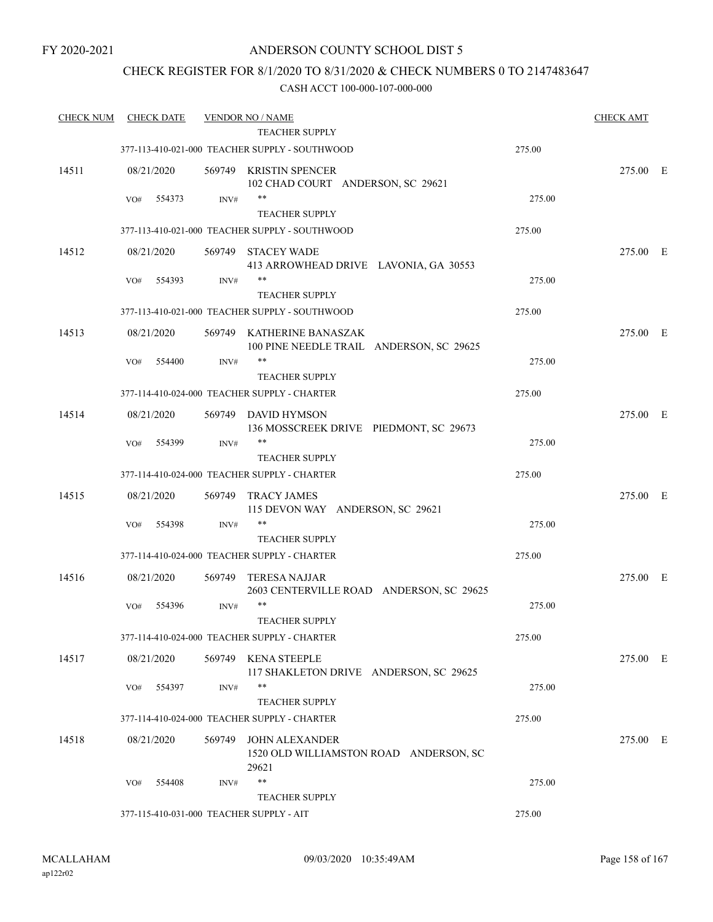FY 2020-2021

# ANDERSON COUNTY SCHOOL DIST 5

## CHECK REGISTER FOR 8/1/2020 TO 8/31/2020 & CHECK NUMBERS 0 TO 2147483647

### CASH ACCT 100-000-107-000-000

| CHECK NUM | CHECK DATE | VENDOR NO / NAME | | CHECK AMT | |
|---|---|---|---|---|---|
| | | TEACHER SUPPLY | | | |
| | | 377-113-410-021-000 TEACHER SUPPLY - SOUTHWOOD | 275.00 | | |
| 14511 | 08/21/2020 | 569749 KRISTIN SPENCER<br>102 CHAD COURT ANDERSON, SC 29621 | | 275.00 | E |
| | VO# 554373 | INV# ** | 275.00 | | |
| | | TEACHER SUPPLY | | | |
| | | 377-113-410-021-000 TEACHER SUPPLY - SOUTHWOOD | 275.00 | | |
| 14512 | 08/21/2020 | 569749 STACEY WADE<br>413 ARROWHEAD DRIVE LAVONIA, GA 30553 | | 275.00 | E |
| | VO# 554393 | INV# ** | 275.00 | | |
| | | TEACHER SUPPLY | | | |
| | | 377-113-410-021-000 TEACHER SUPPLY - SOUTHWOOD | 275.00 | | |
| 14513 | 08/21/2020 | 569749 KATHERINE BANASZAK<br>100 PINE NEEDLE TRAIL ANDERSON, SC 29625 | | 275.00 | E |
| | VO# 554400 | INV# ** | 275.00 | | |
| | | TEACHER SUPPLY | | | |
| | | 377-114-410-024-000 TEACHER SUPPLY - CHARTER | 275.00 | | |
| 14514 | 08/21/2020 | 569749 DAVID HYMSON<br>136 MOSSCREEK DRIVE PIEDMONT, SC 29673 | | 275.00 | E |
| | VO# 554399 | INV# ** | 275.00 | | |
| | | TEACHER SUPPLY | | | |
| | | 377-114-410-024-000 TEACHER SUPPLY - CHARTER | 275.00 | | |
| 14515 | 08/21/2020 | 569749 TRACY JAMES<br>115 DEVON WAY ANDERSON, SC 29621 | | 275.00 | E |
| | VO# 554398 | INV# ** | 275.00 | | |
| | | TEACHER SUPPLY | | | |
| | | 377-114-410-024-000 TEACHER SUPPLY - CHARTER | 275.00 | | |
| 14516 | 08/21/2020 | 569749 TERESA NAJJAR<br>2603 CENTERVILLE ROAD ANDERSON, SC 29625 | | 275.00 | E |
| | VO# 554396 | INV# ** | 275.00 | | |
| | | TEACHER SUPPLY | | | |
| | | 377-114-410-024-000 TEACHER SUPPLY - CHARTER | 275.00 | | |
| 14517 | 08/21/2020 | 569749 KENA STEEPLE<br>117 SHAKLETON DRIVE ANDERSON, SC 29625 | | 275.00 | E |
| | VO# 554397 | INV# ** | 275.00 | | |
| | | TEACHER SUPPLY | | | |
| | | 377-114-410-024-000 TEACHER SUPPLY - CHARTER | 275.00 | | |
| 14518 | 08/21/2020 | 569749 JOHN ALEXANDER<br>1520 OLD WILLIAMSTON ROAD ANDERSON, SC 29621 | | 275.00 | E |
| | VO# 554408 | INV# ** | 275.00 | | |
| | | TEACHER SUPPLY | | | |
| | | 377-115-410-031-000 TEACHER SUPPLY - AIT | 275.00 | | |

MCALLAHAM
ap122r02

09/03/2020 10:35:49AM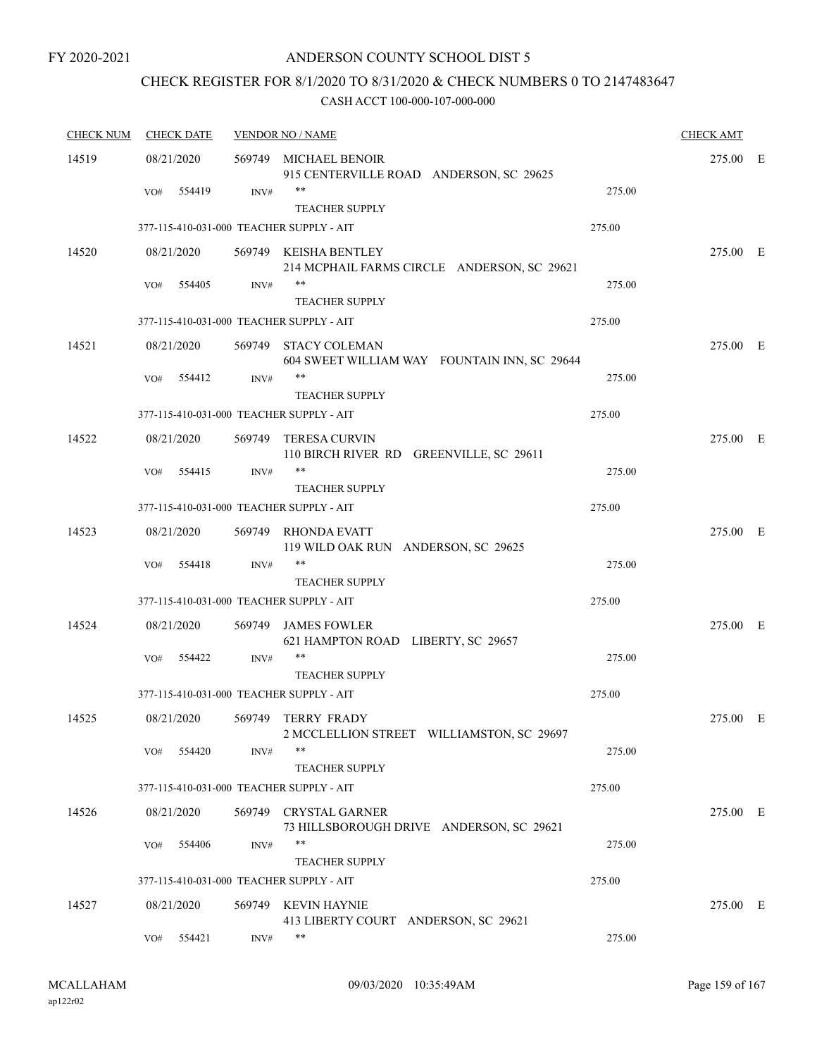FY 2020-2021

# ANDERSON COUNTY SCHOOL DIST 5

## CHECK REGISTER FOR 8/1/2020 TO 8/31/2020 & CHECK NUMBERS 0 TO 2147483647

### CASH ACCT 100-000-107-000-000

| CHECK NUM | CHECK DATE | VENDOR NO / NAME | | CHECK AMT | |
|---|---|---|---|---|---|
| 14519 | 08/21/2020 | 569749 MICHAEL BENOIR<br>915 CENTERVILLE ROAD ANDERSON, SC 29625 | | 275.00 | E |
| | VO# 554419 | INV# ** <br>TEACHER SUPPLY | 275.00 | | |
| | 377-115-410-031-000 TEACHER SUPPLY - AIT | | 275.00 | | |
| 14520 | 08/21/2020 | 569749 KEISHA BENTLEY<br>214 MCPHAIL FARMS CIRCLE ANDERSON, SC 29621 | | 275.00 | E |
| | VO# 554405 | INV# ** <br>TEACHER SUPPLY | 275.00 | | |
| | 377-115-410-031-000 TEACHER SUPPLY - AIT | | 275.00 | | |
| 14521 | 08/21/2020 | 569749 STACY COLEMAN<br>604 SWEET WILLIAM WAY FOUNTAIN INN, SC 29644 | | 275.00 | E |
| | VO# 554412 | INV# ** <br>TEACHER SUPPLY | 275.00 | | |
| | 377-115-410-031-000 TEACHER SUPPLY - AIT | | 275.00 | | |
| 14522 | 08/21/2020 | 569749 TERESA CURVIN<br>110 BIRCH RIVER RD GREENVILLE, SC 29611 | | 275.00 | E |
| | VO# 554415 | INV# ** <br>TEACHER SUPPLY | 275.00 | | |
| | 377-115-410-031-000 TEACHER SUPPLY - AIT | | 275.00 | | |
| 14523 | 08/21/2020 | 569749 RHONDA EVATT<br>119 WILD OAK RUN ANDERSON, SC 29625 | | 275.00 | E |
| | VO# 554418 | INV# ** <br>TEACHER SUPPLY | 275.00 | | |
| | 377-115-410-031-000 TEACHER SUPPLY - AIT | | 275.00 | | |
| 14524 | 08/21/2020 | 569749 JAMES FOWLER<br>621 HAMPTON ROAD LIBERTY, SC 29657 | | 275.00 | E |
| | VO# 554422 | INV# ** <br>TEACHER SUPPLY | 275.00 | | |
| | 377-115-410-031-000 TEACHER SUPPLY - AIT | | 275.00 | | |
| 14525 | 08/21/2020 | 569749 TERRY FRADY<br>2 MCCLELLION STREET WILLIAMSTON, SC 29697 | | 275.00 | E |
| | VO# 554420 | INV# ** <br>TEACHER SUPPLY | 275.00 | | |
| | 377-115-410-031-000 TEACHER SUPPLY - AIT | | 275.00 | | |
| 14526 | 08/21/2020 | 569749 CRYSTAL GARNER<br>73 HILLSBOROUGH DRIVE ANDERSON, SC 29621 | | 275.00 | E |
| | VO# 554406 | INV# ** <br>TEACHER SUPPLY | 275.00 | | |
| | 377-115-410-031-000 TEACHER SUPPLY - AIT | | 275.00 | | |
| 14527 | 08/21/2020 | 569749 KEVIN HAYNIE<br>413 LIBERTY COURT ANDERSON, SC 29621 | | 275.00 | E |
| | VO# 554421 | INV# ** | 275.00 | | |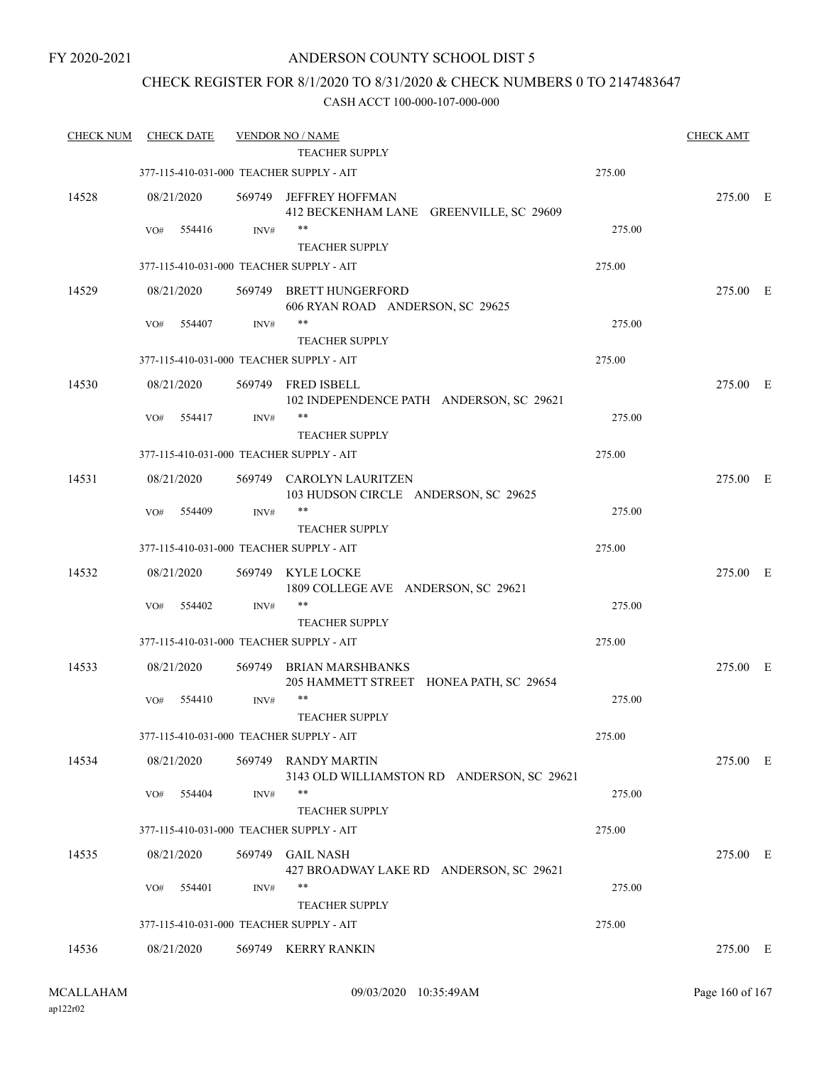FY 2020-2021

# ANDERSON COUNTY SCHOOL DIST 5

## CHECK REGISTER FOR 8/1/2020 TO 8/31/2020 & CHECK NUMBERS 0 TO 2147483647

### CASH ACCT 100-000-107-000-000

| CHECK NUM | CHECK DATE | VENDOR NO / NAME | | CHECK AMT |
|---|---|---|---|---|
| | | TEACHER SUPPLY | | |
| | 377-115-410-031-000 TEACHER SUPPLY - AIT | | 275.00 | |
| 14528 | 08/21/2020 | 569749 JEFFREY HOFFMAN<br>412 BECKENHAM LANE GREENVILLE, SC 29609 | | 275.00 E |
| | VO# 554416 | INV# ** | 275.00 | |
| | | TEACHER SUPPLY | | |
| | 377-115-410-031-000 TEACHER SUPPLY - AIT | | 275.00 | |
| 14529 | 08/21/2020 | 569749 BRETT HUNGERFORD<br>606 RYAN ROAD ANDERSON, SC 29625 | | 275.00 E |
| | VO# 554407 | INV# ** | 275.00 | |
| | | TEACHER SUPPLY | | |
| | 377-115-410-031-000 TEACHER SUPPLY - AIT | | 275.00 | |
| 14530 | 08/21/2020 | 569749 FRED ISBELL<br>102 INDEPENDENCE PATH ANDERSON, SC 29621 | | 275.00 E |
| | VO# 554417 | INV# ** | 275.00 | |
| | | TEACHER SUPPLY | | |
| | 377-115-410-031-000 TEACHER SUPPLY - AIT | | 275.00 | |
| 14531 | 08/21/2020 | 569749 CAROLYN LAURITZEN<br>103 HUDSON CIRCLE ANDERSON, SC 29625 | | 275.00 E |
| | VO# 554409 | INV# ** | 275.00 | |
| | | TEACHER SUPPLY | | |
| | 377-115-410-031-000 TEACHER SUPPLY - AIT | | 275.00 | |
| 14532 | 08/21/2020 | 569749 KYLE LOCKE<br>1809 COLLEGE AVE ANDERSON, SC 29621 | | 275.00 E |
| | VO# 554402 | INV# ** | 275.00 | |
| | | TEACHER SUPPLY | | |
| | 377-115-410-031-000 TEACHER SUPPLY - AIT | | 275.00 | |
| 14533 | 08/21/2020 | 569749 BRIAN MARSHBANKS<br>205 HAMMETT STREET HONEA PATH, SC 29654 | | 275.00 E |
| | VO# 554410 | INV# ** | 275.00 | |
| | | TEACHER SUPPLY | | |
| | 377-115-410-031-000 TEACHER SUPPLY - AIT | | 275.00 | |
| 14534 | 08/21/2020 | 569749 RANDY MARTIN<br>3143 OLD WILLIAMSTON RD ANDERSON, SC 29621 | | 275.00 E |
| | VO# 554404 | INV# ** | 275.00 | |
| | | TEACHER SUPPLY | | |
| | 377-115-410-031-000 TEACHER SUPPLY - AIT | | 275.00 | |
| 14535 | 08/21/2020 | 569749 GAIL NASH<br>427 BROADWAY LAKE RD ANDERSON, SC 29621 | | 275.00 E |
| | VO# 554401 | INV# ** | 275.00 | |
| | | TEACHER SUPPLY | | |
| | 377-115-410-031-000 TEACHER SUPPLY - AIT | | 275.00 | |
| 14536 | 08/21/2020 | 569749 KERRY RANKIN | | 275.00 E |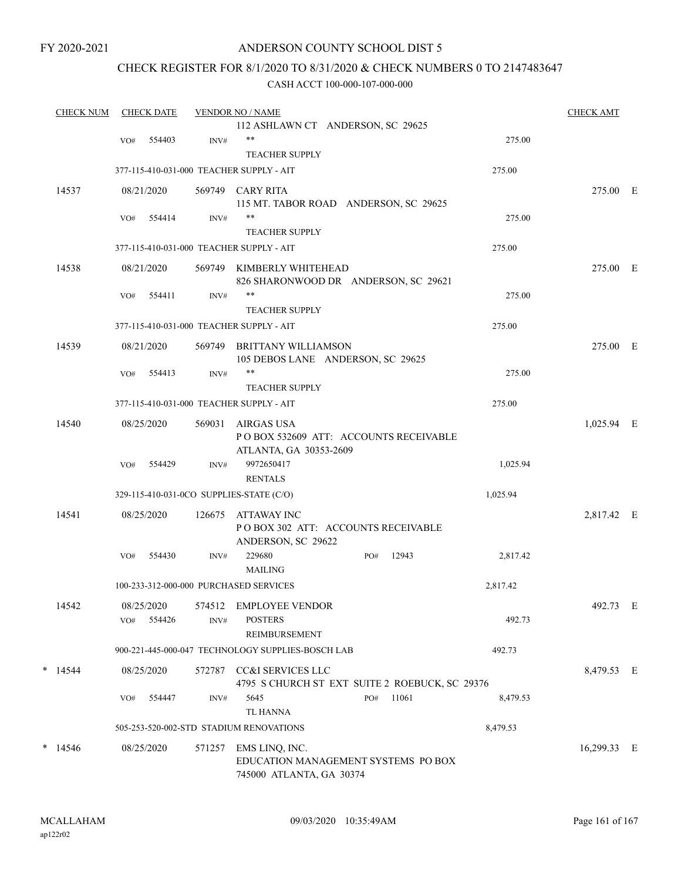FY 2020-2021

# ANDERSON COUNTY SCHOOL DIST 5

## CHECK REGISTER FOR 8/1/2020 TO 8/31/2020 & CHECK NUMBERS 0 TO 2147483647

### CASH ACCT 100-000-107-000-000

| CHECK NUM | CHECK DATE | VENDOR NO / NAME | | | CHECK AMT |
|---|---|---|---|---|---|
| | | 112 ASHLAWN CT ANDERSON, SC 29625 | | | |
| | VO# 554403 | INV# ** | | 275.00 | |
| | | TEACHER SUPPLY | | | |
| | 377-115-410-031-000 TEACHER SUPPLY - AIT | | | 275.00 | |
| 14537 | 08/21/2020 | 569749 CARY RITA | | | 275.00 E |
| | | 115 MT. TABOR ROAD ANDERSON, SC 29625 | | | |
| | VO# 554414 | INV# ** | | 275.00 | |
| | | TEACHER SUPPLY | | | |
| | 377-115-410-031-000 TEACHER SUPPLY - AIT | | | 275.00 | |
| 14538 | 08/21/2020 | 569749 KIMBERLY WHITEHEAD | | | 275.00 E |
| | | 826 SHARONWOOD DR ANDERSON, SC 29621 | | | |
| | VO# 554411 | INV# ** | | 275.00 | |
| | | TEACHER SUPPLY | | | |
| | 377-115-410-031-000 TEACHER SUPPLY - AIT | | | 275.00 | |
| 14539 | 08/21/2020 | 569749 BRITTANY WILLIAMSON | | | 275.00 E |
| | | 105 DEBOS LANE ANDERSON, SC 29625 | | | |
| | VO# 554413 | INV# ** | | 275.00 | |
| | | TEACHER SUPPLY | | | |
| | 377-115-410-031-000 TEACHER SUPPLY - AIT | | | 275.00 | |
| 14540 | 08/25/2020 | 569031 AIRGAS USA | | | 1,025.94 E |
| | | P O BOX 532609 ATT: ACCOUNTS RECEIVABLE ATLANTA, GA 30353-2609 | | | |
| | VO# 554429 | INV# 9972650417 | | 1,025.94 | |
| | | RENTALS | | | |
| | 329-115-410-031-0CO SUPPLIES-STATE (C/O) | | | 1,025.94 | |
| 14541 | 08/25/2020 | 126675 ATTAWAY INC | | | 2,817.42 E |
| | | P O BOX 302 ATT: ACCOUNTS RECEIVABLE ANDERSON, SC 29622 | | | |
| | VO# 554430 | INV# 229680 | PO# 12943 | 2,817.42 | |
| | | MAILING | | | |
| | 100-233-312-000-000 PURCHASED SERVICES | | | 2,817.42 | |
| 14542 | 08/25/2020 | 574512 EMPLOYEE VENDOR | | | 492.73 E |
| | VO# 554426 | INV# POSTERS | | 492.73 | |
| | | REIMBURSEMENT | | | |
| | 900-221-445-000-047 TECHNOLOGY SUPPLIES-BOSCH LAB | | | 492.73 | |
| * 14544 | 08/25/2020 | 572787 CC&I SERVICES LLC | | | 8,479.53 E |
| | | 4795 S CHURCH ST EXT SUITE 2 ROEBUCK, SC 29376 | | | |
| | VO# 554447 | INV# 5645 | PO# 11061 | 8,479.53 | |
| | | TL HANNA | | | |
| | 505-253-520-002-STD STADIUM RENOVATIONS | | | 8,479.53 | |
| * 14546 | 08/25/2020 | 571257 EMS LINQ, INC. | | | 16,299.33 E |
| | | EDUCATION MANAGEMENT SYSTEMS PO BOX 745000 ATLANTA, GA 30374 | | | |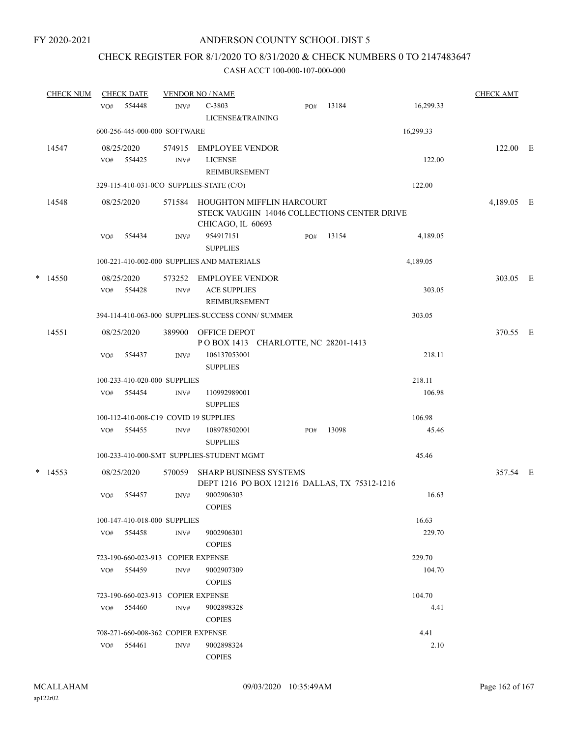FY 2020-2021

# ANDERSON COUNTY SCHOOL DIST 5

## CHECK REGISTER FOR 8/1/2020 TO 8/31/2020 & CHECK NUMBERS 0 TO 2147483647

### CASH ACCT 100-000-107-000-000

| CHECK NUM | CHECK DATE | VENDOR NO / NAME | | | | CHECK AMT | |
|---|---|---|---|---|---|---|---|
| | VO# 554448 | INV# | C-3803 LICENSE&TRAINING | PO# 13184 | 16,299.33 | | |
| | 600-256-445-000-000 SOFTWARE | | | | 16,299.33 | | |
| 14547 | 08/25/2020 | 574915 | EMPLOYEE VENDOR | | | 122.00 | E |
| | VO# 554425 | INV# | LICENSE REIMBURSEMENT | | 122.00 | | |
| | 329-115-410-031-0CO SUPPLIES-STATE (C/O) | | | | 122.00 | | |
| 14548 | 08/25/2020 | 571584 | HOUGHTON MIFFLIN HARCOURT STECK VAUGHN 14046 COLLECTIONS CENTER DRIVE CHICAGO, IL 60693 | | | 4,189.05 | E |
| | VO# 554434 | INV# | 954917151 SUPPLIES | PO# 13154 | 4,189.05 | | |
| | 100-221-410-002-000 SUPPLIES AND MATERIALS | | | | 4,189.05 | | |
| * 14550 | 08/25/2020 | 573252 | EMPLOYEE VENDOR | | | 303.05 | E |
| | VO# 554428 | INV# | ACE SUPPLIES REIMBURSEMENT | | 303.05 | | |
| | 394-114-410-063-000 SUPPLIES-SUCCESS CONN/ SUMMER | | | | 303.05 | | |
| 14551 | 08/25/2020 | 389900 | OFFICE DEPOT P O BOX 1413 CHARLOTTE, NC 28201-1413 | | | 370.55 | E |
| | VO# 554437 | INV# | 106137053001 SUPPLIES | | 218.11 | | |
| | 100-233-410-020-000 SUPPLIES | | | | 218.11 | | |
| | VO# 554454 | INV# | 110992989001 SUPPLIES | | 106.98 | | |
| | 100-112-410-008-C19 COVID 19 SUPPLIES | | | | 106.98 | | |
| | VO# 554455 | INV# | 108978502001 SUPPLIES | PO# 13098 | 45.46 | | |
| | 100-233-410-000-SMT SUPPLIES-STUDENT MGMT | | | | 45.46 | | |
| * 14553 | 08/25/2020 | 570059 | SHARP BUSINESS SYSTEMS DEPT 1216 PO BOX 121216 DALLAS, TX 75312-1216 | | | 357.54 | E |
| | VO# 554457 | INV# | 9002906303 COPIES | | 16.63 | | |
| | 100-147-410-018-000 SUPPLIES | | | | 16.63 | | |
| | VO# 554458 | INV# | 9002906301 COPIES | | 229.70 | | |
| | 723-190-660-023-913 COPIER EXPENSE | | | | 229.70 | | |
| | VO# 554459 | INV# | 9002907309 COPIES | | 104.70 | | |
| | 723-190-660-023-913 COPIER EXPENSE | | | | 104.70 | | |
| | VO# 554460 | INV# | 9002898328 COPIES | | 4.41 | | |
| | 708-271-660-008-362 COPIER EXPENSE | | | | 4.41 | | |
| | VO# 554461 | INV# | 9002898324 COPIES | | 2.10 | | |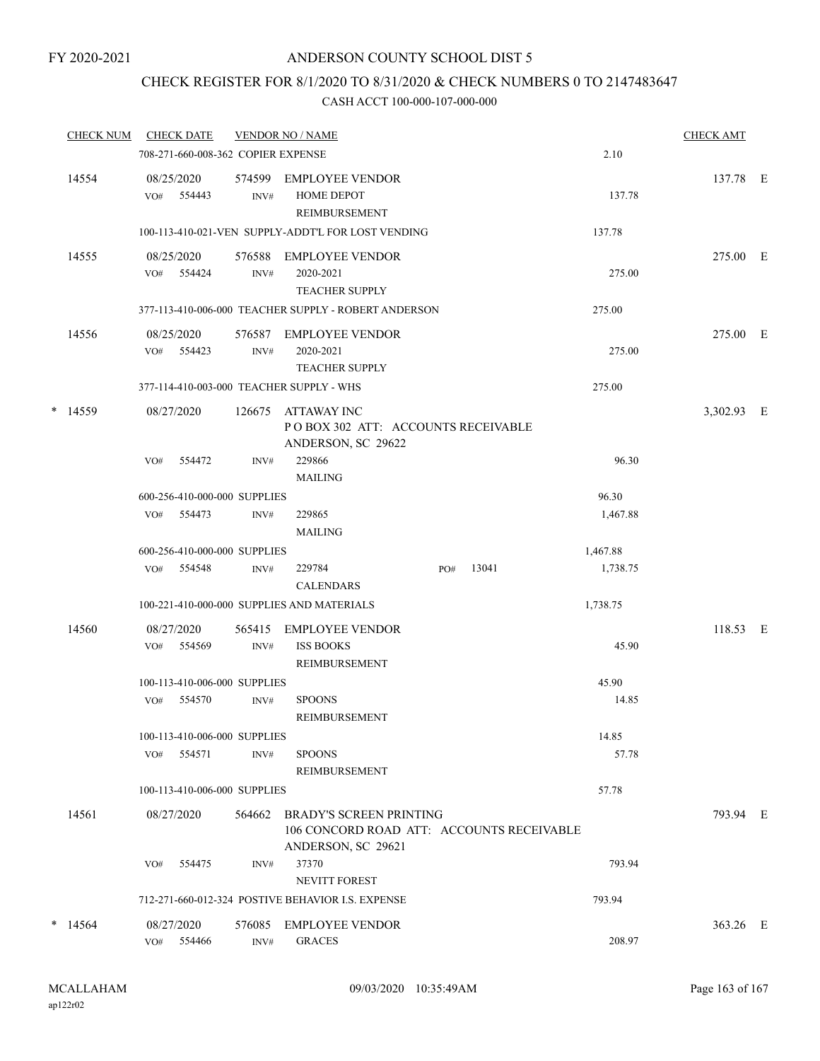FY 2020-2021

# ANDERSON COUNTY SCHOOL DIST 5

## CHECK REGISTER FOR 8/1/2020 TO 8/31/2020 & CHECK NUMBERS 0 TO 2147483647

### CASH ACCT 100-000-107-000-000

| CHECK NUM | CHECK DATE | VENDOR NO / NAME | | CHECK AMT | |
|---|---|---|---|---|---|
| | 708-271-660-008-362 COPIER EXPENSE | | 2.10 | | |
| 14554 | 08/25/2020 | 574599 EMPLOYEE VENDOR | | 137.78 | E |
| | VO# 554443 INV# | HOME DEPOT REIMBURSEMENT | 137.78 | | |
| | 100-113-410-021-VEN SUPPLY-ADDT'L FOR LOST VENDING | | 137.78 | | |
| 14555 | 08/25/2020 | 576588 EMPLOYEE VENDOR | | 275.00 | E |
| | VO# 554424 INV# | 2020-2021 TEACHER SUPPLY | 275.00 | | |
| | 377-113-410-006-000 TEACHER SUPPLY - ROBERT ANDERSON | | 275.00 | | |
| 14556 | 08/25/2020 | 576587 EMPLOYEE VENDOR | | 275.00 | E |
| | VO# 554423 INV# | 2020-2021 TEACHER SUPPLY | 275.00 | | |
| | 377-114-410-003-000 TEACHER SUPPLY - WHS | | 275.00 | | |
| * 14559 | 08/27/2020 | 126675 ATTAWAY INC<br>P O BOX 302 ATT: ACCOUNTS RECEIVABLE<br>ANDERSON, SC 29622 | | 3,302.93 | E |
| | VO# 554472 INV# | 229866 MAILING | 96.30 | | |
| | 600-256-410-000-000 SUPPLIES | | 96.30 | | |
| | VO# 554473 INV# | 229865 MAILING | 1,467.88 | | |
| | 600-256-410-000-000 SUPPLIES | | 1,467.88 | | |
| | VO# 554548 INV# | 229784 CALENDARS PO# 13041 | 1,738.75 | | |
| | 100-221-410-000-000 SUPPLIES AND MATERIALS | | 1,738.75 | | |
| 14560 | 08/27/2020 | 565415 EMPLOYEE VENDOR | | 118.53 | E |
| | VO# 554569 INV# | ISS BOOKS REIMBURSEMENT | 45.90 | | |
| | 100-113-410-006-000 SUPPLIES | | 45.90 | | |
| | VO# 554570 INV# | SPOONS REIMBURSEMENT | 14.85 | | |
| | 100-113-410-006-000 SUPPLIES | | 14.85 | | |
| | VO# 554571 INV# | SPOONS REIMBURSEMENT | 57.78 | | |
| | 100-113-410-006-000 SUPPLIES | | 57.78 | | |
| 14561 | 08/27/2020 | 564662 BRADY'S SCREEN PRINTING<br>106 CONCORD ROAD ATT: ACCOUNTS RECEIVABLE<br>ANDERSON, SC 29621 | | 793.94 | E |
| | VO# 554475 INV# | 37370 NEVITT FOREST | 793.94 | | |
| | 712-271-660-012-324 POSTIVE BEHAVIOR I.S. EXPENSE | | 793.94 | | |
| * 14564 | 08/27/2020 | 576085 EMPLOYEE VENDOR | | 363.26 | E |
| | VO# 554466 INV# | GRACES | 208.97 | | |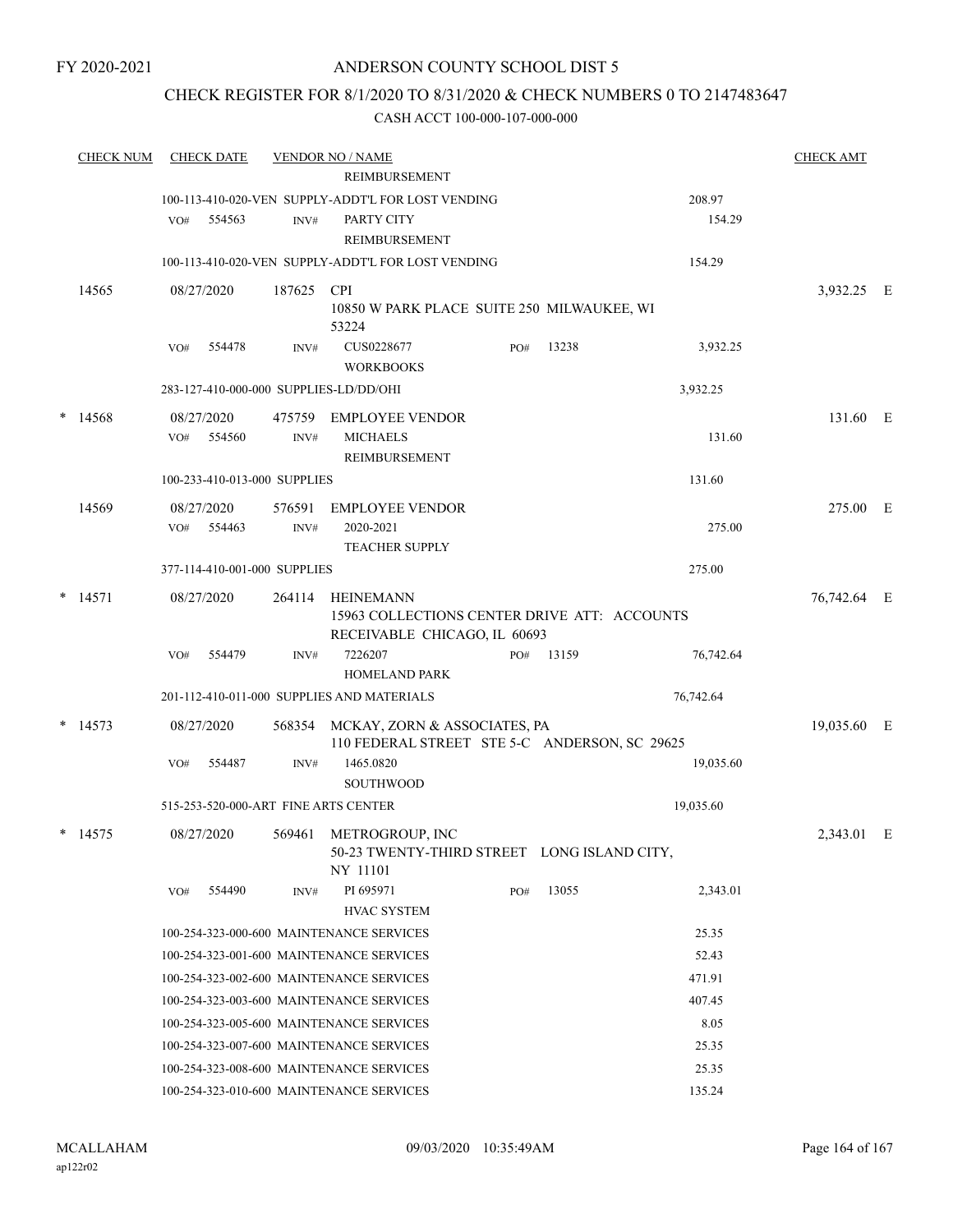FY 2020-2021

# ANDERSON COUNTY SCHOOL DIST 5

## CHECK REGISTER FOR 8/1/2020 TO 8/31/2020 & CHECK NUMBERS 0 TO 2147483647

### CASH ACCT 100-000-107-000-000

| CHECK NUM | CHECK DATE | VENDOR NO / NAME | | | CHECK AMT | |
|---|---|---|---|---|---|---|
| | | REIMBURSEMENT | | | | |
| | 100-113-410-020-VEN SUPPLY-ADDT'L FOR LOST VENDING | | | 208.97 | | |
| | VO# 554563 | INV# PARTY CITY REIMBURSEMENT | | 154.29 | | |
| | 100-113-410-020-VEN SUPPLY-ADDT'L FOR LOST VENDING | | | 154.29 | | |
| 14565 | 08/27/2020 | 187625 CPI 10850 W PARK PLACE SUITE 250 MILWAUKEE, WI 53224 | | | 3,932.25 | E |
| | VO# 554478 | INV# CUS0228677 WORKBOOKS | PO# 13238 | 3,932.25 | | |
| | 283-127-410-000-000 SUPPLIES-LD/DD/OHI | | | 3,932.25 | | |
| * 14568 | 08/27/2020 | 475759 EMPLOYEE VENDOR | | | 131.60 | E |
| | VO# 554560 | INV# MICHAELS REIMBURSEMENT | | 131.60 | | |
| | 100-233-410-013-000 SUPPLIES | | | 131.60 | | |
| 14569 | 08/27/2020 | 576591 EMPLOYEE VENDOR | | | 275.00 | E |
| | VO# 554463 | INV# 2020-2021 TEACHER SUPPLY | | 275.00 | | |
| | 377-114-410-001-000 SUPPLIES | | | 275.00 | | |
| * 14571 | 08/27/2020 | 264114 HEINEMANN 15963 COLLECTIONS CENTER DRIVE ATT: ACCOUNTS RECEIVABLE CHICAGO, IL 60693 | | | 76,742.64 | E |
| | VO# 554479 | INV# 7226207 HOMELAND PARK | PO# 13159 | 76,742.64 | | |
| | 201-112-410-011-000 SUPPLIES AND MATERIALS | | | 76,742.64 | | |
| * 14573 | 08/27/2020 | 568354 MCKAY, ZORN & ASSOCIATES, PA 110 FEDERAL STREET STE 5-C ANDERSON, SC 29625 | | | 19,035.60 | E |
| | VO# 554487 | INV# 1465.0820 SOUTHWOOD | | 19,035.60 | | |
| | 515-253-520-000-ART FINE ARTS CENTER | | | 19,035.60 | | |
| * 14575 | 08/27/2020 | 569461 METROGROUP, INC 50-23 TWENTY-THIRD STREET LONG ISLAND CITY, NY 11101 | | | 2,343.01 | E |
| | VO# 554490 | INV# PI 695971 HVAC SYSTEM | PO# 13055 | 2,343.01 | | |
| | 100-254-323-000-600 MAINTENANCE SERVICES | | | 25.35 | | |
| | 100-254-323-001-600 MAINTENANCE SERVICES | | | 52.43 | | |
| | 100-254-323-002-600 MAINTENANCE SERVICES | | | 471.91 | | |
| | 100-254-323-003-600 MAINTENANCE SERVICES | | | 407.45 | | |
| | 100-254-323-005-600 MAINTENANCE SERVICES | | | 8.05 | | |
| | 100-254-323-007-600 MAINTENANCE SERVICES | | | 25.35 | | |
| | 100-254-323-008-600 MAINTENANCE SERVICES | | | 25.35 | | |
| | 100-254-323-010-600 MAINTENANCE SERVICES | | | 135.24 | | |

MCALLAHAM ap122r02 09/03/2020 10:35:49AM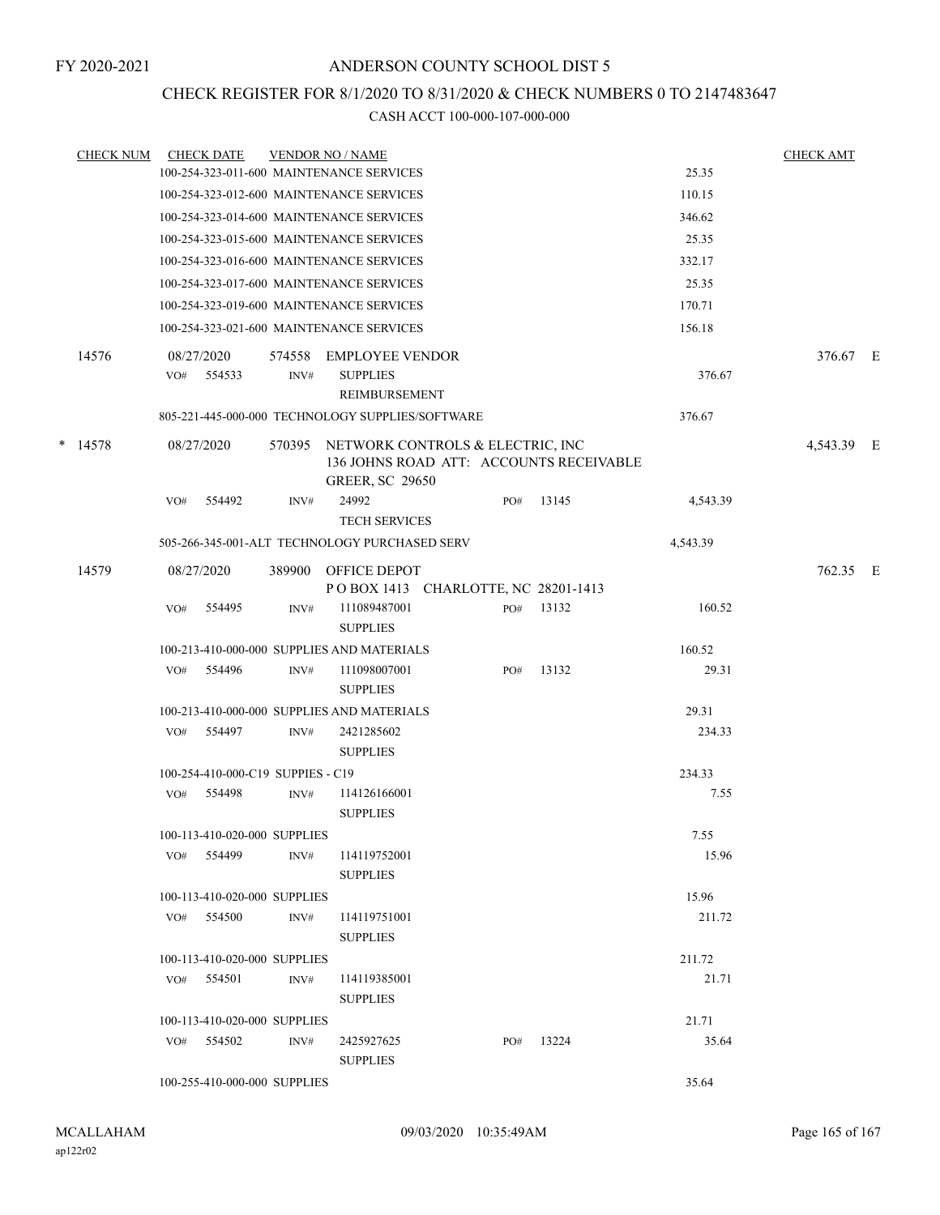FY 2020-2021

# ANDERSON COUNTY SCHOOL DIST 5

## CHECK REGISTER FOR 8/1/2020 TO 8/31/2020 & CHECK NUMBERS 0 TO 2147483647

### CASH ACCT 100-000-107-000-000

| CHECK NUM | CHECK DATE | VENDOR NO / NAME | | | CHECK AMT | |
|---|---|---|---|---|---|---|
| | 100-254-323-011-600 MAINTENANCE SERVICES | | | 25.35 | | |
| | 100-254-323-012-600 MAINTENANCE SERVICES | | | 110.15 | | |
| | 100-254-323-014-600 MAINTENANCE SERVICES | | | 346.62 | | |
| | 100-254-323-015-600 MAINTENANCE SERVICES | | | 25.35 | | |
| | 100-254-323-016-600 MAINTENANCE SERVICES | | | 332.17 | | |
| | 100-254-323-017-600 MAINTENANCE SERVICES | | | 25.35 | | |
| | 100-254-323-019-600 MAINTENANCE SERVICES | | | 170.71 | | |
| | 100-254-323-021-600 MAINTENANCE SERVICES | | | 156.18 | | |
| 14576 | 08/27/2020 | 574558 EMPLOYEE VENDOR | | | 376.67 | E |
| | VO# 554533 | INV# SUPPLIES REIMBURSEMENT | | 376.67 | | |
| | 805-221-445-000-000 TECHNOLOGY SUPPLIES/SOFTWARE | | | 376.67 | | |
| * 14578 | 08/27/2020 | 570395 NETWORK CONTROLS & ELECTRIC, INC 136 JOHNS ROAD ATT: ACCOUNTS RECEIVABLE GREER, SC 29650 | | | 4,543.39 | E |
| | VO# 554492 | INV# 24992 TECH SERVICES | PO# 13145 | 4,543.39 | | |
| | 505-266-345-001-ALT TECHNOLOGY PURCHASED SERV | | | 4,543.39 | | |
| 14579 | 08/27/2020 | 389900 OFFICE DEPOT P O BOX 1413 CHARLOTTE, NC 28201-1413 | | | 762.35 | E |
| | VO# 554495 | INV# 111089487001 SUPPLIES | PO# 13132 | 160.52 | | |
| | 100-213-410-000-000 SUPPLIES AND MATERIALS | | | 160.52 | | |
| | VO# 554496 | INV# 111098007001 SUPPLIES | PO# 13132 | 29.31 | | |
| | 100-213-410-000-000 SUPPLIES AND MATERIALS | | | 29.31 | | |
| | VO# 554497 | INV# 2421285602 SUPPLIES | | 234.33 | | |
| | 100-254-410-000-C19 SUPPIES - C19 | | | 234.33 | | |
| | VO# 554498 | INV# 114126166001 SUPPLIES | | 7.55 | | |
| | 100-113-410-020-000 SUPPLIES | | | 7.55 | | |
| | VO# 554499 | INV# 114119752001 SUPPLIES | | 15.96 | | |
| | 100-113-410-020-000 SUPPLIES | | | 15.96 | | |
| | VO# 554500 | INV# 114119751001 SUPPLIES | | 211.72 | | |
| | 100-113-410-020-000 SUPPLIES | | | 211.72 | | |
| | VO# 554501 | INV# 114119385001 SUPPLIES | | 21.71 | | |
| | 100-113-410-020-000 SUPPLIES | | | 21.71 | | |
| | VO# 554502 | INV# 2425927625 SUPPLIES | PO# 13224 | 35.64 | | |
| | 100-255-410-000-000 SUPPLIES | | | 35.64 | | |

MCALLAHAM ap122r02 09/03/2020 10:35:49AM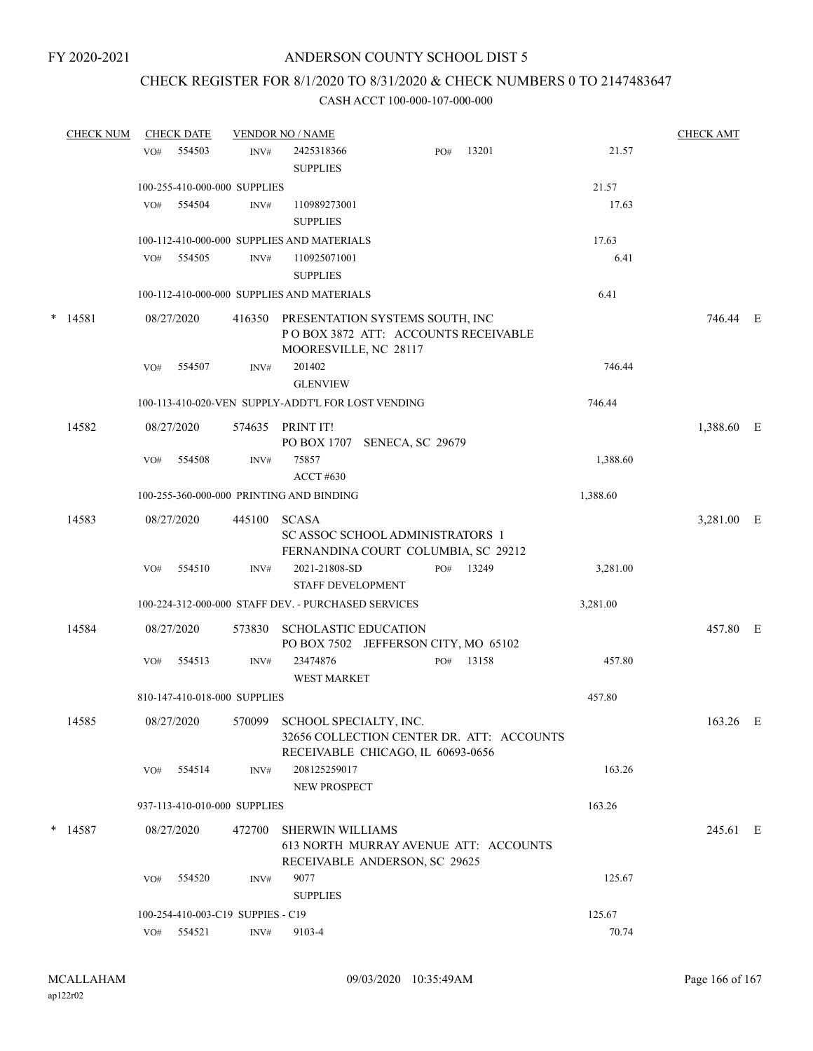FY 2020-2021

# ANDERSON COUNTY SCHOOL DIST 5

## CHECK REGISTER FOR 8/1/2020 TO 8/31/2020 & CHECK NUMBERS 0 TO 2147483647

### CASH ACCT 100-000-107-000-000

| CHECK NUM | CHECK DATE | VENDOR NO / NAME | | | CHECK AMT |
|---|---|---|---|---|---|
| | VO# 554503 | INV# 2425318366 SUPPLIES | PO# 13201 | 21.57 | |
| | 100-255-410-000-000 SUPPLIES | | | 21.57 | |
| | VO# 554504 | INV# 110989273001 SUPPLIES | | 17.63 | |
| | 100-112-410-000-000 SUPPLIES AND MATERIALS | | | 17.63 | |
| | VO# 554505 | INV# 110925071001 SUPPLIES | | 6.41 | |
| | 100-112-410-000-000 SUPPLIES AND MATERIALS | | | 6.41 | |
| * 14581 | 08/27/2020 | 416350 PRESENTATION SYSTEMS SOUTH, INC P O BOX 3872 ATT: ACCOUNTS RECEIVABLE MOORESVILLE, NC 28117 | | | 746.44 E |
| | VO# 554507 | INV# 201402 GLENVIEW | | 746.44 | |
| | 100-113-410-020-VEN SUPPLY-ADDT'L FOR LOST VENDING | | | 746.44 | |
| 14582 | 08/27/2020 | 574635 PRINT IT! PO BOX 1707 SENECA, SC 29679 | | | 1,388.60 E |
| | VO# 554508 | INV# 75857 ACCT #630 | | 1,388.60 | |
| | 100-255-360-000-000 PRINTING AND BINDING | | | 1,388.60 | |
| 14583 | 08/27/2020 | 445100 SCASA SC ASSOC SCHOOL ADMINISTRATORS 1 FERNANDINA COURT COLUMBIA, SC 29212 | | | 3,281.00 E |
| | VO# 554510 | INV# 2021-21808-SD STAFF DEVELOPMENT | PO# 13249 | 3,281.00 | |
| | 100-224-312-000-000 STAFF DEV. - PURCHASED SERVICES | | | 3,281.00 | |
| 14584 | 08/27/2020 | 573830 SCHOLASTIC EDUCATION PO BOX 7502 JEFFERSON CITY, MO 65102 | | | 457.80 E |
| | VO# 554513 | INV# 23474876 WEST MARKET | PO# 13158 | 457.80 | |
| | 810-147-410-018-000 SUPPLIES | | | 457.80 | |
| 14585 | 08/27/2020 | 570099 SCHOOL SPECIALTY, INC. 32656 COLLECTION CENTER DR. ATT: ACCOUNTS RECEIVABLE CHICAGO, IL 60693-0656 | | | 163.26 E |
| | VO# 554514 | INV# 208125259017 NEW PROSPECT | | 163.26 | |
| | 937-113-410-010-000 SUPPLIES | | | 163.26 | |
| * 14587 | 08/27/2020 | 472700 SHERWIN WILLIAMS 613 NORTH MURRAY AVENUE ATT: ACCOUNTS RECEIVABLE ANDERSON, SC 29625 | | | 245.61 E |
| | VO# 554520 | INV# 9077 SUPPLIES | | 125.67 | |
| | 100-254-410-003-C19 SUPPIES - C19 | | | 125.67 | |
| | VO# 554521 | INV# 9103-4 | | 70.74 | |

MCALLAHAM ap122r02 09/03/2020 10:35:49AM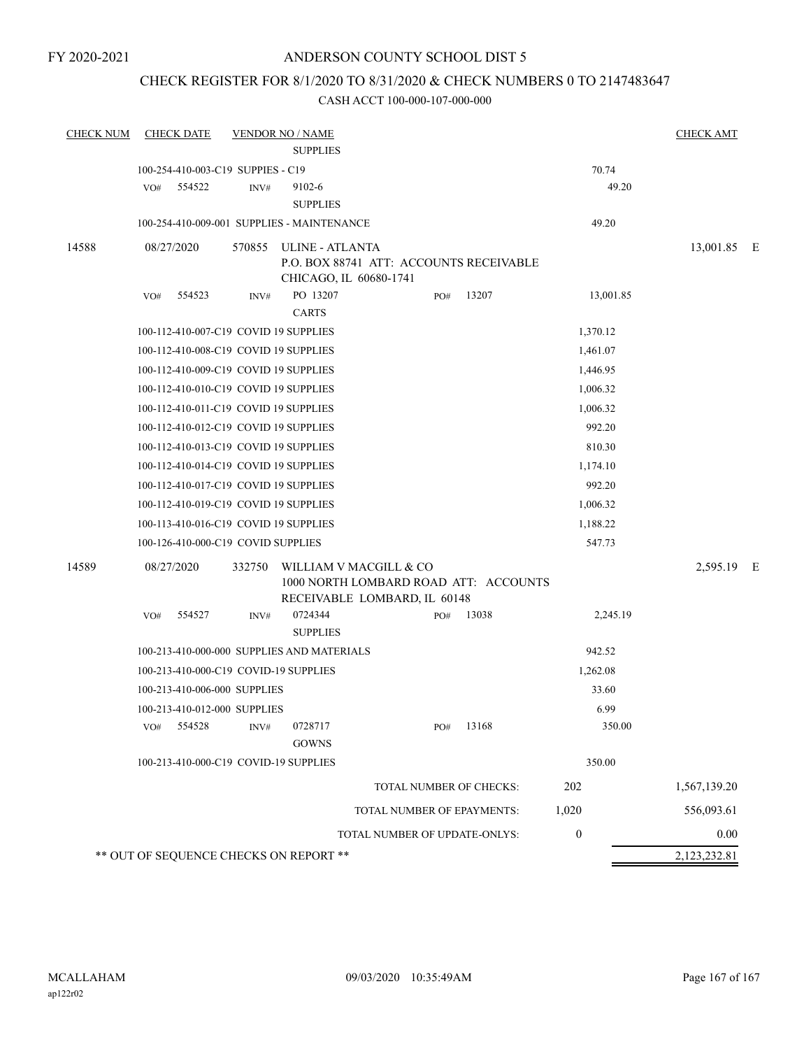FY 2020-2021

# ANDERSON COUNTY SCHOOL DIST 5

## CHECK REGISTER FOR 8/1/2020 TO 8/31/2020 & CHECK NUMBERS 0 TO 2147483647

### CASH ACCT 100-000-107-000-000

| CHECK NUM | CHECK DATE | VENDOR NO / NAME | | | CHECK AMT | |
|---|---|---|---|---|---|---|
| | | SUPPLIES | | | | |
| | 100-254-410-003-C19 SUPPIES - C19 | | | 70.74 | | |
| | VO# 554522 | INV# 9102-6<br>SUPPLIES | | 49.20 | | |
| | 100-254-410-009-001 SUPPLIES - MAINTENANCE | | | 49.20 | | |
| 14588 | 08/27/2020 | 570855 ULINE - ATLANTA<br>P.O. BOX 88741 ATT: ACCOUNTS RECEIVABLE<br>CHICAGO, IL 60680-1741 | | | 13,001.85 | E |
| | VO# 554523 | INV# PO 13207<br>CARTS | PO# 13207 | 13,001.85 | | |
| | 100-112-410-007-C19 COVID 19 SUPPLIES | | | 1,370.12 | | |
| | 100-112-410-008-C19 COVID 19 SUPPLIES | | | 1,461.07 | | |
| | 100-112-410-009-C19 COVID 19 SUPPLIES | | | 1,446.95 | | |
| | 100-112-410-010-C19 COVID 19 SUPPLIES | | | 1,006.32 | | |
| | 100-112-410-011-C19 COVID 19 SUPPLIES | | | 1,006.32 | | |
| | 100-112-410-012-C19 COVID 19 SUPPLIES | | | 992.20 | | |
| | 100-112-410-013-C19 COVID 19 SUPPLIES | | | 810.30 | | |
| | 100-112-410-014-C19 COVID 19 SUPPLIES | | | 1,174.10 | | |
| | 100-112-410-017-C19 COVID 19 SUPPLIES | | | 992.20 | | |
| | 100-112-410-019-C19 COVID 19 SUPPLIES | | | 1,006.32 | | |
| | 100-113-410-016-C19 COVID 19 SUPPLIES | | | 1,188.22 | | |
| | 100-126-410-000-C19 COVID SUPPLIES | | | 547.73 | | |
| 14589 | 08/27/2020 | 332750 WILLIAM V MACGILL & CO<br>1000 NORTH LOMBARD ROAD ATT: ACCOUNTS<br>RECEIVABLE LOMBARD, IL 60148 | | | 2,595.19 | E |
| | VO# 554527 | INV# 0724344<br>SUPPLIES | PO# 13038 | 2,245.19 | | |
| | 100-213-410-000-000 SUPPLIES AND MATERIALS | | | 942.52 | | |
| | 100-213-410-000-C19 COVID-19 SUPPLIES | | | 1,262.08 | | |
| | 100-213-410-006-000 SUPPLIES | | | 33.60 | | |
| | 100-213-410-012-000 SUPPLIES | | | 6.99 | | |
| | VO# 554528 | INV# 0728717<br>GOWNS | PO# 13168 | 350.00 | | |
| | 100-213-410-000-C19 COVID-19 SUPPLIES | | | 350.00 | | |

| | | |
|---|---|---|
| TOTAL NUMBER OF CHECKS: | 202 | 1,567,139.20 |
| TOTAL NUMBER OF EPAYMENTS: | 1,020 | 556,093.61 |
| TOTAL NUMBER OF UPDATE-ONLYS: | 0 | 0.00 |
| ** OUT OF SEQUENCE CHECKS ON REPORT ** | | 2,123,232.81 |

MCALLAHAM
ap122r02

09/03/2020 10:35:49AM